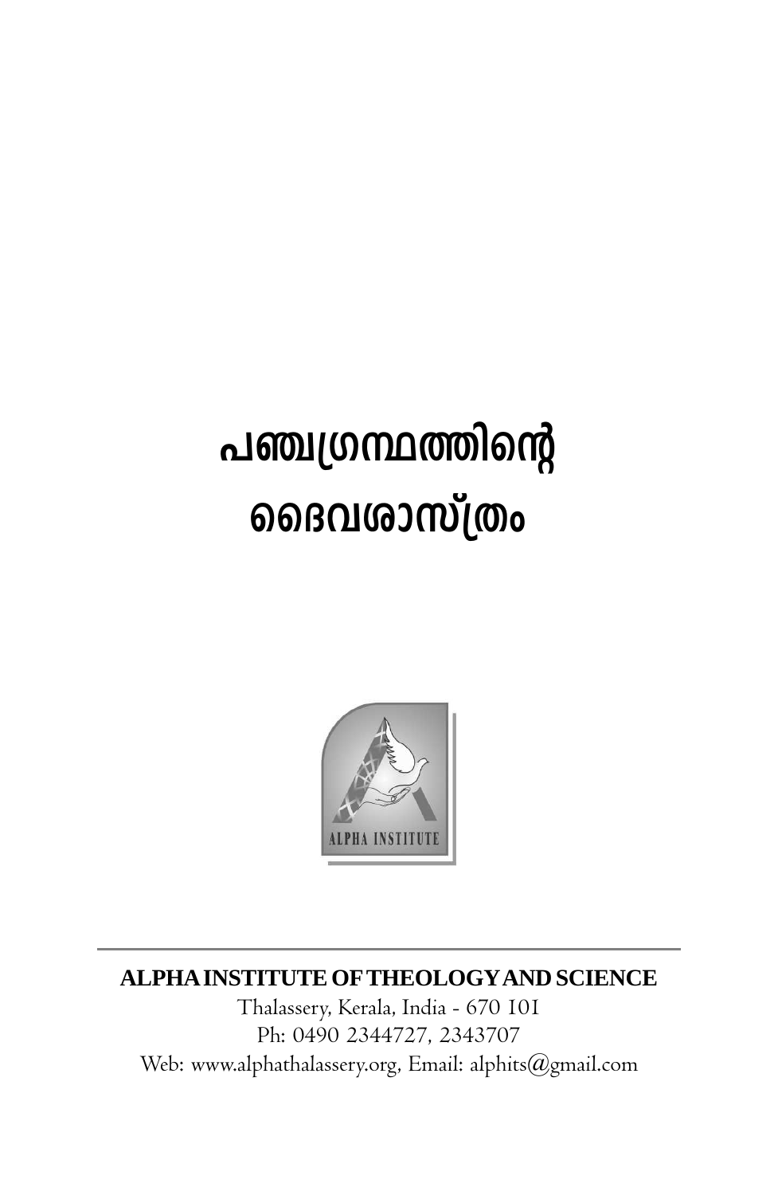# പഞ്ചഗ്രന്ഥത്തിന്റെ ദൈവശാസ്ത്രം

**ALPHA INSTITUTE OF THEOLOGY AND SCIENCE**

Thalassery, Kerala, India - 670 101

Ph: 0490 2344727, 2343707

Web: www.alphathalassery.org, Email: alphits@gmail.com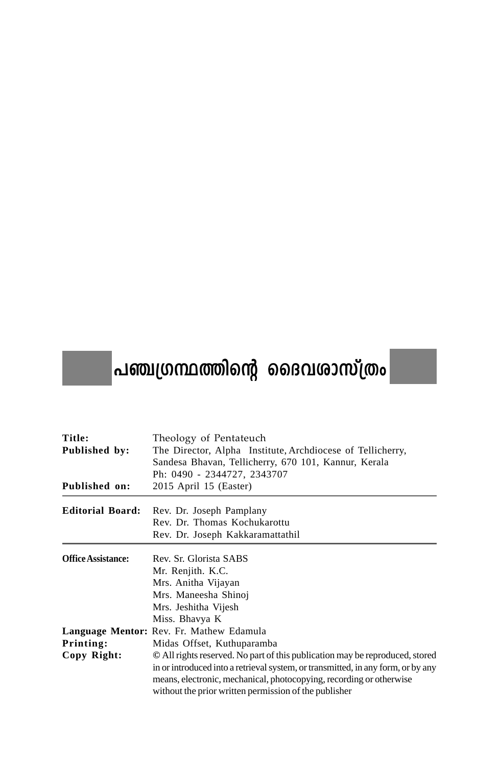# പഞ്ചഗ്രന്ഥത്തിന്റെ ദൈവശാസ്ത്രം

| | |
|---|---|
| **Title:** | Theology of Pentateuch |
| **Published by:** | The Director, Alpha Institute, Archdiocese of Tellicherry, Sandesa Bhavan, Tellicherry, 670 101, Kannur, Kerala Ph: 0490 - 2344727, 2343707 |
| **Published on:** | 2015 April 15 (Easter) |

---

| | |
|---|---|
| **Editorial Board:** | Rev. Dr. Joseph Pamplany<br>Rev. Dr. Thomas Kochukarottu<br>Rev. Dr. Joseph Kakkaramattathil |

---

| | |
|---|---|
| **Office Assistance:** | Rev. Sr. Glorista SABS<br>Mr. Renjith. K.C.<br>Mrs. Anitha Vijayan<br>Mrs. Maneesha Shinoj<br>Mrs. Jeshitha Vijesh<br>Miss. Bhavya K |
| **Language Mentor:** | Rev. Fr. Mathew Edamula |
| **Printing:** | Midas Offset, Kuthuparamba |
| **Copy Right:** | © All rights reserved. No part of this publication may be reproduced, stored in or introduced into a retrieval system, or transmitted, in any form, or by any means, electronic, mechanical, photocopying, recording or otherwise without the prior written permission of the publisher |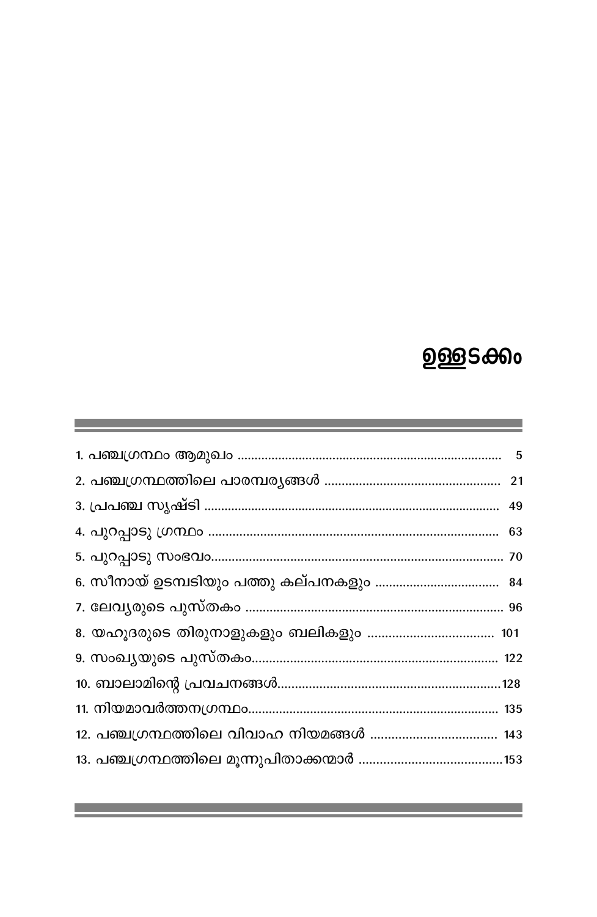# ഉള്ളടക്കം

1. പഞ്ചഗ്രന്ഥം ആമുഖം ............................................................................ 5
2. പഞ്ചഗ്രന്ഥത്തിലെ പാരമ്പര്യങ്ങൾ .................................................. 21
3. പ്രപഞ്ച സൃഷ്ടി ..................................................................................... 49
4. പുറപ്പാടു ഗ്രന്ഥം ................................................................................... 63
5. പുറപ്പാടു സംഭവം................................................................................... 70
6. സീനായ് ഉടമ്പടിയും പത്തു കല്പനകളും .................................... 84
7. ലേവ്യരുടെ പുസ്തകം ......................................................................... 96
8. യഹൂദരുടെ തിരുനാളുകളും ബലികളും .................................... 101
9. സംഖ്യയുടെ പുസ്തകം...................................................................... 122
10. ബാലാമിന്റെ പ്രവചനങ്ങൾ................................................................128
11. നിയമാവർത്തനഗ്രന്ഥം........................................................................ 135
12. പഞ്ചഗ്രന്ഥത്തിലെ വിവാഹ നിയമങ്ങൾ .................................... 143
13. പഞ്ചഗ്രന്ഥത്തിലെ മൂന്നുപിതാക്കന്മാർ .........................................153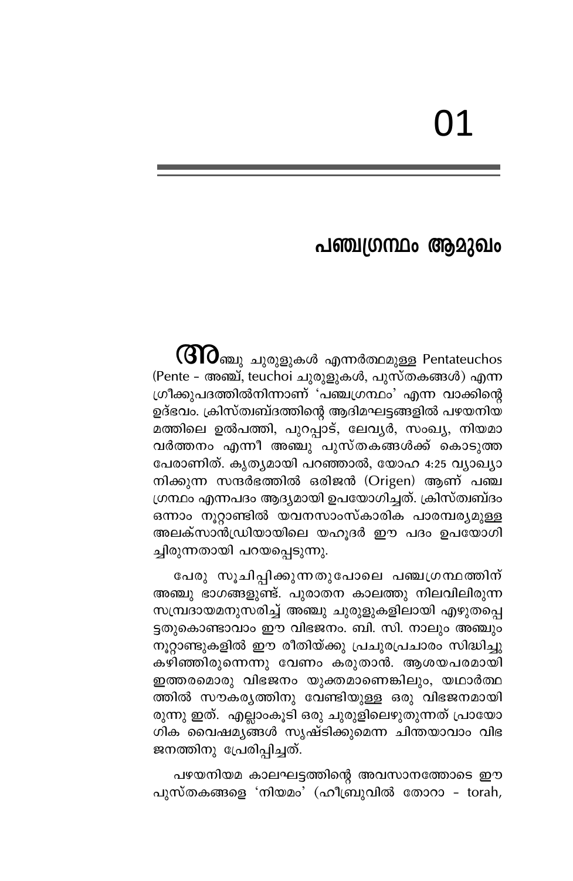# 01

## പഞ്ചഗ്രന്ഥം ആമുഖം

അഞ്ചു ചുരുളുകൾ എന്നർത്ഥമുള്ള Pentateuchos (Pente - അഞ്ച്, teuchoi ചുരുളുകൾ, പുസ്തകങ്ങൾ) എന്ന ഗ്രീക്കുപദത്തിൽനിന്നാണ് 'പഞ്ചഗ്രന്ഥം' എന്ന വാക്കിന്റെ ഉദ്ഭവം. ക്രിസ്ത്വബ്ദത്തിന്റെ ആദിമഘട്ടങ്ങളിൽ പഴയനിയമത്തിലെ ഉൽപത്തി, പുറപ്പാട്, ലേവ്യർ, സംഖ്യ, നിയമാവർത്തനം എന്നീ അഞ്ചു പുസ്തകങ്ങൾക്ക് കൊടുത്ത പേരാണിത്. കൃത്യമായി പറഞ്ഞാൽ, യോഹ 4:25 വ്യാഖ്യാനിക്കുന്ന സന്ദർഭത്തിൽ ഒരിജൻ (Origen) ആണ് പഞ്ചഗ്രന്ഥം എന്നപദം ആദ്യമായി ഉപയോഗിച്ചത്. ക്രിസ്ത്വബ്ദം ഒന്നാം നൂറ്റാണ്ടിൽ യവനസാംസ്കാരിക പാരമ്പര്യമുള്ള അലക്സാൻഡ്രിയായിലെ യഹൂദർ ഈ പദം ഉപയോഗിച്ചിരുന്നതായി പറയപ്പെടുന്നു.

പേരു സൂചിപ്പിക്കുന്നതുപോലെ പഞ്ചഗ്രന്ഥത്തിന് അഞ്ചു ഭാഗങ്ങളുണ്ട്. പുരാതന കാലത്തു നിലവിലിരുന്ന സമ്പ്രദായമനുസരിച്ച് അഞ്ചു ചുരുളുകളിലായി എഴുതപ്പെട്ടതുകൊണ്ടാവാം ഈ വിഭജനം. ബി. സി. നാലും അഞ്ചും നൂറ്റാണ്ടുകളിൽ ഈ രീതിയ്ക്കു പ്രചുരപ്രചാരം സിദ്ധിച്ചു കഴിഞ്ഞിരുന്നെന്നു വേണം കരുതാൻ. ആശയപരമായി ഇത്തരമൊരു വിഭജനം യുക്തമാണെങ്കിലും, യഥാർത്ഥത്തിൽ സൗകര്യത്തിനു വേണ്ടിയുള്ള ഒരു വിഭജനമായിരുന്നു ഇത്. എല്ലാംകൂടി ഒരു ചുരുളിലെഴുതുന്നത് പ്രായോഗിക വൈഷമ്യങ്ങൾ സൃഷ്ടിക്കുമെന്ന ചിന്തയാവാം വിഭജനത്തിനു പ്രേരിപ്പിച്ചത്.

പഴയനിയമ കാലഘട്ടത്തിന്റെ അവസാനത്തോടെ ഈ പുസ്തകങ്ങളെ 'നിയമം' (ഹീബ്രുവിൽ തോറാ - torah,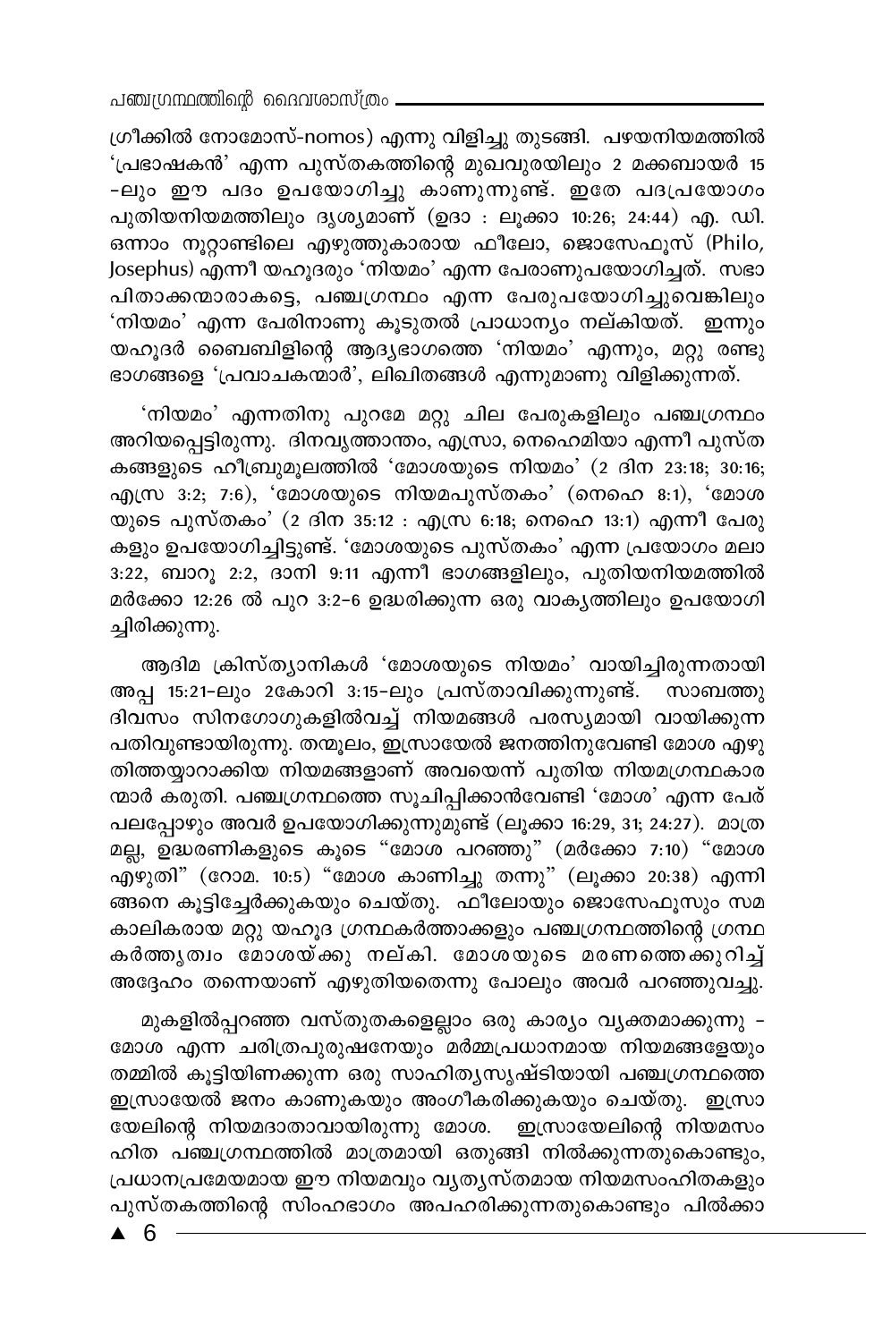ഗ്രീക്കിൽ നോമോസ്-nomos) എന്നു വിളിച്ചു തുടങ്ങി. പഴയനിയമത്തിൽ 'പ്രഭാഷകൻ' എന്ന പുസ്തകത്തിന്റെ മുഖവുരയിലും 2 മക്കബായർ 15 -ലും ഈ പദം ഉപയോഗിച്ചു കാണുന്നുണ്ട്. ഇതേ പദപ്രയോഗം പുതിയനിയമത്തിലും ദൃശ്യമാണ് (ഉദാ : ലൂക്കാ 10:26; 24:44) എ. ഡി. ഒന്നാം നൂറ്റാണ്ടിലെ എഴുത്തുകാരായ ഫീലോ, ജൊസേഫൂസ് (Philo, Josephus) എന്നീ യഹൂദരും 'നിയമം' എന്ന പേരാണുപയോഗിച്ചത്. സഭാ പിതാക്കന്മാരാകട്ടെ, പഞ്ചഗ്രന്ഥം എന്ന പേരുപയോഗിച്ചുവെങ്കിലും 'നിയമം' എന്ന പേരിനാണു കൂടുതൽ പ്രാധാന്യം നല്കിയത്. ഇന്നും യഹൂദർ ബൈബിളിന്റെ ആദ്യഭാഗത്തെ 'നിയമം' എന്നും, മറ്റു രണ്ടു ഭാഗങ്ങളെ 'പ്രവാചകന്മാർ', ലിഖിതങ്ങൾ എന്നുമാണു വിളിക്കുന്നത്.

'നിയമം' എന്നതിനു പുറമേ മറ്റു ചില പേരുകളിലും പഞ്ചഗ്രന്ഥം അറിയപ്പെട്ടിരുന്നു. ദിനവൃത്താന്തം, എസ്രാ, നെഹെമിയാ എന്നീ പുസ്തകങ്ങളുടെ ഹീബ്രുമൂലത്തിൽ 'മോശയുടെ നിയമം' (2 ദിന 23:18; 30:16; എസ്ര 3:2; 7:6), 'മോശയുടെ നിയമപുസ്തകം' (നെഹെ 8:1), 'മോശയുടെ പുസ്തകം' (2 ദിന 35:12 : എസ്ര 6:18; നെഹെ 13:1) എന്നീ പേരുകളും ഉപയോഗിച്ചിട്ടുണ്ട്. 'മോശയുടെ പുസ്തകം' എന്ന പ്രയോഗം മലാ 3:22, ബാറൂ 2:2, ദാനി 9:11 എന്നീ ഭാഗങ്ങളിലും, പുതിയനിയമത്തിൽ മർക്കോ 12:26 ൽ പുറ 3:2-6 ഉദ്ധരിക്കുന്ന ഒരു വാകൃത്തിലും ഉപയോഗിച്ചിരിക്കുന്നു.

ആദിമ ക്രിസ്ത്യാനികൾ 'മോശയുടെ നിയമം' വായിച്ചിരുന്നതായി അപ്പ 15:21-ലും 2കോറി 3:15-ലും പ്രസ്താവിക്കുന്നുണ്ട്. സാബത്തു ദിവസം സിനഗോഗുകളിൽവച്ച് നിയമങ്ങൾ പരസ്യമായി വായിക്കുന്ന പതിവുണ്ടായിരുന്നു. തന്മൂലം, ഇസ്രായേൽ ജനത്തിനുവേണ്ടി മോശ എഴുതിത്തയ്യാറാക്കിയ നിയമങ്ങളാണ് അവയെന്ന് പുതിയ നിയമഗ്രന്ഥകാരന്മാർ കരുതി. പഞ്ചഗ്രന്ഥത്തെ സൂചിപ്പിക്കാൻവേണ്ടി 'മോശ' എന്ന പേര് പലപ്പോഴും അവർ ഉപയോഗിക്കുന്നുമുണ്ട് (ലൂക്കാ 16:29, 31; 24:27). മാത്രമല്ല, ഉദ്ധരണികളുടെ കൂടെ "മോശ പറഞ്ഞു" (മർക്കോ 7:10) "മോശ എഴുതി" (റോമ. 10:5) "മോശ കാണിച്ചു തന്നു" (ലൂക്കാ 20:38) എന്നിങ്ങനെ കൂട്ടിച്ചേർക്കുകയും ചെയ്തു. ഫീലോയും ജൊസേഫൂസും സമകാലികരായ മറ്റു യഹൂദ ഗ്രന്ഥകർത്താക്കളും പഞ്ചഗ്രന്ഥത്തിന്റെ ഗ്രന്ഥകർതൃത്വം മോശയ്ക്കു നല്കി. മോശയുടെ മരണത്തെക്കുറിച്ച് അദ്ദേഹം തന്നെയാണ് എഴുതിയതെന്നു പോലും അവർ പറഞ്ഞുവച്ചു.

മുകളിൽപ്പറഞ്ഞ വസ്തുതകളെല്ലാം ഒരു കാര്യം വ്യക്തമാക്കുന്നു - മോശ എന്ന ചരിത്രപുരുഷനേയും മർമ്മപ്രധാനമായ നിയമങ്ങളേയും തമ്മിൽ കൂട്ടിയിണക്കുന്ന ഒരു സാഹിത്യസൃഷ്ടിയായി പഞ്ചഗ്രന്ഥത്തെ ഇസ്രായേൽ ജനം കാണുകയും അംഗീകരിക്കുകയും ചെയ്തു. ഇസ്രായേലിന്റെ നിയമദാതാവായിരുന്നു മോശ. ഇസ്രായേലിന്റെ നിയമസംഹിത പഞ്ചഗ്രന്ഥത്തിൽ മാത്രമായി ഒതുങ്ങി നിൽക്കുന്നതുകൊണ്ടും, പ്രധാനപ്രമേയമായ ഈ നിയമവും വ്യത്യസ്തമായ നിയമസംഹിതകളും പുസ്തകത്തിന്റെ സിംഹഭാഗം അപഹരിക്കുന്നതുകൊണ്ടും പിൽക്കാ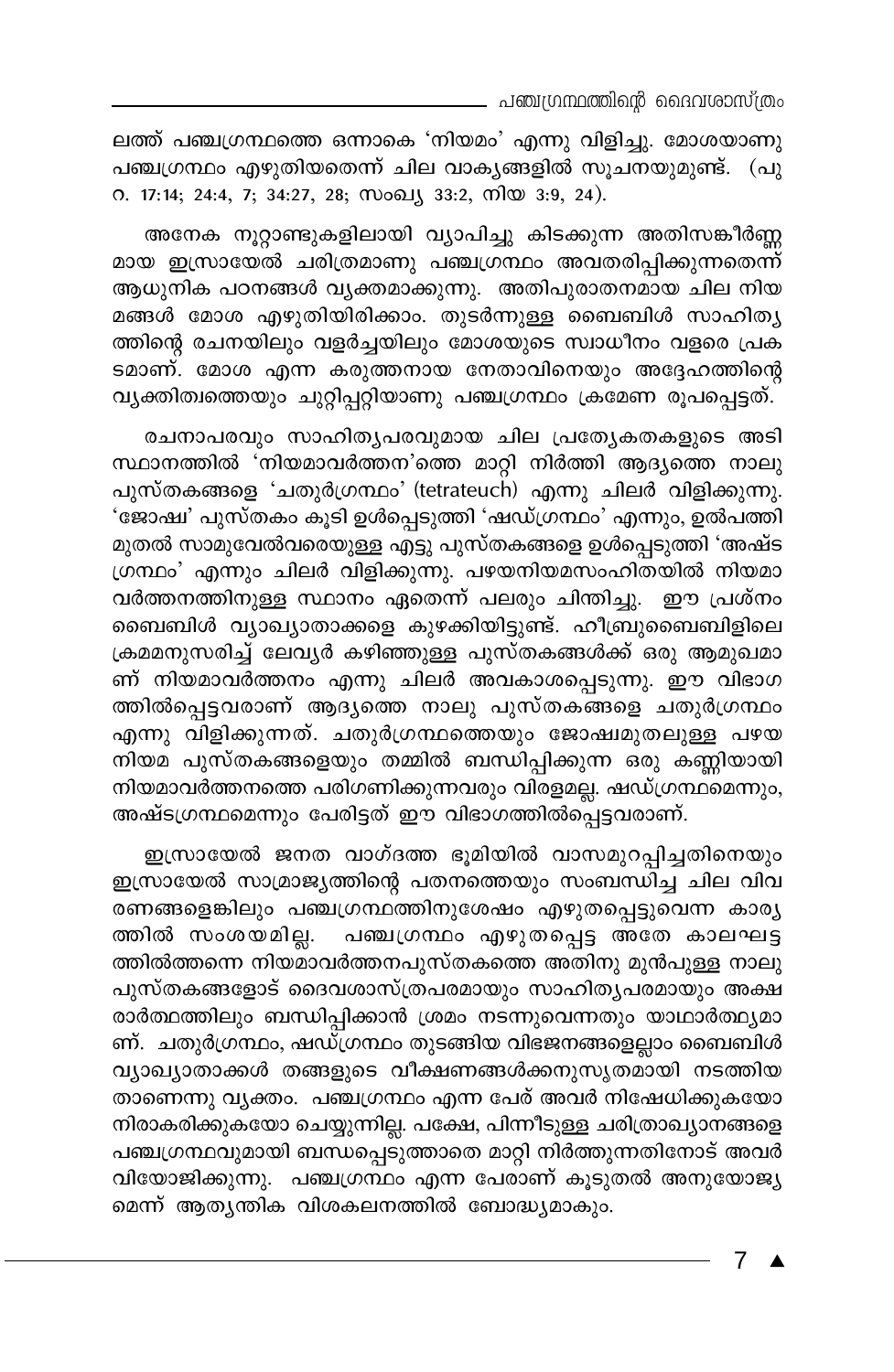ലത്ത് പഞ്ചഗ്രന്ഥത്തെ ഒന്നാകെ 'നിയമം' എന്നു വിളിച്ചു. മോശയാണു പഞ്ചഗ്രന്ഥം എഴുതിയതെന്ന് ചില വാക്യങ്ങളിൽ സൂചനയുമുണ്ട്. (പുറ. 17:14; 24:4, 7; 34:27, 28; സംഖ്യ 33:2, നിയ 3:9, 24).

അനേക നൂറ്റാണ്ടുകളിലായി വ്യാപിച്ചു കിടക്കുന്ന അതിസങ്കീർണ്ണമായ ഇസ്രായേൽ ചരിത്രമാണു പഞ്ചഗ്രന്ഥം അവതരിപ്പിക്കുന്നതെന്ന് ആധുനിക പഠനങ്ങൾ വ്യക്തമാക്കുന്നു. അതിപുരാതനമായ ചില നിയമങ്ങൾ മോശ എഴുതിയിരിക്കാം. തുടർന്നുള്ള ബൈബിൾ സാഹിത്യത്തിന്റെ രചനയിലും വളർച്ചയിലും മോശയുടെ സ്വാധീനം വളരെ പ്രകടമാണ്. മോശ എന്ന കരുത്തനായ നേതാവിനെയും അദ്ദേഹത്തിന്റെ വ്യക്തിത്വത്തെയും ചുറ്റിപ്പറ്റിയാണു പഞ്ചഗ്രന്ഥം ക്രമേണ രൂപപ്പെട്ടത്.

രചനാപരവും സാഹിത്യപരവുമായ ചില പ്രത്യേകതകളുടെ അടിസ്ഥാനത്തിൽ 'നിയമാവർത്തന'ത്തെ മാറ്റി നിർത്തി ആദ്യത്തെ നാലു പുസ്തകങ്ങളെ 'ചതുർഗ്രന്ഥം' (tetrateuch) എന്നു ചിലർ വിളിക്കുന്നു. 'ജോഷ്വ' പുസ്തകം കൂടി ഉൾപ്പെടുത്തി 'ഷഡ്ഗ്രന്ഥം' എന്നും, ഉൽപത്തി മുതൽ സാമുവേൽവരെയുള്ള എട്ടു പുസ്തകങ്ങളെ ഉൾപ്പെടുത്തി 'അഷ്ടഗ്രന്ഥം' എന്നും ചിലർ വിളിക്കുന്നു. പഴയനിയമസംഹിതയിൽ നിയമാവർത്തനത്തിനുള്ള സ്ഥാനം ഏതെന്ന് പലരും ചിന്തിച്ചു. ഈ പ്രശ്നം ബൈബിൾ വ്യാഖ്യാതാക്കളെ കുഴക്കിയിട്ടുണ്ട്. ഹീബ്രുബൈബിളിലെ ക്രമമനുസരിച്ച് ലേവ്യർ കഴിഞ്ഞുള്ള പുസ്തകങ്ങൾക്ക് ഒരു ആമുഖമാണ് നിയമാവർത്തനം എന്നു ചിലർ അവകാശപ്പെടുന്നു. ഈ വിഭാഗത്തിൽപ്പെട്ടവരാണ് ആദ്യത്തെ നാലു പുസ്തകങ്ങളെ ചതുർഗ്രന്ഥം എന്നു വിളിക്കുന്നത്. ചതുർഗ്രന്ഥത്തെയും ജോഷ്വമുതലുള്ള പഴയനിയമ പുസ്തകങ്ങളെയും തമ്മിൽ ബന്ധിപ്പിക്കുന്ന ഒരു കണ്ണിയായി നിയമാവർത്തനത്തെ പരിഗണിക്കുന്നവരും വിരളമല്ല. ഷഡ്ഗ്രന്ഥമെന്നും, അഷ്ടഗ്രന്ഥമെന്നും പേരിട്ടത് ഈ വിഭാഗത്തിൽപ്പെട്ടവരാണ്.

ഇസ്രായേൽ ജനത വാഗ്ദത്ത ഭൂമിയിൽ വാസമുറപ്പിച്ചതിനെയും ഇസ്രായേൽ സാമ്രാജ്യത്തിന്റെ പതനത്തെയും സംബന്ധിച്ച ചില വിവരണങ്ങളെങ്കിലും പഞ്ചഗ്രന്ഥത്തിനുശേഷം എഴുതപ്പെട്ടുവെന്ന കാര്യത്തിൽ സംശയമില്ല. പഞ്ചഗ്രന്ഥം എഴുതപ്പെട്ട അതേ കാലഘട്ടത്തിൽത്തന്നെ നിയമാവർത്തനപുസ്തകത്തെ അതിനു മുൻപുള്ള നാലു പുസ്തകങ്ങളോട് ദൈവശാസ്ത്രപരമായും സാഹിത്യപരമായും അക്ഷരാർത്ഥത്തിലും ബന്ധിപ്പിക്കാൻ ശ്രമം നടന്നുവെന്നതും യാഥാർത്ഥ്യമാണ്. ചതുർഗ്രന്ഥം, ഷഡ്ഗ്രന്ഥം തുടങ്ങിയ വിഭജനങ്ങളെല്ലാം ബൈബിൾ വ്യാഖ്യാതാക്കൾ തങ്ങളുടെ വീക്ഷണങ്ങൾക്കനുസൃതമായി നടത്തിയതാണെന്നു വ്യക്തം. പഞ്ചഗ്രന്ഥം എന്ന പേര് അവർ നിഷേധിക്കുകയോ നിരാകരിക്കുകയോ ചെയ്യുന്നില്ല. പക്ഷേ, പിന്നീടുള്ള ചരിത്രാഖ്യാനങ്ങളെ പഞ്ചഗ്രന്ഥവുമായി ബന്ധപ്പെടുത്താതെ മാറ്റി നിർത്തുന്നതിനോട് അവർ വിയോജിക്കുന്നു. പഞ്ചഗ്രന്ഥം എന്ന പേരാണ് കൂടുതൽ അനുയോജ്യമെന്ന് ആത്യന്തിക വിശകലനത്തിൽ ബോദ്ധ്യമാകും.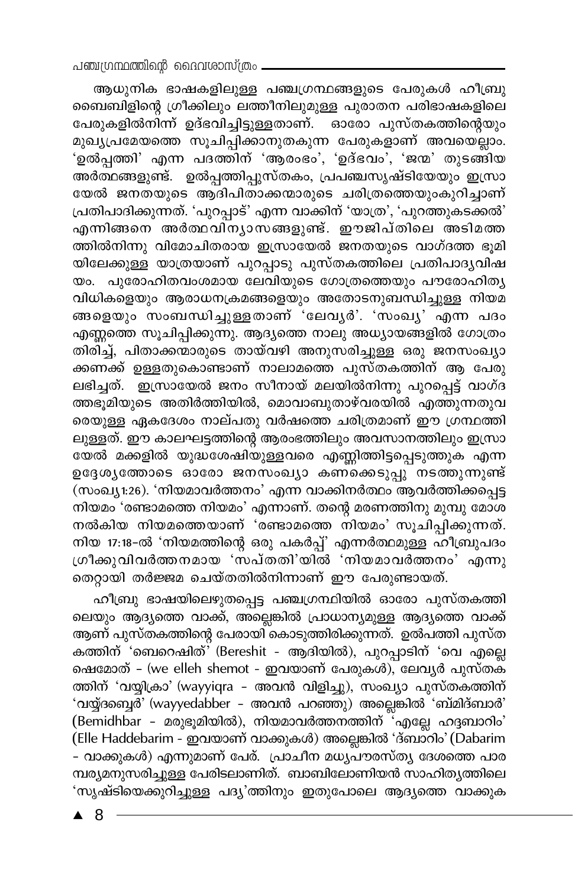ആധുനിക ഭാഷകളിലുള്ള പഞ്ചഗ്രന്ഥങ്ങളുടെ പേരുകൾ ഹീബ്രു ബൈബിളിന്റെ ഗ്രീക്കിലും ലത്തീനിലുമുള്ള പുരാതന പരിഭാഷകളിലെ പേരുകളിൽനിന്ന് ഉദ്ഭവിച്ചിട്ടുള്ളതാണ്. ഓരോ പുസ്തകത്തിന്റെയും മുഖ്യപ്രമേയത്തെ സൂചിപ്പിക്കാനുതകുന്ന പേരുകളാണ് അവയെല്ലാം. 'ഉൽപ്പത്തി' എന്ന പദത്തിന് 'ആരംഭം', 'ഉദ്ഭവം', 'ജന്മ' തുടങ്ങിയ അർത്ഥങ്ങളുണ്ട്. ഉൽപ്പത്തിപ്പുസ്തകം, പ്രപഞ്ചസൃഷ്ടിയേയും ഇസ്രായേൽ ജനതയുടെ ആദിപിതാക്കന്മാരുടെ ചരിത്രത്തെയുംകുറിച്ചാണ് പ്രതിപാദിക്കുന്നത്. 'പുറപ്പാട്' എന്ന വാക്കിന് 'യാത്ര', 'പുറത്തുകടക്കൽ' എന്നിങ്ങനെ അർത്ഥവിന്യാസങ്ങളുണ്ട്. ഈജിപ്തിലെ അടിമത്തത്തിൽനിന്നു വിമോചിതരായ ഇസ്രായേൽ ജനതയുടെ വാഗ്ദത്ത ഭൂമിയിലേക്കുള്ള യാത്രയാണ് പുറപ്പാടു പുസ്തകത്തിലെ പ്രതിപാദ്യവിഷയം. പുരോഹിതവംശമായ ലേവിയുടെ ഗോത്രത്തെയും പൗരോഹിത്യവിധികളെയും ആരാധനക്രമങ്ങളെയും അതോടനുബന്ധിച്ചുള്ള നിയമങ്ങളെയും സംബന്ധിച്ചുള്ളതാണ് 'ലേവ്യർ'. 'സംഖ്യ' എന്ന പദം എണ്ണത്തെ സൂചിപ്പിക്കുന്നു. ആദ്യത്തെ നാലു അധ്യായങ്ങളിൽ ഗോത്രം തിരിച്ച്, പിതാക്കന്മാരുടെ തായ്‌വഴി അനുസരിച്ചുള്ള ഒരു ജനസംഖ്യാക്കണക്ക് ഉള്ളതുകൊണ്ടാണ് നാലാമത്തെ പുസ്തകത്തിന് ആ പേരു ലഭിച്ചത്. ഇസ്രായേൽ ജനം സീനായ് മലയിൽനിന്നു പുറപ്പെട്ട് വാഗ്ദത്തഭൂമിയുടെ അതിർത്തിയിൽ, മൊവാബുതാഴ്‌വരയിൽ എത്തുന്നതുവരെയുള്ള ഏകദേശം നാല്പതു വർഷത്തെ ചരിത്രമാണ് ഈ ഗ്രന്ഥത്തിലുള്ളത്. ഈ കാലഘട്ടത്തിന്റെ ആരംഭത്തിലും അവസാനത്തിലും ഇസ്രായേൽ മക്കളിൽ യുദ്ധശേഷിയുള്ളവരെ എണ്ണിത്തിട്ടപ്പെടുത്തുക എന്ന ഉദ്ദേശ്യത്തോടെ ഓരോ ജനസംഖ്യാ കണക്കെടുപ്പു നടത്തുന്നുണ്ട് (സംഖ്യ1:26). 'നിയമാവർത്തനം' എന്ന വാക്കിനർത്ഥം ആവർത്തിക്കപ്പെട്ട നിയമം 'രണ്ടാമത്തെ നിയമം' എന്നാണ്. തന്റെ മരണത്തിനു മുമ്പു മോശ നൽകിയ നിയമത്തെയാണ് 'രണ്ടാമത്തെ നിയമം' സൂചിപ്പിക്കുന്നത്. നിയ 17:18-ൽ 'നിയമത്തിന്റെ ഒരു പകർപ്പ്' എന്നർത്ഥമുള്ള ഹീബ്രുപദം ഗ്രീക്കുവിവർത്തനമായ 'സപ്തതി'യിൽ 'നിയമാവർത്തനം' എന്നു തെറ്റായി തർജ്ജമ ചെയ്തതിൽനിന്നാണ് ഈ പേരുണ്ടായത്.

ഹീബ്രു ഭാഷയിലെഴുതപ്പെട്ട പഞ്ചഗ്രന്ഥിയിൽ ഓരോ പുസ്തകത്തിലെയും ആദ്യത്തെ വാക്ക്, അല്ലെങ്കിൽ പ്രാധാന്യമുള്ള ആദ്യത്തെ വാക്ക് ആണ് പുസ്തകത്തിന്റെ പേരായി കൊടുത്തിരിക്കുന്നത്. ഉൽപത്തി പുസ്തകത്തിന് 'ബെറെഷിത്' (Bereshit - ആദിയിൽ), പുറപ്പാടിന് 'വെ എല്ലെ ഷെമോത് - (we elleh shemot - ഇവയാണ് പേരുകൾ), ലേവ്യർ പുസ്തകത്തിന് 'വയ്യിക്രാ' (wayyiqra - അവൻ വിളിച്ചു), സംഖ്യാ പുസ്തകത്തിന് 'വയ്യ്ദബ്ബെർ' (wayyedabber - അവൻ പറഞ്ഞു) അല്ലെങ്കിൽ 'ബ്മിദ്ബാർ' (Bemidhbar - മരുഭൂമിയിൽ), നിയമാവർത്തനത്തിന് 'എല്ലേ ഹദ്ദബാറിം' (Elle Haddebarim - ഇവയാണ് വാക്കുകൾ) അല്ലെങ്കിൽ 'ദ്ബാറിം' (Dabarim - വാക്കുകൾ) എന്നുമാണ് പേര്. പ്രാചീന മധ്യപൗരസ്ത്യ ദേശത്തെ പാരമ്പര്യമനുസരിച്ചുള്ള പേരിടലാണിത്. ബാബിലോണിയൻ സാഹിത്യത്തിലെ 'സൃഷ്ടിയെക്കുറിച്ചുള്ള പദ്യ'ത്തിനും ഇതുപോലെ ആദ്യത്തെ വാക്കു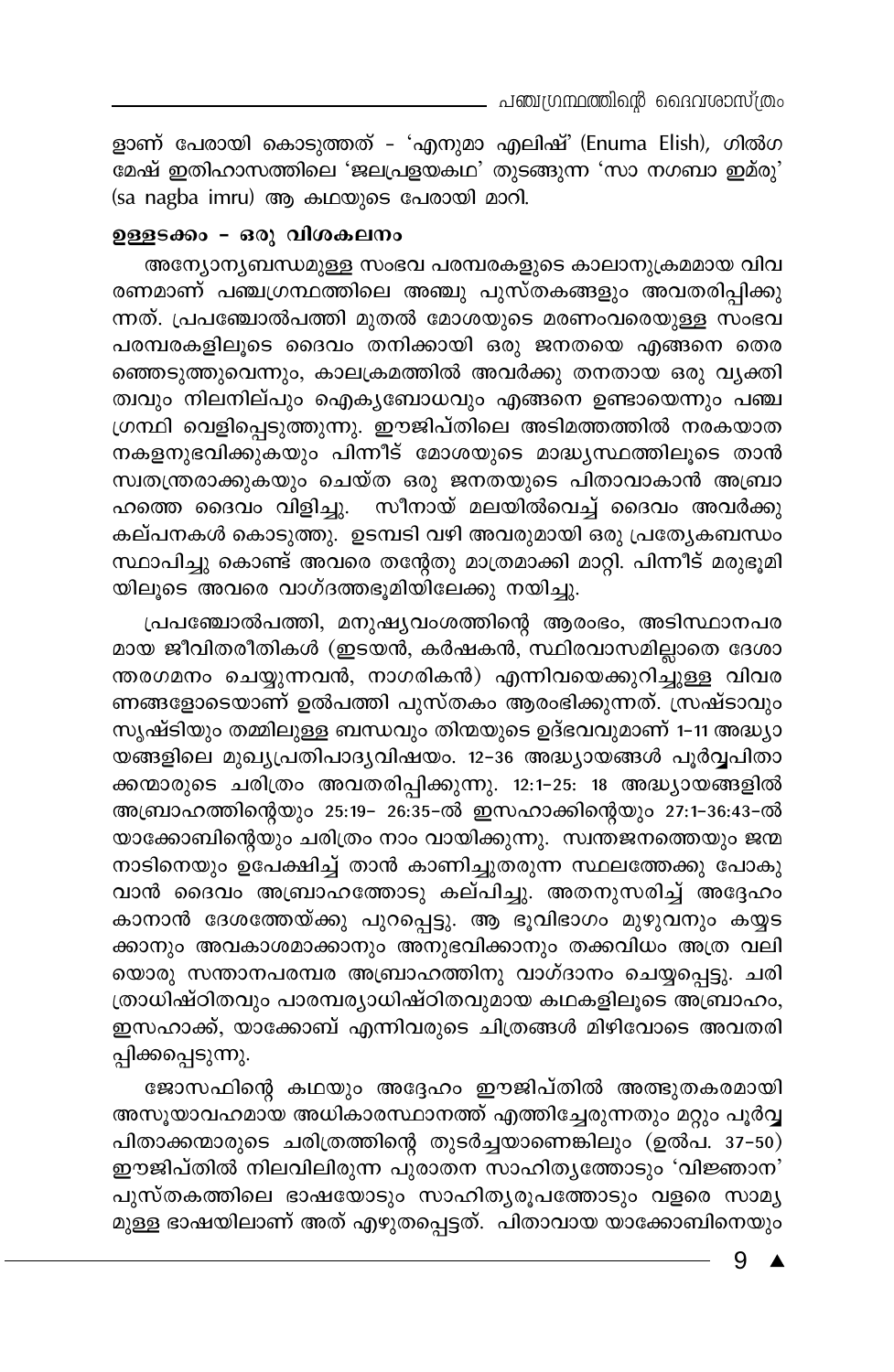ളാണ് പേരായി കൊടുത്തത് - 'എനുമാ എലിഷ്' (Enuma Elish), ഗിൽഗമേഷ് ഇതിഹാസത്തിലെ 'ജലപ്രളയകഥ' തുടങ്ങുന്ന 'സാ നഗബാ ഇമ്‌രു' (sa nagba imru) ആ കഥയുടെ പേരായി മാറി.

**ഉള്ളടക്കം - ഒരു വിശകലനം**

അന്യോന്യബന്ധമുള്ള സംഭവ പരമ്പരകളുടെ കാലാനുക്രമമായ വിവരണമാണ് പഞ്ചഗ്രന്ഥത്തിലെ അഞ്ചു പുസ്തകങ്ങളും അവതരിപ്പിക്കുന്നത്. പ്രപഞ്ചോൽപത്തി മുതൽ മോശയുടെ മരണംവരെയുള്ള സംഭവ പരമ്പരകളിലൂടെ ദൈവം തനിക്കായി ഒരു ജനതയെ എങ്ങനെ തെരഞ്ഞെടുത്തുവെന്നും, കാലക്രമത്തിൽ അവർക്കു തനതായ ഒരു വ്യക്തിത്വവും നിലനില്പും ഐക്യബോധവും എങ്ങനെ ഉണ്ടായെന്നും പഞ്ചഗ്രന്ഥി വെളിപ്പെടുത്തുന്നു. ഈജിപ്തിലെ അടിമത്തത്തിൽ നരകയാതനകളനുഭവിക്കുകയും പിന്നീട് മോശയുടെ മാദ്ധ്യസ്ഥതയിലൂടെ താൻ സ്വതന്ത്രരാക്കുകയും ചെയ്ത ഒരു ജനതയുടെ പിതാവാകാൻ അബ്രാഹത്തെ ദൈവം വിളിച്ചു. സീനായ് മലയിൽവെച്ച് ദൈവം അവർക്കു കല്പനകൾ കൊടുത്തു. ഉടമ്പടി വഴി അവരുമായി ഒരു പ്രത്യേകബന്ധം സ്ഥാപിച്ചു കൊണ്ട് അവരെ തന്റേതു മാത്രമാക്കി മാറ്റി. പിന്നീട് മരുഭൂമിയിലൂടെ അവരെ വാഗ്ദത്തഭൂമിയിലേക്കു നയിച്ചു.

പ്രപഞ്ചോൽപത്തി, മനുഷ്യവംശത്തിന്റെ ആരംഭം, അടിസ്ഥാനപരമായ ജീവിതരീതികൾ (ഇടയൻ, കർഷകൻ, സ്ഥിരവാസമില്ലാതെ ദേശാന്തരഗമനം ചെയ്യുന്നവൻ, നാഗരികൻ) എന്നിവയെക്കുറിച്ചുള്ള വിവരണങ്ങളോടെയാണ് ഉൽപത്തി പുസ്തകം ആരംഭിക്കുന്നത്. സ്രഷ്ടാവും സൃഷ്ടിയും തമ്മിലുള്ള ബന്ധവും തിന്മയുടെ ഉദ്ഭവവുമാണ് 1-11 അദ്ധ്യായങ്ങളിലെ മുഖ്യപ്രതിപാദ്യവിഷയം. 12-36 അദ്ധ്യായങ്ങൾ പൂർവ്വപിതാക്കന്മാരുടെ ചരിത്രം അവതരിപ്പിക്കുന്നു. 12:1-25: 18 അദ്ധ്യായങ്ങളിൽ അബ്രാഹത്തിന്റെയും 25:19- 26:35-ൽ ഇസഹാക്കിന്റെയും 27:1-36:43-ൽ യാക്കോബിന്റെയും ചരിത്രം നാം വായിക്കുന്നു. സ്വന്തജനത്തെയും ജന്മനാടിനെയും ഉപേക്ഷിച്ച് താൻ കാണിച്ചുതരുന്ന സ്ഥലത്തേക്കു പോകുവാൻ ദൈവം അബ്രാഹത്തോടു കല്പിച്ചു. അതനുസരിച്ച് അദ്ദേഹം കാനാൻ ദേശത്തേയ്ക്കു പുറപ്പെട്ടു. ആ ഭൂവിഭാഗം മുഴുവനും കയ്യടക്കാനും അവകാശമാക്കാനും അനുഭവിക്കാനും തക്കവിധം അത്ര വലിയൊരു സന്താനപരമ്പര അബ്രാഹത്തിനു വാഗ്ദാനം ചെയ്യപ്പെട്ടു. ചരിത്രാധിഷ്ഠിതവും പാരമ്പര്യാധിഷ്ഠിതവുമായ കഥകളിലൂടെ അബ്രാഹം, ഇസഹാക്ക്, യാക്കോബ് എന്നിവരുടെ ചിത്രങ്ങൾ മിഴിവോടെ അവതരിപ്പിക്കപ്പെടുന്നു.

ജോസഫിന്റെ കഥയും അദ്ദേഹം ഈജിപ്തിൽ അത്ഭുതകരമായി അസൂയാവഹമായ അധികാരസ്ഥാനത്ത് എത്തിച്ചേരുന്നതും മറ്റും പൂർവ്വപിതാക്കന്മാരുടെ ചരിത്രത്തിന്റെ തുടർച്ചയാണെങ്കിലും (ഉൽപ. 37-50) ഈജിപ്തിൽ നിലവിലിരുന്ന പുരാതന സാഹിത്യത്തോടും 'വിജ്ഞാന' പുസ്തകത്തിലെ ഭാഷയോടും സാഹിത്യരൂപത്തോടും വളരെ സാമ്യമുള്ള ഭാഷയിലാണ് അത് എഴുതപ്പെട്ടത്. പിതാവായ യാക്കോബിനെയും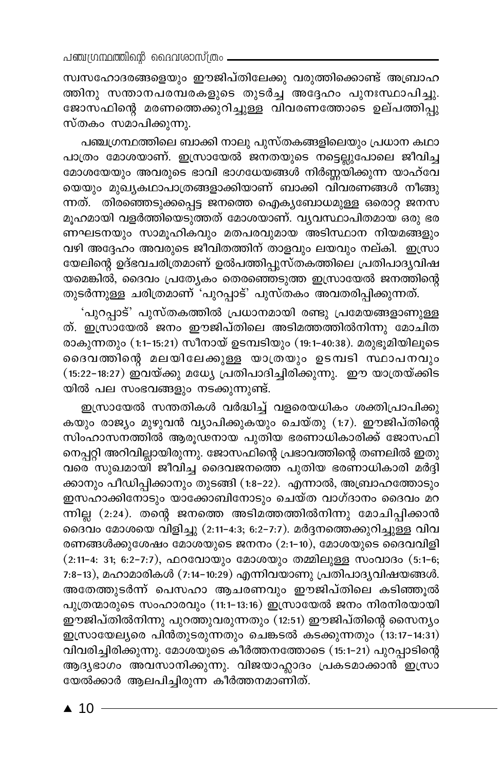സ്വസഹോദരങ്ങളെയും ഈജിപ്തിലേക്കു വരുത്തിക്കൊണ്ട് അബ്രാഹത്തിനു സന്താനപരമ്പരകളുടെ തുടർച്ച അദ്ദേഹം പുനഃസ്ഥാപിച്ചു. ജോസഫിന്റെ മരണത്തെക്കുറിച്ചുള്ള വിവരണത്തോടെ ഉല്പത്തിപ്പുസ്തകം സമാപിക്കുന്നു.

പഞ്ചഗ്രന്ഥത്തിലെ ബാക്കി നാലു പുസ്തകങ്ങളിലെയും പ്രധാന കഥാപാത്രം മോശയാണ്. ഇസ്രായേൽ ജനതയുടെ നട്ടെല്ലുപോലെ ജീവിച്ച മോശയേയും അവരുടെ ഭാവി ഭാഗധേയങ്ങൾ നിർണ്ണയിക്കുന്ന യാഹ്‌വേയെയും മുഖ്യകഥാപാത്രങ്ങളാക്കിയാണ് ബാക്കി വിവരണങ്ങൾ നീങ്ങുന്നത്. തിരഞ്ഞെടുക്കപ്പെട്ട ജനത്തെ ഐക്യബോധമുള്ള ഒരൊറ്റ ജനസമൂഹമായി വളർത്തിയെടുത്തത് മോശയാണ്. വ്യവസ്ഥാപിതമായ ഒരു ഭരണഘടനയും സാമൂഹികവും മതപരവുമായ അടിസ്ഥാന നിയമങ്ങളും വഴി അദ്ദേഹം അവരുടെ ജീവിതത്തിന് താളവും ലയവും നല്കി. ഇസ്രായേലിന്റെ ഉദ്ഭവചരിത്രമാണ് ഉൽപത്തിപ്പുസ്തകത്തിലെ പ്രതിപാദ്യവിഷയമെങ്കിൽ, ദൈവം പ്രത്യേകം തെരഞ്ഞെടുത്ത ഇസ്രായേൽ ജനത്തിന്റെ തുടർന്നുള്ള ചരിത്രമാണ് 'പുറപ്പാട്' പുസ്തകം അവതരിപ്പിക്കുന്നത്.

'പുറപ്പാട്' പുസ്തകത്തിൽ പ്രധാനമായി രണ്ടു പ്രമേയങ്ങളാണുള്ളത്. ഇസ്രായേൽ ജനം ഈജിപ്തിലെ അടിമത്തത്തിൽനിന്നു മോചിതരാകുന്നതും (1:1-15:21) സീനായ് ഉടമ്പടിയും (19:1-40:38). മരുഭൂമിയിലൂടെ ദൈവത്തിന്റെ മലയിലേക്കുള്ള യാത്രയും ഉടമ്പടി സ്ഥാപനവും (15:22-18:27) ഇവയ്ക്കു മധ്യേ പ്രതിപാദിച്ചിരിക്കുന്നു. ഈ യാത്രയ്ക്കിടയിൽ പല സംഭവങ്ങളും നടക്കുന്നുണ്ട്.

ഇസ്രായേൽ സന്തതികൾ വർദ്ധിച്ച് വളരെയധികം ശക്തിപ്രാപിക്കുകയും രാജ്യം മുഴുവൻ വ്യാപിക്കുകയും ചെയ്തു (1:7). ഈജിപ്തിന്റെ സിംഹാസനത്തിൽ ആരൂഢനായ പുതിയ ഭരണാധികാരിക്ക് ജോസഫിനെപ്പറ്റി അറിവില്ലായിരുന്നു. ജോസഫിന്റെ പ്രഭാവത്തിന്റെ തണലിൽ ഇതുവരെ സുഖമായി ജീവിച്ച ദൈവജനത്തെ പുതിയ ഭരണാധികാരി മർദ്ദിക്കാനും പീഡിപ്പിക്കാനും തുടങ്ങി (1:8-22). എന്നാൽ, അബ്രാഹത്തോടും ഇസഹാക്കിനോടും യാക്കോബിനോടും ചെയ്ത വാഗ്ദാനം ദൈവം മറന്നില്ല (2:24). തന്റെ ജനത്തെ അടിമത്തത്തിൽനിന്നു മോചിപ്പിക്കാൻ ദൈവം മോശയെ വിളിച്ചു (2:11-4:3; 6:2-7:7). മർദ്ദനത്തെക്കുറിച്ചുള്ള വിവരണങ്ങൾക്കുശേഷം മോശയുടെ ജനനം (2:1-10), മോശയുടെ ദൈവവിളി (2:11-4: 31; 6:2-7:7), ഫറവോയും മോശയും തമ്മിലുള്ള സംവാദം (5:1-6; 7:8-13), മഹാമാരികൾ (7:14-10:29) എന്നിവയാണു പ്രതിപാദ്യവിഷയങ്ങൾ. അതേത്തുടർന്ന് പെസഹാ ആചരണവും ഈജിപ്തിലെ കടിഞ്ഞൂൽ പുത്രന്മാരുടെ സംഹാരവും (11:1-13:16) ഇസ്രായേൽ ജനം നിരനിരയായി ഈജിപ്തിൽനിന്നു പുറത്തുവരുന്നതും (12:51) ഈജിപ്തിന്റെ സൈന്യം ഇസ്രായേല്യരെ പിൻതുടരുന്നതും ചെങ്കടൽ കടക്കുന്നതും (13:17-14:31) വിവരിച്ചിരിക്കുന്നു. മോശയുടെ കീർത്തനത്തോടെ (15:1-21) പുറപ്പാടിന്റെ ആദ്യഭാഗം അവസാനിക്കുന്നു. വിജയാഹ്ലാദം പ്രകടമാക്കാൻ ഇസ്രായേൽക്കാർ ആലപിച്ചിരുന്ന കീർത്തനമാണിത്.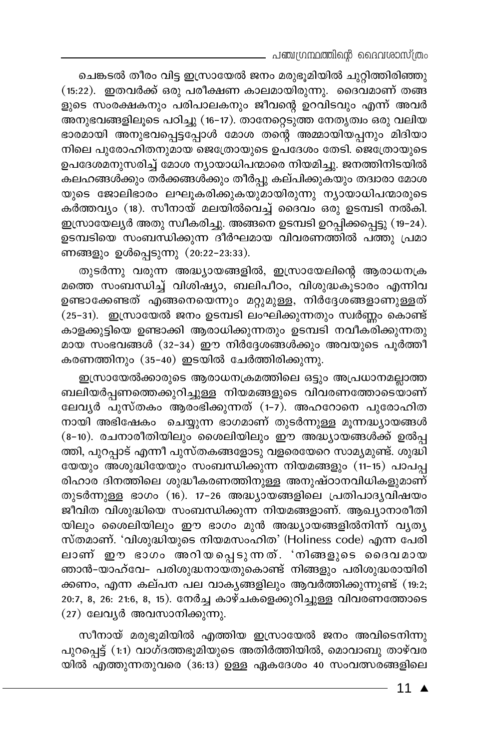ചെങ്കടൽ തീരം വിട്ട ഇസ്രായേൽ ജനം മരുഭൂമിയിൽ ചുറ്റിത്തിരിഞ്ഞു (15:22). ഇതവർക്ക് ഒരു പരീക്ഷണ കാലമായിരുന്നു. ദൈവമാണ് തങ്ങളുടെ സംരക്ഷകനും പരിപാലകനും ജീവന്റെ ഉറവിടവും എന്ന് അവർ അനുഭവങ്ങളിലൂടെ പഠിച്ചു (16-17). താനേറ്റെടുത്ത നേതൃത്വം ഒരു വലിയ ഭാരമായി അനുഭവപ്പെട്ടപ്പോൾ മോശ തന്റെ അമ്മായിയപ്പനും മിദിയാനിലെ പുരോഹിതനുമായ ജെത്രോയുടെ ഉപദേശം തേടി. ജെത്രോയുടെ ഉപദേശമനുസരിച്ച് മോശ ന്യായാധിപന്മാരെ നിയമിച്ചു. ജനത്തിനിടയിൽ കലഹങ്ങൾക്കും തർക്കങ്ങൾക്കും തീർപ്പു കല്പിക്കുകയും തദ്വാരാ മോശയുടെ ജോലിഭാരം ലഘൂകരിക്കുകയുമായിരുന്നു ന്യായാധിപന്മാരുടെ കർത്തവ്യം (18). സീനായ് മലയിൽവെച്ച് ദൈവം ഒരു ഉടമ്പടി നൽകി. ഇസ്രായേല്യർ അതു സ്വീകരിച്ചു. അങ്ങനെ ഉടമ്പടി ഉറപ്പിക്കപ്പെട്ടു (19-24). ഉടമ്പടിയെ സംബന്ധിക്കുന്ന ദീർഘമായ വിവരണത്തിൽ പത്തു പ്രമാണങ്ങളും ഉൾപ്പെടുന്നു (20:22-23:33).

തുടർന്നു വരുന്ന അദ്ധ്യായങ്ങളിൽ, ഇസ്രായേലിന്റെ ആരാധനക്രമത്തെ സംബന്ധിച്ച് വിശിഷ്യാ, ബലിപീഠം, വിശുദ്ധകൂടാരം എന്നിവ ഉണ്ടാക്കേണ്ടത് എങ്ങനെയെന്നും മറ്റുമുള്ള, നിർദ്ദേശങ്ങളാണുള്ളത് (25-31). ഇസ്രായേൽ ജനം ഉടമ്പടി ലംഘിക്കുന്നതും സ്വർണ്ണം കൊണ്ട് കാളക്കുട്ടിയെ ഉണ്ടാക്കി ആരാധിക്കുന്നതും ഉടമ്പടി നവീകരിക്കുന്നതുമായ സംഭവങ്ങൾ (32-34) ഈ നിർദ്ദേശങ്ങൾക്കും അവയുടെ പൂർത്തീകരണത്തിനും (35-40) ഇടയിൽ ചേർത്തിരിക്കുന്നു.

ഇസ്രായേൽക്കാരുടെ ആരാധനക്രമത്തിലെ ഒട്ടും അപ്രധാനമല്ലാത്ത ബലിയർപ്പണത്തെക്കുറിച്ചുള്ള നിയമങ്ങളുടെ വിവരണത്തോടെയാണ് ലേവ്യർ പുസ്തകം ആരംഭിക്കുന്നത് (1-7). അഹറോനെ പുരോഹിതനായി അഭിഷേകം ചെയ്യുന്ന ഭാഗമാണ് തുടർന്നുള്ള മൂന്നദ്ധ്യായങ്ങൾ (8-10). രചനാരീതിയിലും ശൈലിയിലും ഈ അദ്ധ്യായങ്ങൾക്ക് ഉൽപ്പത്തി, പുറപ്പാട് എന്നീ പുസ്തകങ്ങളോടു വളരെയേറെ സാമ്യമുണ്ട്. ശുദ്ധിയേയും അശുദ്ധിയേയും സംബന്ധിക്കുന്ന നിയമങ്ങളും (11-15) പാപപ്പരിഹാര ദിനത്തിലെ ശുദ്ധീകരണത്തിനുള്ള അനുഷ്ഠാനവിധികളുമാണ് തുടർന്നുള്ള ഭാഗം (16). 17-26 അദ്ധ്യായങ്ങളിലെ പ്രതിപാദ്യവിഷയം ജീവിത വിശുദ്ധിയെ സംബന്ധിക്കുന്ന നിയമങ്ങളാണ്. ആഖ്യാനരീതിയിലും ശൈലിയിലും ഈ ഭാഗം മുൻ അദ്ധ്യായങ്ങളിൽനിന്ന് വ്യത്യസ്തമാണ്. 'വിശുദ്ധിയുടെ നിയമസംഹിത' (Holiness code) എന്ന പേരിലാണ് ഈ ഭാഗം അറിയപ്പെടുന്നത്. 'നിങ്ങളുടെ ദൈവമായ ഞാൻ-യാഹ്‌വേ- പരിശുദ്ധനായതുകൊണ്ട് നിങ്ങളും പരിശുദ്ധരായിരിക്കണം, എന്ന കല്പന പല വാക്യങ്ങളിലും ആവർത്തിക്കുന്നുണ്ട് (19:2; 20:7, 8, 26: 21:6, 8, 15). നേർച്ച കാഴ്ചകളെക്കുറിച്ചുള്ള വിവരണത്തോടെ (27) ലേവ്യർ അവസാനിക്കുന്നു.

സീനായ് മരുഭൂമിയിൽ എത്തിയ ഇസ്രായേൽ ജനം അവിടെനിന്നു പുറപ്പെട്ട് (1:1) വാഗ്ദത്തഭൂമിയുടെ അതിർത്തിയിൽ, മൊവാബു താഴ്വരയിൽ എത്തുന്നതുവരെ (36:13) ഉള്ള ഏകദേശം 40 സംവത്സരങ്ങളിലെ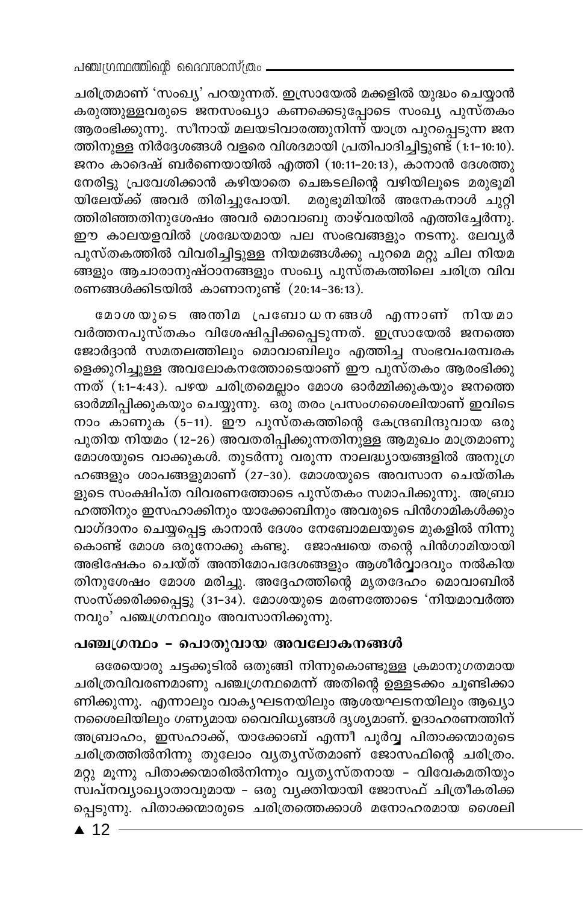ചരിത്രമാണ് 'സംഖ്യ' പറയുന്നത്. ഇസ്രായേൽ മക്കളിൽ യുദ്ധം ചെയ്യാൻ കരുത്തുള്ളവരുടെ ജനസംഖ്യാ കണക്കെടുപ്പോടെ സംഖ്യ പുസ്തകം ആരംഭിക്കുന്നു. സീനായ് മലയടിവാരത്തുനിന്ന് യാത്ര പുറപ്പെടുന്ന ജനത്തിനുള്ള നിർദ്ദേശങ്ങൾ വളരെ വിശദമായി പ്രതിപാദിച്ചിട്ടുണ്ട് (1:1–10:10). ജനം കാദെഷ് ബർണെയായിൽ എത്തി (10:11–20:13), കാനാൻ ദേശത്തു നേരിട്ടു പ്രവേശിക്കാൻ കഴിയാതെ ചെങ്കടലിന്റെ വഴിയിലൂടെ മരുഭൂമിയിലേയ്ക്ക് അവർ തിരിച്ചുപോയി. മരുഭൂമിയിൽ അനേകനാൾ ചുറ്റിത്തിരിഞ്ഞതിനുശേഷം അവർ മൊവാബു താഴ്‌വരയിൽ എത്തിച്ചേർന്നു. ഈ കാലയളവിൽ ശ്രദ്ധേയമായ പല സംഭവങ്ങളും നടന്നു. ലേവ്യർ പുസ്തകത്തിൽ വിവരിച്ചിട്ടുള്ള നിയമങ്ങൾക്കു പുറമെ മറ്റു ചില നിയമങ്ങളും ആചാരാനുഷ്ഠാനങ്ങളും സംഖ്യ പുസ്തകത്തിലെ ചരിത്ര വിവരണങ്ങൾക്കിടയിൽ കാണാനുണ്ട് (20:14–36:13).

മോശയുടെ അന്തിമ പ്രബോധനങ്ങൾ എന്നാണ് നിയമാവർത്തനപുസ്തകം വിശേഷിപ്പിക്കപ്പെടുന്നത്. ഇസ്രായേൽ ജനത്തെ ജോർദ്ദാൻ സമതലത്തിലും മൊവാബിലും എത്തിച്ച സംഭവപരമ്പരകളെക്കുറിച്ചുള്ള അവലോകനത്തോടെയാണ് ഈ പുസ്തകം ആരംഭിക്കുന്നത് (1:1–4:43). പഴയ ചരിത്രമെല്ലാം മോശ ഓർമ്മിക്കുകയും ജനത്തെ ഓർമ്മിപ്പിക്കുകയും ചെയ്യുന്നു. ഒരു തരം പ്രസംഗശൈലിയാണ് ഇവിടെ നാം കാണുക (5–11). ഈ പുസ്തകത്തിന്റെ കേന്ദ്രബിന്ദുവായ ഒരു പുതിയ നിയമം (12–26) അവതരിപ്പിക്കുന്നതിനുള്ള ആമുഖം മാത്രമാണു മോശയുടെ വാക്കുകൾ. തുടർന്നു വരുന്ന നാലദ്ധ്യായങ്ങളിൽ അനുഗ്രഹങ്ങളും ശാപങ്ങളുമാണ് (27–30). മോശയുടെ അവസാന ചെയ്തികളുടെ സംക്ഷിപ്ത വിവരണത്തോടെ പുസ്തകം സമാപിക്കുന്നു. അബ്രാഹത്തിനും ഇസഹാക്കിനും യാക്കോബിനും അവരുടെ പിൻഗാമികൾക്കും വാഗ്ദാനം ചെയ്യപ്പെട്ട കാനാൻ ദേശം നേബോമലയുടെ മുകളിൽ നിന്നുകൊണ്ട് മോശ ഒരുനോക്കു കണ്ടു. ജോഷയെ തന്റെ പിൻഗാമിയായി അഭിഷേകം ചെയ്ത് അന്തിമോപദേശങ്ങളും ആശീർവ്വാദവും നൽകിയതിനുശേഷം മോശ മരിച്ചു. അദ്ദേഹത്തിന്റെ മൃതദേഹം മൊവാബിൽ സംസ്ക്കരിക്കപ്പെട്ടു (31–34). മോശയുടെ മരണത്തോടെ 'നിയമാവർത്തനവും' പഞ്ചഗ്രന്ഥവും അവസാനിക്കുന്നു.

## പഞ്ചഗ്രന്ഥം – പൊതുവായ അവലോകനങ്ങൾ

ഒരേയൊരു ചട്ടക്കൂടിൽ ഒതുങ്ങി നിന്നുകൊണ്ടുള്ള ക്രമാനുഗതമായ ചരിത്രവിവരണമാണു പഞ്ചഗ്രന്ഥമെന്ന് അതിന്റെ ഉള്ളടക്കം ചൂണ്ടിക്കാണിക്കുന്നു. എന്നാലും വാക്യഘടനയിലും ആശയഘടനയിലും ആഖ്യാനശൈലിയിലും ഗണ്യമായ വൈവിധ്യങ്ങൾ ദൃശ്യമാണ്. ഉദാഹരണത്തിന് അബ്രാഹം, ഇസഹാക്ക്, യാക്കോബ് എന്നീ പൂർവ്വ പിതാക്കന്മാരുടെ ചരിത്രത്തിൽനിന്നു തുലോം വ്യത്യസ്തമാണ് ജോസഫിന്റെ ചരിത്രം. മറ്റു മൂന്നു പിതാക്കന്മാരിൽനിന്നും വ്യത്യസ്തനായ – വിവേകമതിയും സ്വപ്നവ്യാഖ്യാതാവുമായ – ഒരു വ്യക്തിയായി ജോസഫ് ചിത്രീകരിക്കപ്പെടുന്നു. പിതാക്കന്മാരുടെ ചരിത്രത്തെക്കാൾ മനോഹരമായ ശൈലി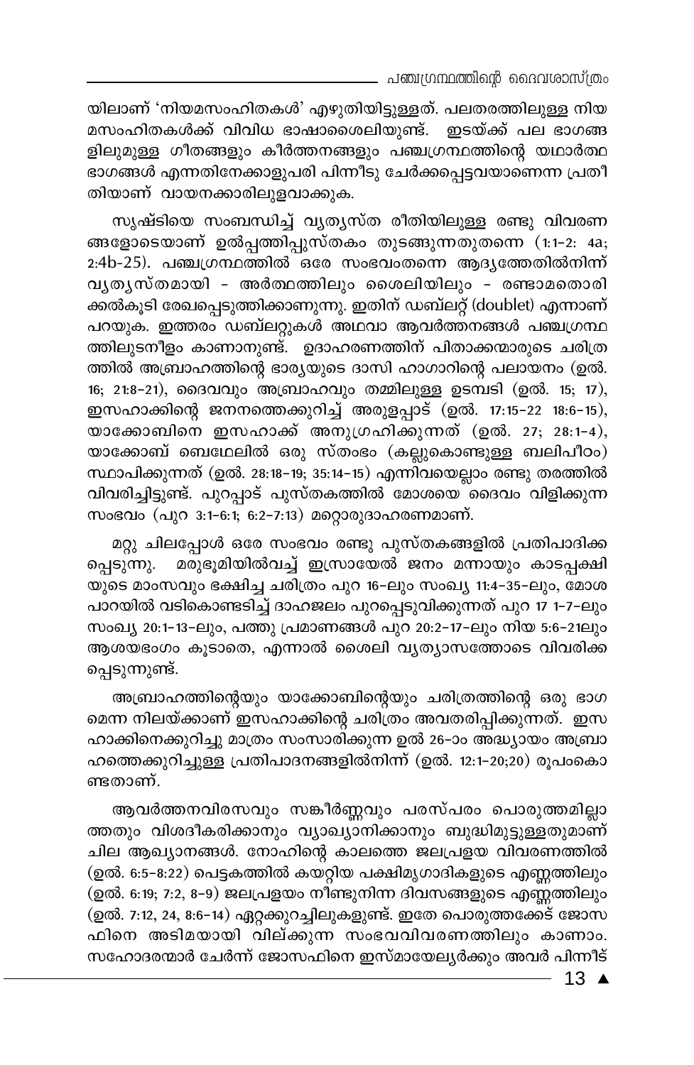യിലാണ് 'നിയമസംഹിതകൾ' എഴുതിയിട്ടുള്ളത്. പലതരത്തിലുള്ള നിയമസംഹിതകൾക്ക് വിവിധ ഭാഷാശൈലിയുണ്ട്. ഇടയ്ക്ക് പല ഭാഗങ്ങളിലുമുള്ള ഗീതങ്ങളും കീർത്തനങ്ങളും പഞ്ചഗ്രന്ഥത്തിന്റെ യഥാർത്ഥ ഭാഗങ്ങൾ എന്നതിനേക്കാളുപരി പിന്നീടു ചേർക്കപ്പെട്ടവയാണെന്ന പ്രതീതിയാണ് വായനക്കാരിലുളവാക്കുക.

സൃഷ്ടിയെ സംബന്ധിച്ച് വ്യത്യസ്ത രീതിയിലുള്ള രണ്ടു വിവരണങ്ങളോടെയാണ് ഉൽപ്പത്തിപ്പുസ്തകം തുടങ്ങുന്നതുതന്നെ (1:1-2: 4a; 2:4b-25). പഞ്ചഗ്രന്ഥത്തിൽ ഒരേ സംഭവംതന്നെ ആദ്യത്തേതിൽനിന്ന് വ്യത്യസ്തമായി - അർത്ഥത്തിലും ശൈലിയിലും - രണ്ടാമതൊരിക്കൽകൂടി രേഖപ്പെടുത്തിക്കാണുന്നു. ഇതിന് ഡബ്ലറ്റ് (doublet) എന്നാണ് പറയുക. ഇത്തരം ഡബ്ലറ്റുകൾ അഥവാ ആവർത്തനങ്ങൾ പഞ്ചഗ്രന്ഥത്തിലുടനീളം കാണാനുണ്ട്. ഉദാഹരണത്തിന് പിതാക്കന്മാരുടെ ചരിത്രത്തിൽ അബ്രാഹത്തിന്റെ ഭാര്യയുടെ ദാസി ഹാഗാറിന്റെ പലായനം (ഉൽ. 16; 21:8-21), ദൈവവും അബ്രാഹവും തമ്മിലുള്ള ഉടമ്പടി (ഉൽ. 15; 17), ഇസഹാക്കിന്റെ ജനനത്തെക്കുറിച്ച് അരുളപ്പാട് (ഉൽ. 17:15-22 18:6-15), യാക്കോബിനെ ഇസഹാക്ക് അനുഗ്രഹിക്കുന്നത് (ഉൽ. 27; 28:1-4), യാക്കോബ് ബെഥേലിൽ ഒരു സ്തംഭം (കല്ലുകൊണ്ടുള്ള ബലിപീഠം) സ്ഥാപിക്കുന്നത് (ഉൽ. 28:18-19; 35:14-15) എന്നിവയെല്ലാം രണ്ടു തരത്തിൽ വിവരിച്ചിട്ടുണ്ട്. പുറപ്പാട് പുസ്തകത്തിൽ മോശയെ ദൈവം വിളിക്കുന്ന സംഭവം (പുറ 3:1-6:1; 6:2-7:13) മറ്റൊരുദാഹരണമാണ്.

മറ്റു ചിലപ്പോൾ ഒരേ സംഭവം രണ്ടു പുസ്തകങ്ങളിൽ പ്രതിപാദിക്കപ്പെടുന്നു. മരുഭൂമിയിൽവച്ച് ഇസ്രായേൽ ജനം മന്നായും കാടപ്പക്ഷിയുടെ മാംസവും ഭക്ഷിച്ച ചരിത്രം പുറ 16-ലും സംഖ്യ 11:4-35-ലും, മോശ പാറയിൽ വടികൊണ്ടടിച്ച് ദാഹജലം പുറപ്പെടുവിക്കുന്നത് പുറ 17 1-7-ലും സംഖ്യ 20:1-13-ലും, പത്തു പ്രമാണങ്ങൾ പുറ 20:2-17-ലും നിയ 5:6-21ലും ആശയഭംഗം കൂടാതെ, എന്നാൽ ശൈലി വ്യത്യാസത്തോടെ വിവരിക്കപ്പെടുന്നുണ്ട്.

അബ്രാഹത്തിന്റെയും യാക്കോബിന്റെയും ചരിത്രത്തിന്റെ ഒരു ഭാഗമെന്ന നിലയ്ക്കാണ് ഇസഹാക്കിന്റെ ചരിത്രം അവതരിപ്പിക്കുന്നത്. ഇസഹാക്കിനെക്കുറിച്ചു മാത്രം സംസാരിക്കുന്ന ഉൽ 26-ാം അദ്ധ്യായം അബ്രാഹത്തെക്കുറിച്ചുള്ള പ്രതിപാദനങ്ങളിൽനിന്ന് (ഉൽ. 12:1-20;20) രൂപംകൊണ്ടതാണ്.

ആവർത്തനവിരസവും സങ്കീർണ്ണവും പരസ്പരം പൊരുത്തമില്ലാത്തതും വിശദീകരിക്കാനും വ്യാഖ്യാനിക്കാനും ബുദ്ധിമുട്ടുള്ളതുമാണ് ചില ആഖ്യാനങ്ങൾ. നോഹിന്റെ കാലത്തെ ജലപ്രളയ വിവരണത്തിൽ (ഉൽ. 6:5-8:22) പെട്ടകത്തിൽ കയറ്റിയ പക്ഷിമൃഗാദികളുടെ എണ്ണത്തിലും (ഉൽ. 6:19; 7:2, 8-9) ജലപ്രളയം നീണ്ടുനിന്ന ദിവസങ്ങളുടെ എണ്ണത്തിലും (ഉൽ. 7:12, 24, 8:6-14) ഏറ്റക്കുറച്ചിലുകളുണ്ട്. ഇതേ പൊരുത്തക്കേട് ജോസഫിനെ അടിമയായി വില്ക്കുന്ന സംഭവവിവരണത്തിലും കാണാം. സഹോദരന്മാർ ചേർന്ന് ജോസഫിനെ ഇസ്മായേല്യർക്കും അവർ പിന്നീട്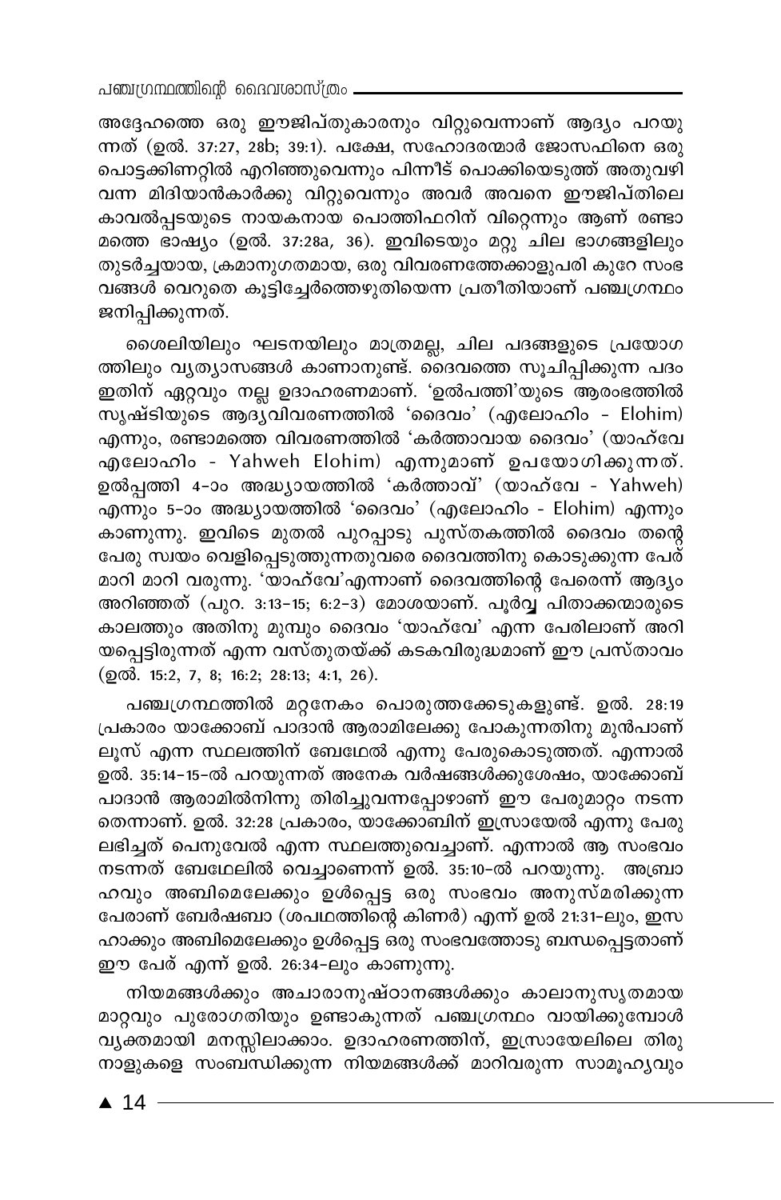അദ്ദേഹത്തെ ഒരു ഈജിപ്തുകാരനും വിറ്റുവെന്നാണ് ആദ്യം പറയുന്നത് (ഉൽ. 37:27, 28b; 39:1). പക്ഷേ, സഹോദരന്മാർ ജോസഫിനെ ഒരു പൊട്ടക്കിണറ്റിൽ എറിഞ്ഞുവെന്നും പിന്നീട് പൊക്കിയെടുത്ത് അതുവഴി വന്ന മിദിയാൻകാർക്കു വിറ്റുവെന്നും അവർ അവനെ ഈജിപ്തിലെ കാവൽപ്പടയുടെ നായകനായ പൊത്തിഫറിന് വിറ്റെന്നും ആണ് രണ്ടാമത്തെ ഭാഷ്യം (ഉൽ. 37:28a, 36). ഇവിടെയും മറ്റു ചില ഭാഗങ്ങളിലും തുടർച്ചയായ, ക്രമാനുഗതമായ, ഒരു വിവരണത്തേക്കാളുപരി കുറേ സംഭവങ്ങൾ വെറുതെ കൂട്ടിച്ചേർത്തെഴുതിയെന്ന പ്രതീതിയാണ് പഞ്ചഗ്രന്ഥം ജനിപ്പിക്കുന്നത്.

ശൈലിയിലും ഘടനയിലും മാത്രമല്ല, ചില പദങ്ങളുടെ പ്രയോഗത്തിലും വ്യത്യാസങ്ങൾ കാണാനുണ്ട്. ദൈവത്തെ സൂചിപ്പിക്കുന്ന പദം ഇതിന് ഏറ്റവും നല്ല ഉദാഹരണമാണ്. 'ഉൽപത്തി'യുടെ ആരംഭത്തിൽ സൃഷ്ടിയുടെ ആദ്യവിവരണത്തിൽ 'ദൈവം' (എലോഹിം - Elohim) എന്നും, രണ്ടാമത്തെ വിവരണത്തിൽ 'കർത്താവായ ദൈവം' (യാഹ്‌വേ എലോഹിം - Yahweh Elohim) എന്നുമാണ് ഉപയോഗിക്കുന്നത്. ഉൽപ്പത്തി 4-ാം അദ്ധ്യായത്തിൽ 'കർത്താവ്' (യാഹ്‌വേ - Yahweh) എന്നും 5-ാം അദ്ധ്യായത്തിൽ 'ദൈവം' (എലോഹിം - Elohim) എന്നും കാണുന്നു. ഇവിടെ മുതൽ പുറപ്പാടു പുസ്തകത്തിൽ ദൈവം തന്റെ പേരു സ്വയം വെളിപ്പെടുത്തുന്നതുവരെ ദൈവത്തിനു കൊടുക്കുന്ന പേര് മാറി മാറി വരുന്നു. 'യാഹ്‌വേ'എന്നാണ് ദൈവത്തിന്റെ പേരെന്ന് ആദ്യം അറിഞ്ഞത് (പുറ. 3:13-15; 6:2-3) മോശയാണ്. പൂർവ്വ പിതാക്കന്മാരുടെ കാലത്തും അതിനു മുമ്പും ദൈവം 'യാഹ്‌വേ' എന്ന പേരിലാണ് അറിയപ്പെട്ടിരുന്നത് എന്ന വസ്തുതയ്ക്ക് കടകവിരുദ്ധമാണ് ഈ പ്രസ്താവം (ഉൽ. 15:2, 7, 8; 16:2; 28:13; 4:1, 26).

പഞ്ചഗ്രന്ഥത്തിൽ മറ്റനേകം പൊരുത്തക്കേടുകളുണ്ട്. ഉൽ. 28:19 പ്രകാരം യാക്കോബ് പാദാൻ ആരാമിലേക്കു പോകുന്നതിനു മുൻപാണ് ലൂസ് എന്ന സ്ഥലത്തിന് ബേഥേൽ എന്നു പേരുകൊടുത്തത്. എന്നാൽ ഉൽ. 35:14-15-ൽ പറയുന്നത് അനേക വർഷങ്ങൾക്കുശേഷം, യാക്കോബ് പാദാൻ ആരാമിൽനിന്നു തിരിച്ചുവന്നപ്പോഴാണ് ഈ പേരുമാറ്റം നടന്നതെന്നാണ്. ഉൽ. 32:28 പ്രകാരം, യാക്കോബിന് ഇസ്രായേൽ എന്നു പേരു ലഭിച്ചത് പെനുവേൽ എന്ന സ്ഥലത്തുവെച്ചാണ്. എന്നാൽ ആ സംഭവം നടന്നത് ബേഥേലിൽ വെച്ചാണെന്ന് ഉൽ. 35:10-ൽ പറയുന്നു. അബ്രാഹവും അബിമെലേക്കും ഉൾപ്പെട്ട ഒരു സംഭവം അനുസ്മരിക്കുന്ന പേരാണ് ബേർഷബാ (ശപഥത്തിന്റെ കിണർ) എന്ന് ഉൽ 21:31-ലും, ഇസഹാക്കും അബിമെലേക്കും ഉൾപ്പെട്ട ഒരു സംഭവത്തോടു ബന്ധപ്പെട്ടതാണ് ഈ പേര് എന്ന് ഉൽ. 26:34-ലും കാണുന്നു.

നിയമങ്ങൾക്കും അചാരാനുഷ്ഠാനങ്ങൾക്കും കാലാനുസൃതമായ മാറ്റവും പുരോഗതിയും ഉണ്ടാകുന്നത് പഞ്ചഗ്രന്ഥം വായിക്കുമ്പോൾ വ്യക്തമായി മനസ്സിലാക്കാം. ഉദാഹരണത്തിന്, ഇസ്രായേലിലെ തിരുനാളുകളെ സംബന്ധിക്കുന്ന നിയമങ്ങൾക്ക് മാറിവരുന്ന സാമൂഹ്യവും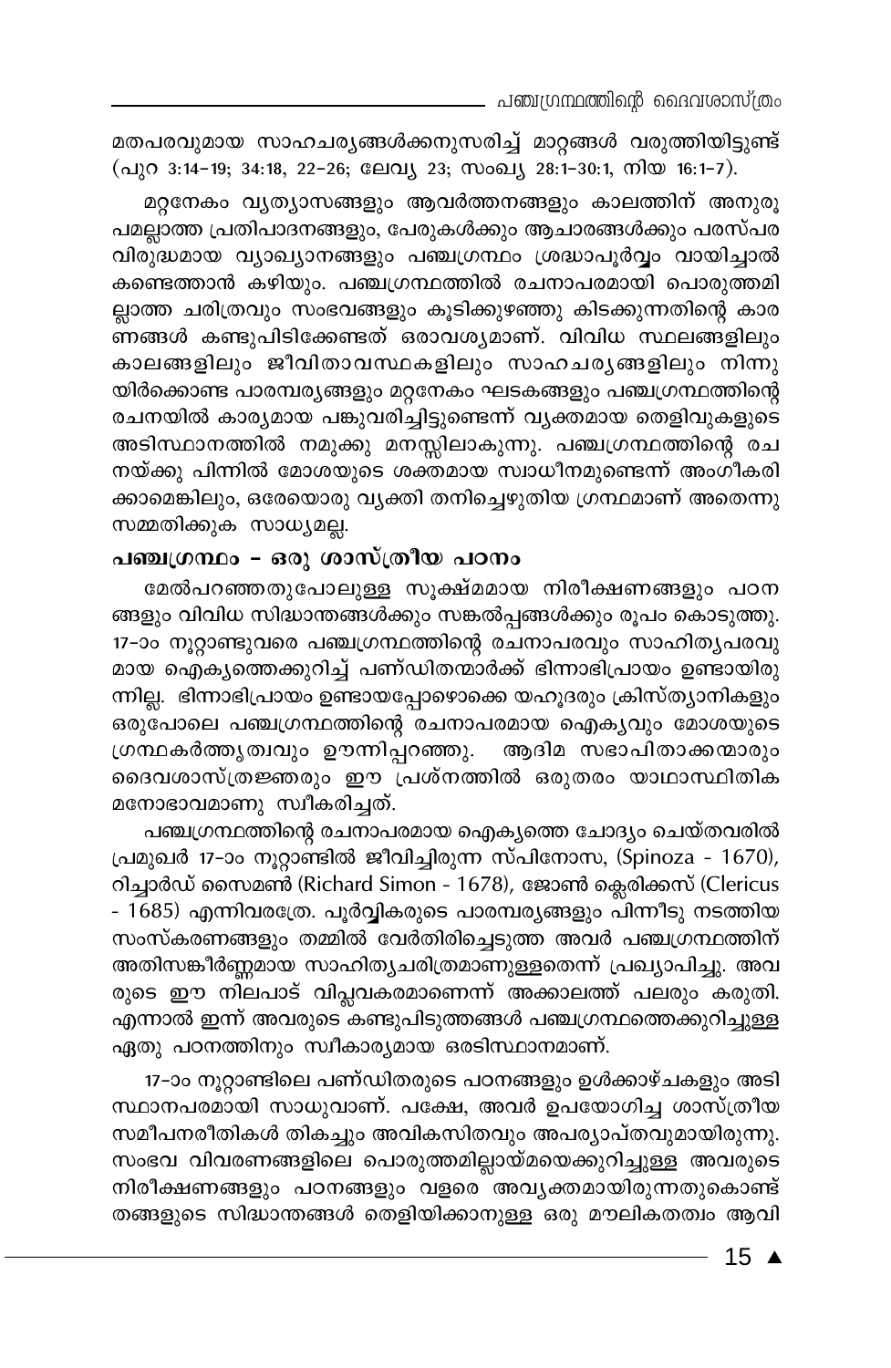മതപരവുമായ സാഹചര്യങ്ങൾക്കനുസരിച്ച് മാറ്റങ്ങൾ വരുത്തിയിട്ടുണ്ട് (പുറ 3:14-19; 34:18, 22-26; ലേവ്യ 23; സംഖ്യ 28:1-30:1, നിയ 16:1-7).

മറ്റനേകം വ്യത്യാസങ്ങളും ആവർത്തനങ്ങളും കാലത്തിന് അനുരൂപമല്ലാത്ത പ്രതിപാദനങ്ങളും, പേരുകൾക്കും ആചാരങ്ങൾക്കും പരസ്പര വിരുദ്ധമായ വ്യാഖ്യാനങ്ങളും പഞ്ചഗ്രന്ഥം ശ്രദ്ധാപൂർവ്വം വായിച്ചാൽ കണ്ടെത്താൻ കഴിയും. പഞ്ചഗ്രന്ഥത്തിൽ രചനാപരമായി പൊരുത്തമില്ലാത്ത ചരിത്രവും സംഭവങ്ങളും കൂടിക്കുഴഞ്ഞു കിടക്കുന്നതിന്റെ കാരണങ്ങൾ കണ്ടുപിടിക്കേണ്ടത് ഒരാവശ്യമാണ്. വിവിധ സ്ഥലങ്ങളിലും കാലങ്ങളിലും ജീവിതാവസ്ഥകളിലും സാഹചര്യങ്ങളിലും നിന്നുയിർക്കൊണ്ട പാരമ്പര്യങ്ങളും മറ്റനേകം ഘടകങ്ങളും പഞ്ചഗ്രന്ഥത്തിന്റെ രചനയിൽ കാര്യമായ പങ്കുവഹിച്ചിട്ടുണ്ടെന്ന് വ്യക്തമായ തെളിവുകളുടെ അടിസ്ഥാനത്തിൽ നമുക്കു മനസ്സിലാകുന്നു. പഞ്ചഗ്രന്ഥത്തിന്റെ രചനയ്ക്കു പിന്നിൽ മോശയുടെ ശക്തമായ സ്വാധീനമുണ്ടെന്ന് അംഗീകരിക്കാമെങ്കിലും, ഒരേയൊരു വ്യക്തി തനിച്ചെഴുതിയ ഗ്രന്ഥമാണ് അതെന്നു സമ്മതിക്കുക സാധ്യമല്ല.

## പഞ്ചഗ്രന്ഥം - ഒരു ശാസ്ത്രീയ പഠനം

മേൽപറഞ്ഞതുപോലുള്ള സൂക്ഷ്മമായ നിരീക്ഷണങ്ങളും പഠനങ്ങളും വിവിധ സിദ്ധാന്തങ്ങൾക്കും സങ്കൽപ്പങ്ങൾക്കും രൂപം കൊടുത്തു. 17-ാം നൂറ്റാണ്ടുവരെ പഞ്ചഗ്രന്ഥത്തിന്റെ രചനാപരവും സാഹിത്യപരവുമായ ഐക്യത്തെക്കുറിച്ച് പണ്ഡിതന്മാർക്ക് ഭിന്നാഭിപ്രായം ഉണ്ടായിരുന്നില്ല. ഭിന്നാഭിപ്രായം ഉണ്ടായപ്പോഴൊക്കെ യഹൂദരും ക്രിസ്ത്യാനികളും ഒരുപോലെ പഞ്ചഗ്രന്ഥത്തിന്റെ രചനാപരമായ ഐക്യവും മോശയുടെ ഗ്രന്ഥകർത്തൃത്വവും ഊന്നിപ്പറഞ്ഞു. ആദിമ സഭാപിതാക്കന്മാരും ദൈവശാസ്ത്രജ്ഞരും ഈ പ്രശ്നത്തിൽ ഒരുതരം യാഥാസ്ഥിതിക മനോഭാവമാണു സ്വീകരിച്ചത്.

പഞ്ചഗ്രന്ഥത്തിന്റെ രചനാപരമായ ഐക്യത്തെ ചോദ്യം ചെയ്തവരിൽ പ്രമുഖർ 17-ാം നൂറ്റാണ്ടിൽ ജീവിച്ചിരുന്ന സ്പിനോസ, (Spinoza - 1670), റിച്ചാർഡ് സൈമൺ (Richard Simon - 1678), ജോൺ ക്ലെരിക്കസ് (Clericus - 1685) എന്നിവരത്രേ. പൂർവ്വികരുടെ പാരമ്പര്യങ്ങളും പിന്നീടു നടത്തിയ സംസ്കരണങ്ങളും തമ്മിൽ വേർതിരിച്ചെടുത്ത അവർ പഞ്ചഗ്രന്ഥത്തിന് അതിസങ്കീർണ്ണമായ സാഹിത്യചരിത്രമാണുള്ളതെന്ന് പ്രഖ്യാപിച്ചു. അവരുടെ ഈ നിലപാട് വിപ്ലവകരമാണെന്ന് അക്കാലത്ത് പലരും കരുതി. എന്നാൽ ഇന്ന് അവരുടെ കണ്ടുപിടുത്തങ്ങൾ പഞ്ചഗ്രന്ഥത്തെക്കുറിച്ചുള്ള ഏതു പഠനത്തിനും സ്വീകാര്യമായ ഒരടിസ്ഥാനമാണ്.

17-ാം നൂറ്റാണ്ടിലെ പണ്ഡിതരുടെ പഠനങ്ങളും ഉൾക്കാഴ്ചകളും അടിസ്ഥാനപരമായി സാധുവാണ്. പക്ഷേ, അവർ ഉപയോഗിച്ച ശാസ്ത്രീയ സമീപനരീതികൾ തികച്ചും അവികസിതവും അപര്യാപ്തവുമായിരുന്നു. സംഭവ വിവരണങ്ങളിലെ പൊരുത്തമില്ലായ്മയെക്കുറിച്ചുള്ള അവരുടെ നിരീക്ഷണങ്ങളും പഠനങ്ങളും വളരെ അവ്യക്തമായിരുന്നതുകൊണ്ട് തങ്ങളുടെ സിദ്ധാന്തങ്ങൾ തെളിയിക്കാനുള്ള ഒരു മൗലികതത്വം ആവി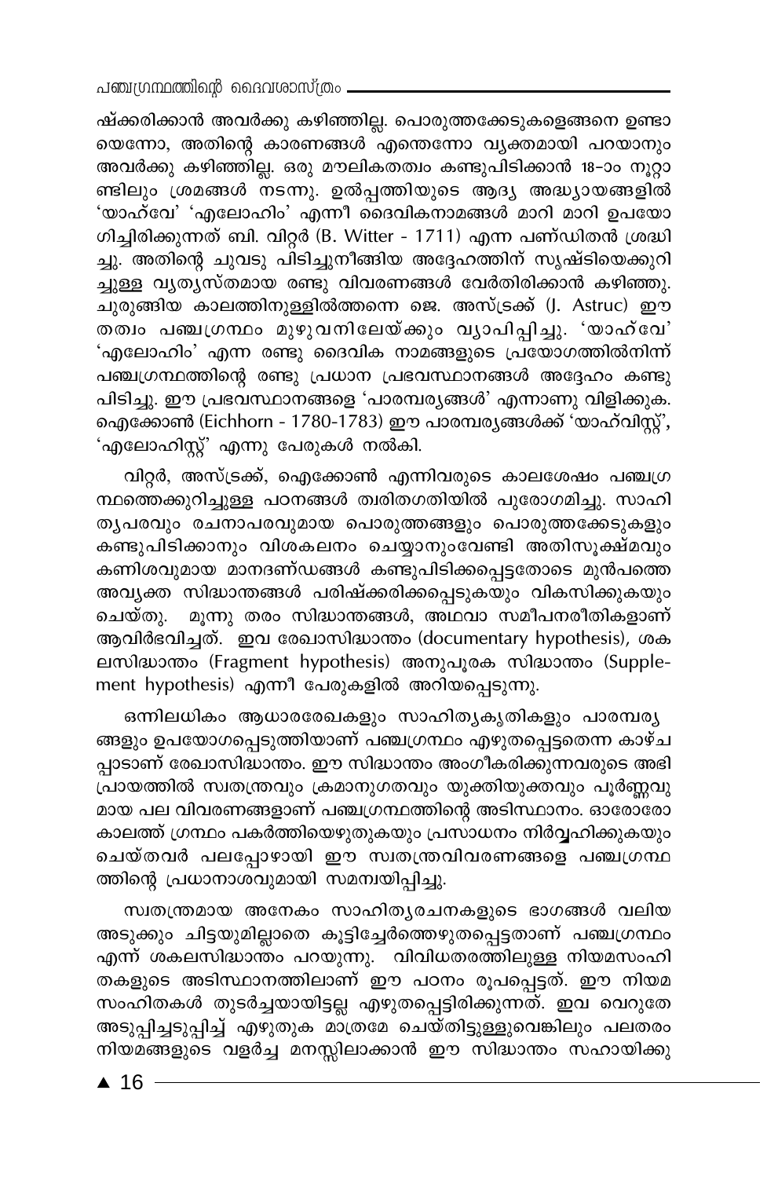ഷ്ക്കരിക്കാൻ അവർക്കു കഴിഞ്ഞില്ല. പൊരുത്തക്കേടുകളെങ്ങനെ ഉണ്ടായെന്നോ, അതിന്റെ കാരണങ്ങൾ എന്തെന്നോ വ്യക്തമായി പറയാനും അവർക്കു കഴിഞ്ഞില്ല. ഒരു മൗലികതത്വം കണ്ടുപിടിക്കാൻ 18–ാം നൂറ്റാണ്ടിലും ശ്രമങ്ങൾ നടന്നു. ഉൽപ്പത്തിയുടെ ആദ്യ അദ്ധ്യായങ്ങളിൽ 'യാഹ്‌വേ' 'എലോഹിം' എന്നീ ദൈവികനാമങ്ങൾ മാറി മാറി ഉപയോഗിച്ചിരിക്കുന്നത് ബി. വിറ്റർ (B. Witter - 1711) എന്ന പണ്ഡിതൻ ശ്രദ്ധിച്ചു. അതിന്റെ ചുവടു പിടിച്ചുനീങ്ങിയ അദ്ദേഹത്തിന് സൃഷ്ടിയെക്കുറിച്ചുള്ള വ്യത്യസ്തമായ രണ്ടു വിവരണങ്ങൾ വേർതിരിക്കാൻ കഴിഞ്ഞു. ചുരുങ്ങിയ കാലത്തിനുള്ളിൽത്തന്നെ ജെ. അസ്ട്രക്ക് (J. Astruc) ഈ തത്വം പഞ്ചഗ്രന്ഥം മുഴുവനിലേയ്ക്കും വ്യാപിപ്പിച്ചു. 'യാഹ്‌വേ' 'എലോഹിം' എന്ന രണ്ടു ദൈവിക നാമങ്ങളുടെ പ്രയോഗത്തിൽനിന്ന് പഞ്ചഗ്രന്ഥത്തിന്റെ രണ്ടു പ്രധാന പ്രഭവസ്ഥാനങ്ങൾ അദ്ദേഹം കണ്ടുപിടിച്ചു. ഈ പ്രഭവസ്ഥാനങ്ങളെ 'പാരമ്പര്യങ്ങൾ' എന്നാണു വിളിക്കുക. ഐക്കോൺ (Eichhorn - 1780-1783) ഈ പാരമ്പര്യങ്ങൾക്ക് 'യാഹ്‌വിസ്റ്റ്', 'എലോഹിസ്റ്റ്' എന്നു പേരുകൾ നൽകി.

വിറ്റർ, അസ്ട്രക്ക്, ഐക്കോൺ എന്നിവരുടെ കാലശേഷം പഞ്ചഗ്രന്ഥത്തെക്കുറിച്ചുള്ള പഠനങ്ങൾ ത്വരിതഗതിയിൽ പുരോഗമിച്ചു. സാഹിത്യപരവും രചനാപരവുമായ പൊരുത്തങ്ങളും പൊരുത്തക്കേടുകളും കണ്ടുപിടിക്കാനും വിശകലനം ചെയ്യാനുംവേണ്ടി അതിസൂക്ഷ്മവും കണിശവുമായ മാനദണ്ഡങ്ങൾ കണ്ടുപിടിക്കപ്പെട്ടതോടെ മുൻപത്തെ അവ്യക്ത സിദ്ധാന്തങ്ങൾ പരിഷ്ക്കരിക്കപ്പെടുകയും വികസിക്കുകയും ചെയ്തു. മൂന്നു തരം സിദ്ധാന്തങ്ങൾ, അഥവാ സമീപനരീതികളാണ് ആവിർഭവിച്ചത്. ഇവ രേഖാസിദ്ധാന്തം (documentary hypothesis), ശകലസിദ്ധാന്തം (Fragment hypothesis) അനുപൂരക സിദ്ധാന്തം (Supplement hypothesis) എന്നീ പേരുകളിൽ അറിയപ്പെടുന്നു.

ഒന്നിലധികം ആധാരരേഖകളും സാഹിത്യകൃതികളും പാരമ്പര്യങ്ങളും ഉപയോഗപ്പെടുത്തിയാണ് പഞ്ചഗ്രന്ഥം എഴുതപ്പെട്ടതെന്ന കാഴ്ചപ്പാടാണ് രേഖാസിദ്ധാന്തം. ഈ സിദ്ധാന്തം അംഗീകരിക്കുന്നവരുടെ അഭിപ്രായത്തിൽ സ്വതന്ത്രവും ക്രമാനുഗതവും യുക്തിയുക്തവും പൂർണ്ണവുമായ പല വിവരണങ്ങളാണ് പഞ്ചഗ്രന്ഥത്തിന്റെ അടിസ്ഥാനം. ഓരോരോ കാലത്ത് ഗ്രന്ഥം പകർത്തിയെഴുതുകയും പ്രസാധനം നിർവ്വഹിക്കുകയും ചെയ്തവർ പലപ്പോഴായി ഈ സ്വതന്ത്രവിവരണങ്ങളെ പഞ്ചഗ്രന്ഥത്തിന്റെ പ്രധാനാംശവുമായി സമന്വയിപ്പിച്ചു.

സ്വതന്ത്രമായ അനേകം സാഹിത്യരചനകളുടെ ഭാഗങ്ങൾ വലിയ അടുക്കും ചിട്ടയുമില്ലാതെ കൂട്ടിച്ചേർത്തെഴുതപ്പെട്ടതാണ് പഞ്ചഗ്രന്ഥം എന്ന് ശകലസിദ്ധാന്തം പറയുന്നു. വിവിധതരത്തിലുള്ള നിയമസംഹിതകളുടെ അടിസ്ഥാനത്തിലാണ് ഈ പഠനം രൂപപ്പെട്ടത്. ഈ നിയമസംഹിതകൾ തുടർച്ചയായിട്ടല്ല എഴുതപ്പെട്ടിരിക്കുന്നത്. ഇവ വെറുതേ അടുപ്പിച്ചടുപ്പിച്ച് എഴുതുക മാത്രമേ ചെയ്തിട്ടുള്ളുവെങ്കിലും പലതരം നിയമങ്ങളുടെ വളർച്ച മനസ്സിലാക്കാൻ ഈ സിദ്ധാന്തം സഹായിക്കു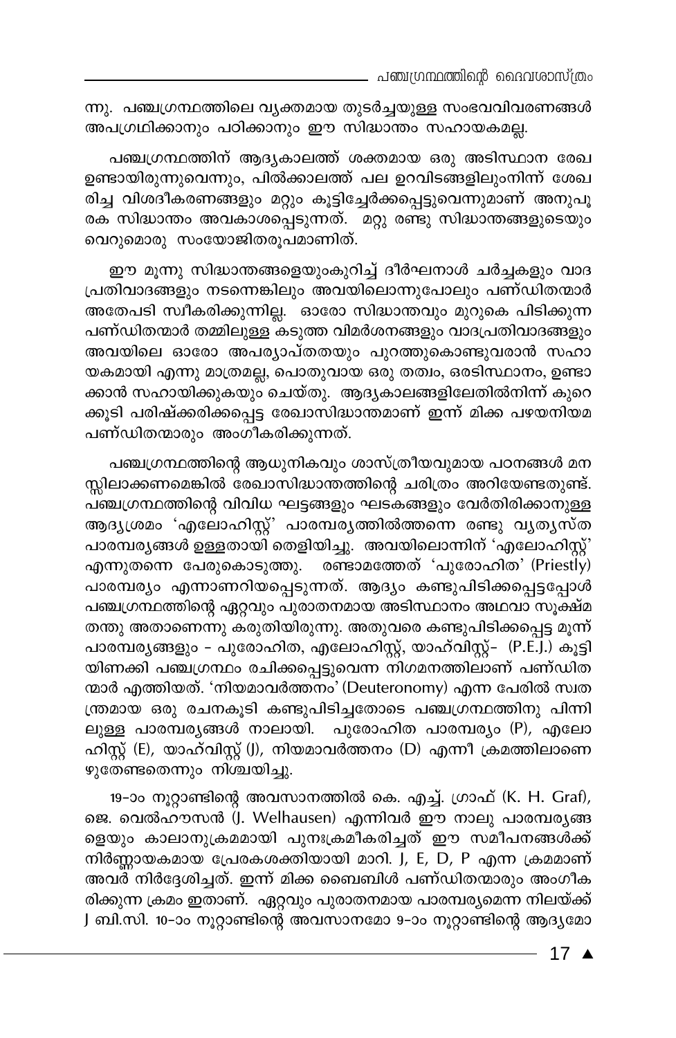ന്നു. പഞ്ചഗ്രന്ഥത്തിലെ വ്യക്തമായ തുടർച്ചയുള്ള സംഭവവിവരണങ്ങൾ അപഗ്രഥിക്കാനും പഠിക്കാനും ഈ സിദ്ധാന്തം സഹായകമല്ല.

പഞ്ചഗ്രന്ഥത്തിന് ആദ്യകാലത്ത് ശക്തമായ ഒരു അടിസ്ഥാന രേഖ ഉണ്ടായിരുന്നുവെന്നും, പിൽക്കാലത്ത് പല ഉറവിടങ്ങളിലുംനിന്ന് ശേഖരിച്ച വിശദീകരണങ്ങളും മറ്റും കൂട്ടിച്ചേർക്കപ്പെട്ടുവെന്നുമാണ് അനുപൂരക സിദ്ധാന്തം അവകാശപ്പെടുന്നത്. മറ്റു രണ്ടു സിദ്ധാന്തങ്ങളുടെയും വെറുമൊരു സംയോജിതരൂപമാണിത്.

ഈ മൂന്നു സിദ്ധാന്തങ്ങളെയുംകുറിച്ച് ദീർഘനാൾ ചർച്ചകളും വാദപ്രതിവാദങ്ങളും നടന്നെങ്കിലും അവയിലൊന്നുപോലും പണ്ഡിതന്മാർ അതേപടി സ്വീകരിക്കുന്നില്ല. ഓരോ സിദ്ധാന്തവും മുറുകെ പിടിക്കുന്ന പണ്ഡിതന്മാർ തമ്മിലുള്ള കടുത്ത വിമർശനങ്ങളും വാദപ്രതിവാദങ്ങളും അവയിലെ ഓരോ അപര്യാപ്തതയും പുറത്തുകൊണ്ടുവരാൻ സഹായകമായി എന്നു മാത്രമല്ല, പൊതുവായ ഒരു തത്വം, ഒരടിസ്ഥാനം, ഉണ്ടാക്കാൻ സഹായിക്കുകയും ചെയ്തു. ആദ്യകാലങ്ങളിലേതിൽനിന്ന് കുറെക്കൂടി പരിഷ്കരിക്കപ്പെട്ട രേഖാസിദ്ധാന്തമാണ് ഇന്ന് മിക്ക പഴയനിയമ പണ്ഡിതന്മാരും അംഗീകരിക്കുന്നത്.

പഞ്ചഗ്രന്ഥത്തിന്റെ ആധുനികവും ശാസ്ത്രീയവുമായ പഠനങ്ങൾ മനസ്സിലാക്കണമെങ്കിൽ രേഖാസിദ്ധാന്തത്തിന്റെ ചരിത്രം അറിയേണ്ടതുണ്ട്. പഞ്ചഗ്രന്ഥത്തിന്റെ വിവിധ ഘട്ടങ്ങളും ഘടകങ്ങളും വേർതിരിക്കാനുള്ള ആദ്യശ്രമം 'എലോഹിസ്റ്റ്' പാരമ്പര്യത്തിൽത്തന്നെ രണ്ടു വ്യത്യസ്ത പാരമ്പര്യങ്ങൾ ഉള്ളതായി തെളിയിച്ചു. അവയിലൊന്നിന് 'എലോഹിസ്റ്റ്' എന്നുതന്നെ പേരുകൊടുത്തു. രണ്ടാമത്തേത് 'പുരോഹിത' (Priestly) പാരമ്പര്യം എന്നാണറിയപ്പെടുന്നത്. ആദ്യം കണ്ടുപിടിക്കപ്പെട്ടപ്പോൾ പഞ്ചഗ്രന്ഥത്തിന്റെ ഏറ്റവും പുരാതനമായ അടിസ്ഥാനം അഥവാ സൂക്ഷ്മതന്തു അതാണെന്നു കരുതിയിരുന്നു. അതുവരെ കണ്ടുപിടിക്കപ്പെട്ട മൂന്ന് പാരമ്പര്യങ്ങളും - പുരോഹിത, എലോഹിസ്റ്റ്, യാഹ്‌വിസ്റ്റ്- (P.E.J.) കൂട്ടിയിണക്കി പഞ്ചഗ്രന്ഥം രചിക്കപ്പെട്ടുവെന്ന നിഗമനത്തിലാണ് പണ്ഡിതന്മാർ എത്തിയത്. 'നിയമാവർത്തനം' (Deuteronomy) എന്ന പേരിൽ സ്വതന്ത്രമായ ഒരു രചനകൂടി കണ്ടുപിടിച്ചതോടെ പഞ്ചഗ്രന്ഥത്തിനു പിന്നിലുള്ള പാരമ്പര്യങ്ങൾ നാലായി. പുരോഹിത പാരമ്പര്യം (P), എലോഹിസ്റ്റ് (E), യാഹ്‌വിസ്റ്റ് (J), നിയമാവർത്തനം (D) എന്നീ ക്രമത്തിലാണെഴുതേണ്ടതെന്നും നിശ്ചയിച്ചു.

19-ാം നൂറ്റാണ്ടിന്റെ അവസാനത്തിൽ കെ. എച്ച്. ഗ്രാഫ് (K. H. Graf), ജെ. വെൽഹൗസൻ (J. Welhausen) എന്നിവർ ഈ നാലു പാരമ്പര്യങ്ങളെയും കാലാനുക്രമമായി പുനഃക്രമീകരിച്ചത് ഈ സമീപനങ്ങൾക്ക് നിർണ്ണായകമായ പ്രേരകശക്തിയായി മാറി. J, E, D, P എന്ന ക്രമമാണ് അവർ നിർദ്ദേശിച്ചത്. ഇന്ന് മിക്ക ബൈബിൾ പണ്ഡിതന്മാരും അംഗീകരിക്കുന്ന ക്രമം ഇതാണ്. ഏറ്റവും പുരാതനമായ പാരമ്പര്യമെന്ന നിലയ്ക്ക് J ബി.സി. 10-ാം നൂറ്റാണ്ടിന്റെ അവസാനമോ 9-ാം നൂറ്റാണ്ടിന്റെ ആദ്യമോ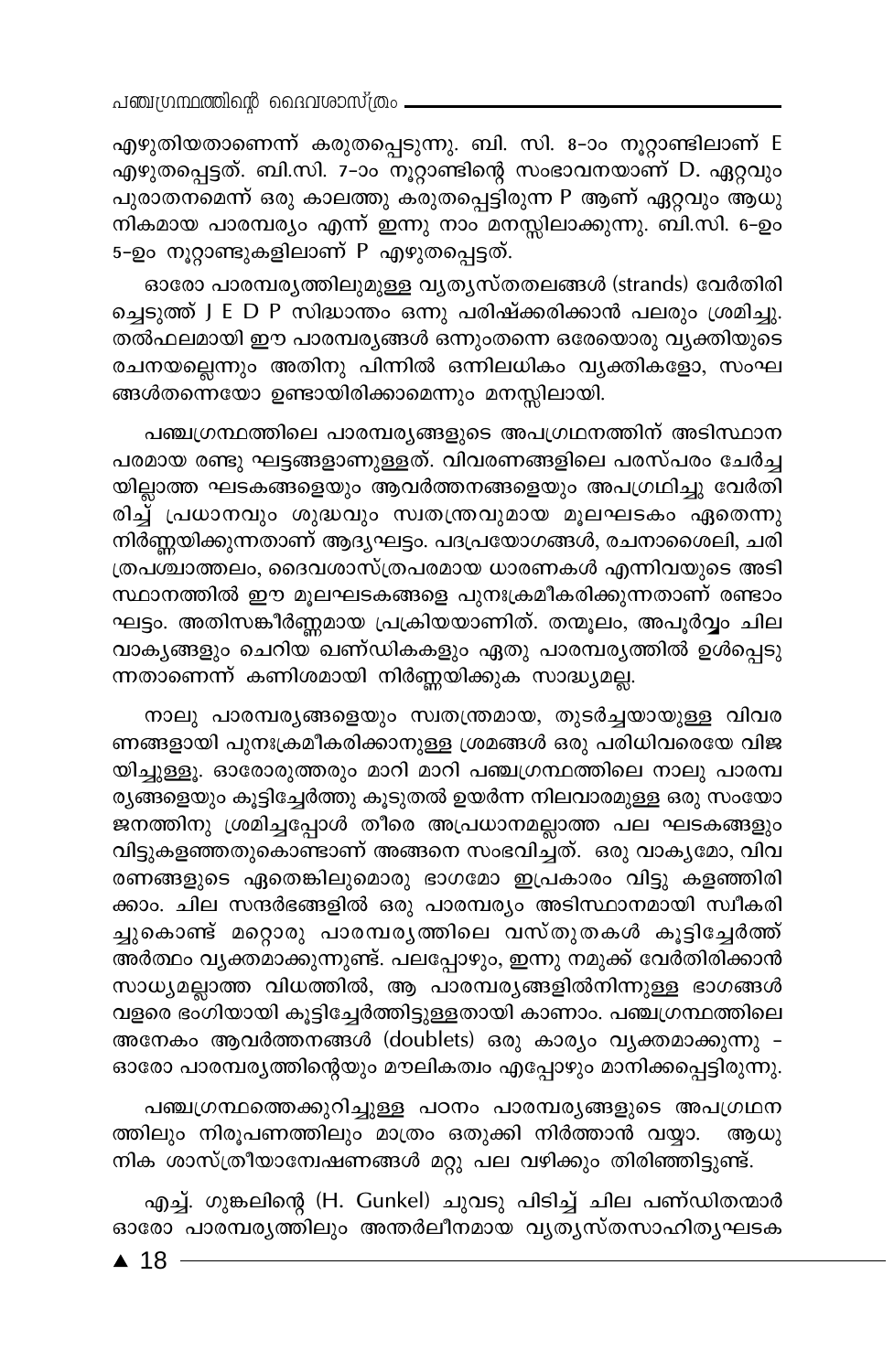എഴുതിയതാണെന്ന് കരുതപ്പെടുന്നു. ബി. സി. 8-ാം നൂറ്റാണ്ടിലാണ് E എഴുതപ്പെട്ടത്. ബി.സി. 7-ാം നൂറ്റാണ്ടിന്റെ സംഭാവനയാണ് D. ഏറ്റവും പുരാതനമെന്ന് ഒരു കാലത്തു കരുതപ്പെട്ടിരുന്ന P ആണ് ഏറ്റവും ആധുനികമായ പാരമ്പര്യം എന്ന് ഇന്നു നാം മനസ്സിലാക്കുന്നു. ബി.സി. 6-ഉം 5-ഉം നൂറ്റാണ്ടുകളിലാണ് P എഴുതപ്പെട്ടത്.

ഓരോ പാരമ്പര്യത്തിലുമുള്ള വ്യത്യസ്തതലങ്ങൾ (strands) വേർതിരിച്ചെടുത്ത് J E D P സിദ്ധാന്തം ഒന്നു പരിഷ്ക്കരിക്കാൻ പലരും ശ്രമിച്ചു. തൽഫലമായി ഈ പാരമ്പര്യങ്ങൾ ഒന്നുംതന്നെ ഒരേയൊരു വ്യക്തിയുടെ രചനയല്ലെന്നും അതിനു പിന്നിൽ ഒന്നിലധികം വ്യക്തികളോ, സംഘങ്ങൾതന്നെയോ ഉണ്ടായിരിക്കാമെന്നും മനസ്സിലായി.

പഞ്ചഗ്രന്ഥത്തിലെ പാരമ്പര്യങ്ങളുടെ അപഗ്രഥനത്തിന് അടിസ്ഥാനപരമായ രണ്ടു ഘട്ടങ്ങളാണുള്ളത്. വിവരണങ്ങളിലെ പരസ്പരം ചേർച്ചയില്ലാത്ത ഘടകങ്ങളെയും ആവർത്തനങ്ങളെയും അപഗ്രഥിച്ചു വേർതിരിച്ച് പ്രധാനവും ശുദ്ധവും സ്വതന്ത്രവുമായ മൂലഘടകം ഏതെന്നു നിർണ്ണയിക്കുന്നതാണ് ആദ്യഘട്ടം. പദപ്രയോഗങ്ങൾ, രചനാശൈലി, ചരിത്രപശ്ചാത്തലം, ദൈവശാസ്ത്രപരമായ ധാരണകൾ എന്നിവയുടെ അടിസ്ഥാനത്തിൽ ഈ മൂലഘടകങ്ങളെ പുനഃക്രമീകരിക്കുന്നതാണ് രണ്ടാം ഘട്ടം. അതിസങ്കീർണ്ണമായ പ്രക്രിയയാണിത്. തന്മൂലം, അപൂർവ്വം ചില വാക്യങ്ങളും ചെറിയ ഖണ്ഡികകളും ഏതു പാരമ്പര്യത്തിൽ ഉൾപ്പെടുന്നതാണെന്ന് കണിശമായി നിർണ്ണയിക്കുക സാദ്ധ്യമല്ല.

നാലു പാരമ്പര്യങ്ങളെയും സ്വതന്ത്രമായ, തുടർച്ചയായുള്ള വിവരണങ്ങളായി പുനഃക്രമീകരിക്കാനുള്ള ശ്രമങ്ങൾ ഒരു പരിധിവരെയേ വിജയിച്ചുള്ളൂ. ഓരോരുത്തരും മാറി മാറി പഞ്ചഗ്രന്ഥത്തിലെ നാലു പാരമ്പര്യങ്ങളെയും കൂട്ടിച്ചേർത്തു കൂടുതൽ ഉയർന്ന നിലവാരമുള്ള ഒരു സംയോജനത്തിനു ശ്രമിച്ചപ്പോൾ തീരെ അപ്രധാനമല്ലാത്ത പല ഘടകങ്ങളും വിട്ടുകളഞ്ഞതുകൊണ്ടാണ് അങ്ങനെ സംഭവിച്ചത്. ഒരു വാക്യമോ, വിവരണങ്ങളുടെ ഏതെങ്കിലുമൊരു ഭാഗമോ ഇപ്രകാരം വിട്ടു കളഞ്ഞിരിക്കാം. ചില സന്ദർഭങ്ങളിൽ ഒരു പാരമ്പര്യം അടിസ്ഥാനമായി സ്വീകരിച്ചുകൊണ്ട് മറ്റൊരു പാരമ്പര്യത്തിലെ വസ്തുതകൾ കൂട്ടിച്ചേർത്ത് അർത്ഥം വ്യക്തമാക്കുന്നുണ്ട്. പലപ്പോഴും, ഇന്നു നമുക്ക് വേർതിരിക്കാൻ സാധ്യമല്ലാത്ത വിധത്തിൽ, ആ പാരമ്പര്യങ്ങളിൽനിന്നുള്ള ഭാഗങ്ങൾ വളരെ ഭംഗിയായി കൂട്ടിച്ചേർത്തിട്ടുള്ളതായി കാണാം. പഞ്ചഗ്രന്ഥത്തിലെ അനേകം ആവർത്തനങ്ങൾ (doublets) ഒരു കാര്യം വ്യക്തമാക്കുന്നു - ഓരോ പാരമ്പര്യത്തിന്റെയും മൗലികത്വം എപ്പോഴും മാനിക്കപ്പെട്ടിരുന്നു.

പഞ്ചഗ്രന്ഥത്തെക്കുറിച്ചുള്ള പഠനം പാരമ്പര്യങ്ങളുടെ അപഗ്രഥനത്തിലും നിരൂപണത്തിലും മാത്രം ഒതുക്കി നിർത്താൻ വയ്യാ. ആധുനിക ശാസ്ത്രീയാന്വേഷണങ്ങൾ മറ്റു പല വഴിക്കും തിരിഞ്ഞിട്ടുണ്ട്.

എച്ച്. ഗുങ്കലിന്റെ (H. Gunkel) ചുവടു പിടിച്ച് ചില പണ്ഡിതന്മാർ ഓരോ പാരമ്പര്യത്തിലും അന്തർലീനമായ വ്യത്യസ്തസാഹിത്യഘടക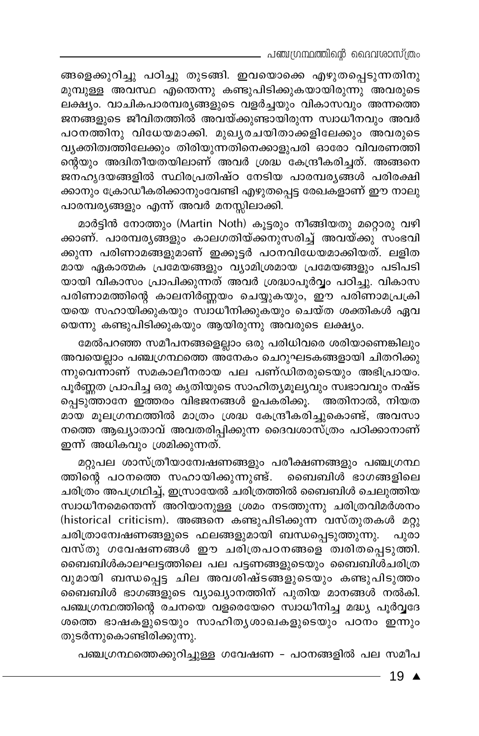ങ്ങളെക്കുറിച്ചു പഠിച്ചു തുടങ്ങി. ഇവയൊക്കെ എഴുതപ്പെടുന്നതിനു മുമ്പുള്ള അവസ്ഥ എന്തെന്നു കണ്ടുപിടിക്കുകയായിരുന്നു അവരുടെ ലക്ഷ്യം. വാചികപാരമ്പര്യങ്ങളുടെ വളർച്ചയും വികാസവും അന്നത്തെ ജനങ്ങളുടെ ജീവിതത്തിൽ അവയ്ക്കുണ്ടായിരുന്ന സ്വാധീനവും അവർ പഠനത്തിനു വിധേയമാക്കി. മുഖ്യരചയിതാക്കളിലേക്കും അവരുടെ വ്യക്തിത്വത്തിലേക്കും തിരിയുന്നതിനെക്കാളുപരി ഓരോ വിവരണത്തിന്റെയും അദ്വിതീയതയിലാണ് അവർ ശ്രദ്ധ കേന്ദ്രീകരിച്ചത്. അങ്ങനെ ജനഹൃദയങ്ങളിൽ സ്ഥിരപ്രതിഷ്ഠ നേടിയ പാരമ്പര്യങ്ങൾ പരിരക്ഷിക്കാനും ക്രോഡീകരിക്കാനുംവേണ്ടി എഴുതപ്പെട്ട രേഖകളാണ് ഈ നാലു പാരമ്പര്യങ്ങളും എന്ന് അവർ മനസ്സിലാക്കി.

മാർട്ടിൻ നോത്തും (Martin Noth) കൂട്ടരും നീങ്ങിയതു മറ്റൊരു വഴിക്കാണ്. പാരമ്പര്യങ്ങളും കാലഗതിയ്ക്കനുസരിച്ച് അവയ്ക്കു സംഭവിക്കുന്ന പരിണാമങ്ങളുമാണ് ഇക്കൂട്ടർ പഠനവിധേയമാക്കിയത്. ലളിതമായ ഏകാത്മക പ്രമേയങ്ങളും വ്യാമിശ്രമായ പ്രമേയങ്ങളും പടിപടിയായി വികാസം പ്രാപിക്കുന്നത് അവർ ശ്രദ്ധാപൂർവ്വം പഠിച്ചു. വികാസ പരിണാമത്തിന്റെ കാലനിർണ്ണയം ചെയ്യുകയും, ഈ പരിണാമപ്രക്രിയയെ സഹായിക്കുകയും സ്വാധീനിക്കുകയും ചെയ്ത ശക്തികൾ ഏവയെന്നു കണ്ടുപിടിക്കുകയും ആയിരുന്നു അവരുടെ ലക്ഷ്യം.

മേൽപറഞ്ഞ സമീപനങ്ങളെല്ലാം ഒരു പരിധിവരെ ശരിയാണെങ്കിലും അവയെല്ലാം പഞ്ചഗ്രന്ഥത്തെ അനേകം ചെറുഘടകങ്ങളായി ചിതറിക്കുന്നുവെന്നാണ് സമകാലീനരായ പല പണ്ഡിതരുടെയും അഭിപ്രായം. പൂർണ്ണത പ്രാപിച്ച ഒരു കൃതിയുടെ സാഹിത്യമൂല്യവും സ്വഭാവവും നഷ്ടപ്പെടുത്താനേ ഇത്തരം വിഭജനങ്ങൾ ഉപകരിക്കൂ. അതിനാൽ, നിയതമായ മൂലഗ്രന്ഥത്തിൽ മാത്രം ശ്രദ്ധ കേന്ദ്രീകരിച്ചുകൊണ്ട്, അവസാനത്തെ ആഖ്യാതാവ് അവതരിപ്പിക്കുന്ന ദൈവശാസ്ത്രം പഠിക്കാനാണ് ഇന്ന് അധികവും ശ്രമിക്കുന്നത്.

മറ്റുപല ശാസ്ത്രീയാന്വേഷണങ്ങളും പരീക്ഷണങ്ങളും പഞ്ചഗ്രന്ഥത്തിന്റെ പഠനത്തെ സഹായിക്കുന്നുണ്ട്. ബൈബിൾ ഭാഗങ്ങളിലെ ചരിത്രം അപഗ്രഥിച്ച്, ഇസ്രായേൽ ചരിത്രത്തിൽ ബൈബിൾ ചെലുത്തിയ സ്വാധീനമെന്തെന്ന് അറിയാനുള്ള ശ്രമം നടത്തുന്നു ചരിത്രവിമർശനം (historical criticism). അങ്ങനെ കണ്ടുപിടിക്കുന്ന വസ്തുതകൾ മറ്റു ചരിത്രാന്വേഷണങ്ങളുടെ ഫലങ്ങളുമായി ബന്ധപ്പെടുത്തുന്നു. പുരാവസ്തു ഗവേഷണങ്ങൾ ഈ ചരിത്രപഠനങ്ങളെ ത്വരിതപ്പെടുത്തി. ബൈബിൾകാലഘട്ടത്തിലെ പല പട്ടണങ്ങളുടെയും ബൈബിൾചരിത്രവുമായി ബന്ധപ്പെട്ട ചില അവശിഷ്ടങ്ങളുടെയും കണ്ടുപിടുത്തം ബൈബിൾ ഭാഗങ്ങളുടെ വ്യാഖ്യാനത്തിന് പുതിയ മാനങ്ങൾ നൽകി. പഞ്ചഗ്രന്ഥത്തിന്റെ രചനയെ വളരെയേറെ സ്വാധീനിച്ച മദ്ധ്യ പൂർവ്വദേശത്തെ ഭാഷകളുടെയും സാഹിത്യശാഖകളുടെയും പഠനം ഇന്നും തുടർന്നുകൊണ്ടിരിക്കുന്നു.

പഞ്ചഗ്രന്ഥത്തെക്കുറിച്ചുള്ള ഗവേഷണ - പഠനങ്ങളിൽ പല സമീപ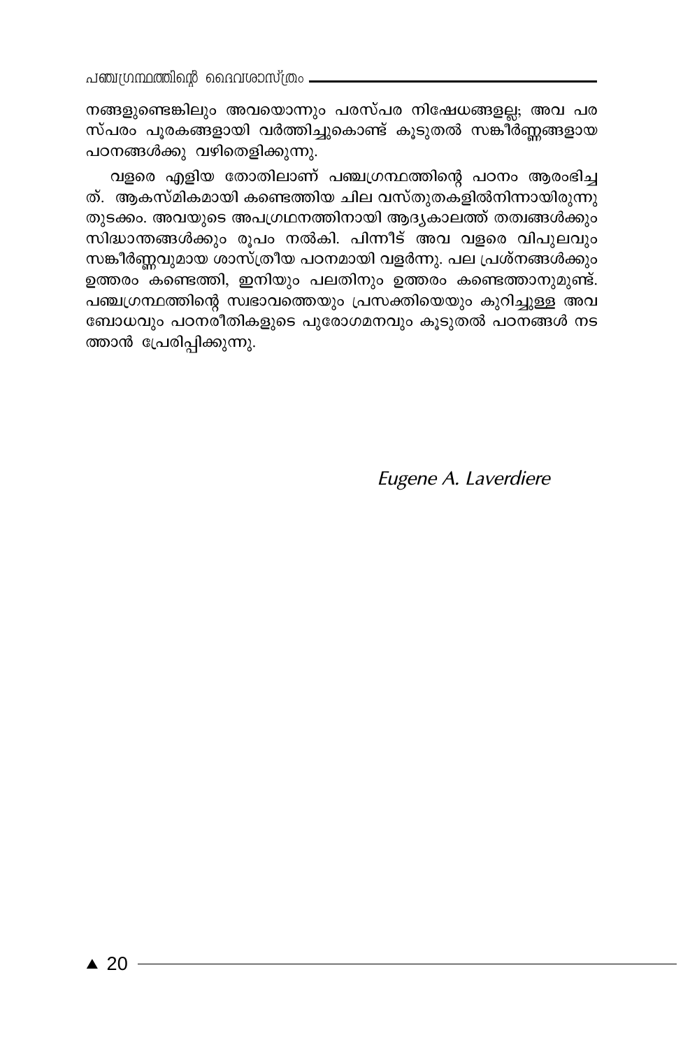നങ്ങളുണ്ടെങ്കിലും അവയൊന്നും പരസ്പര നിഷേധങ്ങളല്ല; അവ പരസ്പരം പൂരകങ്ങളായി വർത്തിച്ചുകൊണ്ട് കൂടുതൽ സങ്കീർണ്ണങ്ങളായ പഠനങ്ങൾക്കു വഴിതെളിക്കുന്നു.

വളരെ എളിയ തോതിലാണ് പഞ്ചഗ്രന്ഥത്തിന്റെ പഠനം ആരംഭിച്ചത്. ആകസ്മികമായി കണ്ടെത്തിയ ചില വസ്തുതകളിൽനിന്നായിരുന്നു തുടക്കം. അവയുടെ അപഗ്രഥനത്തിനായി ആദ്യകാലത്ത് തത്വങ്ങൾക്കും സിദ്ധാന്തങ്ങൾക്കും രൂപം നൽകി. പിന്നീട് അവ വളരെ വിപുലവും സങ്കീർണ്ണവുമായ ശാസ്ത്രീയ പഠനമായി വളർന്നു. പല പ്രശ്നങ്ങൾക്കും ഉത്തരം കണ്ടെത്തി, ഇനിയും പലതിനും ഉത്തരം കണ്ടെത്താനുമുണ്ട്. പഞ്ചഗ്രന്ഥത്തിന്റെ സ്വഭാവത്തെയും പ്രസക്തിയെയും കുറിച്ചുള്ള അവബോധവും പഠനരീതികളുടെ പുരോഗമനവും കൂടുതൽ പഠനങ്ങൾ നടത്താൻ പ്രേരിപ്പിക്കുന്നു.

*Eugene A. Laverdiere*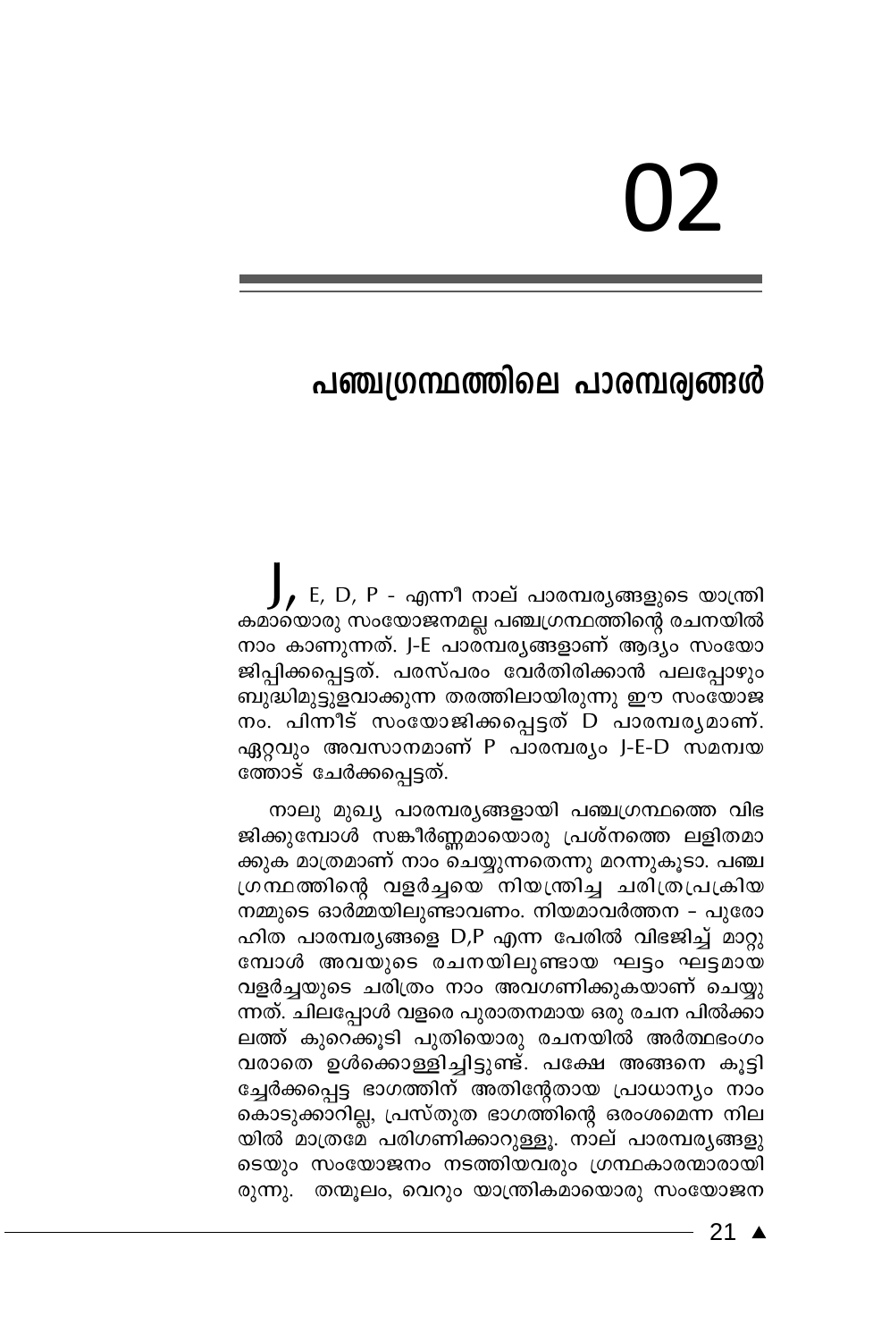# 02

## പഞ്ചഗ്രന്ഥത്തിലെ പാരമ്പര്യങ്ങൾ

J, E, D, P - എന്നീ നാല് പാരമ്പര്യങ്ങളുടെ യാന്ത്രികമായൊരു സംയോജനമല്ല പഞ്ചഗ്രന്ഥത്തിന്റെ രചനയിൽ നാം കാണുന്നത്. J-E പാരമ്പര്യങ്ങളാണ് ആദ്യം സംയോജിപ്പിക്കപ്പെട്ടത്. പരസ്പരം വേർതിരിക്കാൻ പലപ്പോഴും ബുദ്ധിമുട്ടുളവാക്കുന്ന തരത്തിലായിരുന്നു ഈ സംയോജനം. പിന്നീട് സംയോജിക്കപ്പെട്ടത് D പാരമ്പര്യമാണ്. ഏറ്റവും അവസാനമാണ് P പാരമ്പര്യം J-E-D സമന്വയത്തോട് ചേർക്കപ്പെട്ടത്.

നാലു മുഖ്യ പാരമ്പര്യങ്ങളായി പഞ്ചഗ്രന്ഥത്തെ വിഭജിക്കുമ്പോൾ സങ്കീർണ്ണമായൊരു പ്രശ്നത്തെ ലളിതമാക്കുക മാത്രമാണ് നാം ചെയ്യുന്നതെന്നു മറന്നുകൂടാ. പഞ്ചഗ്രന്ഥത്തിന്റെ വളർച്ചയെ നിയന്ത്രിച്ച ചരിത്രപ്രക്രിയ നമ്മുടെ ഓർമ്മയിലുണ്ടാവണം. നിയമാവർത്തന - പുരോഹിത പാരമ്പര്യങ്ങളെ D,P എന്ന പേരിൽ വിഭജിച്ച് മാറ്റുമ്പോൾ അവയുടെ രചനയിലുണ്ടായ ഘട്ടം ഘട്ടമായ വളർച്ചയുടെ ചരിത്രം നാം അവഗണിക്കുകയാണ് ചെയ്യുന്നത്. ചിലപ്പോൾ വളരെ പുരാതനമായ ഒരു രചന പിൽക്കാലത്ത് കുറെക്കൂടി പുതിയൊരു രചനയിൽ അർത്ഥഭംഗം വരാതെ ഉൾക്കൊള്ളിച്ചിട്ടുണ്ട്. പക്ഷേ അങ്ങനെ കൂട്ടിച്ചേർക്കപ്പെട്ട ഭാഗത്തിന് അതിന്റേതായ പ്രാധാന്യം നാം കൊടുക്കാറില്ല, പ്രസ്തുത ഭാഗത്തിന്റെ ഒരംശമെന്ന നിലയിൽ മാത്രമേ പരിഗണിക്കാറുള്ളൂ. നാല് പാരമ്പര്യങ്ങളുടെയും സംയോജനം നടത്തിയവരും ഗ്രന്ഥകാരന്മാരായിരുന്നു. തന്മൂലം, വെറും യാന്ത്രികമായൊരു സംയോജന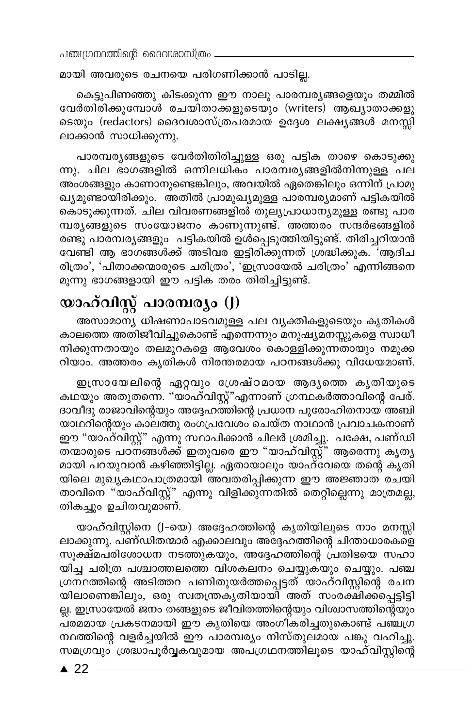മായി അവരുടെ രചനയെ പരിഗണിക്കാൻ പാടില്ല.

കെട്ടുപിണഞ്ഞു കിടക്കുന്ന ഈ നാലു പാരമ്പര്യങ്ങളെയും തമ്മിൽ വേർതിരിക്കുമ്പോൾ രചയിതാക്കളുടെയും (writers) ആഖ്യാതാക്കളുടെയും (redactors) ദൈവശാസ്ത്രപരമായ ഉദ്ദേശ ലക്ഷ്യങ്ങൾ മനസ്സിലാക്കാൻ സാധിക്കുന്നു.

പാരമ്പര്യങ്ങളുടെ വേർതിതിരിച്ചുള്ള ഒരു പട്ടിക താഴെ കൊടുക്കുന്നു. ചില ഭാഗങ്ങളിൽ ഒന്നിലധികം പാരമ്പര്യങ്ങളിൽനിന്നുള്ള പല അംശങ്ങളും കാണാനുണ്ടെങ്കിലും, അവയിൽ ഏതെങ്കിലും ഒന്നിന് പ്രാമുഖ്യമുണ്ടായിരിക്കും. അതിൽ പ്രാമുഖ്യമുള്ള പാരമ്പര്യമാണ് പട്ടികയിൽ കൊടുക്കുന്നത്. ചില വിവരണങ്ങളിൽ തുല്യപ്രാധാന്യമുള്ള രണ്ടു പാരമ്പര്യങ്ങളുടെ സംയോജനം കാണുന്നുണ്ട്. അത്തരം സന്ദർഭങ്ങളിൽ രണ്ടു പാരമ്പര്യങ്ങളും പട്ടികയിൽ ഉൾപ്പെടുത്തിയിട്ടുണ്ട്. തിരിച്ചറിയാൻ വേണ്ടി ആ ഭാഗങ്ങൾക്ക് അടിവര ഇട്ടിരിക്കുന്നത് ശ്രദ്ധിക്കുക. 'ആദിചരിത്രം', 'പിതാക്കന്മാരുടെ ചരിത്രം', 'ഇസ്രായേൽ ചരിത്രം' എന്നിങ്ങനെ മൂന്നു ഭാഗങ്ങളായി ഈ പട്ടിക തരം തിരിച്ചിട്ടുണ്ട്.

## യാഹ്‌വിസ്റ്റ് പാരമ്പര്യം (J)

അസാമാന്യ ധിഷണാപാടവമുള്ള പല വ്യക്തികളുടെയും കൃതികൾ കാലത്തെ അതിജീവിച്ചുകൊണ്ട് എന്നെന്നും മനുഷ്യമനസ്സുകളെ സ്വാധീനിക്കുന്നതായും തലമുറകളെ ആവേശം കൊള്ളിക്കുന്നതായും നമുക്കറിയാം. അത്തരം കൃതികൾ നിരന്തരമായ പഠനങ്ങൾക്കു വിധേയമാണ്.

ഇസ്രായേലിന്റെ ഏറ്റവും ശ്രേഷ്ഠമായ ആദ്യത്തെ കൃതിയുടെ കഥയും അതുതന്നെ. "യാഹ്‌വിസ്റ്റ്"എന്നാണ് ഗ്രന്ഥകർത്താവിന്റെ പേര്. ദാവീദു രാജാവിന്റെയും അദ്ദേഹത്തിന്റെ പ്രധാന പുരോഹിതനായ അബിയാഥറിന്റെയും കാലത്തു രംഗപ്രവേശം ചെയ്ത നാഥാൻ പ്രവാചകനാണ് ഈ "യാഹ്‌വിസ്റ്റ്" എന്നു സ്ഥാപിക്കാൻ ചിലർ ശ്രമിച്ചു. പക്ഷേ, പണ്ഡിതന്മാരുടെ പഠനങ്ങൾക്ക് ഇതുവരെ ഈ "യാഹ്‌വിസ്റ്റ്" ആരെന്നു കൃത്യമായി പറയുവാൻ കഴിഞ്ഞിട്ടില്ല. ഏതായാലും യാഹ്‌വേയെ തന്റെ കൃതിയിലെ മുഖ്യകഥാപാത്രമായി അവതരിപ്പിക്കുന്ന ഈ അജ്ഞാത രചയിതാവിനെ "യാഹ്‌വിസ്റ്റ്" എന്നു വിളിക്കുന്നതിൽ തെറ്റില്ലെന്നു മാത്രമല്ല, തികച്ചും ഉചിതവുമാണ്.

യാഹ്‌വിസ്റ്റിനെ (J-യെ) അദ്ദേഹത്തിന്റെ കൃതിയിലൂടെ നാം മനസ്സിലാക്കുന്നു. പണ്ഡിതന്മാർ എക്കാലവും അദ്ദേഹത്തിന്റെ ചിന്താധാരകളെ സൂക്ഷ്മപരിശോധന നടത്തുകയും, അദ്ദേഹത്തിന്റെ പ്രതിഭയെ സഹായിച്ച ചരിത്ര പശ്ചാത്തലത്തെ വിശകലനം ചെയ്യുകയും ചെയ്യും. പഞ്ചഗ്രന്ഥത്തിന്റെ അടിത്തറ പണിതുയർത്തപ്പെട്ടത് യാഹ്‌വിസ്റ്റിന്റെ രചനയിലാണെങ്കിലും, ഒരു സ്വതന്ത്രകൃതിയായി അത് സംരക്ഷിക്കപ്പെട്ടിട്ടില്ല. ഇസ്രായേൽ ജനം തങ്ങളുടെ ജീവിതത്തിന്റെയും വിശ്വാസത്തിന്റെയും പരമമായ പ്രകടനമായി ഈ കൃതിയെ അംഗീകരിച്ചതുകൊണ്ട് പഞ്ചഗ്രന്ഥത്തിന്റെ വളർച്ചയിൽ ഈ പാരമ്പര്യം നിസ്തുലമായ പങ്കു വഹിച്ചു. സമഗ്രവും ശ്രദ്ധാപൂർവ്വകവുമായ അപഗ്രഥനത്തിലൂടെ യാഹ്‌വിസ്റ്റിന്റെ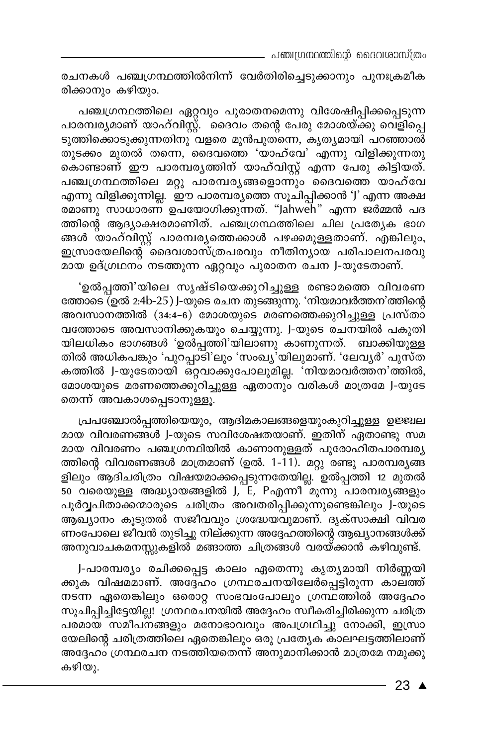രചനകൾ പഞ്ചഗ്രന്ഥത്തിൽനിന്ന് വേർതിരിച്ചെടുക്കാനും പുനഃക്രമീകരിക്കാനും കഴിയും.

പഞ്ചഗ്രന്ഥത്തിലെ ഏറ്റവും പുരാതനമെന്നു വിശേഷിപ്പിക്കപ്പെടുന്ന പാരമ്പര്യമാണ് യാഹ്‌വിസ്റ്റ്. ദൈവം തന്റെ പേരു മോശയ്ക്കു വെളിപ്പെടുത്തിക്കൊടുക്കുന്നതിനു വളരെ മുൻപുതന്നെ, കൃത്യമായി പറഞ്ഞാൽ തുടക്കം മുതൽ തന്നെ, ദൈവത്തെ 'യാഹ്‌വേ' എന്നു വിളിക്കുന്നതുകൊണ്ടാണ് ഈ പാരമ്പര്യത്തിന് യാഹ്‌വിസ്റ്റ് എന്ന പേരു കിട്ടിയത്. പഞ്ചഗ്രന്ഥത്തിലെ മറ്റു പാരമ്പര്യങ്ങളൊന്നും ദൈവത്തെ യാഹ്‌വേ എന്നു വിളിക്കുന്നില്ല. ഈ പാരമ്പര്യത്തെ സൂചിപ്പിക്കാൻ 'J' എന്ന അക്ഷരമാണു സാധാരണ ഉപയോഗിക്കുന്നത്. "Jahweh" എന്ന ജർമ്മൻ പദത്തിന്റെ ആദ്യാക്ഷരമാണിത്. പഞ്ചഗ്രന്ഥത്തിലെ ചില പ്രത്യേക ഭാഗങ്ങൾ യാഹ്‌വിസ്റ്റ് പാരമ്പര്യത്തെക്കാൾ പഴക്കമുള്ളതാണ്. എങ്കിലും, ഇസ്രായേലിന്റെ ദൈവശാസ്ത്രപരവും നീതിന്യായ പരിപാലനപരവുമായ ഉദ്ഗ്രഥനം നടത്തുന്ന ഏറ്റവും പുരാതന രചന J-യുടേതാണ്.

'ഉൽപ്പത്തി'യിലെ സൃഷ്ടിയെക്കുറിച്ചുള്ള രണ്ടാമത്തെ വിവരണത്തോടെ (ഉൽ 2:4b-25) J-യുടെ രചന തുടങ്ങുന്നു. 'നിയമാവർത്തന'ത്തിന്റെ അവസാനത്തിൽ (34:4–6) മോശയുടെ മരണത്തെക്കുറിച്ചുള്ള പ്രസ്താവത്തോടെ അവസാനിക്കുകയും ചെയ്യുന്നു. J-യുടെ രചനയിൽ പകുതിയിലധികം ഭാഗങ്ങൾ 'ഉൽപ്പത്തി'യിലാണു കാണുന്നത്. ബാക്കിയുള്ളതിൽ അധികപങ്കും 'പുറപ്പാടി'ലും 'സംഖ്യ'യിലുമാണ്. 'ലേവ്യർ' പുസ്തകത്തിൽ J-യുടേതായി ഒറ്റവാക്കുപോലുമില്ല. 'നിയമാവർത്തന'ത്തിൽ, മോശയുടെ മരണത്തെക്കുറിച്ചുള്ള ഏതാനും വരികൾ മാത്രമേ J-യുടേതെന്ന് അവകാശപ്പെടാനുള്ളൂ.

പ്രപഞ്ചോൽപ്പത്തിയെയും, ആദിമകാലങ്ങളെയുംകുറിച്ചുള്ള ഉജ്ജ്വലമായ വിവരണങ്ങൾ J-യുടെ സവിശേഷതയാണ്. ഇതിന് ഏതാണ്ടു സമമായ വിവരണം പഞ്ചഗ്രന്ഥിയിൽ കാണാനുള്ളത് പുരോഹിതപാരമ്പര്യത്തിന്റെ വിവരണങ്ങൾ മാത്രമാണ് (ഉൽ. 1-11). മറ്റു രണ്ടു പാരമ്പര്യങ്ങളിലും ആദിചരിത്രം വിഷയമാക്കപ്പെടുന്നതേയില്ല. ഉൽപ്പത്തി 12 മുതൽ 50 വരെയുള്ള അദ്ധ്യായങ്ങളിൽ J, E, Pഎന്നീ മൂന്നു പാരമ്പര്യങ്ങളും പൂർവ്വപിതാക്കന്മാരുടെ ചരിത്രം അവതരിപ്പിക്കുന്നുണ്ടെങ്കിലും J-യുടെ ആഖ്യാനം കൂടുതൽ സജീവവും ശ്രദ്ധേയവുമാണ്. ദൃക്സാക്ഷി വിവരണംപോലെ ജീവൻ തുടിച്ചു നില്ക്കുന്ന അദ്ദേഹത്തിന്റെ ആഖ്യാനങ്ങൾക്ക് അനുവാചകമനസ്സുകളിൽ മങ്ങാത്ത ചിത്രങ്ങൾ വരയ്ക്കാൻ കഴിവുണ്ട്.

J-പാരമ്പര്യം രചിക്കപ്പെട്ട കാലം ഏതെന്നു കൃത്യമായി നിർണ്ണയിക്കുക വിഷമമാണ്. അദ്ദേഹം ഗ്രന്ഥരചനയിലേർപ്പെട്ടിരുന്ന കാലത്ത് നടന്ന ഏതെങ്കിലും ഒരൊറ്റ സംഭവംപോലും ഗ്രന്ഥത്തിൽ അദ്ദേഹം സൂചിപ്പിച്ചിട്ടേയില്ല! ഗ്രന്ഥരചനയിൽ അദ്ദേഹം സ്വീകരിച്ചിരിക്കുന്ന ചരിത്രപരമായ സമീപനങ്ങളും മനോഭാവവും അപഗ്രഥിച്ചു നോക്കി, ഇസ്രായേലിന്റെ ചരിത്രത്തിലെ ഏതെങ്കിലും ഒരു പ്രത്യേക കാലഘട്ടത്തിലാണ് അദ്ദേഹം ഗ്രന്ഥരചന നടത്തിയതെന്ന് അനുമാനിക്കാൻ മാത്രമേ നമുക്കു കഴിയൂ.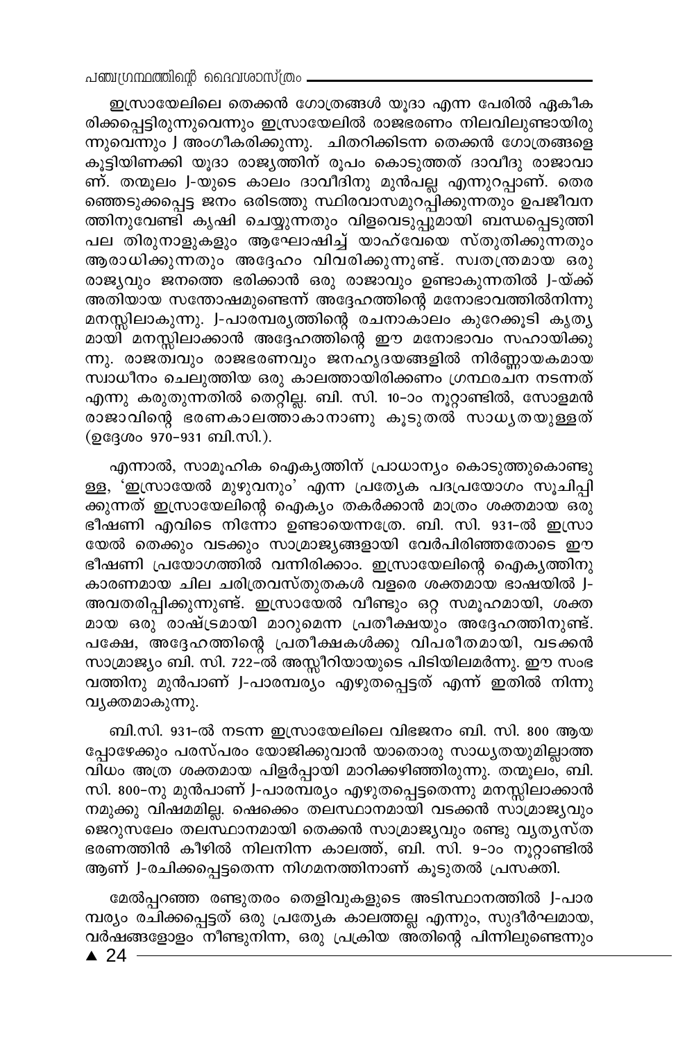ഇസ്രായേലിലെ തെക്കൻ ഗോത്രങ്ങൾ യൂദാ എന്ന പേരിൽ ഏകീകരിക്കപ്പെട്ടിരുന്നുവെന്നും ഇസ്രായേലിൽ രാജഭരണം നിലവിലുണ്ടായിരുന്നുവെന്നും J അംഗീകരിക്കുന്നു. ചിതറിക്കിടന്ന തെക്കൻ ഗോത്രങ്ങളെ കൂട്ടിയിണക്കി യൂദാ രാജ്യത്തിന് രൂപം കൊടുത്തത് ദാവീദു രാജാവാണ്. തന്മൂലം J-യുടെ കാലം ദാവീദിനു മുൻപല്ല എന്നുറപ്പാണ്. തെരഞ്ഞെടുക്കപ്പെട്ട ജനം ഒരിടത്തു സ്ഥിരവാസമുറപ്പിക്കുന്നതും ഉപജീവനത്തിനുവേണ്ടി കൃഷി ചെയ്യുന്നതും വിളവെടുപ്പുമായി ബന്ധപ്പെടുത്തി പല തിരുനാളുകളും ആഘോഷിച്ച് യാഹ്‌വേയെ സ്തുതിക്കുന്നതും ആരാധിക്കുന്നതും അദ്ദേഹം വിവരിക്കുന്നുണ്ട്. സ്വതന്ത്രമായ ഒരു രാജ്യവും ജനത്തെ ഭരിക്കാൻ ഒരു രാജാവും ഉണ്ടാകുന്നതിൽ J-യ്ക്ക് അതിയായ സന്തോഷമുണ്ടെന്ന് അദ്ദേഹത്തിന്റെ മനോഭാവത്തിൽനിന്നു മനസ്സിലാകുന്നു. J-പാരമ്പര്യത്തിന്റെ രചനാകാലം കുറേക്കൂടി കൃത്യമായി മനസ്സിലാക്കാൻ അദ്ദേഹത്തിന്റെ ഈ മനോഭാവം സഹായിക്കുന്നു. രാജത്വവും രാജഭരണവും ജനഹൃദയങ്ങളിൽ നിർണ്ണായകമായ സ്വാധീനം ചെലുത്തിയ ഒരു കാലത്തായിരിക്കണം ഗ്രന്ഥരചന നടന്നത് എന്നു കരുതുന്നതിൽ തെറ്റില്ല. ബി. സി. 10-ാം നൂറ്റാണ്ടിൽ, സോളമൻ രാജാവിന്റെ ഭരണകാലത്താകാനാണു കൂടുതൽ സാധ്യതയുള്ളത് (ഉദ്ദേശം 970-931 ബി.സി.).

എന്നാൽ, സാമൂഹിക ഐക്യത്തിന് പ്രാധാന്യം കൊടുത്തുകൊണ്ടുള്ള, 'ഇസ്രായേൽ മുഴുവനും' എന്ന പ്രത്യേക പദപ്രയോഗം സൂചിപ്പിക്കുന്നത് ഇസ്രായേലിന്റെ ഐക്യം തകർക്കാൻ മാത്രം ശക്തമായ ഒരു ഭീഷണി എവിടെ നിന്നോ ഉണ്ടായെന്നത്രേ. ബി. സി. 931-ൽ ഇസ്രായേൽ തെക്കും വടക്കും സാമ്രാജ്യങ്ങളായി വേർപിരിഞ്ഞതോടെ ഈ ഭീഷണി പ്രയോഗത്തിൽ വന്നിരിക്കാം. ഇസ്രായേലിന്റെ ഐക്യത്തിനു കാരണമായ ചില ചരിത്രവസ്തുതകൾ വളരെ ശക്തമായ ഭാഷയിൽ J-അവതരിപ്പിക്കുന്നുണ്ട്. ഇസ്രായേൽ വീണ്ടും ഒറ്റ സമൂഹമായി, ശക്തമായ ഒരു രാഷ്ട്രമായി മാറുമെന്ന പ്രതീക്ഷയും അദ്ദേഹത്തിനുണ്ട്. പക്ഷേ, അദ്ദേഹത്തിന്റെ പ്രതീക്ഷകൾക്കു വിപരീതമായി, വടക്കൻ സാമ്രാജ്യം ബി. സി. 722-ൽ അസ്സീറിയായുടെ പിടിയിലമർന്നു. ഈ സംഭവത്തിനു മുൻപാണ് J-പാരമ്പര്യം എഴുതപ്പെട്ടത് എന്ന് ഇതിൽ നിന്നു വ്യക്തമാകുന്നു.

ബി.സി. 931-ൽ നടന്ന ഇസ്രായേലിലെ വിഭജനം ബി. സി. 800 ആയപ്പോഴേക്കും പരസ്പരം യോജിക്കുവാൻ യാതൊരു സാധ്യതയുമില്ലാത്ത വിധം അത്ര ശക്തമായ പിളർപ്പായി മാറിക്കഴിഞ്ഞിരുന്നു. തന്മൂലം, ബി. സി. 800-നു മുൻപാണ് J-പാരമ്പര്യം എഴുതപ്പെട്ടതെന്നു മനസ്സിലാക്കാൻ നമുക്കു വിഷമമില്ല. ഷെക്കെം തലസ്ഥാനമായി വടക്കൻ സാമ്രാജ്യവും ജെറുസലേം തലസ്ഥാനമായി തെക്കൻ സാമ്രാജ്യവും രണ്ടു വ്യത്യസ്ത ഭരണത്തിൻ കീഴിൽ നിലനിന്ന കാലത്ത്, ബി. സി. 9-ാം നൂറ്റാണ്ടിൽ ആണ് J-രചിക്കപ്പെട്ടതെന്ന നിഗമനത്തിനാണ് കൂടുതൽ പ്രസക്തി.

മേൽപ്പറഞ്ഞ രണ്ടുതരം തെളിവുകളുടെ അടിസ്ഥാനത്തിൽ J-പാരമ്പര്യം രചിക്കപ്പെട്ടത് ഒരു പ്രത്യേക കാലത്തല്ല എന്നും, സുദീർഘമായ, വർഷങ്ങളോളം നീണ്ടുനിന്ന, ഒരു പ്രക്രിയ അതിന്റെ പിന്നിലുണ്ടെന്നും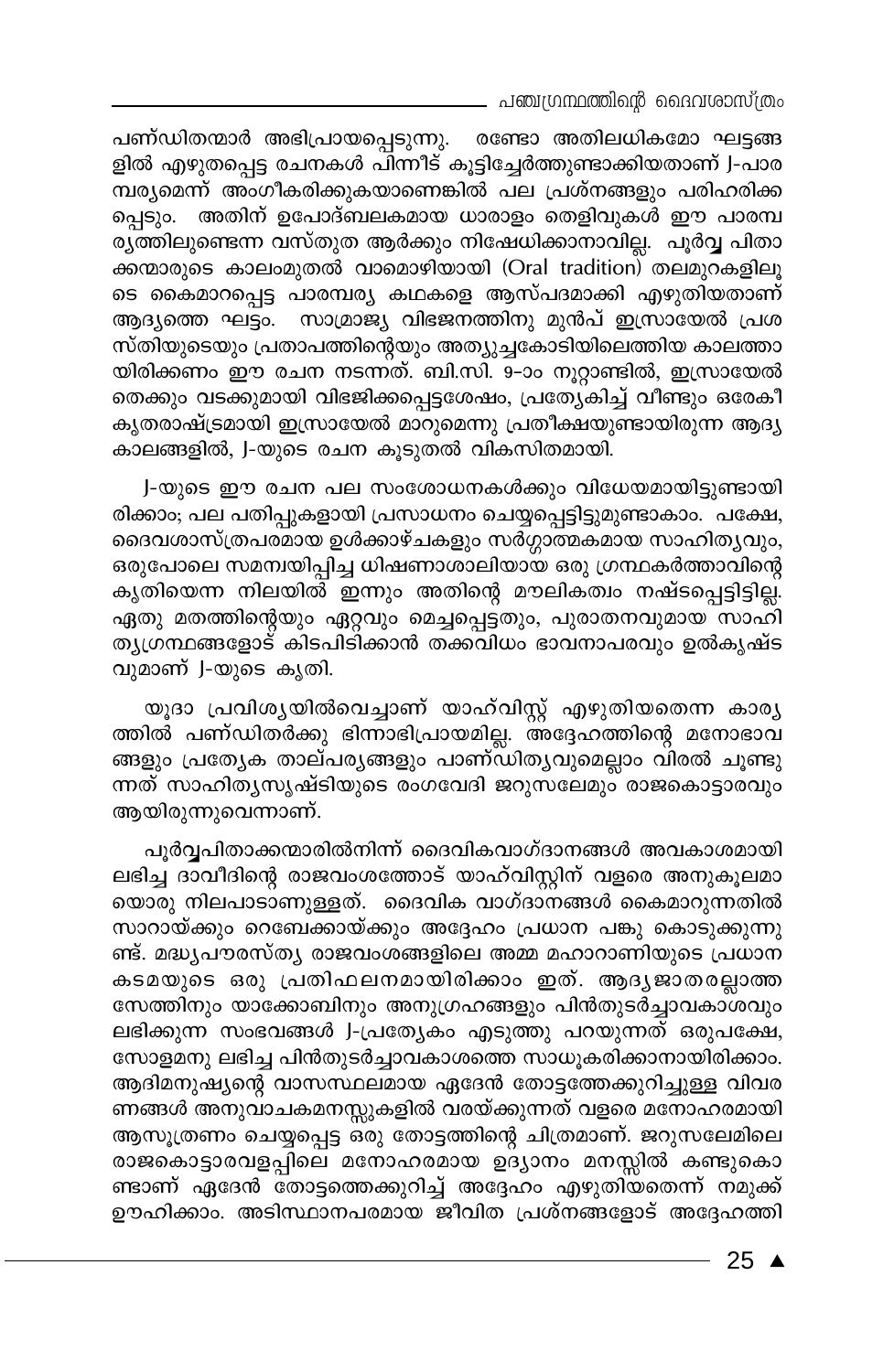പണ്ഡിതന്മാർ അഭിപ്രായപ്പെടുന്നു. രണ്ടോ അതിലധികമോ ഘട്ടങ്ങളിൽ എഴുതപ്പെട്ട രചനകൾ പിന്നീട് കൂട്ടിച്ചേർത്തുണ്ടാക്കിയതാണ് J-പാരമ്പര്യമെന്ന് അംഗീകരിക്കുകയാണെങ്കിൽ പല പ്രശ്നങ്ങളും പരിഹരിക്കപ്പെടും. അതിന് ഉപോദ്ബലകമായ ധാരാളം തെളിവുകൾ ഈ പാരമ്പര്യത്തിലുണ്ടെന്ന വസ്തുത ആർക്കും നിഷേധിക്കാനാവില്ല. പൂർവ്വ പിതാക്കന്മാരുടെ കാലംമുതൽ വാമൊഴിയായി (Oral tradition) തലമുറകളിലൂടെ കൈമാറപ്പെട്ട പാരമ്പര്യ കഥകളെ ആസ്പദമാക്കി എഴുതിയതാണ് ആദ്യത്തെ ഘട്ടം. സാമ്രാജ്യ വിഭജനത്തിനു മുൻപ് ഇസ്രായേൽ പ്രശസ്തിയുടെയും പ്രതാപത്തിന്റെയും അത്യുച്ചകോടിയിലെത്തിയ കാലത്തായിരിക്കണം ഈ രചന നടന്നത്. ബി.സി. 9-ാം നൂറ്റാണ്ടിൽ, ഇസ്രായേൽ തെക്കും വടക്കുമായി വിഭജിക്കപ്പെട്ടശേഷം, പ്രത്യേകിച്ച് വീണ്ടും ഒരേകീകൃതരാഷ്ട്രമായി ഇസ്രായേൽ മാറുമെന്നു പ്രതീക്ഷയുണ്ടായിരുന്ന ആദ്യകാലങ്ങളിൽ, J-യുടെ രചന കൂടുതൽ വികസിതമായി.

J-യുടെ ഈ രചന പല സംശോധനകൾക്കും വിധേയമായിട്ടുണ്ടായിരിക്കാം; പല പതിപ്പുകളായി പ്രസാധനം ചെയ്യപ്പെട്ടിട്ടുമുണ്ടാകാം. പക്ഷേ, ദൈവശാസ്ത്രപരമായ ഉൾക്കാഴ്ചകളും സർഗ്ഗാത്മകമായ സാഹിത്യവും, ഒരുപോലെ സമന്വയിപ്പിച്ച ധിഷണാശാലിയായ ഒരു ഗ്രന്ഥകർത്താവിന്റെ കൃതിയെന്ന നിലയിൽ ഇന്നും അതിന്റെ മൗലികത്വം നഷ്ടപ്പെട്ടിട്ടില്ല. ഏതു മതത്തിന്റെയും ഏറ്റവും മെച്ചപ്പെട്ടതും, പുരാതനവുമായ സാഹിത്യഗ്രന്ഥങ്ങളോട് കിടപിടിക്കാൻ തക്കവിധം ഭാവനാപരവും ഉൽകൃഷ്ടവുമാണ് J-യുടെ കൃതി.

യൂദാ പ്രവിശ്യയിൽവെച്ചാണ് യാഹ്‌വിസ്റ്റ് എഴുതിയതെന്ന കാര്യത്തിൽ പണ്ഡിതർക്കു ഭിന്നാഭിപ്രായമില്ല. അദ്ദേഹത്തിന്റെ മനോഭാവങ്ങളും പ്രത്യേക താല്പര്യങ്ങളും പാണ്ഡിത്യവുമെല്ലാം വിരൽ ചൂണ്ടുന്നത് സാഹിത്യസൃഷ്ടിയുടെ രംഗവേദി ജറുസലേമും രാജകൊട്ടാരവും ആയിരുന്നുവെന്നാണ്.

പൂർവ്വപിതാക്കന്മാരിൽനിന്ന് ദൈവികവാഗ്ദാനങ്ങൾ അവകാശമായി ലഭിച്ച ദാവീദിന്റെ രാജവംശത്തോട് യാഹ്‌വിസ്റ്റിന് വളരെ അനുകൂലമായൊരു നിലപാടാണുള്ളത്. ദൈവിക വാഗ്ദാനങ്ങൾ കൈമാറുന്നതിൽ സാറായ്ക്കും റെബേക്കായ്ക്കും അദ്ദേഹം പ്രധാന പങ്കു കൊടുക്കുന്നുണ്ട്. മദ്ധ്യപൗരസ്ത്യ രാജവംശങ്ങളിലെ അമ്മ മഹാറാണിയുടെ പ്രധാന കടമയുടെ ഒരു പ്രതിഫലനമായിരിക്കാം ഇത്. ആദ്യജാതരല്ലാത്ത സേത്തിനും യാക്കോബിനും അനുഗ്രഹങ്ങളും പിൻതുടർച്ചാവകാശവും ലഭിക്കുന്ന സംഭവങ്ങൾ J-പ്രത്യേകം എടുത്തു പറയുന്നത് ഒരുപക്ഷേ, സോളമനു ലഭിച്ച പിൻതുടർച്ചാവകാശത്തെ സാധൂകരിക്കാനായിരിക്കാം. ആദിമനുഷ്യന്റെ വാസസ്ഥലമായ ഏദേൻ തോട്ടത്തേക്കുറിച്ചുള്ള വിവരണങ്ങൾ അനുവാചകമനസ്സുകളിൽ വരയ്ക്കുന്നത് വളരെ മനോഹരമായി ആസൂത്രണം ചെയ്യപ്പെട്ട ഒരു തോട്ടത്തിന്റെ ചിത്രമാണ്. ജറുസലേമിലെ രാജകൊട്ടാരവളപ്പിലെ മനോഹരമായ ഉദ്യാനം മനസ്സിൽ കണ്ടുകൊണ്ടാണ് ഏദേൻ തോട്ടത്തെക്കുറിച്ച് അദ്ദേഹം എഴുതിയതെന്ന് നമുക്ക് ഊഹിക്കാം. അടിസ്ഥാനപരമായ ജീവിത പ്രശ്നങ്ങളോട് അദ്ദേഹത്തി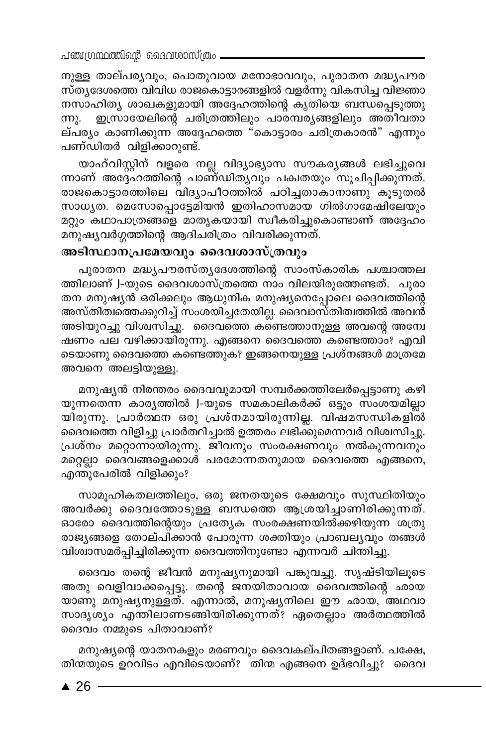നുള്ള താല്പര്യവും, പൊതുവായ മനോഭാവവും, പുരാതന മദ്ധ്യപൗരസ്ത്യദേശത്തെ വിവിധ രാജകൊട്ടാരങ്ങളിൽ വളർന്നു വികസിച്ച വിജ്ഞാനസാഹിത്യ ശാഖകളുമായി അദ്ദേഹത്തിന്റെ കൃതിയെ ബന്ധപ്പെടുത്തുന്നു. ഇസ്രായേലിന്റെ ചരിത്രത്തിലും പാരമ്പര്യങ്ങളിലും അതീവതാല്പര്യം കാണിക്കുന്ന അദ്ദേഹത്തെ "കൊട്ടാരം ചരിത്രകാരൻ" എന്നും പണ്ഡിതർ വിളിക്കാറുണ്ട്.

യാഹ്‌വിസ്റ്റിന് വളരെ നല്ല വിദ്യാഭ്യാസ സൗകര്യങ്ങൾ ലഭിച്ചുവെന്നാണ് അദ്ദേഹത്തിന്റെ പാണ്ഡിത്യവും പക്വതയും സൂചിപ്പിക്കുന്നത്. രാജകൊട്ടാരത്തിലെ വിദ്യാപീഠത്തിൽ പഠിച്ചതാകാനാണു കൂടുതൽ സാധ്യത. മെസോപ്പൊട്ടേമിയൻ ഇതിഹാസമായ ഗിൽഗാമേഷിലേയും മറ്റും കഥാപാത്രങ്ങളെ മാതൃകയായി സ്വീകരിച്ചുകൊണ്ടാണ് അദ്ദേഹം മനുഷ്യവർഗ്ഗത്തിന്റെ ആദിചരിത്രം വിവരിക്കുന്നത്.

### അടിസ്ഥാനപ്രമേയവും ദൈവശാസ്ത്രവും

പുരാതന മദ്ധ്യപൗരസ്ത്യദേശത്തിന്റെ സാംസ്കാരിക പശ്ചാത്തലത്തിലാണ് J-യുടെ ദൈവശാസ്ത്രത്തെ നാം വിലയിരുത്തേണ്ടത്. പുരാതന മനുഷ്യൻ ഒരിക്കലും ആധുനിക മനുഷ്യനെപ്പോലെ ദൈവത്തിന്റെ അസ്തിത്വത്തെക്കുറിച്ച് സംശയിച്ചതേയില്ല. ദൈവാസ്തിത്വത്തിൽ അവൻ അടിയുറച്ചു വിശ്വസിച്ചു. ദൈവത്തെ കണ്ടെത്താനുള്ള അവന്റെ അന്വേഷണം പല വഴിക്കായിരുന്നു. എങ്ങനെ ദൈവത്തെ കണ്ടെത്താം? എവിടെയാണു ദൈവത്തെ കണ്ടെത്തുക? ഇങ്ങനെയുള്ള പ്രശ്നങ്ങൾ മാത്രമേ അവനെ അലട്ടിയുള്ളൂ.

മനുഷ്യൻ നിരന്തരം ദൈവവുമായി സമ്പർക്കത്തിലേർപ്പെട്ടാണു കഴിയുന്നതെന്ന കാര്യത്തിൽ J-യുടെ സമകാലികർക്ക് ഒട്ടും സംശയമില്ലായിരുന്നു. പ്രാർത്ഥന ഒരു പ്രശ്നമായിരുന്നില്ല. വിഷമസന്ധികളിൽ ദൈവത്തെ വിളിച്ചു പ്രാർത്ഥിച്ചാൽ ഉത്തരം ലഭിക്കുമെന്നവർ വിശ്വസിച്ചു. പ്രശ്നം മറ്റൊന്നായിരുന്നു. ജീവനും സംരക്ഷണവും നൽകുന്നവനും മറ്റെല്ലാ ദൈവങ്ങളെക്കാൾ പരമോന്നതനുമായ ദൈവത്തെ എങ്ങനെ, എന്തുപേരിൽ വിളിക്കും?

സാമൂഹികതലത്തിലും, ഒരു ജനതയുടെ ക്ഷേമവും സുസ്ഥിതിയും അവർക്കു ദൈവത്തോടുള്ള ബന്ധത്തെ ആശ്രയിച്ചാണിരിക്കുന്നത്. ഓരോ ദൈവത്തിന്റെയും പ്രത്യേക സംരക്ഷണയിൽക്കഴിയുന്ന ശത്രുരാജ്യങ്ങളെ തോല്പിക്കാൻ പോരുന്ന ശക്തിയും പ്രാബല്യവും തങ്ങൾ വിശ്വാസമർപ്പിച്ചിരിക്കുന്ന ദൈവത്തിനുണ്ടോ എന്നവർ ചിന്തിച്ചു.

ദൈവം തന്റെ ജീവൻ മനുഷ്യനുമായി പങ്കുവച്ചു. സൃഷ്ടിയിലൂടെ അതു വെളിവാക്കപ്പെട്ടു. തന്റെ ജനയിതാവായ ദൈവത്തിന്റെ ഛായയാണു മനുഷ്യനുള്ളത്. എന്നാൽ, മനുഷ്യനിലെ ഈ ഛായ, അഥവാ സാദൃശ്യം എന്തിലാണടങ്ങിയിരിക്കുന്നത്? ഏതെല്ലാം അർത്ഥത്തിൽ ദൈവം നമ്മുടെ പിതാവാണ്?

മനുഷ്യന്റെ യാതനകളും മരണവും ദൈവകല്പിതങ്ങളാണ്. പക്ഷേ, തിന്മയുടെ ഉറവിടം എവിടെയാണ്? തിന്മ എങ്ങനെ ഉദ്ഭവിച്ചു? ദൈവ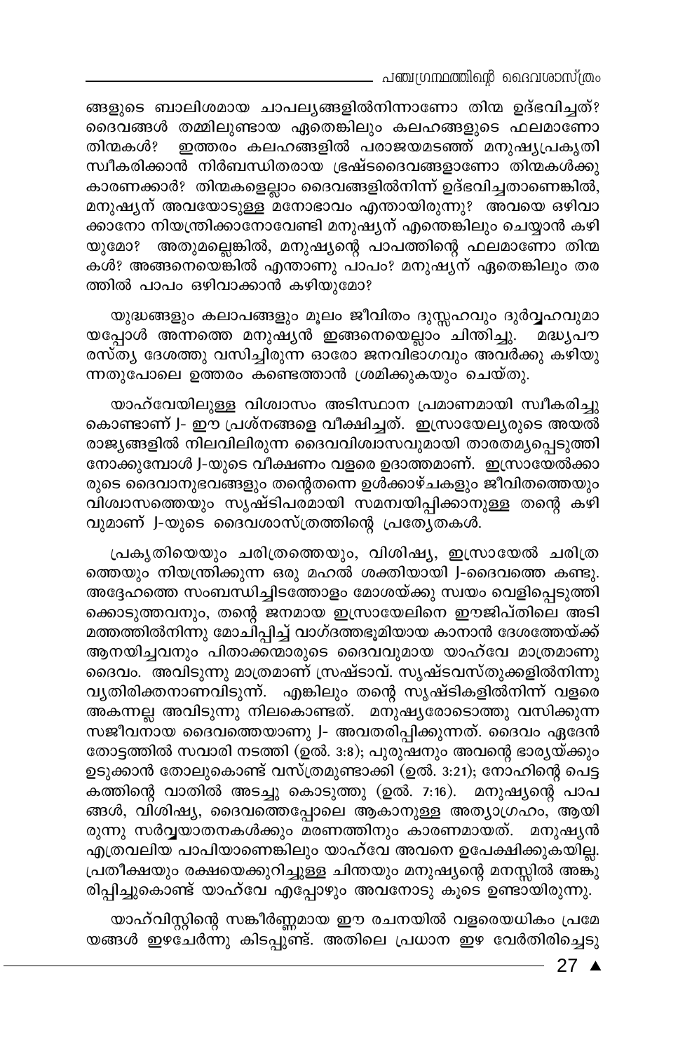ങ്ങളുടെ ബാലിശമായ ചാപല്യങ്ങളിൽനിന്നാണോ തിന്മ ഉദ്ഭവിച്ചത്? ദൈവങ്ങൾ തമ്മിലുണ്ടായ ഏതെങ്കിലും കലഹങ്ങളുടെ ഫലമാണോ തിന്മകൾ? ഇത്തരം കലഹങ്ങളിൽ പരാജയമടഞ്ഞ് മനുഷ്യപ്രകൃതി സ്വീകരിക്കാൻ നിർബന്ധിതരായ ഭ്രഷ്ടദൈവങ്ങളാണോ തിന്മകൾക്കു കാരണക്കാർ? തിന്മകളെല്ലാം ദൈവങ്ങളിൽനിന്ന് ഉദ്ഭവിച്ചതാണെങ്കിൽ, മനുഷ്യന് അവയോടുള്ള മനോഭാവം എന്തായിരുന്നു? അവയെ ഒഴിവാക്കാനോ നിയന്ത്രിക്കാനോവേണ്ടി മനുഷ്യന് എന്തെങ്കിലും ചെയ്യാൻ കഴിയുമോ? അതുമല്ലെങ്കിൽ, മനുഷ്യന്റെ പാപത്തിന്റെ ഫലമാണോ തിന്മകൾ? അങ്ങനെയെങ്കിൽ എന്താണു പാപം? മനുഷ്യന് ഏതെങ്കിലും തരത്തിൽ പാപം ഒഴിവാക്കാൻ കഴിയുമോ?

യുദ്ധങ്ങളും കലാപങ്ങളും മൂലം ജീവിതം ദുസ്സഹവും ദുർവ്വഹവുമായപ്പോൾ അന്നത്തെ മനുഷ്യൻ ഇങ്ങനെയെല്ലാം ചിന്തിച്ചു. മദ്ധ്യപൗരസ്ത്യ ദേശത്തു വസിച്ചിരുന്ന ഓരോ ജനവിഭാഗവും അവർക്കു കഴിയുന്നതുപോലെ ഉത്തരം കണ്ടെത്താൻ ശ്രമിക്കുകയും ചെയ്തു.

യാഹ്‌വേയിലുള്ള വിശ്വാസം അടിസ്ഥാന പ്രമാണമായി സ്വീകരിച്ചുകൊണ്ടാണ് J- ഈ പ്രശ്നങ്ങളെ വീക്ഷിച്ചത്. ഇസ്രായേല്യരുടെ അയൽരാജ്യങ്ങളിൽ നിലവിലിരുന്ന ദൈവവിശ്വാസവുമായി താരതമ്യപ്പെടുത്തി നോക്കുമ്പോൾ J-യുടെ വീക്ഷണം വളരെ ഉദാത്തമാണ്. ഇസ്രായേൽക്കാരുടെ ദൈവാനുഭവങ്ങളും തന്റെതന്നെ ഉൾക്കാഴ്ചകളും ജീവിതത്തെയും വിശ്വാസത്തെയും സൃഷ്ടിപരമായി സമന്വയിപ്പിക്കാനുള്ള തന്റെ കഴിവുമാണ് J-യുടെ ദൈവശാസ്ത്രത്തിന്റെ പ്രത്യേകതകൾ.

പ്രകൃതിയെയും ചരിത്രത്തെയും, വിശിഷ്യ, ഇസ്രായേൽ ചരിത്രത്തെയും നിയന്ത്രിക്കുന്ന ഒരു മഹൽ ശക്തിയായി J-ദൈവത്തെ കണ്ടു. അദ്ദേഹത്തെ സംബന്ധിച്ചിടത്തോളം മോശയ്ക്കു സ്വയം വെളിപ്പെടുത്തിക്കൊടുത്തവനും, തന്റെ ജനമായ ഇസ്രായേലിനെ ഈജിപ്തിലെ അടിമത്തത്തിൽനിന്നു മോചിപ്പിച്ച് വാഗ്ദത്തഭൂമിയായ കാനാൻ ദേശത്തേയ്ക്ക് ആനയിച്ചവനും പിതാക്കന്മാരുടെ ദൈവവുമായ യാഹ്‌വേ മാത്രമാണു ദൈവം. അവിടുന്നു മാത്രമാണ് സ്രഷ്ടാവ്. സൃഷ്ടവസ്തുക്കളിൽനിന്നു വ്യതിരിക്തനാണവിടുന്ന്. എങ്കിലും തന്റെ സൃഷ്ടികളിൽനിന്ന് വളരെ അകന്നല്ല അവിടുന്നു നിലകൊണ്ടത്. മനുഷ്യരോടൊത്തു വസിക്കുന്ന സജീവനായ ദൈവത്തെയാണു J- അവതരിപ്പിക്കുന്നത്. ദൈവം ഏദേൻ തോട്ടത്തിൽ സവാരി നടത്തി (ഉൽ. 3:8); പുരുഷനും അവന്റെ ഭാര്യയ്ക്കും ഉടുക്കാൻ തോലുകൊണ്ട് വസ്ത്രമുണ്ടാക്കി (ഉൽ. 3:21); നോഹിന്റെ പെട്ടകത്തിന്റെ വാതിൽ അടച്ചു കൊടുത്തു (ഉൽ. 7:16). മനുഷ്യന്റെ പാപങ്ങൾ, വിശിഷ്യ, ദൈവത്തെപ്പോലെ ആകാനുള്ള അത്യാഗ്രഹം, ആയിരുന്നു സർവ്വയാതനകൾക്കും മരണത്തിനും കാരണമായത്. മനുഷ്യൻ എത്രവലിയ പാപിയാണെങ്കിലും യാഹ്‌വേ അവനെ ഉപേക്ഷിക്കുകയില്ല. പ്രതീക്ഷയും രക്ഷയെക്കുറിച്ചുള്ള ചിന്തയും മനുഷ്യന്റെ മനസ്സിൽ അങ്കുരിപ്പിച്ചുകൊണ്ട് യാഹ്‌വേ എപ്പോഴും അവനോടു കൂടെ ഉണ്ടായിരുന്നു.

യാഹ്‌വിസ്റ്റിന്റെ സങ്കീർണ്ണമായ ഈ രചനയിൽ വളരെയധികം പ്രമേയങ്ങൾ ഇഴചേർന്നു കിടപ്പുണ്ട്. അതിലെ പ്രധാന ഇഴ വേർതിരിച്ചെടു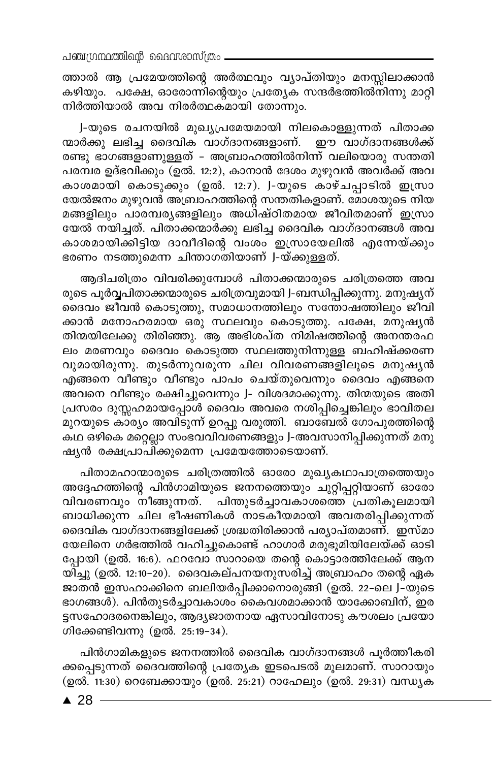ത്താൽ ആ പ്രമേയത്തിന്റെ അർത്ഥവും വ്യാപ്തിയും മനസ്സിലാക്കാൻ കഴിയും. പക്ഷേ, ഓരോന്നിന്റെയും പ്രത്യേക സന്ദർഭത്തിൽനിന്നു മാറ്റി നിർത്തിയാൽ അവ നിരർത്ഥകമായി തോന്നും.

J-യുടെ രചനയിൽ മുഖ്യപ്രമേയമായി നിലകൊള്ളുന്നത് പിതാക്കന്മാർക്കു ലഭിച്ച ദൈവിക വാഗ്ദാനങ്ങളാണ്. ഈ വാഗ്ദാനങ്ങൾക്ക് രണ്ടു ഭാഗങ്ങളാണുള്ളത് - അബ്രാഹത്തിൽനിന്ന് വലിയൊരു സന്തതി പരമ്പര ഉദ്ഭവിക്കും (ഉൽ. 12:2), കാനാൻ ദേശം മുഴുവൻ അവർക്ക് അവകാശമായി കൊടുക്കും (ഉൽ. 12:7). J-യുടെ കാഴ്ചപ്പാടിൽ ഇസ്രായേൽജനം മുഴുവൻ അബ്രാഹത്തിന്റെ സന്തതികളാണ്. മോശയുടെ നിയമങ്ങളിലും പാരമ്പര്യങ്ങളിലും അധിഷ്ഠിതമായ ജീവിതമാണ് ഇസ്രായേൽ നയിച്ചത്. പിതാക്കന്മാർക്കു ലഭിച്ച ദൈവിക വാഗ്ദാനങ്ങൾ അവകാശമായിക്കിട്ടിയ ദാവീദിന്റെ വംശം ഇസ്രായേലിൽ എന്നേയ്ക്കും ഭരണം നടത്തുമെന്ന ചിന്താഗതിയാണ് J-യ്ക്കുള്ളത്.

ആദിചരിത്രം വിവരിക്കുമ്പോൾ പിതാക്കന്മാരുടെ ചരിത്രത്തെ അവരുടെ പൂർവ്വപിതാക്കന്മാരുടെ ചരിത്രവുമായി J-ബന്ധിപ്പിക്കുന്നു. മനുഷ്യന് ദൈവം ജീവൻ കൊടുത്തു, സമാധാനത്തിലും സന്തോഷത്തിലും ജീവിക്കാൻ മനോഹരമായ ഒരു സ്ഥലവും കൊടുത്തു. പക്ഷേ, മനുഷ്യൻ തിന്മയിലേക്കു തിരിഞ്ഞു. ആ അഭിശപ്ത നിമിഷത്തിന്റെ അനന്തരഫലം മരണവും ദൈവം കൊടുത്ത സ്ഥലത്തുനിന്നുള്ള ബഹിഷ്ക്കരണവുമായിരുന്നു. തുടർന്നുവരുന്ന ചില വിവരണങ്ങളിലൂടെ മനുഷ്യൻ എങ്ങനെ വീണ്ടും വീണ്ടും പാപം ചെയ്തുവെന്നും ദൈവം എങ്ങനെ അവനെ വീണ്ടും രക്ഷിച്ചുവെന്നും J- വിശദമാക്കുന്നു. തിന്മയുടെ അതിപ്രസരം ദുസ്സഹമായപ്പോൾ ദൈവം അവരെ നശിപ്പിച്ചെങ്കിലും ഭാവിതലമുറയുടെ കാര്യം അവിടുന്ന് ഉറപ്പു വരുത്തി. ബാബേൽ ഗോപുരത്തിന്റെ കഥ ഒഴികെ മറ്റെല്ലാ സംഭവവിവരണങ്ങളും J-അവസാനിപ്പിക്കുന്നത് മനുഷ്യൻ രക്ഷപ്രാപിക്കുമെന്ന പ്രമേയത്തോടെയാണ്.

പിതാമഹാന്മാരുടെ ചരിത്രത്തിൽ ഓരോ മുഖ്യകഥാപാത്രത്തെയും അദ്ദേഹത്തിന്റെ പിൻഗാമിയുടെ ജനനത്തെയും ചുറ്റിപ്പറ്റിയാണ് ഓരോ വിവരണവും നീങ്ങുന്നത്. പിന്തുടർച്ചാവകാശത്തെ പ്രതികൂലമായി ബാധിക്കുന്ന ചില ഭീഷണികൾ നാടകീയമായി അവതരിപ്പിക്കുന്നത് ദൈവിക വാഗ്ദാനങ്ങളിലേക്ക് ശ്രദ്ധതിരിക്കാൻ പര്യാപ്തമാണ്. ഇസ്മായേലിനെ ഗർഭത്തിൽ വഹിച്ചുകൊണ്ട് ഹാഗാർ മരുഭൂമിയിലേയ്ക്ക് ഓടിപ്പോയി (ഉൽ. 16:6). ഫറവോ സാറായെ തന്റെ കൊട്ടാരത്തിലേക്ക് ആനയിച്ചു (ഉൽ. 12:10-20). ദൈവകല്പനയനുസരിച്ച് അബ്രാഹം തന്റെ ഏകജാതൻ ഇസഹാക്കിനെ ബലിയർപ്പിക്കാനൊരുങ്ങി (ഉൽ. 22-ലെ J-യുടെ ഭാഗങ്ങൾ). പിൻതുടർച്ചാവകാശം കൈവശമാക്കാൻ യാക്കോബിന്, ഇരട്ടസഹോദരനെങ്കിലും, ആദ്യജാതനായ ഏസാവിനോടു കൗശലം പ്രയോഗിക്കേണ്ടിവന്നു (ഉൽ. 25:19-34).

പിൻഗാമികളുടെ ജനനത്തിൽ ദൈവിക വാഗ്ദാനങ്ങൾ പൂർത്തീകരിക്കപ്പെടുന്നത് ദൈവത്തിന്റെ പ്രത്യേക ഇടപെടൽ മൂലമാണ്. സാറായും (ഉൽ. 11:30) റെബേക്കായും (ഉൽ. 25:21) റാഹേലും (ഉൽ. 29:31) വന്ധ്യക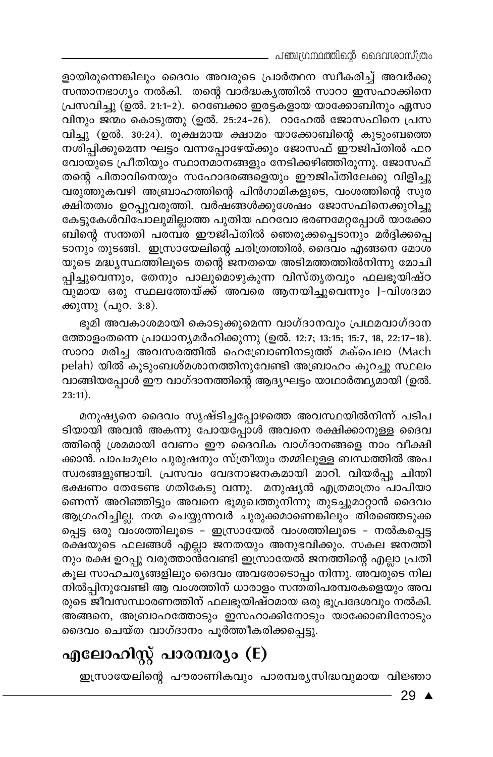ളായിരുന്നെങ്കിലും ദൈവം അവരുടെ പ്രാർത്ഥന സ്വീകരിച്ച് അവർക്കു സന്താനഭാഗ്യം നൽകി. തന്റെ വാർദ്ധക്യത്തിൽ സാറാ ഇസഹാക്കിനെ പ്രസവിച്ചു (ഉൽ. 21:1-2). റെബേക്കാ ഇരട്ടകളായ യാക്കോബിനും ഏസാവിനും ജന്മം കൊടുത്തു (ഉൽ. 25:24-26). റാഹേൽ ജോസഫിനെ പ്രസവിച്ചു (ഉൽ. 30:24). രൂക്ഷമായ ക്ഷാമം യാക്കോബിന്റെ കുടുംബത്തെ നശിപ്പിക്കുമെന്ന ഘട്ടം വന്നപ്പോഴേയ്ക്കും ജോസഫ് ഈജിപ്തിൽ ഫറവോയുടെ പ്രീതിയും സ്ഥാനമാനങ്ങളും നേടിക്കഴിഞ്ഞിരുന്നു. ജോസഫ് തന്റെ പിതാവിനെയും സഹോദരങ്ങളെയും ഈജിപ്തിലേക്കു വിളിച്ചു വരുത്തുകവഴി അബ്രാഹത്തിന്റെ പിൻഗാമികളുടെ, വംശത്തിന്റെ സുരക്ഷിതത്വം ഉറപ്പുവരുത്തി. വർഷങ്ങൾക്കുശേഷം ജോസഫിനെക്കുറിച്ചു കേട്ടുകേൾവിപോലുമില്ലാത്ത പുതിയ ഫറവോ ഭരണമേറ്റപ്പോൾ യാക്കോബിന്റെ സന്തതി പരമ്പര ഈജിപ്തിൽ ഞെരുക്കപ്പെടാനും മർദ്ദിക്കപ്പെടാനും തുടങ്ങി. ഇസ്രായേലിന്റെ ചരിത്രത്തിൽ, ദൈവം എങ്ങനെ മോശയുടെ മദ്ധ്യസ്ഥത്തിലൂടെ തന്റെ ജനതയെ അടിമത്തത്തിൽനിന്നു മോചിപ്പിച്ചുവെന്നും, തേനും പാലുമൊഴുകുന്ന വിസ്തൃതവും ഫലഭൂയിഷ്ഠവുമായ ഒരു സ്ഥലത്തേയ്ക്ക് അവരെ ആനയിച്ചുവെന്നും J-വിശദമാക്കുന്നു (പുറ. 3:8).

ഭൂമി അവകാശമായി കൊടുക്കുമെന്ന വാഗ്ദാനവും പ്രഥമവാഗ്ദാനത്തോളംതന്നെ പ്രാധാന്യമർഹിക്കുന്നു (ഉൽ. 12:7; 13:15; 15:7, 18, 22:17-18). സാറാ മരിച്ച അവസരത്തിൽ ഹെബ്രോണിനടുത്ത് മക്പെലാ (Mach pelah) യിൽ കുടുംബശ്മശാനത്തിനുവേണ്ടി അബ്രാഹം കുറച്ചു സ്ഥലം വാങ്ങിയപ്പോൾ ഈ വാഗ്ദാനത്തിന്റെ ആദ്യഘട്ടം യാഥാർത്ഥ്യമായി (ഉൽ. 23:11).

മനുഷ്യനെ ദൈവം സൃഷ്ടിച്ചപ്പോഴത്തെ അവസ്ഥയിൽനിന്ന് പടിപടിയായി അവൻ അകന്നു പോയപ്പോൾ അവനെ രക്ഷിക്കാനുള്ള ദൈവത്തിന്റെ ശ്രമമായി വേണം ഈ ദൈവിക വാഗ്ദാനങ്ങളെ നാം വീക്ഷിക്കാൻ. പാപംമൂലം പുരുഷനും സ്ത്രീയും തമ്മിലുള്ള ബന്ധത്തിൽ അപസ്വരങ്ങളുണ്ടായി. പ്രസവം വേദനാജനകമായി മാറി. വിയർപ്പു ചിന്തി ഭക്ഷണം തേടേണ്ട ഗതികേടു വന്നു. മനുഷ്യൻ എത്രമാത്രം പാപിയാണെന്ന് അറിഞ്ഞിട്ടും അവനെ ഭൂമുഖത്തുനിന്നു തുടച്ചുമാറ്റാൻ ദൈവം ആഗ്രഹിച്ചില്ല. നന്മ ചെയ്യുന്നവർ ചുരുക്കമാണെങ്കിലും തിരഞ്ഞെടുക്കപ്പെട്ട ഒരു വംശത്തിലൂടെ - ഇസ്രായേൽ വംശത്തിലൂടെ - നൽകപ്പെട്ട രക്ഷയുടെ ഫലങ്ങൾ എല്ലാ ജനതയും അനുഭവിക്കും. സകല ജനത്തിനും രക്ഷ ഉറപ്പു വരുത്താൻവേണ്ടി ഇസ്രായേൽ ജനത്തിന്റെ എല്ലാ പ്രതികൂല സാഹചര്യങ്ങളിലും ദൈവം അവരോടൊപ്പം നിന്നു. അവരുടെ നിലനിൽപ്പിനുവേണ്ടി ആ വംശത്തിന് ധാരാളം സന്തതിപരമ്പരകളെയും അവരുടെ ജീവസന്ധാരണത്തിന് ഫലഭൂയിഷ്ഠമായ ഒരു ഭൂപ്രദേശവും നൽകി. അങ്ങനെ, അബ്രാഹത്തോടും ഇസഹാക്കിനോടും യാക്കോബിനോടും ദൈവം ചെയ്ത വാഗ്ദാനം പൂർത്തീകരിക്കപ്പെട്ടു.

## എലോഹിസ്റ്റ് പാരമ്പര്യം (E)

ഇസ്രായേലിന്റെ പൗരാണികവും പാരമ്പര്യസിദ്ധവുമായ വിജ്ഞാ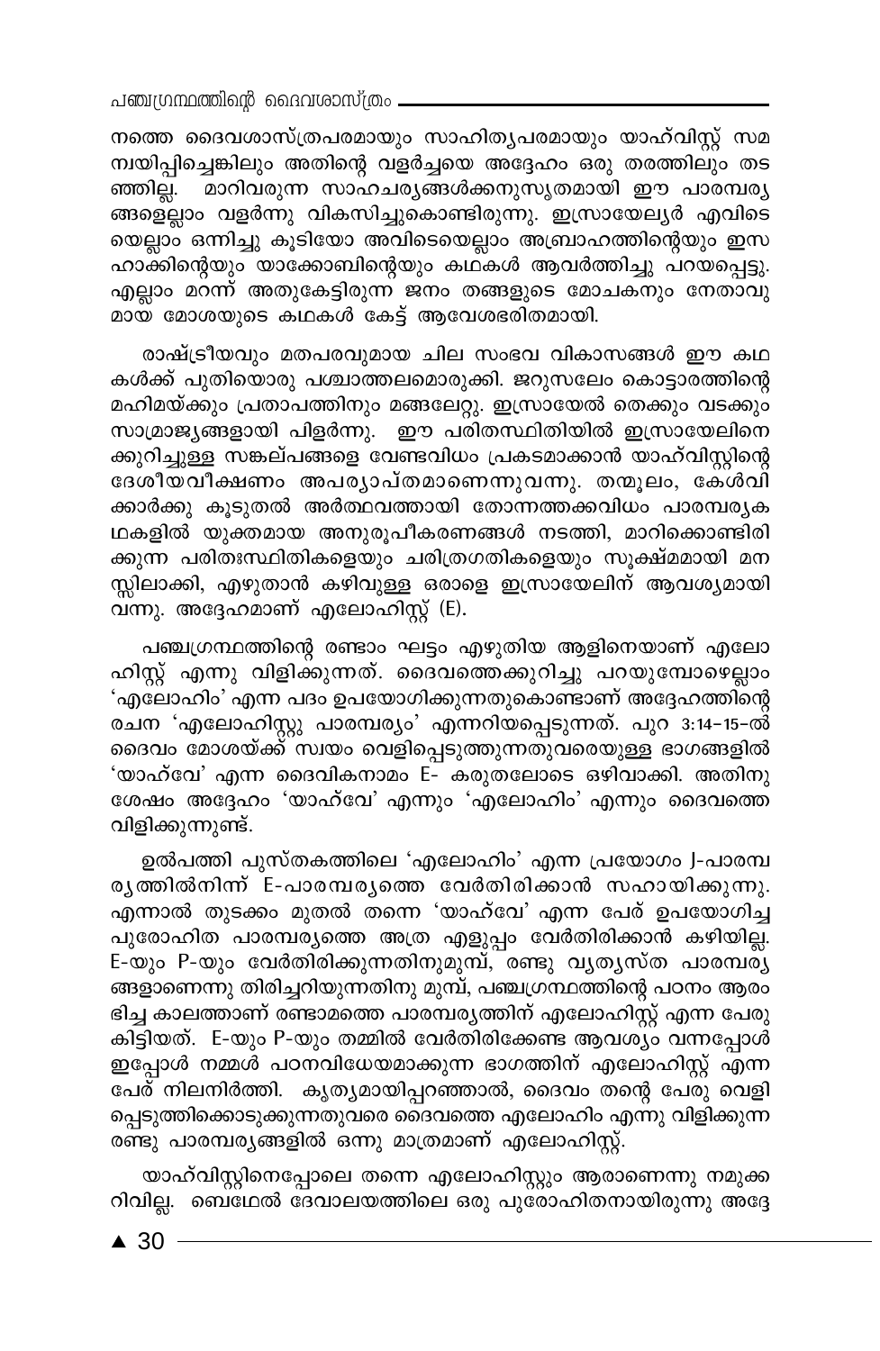നത്തെ ദൈവശാസ്ത്രപരമായും സാഹിത്യപരമായും യാഹ്‌വിസ്റ്റ് സമ
ന്വയിപ്പിച്ചെങ്കിലും അതിന്റെ വളർച്ചയെ അദ്ദേഹം ഒരു തരത്തിലും തട
ഞ്ഞില്ല. മാറിവരുന്ന സാഹചര്യങ്ങൾക്കനുസൃതമായി ഈ പാരമ്പര്യ
ങ്ങളെല്ലാം വളർന്നു വികസിച്ചുകൊണ്ടിരുന്നു. ഇസ്രായേല്യർ എവിടെ
യെല്ലാം ഒന്നിച്ചു കൂടിയോ അവിടെയെല്ലാം അബ്രാഹത്തിന്റെയും ഇസ
ഹാക്കിന്റെയും യാക്കോബിന്റെയും കഥകൾ ആവർത്തിച്ചു പറയപ്പെട്ടു.
എല്ലാം മറന്ന് അതുകേട്ടിരുന്ന ജനം തങ്ങളുടെ മോചകനും നേതാവു
മായ മോശയുടെ കഥകൾ കേട്ട് ആവേശഭരിതമായി.

രാഷ്ട്രീയവും മതപരവുമായ ചില സംഭവ വികാസങ്ങൾ ഈ കഥ
കൾക്ക് പുതിയൊരു പശ്ചാത്തലമൊരുക്കി. ജറുസലേം കൊട്ടാരത്തിന്റെ
മഹിമയ്ക്കും പ്രതാപത്തിനും മങ്ങലേറ്റു. ഇസ്രായേൽ തെക്കും വടക്കും
സാമ്രാജ്യങ്ങളായി പിളർന്നു. ഈ പരിതസ്ഥിതിയിൽ ഇസ്രായേലിനെ
ക്കുറിച്ചുള്ള സങ്കല്പങ്ങളെ വേണ്ടവിധം പ്രകടമാക്കാൻ യാഹ്‌വിസ്റ്റിന്റെ
ദേശീയവീക്ഷണം അപര്യാപ്തമാണെന്നുവന്നു. തന്മൂലം, കേൾവി
ക്കാർക്കു കൂടുതൽ അർത്ഥവത്തായി തോന്നത്തക്കവിധം പാരമ്പര്യക
ഥകളിൽ യുക്തമായ അനുരൂപീകരണങ്ങൾ നടത്തി, മാറിക്കൊണ്ടിരി
ക്കുന്ന പരിതഃസ്ഥിതികളെയും ചരിത്രഗതികളെയും സൂക്ഷ്മമായി മന
സ്സിലാക്കി, എഴുതാൻ കഴിവുള്ള ഒരാളെ ഇസ്രായേലിന് ആവശ്യമായി
വന്നു. അദ്ദേഹമാണ് എലോഹിസ്റ്റ് (E).

പഞ്ചഗ്രന്ഥത്തിന്റെ രണ്ടാം ഘട്ടം എഴുതിയ ആളിനെയാണ് എലോ
ഹിസ്റ്റ് എന്നു വിളിക്കുന്നത്. ദൈവത്തെക്കുറിച്ചു പറയുമ്പോഴെല്ലാം
'എലോഹിം' എന്ന പദം ഉപയോഗിക്കുന്നതുകൊണ്ടാണ് അദ്ദേഹത്തിന്റെ
രചന 'എലോഹിസ്റ്റു പാരമ്പര്യം' എന്നറിയപ്പെടുന്നത്. പുറ 3:14–15-ൽ
ദൈവം മോശയ്ക്ക് സ്വയം വെളിപ്പെടുത്തുന്നതുവരെയുള്ള ഭാഗങ്ങളിൽ
'യാഹ്‌വേ' എന്ന ദൈവികനാമം E- കരുതലോടെ ഒഴിവാക്കി. അതിനു
ശേഷം അദ്ദേഹം 'യാഹ്‌വേ' എന്നും 'എലോഹിം' എന്നും ദൈവത്തെ
വിളിക്കുന്നുണ്ട്.

ഉൽപത്തി പുസ്തകത്തിലെ 'എലോഹിം' എന്ന പ്രയോഗം J-പാരമ്പ
ര്യത്തിൽനിന്ന് E-പാരമ്പര്യത്തെ വേർതിരിക്കാൻ സഹായിക്കുന്നു.
എന്നാൽ തുടക്കം മുതൽ തന്നെ 'യാഹ്‌വേ' എന്ന പേര് ഉപയോഗിച്ച
പുരോഹിത പാരമ്പര്യത്തെ അത്ര എളുപ്പം വേർതിരിക്കാൻ കഴിയില്ല.
E-യും P-യും വേർതിരിക്കുന്നതിനുമുമ്പ്, രണ്ടു വ്യത്യസ്ത പാരമ്പര്യ
ങ്ങളാണെന്നു തിരിച്ചറിയുന്നതിനു മുമ്പ്, പഞ്ചഗ്രന്ഥത്തിന്റെ പഠനം ആരം
ഭിച്ച കാലത്താണ് രണ്ടാമത്തെ പാരമ്പര്യത്തിന് എലോഹിസ്റ്റ് എന്ന പേരു
കിട്ടിയത്. E-യും P-യും തമ്മിൽ വേർതിരിക്കേണ്ട ആവശ്യം വന്നപ്പോൾ
ഇപ്പോൾ നമ്മൾ പഠനവിധേയമാക്കുന്ന ഭാഗത്തിന് എലോഹിസ്റ്റ് എന്ന
പേര് നിലനിർത്തി. കൃത്യമായിപ്പറഞ്ഞാൽ, ദൈവം തന്റെ പേരു വെളി
പ്പെടുത്തിക്കൊടുക്കുന്നതുവരെ ദൈവത്തെ എലോഹിം എന്നു വിളിക്കുന്ന
രണ്ടു പാരമ്പര്യങ്ങളിൽ ഒന്നു മാത്രമാണ് എലോഹിസ്റ്റ്.

യാഹ്‌വിസ്റ്റിനെപ്പോലെ തന്നെ എലോഹിസ്റ്റും ആരാണെന്നു നമുക്ക
റിവില്ല. ബെഥേൽ ദേവാലയത്തിലെ ഒരു പുരോഹിതനായിരുന്നു അദ്ദേ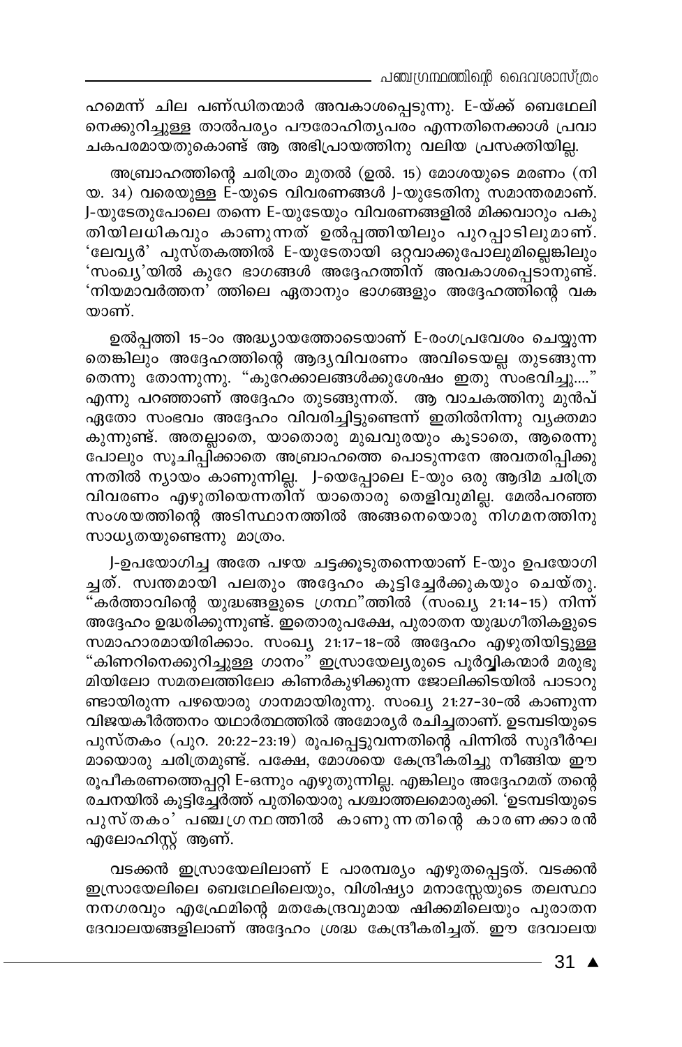ഹമെന്ന് ചില പണ്ഡിതന്മാർ അവകാശപ്പെടുന്നു. E-യ്ക്ക് ബെഥേലി നെക്കുറിച്ചുള്ള താൽപര്യം പൗരോഹിത്യപരം എന്നതിനെക്കാൾ പ്രവാചകപരമായതുകൊണ്ട് ആ അഭിപ്രായത്തിനു വലിയ പ്രസക്തിയില്ല.

അബ്രാഹത്തിന്റെ ചരിത്രം മുതൽ (ഉൽ. 15) മോശയുടെ മരണം (നിയ. 34) വരെയുള്ള E-യുടെ വിവരണങ്ങൾ J-യുടേതിനു സമാന്തരമാണ്. J-യുടേതുപോലെ തന്നെ E-യുടേയും വിവരണങ്ങളിൽ മിക്കവാറും പകുതിയിലധികവും കാണുന്നത് ഉൽപ്പത്തിയിലും പുറപ്പാടിലുമാണ്. 'ലേവ്യർ' പുസ്തകത്തിൽ E-യുടേതായി ഒറ്റവാക്കുപോലുമില്ലെങ്കിലും 'സംഖ്യ'യിൽ കുറേ ഭാഗങ്ങൾ അദ്ദേഹത്തിന് അവകാശപ്പെടാനുണ്ട്. 'നിയമാവർത്തന' ത്തിലെ ഏതാനും ഭാഗങ്ങളും അദ്ദേഹത്തിന്റെ വകയാണ്.

ഉൽപ്പത്തി 15-ാം അദ്ധ്യായത്തോടെയാണ് E-രംഗപ്രവേശം ചെയ്യുന്നതെങ്കിലും അദ്ദേഹത്തിന്റെ ആദ്യവിവരണം അവിടെയല്ല തുടങ്ങുന്നതെന്നു തോന്നുന്നു. "കുറേക്കാലങ്ങൾക്കുശേഷം ഇതു സംഭവിച്ചു...." എന്നു പറഞ്ഞാണ് അദ്ദേഹം തുടങ്ങുന്നത്. ആ വാചകത്തിനു മുൻപ് ഏതോ സംഭവം അദ്ദേഹം വിവരിച്ചിട്ടുണ്ടെന്ന് ഇതിൽനിന്നു വ്യക്തമാകുന്നുണ്ട്. അതല്ലാതെ, യാതൊരു മുഖവുരയും കൂടാതെ, ആരെന്നുപോലും സൂചിപ്പിക്കാതെ അബ്രാഹത്തെ പൊടുന്നനേ അവതരിപ്പിക്കുന്നതിൽ ന്യായം കാണുന്നില്ല. J-യെപ്പോലെ E-യും ഒരു ആദിമ ചരിത്ര വിവരണം എഴുതിയെന്നതിന് യാതൊരു തെളിവുമില്ല. മേൽപറഞ്ഞ സംശയത്തിന്റെ അടിസ്ഥാനത്തിൽ അങ്ങനെയൊരു നിഗമനത്തിനു സാധ്യതയുണ്ടെന്നു മാത്രം.

J-ഉപയോഗിച്ച അതേ പഴയ ചട്ടക്കൂടുതന്നെയാണ് E-യും ഉപയോഗിച്ചത്. സ്വന്തമായി പലതും അദ്ദേഹം കൂട്ടിച്ചേർക്കുകയും ചെയ്തു. "കർത്താവിന്റെ യുദ്ധങ്ങളുടെ ഗ്രന്ഥ"ത്തിൽ (സംഖ്യ 21:14-15) നിന്ന് അദ്ദേഹം ഉദ്ധരിക്കുന്നുണ്ട്. ഇതൊരുപക്ഷേ, പുരാതന യുദ്ധഗീതികളുടെ സമാഹാരമായിരിക്കാം. സംഖ്യ 21:17-18-ൽ അദ്ദേഹം എഴുതിയിട്ടുള്ള "കിണറിനെക്കുറിച്ചുള്ള ഗാനം" ഇസ്രായേല്യരുടെ പൂർവ്വികന്മാർ മരുഭൂമിയിലോ സമതലത്തിലോ കിണർകുഴിക്കുന്ന ജോലിക്കിടയിൽ പാടാറുണ്ടായിരുന്ന പഴയൊരു ഗാനമായിരുന്നു. സംഖ്യ 21:27-30-ൽ കാണുന്ന വിജയകീർത്തനം യഥാർത്ഥത്തിൽ അമോര്യർ രചിച്ചതാണ്. ഉടമ്പടിയുടെ പുസ്തകം (പുറ. 20:22-23:19) രൂപപ്പെട്ടുവന്നതിന്റെ പിന്നിൽ സുദീർഘമായൊരു ചരിത്രമുണ്ട്. പക്ഷേ, മോശയെ കേന്ദ്രീകരിച്ചു നീങ്ങിയ ഈ രൂപീകരണത്തെപ്പറ്റി E-ഒന്നും എഴുതുന്നില്ല. എങ്കിലും അദ്ദേഹമത് തന്റെ രചനയിൽ കൂട്ടിച്ചേർത്ത് പുതിയൊരു പശ്ചാത്തലമൊരുക്കി. 'ഉടമ്പടിയുടെ പുസ്തകം' പഞ്ചഗ്രന്ഥത്തിൽ കാണുന്നതിന്റെ കാരണക്കാരൻ എലോഹിസ്റ്റ് ആണ്.

വടക്കൻ ഇസ്രായേലിലാണ് E പാരമ്പര്യം എഴുതപ്പെട്ടത്. വടക്കൻ ഇസ്രായേലിലെ ബെഥേലിലെയും, വിശിഷ്യാ മനാസ്സേയുടെ തലസ്ഥാനനഗരവും എഫ്രേമിന്റെ മതകേന്ദ്രവുമായ ഷിക്കമിലെയും പുരാതന ദേവാലയങ്ങളിലാണ് അദ്ദേഹം ശ്രദ്ധ കേന്ദ്രീകരിച്ചത്. ഈ ദേവാലയ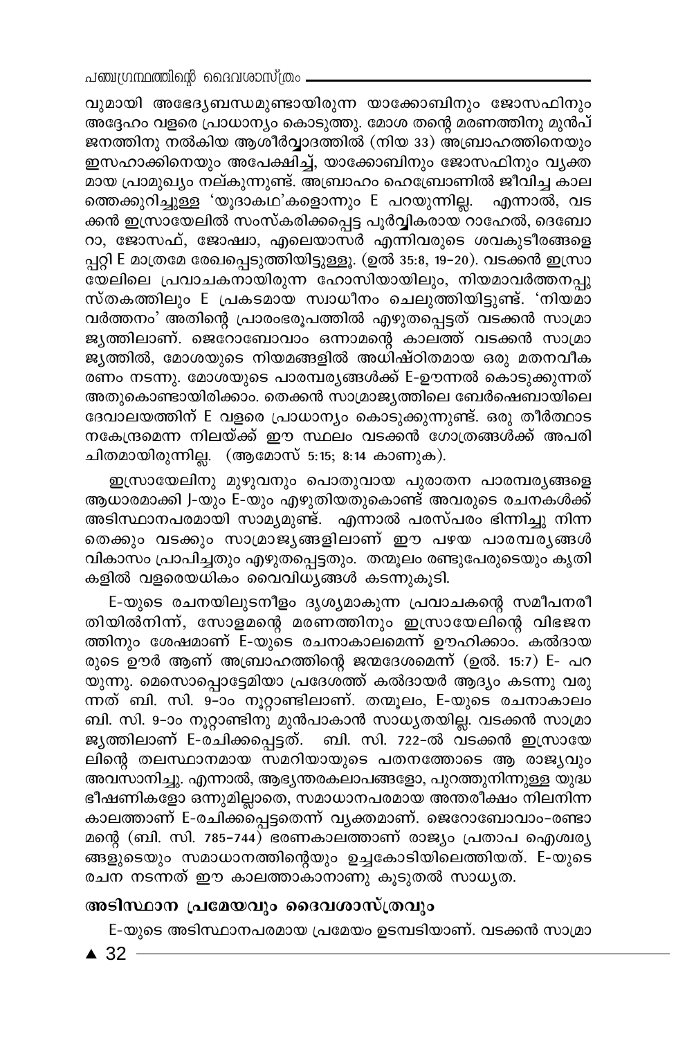വുമായി അഭേദ്യബന്ധമുണ്ടായിരുന്ന യാക്കോബിനും ജോസഫിനും അദ്ദേഹം വളരെ പ്രാധാന്യം കൊടുത്തു. മോശ തന്റെ മരണത്തിനു മുൻപ് ജനത്തിനു നൽകിയ ആശീർവ്വാദത്തിൽ (നിയ 33) അബ്രാഹത്തിനെയും ഇസഹാക്കിനെയും അപേക്ഷിച്ച്, യാക്കോബിനും ജോസഫിനും വ്യക്തമായ പ്രാമുഖ്യം നല്കുന്നുണ്ട്. അബ്രാഹം ഹെബ്രോണിൽ ജീവിച്ച കാലത്തെക്കുറിച്ചുള്ള 'യൂദാകഥ'കളൊന്നും E പറയുന്നില്ല. എന്നാൽ, വടക്കൻ ഇസ്രായേലിൽ സംസ്കരിക്കപ്പെട്ട പൂർവ്വികരായ റാഹേൽ, ദെബോറാ, ജോസഫ്, ജോഷ്വാ, എലെയാസർ എന്നിവരുടെ ശവകുടീരങ്ങളെപ്പറ്റി E മാത്രമേ രേഖപ്പെടുത്തിയിട്ടുള്ളു. (ഉൽ 35:8, 19-20). വടക്കൻ ഇസ്രായേലിലെ പ്രവാചകനായിരുന്ന ഹോസിയായിലും, നിയമാവർത്തനപ്പുസ്തകത്തിലും E പ്രകടമായ സ്വാധീനം ചെലുത്തിയിട്ടുണ്ട്. 'നിയമാവർത്തനം' അതിന്റെ പ്രാരംഭരൂപത്തിൽ എഴുതപ്പെട്ടത് വടക്കൻ സാമ്രാജ്യത്തിലാണ്. ജെറോബോവാം ഒന്നാമന്റെ കാലത്ത് വടക്കൻ സാമ്രാജ്യത്തിൽ, മോശയുടെ നിയമങ്ങളിൽ അധിഷ്ഠിതമായ ഒരു മതനവീകരണം നടന്നു. മോശയുടെ പാരമ്പര്യങ്ങൾക്ക് E-ഊന്നൽ കൊടുക്കുന്നത് അതുകൊണ്ടായിരിക്കാം. തെക്കൻ സാമ്രാജ്യത്തിലെ ബേർഷെബായിലെ ദേവാലയത്തിന് E വളരെ പ്രാധാന്യം കൊടുക്കുന്നുണ്ട്. ഒരു തീർത്ഥാടനകേന്ദ്രമെന്ന നിലയ്ക്ക് ഈ സ്ഥലം വടക്കൻ ഗോത്രങ്ങൾക്ക് അപരിചിതമായിരുന്നില്ല. (ആമോസ് 5:15; 8:14 കാണുക).

ഇസ്രായേലിനു മുഴുവനും പൊതുവായ പുരാതന പാരമ്പര്യങ്ങളെ ആധാരമാക്കി J-യും E-യും എഴുതിയതുകൊണ്ട് അവരുടെ രചനകൾക്ക് അടിസ്ഥാനപരമായി സാമ്യമുണ്ട്. എന്നാൽ പരസ്പരം ഭിന്നിച്ചു നിന്ന തെക്കും വടക്കും സാമ്രാജ്യങ്ങളിലാണ് ഈ പഴയ പാരമ്പര്യങ്ങൾ വികാസം പ്രാപിച്ചതും എഴുതപ്പെട്ടതും. തന്മൂലം രണ്ടുപേരുടെയും കൃതികളിൽ വളരെയധികം വൈവിധ്യങ്ങൾ കടന്നുകൂടി.

E-യുടെ രചനയിലുടനീളം ദൃശ്യമാകുന്ന പ്രവാചകന്റെ സമീപനരീതിയിൽനിന്ന്, സോളമന്റെ മരണത്തിനും ഇസ്രായേലിന്റെ വിഭജനത്തിനും ശേഷമാണ് E-യുടെ രചനാകാലമെന്ന് ഊഹിക്കാം. കൽദായരുടെ ഊർ ആണ് അബ്രാഹത്തിന്റെ ജന്മദേശമെന്ന് (ഉൽ. 15:7) E- പറയുന്നു. മെസൊപ്പൊട്ടേമിയാ പ്രദേശത്ത് കൽദായർ ആദ്യം കടന്നു വരുന്നത് ബി. സി. 9-ാം നൂറ്റാണ്ടിലാണ്. തന്മൂലം, E-യുടെ രചനാകാലം ബി. സി. 9-ാം നൂറ്റാണ്ടിനു മുൻപാകാൻ സാധ്യതയില്ല. വടക്കൻ സാമ്രാജ്യത്തിലാണ് E-രചിക്കപ്പെട്ടത്. ബി. സി. 722-ൽ വടക്കൻ ഇസ്രായേലിന്റെ തലസ്ഥാനമായ സമറിയായുടെ പതനത്തോടെ ആ രാജ്യവും അവസാനിച്ചു. എന്നാൽ, ആഭ്യന്തരകലാപങ്ങളോ, പുറത്തുനിന്നുള്ള യുദ്ധഭീഷണികളോ ഒന്നുമില്ലാതെ, സമാധാനപരമായ അന്തരീക്ഷം നിലനിന്ന കാലത്താണ് E-രചിക്കപ്പെട്ടതെന്ന് വ്യക്തമാണ്. ജെറോബോവാം-രണ്ടാമന്റെ (ബി. സി. 785-744) ഭരണകാലത്താണ് രാജ്യം പ്രതാപ ഐശ്വര്യങ്ങളുടെയും സമാധാനത്തിന്റെയും ഉച്ചകോടിയിലെത്തിയത്. E-യുടെ രചന നടന്നത് ഈ കാലത്താകാനാണു കൂടുതൽ സാധ്യത.

### അടിസ്ഥാന പ്രമേയവും ദൈവശാസ്ത്രവും

E-യുടെ അടിസ്ഥാനപരമായ പ്രമേയം ഉടമ്പടിയാണ്. വടക്കൻ സാമ്രാ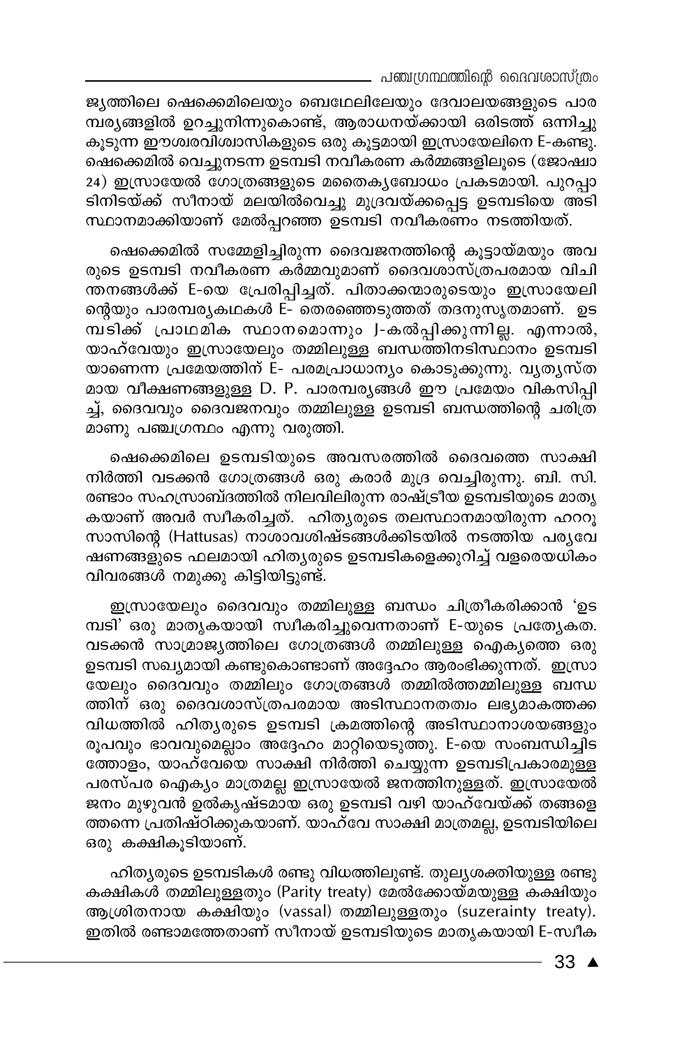ജ്യത്തിലെ ഷെക്കെമിലെയും ബെഥേലിലേയും ദേവാലയങ്ങളുടെ പാരമ്പര്യങ്ങളിൽ ഉറച്ചുനിന്നുകൊണ്ട്, ആരാധനയ്ക്കായി ഒരിടത്ത് ഒന്നിച്ചു കൂടുന്ന ഈശ്വരവിശ്വാസികളുടെ ഒരു കൂട്ടമായി ഇസ്രായേലിനെ E-കണ്ടു. ഷെക്കെമിൽ വെച്ചുനടന്ന ഉടമ്പടി നവീകരണ കർമ്മങ്ങളിലൂടെ (ജോഷ്വാ 24) ഇസ്രായേൽ ഗോത്രങ്ങളുടെ മതൈക്യബോധം പ്രകടമായി. പുറപ്പാടിനിടയ്ക്ക് സീനായ് മലയിൽവെച്ചു മുദ്രവയ്ക്കപ്പെട്ട ഉടമ്പടിയെ അടിസ്ഥാനമാക്കിയാണ് മേൽപ്പറഞ്ഞ ഉടമ്പടി നവീകരണം നടത്തിയത്.

ഷെക്കെമിൽ സമ്മേളിച്ചിരുന്ന ദൈവജനത്തിന്റെ കൂട്ടായ്മയും അവരുടെ ഉടമ്പടി നവീകരണ കർമ്മവുമാണ് ദൈവശാസ്ത്രപരമായ വിചിന്തനങ്ങൾക്ക് E-യെ പ്രേരിപ്പിച്ചത്. പിതാക്കന്മാരുടെയും ഇസ്രായേലിന്റെയും പാരമ്പര്യകഥകൾ E- തെരഞ്ഞെടുത്തത് തദനുസൃതമാണ്. ഉടമ്പടിക്ക് പ്രാഥമിക സ്ഥാനമൊന്നും J-കൽപ്പിക്കുന്നില്ല. എന്നാൽ, യാഹ്‌വേയും ഇസ്രായേലും തമ്മിലുള്ള ബന്ധത്തിനടിസ്ഥാനം ഉടമ്പടിയാണെന്ന പ്രമേയത്തിന് E- പരമപ്രാധാന്യം കൊടുക്കുന്നു. വ്യത്യസ്തമായ വീക്ഷണങ്ങളുള്ള D. P. പാരമ്പര്യങ്ങൾ ഈ പ്രമേയം വികസിപ്പിച്ച്, ദൈവവും ദൈവജനവും തമ്മിലുള്ള ഉടമ്പടി ബന്ധത്തിന്റെ ചരിത്രമാണു പഞ്ചഗ്രന്ഥം എന്നു വരുത്തി.

ഷെക്കെമിലെ ഉടമ്പടിയുടെ അവസരത്തിൽ ദൈവത്തെ സാക്ഷി നിർത്തി വടക്കൻ ഗോത്രങ്ങൾ ഒരു കരാർ മുദ്ര വെച്ചിരുന്നു. ബി. സി. രണ്ടാം സഹസ്രാബ്ദത്തിൽ നിലവിലിരുന്ന രാഷ്ട്രീയ ഉടമ്പടിയുടെ മാതൃകയാണ് അവർ സ്വീകരിച്ചത്. ഹിത്യരുടെ തലസ്ഥാനമായിരുന്ന ഹററൂസാസിന്റെ (Hattusas) നാശാവശിഷ്ടങ്ങൾക്കിടയിൽ നടത്തിയ പര്യവേഷണങ്ങളുടെ ഫലമായി ഹിത്യരുടെ ഉടമ്പടികളെക്കുറിച്ച് വളരെയധികം വിവരങ്ങൾ നമുക്കു കിട്ടിയിട്ടുണ്ട്.

ഇസ്രായേലും ദൈവവും തമ്മിലുള്ള ബന്ധം ചിത്രീകരിക്കാൻ 'ഉടമ്പടി' ഒരു മാതൃകയായി സ്വീകരിച്ചുവെന്നതാണ് E-യുടെ പ്രത്യേകത. വടക്കൻ സാമ്രാജ്യത്തിലെ ഗോത്രങ്ങൾ തമ്മിലുള്ള ഐക്യത്തെ ഒരു ഉടമ്പടി സഖ്യമായി കണ്ടുകൊണ്ടാണ് അദ്ദേഹം ആരംഭിക്കുന്നത്. ഇസ്രായേലും ദൈവവും തമ്മിലും ഗോത്രങ്ങൾ തമ്മിൽത്തമ്മിലുള്ള ബന്ധത്തിന് ഒരു ദൈവശാസ്ത്രപരമായ അടിസ്ഥാനതത്വം ലഭ്യമാകത്തക്ക വിധത്തിൽ ഹിത്യരുടെ ഉടമ്പടി ക്രമത്തിന്റെ അടിസ്ഥാനാശയങ്ങളും രൂപവും ഭാവവുമെല്ലാം അദ്ദേഹം മാറ്റിയെടുത്തു. E-യെ സംബന്ധിച്ചിടത്തോളം, യാഹ്‌വേയെ സാക്ഷി നിർത്തി ചെയ്യുന്ന ഉടമ്പടിപ്രകാരമുള്ള പരസ്പര ഐക്യം മാത്രമല്ല ഇസ്രായേൽ ജനത്തിനുള്ളത്. ഇസ്രായേൽ ജനം മുഴുവൻ ഉൽകൃഷ്ടമായ ഒരു ഉടമ്പടി വഴി യാഹ്‌വേയ്ക്ക് തങ്ങളെത്തന്നെ പ്രതിഷ്ഠിക്കുകയാണ്. യാഹ്‌വേ സാക്ഷി മാത്രമല്ല, ഉടമ്പടിയിലെ ഒരു കക്ഷികൂടിയാണ്.

ഹിത്യരുടെ ഉടമ്പടികൾ രണ്ടു വിധത്തിലുണ്ട്. തുല്യശക്തിയുള്ള രണ്ടു കക്ഷികൾ തമ്മിലുള്ളതും (Parity treaty) മേൽക്കോയ്മയുള്ള കക്ഷിയും ആശ്രിതനായ കക്ഷിയും (vassal) തമ്മിലുള്ളതും (suzerainty treaty). ഇതിൽ രണ്ടാമത്തേതാണ് സീനായ് ഉടമ്പടിയുടെ മാതൃകയായി E-സ്വീക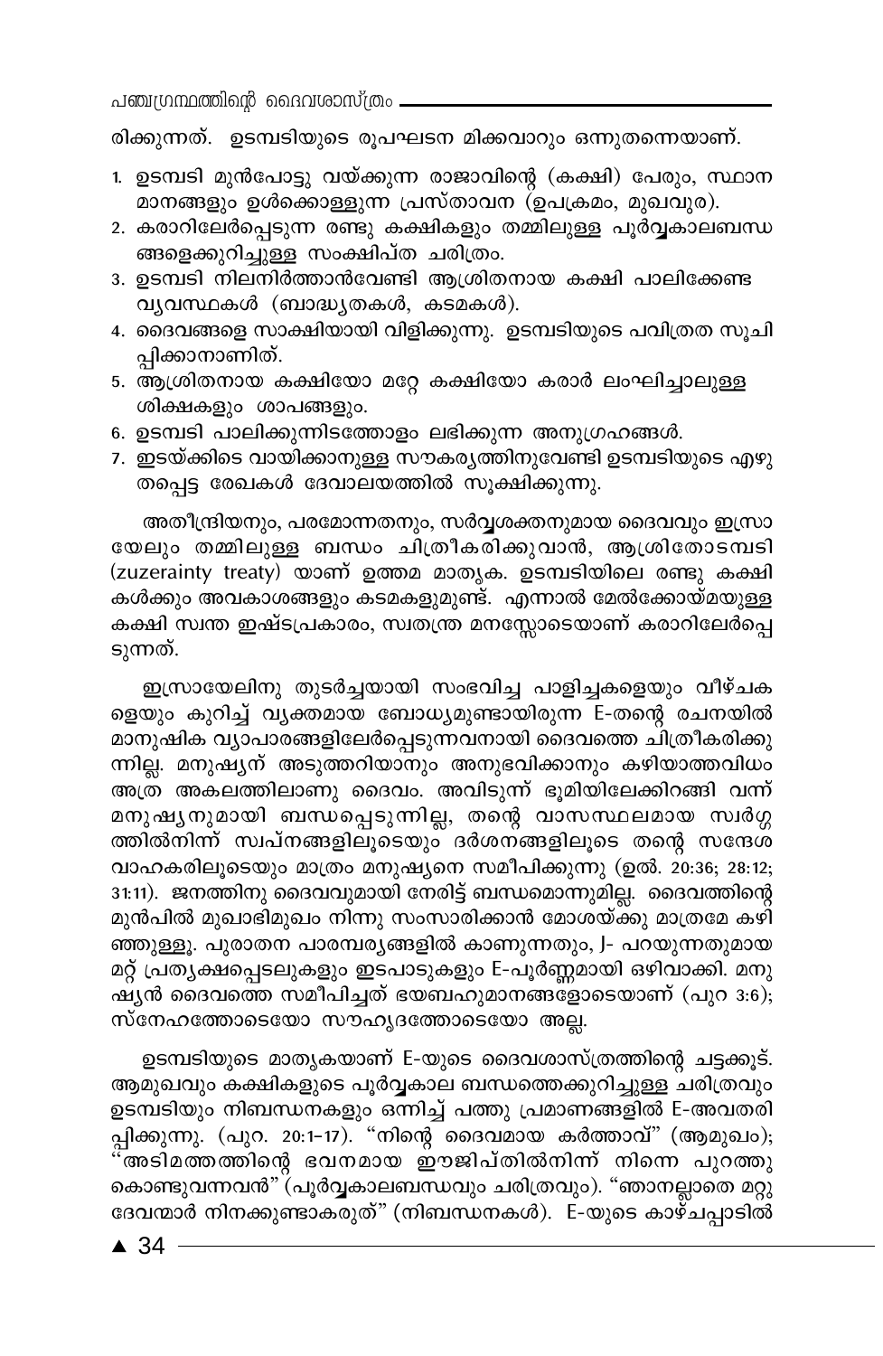രിക്കുന്നത്. ഉടമ്പടിയുടെ രൂപഘടന മിക്കവാറും ഒന്നുതന്നെയാണ്.

1. ഉടമ്പടി മുൻപോട്ടു വയ്ക്കുന്ന രാജാവിന്റെ (കക്ഷി) പേരും, സ്ഥാന മാനങ്ങളും ഉൾക്കൊള്ളുന്ന പ്രസ്താവന (ഉപക്രമം, മുഖവുര).
2. കരാറിലേർപ്പെടുന്ന രണ്ടു കക്ഷികളും തമ്മിലുള്ള പൂർവ്വകാലബന്ധ ങ്ങളെക്കുറിച്ചുള്ള സംക്ഷിപ്ത ചരിത്രം.
3. ഉടമ്പടി നിലനിർത്താൻവേണ്ടി ആശ്രിതനായ കക്ഷി പാലിക്കേണ്ട വ്യവസ്ഥകൾ (ബാദ്ധ്യതകൾ, കടമകൾ).
4. ദൈവങ്ങളെ സാക്ഷിയായി വിളിക്കുന്നു. ഉടമ്പടിയുടെ പവിത്രത സൂചി പ്പിക്കാനാണിത്.
5. ആശ്രിതനായ കക്ഷിയോ മറ്റേ കക്ഷിയോ കരാർ ലംഘിച്ചാലുള്ള ശിക്ഷകളും ശാപങ്ങളും.
6. ഉടമ്പടി പാലിക്കുന്നിടത്തോളം ലഭിക്കുന്ന അനുഗ്രഹങ്ങൾ.
7. ഇടയ്ക്കിടെ വായിക്കാനുള്ള സൗകര്യത്തിനുവേണ്ടി ഉടമ്പടിയുടെ എഴു തപ്പെട്ട രേഖകൾ ദേവാലയത്തിൽ സൂക്ഷിക്കുന്നു.

അതീന്ദ്രിയനും, പരമോന്നതനും, സർവ്വശക്തനുമായ ദൈവവും ഇസ്രാ യേലും തമ്മിലുള്ള ബന്ധം ചിത്രീകരിക്കുവാൻ, ആശ്രിതോടമ്പടി (zuzerainty treaty) യാണ് ഉത്തമ മാതൃക. ഉടമ്പടിയിലെ രണ്ടു കക്ഷി കൾക്കും അവകാശങ്ങളും കടമകളുമുണ്ട്. എന്നാൽ മേൽക്കോയ്മയുള്ള കക്ഷി സ്വന്ത ഇഷ്ടപ്രകാരം, സ്വതന്ത്ര മനസ്സോടെയാണ് കരാറിലേർപ്പെ ടുന്നത്.

ഇസ്രായേലിനു തുടർച്ചയായി സംഭവിച്ച പാളിച്ചകളെയും വീഴ്ചക ളെയും കുറിച്ച് വ്യക്തമായ ബോധ്യമുണ്ടായിരുന്ന E-തന്റെ രചനയിൽ മാനുഷിക വ്യാപാരങ്ങളിലേർപ്പെടുന്നവനായി ദൈവത്തെ ചിത്രീകരിക്കു ന്നില്ല. മനുഷ്യന് അടുത്തറിയാനും അനുഭവിക്കാനും കഴിയാത്തവിധം അത്ര അകലത്തിലാണു ദൈവം. അവിടുന്ന് ഭൂമിയിലേക്കിറങ്ങി വന്ന് മനുഷ്യനുമായി ബന്ധപ്പെടുന്നില്ല, തന്റെ വാസസ്ഥലമായ സ്വർഗ്ഗ ത്തിൽനിന്ന് സ്വപ്നങ്ങളിലൂടെയും ദർശനങ്ങളിലൂടെ തന്റെ സന്ദേശ വാഹകരിലൂടെയും മാത്രം മനുഷ്യനെ സമീപിക്കുന്നു (ഉൽ. 20:36; 28:12; 31:11). ജനത്തിനു ദൈവവുമായി നേരിട്ട് ബന്ധമൊന്നുമില്ല. ദൈവത്തിന്റെ മുൻപിൽ മുഖാഭിമുഖം നിന്നു സംസാരിക്കാൻ മോശയ്ക്കു മാത്രമേ കഴി ഞ്ഞുള്ളൂ. പുരാതന പാരമ്പര്യങ്ങളിൽ കാണുന്നതും, J- പറയുന്നതുമായ മറ്റ് പ്രത്യക്ഷപ്പെടലുകളും ഇടപാടുകളും E-പൂർണ്ണമായി ഒഴിവാക്കി. മനു ഷ്യൻ ദൈവത്തെ സമീപിച്ചത് ഭയബഹുമാനങ്ങളോടെയാണ് (പുറ 3:6); സ്നേഹത്തോടെയോ സൗഹൃദത്തോടെയോ അല്ല.

ഉടമ്പടിയുടെ മാതൃകയാണ് E-യുടെ ദൈവശാസ്ത്രത്തിന്റെ ചട്ടക്കൂട്. ആമുഖവും കക്ഷികളുടെ പൂർവ്വകാല ബന്ധത്തെക്കുറിച്ചുള്ള ചരിത്രവും ഉടമ്പടിയും നിബന്ധനകളും ഒന്നിച്ച് പത്തു പ്രമാണങ്ങളിൽ E-അവതരി പ്പിക്കുന്നു. (പുറ. 20:1–17). "നിന്റെ ദൈവമായ കർത്താവ്" (ആമുഖം); "അടിമത്തത്തിന്റെ ഭവനമായ ഈജിപ്തിൽനിന്ന് നിന്നെ പുറത്തു കൊണ്ടുവന്നവൻ" (പൂർവ്വകാലബന്ധവും ചരിത്രവും). "ഞാനല്ലാതെ മറ്റു ദേവന്മാർ നിനക്കുണ്ടാകരുത്" (നിബന്ധനകൾ). E-യുടെ കാഴ്ചപ്പാടിൽ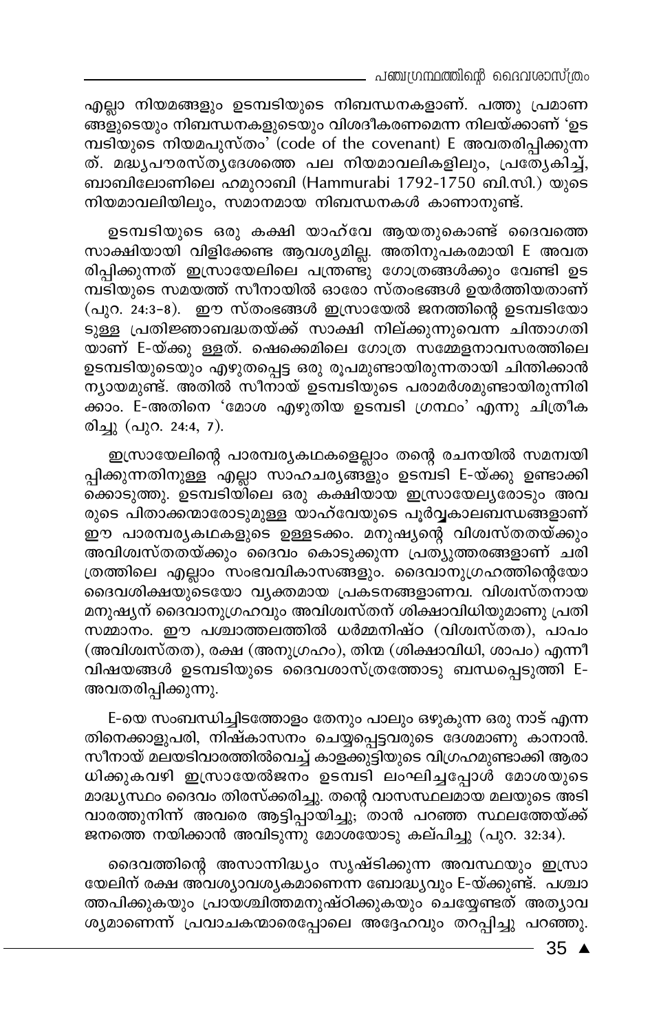എല്ലാ നിയമങ്ങളും ഉടമ്പടിയുടെ നിബന്ധനകളാണ്. പത്തു പ്രമാണങ്ങളുടെയും നിബന്ധനകളുടെയും വിശദീകരണമെന്ന നിലയ്ക്കാണ് 'ഉടമ്പടിയുടെ നിയമപുസ്തകം' (code of the covenant) E അവതരിപ്പിക്കുന്നത്. മദ്ധ്യപൗരസ്ത്യദേശത്തെ പല നിയമാവലികളിലും, പ്രത്യേകിച്ച്, ബാബിലോണിലെ ഹമുറാബി (Hammurabi 1792-1750 ബി.സി.) യുടെ നിയമാവലിയിലും, സമാനമായ നിബന്ധനകൾ കാണാനുണ്ട്.

ഉടമ്പടിയുടെ ഒരു കക്ഷി യാഹ്‌വേ ആയതുകൊണ്ട് ദൈവത്തെ സാക്ഷിയായി വിളിക്കേണ്ട ആവശ്യമില്ല. അതിനുപകരമായി E അവതരിപ്പിക്കുന്നത് ഇസ്രായേലിലെ പന്ത്രണ്ടു ഗോത്രങ്ങൾക്കും വേണ്ടി ഉടമ്പടിയുടെ സമയത്ത് സീനായിൽ ഓരോ സ്തംഭങ്ങൾ ഉയർത്തിയതാണ് (പുറ. 24:3–8). ഈ സ്തംഭങ്ങൾ ഇസ്രായേൽ ജനത്തിന്റെ ഉടമ്പടിയോടുള്ള പ്രതിജ്ഞാബദ്ധതയ്ക്ക് സാക്ഷി നില്ക്കുന്നുവെന്ന ചിന്താഗതിയാണ് E-യ്ക്കു ള്ളത്. ഷെക്കെമിലെ ഗോത്ര സമ്മേളനാവസരത്തിലെ ഉടമ്പടിയുടെയും എഴുതപ്പെട്ട ഒരു രൂപമുണ്ടായിരുന്നതായി ചിന്തിക്കാൻ ന്യായമുണ്ട്. അതിൽ സീനായ് ഉടമ്പടിയുടെ പരാമർശമുണ്ടായിരുന്നിരിക്കാം. E-അതിനെ 'മോശ എഴുതിയ ഉടമ്പടി ഗ്രന്ഥം' എന്നു ചിത്രീകരിച്ചു (പുറ. 24:4, 7).

ഇസ്രായേലിന്റെ പാരമ്പര്യകഥകളെല്ലാം തന്റെ രചനയിൽ സമന്വയിപ്പിക്കുന്നതിനുള്ള എല്ലാ സാഹചര്യങ്ങളും ഉടമ്പടി E-യ്ക്കു ഉണ്ടാക്കിക്കൊടുത്തു. ഉടമ്പടിയിലെ ഒരു കക്ഷിയായ ഇസ്രായേല്യരോടും അവരുടെ പിതാക്കന്മാരോടുമുള്ള യാഹ്‌വേയുടെ പൂർവ്വകാലബന്ധങ്ങളാണ് ഈ പാരമ്പര്യകഥകളുടെ ഉള്ളടക്കം. മനുഷ്യന്റെ വിശ്വസ്തതയ്ക്കും അവിശ്വസ്തതയ്ക്കും ദൈവം കൊടുക്കുന്ന പ്രത്യുത്തരങ്ങളാണ് ചരിത്രത്തിലെ എല്ലാം സംഭവവികാസങ്ങളും. ദൈവാനുഗ്രഹത്തിന്റെയോ ദൈവശിക്ഷയുടെയോ വ്യക്തമായ പ്രകടനങ്ങളാണവ. വിശ്വസ്തനായ മനുഷ്യന് ദൈവാനുഗ്രഹവും അവിശ്വസ്തന് ശിക്ഷാവിധിയുമാണു പ്രതിസമ്മാനം. ഈ പശ്ചാത്തലത്തിൽ ധർമ്മനിഷ്ഠ (വിശ്വസ്തത), പാപം (അവിശ്വസ്തത), രക്ഷ (അനുഗ്രഹം), തിന്മ (ശിക്ഷാവിധി, ശാപം) എന്നീ വിഷയങ്ങൾ ഉടമ്പടിയുടെ ദൈവശാസ്ത്രത്തോടു ബന്ധപ്പെടുത്തി E-അവതരിപ്പിക്കുന്നു.

E-യെ സംബന്ധിച്ചിടത്തോളം തേനും പാലും ഒഴുകുന്ന ഒരു നാട് എന്നതിനെക്കാളുപരി, നിഷ്കാസനം ചെയ്യപ്പെട്ടവരുടെ ദേശമാണു കാനാൻ. സീനായ് മലയടിവാരത്തിൽവെച്ച് കാളക്കുട്ടിയുടെ വിഗ്രഹമുണ്ടാക്കി ആരാധിക്കുകവഴി ഇസ്രായേൽജനം ഉടമ്പടി ലംഘിച്ചപ്പോൾ മോശയുടെ മാദ്ധ്യസ്ഥം ദൈവം തിരസ്ക്കരിച്ചു. തന്റെ വാസസ്ഥലമായ മലയുടെ അടിവാരത്തുനിന്ന് അവരെ ആട്ടിപ്പായിച്ചു; താൻ പറഞ്ഞ സ്ഥലത്തേയ്ക്ക് ജനത്തെ നയിക്കാൻ അവിടുന്നു മോശയോടു കല്പിച്ചു (പുറ. 32:34).

ദൈവത്തിന്റെ അസാന്നിദ്ധ്യം സൃഷ്ടിക്കുന്ന അവസ്ഥയും ഇസ്രായേലിന് രക്ഷ അവശ്യാവശ്യകമാണെന്ന ബോദ്ധ്യവും E-യ്ക്കുണ്ട്. പശ്ചാത്തപിക്കുകയും പ്രായശ്ചിത്തമനുഷ്ഠിക്കുകയും ചെയ്യേണ്ടത് അത്യാവശ്യമാണെന്ന് പ്രവാചകന്മാരെപ്പോലെ അദ്ദേഹവും തറപ്പിച്ചു പറഞ്ഞു.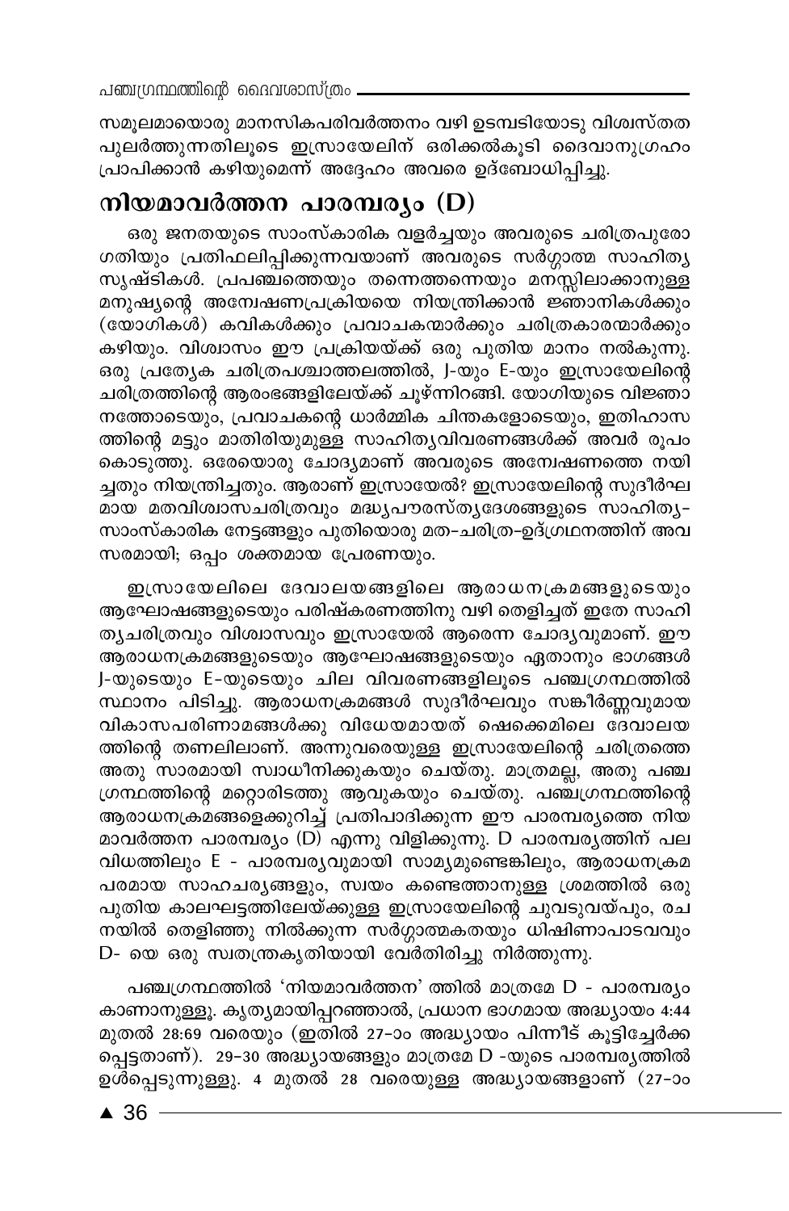സമൂലമായൊരു മാനസികപരിവർത്തനം വഴി ഉടമ്പടിയോടു വിശ്വസ്തത പുലർത്തുന്നതിലൂടെ ഇസ്രായേലിന് ഒരിക്കൽകൂടി ദൈവാനുഗ്രഹം പ്രാപിക്കാൻ കഴിയുമെന്ന് അദ്ദേഹം അവരെ ഉദ്ബോധിപ്പിച്ചു.

## നിയമാവർത്തന പാരമ്പര്യം (D)

ഒരു ജനതയുടെ സാംസ്കാരിക വളർച്ചയും അവരുടെ ചരിത്രപുരോഗതിയും പ്രതിഫലിപ്പിക്കുന്നവയാണ് അവരുടെ സർഗ്ഗാത്മ സാഹിത്യ സൃഷ്ടികൾ. പ്രപഞ്ചത്തെയും തന്നെത്തന്നെയും മനസ്സിലാക്കാനുള്ള മനുഷ്യന്റെ അന്വേഷണപ്രക്രിയയെ നിയന്ത്രിക്കാൻ ജ്ഞാനികൾക്കും (യോഗികൾ) കവികൾക്കും പ്രവാചകന്മാർക്കും ചരിത്രകാരന്മാർക്കും കഴിയും. വിശ്വാസം ഈ പ്രക്രിയയ്ക്ക് ഒരു പുതിയ മാനം നൽകുന്നു. ഒരു പ്രത്യേക ചരിത്രപശ്ചാത്തലത്തിൽ, J-യും E-യും ഇസ്രായേലിന്റെ ചരിത്രത്തിന്റെ ആരംഭങ്ങളിലേയ്ക്ക് ചൂഴ്ന്നിറങ്ങി. യോഗിയുടെ വിജ്ഞാനത്തോടെയും, പ്രവാചകന്റെ ധാർമ്മിക ചിന്തകളോടെയും, ഇതിഹാസത്തിന്റെ മട്ടും മാതിരിയുമുള്ള സാഹിത്യവിവരണങ്ങൾക്ക് അവർ രൂപം കൊടുത്തു. ഒരേയൊരു ചോദ്യമാണ് അവരുടെ അന്വേഷണത്തെ നയിച്ചതും നിയന്ത്രിച്ചതും. ആരാണ് ഇസ്രായേൽ? ഇസ്രായേലിന്റെ സുദീർഘമായ മതവിശ്വാസചരിത്രവും മദ്ധ്യപൗരസ്ത്യദേശങ്ങളുടെ സാഹിത്യ-സാംസ്കാരിക നേട്ടങ്ങളും പുതിയൊരു മത-ചരിത്ര-ഉദ്ഗ്രഥനത്തിന് അവസരമായി; ഒപ്പം ശക്തമായ പ്രേരണയും.

ഇസ്രായേലിലെ ദേവാലയങ്ങളിലെ ആരാധനക്രമങ്ങളുടെയും ആഘോഷങ്ങളുടെയും പരിഷ്കരണത്തിനു വഴി തെളിച്ചത് ഇതേ സാഹിത്യചരിത്രവും വിശ്വാസവും ഇസ്രായേൽ ആരെന്ന ചോദ്യവുമാണ്. ഈ ആരാധനക്രമങ്ങളുടെയും ആഘോഷങ്ങളുടെയും ഏതാനും ഭാഗങ്ങൾ J-യുടെയും E-യുടെയും ചില വിവരണങ്ങളിലൂടെ പഞ്ചഗ്രന്ഥത്തിൽ സ്ഥാനം പിടിച്ചു. ആരാധനക്രമങ്ങൾ സുദീർഘവും സങ്കീർണ്ണവുമായ വികാസപരിണാമങ്ങൾക്കു വിധേയമായത് ഷെക്കെമിലെ ദേവാലയത്തിന്റെ തണലിലാണ്. അന്നുവരെയുള്ള ഇസ്രായേലിന്റെ ചരിത്രത്തെ അതു സാരമായി സ്വാധീനിക്കുകയും ചെയ്തു. മാത്രമല്ല, അതു പഞ്ചഗ്രന്ഥത്തിന്റെ മറ്റൊരിടത്തു ആവുകയും ചെയ്തു. പഞ്ചഗ്രന്ഥത്തിന്റെ ആരാധനക്രമങ്ങളെക്കുറിച്ച് പ്രതിപാദിക്കുന്ന ഈ പാരമ്പര്യത്തെ നിയമാവർത്തന പാരമ്പര്യം (D) എന്നു വിളിക്കുന്നു. D പാരമ്പര്യത്തിന് പല വിധത്തിലും E - പാരമ്പര്യവുമായി സാമ്യമുണ്ടെങ്കിലും, ആരാധനക്രമപരമായ സാഹചര്യങ്ങളും, സ്വയം കണ്ടെത്താനുള്ള ശ്രമത്തിൽ ഒരു പുതിയ കാലഘട്ടത്തിലേയ്ക്കുള്ള ഇസ്രായേലിന്റെ ചുവടുവയ്പും, രചനയിൽ തെളിഞ്ഞു നിൽക്കുന്ന സർഗ്ഗാത്മകതയും ധിഷിണാപാടവവും D- യെ ഒരു സ്വതന്ത്രകൃതിയായി വേർതിരിച്ചു നിർത്തുന്നു.

പഞ്ചഗ്രന്ഥത്തിൽ 'നിയമാവർത്തന' ത്തിൽ മാത്രമേ D - പാരമ്പര്യം കാണാനുള്ളൂ. കൃത്യമായിപ്പറഞ്ഞാൽ, പ്രധാന ഭാഗമായ അദ്ധ്യായം 4:44 മുതൽ 28:69 വരെയും (ഇതിൽ 27-ാം അദ്ധ്യായം പിന്നീട് കൂട്ടിച്ചേർക്കപ്പെട്ടതാണ്). 29-30 അദ്ധ്യായങ്ങളും മാത്രമേ D -യുടെ പാരമ്പര്യത്തിൽ ഉൾപ്പെടുന്നുള്ളൂ. 4 മുതൽ 28 വരെയുള്ള അദ്ധ്യായങ്ങളാണ് (27-ാം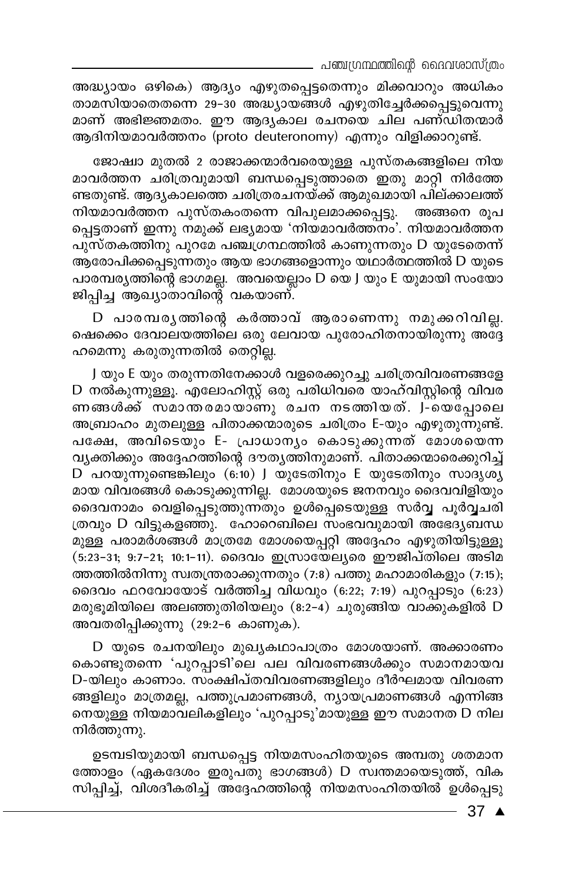അദ്ധ്യായം ഒഴികെ) ആദ്യം എഴുതപ്പെട്ടതെന്നും മിക്കവാറും അധികം താമസിയാതെതന്നെ 29-30 അദ്ധ്യായങ്ങൾ എഴുതിച്ചേർക്കപ്പെട്ടുവെന്നു മാണ് അഭിജ്ഞമതം. ഈ ആദ്യകാല രചനയെ ചില പണ്ഡിതന്മാർ ആദിനിയമാവർത്തനം (proto deuteronomy) എന്നും വിളിക്കാറുണ്ട്.

ജോഷ്വാ മുതൽ 2 രാജാക്കന്മാർവരെയുള്ള പുസ്തകങ്ങളിലെ നിയമാവർത്തന ചരിത്രവുമായി ബന്ധപ്പെടുത്താതെ ഇതു മാറ്റി നിർത്തേണ്ടതുണ്ട്. ആദ്യകാലത്തെ ചരിത്രരചനയ്ക്ക് ആമുഖമായി പില്ക്കാലത്ത് നിയമാവർത്തന പുസ്തകംതന്നെ വിപുലമാക്കപ്പെട്ടു. അങ്ങനെ രൂപപ്പെട്ടതാണ് ഇന്നു നമുക്ക് ലഭ്യമായ 'നിയമാവർത്തനം'. നിയമാവർത്തന പുസ്തകത്തിനു പുറമേ പഞ്ചഗ്രന്ഥത്തിൽ കാണുന്നതും D യുടേതെന്ന് ആരോപിക്കപ്പെടുന്നതും ആയ ഭാഗങ്ങളൊന്നും യഥാർത്ഥത്തിൽ D യുടെ പാരമ്പര്യത്തിന്റെ ഭാഗമല്ല. അവയെല്ലാം D യെ J യും E യുമായി സംയോജിപ്പിച്ച ആഖ്യാതാവിന്റെ വകയാണ്.

D പാരമ്പര്യത്തിന്റെ കർത്താവ് ആരാണെന്നു നമുക്കറിവില്ല. ഷെക്കെം ദേവാലയത്തിലെ ഒരു ലേവായ പുരോഹിതനായിരുന്നു അദ്ദേഹമെന്നു കരുതുന്നതിൽ തെറ്റില്ല.

J യും E യും തരുന്നതിനേക്കാൾ വളരെക്കുറച്ചു ചരിത്രവിവരണങ്ങളേ D നൽകുന്നുള്ളൂ. എലോഹിസ്റ്റ് ഒരു പരിധിവരെ യാഹ്‌വിസ്റ്റിന്റെ വിവരണങ്ങൾക്ക് സമാന്തരമായാണു രചന നടത്തിയത്. J-യെപ്പോലെ അബ്രാഹം മുതലുള്ള പിതാക്കന്മാരുടെ ചരിത്രം E-യും എഴുതുന്നുണ്ട്. പക്ഷേ, അവിടെയും E- പ്രാധാന്യം കൊടുക്കുന്നത് മോശയെന്ന വ്യക്തിക്കും അദ്ദേഹത്തിന്റെ ദൗത്യത്തിനുമാണ്. പിതാക്കന്മാരെക്കുറിച്ച് D പറയുന്നുണ്ടെങ്കിലും (6:10) J യുടേതിനും E യുടേതിനും സാദൃശ്യമായ വിവരങ്ങൾ കൊടുക്കുന്നില്ല. മോശയുടെ ജനനവും ദൈവവിളിയും ദൈവനാമം വെളിപ്പെടുത്തുന്നതും ഉൾപ്പെടെയുള്ള സർവ്വ പൂർവ്വചരിത്രവും D വിട്ടുകളഞ്ഞു. ഹോറെബിലെ സംഭവവുമായി അഭേദ്യബന്ധമുള്ള പരാമർശങ്ങൾ മാത്രമേ മോശയെപ്പറ്റി അദ്ദേഹം എഴുതിയിട്ടുള്ളൂ (5:23-31; 9:7-21; 10:1-11). ദൈവം ഇസ്രായേല്യരെ ഈജിപ്തിലെ അടിമത്തത്തിൽനിന്നു സ്വതന്ത്രരാക്കുന്നതും (7:8) പത്തു മഹാമാരികളും (7:15); ദൈവം ഫറവോയോട് വർത്തിച്ച വിധവും (6:22; 7:19) പുറപ്പാടും (6:23) മരുഭൂമിയിലെ അലഞ്ഞുതിരിയലും (8:2-4) ചുരുങ്ങിയ വാക്കുകളിൽ D അവതരിപ്പിക്കുന്നു (29:2-6 കാണുക).

D യുടെ രചനയിലും മുഖ്യകഥാപാത്രം മോശയാണ്. അക്കാരണം കൊണ്ടുതന്നെ 'പുറപ്പാടി'ലെ പല വിവരണങ്ങൾക്കും സമാനമായവ D-യിലും കാണാം. സംക്ഷിപ്തവിവരണങ്ങളിലും ദീർഘമായ വിവരണങ്ങളിലും മാത്രമല്ല, പത്തുപ്രമാണങ്ങൾ, ന്യായപ്രമാണങ്ങൾ എന്നിങ്ങനെയുള്ള നിയമാവലികളിലും 'പുറപ്പാടു'മായുള്ള ഈ സമാനത D നിലനിർത്തുന്നു.

ഉടമ്പടിയുമായി ബന്ധപ്പെട്ട നിയമസംഹിതയുടെ അമ്പതു ശതമാനത്തോളം (ഏകദേശം ഇരുപതു ഭാഗങ്ങൾ) D സ്വന്തമായെടുത്ത്, വികസിപ്പിച്ച്, വിശദീകരിച്ച് അദ്ദേഹത്തിന്റെ നിയമസംഹിതയിൽ ഉൾപ്പെടു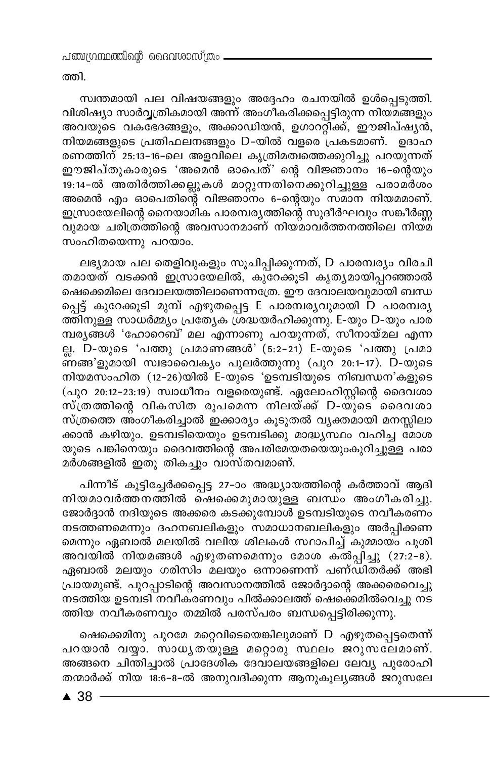ത്തി.

സ്വന്തമായി പല വിഷയങ്ങളും അദ്ദേഹം രചനയിൽ ഉൾപ്പെടുത്തി. വിശിഷ്യാ സാർവ്വത്രികമായി അന്ന് അംഗീകരിക്കപ്പെട്ടിരുന്ന നിയമങ്ങളും അവയുടെ വകഭേദങ്ങളും, അക്കാഡിയൻ, ഉഗാറ്റിക്ക്, ഈജിപ്ഷ്യൻ, നിയമങ്ങളുടെ പ്രതിഫലനങ്ങളും D-യിൽ വളരെ പ്രകടമാണ്. ഉദാഹരണത്തിന് 25:13-16-ലെ അളവിലെ കൃത്രിമത്വത്തെക്കുറിച്ചു പറയുന്നത് ഈജിപ്തുകാരുടെ 'അമെൻ ഓപെത്' ന്റെ വിജ്ഞാനം 16-ന്റെയും 19:14-ൽ അതിർത്തിക്കല്ലുകൾ മാറ്റുന്നതിനെക്കുറിച്ചുള്ള പരാമർശം അമെൻ എം ഓപെതിന്റെ വിജ്ഞാനം 6-ന്റെയും സമാന നിയമമാണ്. ഇസ്രായേലിന്റെ നൈയാമിക പാരമ്പര്യത്തിന്റെ സുദീർഘവും സങ്കീർണ്ണവുമായ ചരിത്രത്തിന്റെ അവസാനമാണ് നിയമാവർത്തനത്തിലെ നിയമസംഹിതയെന്നു പറയാം.

ലഭ്യമായ പല തെളിവുകളും സൂചിപ്പിക്കുന്നത്, D പാരമ്പര്യം വിരചിതമായത് വടക്കൻ ഇസ്രായേലിൽ, കുറേക്കൂടി കൃത്യമായിപ്പറഞ്ഞാൽ ഷെക്കെമിലെ ദേവാലയത്തിലാണെന്നത്രേ. ഈ ദേവാലയവുമായി ബന്ധപ്പെട്ട് കുറേക്കൂടി മുമ്പ് എഴുതപ്പെട്ട E പാരമ്പര്യവുമായി D പാരമ്പര്യത്തിനുള്ള സാധർമ്മ്യം പ്രത്യേക ശ്രദ്ധയർഹിക്കുന്നു. E-യും D-യും പാരമ്പര്യങ്ങൾ 'ഹോറെബ്' മല എന്നാണു പറയുന്നത്, സീനായ്മല എന്നല്ല. D-യുടെ 'പത്തു പ്രമാണങ്ങൾ' (5:2-21) E-യുടെ 'പത്തു പ്രമാണങ്ങ'ളുമായി സ്വഭാവൈക്യം പുലർത്തുന്നു (പുറ 20:1-17). D-യുടെ നിയമസംഹിത (12-26)യിൽ E-യുടെ 'ഉടമ്പടിയുടെ നിബന്ധന'കളുടെ (പുറ 20:12-23:19) സ്വാധീനം വളരെയുണ്ട്. ഏലോഹിസ്റ്റിന്റെ ദൈവശാസ്ത്രത്തിന്റെ വികസിത രൂപമെന്ന നിലയ്ക്ക് D-യുടെ ദൈവശാസ്ത്രത്തെ അംഗീകരിച്ചാൽ ഇക്കാര്യം കൂടുതൽ വ്യക്തമായി മനസ്സിലാക്കാൻ കഴിയും. ഉടമ്പടിയെയും ഉടമ്പടിക്കു മാദ്ധ്യസ്ഥം വഹിച്ച മോശയുടെ പങ്കിനെയും ദൈവത്തിന്റെ അപരിമേയതയെയുംകുറിച്ചുള്ള പരാമർശങ്ങളിൽ ഇതു തികച്ചും വാസ്തവമാണ്.

പിന്നീട് കൂട്ടിച്ചേർക്കപ്പെട്ട 27-ാം അദ്ധ്യായത്തിന്റെ കർത്താവ് ആദിനിയമാവർത്തനത്തിൽ ഷെക്കെമുമായുള്ള ബന്ധം അംഗീകരിച്ചു. ജോർദ്ദാൻ നദിയുടെ അക്കരെ കടക്കുമ്പോൾ ഉടമ്പടിയുടെ നവീകരണം നടത്തണമെന്നും ദഹനബലികളും സമാധാനബലികളും അർപ്പിക്കണമെന്നും ഏബാൽ മലയിൽ വലിയ ശിലകൾ സ്ഥാപിച്ച് കുമ്മായം പൂശി അവയിൽ നിയമങ്ങൾ എഴുതണമെന്നും മോശ കൽപ്പിച്ചു (27:2-8). ഏബാൽ മലയും ഗരിസിം മലയും ഒന്നാണെന്ന് പണ്ഡിതർക്ക് അഭിപ്രായമുണ്ട്. പുറപ്പാടിന്റെ അവസാനത്തിൽ ജോർദ്ദാന്റെ അക്കരെവെച്ചു നടത്തിയ ഉടമ്പടി നവീകരണവും പിൽക്കാലത്ത് ഷെക്കെമിൽവെച്ചു നടത്തിയ നവീകരണവും തമ്മിൽ പരസ്പരം ബന്ധപ്പെട്ടിരിക്കുന്നു.

ഷെക്കെമിനു പുറമേ മറ്റെവിടെയെങ്കിലുമാണ് D എഴുതപ്പെട്ടതെന്ന് പറയാൻ വയ്യാ. സാധ്യതയുള്ള മറ്റൊരു സ്ഥലം ജറുസലേമാണ്. അങ്ങനെ ചിന്തിച്ചാൽ പ്രാദേശിക ദേവാലയങ്ങളിലെ ലേവ്യ പുരോഹിതന്മാർക്ക് നിയ 18:6-8-ൽ അനുവദിക്കുന്ന ആനുകൂല്യങ്ങൾ ജറുസലേ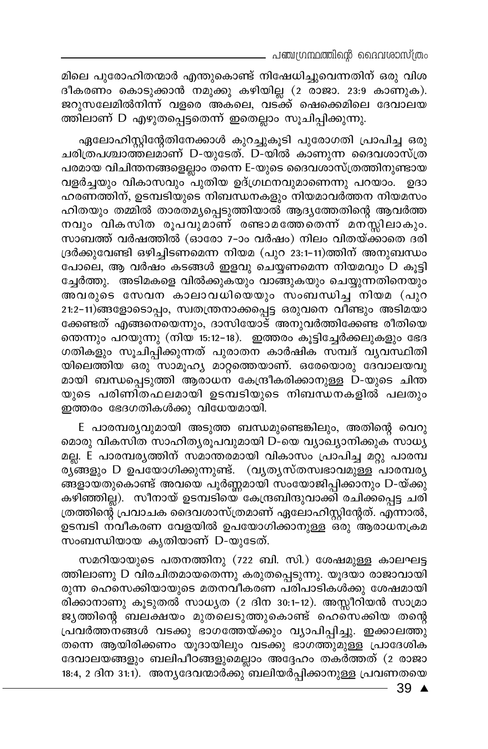മിലെ പുരോഹിതന്മാർ എന്തുകൊണ്ട് നിഷേധിച്ചുവെന്നതിന് ഒരു വിശദീകരണം കൊടുക്കാൻ നമുക്കു കഴിയില്ല (2 രാജാ. 23:9 കാണുക). ജറുസലേമിൽനിന്ന് വളരെ അകലെ, വടക്ക് ഷെക്കെമിലെ ദേവാലയത്തിലാണ് D എഴുതപ്പെട്ടതെന്ന് ഇതെല്ലാം സൂചിപ്പിക്കുന്നു.

ഏലോഹിസ്റ്റിന്റേതിനേക്കാൾ കുറച്ചുകൂടി പുരോഗതി പ്രാപിച്ച ഒരു ചരിത്രപശ്ചാത്തലമാണ് D-യുടേത്. D-യിൽ കാണുന്ന ദൈവശാസ്ത്രപരമായ വിചിന്തനങ്ങളെല്ലാം തന്നെ E-യുടെ ദൈവശാസ്ത്രത്തിനുണ്ടായ വളർച്ചയും വികാസവും പുതിയ ഉദ്ഗ്രഥനവുമാണെന്നു പറയാം. ഉദാഹരണത്തിന്, ഉടമ്പടിയുടെ നിബന്ധനകളും നിയമാവർത്തന നിയമസംഹിതയും തമ്മിൽ താരതമ്യപ്പെടുത്തിയാൽ ആദ്യത്തേതിന്റെ ആവർത്തനവും വികസിത രൂപവുമാണ് രണ്ടാമത്തേതെന്ന് മനസ്സിലാകും. സാബത്ത് വർഷത്തിൽ (ഓരോ 7-ാം വർഷം) നിലം വിതയ്ക്കാതെ ദരിദ്രർക്കുവേണ്ടി ഒഴിച്ചിടണമെന്ന നിയമ (പുറ 23:1-11)ത്തിന് അനുബന്ധം പോലെ, ആ വർഷം കടങ്ങൾ ഇളവു ചെയ്യണമെന്ന നിയമവും D കൂട്ടിച്ചേർത്തു. അടിമകളെ വിൽക്കുകയും വാങ്ങുകയും ചെയ്യുന്നതിനെയും അവരുടെ സേവന കാലാവധിയെയും സംബന്ധിച്ച നിയമ (പുറ 21:2-11)ങ്ങളോടൊപ്പം, സ്വതന്ത്രനാക്കപ്പെട്ട ഒരുവനെ വീണ്ടും അടിമയാക്കേണ്ടത് എങ്ങനെയെന്നും, ദാസിയോട് അനുവർത്തിക്കേണ്ട രീതിയെന്തെന്നും പറയുന്നു (നിയ 15:12-18). ഇത്തരം കൂട്ടിച്ചേർക്കലുകളും ഭേദഗതികളും സൂചിപ്പിക്കുന്നത് പുരാതന കാർഷിക സമ്പദ് വ്യവസ്ഥിതിയിലെത്തിയ ഒരു സാമൂഹ്യ മാറ്റത്തെയാണ്. ഒരേയൊരു ദേവാലയവുമായി ബന്ധപ്പെടുത്തി ആരാധന കേന്ദ്രീകരിക്കാനുള്ള D-യുടെ ചിന്തയുടെ പരിണിതഫലമായി ഉടമ്പടിയുടെ നിബന്ധനകളിൽ പലതും ഇത്തരം ഭേദഗതികൾക്കു വിധേയമായി.

E പാരമ്പര്യവുമായി അടുത്ത ബന്ധമുണ്ടെങ്കിലും, അതിന്റെ വെറുമൊരു വികസിത സാഹിത്യരൂപവുമായി D-യെ വ്യാഖ്യാനിക്കുക സാധ്യമല്ല. E പാരമ്പര്യത്തിന് സമാന്തരമായി വികാസം പ്രാപിച്ച മറ്റു പാരമ്പര്യങ്ങളും D ഉപയോഗിക്കുന്നുണ്ട്. (വ്യത്യസ്തസ്വഭാവമുള്ള പാരമ്പര്യങ്ങളായതുകൊണ്ട് അവയെ പൂർണ്ണമായി സംയോജിപ്പിക്കാനും D-യ്ക്കു കഴിഞ്ഞില്ല). സീനായ് ഉടമ്പടിയെ കേന്ദ്രബിന്ദുവാക്കി രചിക്കപ്പെട്ട ചരിത്രത്തിന്റെ പ്രവാചക ദൈവശാസ്ത്രമാണ് ഏലോഹിസ്റ്റിന്റേത്. എന്നാൽ, ഉടമ്പടി നവീകരണ വേളയിൽ ഉപയോഗിക്കാനുള്ള ഒരു ആരാധനക്രമ സംബന്ധിയായ കൃതിയാണ് D-യുടേത്.

സമറിയായുടെ പതനത്തിനു (722 ബി. സി.) ശേഷമുള്ള കാലഘട്ടത്തിലാണു D വിരചിതമായതെന്നു കരുതപ്പെടുന്നു. യൂദയാ രാജാവായിരുന്ന ഹെസെക്കിയായുടെ മതനവീകരണ പരിപാടികൾക്കു ശേഷമായിരിക്കാനാണു കൂടുതൽ സാധ്യത (2 ദിന 30:1-12). അസ്സീറിയൻ സാമ്രാജ്യത്തിന്റെ ബലക്ഷയം മുതലെടുത്തുകൊണ്ട് ഹെസെക്കിയ തന്റെ പ്രവർത്തനങ്ങൾ വടക്കു ഭാഗത്തേയ്ക്കും വ്യാപിപ്പിച്ചു. ഇക്കാലത്തു തന്നെ ആയിരിക്കണം യൂദായിലും വടക്കു ഭാഗത്തുമുള്ള പ്രാദേശിക ദേവാലയങ്ങളും ബലിപീഠങ്ങളുമെല്ലാം അദ്ദേഹം തകർത്തത് (2 രാജാ 18:4, 2 ദിന 31:1). അന്യദേവന്മാർക്കു ബലിയർപ്പിക്കാനുള്ള പ്രവണതയെ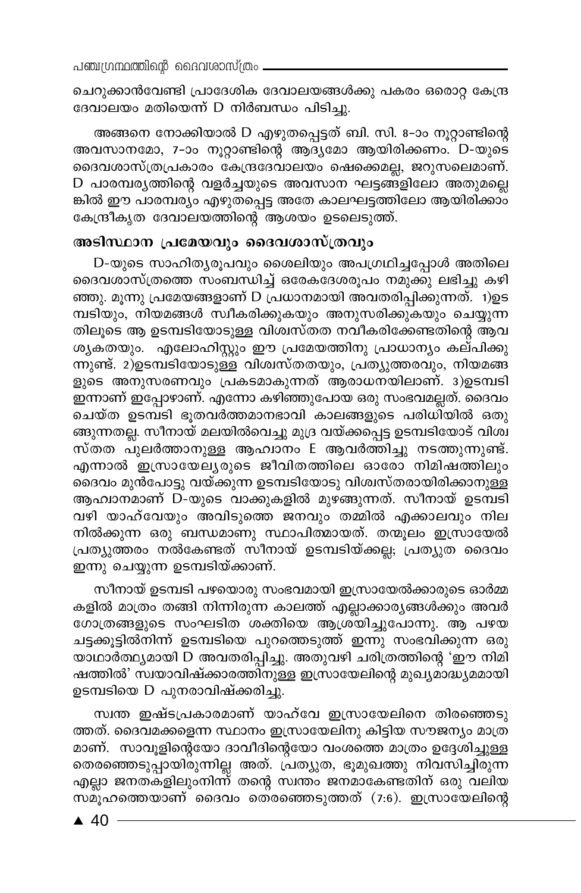ചെറുക്കാൻവേണ്ടി പ്രാദേശിക ദേവാലയങ്ങൾക്കു പകരം ഒരൊറ്റ കേന്ദ്ര ദേവാലയം മതിയെന്ന് D നിർബന്ധം പിടിച്ചു.

അങ്ങനെ നോക്കിയാൽ D എഴുതപ്പെട്ടത് ബി. സി. 8-ാം നൂറ്റാണ്ടിന്റെ അവസാനമോ, 7-ാം നൂറ്റാണ്ടിന്റെ ആദ്യമോ ആയിരിക്കണം. D-യുടെ ദൈവശാസ്ത്രപ്രകാരം കേന്ദ്രദേവാലയം ഷെക്കെമല്ല, ജറുസലെമാണ്. D പാരമ്പര്യത്തിന്റെ വളർച്ചയുടെ അവസാന ഘട്ടങ്ങളിലോ അതുമല്ലെങ്കിൽ ഈ പാരമ്പര്യം എഴുതപ്പെട്ട അതേ കാലഘട്ടത്തിലോ ആയിരിക്കാം കേന്ദ്രീകൃത ദേവാലയത്തിന്റെ ആശയം ഉടലെടുത്ത്.

## അടിസ്ഥാന പ്രമേയവും ദൈവശാസ്ത്രവും

D-യുടെ സാഹിത്യരൂപവും ശൈലിയും അപഗ്രഥിച്ചപ്പോൾ അതിലെ ദൈവശാസ്ത്രത്തെ സംബന്ധിച്ച് ഒരേകദേശരൂപം നമുക്കു ലഭിച്ചു കഴിഞ്ഞു. മൂന്നു പ്രമേയങ്ങളാണ് D പ്രധാനമായി അവതരിപ്പിക്കുന്നത്. 1)ഉടമ്പടിയും, നിയമങ്ങൾ സ്വീകരിക്കുകയും അനുസരിക്കുകയും ചെയ്യുന്നതിലൂടെ ആ ഉടമ്പടിയോടുള്ള വിശ്വസ്തത നവീകരിക്കേണ്ടതിന്റെ ആവശ്യകതയും. എലോഹിസ്റ്റും ഈ പ്രമേയത്തിനു പ്രാധാന്യം കല്പിക്കുന്നുണ്ട്. 2)ഉടമ്പടിയോടുള്ള വിശ്വസ്തതയും, പ്രത്യുത്തരവും, നിയമങ്ങളുടെ അനുസരണവും പ്രകടമാകുന്നത് ആരാധനയിലാണ്. 3)ഉടമ്പടി ഇന്നാണ് ഇപ്പോഴാണ്. എന്നോ കഴിഞ്ഞുപോയ ഒരു സംഭവമല്ലത്. ദൈവം ചെയ്ത ഉടമ്പടി ഭൂതവർത്തമാനഭാവി കാലങ്ങളുടെ പരിധിയിൽ ഒതുങ്ങുന്നതല്ല. സീനായ് മലയിൽവെച്ചു മുദ്ര വയ്ക്കപ്പെട്ട ഉടമ്പടിയോട് വിശ്വസ്തത പുലർത്താനുള്ള ആഹ്വാനം E ആവർത്തിച്ചു നടത്തുന്നുണ്ട്. എന്നാൽ ഇസ്രായേല്യരുടെ ജീവിതത്തിലെ ഓരോ നിമിഷത്തിലും ദൈവം മുൻപോട്ടു വയ്ക്കുന്ന ഉടമ്പടിയോടു വിശ്വസ്തരായിരിക്കാനുള്ള ആഹ്വാനമാണ് D-യുടെ വാക്കുകളിൽ മുഴങ്ങുന്നത്. സീനായ് ഉടമ്പടി വഴി യാഹ്‌വേയും അവിടുത്തെ ജനവും തമ്മിൽ എക്കാലവും നിലനിൽക്കുന്ന ഒരു ബന്ധമാണു സ്ഥാപിതമായത്. തന്മൂലം ഇസ്രായേൽ പ്രത്യുത്തരം നൽകേണ്ടത് സീനായ് ഉടമ്പടിയ്ക്കല്ല; പ്രത്യുത ദൈവം ഇന്നു ചെയ്യുന്ന ഉടമ്പടിയ്ക്കാണ്.

സീനായ് ഉടമ്പടി പഴയൊരു സംഭവമായി ഇസ്രായേൽക്കാരുടെ ഓർമ്മകളിൽ മാത്രം തങ്ങി നിന്നിരുന്ന കാലത്ത് എല്ലാക്കാര്യങ്ങൾക്കും അവർ ഗോത്രങ്ങളുടെ സംഘടിത ശക്തിയെ ആശ്രയിച്ചുപോന്നു. ആ പഴയ ചട്ടക്കൂട്ടിൽനിന്ന് ഉടമ്പടിയെ പുറത്തെടുത്ത് ഇന്നു സംഭവിക്കുന്ന ഒരു യാഥാർത്ഥ്യമായി D അവതരിപ്പിച്ചു. അതുവഴി ചരിത്രത്തിന്റെ 'ഈ നിമിഷത്തിൽ' സ്വയാവിഷ്ക്കാരത്തിനുള്ള ഇസ്രായേലിന്റെ മുഖ്യമാദ്ധ്യമമായി ഉടമ്പടിയെ D പുനരാവിഷ്ക്കരിച്ചു.

സ്വന്ത ഇഷ്ടപ്രകാരമാണ് യാഹ്‌വേ ഇസ്രായേലിനെ തിരഞ്ഞെടുത്തത്. ദൈവമക്കളെന്ന സ്ഥാനം ഇസ്രായേലിനു കിട്ടിയ സൗജന്യം മാത്രമാണ്. സാവൂളിന്റെയോ ദാവീദിന്റെയോ വംശത്തെ മാത്രം ഉദ്ദേശിച്ചുള്ള തെരഞ്ഞെടുപ്പായിരുന്നില്ല അത്. പ്രത്യുത, ഭൂമുഖത്തു നിവസിച്ചിരുന്ന എല്ലാ ജനതകളിലുംനിന്ന് തന്റെ സ്വന്തം ജനമാകേണ്ടതിന് ഒരു വലിയ സമൂഹത്തെയാണ് ദൈവം തെരഞ്ഞെടുത്തത് (7:6). ഇസ്രായേലിന്റെ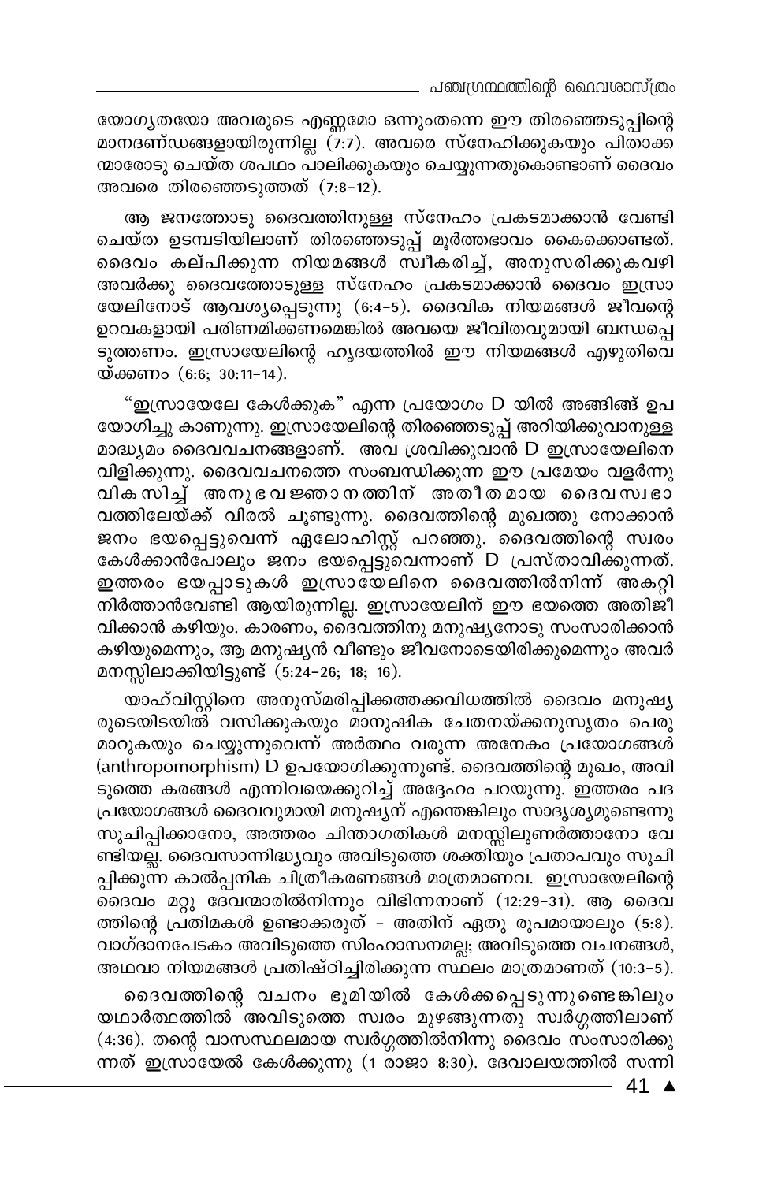യോഗ്യതയോ അവരുടെ എണ്ണമോ ഒന്നുംതന്നെ ഈ തിരഞ്ഞെടുപ്പിന്റെ മാനദണ്ഡങ്ങളായിരുന്നില്ല (7:7). അവരെ സ്നേഹിക്കുകയും പിതാക്കന്മാരോടു ചെയ്ത ശപഥം പാലിക്കുകയും ചെയ്യുന്നതുകൊണ്ടാണ് ദൈവം അവരെ തിരഞ്ഞെടുത്തത് (7:8-12).

ആ ജനത്തോടു ദൈവത്തിനുള്ള സ്നേഹം പ്രകടമാക്കാൻ വേണ്ടി ചെയ്ത ഉടമ്പടിയിലാണ് തിരഞ്ഞെടുപ്പ് മൂർത്തഭാവം കൈക്കൊണ്ടത്. ദൈവം കല്പിക്കുന്ന നിയമങ്ങൾ സ്വീകരിച്ച്, അനുസരിക്കുകവഴി അവർക്കു ദൈവത്തോടുള്ള സ്നേഹം പ്രകടമാക്കാൻ ദൈവം ഇസ്രായേലിനോട് ആവശ്യപ്പെടുന്നു (6:4-5). ദൈവിക നിയമങ്ങൾ ജീവന്റെ ഉറവകളായി പരിണമിക്കണമെങ്കിൽ അവയെ ജീവിതവുമായി ബന്ധപ്പെടുത്തണം. ഇസ്രായേലിന്റെ ഹൃദയത്തിൽ ഈ നിയമങ്ങൾ എഴുതിവെയ്ക്കണം (6:6; 30:11-14).

"ഇസ്രായേലേ കേൾക്കുക" എന്ന പ്രയോഗം D യിൽ അങ്ങിങ്ങ് ഉപയോഗിച്ചു കാണുന്നു. ഇസ്രായേലിന്റെ തിരഞ്ഞെടുപ്പ് അറിയിക്കുവാനുള്ള മാദ്ധ്യമം ദൈവവചനങ്ങളാണ്. അവ ശ്രവിക്കുവാൻ D ഇസ്രായേലിനെ വിളിക്കുന്നു. ദൈവവചനത്തെ സംബന്ധിക്കുന്ന ഈ പ്രമേയം വളർന്നു വികസിച്ച് അനുഭവജ്ഞാനത്തിന് അതീതമായ ദൈവസ്വഭാവത്തിലേയ്ക്ക് വിരൽ ചൂണ്ടുന്നു. ദൈവത്തിന്റെ മുഖത്തു നോക്കാൻ ജനം ഭയപ്പെട്ടുവെന്ന് ഏലോഹിസ്റ്റ് പറഞ്ഞു. ദൈവത്തിന്റെ സ്വരം കേൾക്കാൻപോലും ജനം ഭയപ്പെട്ടുവെന്നാണ് D പ്രസ്താവിക്കുന്നത്. ഇത്തരം ഭയപ്പാടുകൾ ഇസ്രായേലിനെ ദൈവത്തിൽനിന്ന് അകറ്റി നിർത്താൻവേണ്ടി ആയിരുന്നില്ല. ഇസ്രായേലിന് ഈ ഭയത്തെ അതിജീവിക്കാൻ കഴിയും. കാരണം, ദൈവത്തിനു മനുഷ്യനോടു സംസാരിക്കാൻ കഴിയുമെന്നും, ആ മനുഷ്യൻ വീണ്ടും ജീവനോടെയിരിക്കുമെന്നും അവർ മനസ്സിലാക്കിയിട്ടുണ്ട് (5:24-26; 18; 16).

യാഹ്വിസ്റ്റിനെ അനുസ്മരിപ്പിക്കത്തക്കവിധത്തിൽ ദൈവം മനുഷ്യരുടെയിടയിൽ വസിക്കുകയും മാനുഷിക ചേതനയ്ക്കനുസൃതം പെരുമാറുകയും ചെയ്യുന്നുവെന്ന് അർത്ഥം വരുന്ന അനേകം പ്രയോഗങ്ങൾ (anthropomorphism) D ഉപയോഗിക്കുന്നുണ്ട്. ദൈവത്തിന്റെ മുഖം, അവിടുത്തെ കരങ്ങൾ എന്നിവയെക്കുറിച്ച് അദ്ദേഹം പറയുന്നു. ഇത്തരം പദപ്രയോഗങ്ങൾ ദൈവവുമായി മനുഷ്യന് എന്തെങ്കിലും സാദൃശ്യമുണ്ടെന്നു സൂചിപ്പിക്കാനോ, അത്തരം ചിന്താഗതികൾ മനസ്സിലുണർത്താനോ വേണ്ടിയല്ല. ദൈവസാന്നിദ്ധ്യവും അവിടുത്തെ ശക്തിയും പ്രതാപവും സൂചിപ്പിക്കുന്ന കാൽപ്പനിക ചിത്രീകരണങ്ങൾ മാത്രമാണവ. ഇസ്രായേലിന്റെ ദൈവം മറ്റു ദേവന്മാരിൽനിന്നും വിഭിന്നനാണ് (12:29-31). ആ ദൈവത്തിന്റെ പ്രതിമകൾ ഉണ്ടാക്കരുത് - അതിന് ഏതു രൂപമായാലും (5:8). വാഗ്ദാനപേടകം അവിടുത്തെ സിംഹാസനമല്ല; അവിടുത്തെ വചനങ്ങൾ, അഥവാ നിയമങ്ങൾ പ്രതിഷ്ഠിച്ചിരിക്കുന്ന സ്ഥലം മാത്രമാണത് (10:3-5).

ദൈവത്തിന്റെ വചനം ഭൂമിയിൽ കേൾക്കപ്പെടുന്നുണ്ടെങ്കിലും യഥാർത്ഥത്തിൽ അവിടുത്തെ സ്വരം മുഴങ്ങുന്നതു സ്വർഗ്ഗത്തിലാണ് (4:36). തന്റെ വാസസ്ഥലമായ സ്വർഗ്ഗത്തിൽനിന്നു ദൈവം സംസാരിക്കുന്നത് ഇസ്രായേൽ കേൾക്കുന്നു (1 രാജാ 8:30). ദേവാലയത്തിൽ സന്നി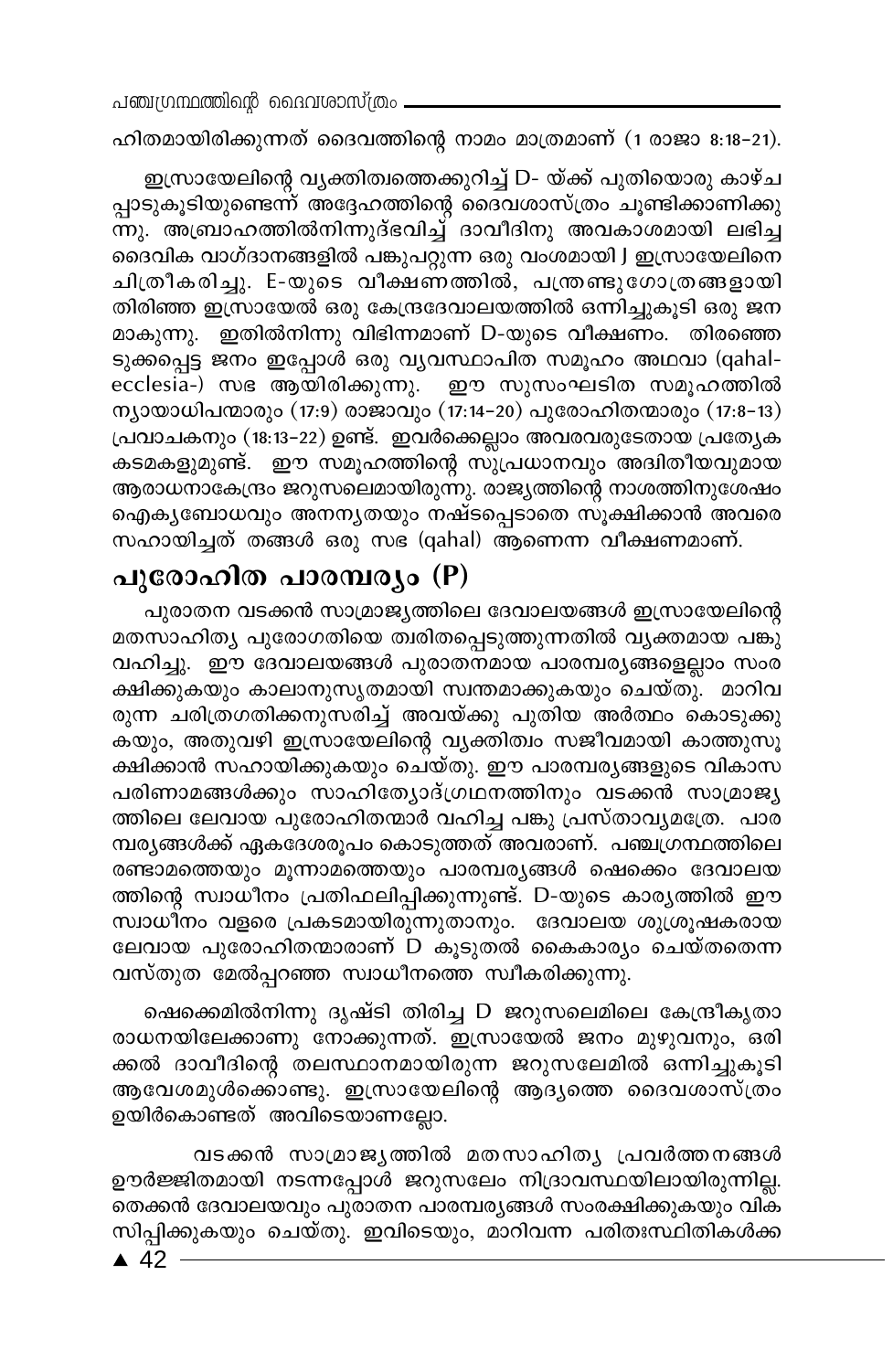ഹിതമായിരിക്കുന്നത് ദൈവത്തിന്റെ നാമം മാത്രമാണ് (1 രാജാ 8:18-21).

ഇസ്രായേലിന്റെ വ്യക്തിത്വത്തെക്കുറിച്ച് D- യ്ക്ക് പുതിയൊരു കാഴ്ചപ്പാടുകൂടിയുണ്ടെന്ന് അദ്ദേഹത്തിന്റെ ദൈവശാസ്ത്രം ചൂണ്ടിക്കാണിക്കുന്നു. അബ്രാഹത്തിൽനിന്നുദ്ഭവിച്ച് ദാവീദിനു അവകാശമായി ലഭിച്ച ദൈവിക വാഗ്ദാനങ്ങളിൽ പങ്കുപറ്റുന്ന ഒരു വംശമായി J ഇസ്രായേലിനെ ചിത്രീകരിച്ചു. E-യുടെ വീക്ഷണത്തിൽ, പന്ത്രണ്ടുഗോത്രങ്ങളായി തിരിഞ്ഞ ഇസ്രായേൽ ഒരു കേന്ദ്രദേവാലയത്തിൽ ഒന്നിച്ചുകൂടി ഒരു ജനമാകുന്നു. ഇതിൽനിന്നു വിഭിന്നമാണ് D-യുടെ വീക്ഷണം. തിരഞ്ഞെടുക്കപ്പെട്ട ജനം ഇപ്പോൾ ഒരു വ്യവസ്ഥാപിത സമൂഹം അഥവാ (qahal-ecclesia-) സഭ ആയിരിക്കുന്നു. ഈ സുസംഘടിത സമൂഹത്തിൽ ന്യായാധിപന്മാരും (17:9) രാജാവും (17:14-20) പുരോഹിതന്മാരും (17:8-13) പ്രവാചകനും (18:13-22) ഉണ്ട്. ഇവർക്കെല്ലാം അവരവരുടേതായ പ്രത്യേക കടമകളുമുണ്ട്. ഈ സമൂഹത്തിന്റെ സുപ്രധാനവും അദ്വിതീയവുമായ ആരാധനാകേന്ദ്രം ജറുസലെമായിരുന്നു. രാജ്യത്തിന്റെ നാശത്തിനുശേഷം ഐക്യബോധവും അനന്യതയും നഷ്ടപ്പെടാതെ സൂക്ഷിക്കാൻ അവരെ സഹായിച്ചത് തങ്ങൾ ഒരു സഭ (qahal) ആണെന്ന വീക്ഷണമാണ്.

## പുരോഹിത പാരമ്പര്യം (P)

പുരാതന വടക്കൻ സാമ്രാജ്യത്തിലെ ദേവാലയങ്ങൾ ഇസ്രായേലിന്റെ മതസാഹിത്യ പുരോഗതിയെ ത്വരിതപ്പെടുത്തുന്നതിൽ വ്യക്തമായ പങ്കുവഹിച്ചു. ഈ ദേവാലയങ്ങൾ പുരാതനമായ പാരമ്പര്യങ്ങളെല്ലാം സംരക്ഷിക്കുകയും കാലാനുസൃതമായി സ്വന്തമാക്കുകയും ചെയ്തു. മാറിവരുന്ന ചരിത്രഗതിക്കനുസരിച്ച് അവയ്ക്കു പുതിയ അർത്ഥം കൊടുക്കുകയും, അതുവഴി ഇസ്രായേലിന്റെ വ്യക്തിത്വം സജീവമായി കാത്തുസൂക്ഷിക്കാൻ സഹായിക്കുകയും ചെയ്തു. ഈ പാരമ്പര്യങ്ങളുടെ വികാസപരിണാമങ്ങൾക്കും സാഹിത്യോദ്ഗ്രഥനത്തിനും വടക്കൻ സാമ്രാജ്യത്തിലെ ലേവായ പുരോഹിതന്മാർ വഹിച്ച പങ്കു പ്രസ്താവ്യമത്രേ. പാരമ്പര്യങ്ങൾക്ക് ഏകദേശരൂപം കൊടുത്തത് അവരാണ്. പഞ്ചഗ്രന്ഥത്തിലെ രണ്ടാമത്തെയും മൂന്നാമത്തെയും പാരമ്പര്യങ്ങൾ ഷെക്കെം ദേവാലയത്തിന്റെ സ്വാധീനം പ്രതിഫലിപ്പിക്കുന്നുണ്ട്. D-യുടെ കാര്യത്തിൽ ഈ സ്വാധീനം വളരെ പ്രകടമായിരുന്നുതാനും. ദേവാലയ ശുശ്രൂഷകരായ ലേവായ പുരോഹിതന്മാരാണ് D കൂടുതൽ കൈകാര്യം ചെയ്തതെന്ന വസ്തുത മേൽപ്പറഞ്ഞ സ്വാധീനത്തെ സ്വീകരിക്കുന്നു.

ഷെക്കെമിൽനിന്നു ദൃഷ്ടി തിരിച്ച D ജറുസലെമിലെ കേന്ദ്രീകൃതാരാധനയിലേക്കാണു നോക്കുന്നത്. ഇസ്രായേൽ ജനം മുഴുവനും, ഒരിക്കൽ ദാവീദിന്റെ തലസ്ഥാനമായിരുന്ന ജറുസലേമിൽ ഒന്നിച്ചുകൂടി ആവേശമുൾക്കൊണ്ടു. ഇസ്രായേലിന്റെ ആദ്യത്തെ ദൈവശാസ്ത്രം ഉയിർകൊണ്ടത് അവിടെയാണല്ലോ.

വടക്കൻ സാമ്രാജ്യത്തിൽ മതസാഹിത്യ പ്രവർത്തനങ്ങൾ ഊർജ്ജിതമായി നടന്നപ്പോൾ ജറുസലേം നിദ്രാവസ്ഥയിലായിരുന്നില്ല. തെക്കൻ ദേവാലയവും പുരാതന പാരമ്പര്യങ്ങൾ സംരക്ഷിക്കുകയും വികസിപ്പിക്കുകയും ചെയ്തു. ഇവിടെയും, മാറിവന്ന പരിതഃസ്ഥിതികൾക്ക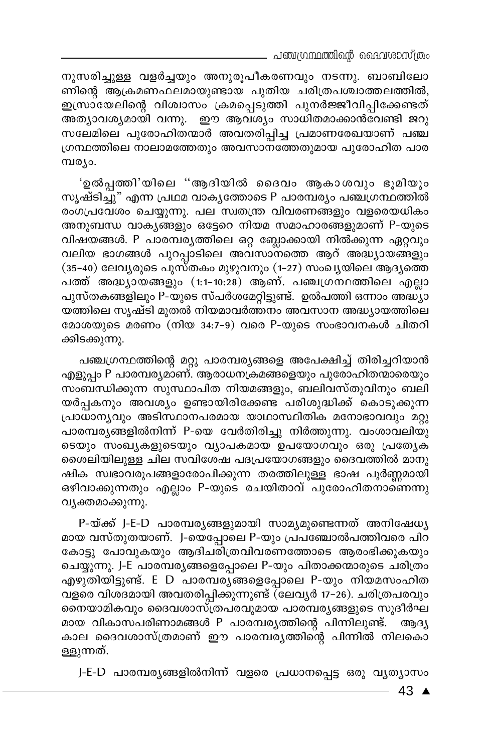നുസരിച്ചുള്ള വളർച്ചയും അനുരൂപീകരണവും നടന്നു. ബാബിലോണിന്റെ ആക്രമണഫലമായുണ്ടായ പുതിയ ചരിത്രപശ്ചാത്തലത്തിൽ, ഇസ്രായേലിന്റെ വിശ്വാസം ക്രമപ്പെടുത്തി പുനർജ്ജീവിപ്പിക്കേണ്ടത് അത്യാവശ്യമായി വന്നു. ഈ ആവശ്യം സാധിതമാക്കാൻവേണ്ടി ജറുസലേമിലെ പുരോഹിതന്മാർ അവതരിപ്പിച്ച പ്രമാണരേഖയാണ് പഞ്ചഗ്രന്ഥത്തിലെ നാലാമത്തേതും അവസാനത്തേതുമായ പുരോഹിത പാരമ്പര്യം.

'ഉൽപ്പത്തി'യിലെ "ആദിയിൽ ദൈവം ആകാശവും ഭൂമിയും സൃഷ്ടിച്ചു" എന്ന പ്രഥമ വാക്യത്തോടെ P പാരമ്പര്യം പഞ്ചഗ്രന്ഥത്തിൽ രംഗപ്രവേശം ചെയ്യുന്നു. പല സ്വതന്ത്ര വിവരണങ്ങളും വളരെയധികം അനുബന്ധ വാക്യങ്ങളും ഒട്ടേറെ നിയമ സമാഹാരങ്ങളുമാണ് P-യുടെ വിഷയങ്ങൾ. P പാരമ്പര്യത്തിലെ ഒറ്റ ബ്ലോക്കായി നിൽക്കുന്ന ഏറ്റവും വലിയ ഭാഗങ്ങൾ പുറപ്പാടിലെ അവസാനത്തെ ആറ് അദ്ധ്യായങ്ങളും (35–40) ലേവ്യരുടെ പുസ്തകം മുഴുവനും (1–27) സംഖ്യയിലെ ആദ്യത്തെ പത്ത് അദ്ധ്യായങ്ങളും (1:1–10:28) ആണ്. പഞ്ചഗ്രന്ഥത്തിലെ എല്ലാ പുസ്തകങ്ങളിലും P-യുടെ സ്പർശമേറ്റിട്ടുണ്ട്. ഉൽപത്തി ഒന്നാം അദ്ധ്യായത്തിലെ സൃഷ്ടി മുതൽ നിയമാവർത്തനം അവസാന അദ്ധ്യായത്തിലെ മോശയുടെ മരണം (നിയ 34:7–9) വരെ P-യുടെ സംഭാവനകൾ ചിതറിക്കിടക്കുന്നു.

പഞ്ചഗ്രന്ഥത്തിന്റെ മറ്റു പാരമ്പര്യങ്ങളെ അപേക്ഷിച്ച് തിരിച്ചറിയാൻ എളുപ്പം P പാരമ്പര്യമാണ്. ആരാധനക്രമങ്ങളെയും പുരോഹിതന്മാരെയും സംബന്ധിക്കുന്ന സുസ്ഥാപിത നിയമങ്ങളും, ബലിവസ്തുവിനും ബലിയർപ്പകനും അവശ്യം ഉണ്ടായിരിക്കേണ്ട പരിശുദ്ധിക്ക് കൊടുക്കുന്ന പ്രാധാന്യവും അടിസ്ഥാനപരമായ യാഥാസ്ഥിതിക മനോഭാവവും മറ്റു പാരമ്പര്യങ്ങളിൽനിന്ന് P-യെ വേർതിരിച്ചു നിർത്തുന്നു. വംശാവലിയുടെയും സംഖ്യകളുടെയും വ്യാപകമായ ഉപയോഗവും ഒരു പ്രത്യേക ശൈലിയിലുള്ള ചില സവിശേഷ പദപ്രയോഗങ്ങളും ദൈവത്തിൽ മാനുഷിക സ്വഭാവരൂപങ്ങളാരോപിക്കുന്ന തരത്തിലുള്ള ഭാഷ പൂർണ്ണമായി ഒഴിവാക്കുന്നതും എല്ലാം P-യുടെ രചയിതാവ് പുരോഹിതനാണെന്നു വ്യക്തമാക്കുന്നു.

P-യ്ക്ക് J-E-D പാരമ്പര്യങ്ങളുമായി സാമ്യമുണ്ടെന്നത് അനിഷേധ്യമായ വസ്തുതയാണ്. J-യെപ്പോലെ P-യും പ്രപഞ്ചോൽപത്തിവരെ പിറകോട്ടു പോവുകയും ആദിചരിത്രവിവരണത്തോടെ ആരംഭിക്കുകയും ചെയ്യുന്നു. J-E പാരമ്പര്യങ്ങളെപ്പോലെ P-യും പിതാക്കന്മാരുടെ ചരിത്രം എഴുതിയിട്ടുണ്ട്. E D പാരമ്പര്യങ്ങളെപ്പോലെ P-യും നിയമസംഹിത വളരെ വിശദമായി അവതരിപ്പിക്കുന്നുണ്ട് (ലേവ്യർ 17–26). ചരിത്രപരവും നൈയാമികവും ദൈവശാസ്ത്രപരവുമായ പാരമ്പര്യങ്ങളുടെ സുദീർഘമായ വികാസപരിണാമങ്ങൾ P പാരമ്പര്യത്തിന്റെ പിന്നിലുണ്ട്. ആദ്യകാല ദൈവശാസ്ത്രമാണ് ഈ പാരമ്പര്യത്തിന്റെ പിന്നിൽ നിലകൊള്ളുന്നത്.

J-E-D പാരമ്പര്യങ്ങളിൽനിന്ന് വളരെ പ്രധാനപ്പെട്ട ഒരു വ്യത്യാസം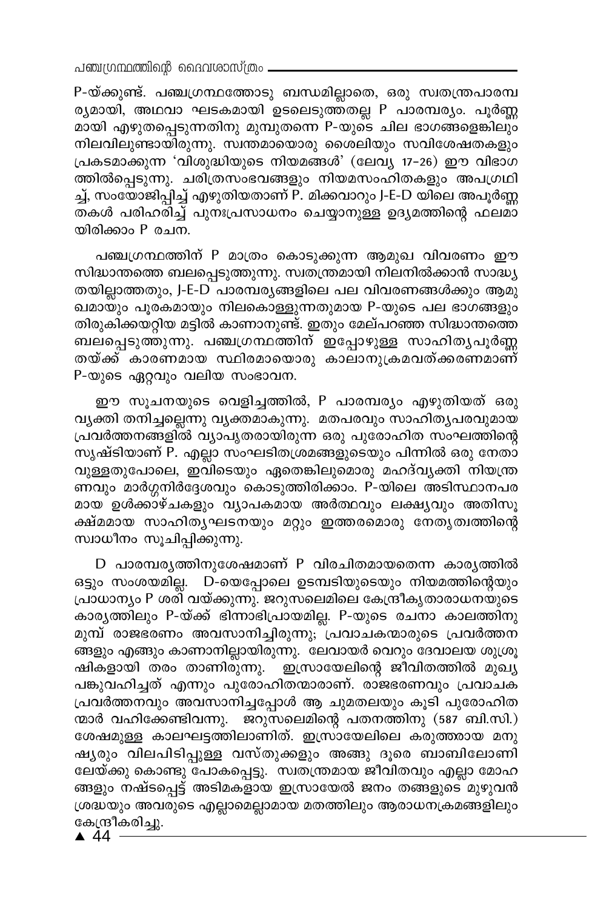P-യ്ക്കുണ്ട്. പഞ്ചഗ്രന്ഥത്തോടു ബന്ധമില്ലാതെ, ഒരു സ്വതന്ത്രപാരമ്പ ര്യമായി, അഥവാ ഘടകമായി ഉടലെടുത്തതല്ല P പാരമ്പര്യം. പൂർണ്ണ മായി എഴുതപ്പെടുന്നതിനു മുമ്പുതന്നെ P-യുടെ ചില ഭാഗങ്ങളെങ്കിലും നിലവിലുണ്ടായിരുന്നു. സ്വന്തമായൊരു ശൈലിയും സവിശേഷതകളും പ്രകടമാക്കുന്ന 'വിശുദ്ധിയുടെ നിയമങ്ങൾ' (ലേവ്യ 17-26) ഈ വിഭാഗ ത്തിൽപ്പെടുന്നു. ചരിത്രസംഭവങ്ങളും നിയമസംഹിതകളും അപഗ്രഥി ച്ച്, സംയോജിപ്പിച്ച് എഴുതിയതാണ് P. മിക്കവാറും J-E-D യിലെ അപൂർണ്ണ തകൾ പരിഹരിച്ച് പുനഃപ്രസാധനം ചെയ്യാനുള്ള ഉദ്യമത്തിന്റെ ഫലമാ യിരിക്കാം P രചന.

പഞ്ചഗ്രന്ഥത്തിന് P മാത്രം കൊടുക്കുന്ന ആമുഖ വിവരണം ഈ സിദ്ധാന്തത്തെ ബലപ്പെടുത്തുന്നു. സ്വതന്ത്രമായി നിലനിൽക്കാൻ സാദ്ധ്യ തയില്ലാത്തതും, J-E-D പാരമ്പര്യങ്ങളിലെ പല വിവരണങ്ങൾക്കും ആമു ഖമായും പൂരകമായും നിലകൊള്ളുന്നതുമായ P-യുടെ പല ഭാഗങ്ങളും തിരുകിക്കയറ്റിയ മട്ടിൽ കാണാനാണ്ട്. ഇതും മേല്പറഞ്ഞ സിദ്ധാന്തത്തെ ബലപ്പെടുത്തുന്നു. പഞ്ചഗ്രന്ഥത്തിന് ഇപ്പോഴുള്ള സാഹിത്യപൂർണ്ണ തയ്ക്ക് കാരണമായ സ്ഥിരമായൊരു കാലാനുക്രമവത്ക്കരണമാണ് P-യുടെ ഏറ്റവും വലിയ സംഭാവന.

ഈ സൂചനയുടെ വെളിച്ചത്തിൽ, P പാരമ്പര്യം എഴുതിയത് ഒരു വ്യക്തി തനിച്ചല്ലെന്നു വ്യക്തമാകുന്നു. മതപരവും സാഹിത്യപരവുമായ പ്രവർത്തനങ്ങളിൽ വ്യാപൃതരായിരുന്ന ഒരു പുരോഹിത സംഘത്തിന്റെ സൃഷ്ടിയാണ് P. എല്ലാ സംഘടിതശ്രമങ്ങളുടെയും പിന്നിൽ ഒരു നേതാ വുള്ളതുപോലെ, ഇവിടെയും ഏതെങ്കിലുമൊരു മഹദ്വ്യക്തി നിയന്ത്ര ണവും മാർഗ്ഗനിർദ്ദേശവും കൊടുത്തിരിക്കാം. P-യിലെ അടിസ്ഥാനപര മായ ഉൾക്കാഴ്ചകളും വ്യാപകമായ അർത്ഥവും ലക്ഷ്യവും അതിസൂ ക്ഷ്മമായ സാഹിത്യഘടനയും മറ്റും ഇത്തരമൊരു നേതൃത്വത്തിന്റെ സ്വാധീനം സൂചിപ്പിക്കുന്നു.

D പാരമ്പര്യത്തിനുശേഷമാണ് P വിരചിതമായതെന്ന കാര്യത്തിൽ ഒട്ടും സംശയമില്ല. D-യെപ്പോലെ ഉടമ്പടിയുടെയും നിയമത്തിന്റെയും പ്രാധാന്യം P ശരി വയ്ക്കുന്നു. ജറുസലെമിലെ കേന്ദ്രീകൃതാരാധനയുടെ കാര്യത്തിലും P-യ്ക്ക് ഭിന്നാഭിപ്രായമില്ല. P-യുടെ രചനാ കാലത്തിനു മുമ്പ് രാജഭരണം അവസാനിച്ചിരുന്നു; പ്രവാചകന്മാരുടെ പ്രവർത്തന ങ്ങളും എങ്ങും കാണാനില്ലായിരുന്നു. ലേവായർ വെറും ദേവാലയ ശുശ്രൂ ഷികളായി തരം താണിരുന്നു. ഇസ്രായേലിന്റെ ജീവിതത്തിൽ മുഖ്യ പങ്കുവഹിച്ചത് എന്നും പുരോഹിതന്മാരാണ്. രാജഭരണവും പ്രവാചക പ്രവർത്തനവും അവസാനിച്ചപ്പോൾ ആ ചുമതലയും കൂടി പുരോഹിത ന്മാർ വഹിക്കേണ്ടിവന്നു. ജറുസലെമിന്റെ പതനത്തിനു (587 ബി.സി.) ശേഷമുള്ള കാലഘട്ടത്തിലാണിത്. ഇസ്രായേലിലെ കരുത്തരായ മനു ഷ്യരും വിലപിടിപ്പുള്ള വസ്തുക്കളും അങ്ങു ദൂരെ ബാബിലോണി ലേയ്ക്കു കൊണ്ടു പോകപ്പെട്ടു. സ്വതന്ത്രമായ ജീവിതവും എല്ലാ മോഹ ങ്ങളും നഷ്ടപ്പെട്ട് അടിമകളായ ഇസ്രായേൽ ജനം തങ്ങളുടെ മുഴുവൻ ശ്രദ്ധയും അവരുടെ എല്ലാമെല്ലാമായ മതത്തിലും ആരാധനക്രമങ്ങളിലും കേന്ദ്രീകരിച്ചു.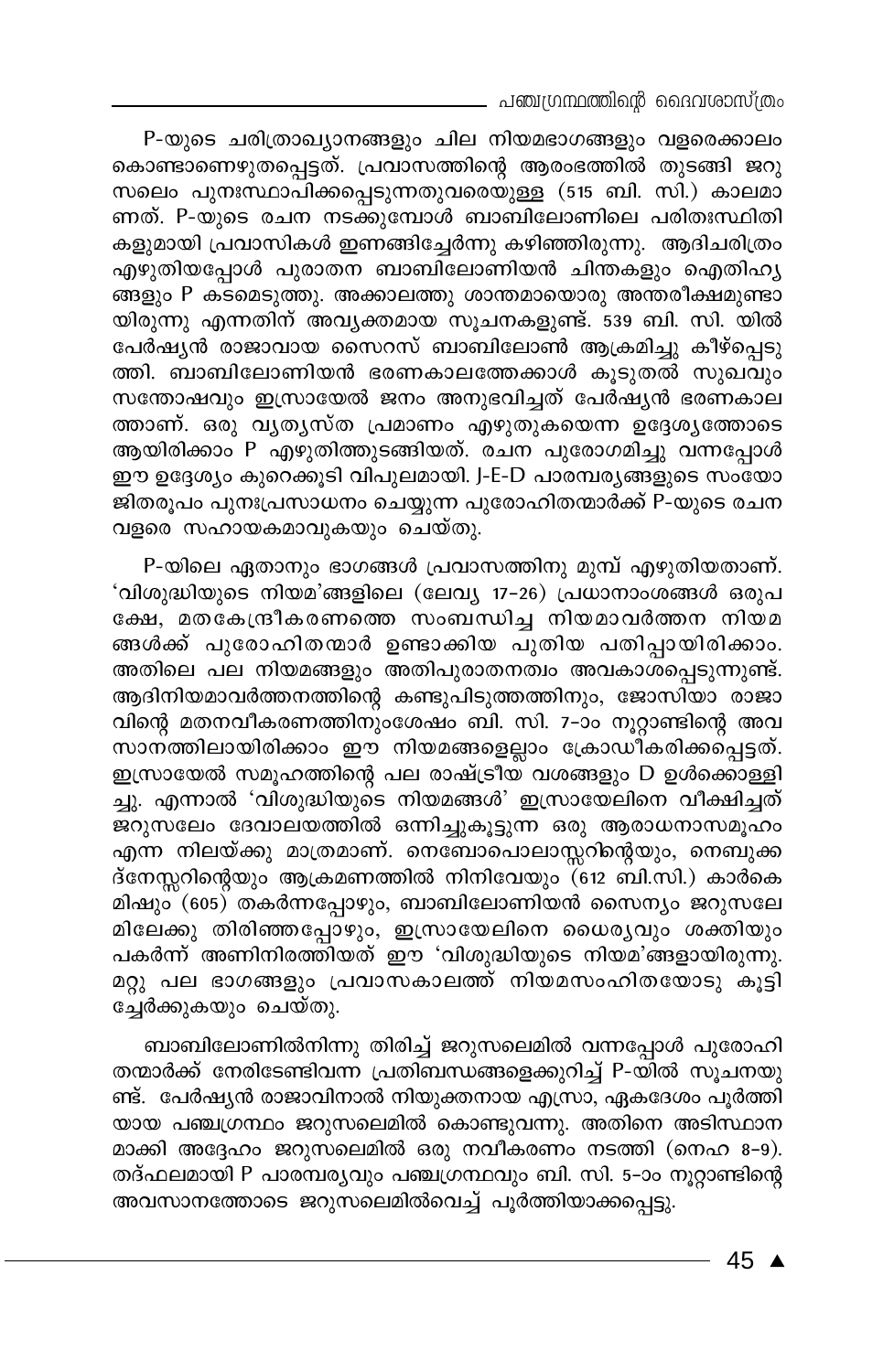P-യുടെ ചരിത്രാഖ്യാനങ്ങളും ചില നിയമഭാഗങ്ങളും വളരെക്കാലം കൊണ്ടാണെഴുതപ്പെട്ടത്. പ്രവാസത്തിന്റെ ആരംഭത്തിൽ തുടങ്ങി ജറുസലെം പുനഃസ്ഥാപിക്കപ്പെടുന്നതുവരെയുള്ള (515 ബി. സി.) കാലമാണത്. P-യുടെ രചന നടക്കുമ്പോൾ ബാബിലോണിലെ പരിതഃസ്ഥിതികളുമായി പ്രവാസികൾ ഇണങ്ങിച്ചേർന്നു കഴിഞ്ഞിരുന്നു. ആദിചരിത്രം എഴുതിയപ്പോൾ പുരാതന ബാബിലോണിയൻ ചിന്തകളും ഐതിഹ്യങ്ങളും P കടമെടുത്തു. അക്കാലത്തു ശാന്തമായൊരു അന്തരീക്ഷമുണ്ടായിരുന്നു എന്നതിന് അവ്യക്തമായ സൂചനകളുണ്ട്. 539 ബി. സി. യിൽ പേർഷ്യൻ രാജാവായ സൈറസ് ബാബിലോൺ ആക്രമിച്ചു കീഴ്പ്പെടുത്തി. ബാബിലോണിയൻ ഭരണകാലത്തേക്കാൾ കൂടുതൽ സുഖവും സന്തോഷവും ഇസ്രായേൽ ജനം അനുഭവിച്ചത് പേർഷ്യൻ ഭരണകാലത്താണ്. ഒരു വ്യത്യസ്ത പ്രമാണം എഴുതുകയെന്ന ഉദ്ദേശ്യത്തോടെ ആയിരിക്കാം P എഴുതിത്തുടങ്ങിയത്. രചന പുരോഗമിച്ചു വന്നപ്പോൾ ഈ ഉദ്ദേശ്യം കുറെക്കൂടി വിപുലമായി. J-E-D പാരമ്പര്യങ്ങളുടെ സംയോജിതരൂപം പുനഃപ്രസാധനം ചെയ്യുന്ന പുരോഹിതന്മാർക്ക് P-യുടെ രചന വളരെ സഹായകമാവുകയും ചെയ്തു.

P-യിലെ ഏതാനും ഭാഗങ്ങൾ പ്രവാസത്തിനു മുമ്പ് എഴുതിയതാണ്. 'വിശുദ്ധിയുടെ നിയമ'ങ്ങളിലെ (ലേവ്യ 17-26) പ്രധാനാംശങ്ങൾ ഒരുപക്ഷേ, മതകേന്ദ്രീകരണത്തെ സംബന്ധിച്ച നിയമാവർത്തന നിയമങ്ങൾക്ക് പുരോഹിതന്മാർ ഉണ്ടാക്കിയ പുതിയ പതിപ്പായിരിക്കാം. അതിലെ പല നിയമങ്ങളും അതിപുരാതനത്വം അവകാശപ്പെടുന്നുണ്ട്. ആദിനിയമാവർത്തനത്തിന്റെ കണ്ടുപിടുത്തത്തിനും, ജോസിയാ രാജാവിന്റെ മതനവീകരണത്തിനുംശേഷം ബി. സി. 7-ാം നൂറ്റാണ്ടിന്റെ അവസാനത്തിലായിരിക്കാം ഈ നിയമങ്ങളെല്ലാം ക്രോഡീകരിക്കപ്പെട്ടത്. ഇസ്രായേൽ സമൂഹത്തിന്റെ പല രാഷ്ട്രീയ വശങ്ങളും D ഉൾക്കൊള്ളിച്ചു. എന്നാൽ 'വിശുദ്ധിയുടെ നിയമങ്ങൾ' ഇസ്രായേലിനെ വീക്ഷിച്ചത് ജറുസലേം ദേവാലയത്തിൽ ഒന്നിച്ചുകൂടുന്ന ഒരു ആരാധനാസമൂഹം എന്ന നിലയ്ക്കു മാത്രമാണ്. നെബോപൊലാസ്സറിന്റെയും, നെബുക്കദ്നേസ്സറിന്റെയും ആക്രമണത്തിൽ നിനിവേയും (612 ബി.സി.) കാർകെമിഷും (605) തകർന്നപ്പോഴും, ബാബിലോണിയൻ സൈന്യം ജറുസലേമിലേക്കു തിരിഞ്ഞപ്പോഴും, ഇസ്രായേലിനെ ധൈര്യവും ശക്തിയും പകർന്ന് അണിനിരത്തിയത് ഈ 'വിശുദ്ധിയുടെ നിയമ'ങ്ങളായിരുന്നു. മറ്റു പല ഭാഗങ്ങളും പ്രവാസകാലത്ത് നിയമസംഹിതയോടു കൂട്ടിച്ചേർക്കുകയും ചെയ്തു.

ബാബിലോണിൽനിന്നു തിരിച്ച് ജറുസലെമിൽ വന്നപ്പോൾ പുരോഹിതന്മാർക്ക് നേരിടേണ്ടിവന്ന പ്രതിബന്ധങ്ങളെക്കുറിച്ച് P-യിൽ സൂചനയുണ്ട്. പേർഷ്യൻ രാജാവിനാൽ നിയുക്തനായ എസ്രാ, ഏകദേശം പൂർത്തിയായ പഞ്ചഗ്രന്ഥം ജറുസലെമിൽ കൊണ്ടുവന്നു. അതിനെ അടിസ്ഥാനമാക്കി അദ്ദേഹം ജറുസലെമിൽ ഒരു നവീകരണം നടത്തി (നെഹ 8-9). തദ്ഫലമായി P പാരമ്പര്യവും പഞ്ചഗ്രന്ഥവും ബി. സി. 5-ാം നൂറ്റാണ്ടിന്റെ അവസാനത്തോടെ ജറുസലെമിൽവെച്ച് പൂർത്തിയാക്കപ്പെട്ടു.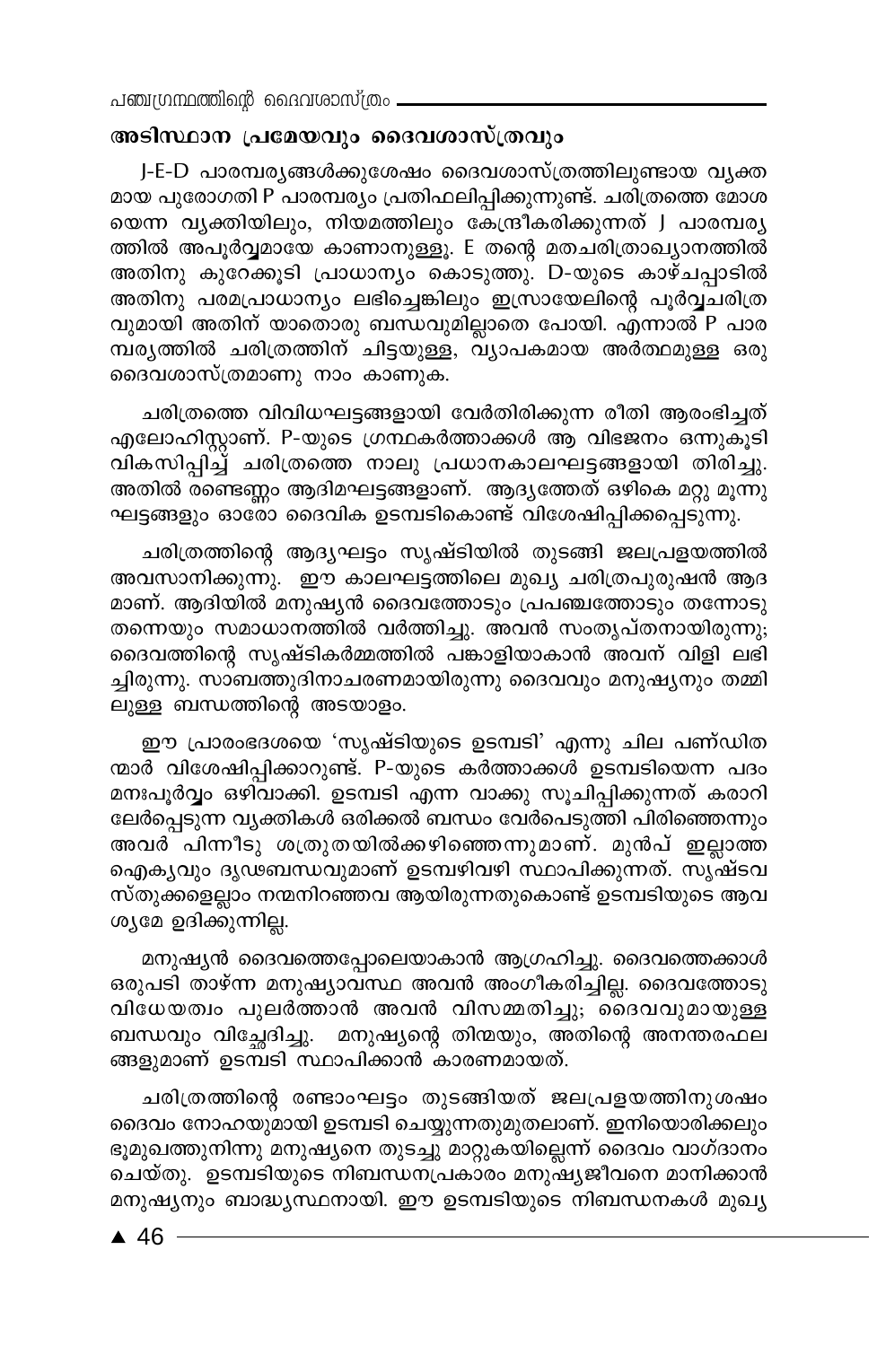## അടിസ്ഥാന പ്രമേയവും ദൈവശാസ്ത്രവും

J-E-D പാരമ്പര്യങ്ങൾക്കുശേഷം ദൈവശാസ്ത്രത്തിലുണ്ടായ വ്യക്തമായ പുരോഗതി P പാരമ്പര്യം പ്രതിഫലിപ്പിക്കുന്നുണ്ട്. ചരിത്രത്തെ മോശയെന്ന വ്യക്തിയിലും, നിയമത്തിലും കേന്ദ്രീകരിക്കുന്നത് J പാരമ്പര്യത്തിൽ അപൂർവ്വമായേ കാണാനുള്ളൂ. E തന്റെ മതചരിത്രാഖ്യാനത്തിൽ അതിനു കുറേക്കൂടി പ്രാധാന്യം കൊടുത്തു. D-യുടെ കാഴ്ചപ്പാടിൽ അതിനു പരമപ്രാധാന്യം ലഭിച്ചെങ്കിലും ഇസ്രായേലിന്റെ പൂർവ്വചരിത്രവുമായി അതിന് യാതൊരു ബന്ധവുമില്ലാതെ പോയി. എന്നാൽ P പാരമ്പര്യത്തിൽ ചരിത്രത്തിന് ചിട്ടയുള്ള, വ്യാപകമായ അർത്ഥമുള്ള ഒരു ദൈവശാസ്ത്രമാണു നാം കാണുക.

ചരിത്രത്തെ വിവിധഘട്ടങ്ങളായി വേർതിരിക്കുന്ന രീതി ആരംഭിച്ചത് എലോഹിസ്റ്റാണ്. P-യുടെ ഗ്രന്ഥകർത്താക്കൾ ആ വിഭജനം ഒന്നുകൂടി വികസിപ്പിച്ച് ചരിത്രത്തെ നാലു പ്രധാനകാലഘട്ടങ്ങളായി തിരിച്ചു. അതിൽ രണ്ടെണ്ണം ആദിമഘട്ടങ്ങളാണ്. ആദ്യത്തേത് ഒഴികെ മറ്റു മൂന്നു ഘട്ടങ്ങളും ഓരോ ദൈവിക ഉടമ്പടികൊണ്ട് വിശേഷിപ്പിക്കപ്പെടുന്നു.

ചരിത്രത്തിന്റെ ആദ്യഘട്ടം സൃഷ്ടിയിൽ തുടങ്ങി ജലപ്രളയത്തിൽ അവസാനിക്കുന്നു. ഈ കാലഘട്ടത്തിലെ മുഖ്യ ചരിത്രപുരുഷൻ ആദമാണ്. ആദിയിൽ മനുഷ്യൻ ദൈവത്തോടും പ്രപഞ്ചത്തോടും തന്നോടു തന്നെയും സമാധാനത്തിൽ വർത്തിച്ചു. അവൻ സംതൃപ്തനായിരുന്നു; ദൈവത്തിന്റെ സൃഷ്ടികർമ്മത്തിൽ പങ്കാളിയാകാൻ അവന് വിളി ലഭിച്ചിരുന്നു. സാബത്തുദിനാചരണമായിരുന്നു ദൈവവും മനുഷ്യനും തമ്മിലുള്ള ബന്ധത്തിന്റെ അടയാളം.

ഈ പ്രാരംഭദശയെ 'സൃഷ്ടിയുടെ ഉടമ്പടി' എന്നു ചില പണ്ഡിതന്മാർ വിശേഷിപ്പിക്കാറുണ്ട്. P-യുടെ കർത്താക്കൾ ഉടമ്പടിയെന്ന പദം മനഃപൂർവ്വം ഒഴിവാക്കി. ഉടമ്പടി എന്ന വാക്കു സൂചിപ്പിക്കുന്നത് കരാറിലേർപ്പെടുന്ന വ്യക്തികൾ ഒരിക്കൽ ബന്ധം വേർപെടുത്തി പിരിഞ്ഞെന്നും അവർ പിന്നീടു ശത്രുതയിൽക്കഴിഞ്ഞെന്നുമാണ്. മുൻപ് ഇല്ലാത്ത ഐക്യവും ദൃഢബന്ധവുമാണ് ഉടമ്പടിവഴി സ്ഥാപിക്കുന്നത്. സൃഷ്ടവസ്തുക്കളെല്ലാം നന്മനിറഞ്ഞവ ആയിരുന്നതുകൊണ്ട് ഉടമ്പടിയുടെ ആവശ്യമേ ഉദിക്കുന്നില്ല.

മനുഷ്യൻ ദൈവത്തെപ്പോലെയാകാൻ ആഗ്രഹിച്ചു. ദൈവത്തെക്കാൾ ഒരുപടി താഴ്ന്ന മനുഷ്യാവസ്ഥ അവൻ അംഗീകരിച്ചില്ല. ദൈവത്തോടു വിധേയത്വം പുലർത്താൻ അവൻ വിസമ്മതിച്ചു; ദൈവവുമായുള്ള ബന്ധവും വിച്ഛേദിച്ചു. മനുഷ്യന്റെ തിന്മയും, അതിന്റെ അനന്തരഫലങ്ങളുമാണ് ഉടമ്പടി സ്ഥാപിക്കാൻ കാരണമായത്.

ചരിത്രത്തിന്റെ രണ്ടാംഘട്ടം തുടങ്ങിയത് ജലപ്രളയത്തിനുശഷം ദൈവം നോഹയുമായി ഉടമ്പടി ചെയ്യുന്നതുമുതലാണ്. ഇനിയൊരിക്കലും ഭൂമുഖത്തുനിന്നു മനുഷ്യനെ തുടച്ചു മാറ്റുകയില്ലെന്ന് ദൈവം വാഗ്ദാനം ചെയ്തു. ഉടമ്പടിയുടെ നിബന്ധനപ്രകാരം മനുഷ്യജീവനെ മാനിക്കാൻ മനുഷ്യനും ബാദ്ധ്യസ്ഥനായി. ഈ ഉടമ്പടിയുടെ നിബന്ധനകൾ മുഖ്യ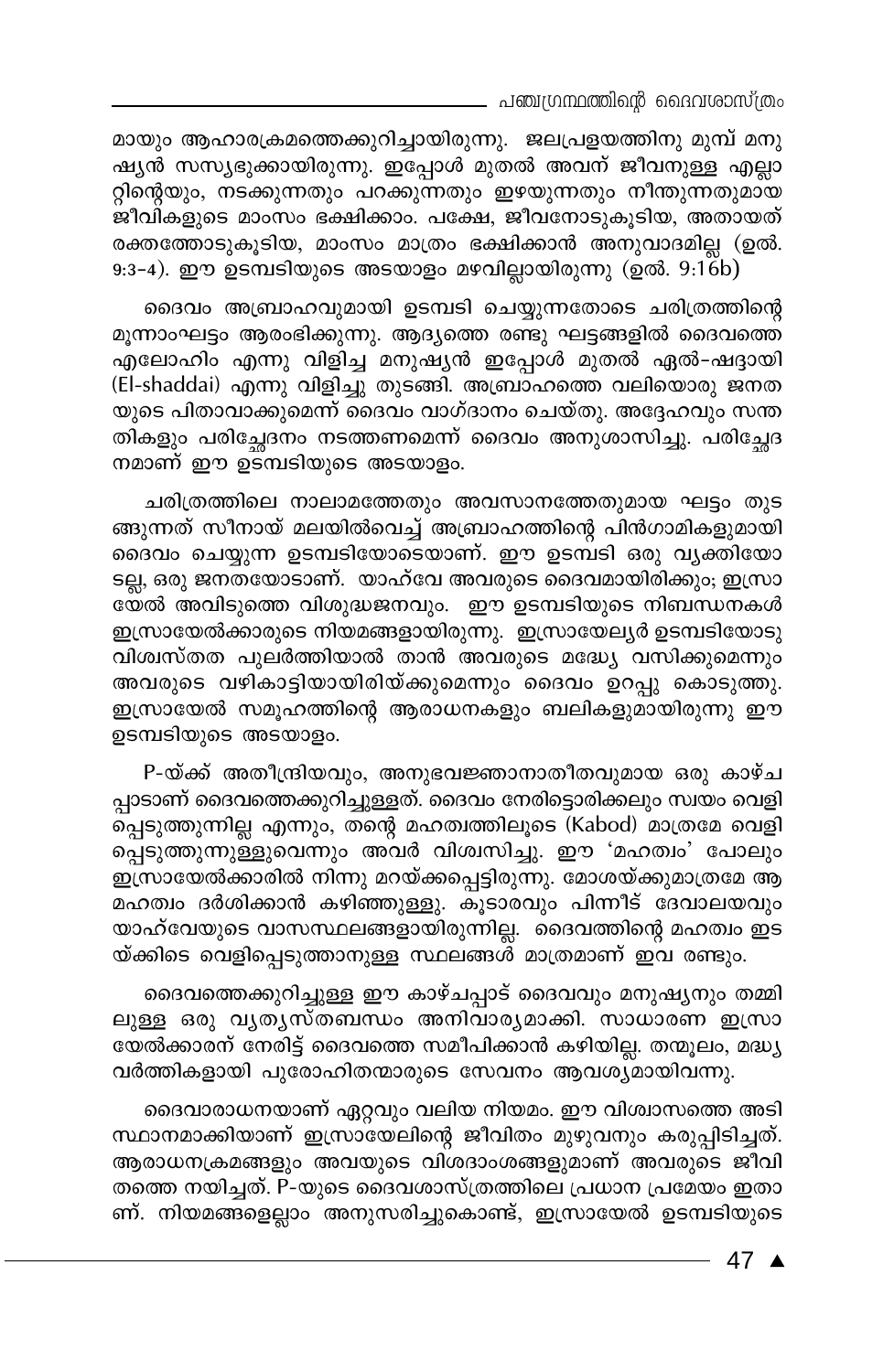മായും ആഹാരക്രമത്തെക്കുറിച്ചായിരുന്നു. ജലപ്രളയത്തിനു മുമ്പ് മനുഷ്യൻ സസ്യഭുക്കായിരുന്നു. ഇപ്പോൾ മുതൽ അവന് ജീവനുള്ള എല്ലാറ്റിന്റെയും, നടക്കുന്നതും പറക്കുന്നതും ഇഴയുന്നതും നീന്തുന്നതുമായ ജീവികളുടെ മാംസം ഭക്ഷിക്കാം. പക്ഷേ, ജീവനോടുകൂടിയ, അതായത് രക്തത്തോടുകൂടിയ, മാംസം മാത്രം ഭക്ഷിക്കാൻ അനുവാദമില്ല (ഉൽ. 9:3-4). ഈ ഉടമ്പടിയുടെ അടയാളം മഴവില്ലായിരുന്നു (ഉൽ. 9:16b)

ദൈവം അബ്രാഹവുമായി ഉടമ്പടി ചെയ്യുന്നതോടെ ചരിത്രത്തിന്റെ മൂന്നാംഘട്ടം ആരംഭിക്കുന്നു. ആദ്യത്തെ രണ്ടു ഘട്ടങ്ങളിൽ ദൈവത്തെ എലോഹിം എന്നു വിളിച്ച മനുഷ്യൻ ഇപ്പോൾ മുതൽ ഏൽ-ഷദ്ദായി (El-shaddai) എന്നു വിളിച്ചു തുടങ്ങി. അബ്രാഹത്തെ വലിയൊരു ജനതയുടെ പിതാവാക്കുമെന്ന് ദൈവം വാഗ്ദാനം ചെയ്തു. അദ്ദേഹവും സന്തതികളും പരിച്ഛേദനം നടത്തണമെന്ന് ദൈവം അനുശാസിച്ചു. പരിച്ഛേദനമാണ് ഈ ഉടമ്പടിയുടെ അടയാളം.

ചരിത്രത്തിലെ നാലാമത്തേതും അവസാനത്തേതുമായ ഘട്ടം തുടങ്ങുന്നത് സീനായ് മലയിൽവെച്ച് അബ്രാഹത്തിന്റെ പിൻഗാമികളുമായി ദൈവം ചെയ്യുന്ന ഉടമ്പടിയോടെയാണ്. ഈ ഉടമ്പടി ഒരു വ്യക്തിയോടല്ല, ഒരു ജനതയോടാണ്. യാഹ്‌വേ അവരുടെ ദൈവമായിരിക്കും; ഇസ്രായേൽ അവിടുത്തെ വിശുദ്ധജനവും. ഈ ഉടമ്പടിയുടെ നിബന്ധനകൾ ഇസ്രായേൽക്കാരുടെ നിയമങ്ങളായിരുന്നു. ഇസ്രായേല്യർ ഉടമ്പടിയോടു വിശ്വസ്തത പുലർത്തിയാൽ താൻ അവരുടെ മദ്ധ്യേ വസിക്കുമെന്നും അവരുടെ വഴികാട്ടിയായിരിയ്ക്കുമെന്നും ദൈവം ഉറപ്പു കൊടുത്തു. ഇസ്രായേൽ സമൂഹത്തിന്റെ ആരാധനകളും ബലികളുമായിരുന്നു ഈ ഉടമ്പടിയുടെ അടയാളം.

P-യ്ക്ക് അതീന്ദ്രിയവും, അനുഭവജ്ഞാനാതീതവുമായ ഒരു കാഴ്ചപ്പാടാണ് ദൈവത്തെക്കുറിച്ചുള്ളത്. ദൈവം നേരിട്ടൊരിക്കലും സ്വയം വെളിപ്പെടുത്തുന്നില്ല എന്നും, തന്റെ മഹത്വത്തിലൂടെ (Kabod) മാത്രമേ വെളിപ്പെടുത്തുന്നുള്ളുവെന്നും അവർ വിശ്വസിച്ചു. ഈ 'മഹത്വം' പോലും ഇസ്രായേൽക്കാരിൽ നിന്നു മറയ്ക്കപ്പെട്ടിരുന്നു. മോശയ്ക്കുമാത്രമേ ആ മഹത്വം ദർശിക്കാൻ കഴിഞ്ഞുള്ളു. കൂടാരവും പിന്നീട് ദേവാലയവും യാഹ്‌വേയുടെ വാസസ്ഥലങ്ങളായിരുന്നില്ല. ദൈവത്തിന്റെ മഹത്വം ഇടയ്ക്കിടെ വെളിപ്പെടുത്താനുള്ള സ്ഥലങ്ങൾ മാത്രമാണ് ഇവ രണ്ടും.

ദൈവത്തെക്കുറിച്ചുള്ള ഈ കാഴ്ചപ്പാട് ദൈവവും മനുഷ്യനും തമ്മിലുള്ള ഒരു വ്യത്യസ്തബന്ധം അനിവാര്യമാക്കി. സാധാരണ ഇസ്രായേൽക്കാരന് നേരിട്ട് ദൈവത്തെ സമീപിക്കാൻ കഴിയില്ല. തന്മൂലം, മദ്ധ്യവർത്തികളായി പുരോഹിതന്മാരുടെ സേവനം ആവശ്യമായിവന്നു.

ദൈവാരാധനയാണ് ഏറ്റവും വലിയ നിയമം. ഈ വിശ്വാസത്തെ അടിസ്ഥാനമാക്കിയാണ് ഇസ്രായേലിന്റെ ജീവിതം മുഴുവനും കരുപ്പിടിച്ചത്. ആരാധനക്രമങ്ങളും അവയുടെ വിശദാംശങ്ങളുമാണ് അവരുടെ ജീവിതത്തെ നയിച്ചത്. P-യുടെ ദൈവശാസ്ത്രത്തിലെ പ്രധാന പ്രമേയം ഇതാണ്. നിയമങ്ങളെല്ലാം അനുസരിച്ചുകൊണ്ട്, ഇസ്രായേൽ ഉടമ്പടിയുടെ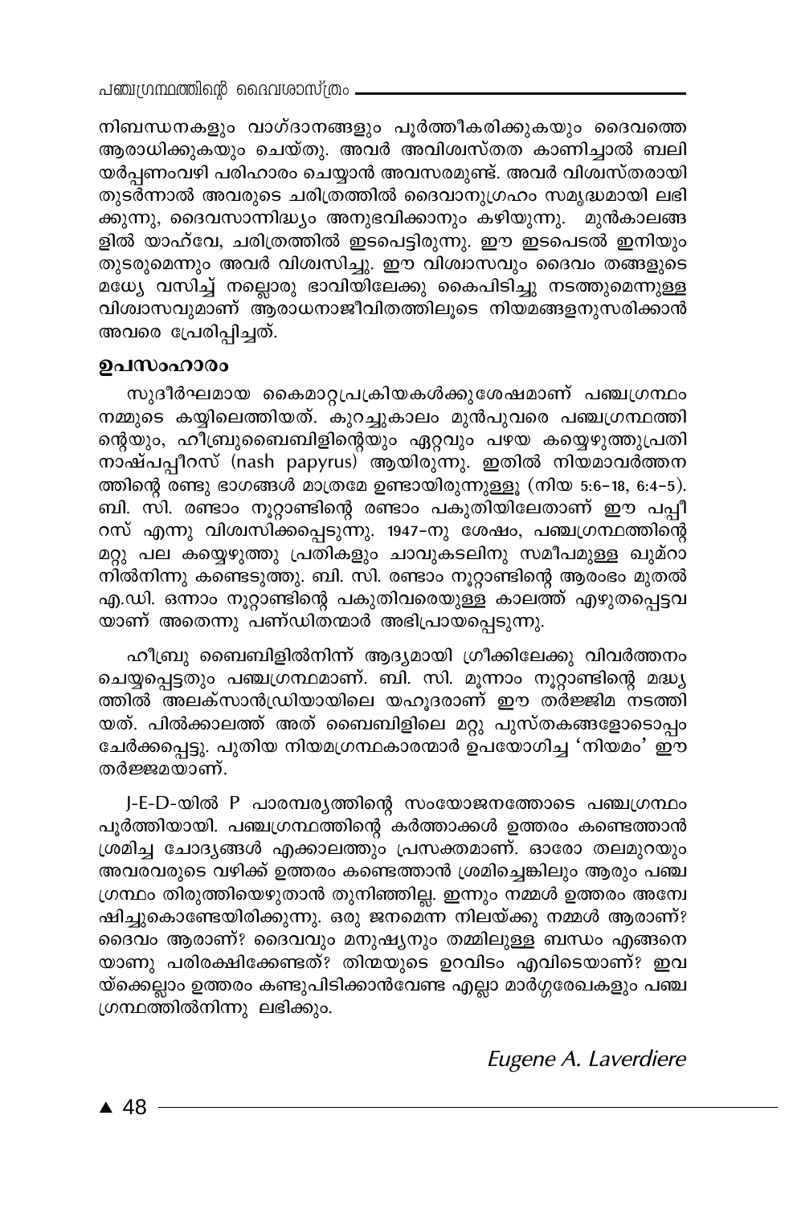നിബന്ധനകളും വാഗ്ദാനങ്ങളും പൂർത്തീകരിക്കുകയും ദൈവത്തെ ആരാധിക്കുകയും ചെയ്തു. അവർ അവിശ്വസ്തത കാണിച്ചാൽ ബലിയർപ്പണംവഴി പരിഹാരം ചെയ്യാൻ അവസരമുണ്ട്. അവർ വിശ്വസ്തരായി തുടർന്നാൽ അവരുടെ ചരിത്രത്തിൽ ദൈവാനുഗ്രഹം സമൃദ്ധമായി ലഭിക്കുന്നു, ദൈവസാന്നിദ്ധ്യം അനുഭവിക്കാനും കഴിയുന്നു. മുൻകാലങ്ങളിൽ യാഹ്‌വേ, ചരിത്രത്തിൽ ഇടപെട്ടിരുന്നു. ഈ ഇടപെടൽ ഇനിയും തുടരുമെന്നും അവർ വിശ്വസിച്ചു. ഈ വിശ്വാസവും ദൈവം തങ്ങളുടെ മധ്യേ വസിച്ച് നല്ലൊരു ഭാവിയിലേക്കു കൈപിടിച്ചു നടത്തുമെന്നുള്ള വിശ്വാസവുമാണ് ആരാധനാജീവിതത്തിലൂടെ നിയമങ്ങളനുസരിക്കാൻ അവരെ പ്രേരിപ്പിച്ചത്.

## ഉപസംഹാരം

സുദീർഘമായ കൈമാറ്റപ്രക്രിയകൾക്കുശേഷമാണ് പഞ്ചഗ്രന്ഥം നമ്മുടെ കയ്യിലെത്തിയത്. കുറച്ചുകാലം മുൻപുവരെ പഞ്ചഗ്രന്ഥത്തിന്റെയും, ഹീബ്രുബൈബിളിന്റെയും ഏറ്റവും പഴയ കയ്യെഴുത്തുപ്രതി നാഷ്പപ്പീറസ് (nash papyrus) ആയിരുന്നു. ഇതിൽ നിയമാവർത്തനത്തിന്റെ രണ്ടു ഭാഗങ്ങൾ മാത്രമേ ഉണ്ടായിരുന്നുള്ളൂ (നിയ 5:6-18, 6:4-5). ബി. സി. രണ്ടാം നൂറ്റാണ്ടിന്റെ രണ്ടാം പകുതിയിലേതാണ് ഈ പപ്പീറസ് എന്നു വിശ്വസിക്കപ്പെടുന്നു. 1947-നു ശേഷം, പഞ്ചഗ്രന്ഥത്തിന്റെ മറ്റു പല കയ്യെഴുത്തു പ്രതികളും ചാവുകടലിനു സമീപമുള്ള ഖുമ്റാനിൽനിന്നു കണ്ടെടുത്തു. ബി. സി. രണ്ടാം നൂറ്റാണ്ടിന്റെ ആരംഭം മുതൽ എ.ഡി. ഒന്നാം നൂറ്റാണ്ടിന്റെ പകുതിവരെയുള്ള കാലത്ത് എഴുതപ്പെട്ടവയാണ് അതെന്നു പണ്ഡിതന്മാർ അഭിപ്രായപ്പെടുന്നു.

ഹീബ്രു ബൈബിളിൽനിന്ന് ആദ്യമായി ഗ്രീക്കിലേക്കു വിവർത്തനം ചെയ്യപ്പെട്ടതും പഞ്ചഗ്രന്ഥമാണ്. ബി. സി. മൂന്നാം നൂറ്റാണ്ടിന്റെ മദ്ധ്യത്തിൽ അലക്സാൻഡ്രിയായിലെ യഹൂദരാണ് ഈ തർജ്ജിമ നടത്തിയത്. പിൽക്കാലത്ത് അത് ബൈബിളിലെ മറ്റു പുസ്തകങ്ങളോടൊപ്പം ചേർക്കപ്പെട്ടു. പുതിയ നിയമഗ്രന്ഥകാരന്മാർ ഉപയോഗിച്ച 'നിയമം' ഈ തർജ്ജമയാണ്.

J-E-D-യിൽ P പാരമ്പര്യത്തിന്റെ സംയോജനത്തോടെ പഞ്ചഗ്രന്ഥം പൂർത്തിയായി. പഞ്ചഗ്രന്ഥത്തിന്റെ കർത്താക്കൾ ഉത്തരം കണ്ടെത്താൻ ശ്രമിച്ച ചോദ്യങ്ങൾ എക്കാലത്തും പ്രസക്തമാണ്. ഓരോ തലമുറയും അവരവരുടെ വഴിക്ക് ഉത്തരം കണ്ടെത്താൻ ശ്രമിച്ചെങ്കിലും ആരും പഞ്ചഗ്രന്ഥം തിരുത്തിയെഴുതാൻ തുനിഞ്ഞില്ല. ഇന്നും നമ്മൾ ഉത്തരം അന്വേഷിച്ചുകൊണ്ടേയിരിക്കുന്നു. ഒരു ജനമെന്ന നിലയ്ക്കു നമ്മൾ ആരാണ്? ദൈവം ആരാണ്? ദൈവവും മനുഷ്യനും തമ്മിലുള്ള ബന്ധം എങ്ങനെയാണു പരിരക്ഷിക്കേണ്ടത്? തിന്മയുടെ ഉറവിടം എവിടെയാണ്? ഇവയ്ക്കെല്ലാം ഉത്തരം കണ്ടുപിടിക്കാൻവേണ്ട എല്ലാ മാർഗ്ഗരേഖകളും പഞ്ചഗ്രന്ഥത്തിൽനിന്നു ലഭിക്കും.

*Eugene A. Laverdiere*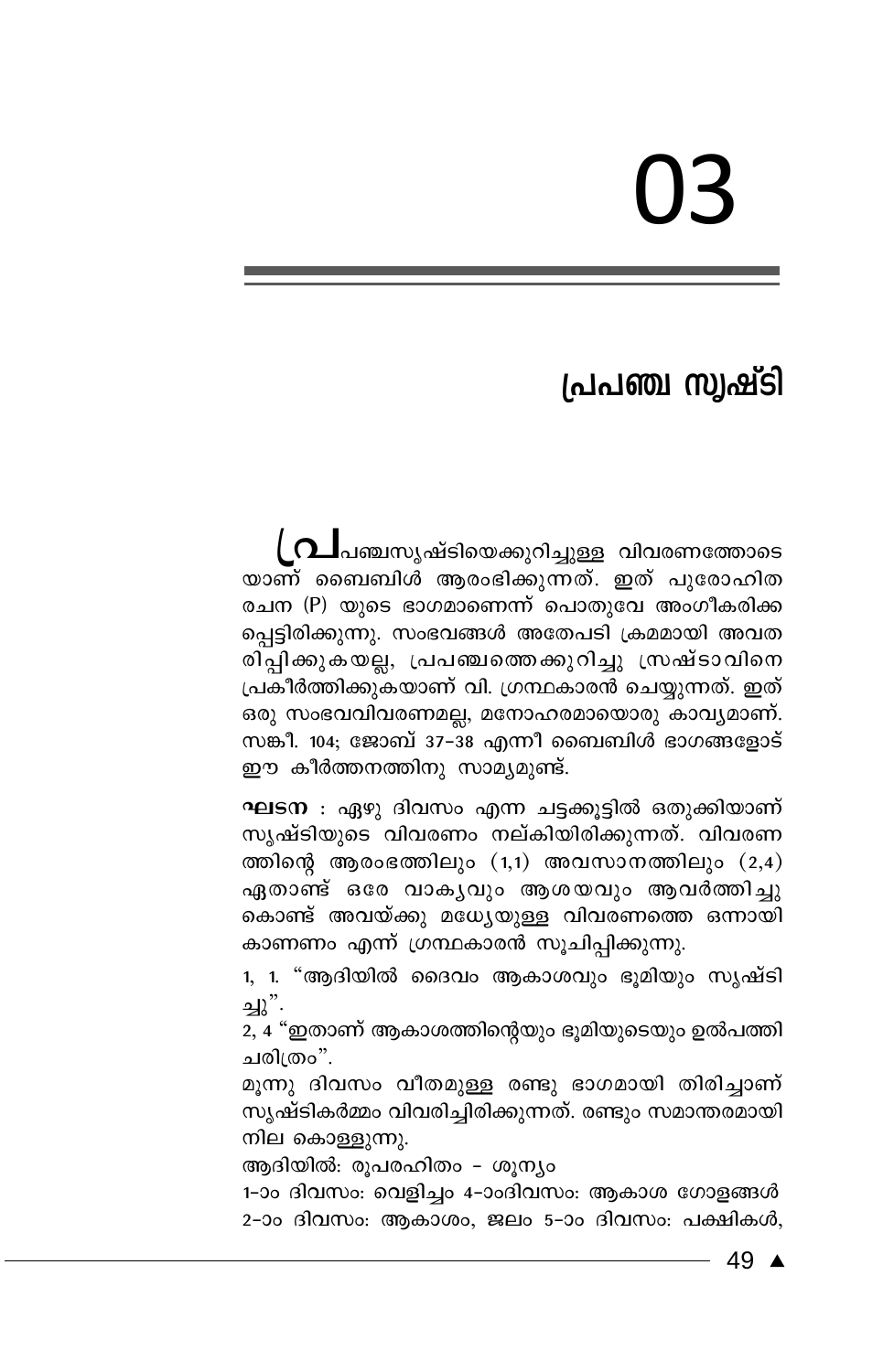# 03

## പ്രപഞ്ച സൃഷ്ടി

പ്രപഞ്ചസൃഷ്ടിയെക്കുറിച്ചുള്ള വിവരണത്തോടെയാണ് ബൈബിൾ ആരംഭിക്കുന്നത്. ഇത് പുരോഹിത രചന (P) യുടെ ഭാഗമാണെന്ന് പൊതുവേ അംഗീകരിക്കപ്പെട്ടിരിക്കുന്നു. സംഭവങ്ങൾ അതേപടി ക്രമമായി അവതരിപ്പിക്കുകയല്ല, പ്രപഞ്ചത്തെക്കുറിച്ചു സ്രഷ്ടാവിനെ പ്രകീർത്തിക്കുകയാണ് വി. ഗ്രന്ഥകാരൻ ചെയ്യുന്നത്. ഇത് ഒരു സംഭവവിവരണമല്ല, മനോഹരമായൊരു കാവ്യമാണ്. സങ്കീ. 104; ജോബ് 37-38 എന്നീ ബൈബിൾ ഭാഗങ്ങളോട് ഈ കീർത്തനത്തിനു സാമ്യമുണ്ട്.

**ഘടന** : ഏഴു ദിവസം എന്ന ചട്ടക്കൂട്ടിൽ ഒതുക്കിയാണ് സൃഷ്ടിയുടെ വിവരണം നല്കിയിരിക്കുന്നത്. വിവരണത്തിന്റെ ആരംഭത്തിലും (1,1) അവസാനത്തിലും (2,4) ഏതാണ്ട് ഒരേ വാക്യവും ആശയവും ആവർത്തിച്ചു കൊണ്ട് അവയ്ക്കു മധ്യേയുള്ള വിവരണത്തെ ഒന്നായി കാണണം എന്ന് ഗ്രന്ഥകാരൻ സൂചിപ്പിക്കുന്നു.

1, 1. "ആദിയിൽ ദൈവം ആകാശവും ഭൂമിയും സൃഷ്ടിച്ചു".
2, 4 "ഇതാണ് ആകാശത്തിന്റെയും ഭൂമിയുടെയും ഉൽപത്തി ചരിത്രം".

മൂന്നു ദിവസം വീതമുള്ള രണ്ടു ഭാഗമായി തിരിച്ചാണ് സൃഷ്ടികർമ്മം വിവരിച്ചിരിക്കുന്നത്. രണ്ടും സമാന്തരമായി നില കൊള്ളുന്നു.

ആദിയിൽ: രൂപരഹിതം - ശൂന്യം
1-ാം ദിവസം: വെളിച്ചം 4-ാംദിവസം: ആകാശ ഗോളങ്ങൾ
2-ാം ദിവസം: ആകാശം, ജലം 5-ാം ദിവസം: പക്ഷികൾ,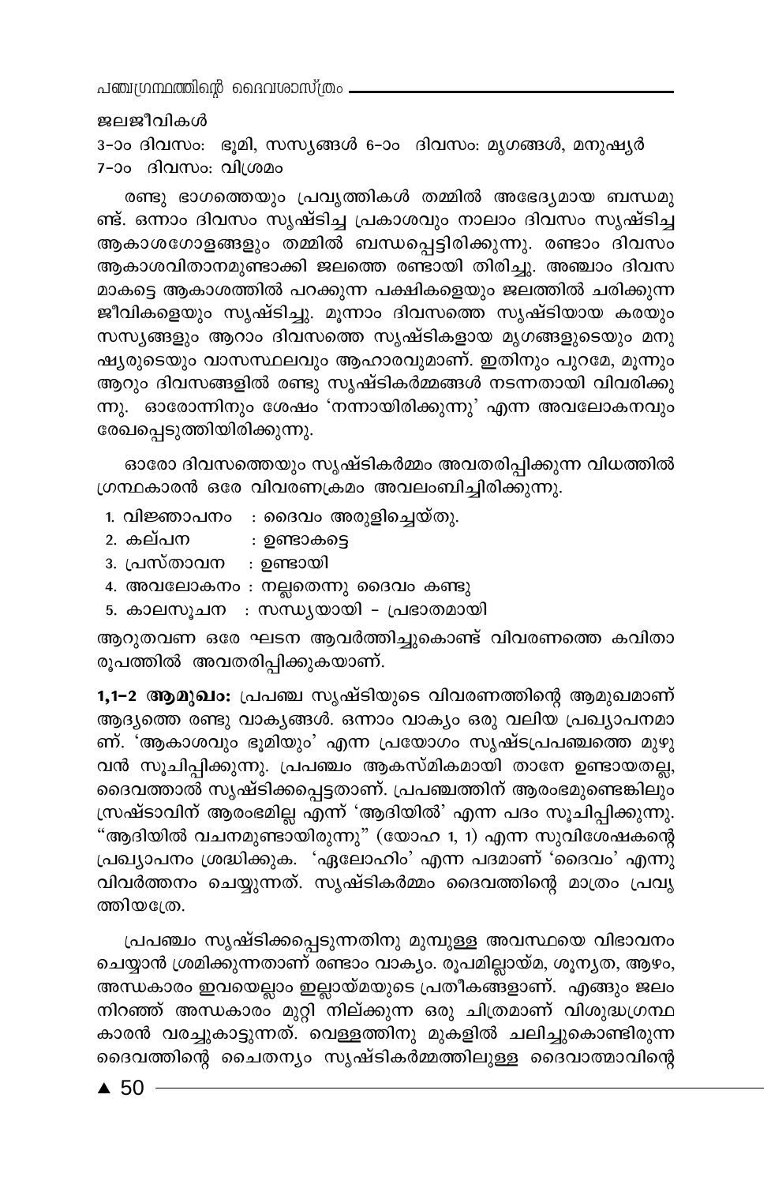ജലജീവികൾ

3-ാം ദിവസം: ഭൂമി, സസ്യങ്ങൾ 6-ാം ദിവസം: മൃഗങ്ങൾ, മനുഷ്യർ

7-ാം ദിവസം: വിശ്രമം

രണ്ടു ഭാഗത്തെയും പ്രവൃത്തികൾ തമ്മിൽ അഭേദ്യമായ ബന്ധമുണ്ട്. ഒന്നാം ദിവസം സൃഷ്ടിച്ച പ്രകാശവും നാലാം ദിവസം സൃഷ്ടിച്ച ആകാശഗോളങ്ങളും തമ്മിൽ ബന്ധപ്പെട്ടിരിക്കുന്നു. രണ്ടാം ദിവസം ആകാശവിതാനമുണ്ടാക്കി ജലത്തെ രണ്ടായി തിരിച്ചു. അഞ്ചാം ദിവസമാകട്ടെ ആകാശത്തിൽ പറക്കുന്ന പക്ഷികളെയും ജലത്തിൽ ചരിക്കുന്ന ജീവികളെയും സൃഷ്ടിച്ചു. മൂന്നാം ദിവസത്തെ സൃഷ്ടിയായ കരയും സസ്യങ്ങളും ആറാം ദിവസത്തെ സൃഷ്ടികളായ മൃഗങ്ങളുടെയും മനുഷ്യരുടെയും വാസസ്ഥലവും ആഹാരവുമാണ്. ഇതിനും പുറമേ, മൂന്നും ആറും ദിവസങ്ങളിൽ രണ്ടു സൃഷ്ടികർമ്മങ്ങൾ നടന്നതായി വിവരിക്കുന്നു. ഓരോന്നിനും ശേഷം 'നന്നായിരിക്കുന്നു' എന്ന അവലോകനവും രേഖപ്പെടുത്തിയിരിക്കുന്നു.

ഓരോ ദിവസത്തെയും സൃഷ്ടികർമ്മം അവതരിപ്പിക്കുന്ന വിധത്തിൽ ഗ്രന്ഥകാരൻ ഒരേ വിവരണക്രമം അവലംബിച്ചിരിക്കുന്നു.

1. വിജ്ഞാപനം : ദൈവം അരുളിച്ചെയ്തു.
2. കല്പന : ഉണ്ടാകട്ടെ
3. പ്രസ്താവന : ഉണ്ടായി
4. അവലോകനം : നല്ലതെന്നു ദൈവം കണ്ടു
5. കാലസൂചന : സന്ധ്യയായി - പ്രഭാതമായി

ആറുതവണ ഒരേ ഘടന ആവർത്തിച്ചുകൊണ്ട് വിവരണത്തെ കവിതാരൂപത്തിൽ അവതരിപ്പിക്കുകയാണ്.

**1,1-2 ആമുഖം:** പ്രപഞ്ച സൃഷ്ടിയുടെ വിവരണത്തിന്റെ ആമുഖമാണ് ആദ്യത്തെ രണ്ടു വാക്യങ്ങൾ. ഒന്നാം വാക്യം ഒരു വലിയ പ്രഖ്യാപനമാണ്. 'ആകാശവും ഭൂമിയും' എന്ന പ്രയോഗം സൃഷ്ടപ്രപഞ്ചത്തെ മുഴുവൻ സൂചിപ്പിക്കുന്നു. പ്രപഞ്ചം ആകസ്മികമായി താനേ ഉണ്ടായതല്ല, ദൈവത്താൽ സൃഷ്ടിക്കപ്പെട്ടതാണ്. പ്രപഞ്ചത്തിന് ആരംഭമുണ്ടെങ്കിലും സ്രഷ്ടാവിന് ആരംഭമില്ല എന്ന് 'ആദിയിൽ' എന്ന പദം സൂചിപ്പിക്കുന്നു. "ആദിയിൽ വചനമുണ്ടായിരുന്നു" (യോഹ 1, 1) എന്ന സുവിശേഷകന്റെ പ്രഖ്യാപനം ശ്രദ്ധിക്കുക. 'ഏലോഹിം' എന്ന പദമാണ് 'ദൈവം' എന്നു വിവർത്തനം ചെയ്യുന്നത്. സൃഷ്ടികർമ്മം ദൈവത്തിന്റെ മാത്രം പ്രവൃത്തിയത്രേ.

പ്രപഞ്ചം സൃഷ്ടിക്കപ്പെടുന്നതിനു മുമ്പുള്ള അവസ്ഥയെ വിഭാവനം ചെയ്യാൻ ശ്രമിക്കുന്നതാണ് രണ്ടാം വാക്യം. രൂപമില്ലായ്മ, ശൂന്യത, ആഴം, അന്ധകാരം ഇവയെല്ലാം ഇല്ലായ്മയുടെ പ്രതീകങ്ങളാണ്. എങ്ങും ജലം നിറഞ്ഞ് അന്ധകാരം മുറ്റി നില്ക്കുന്ന ഒരു ചിത്രമാണ് വിശുദ്ധഗ്രന്ഥകാരൻ വരച്ചുകാട്ടുന്നത്. വെള്ളത്തിനു മുകളിൽ ചലിച്ചുകൊണ്ടിരുന്ന ദൈവത്തിന്റെ ചൈതന്യം സൃഷ്ടികർമ്മത്തിലുള്ള ദൈവാത്മാവിന്റെ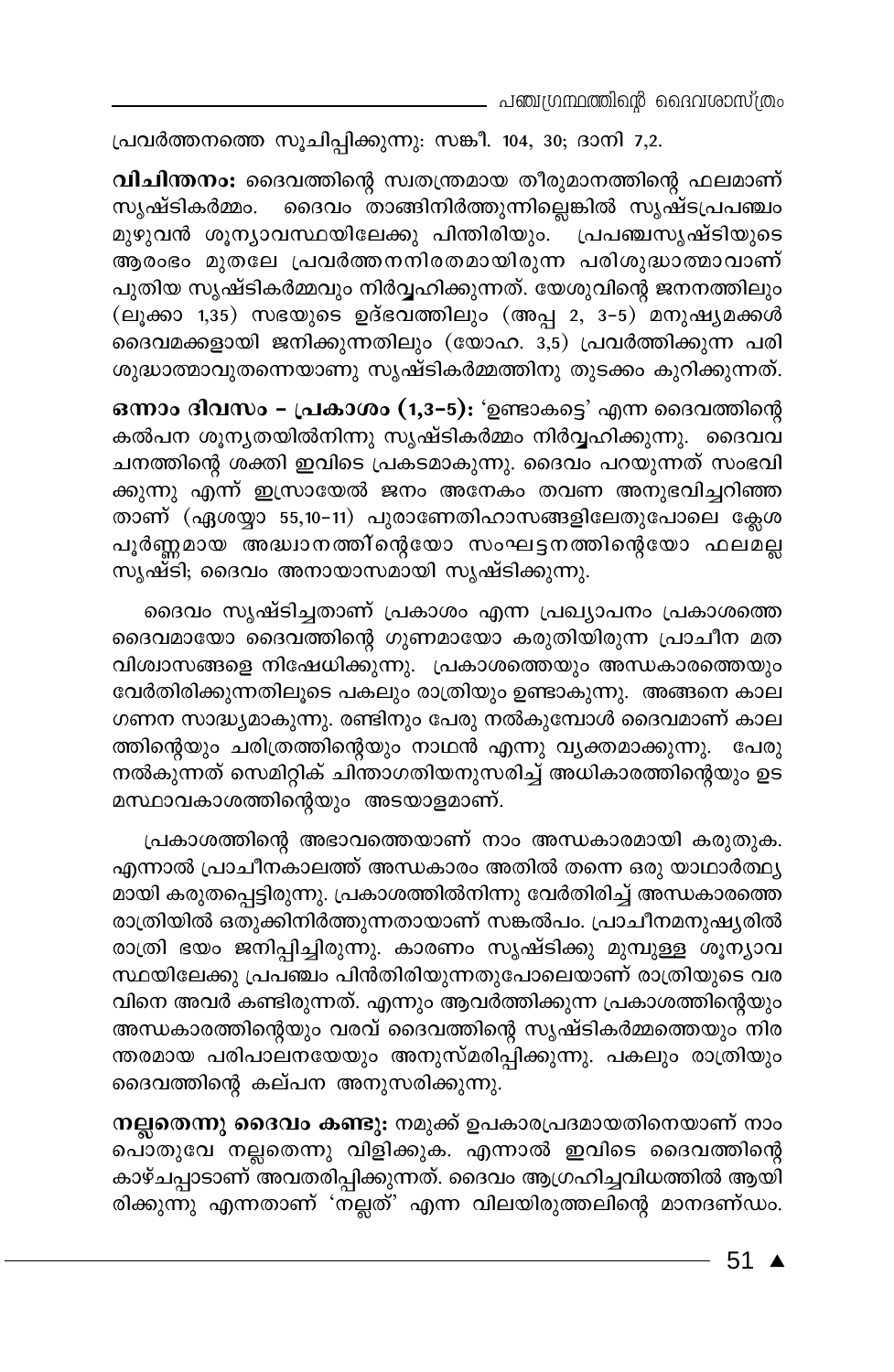പ്രവർത്തനത്തെ സൂചിപ്പിക്കുന്നു: സങ്കീ. 104, 30; ദാനി 7,2.

**വിചിന്തനം:** ദൈവത്തിന്റെ സ്വതന്ത്രമായ തീരുമാനത്തിന്റെ ഫലമാണ് സൃഷ്ടികർമ്മം. ദൈവം താങ്ങിനിർത്തുന്നില്ലെങ്കിൽ സൃഷ്ടപ്രപഞ്ചം മുഴുവൻ ശൂന്യാവസ്ഥയിലേക്കു പിന്തിരിയും. പ്രപഞ്ചസൃഷ്ടിയുടെ ആരംഭം മുതലേ പ്രവർത്തനനിരതമായിരുന്ന പരിശുദ്ധാത്മാവാണ് പുതിയ സൃഷ്ടികർമ്മവും നിർവ്വഹിക്കുന്നത്. യേശുവിന്റെ ജനനത്തിലും (ലൂക്കാ 1,35) സഭയുടെ ഉദ്ഭവത്തിലും (അപ്പ 2, 3-5) മനുഷ്യമക്കൾ ദൈവമക്കളായി ജനിക്കുന്നതിലും (യോഹ. 3,5) പ്രവർത്തിക്കുന്ന പരിശുദ്ധാത്മാവുതന്നെയാണു സൃഷ്ടികർമ്മത്തിനു തുടക്കം കുറിക്കുന്നത്.

**ഒന്നാം ദിവസം - പ്രകാശം (1,3-5):** 'ഉണ്ടാകട്ടെ' എന്ന ദൈവത്തിന്റെ കൽപന ശൂന്യതയിൽനിന്നു സൃഷ്ടികർമ്മം നിർവ്വഹിക്കുന്നു. ദൈവവചനത്തിന്റെ ശക്തി ഇവിടെ പ്രകടമാകുന്നു. ദൈവം പറയുന്നത് സംഭവിക്കുന്നു എന്ന് ഇസ്രായേൽ ജനം അനേകം തവണ അനുഭവിച്ചറിഞ്ഞതാണ് (ഏശയ്യാ 55,10-11) പുരാണേതിഹാസങ്ങളിലേതുപോലെ ക്ലേശപൂർണ്ണമായ അദ്ധ്വാനത്തിന്റെയോ സംഘട്ടനത്തിന്റെയോ ഫലമല്ല സൃഷ്ടി; ദൈവം അനായാസമായി സൃഷ്ടിക്കുന്നു.

ദൈവം സൃഷ്ടിച്ചതാണ് പ്രകാശം എന്ന പ്രഖ്യാപനം പ്രകാശത്തെ ദൈവമായോ ദൈവത്തിന്റെ ഗുണമായോ കരുതിയിരുന്ന പ്രാചീന മതവിശ്വാസങ്ങളെ നിഷേധിക്കുന്നു. പ്രകാശത്തെയും അന്ധകാരത്തെയും വേർതിരിക്കുന്നതിലൂടെ പകലും രാത്രിയും ഉണ്ടാകുന്നു. അങ്ങനെ കാലഗണന സാദ്ധ്യമാകുന്നു. രണ്ടിനും പേരു നൽകുമ്പോൾ ദൈവമാണ് കാലത്തിന്റെയും ചരിത്രത്തിന്റെയും നാഥൻ എന്നു വ്യക്തമാക്കുന്നു. പേരു നൽകുന്നത് സെമിറ്റിക് ചിന്താഗതിയനുസരിച്ച് അധികാരത്തിന്റെയും ഉടമസ്ഥാവകാശത്തിന്റെയും അടയാളമാണ്.

പ്രകാശത്തിന്റെ അഭാവത്തെയാണ് നാം അന്ധകാരമായി കരുതുക. എന്നാൽ പ്രാചീനകാലത്ത് അന്ധകാരം അതിൽ തന്നെ ഒരു യാഥാർത്ഥ്യമായി കരുതപ്പെട്ടിരുന്നു. പ്രകാശത്തിൽനിന്നു വേർതിരിച്ച് അന്ധകാരത്തെ രാത്രിയിൽ ഒതുക്കിനിർത്തുന്നതായാണ് സങ്കൽപം. പ്രാചീനമനുഷ്യരിൽ രാത്രി ഭയം ജനിപ്പിച്ചിരുന്നു. കാരണം സൃഷ്ടിക്കു മുമ്പുള്ള ശൂന്യാവസ്ഥയിലേക്കു പ്രപഞ്ചം പിൻതിരിയുന്നതുപോലെയാണ് രാത്രിയുടെ വരവിനെ അവർ കണ്ടിരുന്നത്. എന്നും ആവർത്തിക്കുന്ന പ്രകാശത്തിന്റെയും അന്ധകാരത്തിന്റെയും വരവ് ദൈവത്തിന്റെ സൃഷ്ടികർമ്മത്തെയും നിരന്തരമായ പരിപാലനയേയും അനുസ്മരിപ്പിക്കുന്നു. പകലും രാത്രിയും ദൈവത്തിന്റെ കല്പന അനുസരിക്കുന്നു.

**നല്ലതെന്നു ദൈവം കണ്ടു:** നമുക്ക് ഉപകാരപ്രദമായതിനെയാണ് നാം പൊതുവേ നല്ലതെന്നു വിളിക്കുക. എന്നാൽ ഇവിടെ ദൈവത്തിന്റെ കാഴ്ചപ്പാടാണ് അവതരിപ്പിക്കുന്നത്. ദൈവം ആഗ്രഹിച്ചവിധത്തിൽ ആയിരിക്കുന്നു എന്നതാണ് 'നല്ലത്' എന്ന വിലയിരുത്തലിന്റെ മാനദണ്ഡം.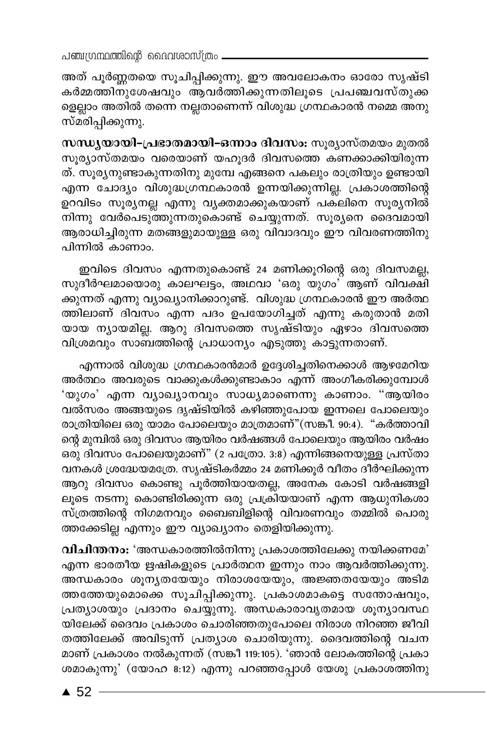അത് പൂർണ്ണതയെ സൂചിപ്പിക്കുന്നു. ഈ അവലോകനം ഓരോ സൃഷ്ടി കർമ്മത്തിനുശേഷവും ആവർത്തിക്കുന്നതിലൂടെ പ്രപഞ്ചവസ്തുക്കളെല്ലാം അതിൽ തന്നെ നല്ലതാണെന്ന് വിശുദ്ധ ഗ്രന്ഥകാരൻ നമ്മെ അനുസ്മരിപ്പിക്കുന്നു.

**സന്ധ്യയായി-പ്രഭാതമായി-ഒന്നാം ദിവസം:** സൂര്യാസ്തമയം മുതൽ സൂര്യാസ്തമയം വരെയാണ് യഹൂദർ ദിവസത്തെ കണക്കാക്കിയിരുന്നത്. സൂര്യനുണ്ടാകുന്നതിനു മുമ്പേ എങ്ങനെ പകലും രാത്രിയും ഉണ്ടായി എന്ന ചോദ്യം വിശുദ്ധഗ്രന്ഥകാരൻ ഉന്നയിക്കുന്നില്ല. പ്രകാശത്തിന്റെ ഉറവിടം സൂര്യനല്ല എന്നു വ്യക്തമാക്കുകയാണ് പകലിനെ സൂര്യനിൽ നിന്നു വേർപെടുത്തുന്നതുകൊണ്ട് ചെയ്യുന്നത്. സൂര്യനെ ദൈവമായി ആരാധിച്ചിരുന്ന മതങ്ങളുമായുള്ള ഒരു വിവാദവും ഈ വിവരണത്തിനു പിന്നിൽ കാണാം.

ഇവിടെ ദിവസം എന്നതുകൊണ്ട് 24 മണിക്കൂറിന്റെ ഒരു ദിവസമല്ല, സുദീർഘമായൊരു കാലഘട്ടം, അഥവാ 'ഒരു യുഗം' ആണ് വിവക്ഷിക്കുന്നത് എന്നു വ്യാഖ്യാനിക്കാറുണ്ട്. വിശുദ്ധ ഗ്രന്ഥകാരൻ ഈ അർത്ഥത്തിലാണ് ദിവസം എന്ന പദം ഉപയോഗിച്ചത് എന്നു കരുതാൻ മതിയായ ന്യായമില്ല. ആറു ദിവസത്തെ സൃഷ്ടിയും ഏഴാം ദിവസത്തെ വിശ്രമവും സാബത്തിന്റെ പ്രാധാന്യം എടുത്തു കാട്ടുന്നതാണ്.

എന്നാൽ വിശുദ്ധ ഗ്രന്ഥകാരൻമാർ ഉദ്ദേശിച്ചതിനെക്കാൾ ആഴമേറിയ അർത്ഥം അവരുടെ വാക്കുകൾക്കുണ്ടാകാം എന്ന് അംഗീകരിക്കുമ്പോൾ 'യുഗം' എന്ന വ്യാഖ്യാനവും സാധ്യമാണെന്നു കാണാം. "ആയിരം വൽസരം അങ്ങയുടെ ദൃഷ്ടിയിൽ കഴിഞ്ഞുപോയ ഇന്നലെ പോലെയും രാത്രിയിലെ ഒരു യാമം പോലെയും മാത്രമാണ്"(സങ്കീ. 90:4). "കർത്താവിന്റെ മുമ്പിൽ ഒരു ദിവസം ആയിരം വർഷങ്ങൾ പോലെയും ആയിരം വർഷം ഒരു ദിവസം പോലെയുമാണ്" (2 പത്രോ. 3:8) എന്നിങ്ങനെയുള്ള പ്രസ്താവനകൾ ശ്രദ്ധേയമത്രേ. സൃഷ്ടികർമ്മം 24 മണിക്കൂർ വീതം ദീർഘിക്കുന്ന ആറു ദിവസം കൊണ്ടു പൂർത്തിയായതല്ല, അനേക കോടി വർഷങ്ങളിലൂടെ നടന്നു കൊണ്ടിരിക്കുന്ന ഒരു പ്രക്രിയയാണ് എന്ന ആധുനികശാസ്ത്രത്തിന്റെ നിഗമനവും ബൈബിളിന്റെ വിവരണവും തമ്മിൽ പൊരുത്തക്കേടില്ല എന്നും ഈ വ്യാഖ്യാനം തെളിയിക്കുന്നു.

**വിചിന്തനം:** 'അന്ധകാരത്തിൽനിന്നു പ്രകാശത്തിലേക്കു നയിക്കണമേ' എന്ന ഭാരതീയ ഋഷികളുടെ പ്രാർത്ഥന ഇന്നും നാം ആവർത്തിക്കുന്നു. അന്ധകാരം ശൂന്യതയേയും നിരാശയേയും, അജ്ഞതയേയും അടിമത്തത്തേയുമൊക്കെ സൂചിപ്പിക്കുന്നു. പ്രകാശമാകട്ടെ സന്തോഷവും, പ്രത്യാശയും പ്രദാനം ചെയ്യുന്നു. അന്ധകാരാവൃതമായ ശൂന്യാവസ്ഥയിലേക്ക് ദൈവം പ്രകാശം ചൊരിഞ്ഞതുപോലെ നിരാശ നിറഞ്ഞ ജീവിതത്തിലേക്ക് അവിടുന്ന് പ്രത്യാശ ചൊരിയുന്നു. ദൈവത്തിന്റെ വചനമാണ് പ്രകാശം നൽകുന്നത് (സങ്കീ 119:105). 'ഞാൻ ലോകത്തിന്റെ പ്രകാശമാകുന്നു' (യോഹ 8:12) എന്നു പറഞ്ഞപ്പോൾ യേശു പ്രകാശത്തിനു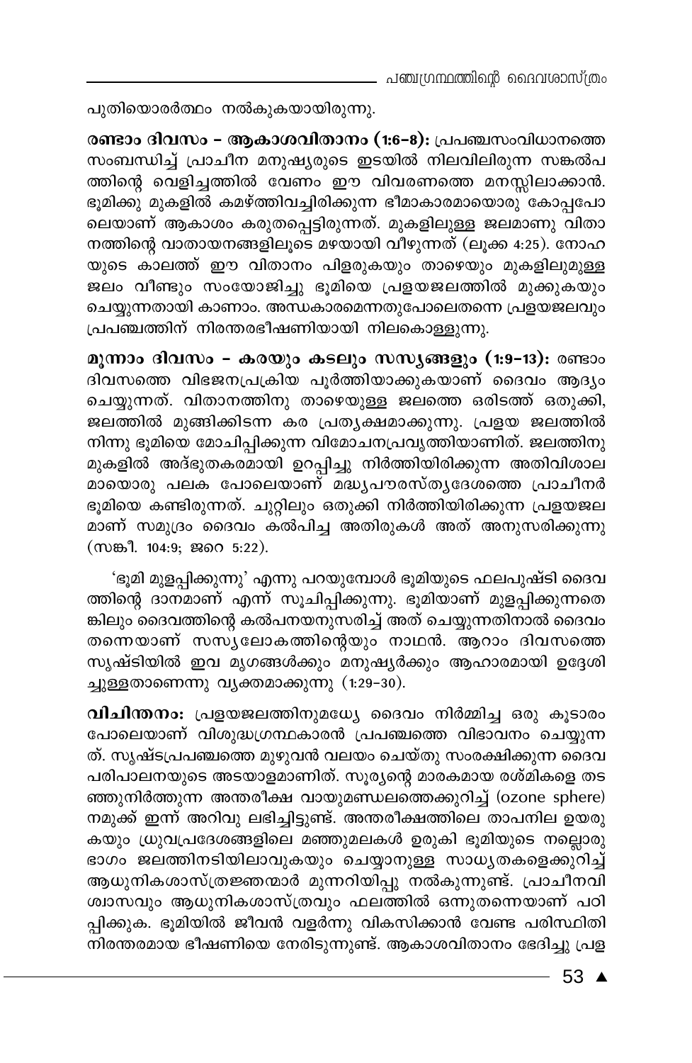പുതിയൊരർത്ഥം നൽകുകയായിരുന്നു.

**രണ്ടാം ദിവസം – ആകാശവിതാനം (1:6–8):** പ്രപഞ്ചസംവിധാനത്തെ സംബന്ധിച്ച് പ്രാചീന മനുഷ്യരുടെ ഇടയിൽ നിലവിലിരുന്ന സങ്കൽപ ത്തിന്റെ വെളിച്ചത്തിൽ വേണം ഈ വിവരണത്തെ മനസ്സിലാക്കാൻ. ഭൂമിക്കു മുകളിൽ കമഴ്ത്തിവച്ചിരിക്കുന്ന ഭീമാകാരമായൊരു കോപ്പപോ ലെയാണ് ആകാശം കരുതപ്പെട്ടിരുന്നത്. മുകളിലുള്ള ജലമാണു വിതാ നത്തിന്റെ വാതായനങ്ങളിലൂടെ മഴയായി വീഴുന്നത് (ലൂക്ക 4:25). നോഹ യുടെ കാലത്ത് ഈ വിതാനം പിളരുകയും താഴെയും മുകളിലുമുള്ള ജലം വീണ്ടും സംയോജിച്ചു ഭൂമിയെ പ്രളയജലത്തിൽ മുക്കുകയും ചെയ്യുന്നതായി കാണാം. അന്ധകാരമെന്നതുപോലെതന്നെ പ്രളയജലവും പ്രപഞ്ചത്തിന് നിരന്തരഭീഷണിയായി നിലകൊള്ളുന്നു.

**മൂന്നാം ദിവസം – കരയും കടലും സസ്യങ്ങളും (1:9–13):** രണ്ടാം ദിവസത്തെ വിഭജനപ്രക്രിയ പൂർത്തിയാക്കുകയാണ് ദൈവം ആദ്യം ചെയ്യുന്നത്. വിതാനത്തിനു താഴെയുള്ള ജലത്തെ ഒരിടത്ത് ഒതുക്കി, ജലത്തിൽ മുങ്ങിക്കിടന്ന കര പ്രത്യക്ഷമാക്കുന്നു. പ്രളയ ജലത്തിൽ നിന്നു ഭൂമിയെ മോചിപ്പിക്കുന്ന വിമോചനപ്രവൃത്തിയാണിത്. ജലത്തിനു മുകളിൽ അദ്ഭുതകരമായി ഉറപ്പിച്ചു നിർത്തിയിരിക്കുന്ന അതിവിശാല മായൊരു പലക പോലെയാണ് മദ്ധ്യപൗരസ്ത്യദേശത്തെ പ്രാചീനർ ഭൂമിയെ കണ്ടിരുന്നത്. ചുറ്റിലും ഒതുക്കി നിർത്തിയിരിക്കുന്ന പ്രളയജല മാണ് സമുദ്രം ദൈവം കൽപിച്ച അതിരുകൾ അത് അനുസരിക്കുന്നു (സങ്കീ. 104:9; ജറെ 5:22).

'ഭൂമി മുളപ്പിക്കുന്നു' എന്നു പറയുമ്പോൾ ഭൂമിയുടെ ഫലപുഷ്ടി ദൈവ ത്തിന്റെ ദാനമാണ് എന്ന് സൂചിപ്പിക്കുന്നു. ഭൂമിയാണ് മുളപ്പിക്കുന്നതെ ങ്കിലും ദൈവത്തിന്റെ കൽപനയനുസരിച്ച് അത് ചെയ്യുന്നതിനാൽ ദൈവം തന്നെയാണ് സസ്യലോകത്തിന്റെയും നാഥൻ. ആറാം ദിവസത്തെ സൃഷ്ടിയിൽ ഇവ മൃഗങ്ങൾക്കും മനുഷ്യർക്കും ആഹാരമായി ഉദ്ദേശി ച്ചുള്ളതാണെന്നു വ്യക്തമാക്കുന്നു (1:29–30).

**വിചിന്തനം:** പ്രളയജലത്തിനുമധ്യേ ദൈവം നിർമ്മിച്ച ഒരു കൂടാരം പോലെയാണ് വിശുദ്ധഗ്രന്ഥകാരൻ പ്രപഞ്ചത്തെ വിഭാവനം ചെയ്യുന്ന ത്. സൃഷ്ടപ്രപഞ്ചത്തെ മുഴുവൻ വലയം ചെയ്തു സംരക്ഷിക്കുന്ന ദൈവ പരിപാലനയുടെ അടയാളമാണിത്. സൂര്യന്റെ മാരകമായ രശ്മികളെ തട ഞ്ഞുനിർത്തുന്ന അന്തരീക്ഷ വായുമണ്ഡലത്തെക്കുറിച്ച് (ozone sphere) നമുക്ക് ഇന്ന് അറിവു ലഭിച്ചിട്ടുണ്ട്. അന്തരീക്ഷത്തിലെ താപനില ഉയരു കയും ധ്രുവപ്രദേശങ്ങളിലെ മഞ്ഞുമലകൾ ഉരുകി ഭൂമിയുടെ നല്ലൊരു ഭാഗം ജലത്തിനടിയിലാവുകയും ചെയ്യാനുള്ള സാധ്യതകളെക്കുറിച്ച് ആധുനികശാസ്ത്രജ്ഞന്മാർ മുന്നറിയിപ്പു നൽകുന്നുണ്ട്. പ്രാചീനവി ശ്വാസവും ആധുനികശാസ്ത്രവും ഫലത്തിൽ ഒന്നുതന്നെയാണ് പഠി പ്പിക്കുക. ഭൂമിയിൽ ജീവൻ വളർന്നു വികസിക്കാൻ വേണ്ട പരിസ്ഥിതി നിരന്തരമായ ഭീഷണിയെ നേരിടുന്നുണ്ട്. ആകാശവിതാനം ഭേദിച്ചു പ്രള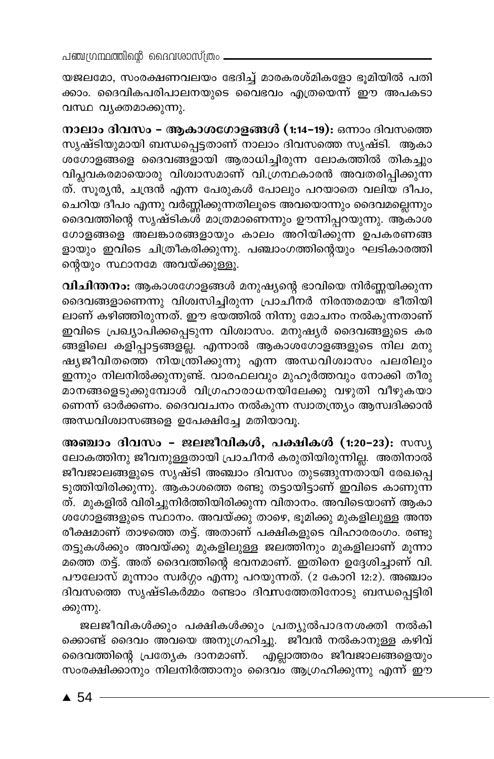യജലമോ, സംരക്ഷണവലയം ഭേദിച്ച് മാരകരശ്മികളോ ഭൂമിയിൽ പതിക്കാം. ദൈവികപരിപാലനയുടെ വൈഭവം എത്രയെന്ന് ഈ അപകടാവസ്ഥ വ്യക്തമാക്കുന്നു.

**നാലാം ദിവസം - ആകാശഗോളങ്ങൾ (1:14-19):** ഒന്നാം ദിവസത്തെ സൃഷ്ടിയുമായി ബന്ധപ്പെട്ടതാണ് നാലാം ദിവസത്തെ സൃഷ്ടി. ആകാശഗോളങ്ങളെ ദൈവങ്ങളായി ആരാധിച്ചിരുന്ന ലോകത്തിൽ തികച്ചും വിപ്ലവകരമായൊരു വിശ്വാസമാണ് വി.ഗ്രന്ഥകാരൻ അവതരിപ്പിക്കുന്നത്. സൂര്യൻ, ചന്ദ്രൻ എന്ന പേരുകൾ പോലും പറയാതെ വലിയ ദീപം, ചെറിയ ദീപം എന്നു വർണ്ണിക്കുന്നതിലൂടെ അവയൊന്നും ദൈവമല്ലെന്നും ദൈവത്തിന്റെ സൃഷ്ടികൾ മാത്രമാണെന്നും ഊന്നിപ്പറയുന്നു. ആകാശഗോളങ്ങളെ അലങ്കാരങ്ങളായും കാലം അറിയിക്കുന്ന ഉപകരണങ്ങളായും ഇവിടെ ചിത്രീകരിക്കുന്നു. പഞ്ചാംഗത്തിന്റെയും ഘടികാരത്തിന്റെയും സ്ഥാനമേ അവയ്ക്കുള്ളൂ.

**വിചിന്തനം:** ആകാശഗോളങ്ങൾ മനുഷ്യന്റെ ഭാവിയെ നിർണ്ണയിക്കുന്ന ദൈവങ്ങളാണെന്നു വിശ്വസിച്ചിരുന്ന പ്രാചീനർ നിരന്തരമായ ഭീതിയിലാണ് കഴിഞ്ഞിരുന്നത്. ഈ ഭയത്തിൽ നിന്നു മോചനം നൽകുന്നതാണ് ഇവിടെ പ്രഖ്യാപിക്കപ്പെടുന്ന വിശ്വാസം. മനുഷ്യർ ദൈവങ്ങളുടെ കരങ്ങളിലെ കളിപ്പാട്ടങ്ങളല്ല. എന്നാൽ ആകാശഗോളങ്ങളുടെ നില മനുഷ്യജീവിതത്തെ നിയന്ത്രിക്കുന്നു എന്ന അന്ധവിശ്വാസം പലരിലും ഇന്നും നിലനിൽക്കുന്നുണ്ട്. വാരഫലവും മുഹൂർത്തവും നോക്കി തീരുമാനങ്ങളെടുക്കുമ്പോൾ വിഗ്രഹാരാധനയിലേക്കു വഴുതി വീഴുകയാണെന്ന് ഓർക്കണം. ദൈവവചനം നൽകുന്ന സ്വാതന്ത്ര്യം ആസ്വദിക്കാൻ അന്ധവിശ്വാസങ്ങളെ ഉപേക്ഷിച്ചേ മതിയാവൂ.

**അഞ്ചാം ദിവസം - ജലജീവികൾ, പക്ഷികൾ (1:20-23):** സസ്യലോകത്തിനു ജീവനുള്ളതായി പ്രാചീനർ കരുതിയിരുന്നില്ല. അതിനാൽ ജീവജാലങ്ങളുടെ സൃഷ്ടി അഞ്ചാം ദിവസം തുടങ്ങുന്നതായി രേഖപ്പെടുത്തിയിരിക്കുന്നു. ആകാശത്തെ രണ്ടു തട്ടായിട്ടാണ് ഇവിടെ കാണുന്നത്. മുകളിൽ വിരിച്ചുനിർത്തിയിരിക്കുന്ന വിതാനം. അവിടെയാണ് ആകാശഗോളങ്ങളുടെ സ്ഥാനം. അവയ്ക്കു താഴെ, ഭൂമിക്കു മുകളിലുള്ള അന്തരീക്ഷമാണ് താഴത്തെ തട്ട്. അതാണ് പക്ഷികളുടെ വിഹാരരംഗം. രണ്ടു തട്ടുകൾക്കും അവയ്ക്കു മുകളിലുള്ള ജലത്തിനും മുകളിലാണ് മൂന്നാമത്തെ തട്ട്. അത് ദൈവത്തിന്റെ ഭവനമാണ്. ഇതിനെ ഉദ്ദേശിച്ചാണ് വി. പൗലോസ് മൂന്നാം സ്വർഗ്ഗം എന്നു പറയുന്നത്. (2 കോറി 12:2). അഞ്ചാം ദിവസത്തെ സൃഷ്ടികർമ്മം രണ്ടാം ദിവസത്തേതിനോടു ബന്ധപ്പെട്ടിരിക്കുന്നു.

ജലജീവികൾക്കും പക്ഷികൾക്കും പ്രത്യുൽപാദനശക്തി നൽകിക്കൊണ്ട് ദൈവം അവയെ അനുഗ്രഹിച്ചു. ജീവൻ നൽകാനുള്ള കഴിവ് ദൈവത്തിന്റെ പ്രത്യേക ദാനമാണ്. എല്ലാത്തരം ജീവജാലങ്ങളെയും സംരക്ഷിക്കാനും നിലനിർത്താനും ദൈവം ആഗ്രഹിക്കുന്നു എന്ന് ഈ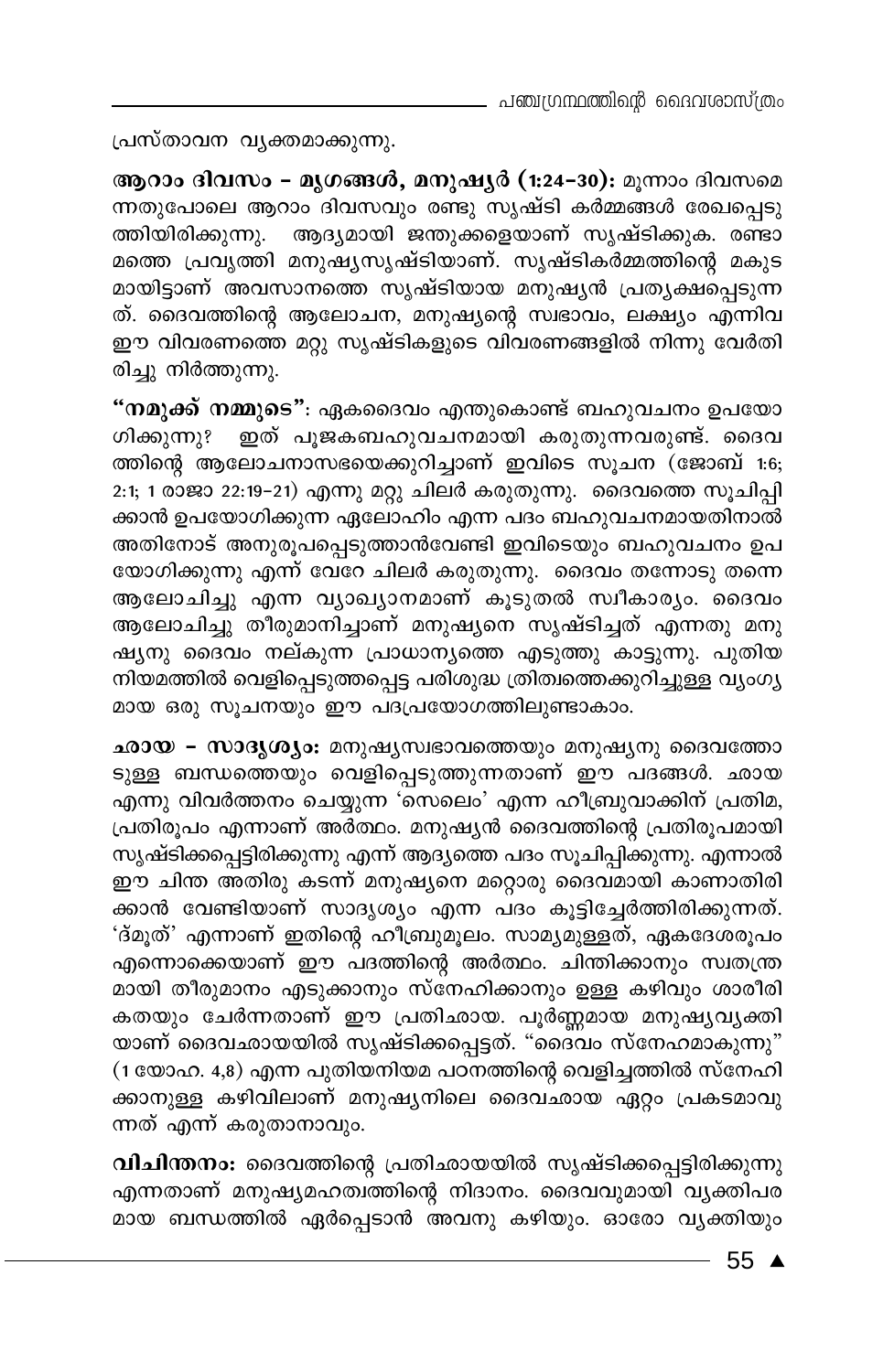പ്രസ്താവന വ്യക്തമാക്കുന്നു.

**ആറാം ദിവസം – മൃഗങ്ങൾ, മനുഷ്യർ (1:24–30):** മൂന്നാം ദിവസമെന്നതുപോലെ ആറാം ദിവസവും രണ്ടു സൃഷ്ടി കർമ്മങ്ങൾ രേഖപ്പെടുത്തിയിരിക്കുന്നു. ആദ്യമായി ജന്തുക്കളെയാണ് സൃഷ്ടിക്കുക. രണ്ടാമത്തെ പ്രവൃത്തി മനുഷ്യസൃഷ്ടിയാണ്. സൃഷ്ടികർമ്മത്തിന്റെ മകുടമായിട്ടാണ് അവസാനത്തെ സൃഷ്ടിയായ മനുഷ്യൻ പ്രത്യക്ഷപ്പെടുന്നത്. ദൈവത്തിന്റെ ആലോചന, മനുഷ്യന്റെ സ്വഭാവം, ലക്ഷ്യം എന്നിവ ഈ വിവരണത്തെ മറ്റു സൃഷ്ടികളുടെ വിവരണങ്ങളിൽ നിന്നു വേർതിരിച്ചു നിർത്തുന്നു.

**"നമുക്ക് നമ്മുടെ":** ഏകദൈവം എന്തുകൊണ്ട് ബഹുവചനം ഉപയോഗിക്കുന്നു? ഇത് പൂജകബഹുവചനമായി കരുതുന്നവരുണ്ട്. ദൈവത്തിന്റെ ആലോചനാസഭയെക്കുറിച്ചാണ് ഇവിടെ സൂചന (ജോബ് 1:6; 2:1; 1 രാജാ 22:19–21) എന്നു മറ്റു ചിലർ കരുതുന്നു. ദൈവത്തെ സൂചിപ്പിക്കാൻ ഉപയോഗിക്കുന്ന ഏലോഹിം എന്ന പദം ബഹുവചനമായതിനാൽ അതിനോട് അനുരൂപപ്പെടുത്താൻവേണ്ടി ഇവിടെയും ബഹുവചനം ഉപയോഗിക്കുന്നു എന്ന് വേറേ ചിലർ കരുതുന്നു. ദൈവം തന്നോടു തന്നെ ആലോചിച്ചു എന്ന വ്യാഖ്യാനമാണ് കൂടുതൽ സ്വീകാര്യം. ദൈവം ആലോചിച്ചു തീരുമാനിച്ചാണ് മനുഷ്യനെ സൃഷ്ടിച്ചത് എന്നതു മനുഷ്യനു ദൈവം നല്കുന്ന പ്രാധാന്യത്തെ എടുത്തു കാട്ടുന്നു. പുതിയ നിയമത്തിൽ വെളിപ്പെടുത്തപ്പെട്ട പരിശുദ്ധ ത്രിത്വത്തെക്കുറിച്ചുള്ള വ്യംഗ്യമായ ഒരു സൂചനയും ഈ പദപ്രയോഗത്തിലുണ്ടാകാം.

**ഛായ – സാദൃശ്യം:** മനുഷ്യസ്വഭാവത്തെയും മനുഷ്യനു ദൈവത്തോടുള്ള ബന്ധത്തെയും വെളിപ്പെടുത്തുന്നതാണ് ഈ പദങ്ങൾ. ഛായ എന്നു വിവർത്തനം ചെയ്യുന്ന 'സെലെം' എന്ന ഹീബ്രുവാക്കിന് പ്രതിമ, പ്രതിരൂപം എന്നാണ് അർത്ഥം. മനുഷ്യൻ ദൈവത്തിന്റെ പ്രതിരൂപമായി സൃഷ്ടിക്കപ്പെട്ടിരിക്കുന്നു എന്ന് ആദ്യത്തെ പദം സൂചിപ്പിക്കുന്നു. എന്നാൽ ഈ ചിന്ത അതിരു കടന്ന് മനുഷ്യനെ മറ്റൊരു ദൈവമായി കാണാതിരിക്കാൻ വേണ്ടിയാണ് സാദൃശ്യം എന്ന പദം കൂട്ടിച്ചേർത്തിരിക്കുന്നത്. 'ദ്മൂത്' എന്നാണ് ഇതിന്റെ ഹീബ്രുമൂലം. സാമ്യമുള്ളത്, ഏകദേശരൂപം എന്നൊക്കെയാണ് ഈ പദത്തിന്റെ അർത്ഥം. ചിന്തിക്കാനും സ്വതന്ത്രമായി തീരുമാനം എടുക്കാനും സ്നേഹിക്കാനും ഉള്ള കഴിവും ശാരീരികതയും ചേർന്നതാണ് ഈ പ്രതിഛായ. പൂർണ്ണമായ മനുഷ്യവ്യക്തിയാണ് ദൈവഛായയിൽ സൃഷ്ടിക്കപ്പെട്ടത്. "ദൈവം സ്നേഹമാകുന്നു" (1 യോഹ. 4,8) എന്ന പുതിയനിയമ പഠനത്തിന്റെ വെളിച്ചത്തിൽ സ്നേഹിക്കാനുള്ള കഴിവിലാണ് മനുഷ്യനിലെ ദൈവഛായ ഏറ്റം പ്രകടമാവുന്നത് എന്ന് കരുതാനാവും.

**വിചിന്തനം:** ദൈവത്തിന്റെ പ്രതിഛായയിൽ സൃഷ്ടിക്കപ്പെട്ടിരിക്കുന്നു എന്നതാണ് മനുഷ്യമഹത്വത്തിന്റെ നിദാനം. ദൈവവുമായി വ്യക്തിപരമായ ബന്ധത്തിൽ ഏർപ്പെടാൻ അവനു കഴിയും. ഓരോ വ്യക്തിയും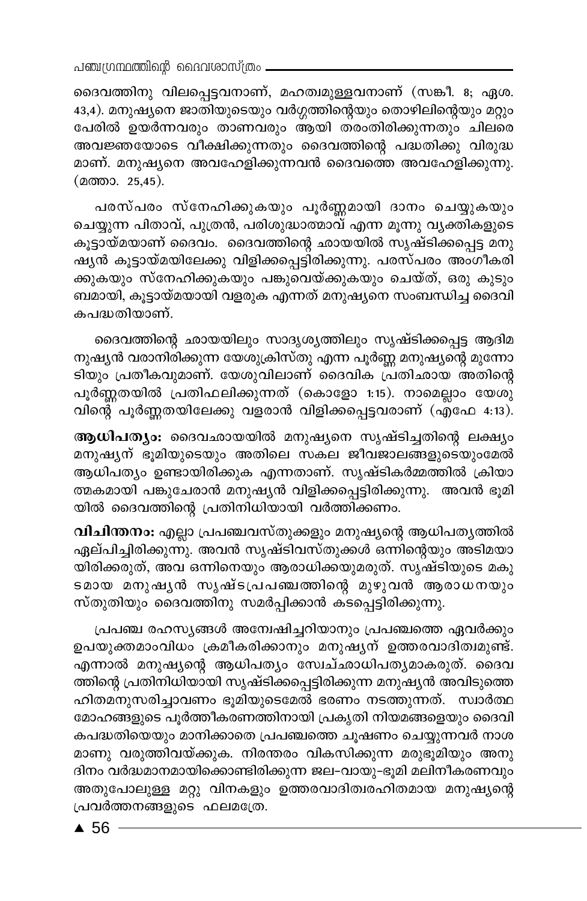ദൈവത്തിനു വിലപ്പെട്ടവനാണ്, മഹത്വമുള്ളവനാണ് (സങ്കീ. 8; ഏശ. 43,4). മനുഷ്യനെ ജാതിയുടെയും വർഗ്ഗത്തിന്റെയും തൊഴിലിന്റെയും മറ്റും പേരിൽ ഉയർന്നവരും താണവരും ആയി തരംതിരിക്കുന്നതും ചിലരെ അവജ്ഞയോടെ വീക്ഷിക്കുന്നതും ദൈവത്തിന്റെ പദ്ധതിക്കു വിരുദ്ധ മാണ്. മനുഷ്യനെ അവഹേളിക്കുന്നവൻ ദൈവത്തെ അവഹേളിക്കുന്നു. (മത്താ. 25,45).

പരസ്പരം സ്നേഹിക്കുകയും പൂർണ്ണമായി ദാനം ചെയ്യുകയും ചെയ്യുന്ന പിതാവ്, പുത്രൻ, പരിശുദ്ധാത്മാവ് എന്ന മൂന്നു വ്യക്തികളുടെ കൂട്ടായ്മയാണ് ദൈവം. ദൈവത്തിന്റെ ഛായയിൽ സൃഷ്ടിക്കപ്പെട്ട മനുഷ്യൻ കൂട്ടായ്മയിലേക്കു വിളിക്കപ്പെട്ടിരിക്കുന്നു. പരസ്പരം അംഗീകരിക്കുകയും സ്നേഹിക്കുകയും പങ്കുവെയ്ക്കുകയും ചെയ്ത്, ഒരു കുടുംബമായി, കൂട്ടായ്മയായി വളരുക എന്നത് മനുഷ്യനെ സംബന്ധിച്ച ദൈവികപദ്ധതിയാണ്.

ദൈവത്തിന്റെ ഛായയിലും സാദൃശ്യത്തിലും സൃഷ്ടിക്കപ്പെട്ട ആദിമനുഷ്യൻ വരാനിരിക്കുന്ന യേശുക്രിസ്തു എന്ന പൂർണ്ണ മനുഷ്യന്റെ മുന്നോടിയും പ്രതീകവുമാണ്. യേശുവിലാണ് ദൈവിക പ്രതിഛായ അതിന്റെ പൂർണ്ണതയിൽ പ്രതിഫലിക്കുന്നത് (കൊളോ 1:15). നാമെല്ലാം യേശുവിന്റെ പൂർണ്ണതയിലേക്കു വളരാൻ വിളിക്കപ്പെട്ടവരാണ് (എഫേ 4:13).

**ആധിപത്യം:** ദൈവഛായയിൽ മനുഷ്യനെ സൃഷ്ടിച്ചതിന്റെ ലക്ഷ്യം മനുഷ്യന് ഭൂമിയുടെയും അതിലെ സകല ജീവജാലങ്ങളുടെയുംമേൽ ആധിപത്യം ഉണ്ടായിരിക്കുക എന്നതാണ്. സൃഷ്ടികർമ്മത്തിൽ ക്രിയാത്മകമായി പങ്കുചേരാൻ മനുഷ്യൻ വിളിക്കപ്പെട്ടിരിക്കുന്നു. അവൻ ഭൂമിയിൽ ദൈവത്തിന്റെ പ്രതിനിധിയായി വർത്തിക്കണം.

**വിചിന്തനം:** എല്ലാ പ്രപഞ്ചവസ്തുക്കളും മനുഷ്യന്റെ ആധിപത്യത്തിൽ ഏല്പിച്ചിരിക്കുന്നു. അവൻ സൃഷ്ടിവസ്തുക്കൾ ഒന്നിന്റെയും അടിമയായിരിക്കരുത്, അവ ഒന്നിനെയും ആരാധിക്കയുമരുത്. സൃഷ്ടിയുടെ മകുടമായ മനുഷ്യൻ സൃഷ്ടപ്രപഞ്ചത്തിന്റെ മുഴുവൻ ആരാധനയും സ്തുതിയും ദൈവത്തിനു സമർപ്പിക്കാൻ കടപ്പെട്ടിരിക്കുന്നു.

പ്രപഞ്ച രഹസ്യങ്ങൾ അന്വേഷിച്ചറിയാനും പ്രപഞ്ചത്തെ ഏവർക്കും ഉപയുക്തമാംവിധം ക്രമീകരിക്കാനും മനുഷ്യന് ഉത്തരവാദിത്വമുണ്ട്. എന്നാൽ മനുഷ്യന്റെ ആധിപത്യം സ്വേച്ഛാധിപത്യമാകരുത്. ദൈവത്തിന്റെ പ്രതിനിധിയായി സൃഷ്ടിക്കപ്പെട്ടിരിക്കുന്ന മനുഷ്യൻ അവിടുത്തെ ഹിതമനുസരിച്ചാവണം ഭൂമിയുടെമേൽ ഭരണം നടത്തുന്നത്. സ്വാർത്ഥ മോഹങ്ങളുടെ പൂർത്തീകരണത്തിനായി പ്രകൃതി നിയമങ്ങളെയും ദൈവികപദ്ധതിയെയും മാനിക്കാതെ പ്രപഞ്ചത്തെ ചൂഷണം ചെയ്യുന്നവർ നാശമാണു വരുത്തിവയ്ക്കുക. നിരന്തരം വികസിക്കുന്ന മരുഭൂമിയും അനുദിനം വർദ്ധമാനമായിക്കൊണ്ടിരിക്കുന്ന ജല-വായു-ഭൂമി മലിനീകരണവും അതുപോലുള്ള മറ്റു വിനകളും ഉത്തരവാദിത്വരഹിതമായ മനുഷ്യന്റെ പ്രവർത്തനങ്ങളുടെ ഫലമത്രേ.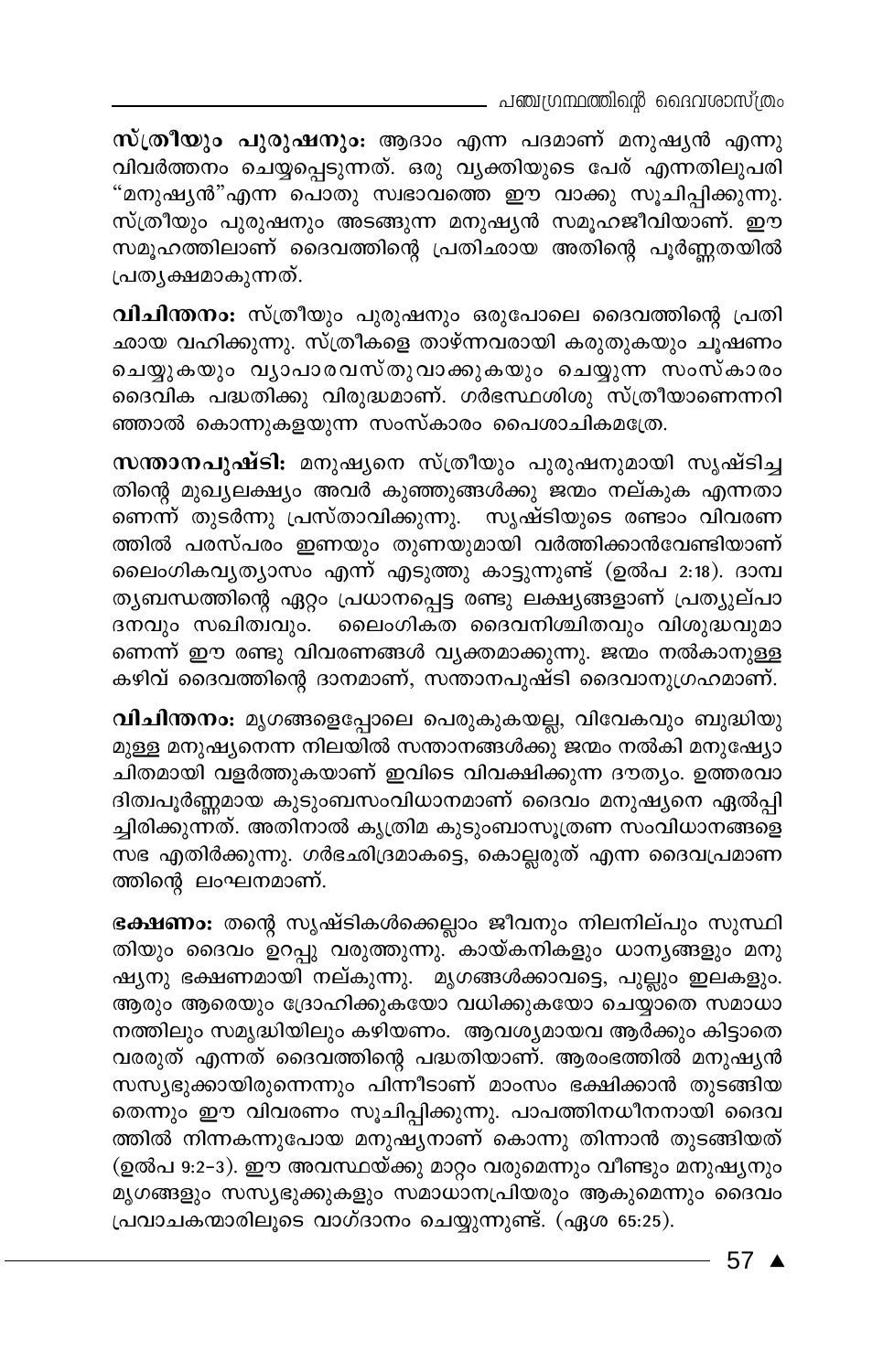**സ്ത്രീയും പുരുഷനും:** ആദാം എന്ന പദമാണ് മനുഷ്യൻ എന്നു വിവർത്തനം ചെയ്യപ്പെടുന്നത്. ഒരു വ്യക്തിയുടെ പേര് എന്നതിലുപരി "മനുഷ്യൻ"എന്ന പൊതു സ്വഭാവത്തെ ഈ വാക്കു സൂചിപ്പിക്കുന്നു. സ്ത്രീയും പുരുഷനും അടങ്ങുന്ന മനുഷ്യൻ സമൂഹജീവിയാണ്. ഈ സമൂഹത്തിലാണ് ദൈവത്തിന്റെ പ്രതിഛായ അതിന്റെ പൂർണ്ണതയിൽ പ്രത്യക്ഷമാകുന്നത്.

**വിചിന്തനം:** സ്ത്രീയും പുരുഷനും ഒരുപോലെ ദൈവത്തിന്റെ പ്രതിഛായ വഹിക്കുന്നു. സ്ത്രീകളെ താഴ്ന്നവരായി കരുതുകയും ചൂഷണം ചെയ്യുകയും വ്യാപാരവസ്തുവാക്കുകയും ചെയ്യുന്ന സംസ്കാരം ദൈവിക പദ്ധതിക്കു വിരുദ്ധമാണ്. ഗർഭസ്ഥശിശു സ്ത്രീയാണെന്നറിഞ്ഞാൽ കൊന്നുകളയുന്ന സംസ്കാരം പൈശാചികമത്രേ.

**സന്താനപുഷ്ടി:** മനുഷ്യനെ സ്ത്രീയും പുരുഷനുമായി സൃഷ്ടിച്ചതിന്റെ മുഖ്യലക്ഷ്യം അവർ കുഞ്ഞുങ്ങൾക്കു ജന്മം നല്കുക എന്നതാണെന്ന് തുടർന്നു പ്രസ്താവിക്കുന്നു. സൃഷ്ടിയുടെ രണ്ടാം വിവരണത്തിൽ പരസ്പരം ഇണയും തുണയുമായി വർത്തിക്കാൻവേണ്ടിയാണ് ലൈംഗികവ്യത്യാസം എന്ന് എടുത്തു കാട്ടുന്നുണ്ട് (ഉൽപ 2:18). ദാമ്പത്യബന്ധത്തിന്റെ ഏറ്റം പ്രധാനപ്പെട്ട രണ്ടു ലക്ഷ്യങ്ങളാണ് പ്രത്യുല്പാദനവും സഖിത്വവും. ലൈംഗികത ദൈവനിശ്ചിതവും വിശുദ്ധവുമാണെന്ന് ഈ രണ്ടു വിവരണങ്ങൾ വ്യക്തമാക്കുന്നു. ജന്മം നൽകാനുള്ള കഴിവ് ദൈവത്തിന്റെ ദാനമാണ്, സന്താനപുഷ്ടി ദൈവാനുഗ്രഹമാണ്.

**വിചിന്തനം:** മൃഗങ്ങളെപ്പോലെ പെരുകുകയല്ല, വിവേകവും ബുദ്ധിയുമുള്ള മനുഷ്യനെന്ന നിലയിൽ സന്താനങ്ങൾക്കു ജന്മം നൽകി മനുഷ്യോചിതമായി വളർത്തുകയാണ് ഇവിടെ വിവക്ഷിക്കുന്ന ദൗത്യം. ഉത്തരവാദിത്വപൂർണ്ണമായ കുടുംബസംവിധാനമാണ് ദൈവം മനുഷ്യനെ ഏൽപ്പിച്ചിരിക്കുന്നത്. അതിനാൽ കൃത്രിമ കുടുംബാസൂത്രണ സംവിധാനങ്ങളെ സഭ എതിർക്കുന്നു. ഗർഭഛിദ്രമാകട്ടെ, കൊല്ലരുത് എന്ന ദൈവപ്രമാണത്തിന്റെ ലംഘനമാണ്.

**ഭക്ഷണം:** തന്റെ സൃഷ്ടികൾക്കെല്ലാം ജീവനും നിലനില്പും സുസ്ഥിതിയും ദൈവം ഉറപ്പു വരുത്തുന്നു. കായ്കനികളും ധാന്യങ്ങളും മനുഷ്യനു ഭക്ഷണമായി നല്കുന്നു. മൃഗങ്ങൾക്കാവട്ടെ, പുല്ലും ഇലകളും. ആരും ആരെയും ദ്രോഹിക്കുകയോ വധിക്കുകയോ ചെയ്യാതെ സമാധാനത്തിലും സമൃദ്ധിയിലും കഴിയണം. ആവശ്യമായവ ആർക്കും കിട്ടാതെ വരരുത് എന്നത് ദൈവത്തിന്റെ പദ്ധതിയാണ്. ആരംഭത്തിൽ മനുഷ്യൻ സസ്യഭുക്കായിരുന്നെന്നും പിന്നീടാണ് മാംസം ഭക്ഷിക്കാൻ തുടങ്ങിയതെന്നും ഈ വിവരണം സൂചിപ്പിക്കുന്നു. പാപത്തിനധീനനായി ദൈവത്തിൽ നിന്നകന്നുപോയ മനുഷ്യനാണ് കൊന്നു തിന്നാൻ തുടങ്ങിയത് (ഉൽപ 9:2-3). ഈ അവസ്ഥയ്ക്കു മാറ്റം വരുമെന്നും വീണ്ടും മനുഷ്യനും മൃഗങ്ങളും സസ്യഭുക്കുകളും സമാധാനപ്രിയരും ആകുമെന്നും ദൈവം പ്രവാചകന്മാരിലൂടെ വാഗ്ദാനം ചെയ്യുന്നുണ്ട്. (ഏശ 65:25).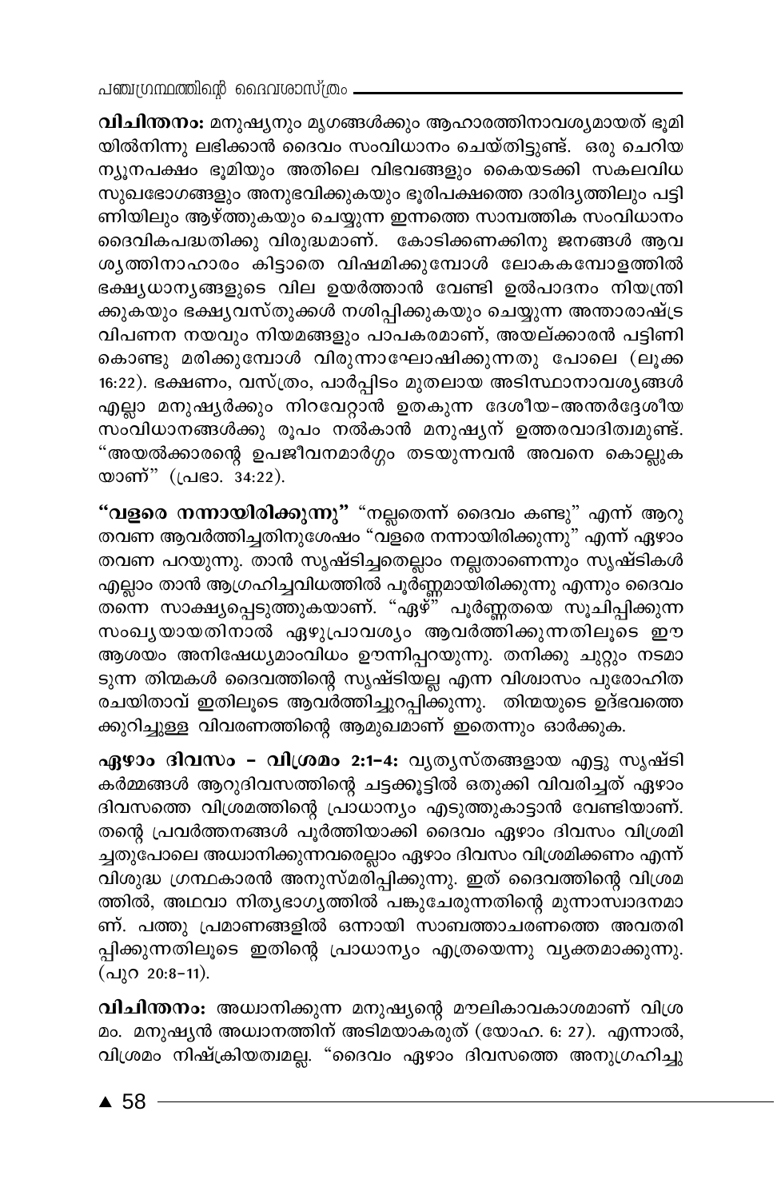**വിചിന്തനം:** മനുഷ്യനും മൃഗങ്ങൾക്കും ആഹാരത്തിനാവശ്യമായത് ഭൂമിയിൽനിന്നു ലഭിക്കാൻ ദൈവം സംവിധാനം ചെയ്തിട്ടുണ്ട്. ഒരു ചെറിയ ന്യൂനപക്ഷം ഭൂമിയും അതിലെ വിഭവങ്ങളും കൈയടക്കി സകലവിധ സുഖഭോഗങ്ങളും അനുഭവിക്കുകയും ഭൂരിപക്ഷത്തെ ദാരിദ്ര്യത്തിലും പട്ടിണിയിലും ആഴ്ത്തുകയും ചെയ്യുന്ന ഇന്നത്തെ സാമ്പത്തിക സംവിധാനം ദൈവികപദ്ധതിക്കു വിരുദ്ധമാണ്. കോടിക്കണക്കിനു ജനങ്ങൾ ആവശ്യത്തിനാഹാരം കിട്ടാതെ വിഷമിക്കുമ്പോൾ ലോകകമ്പോളത്തിൽ ഭക്ഷ്യധാന്യങ്ങളുടെ വില ഉയർത്താൻ വേണ്ടി ഉൽപാദനം നിയന്ത്രിക്കുകയും ഭക്ഷ്യവസ്തുക്കൾ നശിപ്പിക്കുകയും ചെയ്യുന്ന അന്താരാഷ്ട്ര വിപണന നയവും നിയമങ്ങളും പാപകരമാണ്, അയല്ക്കാരൻ പട്ടിണി കൊണ്ടു മരിക്കുമ്പോൾ വിരുന്നാഘോഷിക്കുന്നതു പോലെ (ലൂക്ക 16:22). ഭക്ഷണം, വസ്ത്രം, പാർപ്പിടം മുതലായ അടിസ്ഥാനാവശ്യങ്ങൾ എല്ലാ മനുഷ്യർക്കും നിറവേറ്റാൻ ഉതകുന്ന ദേശീയ-അന്തർദ്ദേശീയ സംവിധാനങ്ങൾക്കു രൂപം നൽകാൻ മനുഷ്യന് ഉത്തരവാദിത്വമുണ്ട്. "അയൽക്കാരന്റെ ഉപജീവനമാർഗ്ഗം തടയുന്നവൻ അവനെ കൊല്ലുകയാണ്" (പ്രഭാ. 34:22).

**"വളരെ നന്നായിരിക്കുന്നു"** "നല്ലതെന്ന് ദൈവം കണ്ടു" എന്ന് ആറു തവണ ആവർത്തിച്ചതിനുശേഷം "വളരെ നന്നായിരിക്കുന്നു" എന്ന് ഏഴാം തവണ പറയുന്നു. താൻ സൃഷ്ടിച്ചതെല്ലാം നല്ലതാണെന്നും സൃഷ്ടികൾ എല്ലാം താൻ ആഗ്രഹിച്ചവിധത്തിൽ പൂർണ്ണമായിരിക്കുന്നു എന്നും ദൈവം തന്നെ സാക്ഷ്യപ്പെടുത്തുകയാണ്. "ഏഴ്" പൂർണ്ണതയെ സൂചിപ്പിക്കുന്ന സംഖ്യയായതിനാൽ ഏഴുപ്രാവശ്യം ആവർത്തിക്കുന്നതിലൂടെ ഈ ആശയം അനിഷേധ്യമാംവിധം ഊന്നിപ്പറയുന്നു. തനിക്കു ചുറ്റും നടമാടുന്ന തിന്മകൾ ദൈവത്തിന്റെ സൃഷ്ടിയല്ല എന്ന വിശ്വാസം പുരോഹിത രചയിതാവ് ഇതിലൂടെ ആവർത്തിച്ചുറപ്പിക്കുന്നു. തിന്മയുടെ ഉദ്ഭവത്തെക്കുറിച്ചുള്ള വിവരണത്തിന്റെ ആമുഖമാണ് ഇതെന്നും ഓർക്കുക.

**ഏഴാം ദിവസം – വിശ്രമം 2:1-4:** വ്യത്യസ്തങ്ങളായ എട്ടു സൃഷ്ടികർമ്മങ്ങൾ ആറുദിവസത്തിന്റെ ചട്ടക്കൂട്ടിൽ ഒതുക്കി വിവരിച്ചത് ഏഴാം ദിവസത്തെ വിശ്രമത്തിന്റെ പ്രാധാന്യം എടുത്തുകാട്ടാൻ വേണ്ടിയാണ്. തന്റെ പ്രവർത്തനങ്ങൾ പൂർത്തിയാക്കി ദൈവം ഏഴാം ദിവസം വിശ്രമിച്ചതുപോലെ അധ്വാനിക്കുന്നവരെല്ലാം ഏഴാം ദിവസം വിശ്രമിക്കണം എന്ന് വിശുദ്ധ ഗ്രന്ഥകാരൻ അനുസ്മരിപ്പിക്കുന്നു. ഇത് ദൈവത്തിന്റെ വിശ്രമത്തിൽ, അഥവാ നിത്യഭാഗ്യത്തിൽ പങ്കുചേരുന്നതിന്റെ മുന്നാസ്വാദനമാണ്. പത്തു പ്രമാണങ്ങളിൽ ഒന്നായി സാബത്താചരണത്തെ അവതരിപ്പിക്കുന്നതിലൂടെ ഇതിന്റെ പ്രാധാന്യം എത്രയെന്നു വ്യക്തമാക്കുന്നു. (പുറ 20:8-11).

**വിചിന്തനം:** അധ്വാനിക്കുന്ന മനുഷ്യന്റെ മൗലികാവകാശമാണ് വിശ്രമം. മനുഷ്യൻ അധ്വാനത്തിന് അടിമയാകരുത് (യോഹ. 6: 27). എന്നാൽ, വിശ്രമം നിഷ്ക്രിയത്വമല്ല. "ദൈവം ഏഴാം ദിവസത്തെ അനുഗ്രഹിച്ചു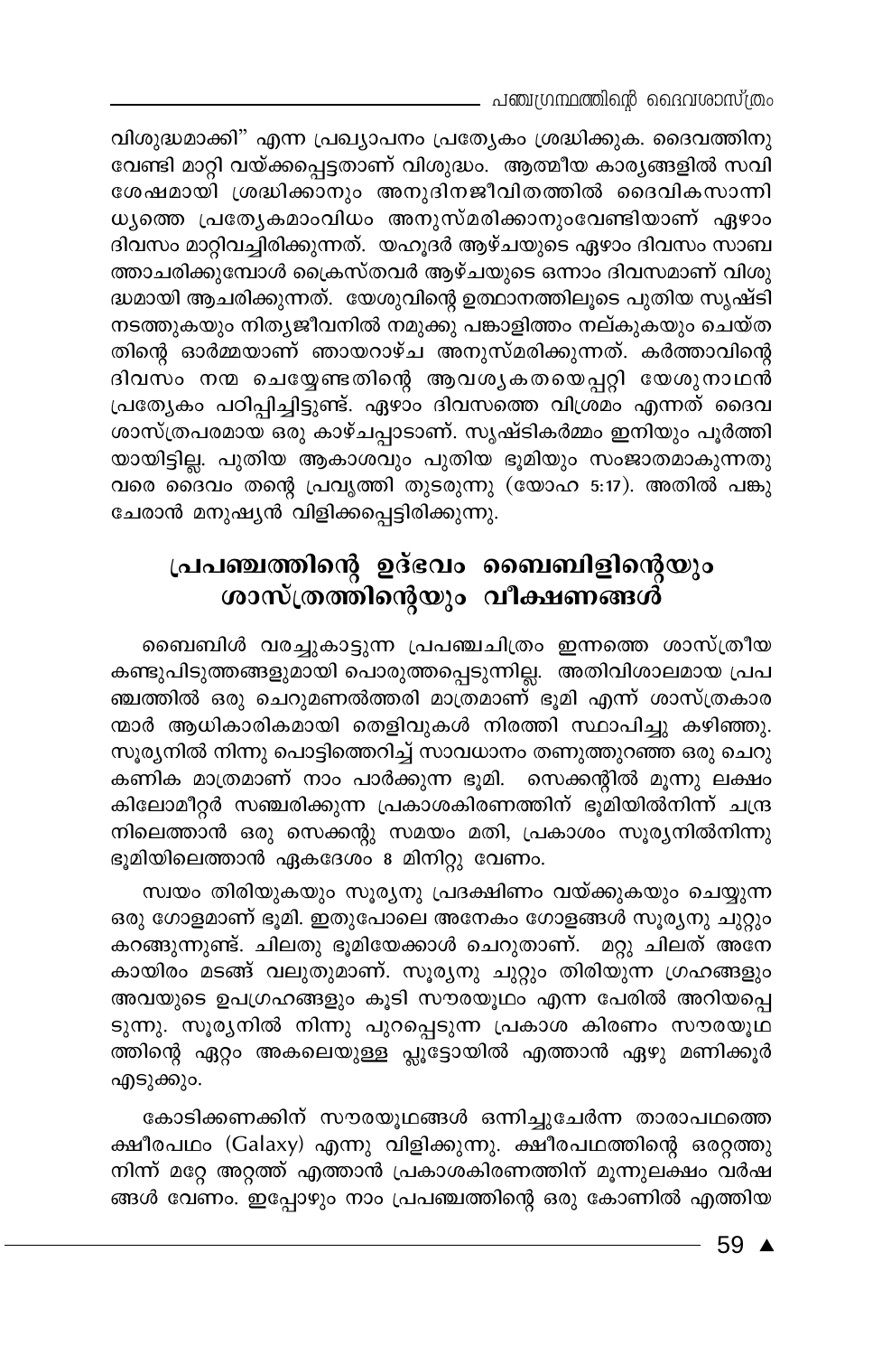വിശുദ്ധമാക്കി" എന്ന പ്രഖ്യാപനം പ്രത്യേകം ശ്രദ്ധിക്കുക. ദൈവത്തിനു വേണ്ടി മാറ്റി വയ്ക്കപ്പെട്ടതാണ് വിശുദ്ധം. ആത്മീയ കാര്യങ്ങളിൽ സവിശേഷമായി ശ്രദ്ധിക്കാനും അനുദിനജീവിതത്തിൽ ദൈവികസാന്നിധ്യത്തെ പ്രത്യേകമാംവിധം അനുസ്മരിക്കാനുംവേണ്ടിയാണ് ഏഴാം ദിവസം മാറ്റിവച്ചിരിക്കുന്നത്. യഹൂദർ ആഴ്ചയുടെ ഏഴാം ദിവസം സാബത്താചരിക്കുമ്പോൾ ക്രൈസ്തവർ ആഴ്ചയുടെ ഒന്നാം ദിവസമാണ് വിശുദ്ധമായി ആചരിക്കുന്നത്. യേശുവിന്റെ ഉത്ഥാനത്തിലൂടെ പുതിയ സൃഷ്ടി നടത്തുകയും നിത്യജീവനിൽ നമുക്കു പങ്കാളിത്തം നല്കുകയും ചെയ്തതിന്റെ ഓർമ്മയാണ് ഞായറാഴ്ച അനുസ്മരിക്കുന്നത്. കർത്താവിന്റെ ദിവസം നന്മ ചെയ്യേണ്ടതിന്റെ ആവശ്യകതയെപ്പറ്റി യേശുനാഥൻ പ്രത്യേകം പഠിപ്പിച്ചിട്ടുണ്ട്. ഏഴാം ദിവസത്തെ വിശ്രമം എന്നത് ദൈവശാസ്ത്രപരമായ ഒരു കാഴ്ചപ്പാടാണ്. സൃഷ്ടികർമ്മം ഇനിയും പൂർത്തിയായിട്ടില്ല. പുതിയ ആകാശവും പുതിയ ഭൂമിയും സംജാതമാകുന്നതു വരെ ദൈവം തന്റെ പ്രവൃത്തി തുടരുന്നു (യോഹ 5:17). അതിൽ പങ്കുചേരാൻ മനുഷ്യൻ വിളിക്കപ്പെട്ടിരിക്കുന്നു.

## പ്രപഞ്ചത്തിന്റെ ഉദ്ഭവം ബൈബിളിന്റെയും ശാസ്ത്രത്തിന്റെയും വീക്ഷണങ്ങൾ

ബൈബിൾ വരച്ചുകാട്ടുന്ന പ്രപഞ്ചചിത്രം ഇന്നത്തെ ശാസ്ത്രീയ കണ്ടുപിടുത്തങ്ങളുമായി പൊരുത്തപ്പെടുന്നില്ല. അതിവിശാലമായ പ്രപഞ്ചത്തിൽ ഒരു ചെറുമണൽത്തരി മാത്രമാണ് ഭൂമി എന്ന് ശാസ്ത്രകാരന്മാർ ആധികാരികമായി തെളിവുകൾ നിരത്തി സ്ഥാപിച്ചു കഴിഞ്ഞു. സൂര്യനിൽ നിന്നു പൊട്ടിത്തെറിച്ച് സാവധാനം തണുത്തുറഞ്ഞ ഒരു ചെറു കണിക മാത്രമാണ് നാം പാർക്കുന്ന ഭൂമി. സെക്കന്റിൽ മൂന്നു ലക്ഷം കിലോമീറ്റർ സഞ്ചരിക്കുന്ന പ്രകാശകിരണത്തിന് ഭൂമിയിൽനിന്ന് ചന്ദ്രനിലെത്താൻ ഒരു സെക്കന്റു സമയം മതി, പ്രകാശം സൂര്യനിൽനിന്നു ഭൂമിയിലെത്താൻ ഏകദേശം 8 മിനിറ്റു വേണം.

സ്വയം തിരിയുകയും സൂര്യനു പ്രദക്ഷിണം വയ്ക്കുകയും ചെയ്യുന്ന ഒരു ഗോളമാണ് ഭൂമി. ഇതുപോലെ അനേകം ഗോളങ്ങൾ സൂര്യനു ചുറ്റും കറങ്ങുന്നുണ്ട്. ചിലതു ഭൂമിയേക്കാൾ ചെറുതാണ്. മറ്റു ചിലത് അനേകായിരം മടങ്ങ് വലുതുമാണ്. സൂര്യനു ചുറ്റും തിരിയുന്ന ഗ്രഹങ്ങളും അവയുടെ ഉപഗ്രഹങ്ങളും കൂടി സൗരയൂഥം എന്ന പേരിൽ അറിയപ്പെടുന്നു. സൂര്യനിൽ നിന്നു പുറപ്പെടുന്ന പ്രകാശ കിരണം സൗരയൂഥത്തിന്റെ ഏറ്റം അകലെയുള്ള പ്ലൂട്ടോയിൽ എത്താൻ ഏഴു മണിക്കൂർ എടുക്കും.

കോടിക്കണക്കിന് സൗരയൂഥങ്ങൾ ഒന്നിച്ചുചേർന്ന താരാപഥത്തെ ക്ഷീരപഥം (Galaxy) എന്നു വിളിക്കുന്നു. ക്ഷീരപഥത്തിന്റെ ഒരറ്റത്തു നിന്ന് മറ്റേ അറ്റത്ത് എത്താൻ പ്രകാശകിരണത്തിന് മൂന്നുലക്ഷം വർഷങ്ങൾ വേണം. ഇപ്പോഴും നാം പ്രപഞ്ചത്തിന്റെ ഒരു കോണിൽ എത്തിയ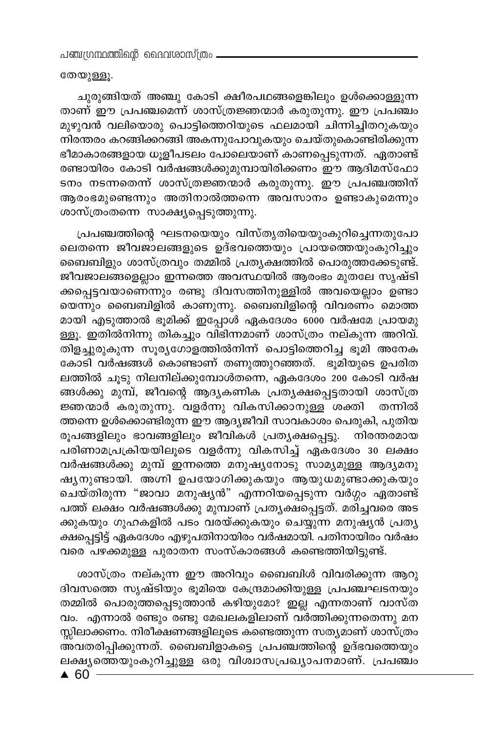തേയുള്ളൂ.

ചുരുങ്ങിയത് അഞ്ചു കോടി ക്ഷീരപഥങ്ങളെങ്കിലും ഉൾക്കൊള്ളുന്നതാണ് ഈ പ്രപഞ്ചമെന്ന് ശാസ്ത്രജ്ഞന്മാർ കരുതുന്നു. ഈ പ്രപഞ്ചം മുഴുവൻ വലിയൊരു പൊട്ടിത്തെറിയുടെ ഫലമായി ചിന്നിച്ചിതറുകയും നിരന്തരം കറങ്ങിക്കറങ്ങി അകന്നുപോവുകയും ചെയ്തുകൊണ്ടിരിക്കുന്ന ഭീമാകാരങ്ങളായ ധൂളീപടലം പോലെയാണ് കാണപ്പെടുന്നത്. ഏതാണ്ട് രണ്ടായിരം കോടി വർഷങ്ങൾക്കുമുമ്പായിരിക്കണം ഈ ആദിമസ്ഫോടനം നടന്നതെന്ന് ശാസ്ത്രജ്ഞന്മാർ കരുതുന്നു. ഈ പ്രപഞ്ചത്തിന് ആരംഭമുണ്ടെന്നും അതിനാൽത്തന്നെ അവസാനം ഉണ്ടാകുമെന്നും ശാസ്ത്രംതന്നെ സാക്ഷ്യപ്പെടുത്തുന്നു.

പ്രപഞ്ചത്തിന്റെ ഘടനയെയും വിസ്തൃതിയെയുംകുറിച്ചെന്നതുപോലെതന്നെ ജീവജാലങ്ങളുടെ ഉദ്ഭവത്തെയും പ്രായത്തെയുംകുറിച്ചും ബൈബിളും ശാസ്ത്രവും തമ്മിൽ പ്രത്യക്ഷത്തിൽ പൊരുത്തക്കേടുണ്ട്. ജീവജാലങ്ങളെല്ലാം ഇന്നത്തെ അവസ്ഥയിൽ ആരംഭം മുതലേ സൃഷ്ടിക്കപ്പെട്ടവയാണെന്നും രണ്ടു ദിവസത്തിനുള്ളിൽ അവയെല്ലാം ഉണ്ടായെന്നും ബൈബിളിൽ കാണുന്നു. ബൈബിളിന്റെ വിവരണം മൊത്തമായി എടുത്താൽ ഭൂമിക്ക് ഇപ്പോൾ ഏകദേശം 6000 വർഷമേ പ്രായമുള്ളു. ഇതിൽനിന്നു തികച്ചും വിഭിന്നമാണ് ശാസ്ത്രം നല്കുന്ന അറിവ്. തിളച്ചുരുകുന്ന സൂര്യഗോളത്തിൽനിന്ന് പൊട്ടിത്തെറിച്ച ഭൂമി അനേക കോടി വർഷങ്ങൾ കൊണ്ടാണ് തണുത്തുറഞ്ഞത്. ഭൂമിയുടെ ഉപരിതലത്തിൽ ചൂടു നിലനില്ക്കുമ്പോൾതന്നെ, ഏകദേശം 200 കോടി വർഷങ്ങൾക്കു മുമ്പ്, ജീവന്റെ ആദ്യകണിക പ്രത്യക്ഷപ്പെട്ടതായി ശാസ്ത്രജ്ഞന്മാർ കരുതുന്നു. വളർന്നു വികസിക്കാനുള്ള ശക്തി തന്നിൽത്തന്നെ ഉൾക്കൊണ്ടിരുന്ന ഈ ആദ്യജീവി സാവകാശം പെരുകി, പുതിയ രൂപങ്ങളിലും ഭാവങ്ങളിലും ജീവികൾ പ്രത്യക്ഷപ്പെട്ടു. നിരന്തരമായ പരിണാമപ്രക്രിയയിലൂടെ വളർന്നു വികസിച്ച് ഏകദേശം 30 ലക്ഷം വർഷങ്ങൾക്കു മുമ്പ് ഇന്നത്തെ മനുഷ്യനോടു സാമ്യമുള്ള ആദ്യമനുഷ്യനുണ്ടായി. അഗ്നി ഉപയോഗിക്കുകയും ആയുധമുണ്ടാക്കുകയും ചെയ്തിരുന്ന "ജാവാ മനുഷ്യൻ" എന്നറിയപ്പെടുന്ന വർഗ്ഗം ഏതാണ്ട് പത്ത് ലക്ഷം വർഷങ്ങൾക്കു മുമ്പാണ് പ്രത്യക്ഷപ്പെട്ടത്. മരിച്ചവരെ അടക്കുകയും ഗുഹകളിൽ പടം വരയ്ക്കുകയും ചെയ്യുന്ന മനുഷ്യൻ പ്രത്യക്ഷപ്പെട്ടിട്ട് ഏകദേശം എഴുപതിനായിരം വർഷമായി. പതിനായിരം വർഷം വരെ പഴക്കമുള്ള പുരാതന സംസ്കാരങ്ങൾ കണ്ടെത്തിയിട്ടുണ്ട്.

ശാസ്ത്രം നല്കുന്ന ഈ അറിവും ബൈബിൾ വിവരിക്കുന്ന ആറു ദിവസത്തെ സൃഷ്ടിയും ഭൂമിയെ കേന്ദ്രമാക്കിയുള്ള പ്രപഞ്ചഘടനയും തമ്മിൽ പൊരുത്തപ്പെടുത്താൻ കഴിയുമോ? ഇല്ല എന്നതാണ് വാസ്തവം. എന്നാൽ രണ്ടും രണ്ടു മേഖലകളിലാണ് വർത്തിക്കുന്നതെന്നു മനസ്സിലാക്കണം. നിരീക്ഷണങ്ങളിലൂടെ കണ്ടെത്തുന്ന സത്യമാണ് ശാസ്ത്രം അവതരിപ്പിക്കുന്നത്. ബൈബിളാകട്ടെ പ്രപഞ്ചത്തിന്റെ ഉദ്ഭവത്തെയും ലക്ഷ്യത്തെയുംകുറിച്ചുള്ള ഒരു വിശ്വാസപ്രഖ്യാപനമാണ്. പ്രപഞ്ചം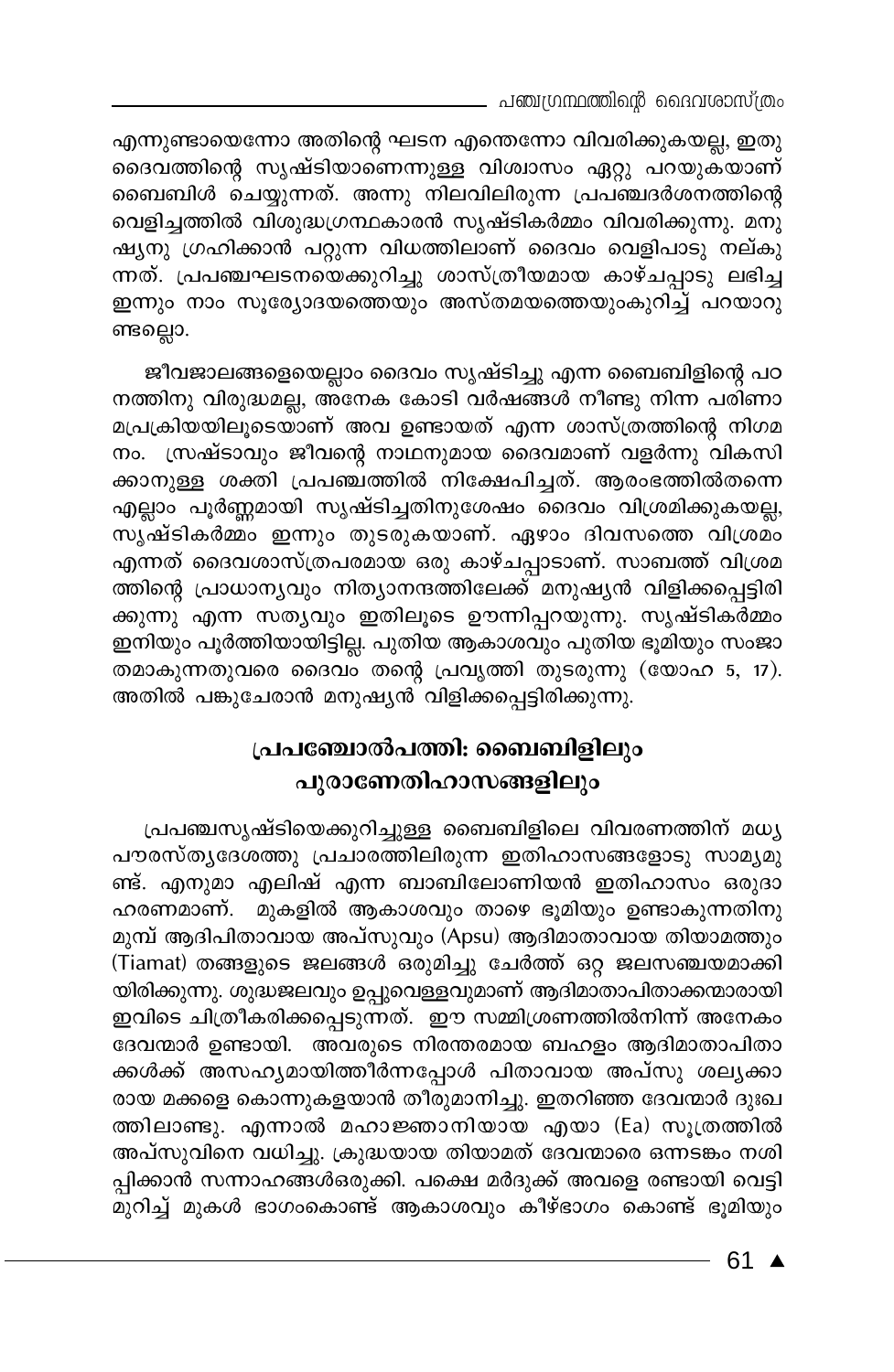എന്നുണ്ടായെന്നോ അതിന്റെ ഘടന എന്തെന്നോ വിവരിക്കുകയല്ല, ഇതു ദൈവത്തിന്റെ സൃഷ്ടിയാണെന്നുള്ള വിശ്വാസം ഏറ്റു പറയുകയാണ് ബൈബിൾ ചെയ്യുന്നത്. അന്നു നിലവിലിരുന്ന പ്രപഞ്ചദർശനത്തിന്റെ വെളിച്ചത്തിൽ വിശുദ്ധഗ്രന്ഥകാരൻ സൃഷ്ടികർമ്മം വിവരിക്കുന്നു. മനുഷ്യനു ഗ്രഹിക്കാൻ പറ്റുന്ന വിധത്തിലാണ് ദൈവം വെളിപാടു നല്കുന്നത്. പ്രപഞ്ചഘടനയെക്കുറിച്ചു ശാസ്ത്രീയമായ കാഴ്ചപ്പാടു ലഭിച്ച ഇന്നും നാം സൂര്യോദയത്തെയും അസ്തമയത്തെയുംകുറിച്ച് പറയാറുണ്ടല്ലൊ.

ജീവജാലങ്ങളെയെല്ലാം ദൈവം സൃഷ്ടിച്ചു എന്ന ബൈബിളിന്റെ പഠനത്തിനു വിരുദ്ധമല്ല, അനേക കോടി വർഷങ്ങൾ നീണ്ടു നിന്ന പരിണാമപ്രക്രിയയിലൂടെയാണ് അവ ഉണ്ടായത് എന്ന ശാസ്ത്രത്തിന്റെ നിഗമനം. സ്രഷ്ടാവും ജീവന്റെ നാഥനുമായ ദൈവമാണ് വളർന്നു വികസിക്കാനുള്ള ശക്തി പ്രപഞ്ചത്തിൽ നിക്ഷേപിച്ചത്. ആരംഭത്തിൽതന്നെ എല്ലാം പൂർണ്ണമായി സൃഷ്ടിച്ചതിനുശേഷം ദൈവം വിശ്രമിക്കുകയല്ല, സൃഷ്ടികർമ്മം ഇന്നും തുടരുകയാണ്. ഏഴാം ദിവസത്തെ വിശ്രമം എന്നത് ദൈവശാസ്ത്രപരമായ ഒരു കാഴ്ചപ്പാടാണ്. സാബത്ത് വിശ്രമത്തിന്റെ പ്രാധാന്യവും നിത്യാനന്ദത്തിലേക്ക് മനുഷ്യൻ വിളിക്കപ്പെട്ടിരിക്കുന്നു എന്ന സത്യവും ഇതിലൂടെ ഊന്നിപ്പറയുന്നു. സൃഷ്ടികർമ്മം ഇനിയും പൂർത്തിയായിട്ടില്ല. പുതിയ ആകാശവും പുതിയ ഭൂമിയും സംജാതമാകുന്നതുവരെ ദൈവം തന്റെ പ്രവൃത്തി തുടരുന്നു (യോഹ 5, 17). അതിൽ പങ്കുചേരാൻ മനുഷ്യൻ വിളിക്കപ്പെട്ടിരിക്കുന്നു.

## പ്രപഞ്ചോൽപത്തി: ബൈബിളിലും പുരാണേതിഹാസങ്ങളിലും

പ്രപഞ്ചസൃഷ്ടിയെക്കുറിച്ചുള്ള ബൈബിളിലെ വിവരണത്തിന് മധ്യപൗരസ്ത്യദേശത്തു പ്രചാരത്തിലിരുന്ന ഇതിഹാസങ്ങളോടു സാമ്യമുണ്ട്. എനുമാ എലിഷ് എന്ന ബാബിലോണിയൻ ഇതിഹാസം ഒരുദാഹരണമാണ്. മുകളിൽ ആകാശവും താഴെ ഭൂമിയും ഉണ്ടാകുന്നതിനു മുമ്പ് ആദിപിതാവായ അപ്സുവും (Apsu) ആദിമാതാവായ തിയാമത്തും (Tiamat) തങ്ങളുടെ ജലങ്ങൾ ഒരുമിച്ചു ചേർത്ത് ഒറ്റ ജലസഞ്ചയമാക്കിയിരിക്കുന്നു. ശുദ്ധജലവും ഉപ്പുവെള്ളവുമാണ് ആദിമാതാപിതാക്കന്മാരായി ഇവിടെ ചിത്രീകരിക്കപ്പെടുന്നത്. ഈ സമ്മിശ്രണത്തിൽനിന്ന് അനേകം ദേവന്മാർ ഉണ്ടായി. അവരുടെ നിരന്തരമായ ബഹളം ആദിമാതാപിതാക്കൾക്ക് അസഹ്യമായിത്തീർന്നപ്പോൾ പിതാവായ അപ്സു ശല്യക്കാരായ മക്കളെ കൊന്നുകളയാൻ തീരുമാനിച്ചു. ഇതറിഞ്ഞ ദേവന്മാർ ദുഃഖത്തിലാണ്ടു. എന്നാൽ മഹാജ്ഞാനിയായ എയാ (Ea) സൂത്രത്തിൽ അപ്സുവിനെ വധിച്ചു. ക്രുദ്ധയായ തിയാമത് ദേവന്മാരെ ഒന്നടങ്കം നശിപ്പിക്കാൻ സന്നാഹങ്ങൾഒരുക്കി. പക്ഷെ മർദുക്ക് അവളെ രണ്ടായി വെട്ടിമുറിച്ച് മുകൾ ഭാഗംകൊണ്ട് ആകാശവും കീഴ്ഭാഗം കൊണ്ട് ഭൂമിയും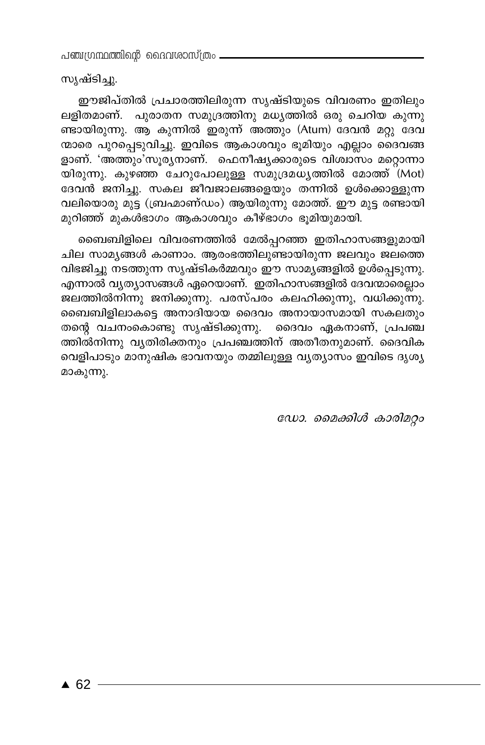സൃഷ്ടിച്ചു.

ഈജിപ്തിൽ പ്രചാരത്തിലിരുന്ന സൃഷ്ടിയുടെ വിവരണം ഇതിലും ലളിതമാണ്. പുരാതന സമുദ്രത്തിനു മധ്യത്തിൽ ഒരു ചെറിയ കുന്നുണ്ടായിരുന്നു. ആ കുന്നിൽ ഇരുന്ന് അത്തും (Atum) ദേവൻ മറ്റു ദേവന്മാരെ പുറപ്പെടുവിച്ചു. ഇവിടെ ആകാശവും ഭൂമിയും എല്ലാം ദൈവങ്ങളാണ്. 'അത്തും'സൂര്യനാണ്. ഫെനീഷ്യക്കാരുടെ വിശ്വാസം മറ്റൊന്നായിരുന്നു. കുഴഞ്ഞ ചേറുപോലുള്ള സമുദ്രമധ്യത്തിൽ മോത്ത് (Mot) ദേവൻ ജനിച്ചു. സകല ജീവജാലങ്ങളെയും തന്നിൽ ഉൾക്കൊള്ളുന്ന വലിയൊരു മുട്ട (ബ്രഹ്മാണ്ഡം) ആയിരുന്നു മോത്ത്. ഈ മുട്ട രണ്ടായി മുറിഞ്ഞ് മുകൾഭാഗം ആകാശവും കീഴ്ഭാഗം ഭൂമിയുമായി.

ബൈബിളിലെ വിവരണത്തിൽ മേൽപ്പറഞ്ഞ ഇതിഹാസങ്ങളുമായി ചില സാമ്യങ്ങൾ കാണാം. ആരംഭത്തിലുണ്ടായിരുന്ന ജലവും ജലത്തെ വിഭജിച്ചു നടത്തുന്ന സൃഷ്ടികർമ്മവും ഈ സാമ്യങ്ങളിൽ ഉൾപ്പെടുന്നു. എന്നാൽ വ്യത്യാസങ്ങൾ ഏറെയാണ്. ഇതിഹാസങ്ങളിൽ ദേവന്മാരെല്ലാം ജലത്തിൽനിന്നു ജനിക്കുന്നു. പരസ്പരം കലഹിക്കുന്നു, വധിക്കുന്നു. ബൈബിളിലാകട്ടെ അനാദിയായ ദൈവം അനായാസമായി സകലതും തന്റെ വചനംകൊണ്ടു സൃഷ്ടിക്കുന്നു. ദൈവം ഏകനാണ്, പ്രപഞ്ചത്തിൽനിന്നു വ്യതിരിക്തനും പ്രപഞ്ചത്തിന് അതീതനുമാണ്. ദൈവിക വെളിപാടും മാനുഷിക ഭാവനയും തമ്മിലുള്ള വ്യത്യാസം ഇവിടെ ദൃശ്യമാകുന്നു.

*ഡോ. മൈക്കിൾ കാരിമറ്റം*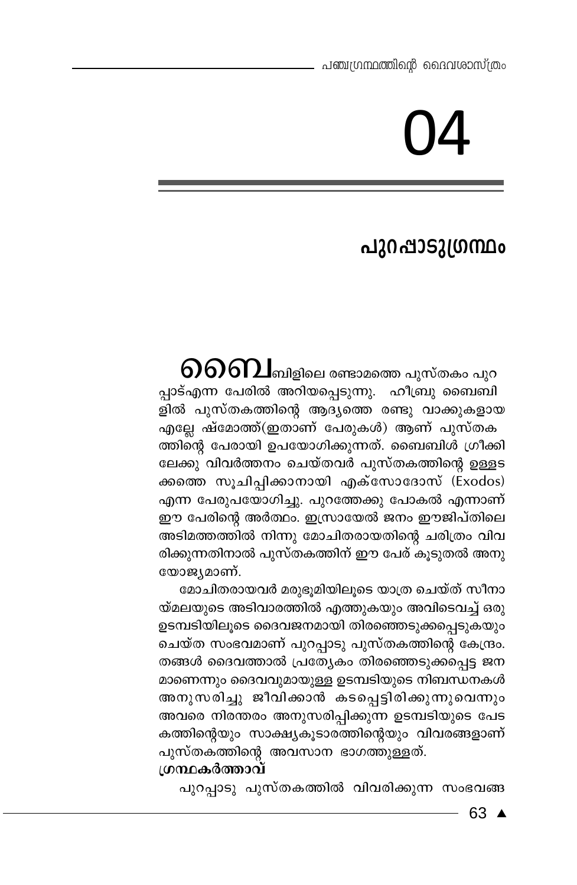# 04

## പുറപ്പാടുഗ്രന്ഥം

ബൈബിളിലെ രണ്ടാമത്തെ പുസ്തകം പുറപ്പാട്എന്ന പേരിൽ അറിയപ്പെടുന്നു. ഹീബ്രു ബൈബിളിൽ പുസ്തകത്തിന്റെ ആദ്യത്തെ രണ്ടു വാക്കുകളായ എല്ലേ ഷ്മോത്ത്(ഇതാണ് പേരുകൾ) ആണ് പുസ്തകത്തിന്റെ പേരായി ഉപയോഗിക്കുന്നത്. ബൈബിൾ ഗ്രീക്കിലേക്കു വിവർത്തനം ചെയ്തവർ പുസ്തകത്തിന്റെ ഉള്ളടക്കത്തെ സൂചിപ്പിക്കാനായി എക്സോദോസ് (Exodos) എന്ന പേരുപയോഗിച്ചു. പുറത്തേക്കു പോകൽ എന്നാണ് ഈ പേരിന്റെ അർത്ഥം. ഇസ്രായേൽ ജനം ഈജിപ്തിലെ അടിമത്തത്തിൽ നിന്നു മോചിതരായതിന്റെ ചരിത്രം വിവരിക്കുന്നതിനാൽ പുസ്തകത്തിന് ഈ പേര് കൂടുതൽ അനുയോജ്യമാണ്.

മോചിതരായവർ മരുഭൂമിയിലൂടെ യാത്ര ചെയ്ത് സീനായ്മലയുടെ അടിവാരത്തിൽ എത്തുകയും അവിടെവച്ച് ഒരു ഉടമ്പടിയിലൂടെ ദൈവജനമായി തിരഞ്ഞെടുക്കപ്പെടുകയും ചെയ്ത സംഭവമാണ് പുറപ്പാടു പുസ്തകത്തിന്റെ കേന്ദ്രം. തങ്ങൾ ദൈവത്താൽ പ്രത്യേകം തിരഞ്ഞെടുക്കപ്പെട്ട ജനമാണെന്നും ദൈവവുമായുള്ള ഉടമ്പടിയുടെ നിബന്ധനകൾ അനുസരിച്ചു ജീവിക്കാൻ കടപ്പെട്ടിരിക്കുന്നുവെന്നും അവരെ നിരന്തരം അനുസരിപ്പിക്കുന്ന ഉടമ്പടിയുടെ പേടകത്തിന്റെയും സാക്ഷ്യകൂടാരത്തിന്റെയും വിവരങ്ങളാണ് പുസ്തകത്തിന്റെ അവസാന ഭാഗത്തുള്ളത്.

### ഗ്രന്ഥകർത്താവ്

പുറപ്പാടു പുസ്തകത്തിൽ വിവരിക്കുന്ന സംഭവങ്ങ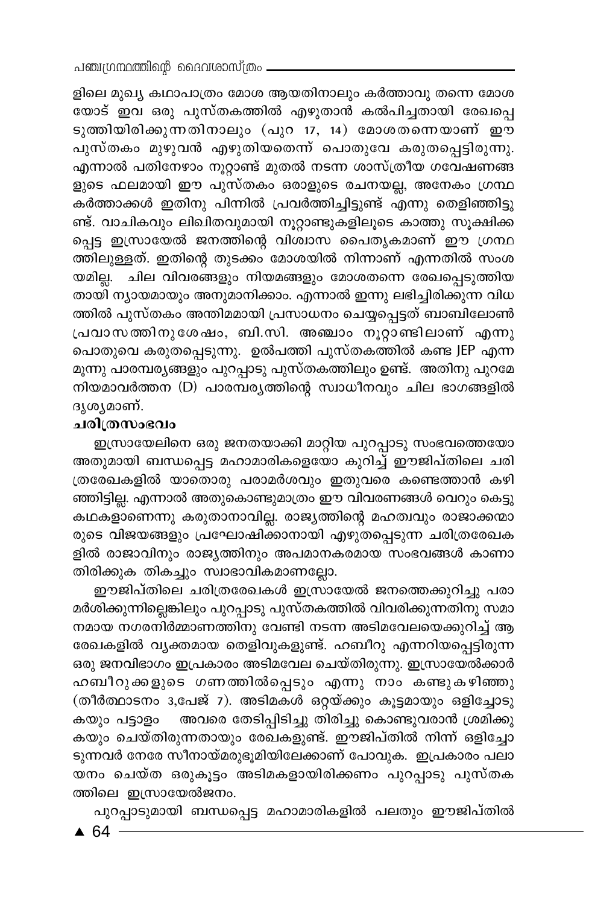ളിലെ മുഖ്യ കഥാപാത്രം മോശ ആയതിനാലും കർത്താവു തന്നെ മോശയോട് ഇവ ഒരു പുസ്തകത്തിൽ എഴുതാൻ കൽപിച്ചതായി രേഖപ്പെടുത്തിയിരിക്കുന്നതിനാലും (പുറ 17, 14) മോശതന്നെയാണ് ഈ പുസ്തകം മുഴുവൻ എഴുതിയതെന്ന് പൊതുവേ കരുതപ്പെട്ടിരുന്നു. എന്നാൽ പതിനേഴാം നൂറ്റാണ്ട് മുതൽ നടന്ന ശാസ്ത്രീയ ഗവേഷണങ്ങളുടെ ഫലമായി ഈ പുസ്തകം ഒരാളുടെ രചനയല്ല, അനേകം ഗ്രന്ഥകർത്താക്കൾ ഇതിനു പിന്നിൽ പ്രവർത്തിച്ചിട്ടുണ്ട് എന്നു തെളിഞ്ഞിട്ടുണ്ട്. വാചികവും ലിഖിതവുമായി നൂറ്റാണ്ടുകളിലൂടെ കാത്തു സൂക്ഷിക്കപ്പെട്ട ഇസ്രായേൽ ജനത്തിന്റെ വിശ്വാസ പൈതൃകമാണ് ഈ ഗ്രന്ഥത്തിലുള്ളത്. ഇതിന്റെ തുടക്കം മോശയിൽ നിന്നാണ് എന്നതിൽ സംശയമില്ല. ചില വിവരങ്ങളും നിയമങ്ങളും മോശതന്നെ രേഖപ്പെടുത്തിയതായി ന്യായമായും അനുമാനിക്കാം. എന്നാൽ ഇന്നു ലഭിച്ചിരിക്കുന്ന വിധത്തിൽ പുസ്തകം അന്തിമമായി പ്രസാധനം ചെയ്യപ്പെട്ടത് ബാബിലോൺ പ്രവാസത്തിനുശേഷം, ബി.സി. അഞ്ചാം നൂറ്റാണ്ടിലാണ് എന്നു പൊതുവെ കരുതപ്പെടുന്നു. ഉൽപത്തി പുസ്തകത്തിൽ കണ്ട JEP എന്ന മൂന്നു പാരമ്പര്യങ്ങളും പുറപ്പാടു പുസ്തകത്തിലും ഉണ്ട്. അതിനു പുറമേ നിയമാവർത്തന (D) പാരമ്പര്യത്തിന്റെ സ്വാധീനവും ചില ഭാഗങ്ങളിൽ ദൃശ്യമാണ്.

**ചരിത്രസംഭവം**

ഇസ്രായേലിനെ ഒരു ജനതയാക്കി മാറ്റിയ പുറപ്പാടു സംഭവത്തെയോ അതുമായി ബന്ധപ്പെട്ട മഹാമാരികളെയോ കുറിച്ച് ഈജിപ്തിലെ ചരിത്രരേഖകളിൽ യാതൊരു പരാമർശവും ഇതുവരെ കണ്ടെത്താൻ കഴിഞ്ഞിട്ടില്ല. എന്നാൽ അതുകൊണ്ടുമാത്രം ഈ വിവരണങ്ങൾ വെറും കെട്ടുകഥകളാണെന്നു കരുതാനാവില്ല. രാജ്യത്തിന്റെ മഹത്വവും രാജാക്കന്മാരുടെ വിജയങ്ങളും പ്രഘോഷിക്കാനായി എഴുതപ്പെടുന്ന ചരിത്രരേഖകളിൽ രാജാവിനും രാജ്യത്തിനും അപമാനകരമായ സംഭവങ്ങൾ കാണാതിരിക്കുക തികച്ചും സ്വാഭാവികമാണല്ലോ.

ഈജിപ്തിലെ ചരിത്രരേഖകൾ ഇസ്രായേൽ ജനത്തെക്കുറിച്ചു പരാമർശിക്കുന്നില്ലെങ്കിലും പുറപ്പാടു പുസ്തകത്തിൽ വിവരിക്കുന്നതിനു സമാനമായ നഗരനിർമ്മാണത്തിനു വേണ്ടി നടന്ന അടിമവേലയെക്കുറിച്ച് ആ രേഖകളിൽ വ്യക്തമായ തെളിവുകളുണ്ട്. ഹബീറു എന്നറിയപ്പെട്ടിരുന്ന ഒരു ജനവിഭാഗം ഇപ്രകാരം അടിമവേല ചെയ്തിരുന്നു. ഇസ്രായേൽക്കാർ ഹബീറുക്കളുടെ ഗണത്തിൽപ്പെടും എന്നു നാം കണ്ടുകഴിഞ്ഞു (തീർത്ഥാടനം 3,പേജ് 7). അടിമകൾ ഒറ്റയ്ക്കും കൂട്ടമായും ഒളിച്ചോടുകയും പട്ടാളം അവരെ തേടിപ്പിടിച്ചു തിരിച്ചു കൊണ്ടുവരാൻ ശ്രമിക്കുകയും ചെയ്തിരുന്നതായും രേഖകളുണ്ട്. ഈജിപ്തിൽ നിന്ന് ഒളിച്ചോടുന്നവർ നേരേ സീനായ്മരുഭൂമിയിലേക്കാണ് പോവുക. ഇപ്രകാരം പലായനം ചെയ്ത ഒരുകൂട്ടം അടിമകളായിരിക്കണം പുറപ്പാടു പുസ്തകത്തിലെ ഇസ്രായേൽജനം.

പുറപ്പാടുമായി ബന്ധപ്പെട്ട മഹാമാരികളിൽ പലതും ഈജിപ്തിൽ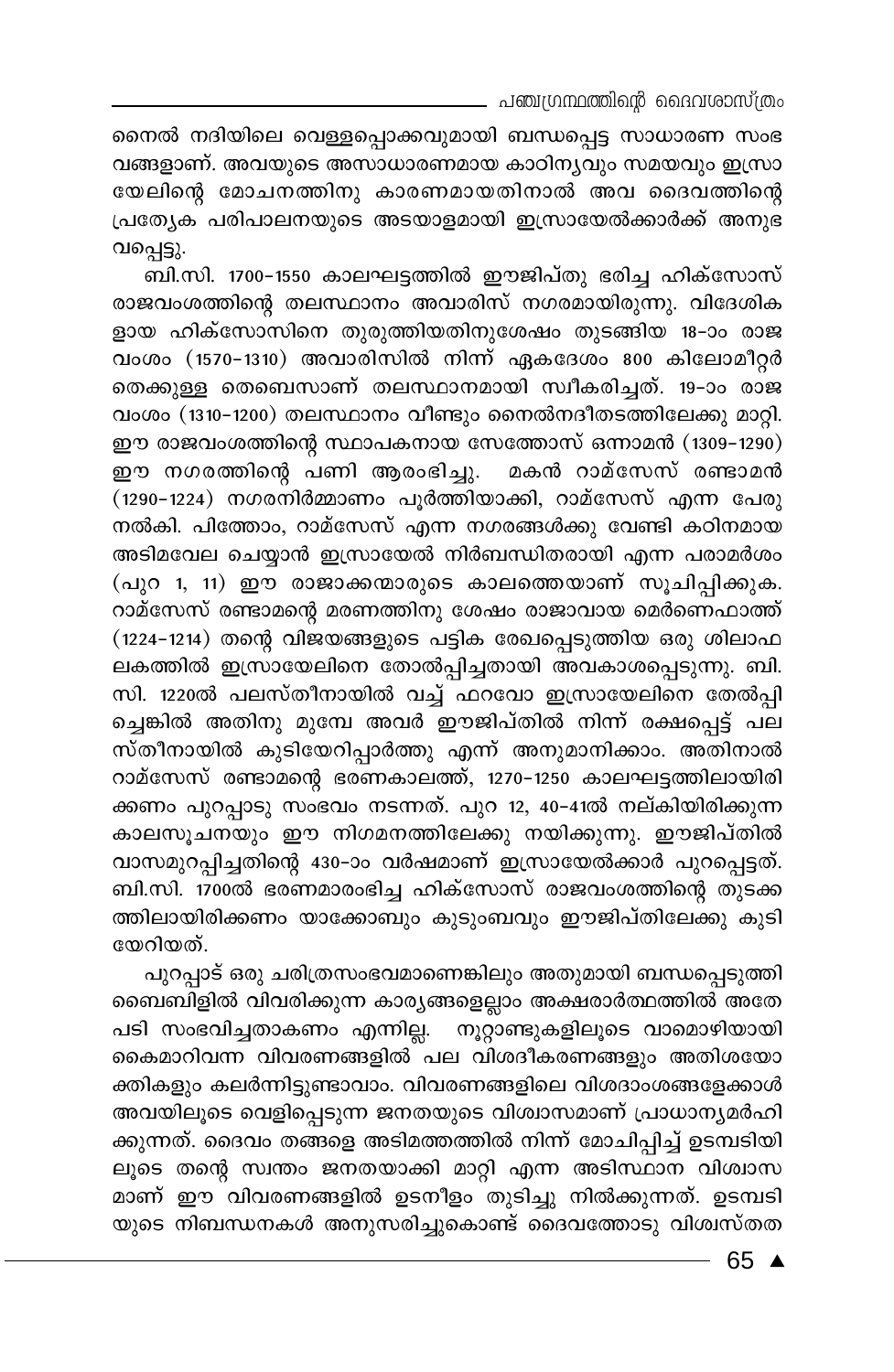നൈൽ നദിയിലെ വെള്ളപ്പൊക്കവുമായി ബന്ധപ്പെട്ട സാധാരണ സംഭവങ്ങളാണ്. അവയുടെ അസാധാരണമായ കാഠിന്യവും സമയവും ഇസ്രായേലിന്റെ മോചനത്തിനു കാരണമായതിനാൽ അവ ദൈവത്തിന്റെ പ്രത്യേക പരിപാലനയുടെ അടയാളമായി ഇസ്രായേൽക്കാർക്ക് അനുഭവപ്പെട്ടു.

ബി.സി. 1700-1550 കാലഘട്ടത്തിൽ ഈജിപ്തു ഭരിച്ച ഹിക്സോസ് രാജവംശത്തിന്റെ തലസ്ഥാനം അവാരിസ് നഗരമായിരുന്നു. വിദേശികളായ ഹിക്സോസിനെ തുരുത്തിയതിനുശേഷം തുടങ്ങിയ 18-ാം രാജവംശം (1570-1310) അവാരിസിൽ നിന്ന് ഏകദേശം 800 കിലോമീറ്റർ തെക്കുള്ള തെബെസാണ് തലസ്ഥാനമായി സ്വീകരിച്ചത്. 19-ാം രാജവംശം (1310-1200) തലസ്ഥാനം വീണ്ടും നൈൽനദീതടത്തിലേക്കു മാറ്റി. ഈ രാജവംശത്തിന്റെ സ്ഥാപകനായ സേത്തോസ് ഒന്നാമൻ (1309-1290) ഈ നഗരത്തിന്റെ പണി ആരംഭിച്ചു. മകൻ റാമ്സേസ് രണ്ടാമൻ (1290-1224) നഗരനിർമ്മാണം പൂർത്തിയാക്കി, റാമ്സേസ് എന്ന പേരു നൽകി. പിത്തോം, റാമ്സേസ് എന്ന നഗരങ്ങൾക്കു വേണ്ടി കഠിനമായ അടിമവേല ചെയ്യാൻ ഇസ്രായേൽ നിർബന്ധിതരായി എന്ന പരാമർശം (പുറ 1, 11) ഈ രാജാക്കന്മാരുടെ കാലത്തെയാണ് സൂചിപ്പിക്കുക. റാമ്സേസ് രണ്ടാമന്റെ മരണത്തിനു ശേഷം രാജാവായ മെർണെഫാത്ത് (1224-1214) തന്റെ വിജയങ്ങളുടെ പട്ടിക രേഖപ്പെടുത്തിയ ഒരു ശിലാഫലകത്തിൽ ഇസ്രായേലിനെ തോൽപ്പിച്ചതായി അവകാശപ്പെടുന്നു. ബി.സി. 1220ൽ പലസ്തീനായിൽ വച്ച് ഫറവോ ഇസ്രായേലിനെ തേൽപ്പിച്ചെങ്കിൽ അതിനു മുമ്പേ അവർ ഈജിപ്തിൽ നിന്ന് രക്ഷപ്പെട്ട് പലസ്തീനായിൽ കുടിയേറിപ്പാർത്തു എന്ന് അനുമാനിക്കാം. അതിനാൽ റാമ്സേസ് രണ്ടാമന്റെ ഭരണകാലത്ത്, 1270-1250 കാലഘട്ടത്തിലായിരിക്കണം പുറപ്പാടു സംഭവം നടന്നത്. പുറ 12, 40-41ൽ നല്കിയിരിക്കുന്ന കാലസൂചനയും ഈ നിഗമനത്തിലേക്കു നയിക്കുന്നു. ഈജിപ്തിൽ വാസമുറപ്പിച്ചതിന്റെ 430-ാം വർഷമാണ് ഇസ്രായേൽക്കാർ പുറപ്പെട്ടത്. ബി.സി. 1700ൽ ഭരണമാരംഭിച്ച ഹിക്സോസ് രാജവംശത്തിന്റെ തുടക്കത്തിലായിരിക്കണം യാക്കോബും കുടുംബവും ഈജിപ്തിലേക്കു കുടിയേറിയത്.

പുറപ്പാട് ഒരു ചരിത്രസംഭവമാണെങ്കിലും അതുമായി ബന്ധപ്പെടുത്തി ബൈബിളിൽ വിവരിക്കുന്ന കാര്യങ്ങളെല്ലാം അക്ഷരാർത്ഥത്തിൽ അതേപടി സംഭവിച്ചതാകണം എന്നില്ല. നൂറ്റാണ്ടുകളിലൂടെ വാമൊഴിയായി കൈമാറിവന്ന വിവരണങ്ങളിൽ പല വിശദീകരണങ്ങളും അതിശയോക്തികളും കലർന്നിട്ടുണ്ടാവാം. വിവരണങ്ങളിലെ വിശദാംശങ്ങളേക്കാൾ അവയിലൂടെ വെളിപ്പെടുന്ന ജനതയുടെ വിശ്വാസമാണ് പ്രാധാന്യമർഹിക്കുന്നത്. ദൈവം തങ്ങളെ അടിമത്തത്തിൽ നിന്ന് മോചിപ്പിച്ച് ഉടമ്പടിയിലൂടെ തന്റെ സ്വന്തം ജനതയാക്കി മാറ്റി എന്ന അടിസ്ഥാന വിശ്വാസമാണ് ഈ വിവരണങ്ങളിൽ ഉടനീളം തുടിച്ചു നിൽക്കുന്നത്. ഉടമ്പടിയുടെ നിബന്ധനകൾ അനുസരിച്ചുകൊണ്ട് ദൈവത്തോടു വിശ്വസ്തത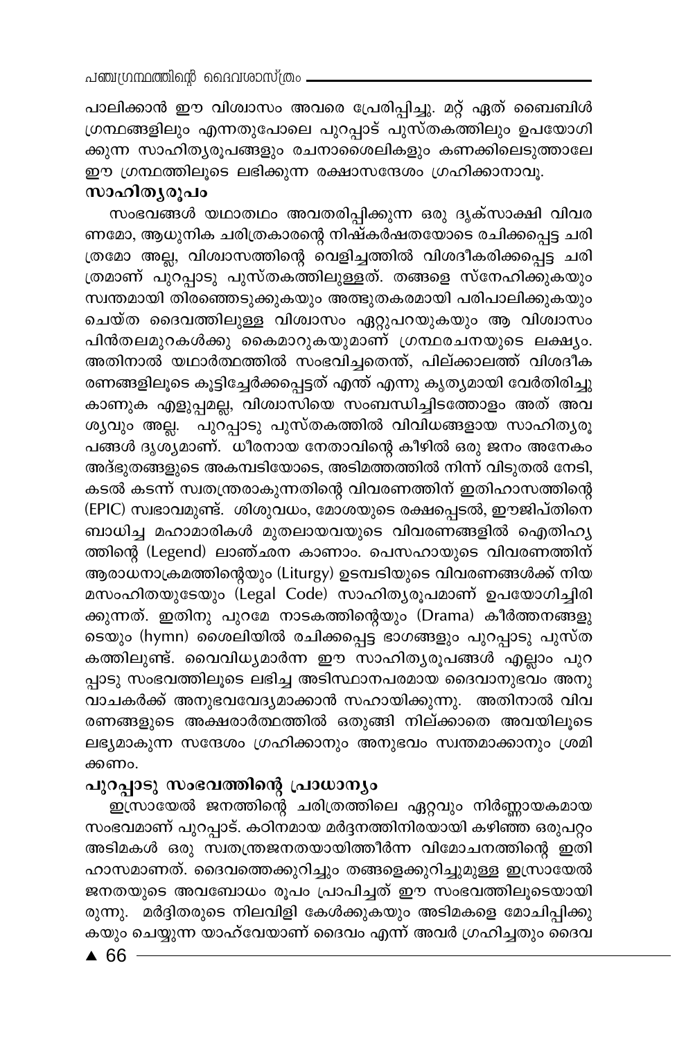പാലിക്കാൻ ഈ വിശ്വാസം അവരെ പ്രേരിപ്പിച്ചു. മറ്റ് ഏത് ബൈബിൾ ഗ്രന്ഥങ്ങളിലും എന്നതുപോലെ പുറപ്പാട് പുസ്തകത്തിലും ഉപയോഗിക്കുന്ന സാഹിത്യരൂപങ്ങളും രചനാശൈലികളും കണക്കിലെടുത്താലേ ഈ ഗ്രന്ഥത്തിലൂടെ ലഭിക്കുന്ന രക്ഷാസന്ദേശം ഗ്രഹിക്കാനാവൂ.

### സാഹിത്യരൂപം

സംഭവങ്ങൾ യഥാതഥം അവതരിപ്പിക്കുന്ന ഒരു ദൃക്സാക്ഷി വിവരണമോ, ആധുനിക ചരിത്രകാരന്റെ നിഷ്കർഷതയോടെ രചിക്കപ്പെട്ട ചരിത്രമോ അല്ല, വിശ്വാസത്തിന്റെ വെളിച്ചത്തിൽ വിശദീകരിക്കപ്പെട്ട ചരിത്രമാണ് പുറപ്പാടു പുസ്തകത്തിലുള്ളത്. തങ്ങളെ സ്നേഹിക്കുകയും സ്വന്തമായി തിരഞ്ഞെടുക്കുകയും അത്ഭുതകരമായി പരിപാലിക്കുകയും ചെയ്ത ദൈവത്തിലുള്ള വിശ്വാസം ഏറ്റുപറയുകയും ആ വിശ്വാസം പിൻതലമുറകൾക്കു കൈമാറുകയുമാണ് ഗ്രന്ഥരചനയുടെ ലക്ഷ്യം. അതിനാൽ യഥാർത്ഥത്തിൽ സംഭവിച്ചതെന്ത്, പില്ക്കാലത്ത് വിശദീകരണങ്ങളിലൂടെ കൂട്ടിച്ചേർക്കപ്പെട്ടത് എന്ത് എന്നു കൃത്യമായി വേർതിരിച്ചു കാണുക എളുപ്പമല്ല, വിശ്വാസിയെ സംബന്ധിച്ചിടത്തോളം അത് അവശ്യവും അല്ല. പുറപ്പാടു പുസ്തകത്തിൽ വിവിധങ്ങളായ സാഹിത്യരൂപങ്ങൾ ദൃശ്യമാണ്. ധീരനായ നേതാവിന്റെ കീഴിൽ ഒരു ജനം അനേകം അദ്ഭുതങ്ങളുടെ അകമ്പടിയോടെ, അടിമത്തത്തിൽ നിന്ന് വിടുതൽ നേടി, കടൽ കടന്ന് സ്വതന്ത്രരാകുന്നതിന്റെ വിവരണത്തിന് ഇതിഹാസത്തിന്റെ (EPIC) സ്വഭാവമുണ്ട്. ശിശുവധം, മോശയുടെ രക്ഷപ്പെടൽ, ഈജിപ്തിനെ ബാധിച്ച മഹാമാരികൾ മുതലായവയുടെ വിവരണങ്ങളിൽ ഐതിഹ്യത്തിന്റെ (Legend) ലാഞ്ഛന കാണാം. പെസഹായുടെ വിവരണത്തിന് ആരാധനാക്രമത്തിന്റെയും (Liturgy) ഉടമ്പടിയുടെ വിവരണങ്ങൾക്ക് നിയമസംഹിതയുടേയും (Legal Code) സാഹിത്യരൂപമാണ് ഉപയോഗിച്ചിരിക്കുന്നത്. ഇതിനു പുറമേ നാടകത്തിന്റെയും (Drama) കീർത്തനങ്ങളുടെയും (hymn) ശൈലിയിൽ രചിക്കപ്പെട്ട ഭാഗങ്ങളും പുറപ്പാടു പുസ്തകത്തിലുണ്ട്. വൈവിധ്യമാർന്ന ഈ സാഹിത്യരൂപങ്ങൾ എല്ലാം പുറപ്പാടു സംഭവത്തിലൂടെ ലഭിച്ച അടിസ്ഥാനപരമായ ദൈവാനുഭവം അനുവാചകർക്ക് അനുഭവവേദ്യമാക്കാൻ സഹായിക്കുന്നു. അതിനാൽ വിവരണങ്ങളുടെ അക്ഷരാർത്ഥത്തിൽ ഒതുങ്ങി നില്ക്കാതെ അവയിലൂടെ ലഭ്യമാകുന്ന സന്ദേശം ഗ്രഹിക്കാനും അനുഭവം സ്വന്തമാക്കാനും ശ്രമിക്കണം.

### പുറപ്പാടു സംഭവത്തിന്റെ പ്രാധാന്യം

ഇസ്രായേൽ ജനത്തിന്റെ ചരിത്രത്തിലെ ഏറ്റവും നിർണ്ണായകമായ സംഭവമാണ് പുറപ്പാട്. കഠിനമായ മർദ്ദനത്തിനിരയായി കഴിഞ്ഞ ഒരുപറ്റം അടിമകൾ ഒരു സ്വതന്ത്രജനതയായിത്തീർന്ന വിമോചനത്തിന്റെ ഇതിഹാസമാണത്. ദൈവത്തെക്കുറിച്ചും തങ്ങളെക്കുറിച്ചുമുള്ള ഇസ്രായേൽ ജനതയുടെ അവബോധം രൂപം പ്രാപിച്ചത് ഈ സംഭവത്തിലൂടെയായിരുന്നു. മർദ്ദിതരുടെ നിലവിളി കേൾക്കുകയും അടിമകളെ മോചിപ്പിക്കുകയും ചെയ്യുന്ന യാഹ്വേയാണ് ദൈവം എന്ന് അവർ ഗ്രഹിച്ചതും ദൈവ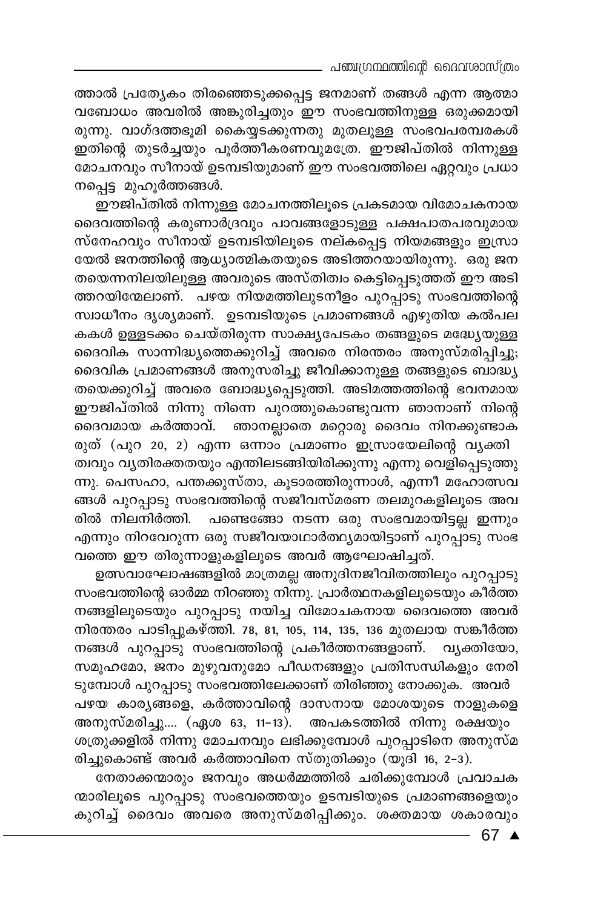ത്താൽ പ്രത്യേകം തിരഞ്ഞെടുക്കപ്പെട്ട ജനമാണ് തങ്ങൾ എന്ന ആത്മാവബോധം അവരിൽ അങ്കുരിച്ചതും ഈ സംഭവത്തിനുള്ള ഒരുക്കമായിരുന്നു. വാഗ്ദത്തഭൂമി കൈയ്യടക്കുന്നതു മുതലുള്ള സംഭവപരമ്പരകൾ ഇതിന്റെ തുടർച്ചയും പൂർത്തീകരണവുമത്രേ. ഈജിപ്തിൽ നിന്നുള്ള മോചനവും സീനായ് ഉടമ്പടിയുമാണ് ഈ സംഭവത്തിലെ ഏറ്റവും പ്രധാനപ്പെട്ട മുഹൂർത്തങ്ങൾ.

ഈജിപ്തിൽ നിന്നുള്ള മോചനത്തിലൂടെ പ്രകടമായ വിമോചകനായ ദൈവത്തിന്റെ കരുണാർദ്രവും പാവങ്ങളോടുള്ള പക്ഷപാതപരവുമായ സ്നേഹവും സീനായ് ഉടമ്പടിയിലൂടെ നല്കപ്പെട്ട നിയമങ്ങളും ഇസ്രായേൽ ജനത്തിന്റെ ആധ്യാത്മികതയുടെ അടിത്തറയായിരുന്നു. ഒരു ജനതയെന്നനിലയിലുള്ള അവരുടെ അസ്തിത്വം കെട്ടിപ്പെടുത്തത് ഈ അടിത്തറയിന്മേലാണ്. പഴയ നിയമത്തിലുടനീളം പുറപ്പാടു സംഭവത്തിന്റെ സ്വാധീനം ദൃശ്യമാണ്. ഉടമ്പടിയുടെ പ്രമാണങ്ങൾ എഴുതിയ കൽപലകകൾ ഉള്ളടക്കം ചെയ്തിരുന്ന സാക്ഷ്യപേടകം തങ്ങളുടെ മദ്ധ്യേയുള്ള ദൈവിക സാന്നിദ്ധ്യത്തെക്കുറിച്ച് അവരെ നിരന്തരം അനുസ്മരിപ്പിച്ചു; ദൈവിക പ്രമാണങ്ങൾ അനുസരിച്ചു ജീവിക്കാനുള്ള തങ്ങളുടെ ബാദ്ധ്യതയെക്കുറിച്ച് അവരെ ബോദ്ധ്യപ്പെടുത്തി. അടിമത്തത്തിന്റെ ഭവനമായ ഈജിപ്തിൽ നിന്നു നിന്നെ പുറത്തുകൊണ്ടുവന്ന ഞാനാണ് നിന്റെ ദൈവമായ കർത്താവ്. ഞാനല്ലാതെ മറ്റൊരു ദൈവം നിനക്കുണ്ടാകരുത് (പുറ 20, 2) എന്ന ഒന്നാം പ്രമാണം ഇസ്രായേലിന്റെ വ്യക്തിത്വവും വ്യതിരക്തതയും എന്തിലടങ്ങിയിരിക്കുന്നു എന്നു വെളിപ്പെടുത്തുന്നു. പെസഹാ, പന്തക്കുസ്താ, കൂടാരത്തിരുന്നാൾ, എന്നീ മഹോത്സവങ്ങൾ പുറപ്പാടു സംഭവത്തിന്റെ സജീവസ്മരണ തലമുറകളിലൂടെ അവരിൽ നിലനിർത്തി. പണ്ടെങ്ങോ നടന്ന ഒരു സംഭവമായിട്ടല്ല ഇന്നും എന്നും നിറവേറുന്ന ഒരു സജീവയാഥാർത്ഥ്യമായിട്ടാണ് പുറപ്പാടു സംഭവത്തെ ഈ തിരുന്നാളുകളിലൂടെ അവർ ആഘോഷിച്ചത്.

ഉത്സവാഘോഷങ്ങളിൽ മാത്രമല്ല അനുദിനജീവിതത്തിലും പുറപ്പാടു സംഭവത്തിന്റെ ഓർമ്മ നിറഞ്ഞു നിന്നു. പ്രാർത്ഥനകളിലൂടെയും കീർത്തനങ്ങളിലൂടെയും പുറപ്പാടു നയിച്ച വിമോചകനായ ദൈവത്തെ അവർ നിരന്തരം പാടിപ്പുകഴ്ത്തി. 78, 81, 105, 114, 135, 136 മുതലായ സങ്കീർത്തനങ്ങൾ പുറപ്പാടു സംഭവത്തിന്റെ പ്രകീർത്തനങ്ങളാണ്. വ്യക്തിയോ, സമൂഹമോ, ജനം മുഴുവനുമോ പീഡനങ്ങളും പ്രതിസന്ധികളും നേരിടുമ്പോൾ പുറപ്പാടു സംഭവത്തിലേക്കാണ് തിരിഞ്ഞു നോക്കുക. അവർ പഴയ കാര്യങ്ങളെ, കർത്താവിന്റെ ദാസനായ മോശയുടെ നാളുകളെ അനുസ്മരിച്ചു.... (ഏശ 63, 11-13). അപകടത്തിൽ നിന്നു രക്ഷയും ശത്രുക്കളിൽ നിന്നു മോചനവും ലഭിക്കുമ്പോൾ പുറപ്പാടിനെ അനുസ്മരിച്ചുകൊണ്ട് അവർ കർത്താവിനെ സ്തുതിക്കും (യൂദി 16, 2-3).

നേതാക്കന്മാരും ജനവും അധർമ്മത്തിൽ ചരിക്കുമ്പോൾ പ്രവാചകന്മാരിലൂടെ പുറപ്പാടു സംഭവത്തെയും ഉടമ്പടിയുടെ പ്രമാണങ്ങളെയും കുറിച്ച് ദൈവം അവരെ അനുസ്മരിപ്പിക്കും. ശക്തമായ ശകാരവും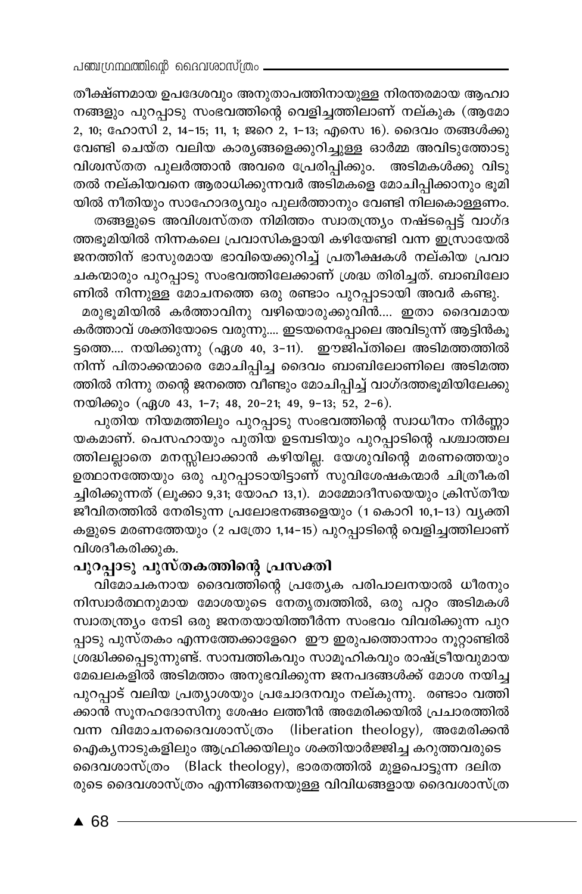തീക്ഷ്ണമായ ഉപദേശവും അനുതാപത്തിനായുള്ള നിരന്തരമായ ആഹ്വാനങ്ങളും പുറപ്പാടു സംഭവത്തിന്റെ വെളിച്ചത്തിലാണ് നല്കുക (ആമോ 2, 10; ഹോസി 2, 14-15; 11, 1; ജറെ 2, 1-13; എസെ 16). ദൈവം തങ്ങൾക്കു വേണ്ടി ചെയ്ത വലിയ കാര്യങ്ങളെക്കുറിച്ചുള്ള ഓർമ്മ അവിടുത്തോടു വിശ്വസ്തത പുലർത്താൻ അവരെ പ്രേരിപ്പിക്കും. അടിമകൾക്കു വിടുതൽ നല്കിയവനെ ആരാധിക്കുന്നവർ അടിമകളെ മോചിപ്പിക്കാനും ഭൂമിയിൽ നീതിയും സാഹോദര്യവും പുലർത്താനും വേണ്ടി നിലകൊള്ളണം.

തങ്ങളുടെ അവിശ്വസ്തത നിമിത്തം സ്വാതന്ത്ര്യം നഷ്ടപ്പെട്ട് വാഗ്ദത്തഭൂമിയിൽ നിന്നകലെ പ്രവാസികളായി കഴിയേണ്ടി വന്ന ഇസ്രായേൽ ജനത്തിന് ഭാസുരമായ ഭാവിയെക്കുറിച്ച് പ്രതീക്ഷകൾ നല്കിയ പ്രവാചകന്മാരും പുറപ്പാടു സംഭവത്തിലേക്കാണ് ശ്രദ്ധ തിരിച്ചത്. ബാബിലോണിൽ നിന്നുള്ള മോചനത്തെ ഒരു രണ്ടാം പുറപ്പാടായി അവർ കണ്ടു.

മരുഭൂമിയിൽ കർത്താവിനു വഴിയൊരുക്കുവിൻ.... ഇതാ ദൈവമായ കർത്താവ് ശക്തിയോടെ വരുന്നു.... ഇടയനെപ്പോലെ അവിടുന്ന് ആട്ടിൻകൂട്ടത്തെ.... നയിക്കുന്നു (ഏശ 40, 3-11). ഈജിപ്തിലെ അടിമത്തത്തിൽ നിന്ന് പിതാക്കന്മാരെ മോചിപ്പിച്ച ദൈവം ബാബിലോണിലെ അടിമത്തത്തിൽ നിന്നു തന്റെ ജനത്തെ വീണ്ടും മോചിപ്പിച്ച് വാഗ്ദത്തഭൂമിയിലേക്കു നയിക്കും (ഏശ 43, 1-7; 48, 20-21; 49, 9-13; 52, 2-6).

പുതിയ നിയമത്തിലും പുറപ്പാടു സംഭവത്തിന്റെ സ്വാധീനം നിർണ്ണായകമാണ്. പെസഹായും പുതിയ ഉടമ്പടിയും പുറപ്പാടിന്റെ പശ്ചാത്തലത്തിലല്ലാതെ മനസ്സിലാക്കാൻ കഴിയില്ല. യേശുവിന്റെ മരണത്തെയും ഉത്ഥാനത്തേയും ഒരു പുറപ്പാടായിട്ടാണ് സുവിശേഷകന്മാർ ചിത്രീകരിച്ചിരിക്കുന്നത് (ലൂക്കാ 9,31; യോഹ 13,1). മാമ്മോദീസയെയും ക്രിസ്തീയ ജീവിതത്തിൽ നേരിടുന്ന പ്രലോഭനങ്ങളെയും (1 കൊറി 10,1-13) വ്യക്തികളുടെ മരണത്തേയും (2 പത്രോ 1,14-15) പുറപ്പാടിന്റെ വെളിച്ചത്തിലാണ് വിശദീകരിക്കുക.

## പുറപ്പാടു പുസ്തകത്തിന്റെ പ്രസക്തി

വിമോചകനായ ദൈവത്തിന്റെ പ്രത്യേക പരിപാലനയാൽ ധീരനും നിസ്വാർത്ഥനുമായ മോശയുടെ നേതൃത്വത്തിൽ, ഒരു പറ്റം അടിമകൾ സ്വാതന്ത്ര്യം നേടി ഒരു ജനതയായിത്തീർന്ന സംഭവം വിവരിക്കുന്ന പുറപ്പാടു പുസ്തകം എന്നത്തേക്കാളേറെ ഈ ഇരുപത്തൊന്നാം നൂറ്റാണ്ടിൽ ശ്രദ്ധിക്കപ്പെടുന്നുണ്ട്. സാമ്പത്തികവും സാമൂഹികവും രാഷ്ട്രീയവുമായ മേഖലകളിൽ അടിമത്തം അനുഭവിക്കുന്ന ജനപദങ്ങൾക്ക് മോശ നയിച്ച പുറപ്പാട് വലിയ പ്രത്യാശയും പ്രചോദനവും നല്കുന്നു. രണ്ടാം വത്തിക്കാൻ സൂനഹദോസിനു ശേഷം ലത്തീൻ അമേരിക്കയിൽ പ്രചാരത്തിൽ വന്ന വിമോചനദൈവശാസ്ത്രം (liberation theology), അമേരിക്കൻ ഐക്യനാടുകളിലും ആഫ്രിക്കയിലും ശക്തിയാർജ്ജിച്ച കറുത്തവരുടെ ദൈവശാസ്ത്രം (Black theology), ഭാരതത്തിൽ മുളപൊട്ടുന്ന ദലിതരുടെ ദൈവശാസ്ത്രം എന്നിങ്ങനെയുള്ള വിവിധങ്ങളായ ദൈവശാസ്ത്ര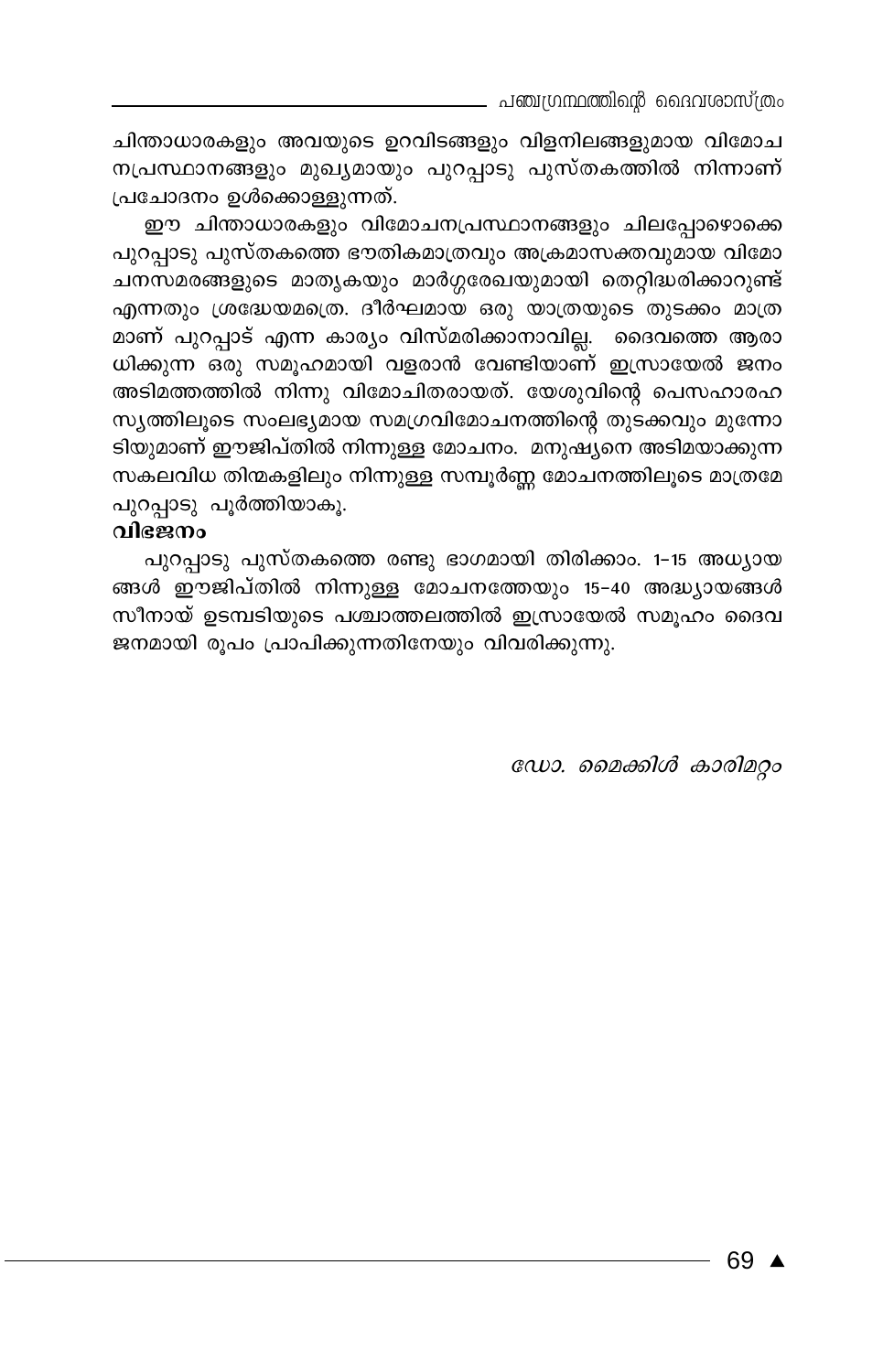ചിന്താധാരകളും അവയുടെ ഉറവിടങ്ങളും വിളനിലങ്ങളുമായ വിമോചനപ്രസ്ഥാനങ്ങളും മുഖ്യമായും പുറപ്പാടു പുസ്തകത്തിൽ നിന്നാണ് പ്രചോദനം ഉൾക്കൊള്ളുന്നത്.

ഈ ചിന്താധാരകളും വിമോചനപ്രസ്ഥാനങ്ങളും ചിലപ്പോഴൊക്കെ പുറപ്പാടു പുസ്തകത്തെ ഭൗതികമാത്രവും അക്രമാസക്തവുമായ വിമോചനസമരങ്ങളുടെ മാതൃകയും മാർഗ്ഗരേഖയുമായി തെറ്റിദ്ധരിക്കാറുണ്ട് എന്നതും ശ്രദ്ധേയമത്രെ. ദീർഘമായ ഒരു യാത്രയുടെ തുടക്കം മാത്രമാണ് പുറപ്പാട് എന്ന കാര്യം വിസ്മരിക്കാനാവില്ല. ദൈവത്തെ ആരാധിക്കുന്ന ഒരു സമൂഹമായി വളരാൻ വേണ്ടിയാണ് ഇസ്രായേൽ ജനം അടിമത്തത്തിൽ നിന്നു വിമോചിതരായത്. യേശുവിന്റെ പെസഹാരഹസ്യത്തിലൂടെ സംലഭ്യമായ സമഗ്രവിമോചനത്തിന്റെ തുടക്കവും മുന്നോടിയുമാണ് ഈജിപ്തിൽ നിന്നുള്ള മോചനം. മനുഷ്യനെ അടിമയാക്കുന്ന സകലവിധ തിന്മകളിലും നിന്നുള്ള സമ്പൂർണ്ണ മോചനത്തിലൂടെ മാത്രമേ പുറപ്പാടു പൂർത്തിയാകൂ.

**വിഭജനം**

പുറപ്പാടു പുസ്തകത്തെ രണ്ടു ഭാഗമായി തിരിക്കാം. 1-15 അധ്യായങ്ങൾ ഈജിപ്തിൽ നിന്നുള്ള മോചനത്തേയും 15-40 അദ്ധ്യായങ്ങൾ സീനായ് ഉടമ്പടിയുടെ പശ്ചാത്തലത്തിൽ ഇസ്രായേൽ സമൂഹം ദൈവജനമായി രൂപം പ്രാപിക്കുന്നതിനേയും വിവരിക്കുന്നു.

*ഡോ. മൈക്കിൾ കാരിമറ്റം*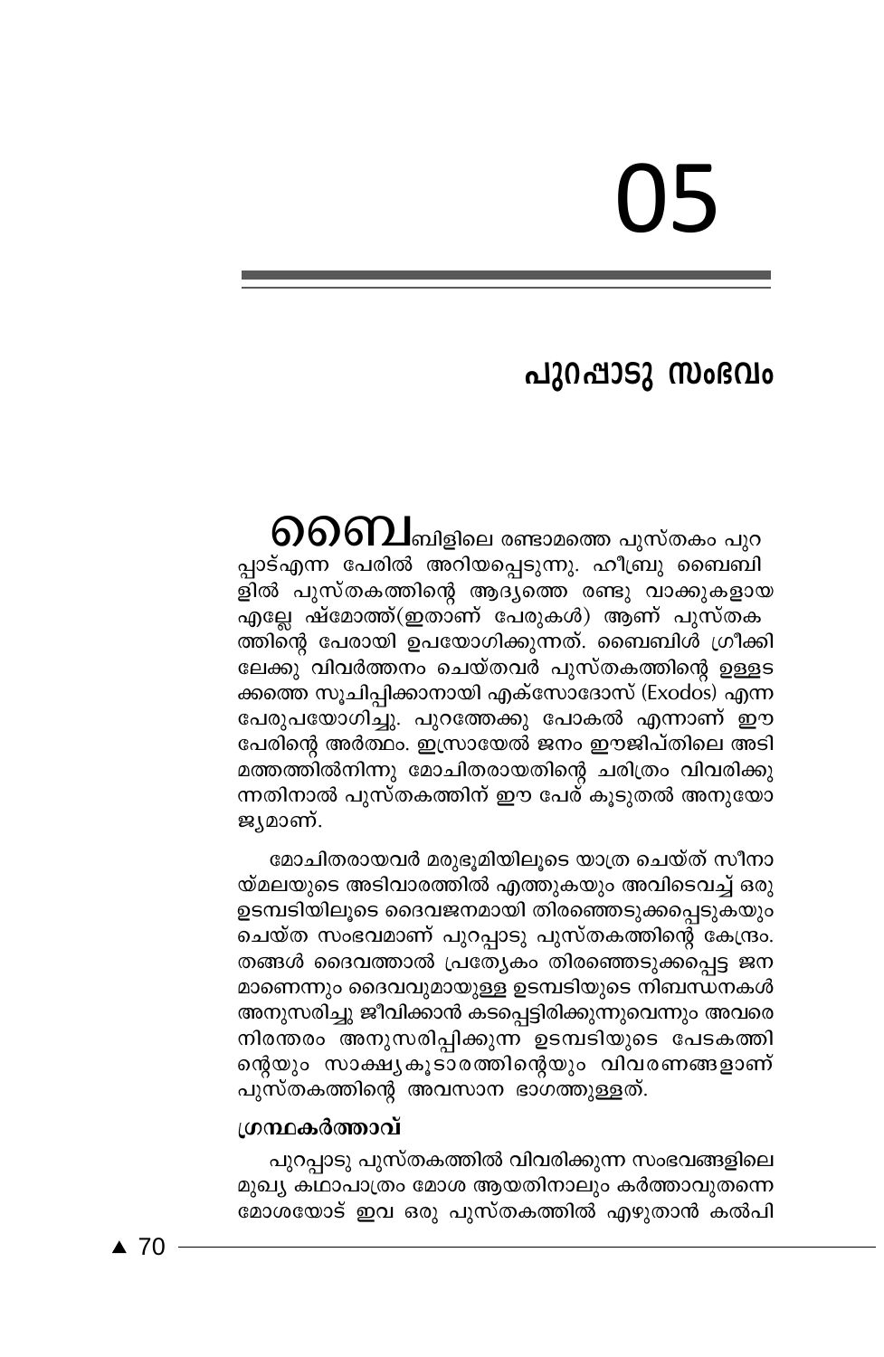# 05

## പുറപ്പാടു സംഭവം

ബൈബിളിലെ രണ്ടാമത്തെ പുസ്തകം പുറപ്പാട്എന്ന പേരിൽ അറിയപ്പെടുന്നു. ഹീബ്രു ബൈബിളിൽ പുസ്തകത്തിന്റെ ആദ്യത്തെ രണ്ടു വാക്കുകളായ എല്ലേ ഷ്മോത്ത്(ഇതാണ് പേരുകൾ) ആണ് പുസ്തകത്തിന്റെ പേരായി ഉപയോഗിക്കുന്നത്. ബൈബിൾ ഗ്രീക്കിലേക്കു വിവർത്തനം ചെയ്തവർ പുസ്തകത്തിന്റെ ഉള്ളടക്കത്തെ സൂചിപ്പിക്കാനായി എക്സോദോസ് (Exodos) എന്ന പേരുപയോഗിച്ചു. പുറത്തേക്കു പോകൽ എന്നാണ് ഈ പേരിന്റെ അർത്ഥം. ഇസ്രായേൽ ജനം ഈജിപ്തിലെ അടിമത്തത്തിൽനിന്നു മോചിതരായതിന്റെ ചരിത്രം വിവരിക്കുന്നതിനാൽ പുസ്തകത്തിന് ഈ പേര് കൂടുതൽ അനുയോജ്യമാണ്.

മോചിതരായവർ മരുഭൂമിയിലൂടെ യാത്ര ചെയ്ത് സീനായ്മലയുടെ അടിവാരത്തിൽ എത്തുകയും അവിടെവച്ച് ഒരു ഉടമ്പടിയിലൂടെ ദൈവജനമായി തിരഞ്ഞെടുക്കപ്പെടുകയും ചെയ്ത സംഭവമാണ് പുറപ്പാടു പുസ്തകത്തിന്റെ കേന്ദ്രം. തങ്ങൾ ദൈവത്താൽ പ്രത്യേകം തിരഞ്ഞെടുക്കപ്പെട്ട ജനമാണെന്നും ദൈവവുമായുള്ള ഉടമ്പടിയുടെ നിബന്ധനകൾ അനുസരിച്ചു ജീവിക്കാൻ കടപ്പെട്ടിരിക്കുന്നുവെന്നും അവരെ നിരന്തരം അനുസരിപ്പിക്കുന്ന ഉടമ്പടിയുടെ പേടകത്തിന്റെയും സാക്ഷ്യകൂടാരത്തിന്റെയും വിവരണങ്ങളാണ് പുസ്തകത്തിന്റെ അവസാന ഭാഗത്തുള്ളത്.

### ഗ്രന്ഥകർത്താവ്

പുറപ്പാടു പുസ്തകത്തിൽ വിവരിക്കുന്ന സംഭവങ്ങളിലെ മുഖ്യ കഥാപാത്രം മോശ ആയതിനാലും കർത്താവുതന്നെ മോശയോട് ഇവ ഒരു പുസ്തകത്തിൽ എഴുതാൻ കൽപി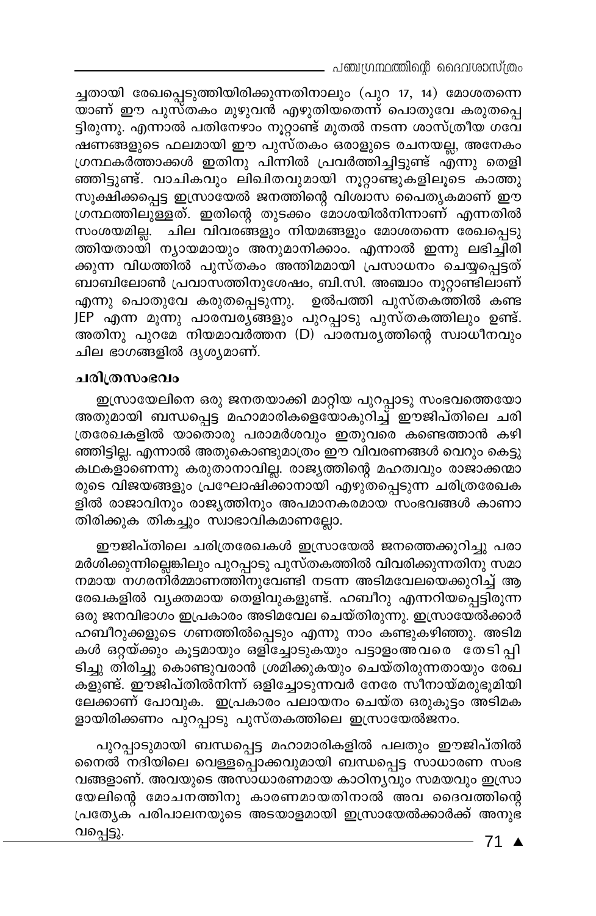ച്ചതായി രേഖപ്പെടുത്തിയിരിക്കുന്നതിനാലും (പുറ 17, 14) മോശതന്നെ യാണ് ഈ പുസ്തകം മുഴുവൻ എഴുതിയതെന്ന് പൊതുവേ കരുതപ്പെ ട്ടിരുന്നു. എന്നാൽ പതിനേഴാം നൂറ്റാണ്ട് മുതൽ നടന്ന ശാസ്ത്രീയ ഗവേ ഷണങ്ങളുടെ ഫലമായി ഈ പുസ്തകം ഒരാളുടെ രചനയല്ല, അനേകം ഗ്രന്ഥകർത്താക്കൾ ഇതിനു പിന്നിൽ പ്രവർത്തിച്ചിട്ടുണ്ട് എന്നു തെളി ഞ്ഞിട്ടുണ്ട്. വാചികവും ലിഖിതവുമായി നൂറ്റാണ്ടുകളിലൂടെ കാത്തു സൂക്ഷിക്കപ്പെട്ട ഇസ്രായേൽ ജനത്തിന്റെ വിശ്വാസ പൈതൃകമാണ് ഈ ഗ്രന്ഥത്തിലുള്ളത്. ഇതിന്റെ തുടക്കം മോശയിൽനിന്നാണ് എന്നതിൽ സംശയമില്ല. ചില വിവരങ്ങളും നിയമങ്ങളും മോശതന്നെ രേഖപ്പെടു ത്തിയതായി ന്യായമായും അനുമാനിക്കാം. എന്നാൽ ഇന്നു ലഭിച്ചിരി ക്കുന്ന വിധത്തിൽ പുസ്തകം അന്തിമമായി പ്രസാധനം ചെയ്യപ്പെട്ടത് ബാബിലോൺ പ്രവാസത്തിനുശേഷം, ബി.സി. അഞ്ചാം നൂറ്റാണ്ടിലാണ് എന്നു പൊതുവേ കരുതപ്പെടുന്നു. ഉൽപത്തി പുസ്തകത്തിൽ കണ്ട JEP എന്ന മൂന്നു പാരമ്പര്യങ്ങളും പുറപ്പാടു പുസ്തകത്തിലും ഉണ്ട്. അതിനു പുറമേ നിയമാവർത്തന (D) പാരമ്പര്യത്തിന്റെ സ്വാധീനവും ചില ഭാഗങ്ങളിൽ ദൃശ്യമാണ്.

### ചരിത്രസംഭവം

ഇസ്രായേലിനെ ഒരു ജനതയാക്കി മാറ്റിയ പുറപ്പാടു സംഭവത്തെയോ അതുമായി ബന്ധപ്പെട്ട മഹാമാരികളെയോകുറിച്ച് ഈജിപ്തിലെ ചരി ത്രരേഖകളിൽ യാതൊരു പരാമർശവും ഇതുവരെ കണ്ടെത്താൻ കഴി ഞ്ഞിട്ടില്ല. എന്നാൽ അതുകൊണ്ടുമാത്രം ഈ വിവരണങ്ങൾ വെറും കെട്ടു കഥകളാണെന്നു കരുതാനാവില്ല. രാജ്യത്തിന്റെ മഹത്വവും രാജാക്കന്മാ രുടെ വിജയങ്ങളും പ്രഘോഷിക്കാനായി എഴുതപ്പെടുന്ന ചരിത്രരേഖക ളിൽ രാജാവിനും രാജ്യത്തിനും അപമാനകരമായ സംഭവങ്ങൾ കാണാ തിരിക്കുക തികച്ചും സ്വാഭാവികമാണല്ലോ.

ഈജിപ്തിലെ ചരിത്രരേഖകൾ ഇസ്രായേൽ ജനത്തെക്കുറിച്ചു പരാ മർശിക്കുന്നില്ലെങ്കിലും പുറപ്പാടു പുസ്തകത്തിൽ വിവരിക്കുന്നതിനു സമാ നമായ നഗരനിർമ്മാണത്തിനുവേണ്ടി നടന്ന അടിമവേലയെക്കുറിച്ച് ആ രേഖകളിൽ വ്യക്തമായ തെളിവുകളുണ്ട്. ഹബീറു എന്നറിയപ്പെട്ടിരുന്ന ഒരു ജനവിഭാഗം ഇപ്രകാരം അടിമവേല ചെയ്തിരുന്നു. ഇസ്രായേൽക്കാർ ഹബീറുക്കളുടെ ഗണത്തിൽപ്പെടും എന്നു നാം കണ്ടുകഴിഞ്ഞു. അടിമ കൾ ഒറ്റയ്ക്കും കൂട്ടമായും ഒളിച്ചോടുകയും പട്ടാളംഅവരെ തേടിപ്പി ടിച്ചു തിരിച്ചു കൊണ്ടുവരാൻ ശ്രമിക്കുകയും ചെയ്തിരുന്നതായും രേഖ കളുണ്ട്. ഈജിപ്തിൽനിന്ന് ഒളിച്ചോടുന്നവർ നേരേ സീനായ്മരുഭൂമിയി ലേക്കാണ് പോവുക. ഇപ്രകാരം പലായനം ചെയ്ത ഒരുകൂട്ടം അടിമക ളായിരിക്കണം പുറപ്പാടു പുസ്തകത്തിലെ ഇസ്രായേൽജനം.

പുറപ്പാടുമായി ബന്ധപ്പെട്ട മഹാമാരികളിൽ പലതും ഈജിപ്തിൽ നൈൽ നദിയിലെ വെള്ളപ്പൊക്കവുമായി ബന്ധപ്പെട്ട സാധാരണ സംഭ വങ്ങളാണ്. അവയുടെ അസാധാരണമായ കാഠിന്യവും സമയവും ഇസ്രാ യേലിന്റെ മോചനത്തിനു കാരണമായതിനാൽ അവ ദൈവത്തിന്റെ പ്രത്യേക പരിപാലനയുടെ അടയാളമായി ഇസ്രായേൽക്കാർക്ക് അനുഭ വപ്പെട്ടു.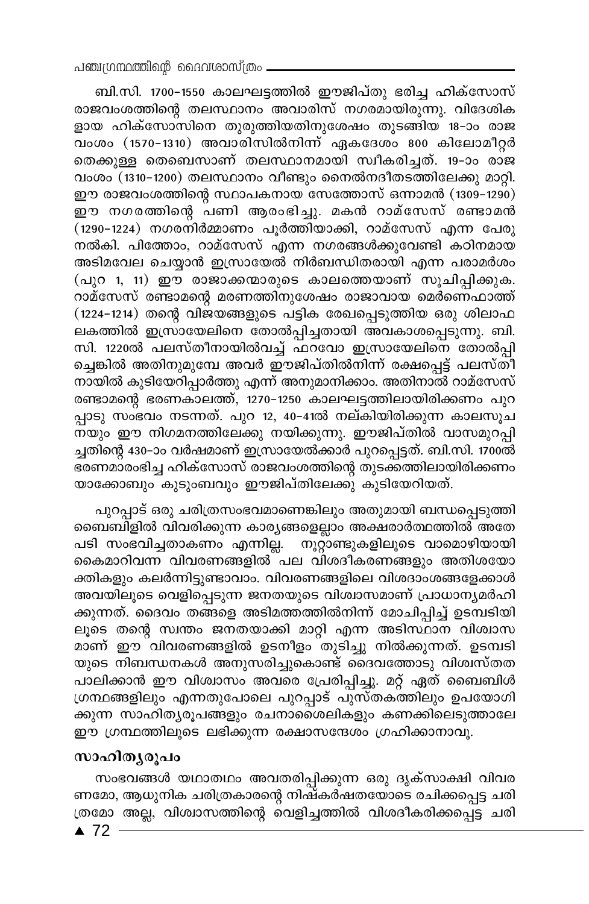ബി.സി. 1700–1550 കാലഘട്ടത്തിൽ ഈജിപ്തു ഭരിച്ച ഹിക്സോസ് രാജവംശത്തിന്റെ തലസ്ഥാനം അവാരിസ് നഗരമായിരുന്നു. വിദേശികളായ ഹിക്സോസിനെ തുരുത്തിയതിനുശേഷം തുടങ്ങിയ 18–ാം രാജവംശം (1570–1310) അവാരിസിൽനിന്ന് ഏകദേശം 800 കിലോമീറ്റർ തെക്കുള്ള തെബെസാണ് തലസ്ഥാനമായി സ്വീകരിച്ചത്. 19–ാം രാജവംശം (1310–1200) തലസ്ഥാനം വീണ്ടും നൈൽനദീതടത്തിലേക്കു മാറ്റി. ഈ രാജവംശത്തിന്റെ സ്ഥാപകനായ സേത്തോസ് ഒന്നാമൻ (1309–1290) ഈ നഗരത്തിന്റെ പണി ആരംഭിച്ചു. മകൻ റാമ്സേസ് രണ്ടാമൻ (1290–1224) നഗരനിർമ്മാണം പൂർത്തിയാക്കി, റാമ്സേസ് എന്ന പേരു നൽകി. പിത്തോം, റാമ്സേസ് എന്ന നഗരങ്ങൾക്കുവേണ്ടി കഠിനമായ അടിമവേല ചെയ്യാൻ ഇസ്രായേൽ നിർബന്ധിതരായി എന്ന പരാമർശം (പുറ 1, 11) ഈ രാജാക്കന്മാരുടെ കാലത്തെയാണ് സൂചിപ്പിക്കുക. റാമ്സേസ് രണ്ടാമന്റെ മരണത്തിനുശേഷം രാജാവായ മെർണെഫാത്ത് (1224–1214) തന്റെ വിജയങ്ങളുടെ പട്ടിക രേഖപ്പെടുത്തിയ ഒരു ശിലാഫലകത്തിൽ ഇസ്രായേലിനെ തോൽപ്പിച്ചതായി അവകാശപ്പെടുന്നു. ബി. സി. 1220ൽ പലസ്തീനായിൽവച്ച് ഫറവോ ഇസ്രായേലിനെ തോൽപ്പിച്ചെങ്കിൽ അതിനുമുമ്പേ അവർ ഈജിപ്തിൽനിന്ന് രക്ഷപ്പെട്ട് പലസ്തീനായിൽ കുടിയേറിപ്പാർത്തു എന്ന് അനുമാനിക്കാം. അതിനാൽ റാമ്സേസ് രണ്ടാമന്റെ ഭരണകാലത്ത്, 1270–1250 കാലഘട്ടത്തിലായിരിക്കണം പുറപ്പാടു സംഭവം നടന്നത്. പുറ 12, 40–41ൽ നല്കിയിരിക്കുന്ന കാലസൂചനയും ഈ നിഗമനത്തിലേക്കു നയിക്കുന്നു. ഈജിപ്തിൽ വാസമുറപ്പിച്ചതിന്റെ 430–ാം വർഷമാണ് ഇസ്രായേൽക്കാർ പുറപ്പെട്ടത്. ബി.സി. 1700ൽ ഭരണമാരംഭിച്ച ഹിക്സോസ് രാജവംശത്തിന്റെ തുടക്കത്തിലായിരിക്കണം യാക്കോബും കുടുംബവും ഈജിപ്തിലേക്കു കുടിയേറിയത്.

പുറപ്പാട് ഒരു ചരിത്രസംഭവമാണെങ്കിലും അതുമായി ബന്ധപ്പെടുത്തി ബൈബിളിൽ വിവരിക്കുന്ന കാര്യങ്ങളെല്ലാം അക്ഷരാർത്ഥത്തിൽ അതേപടി സംഭവിച്ചതാകണം എന്നില്ല. നൂറ്റാണ്ടുകളിലൂടെ വാമൊഴിയായി കൈമാറിവന്ന വിവരണങ്ങളിൽ പല വിശദീകരണങ്ങളും അതിശയോക്തികളും കലർന്നിട്ടുണ്ടാവാം. വിവരണങ്ങളിലെ വിശദാംശങ്ങളേക്കാൾ അവയിലൂടെ വെളിപ്പെടുന്ന ജനതയുടെ വിശ്വാസമാണ് പ്രാധാന്യമർഹിക്കുന്നത്. ദൈവം തങ്ങളെ അടിമത്തത്തിൽനിന്ന് മോചിപ്പിച്ച് ഉടമ്പടിയിലൂടെ തന്റെ സ്വന്തം ജനതയാക്കി മാറ്റി എന്ന അടിസ്ഥാന വിശ്വാസമാണ് ഈ വിവരണങ്ങളിൽ ഉടനീളം തുടിച്ചു നിൽക്കുന്നത്. ഉടമ്പടിയുടെ നിബന്ധനകൾ അനുസരിച്ചുകൊണ്ട് ദൈവത്തോടു വിശ്വസ്തത പാലിക്കാൻ ഈ വിശ്വാസം അവരെ പ്രേരിപ്പിച്ചു. മറ്റ് ഏത് ബൈബിൾ ഗ്രന്ഥങ്ങളിലും എന്നതുപോലെ പുറപ്പാട് പുസ്തകത്തിലും ഉപയോഗിക്കുന്ന സാഹിത്യരൂപങ്ങളും രചനാശൈലികളും കണക്കിലെടുത്താലേ ഈ ഗ്രന്ഥത്തിലൂടെ ലഭിക്കുന്ന രക്ഷാസന്ദേശം ഗ്രഹിക്കാനാവൂ.

### സാഹിത്യരൂപം

സംഭവങ്ങൾ യഥാതഥം അവതരിപ്പിക്കുന്ന ഒരു ദൃക്സാക്ഷി വിവരണമോ, ആധുനിക ചരിത്രകാരന്റെ നിഷ്കർഷതയോടെ രചിക്കപ്പെട്ട ചരിത്രമോ അല്ല, വിശ്വാസത്തിന്റെ വെളിച്ചത്തിൽ വിശദീകരിക്കപ്പെട്ട ചരി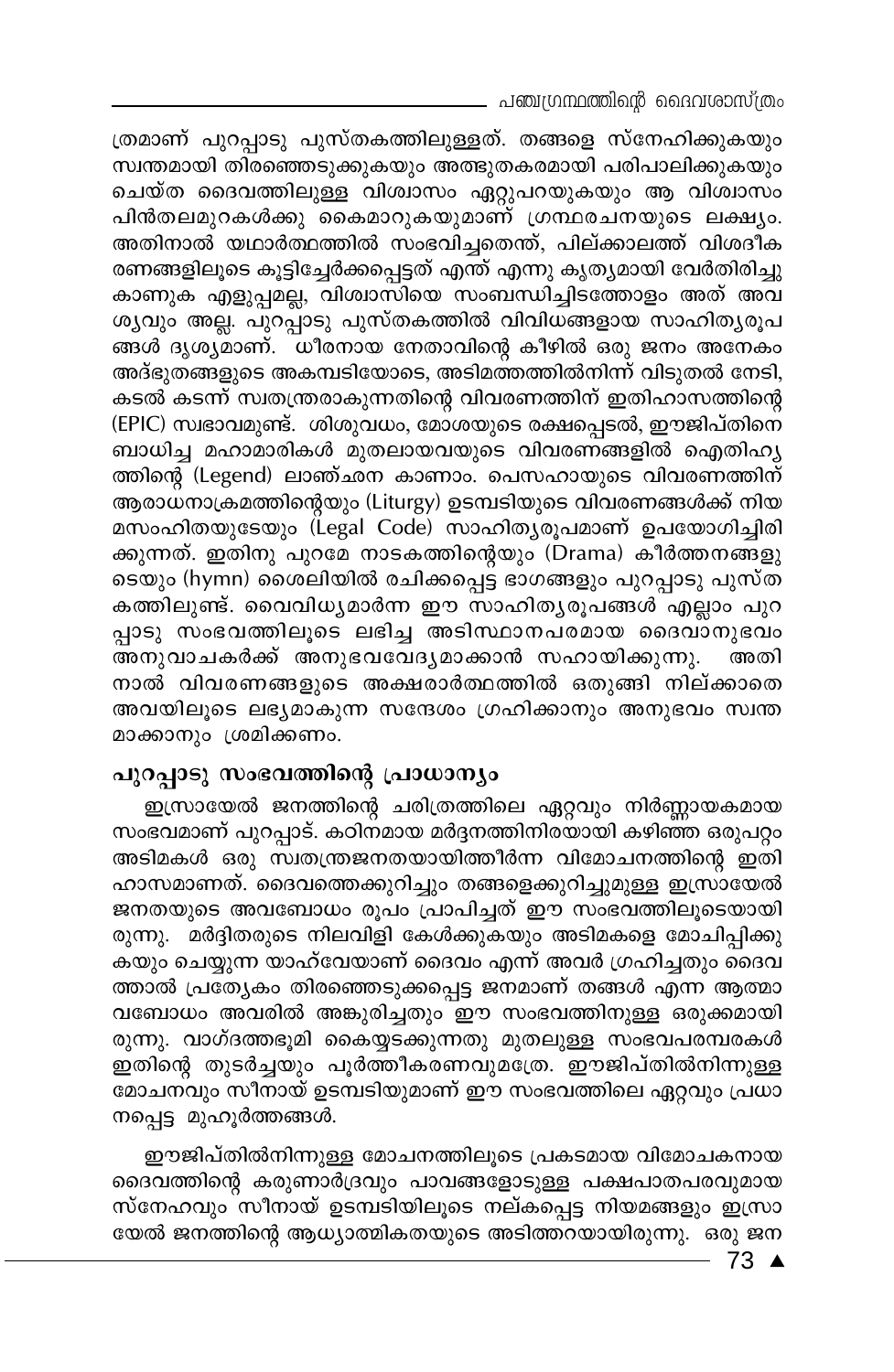ത്രമാണ് പുറപ്പാടു പുസ്തകത്തിലുള്ളത്. തങ്ങളെ സ്നേഹിക്കുകയും സ്വന്തമായി തിരഞ്ഞെടുക്കുകയും അത്ഭുതകരമായി പരിപാലിക്കുകയും ചെയ്ത ദൈവത്തിലുള്ള വിശ്വാസം ഏറ്റുപറയുകയും ആ വിശ്വാസം പിൻതലമുറകൾക്കു കൈമാറുകയുമാണ് ഗ്രന്ഥരചനയുടെ ലക്ഷ്യം. അതിനാൽ യഥാർത്ഥത്തിൽ സംഭവിച്ചതെന്ത്, പില്ക്കാലത്ത് വിശദീകരണങ്ങളിലൂടെ കൂട്ടിച്ചേർക്കപ്പെട്ടത് എന്ത് എന്നു കൃത്യമായി വേർതിരിച്ചു കാണുക എളുപ്പമല്ല, വിശ്വാസിയെ സംബന്ധിച്ചിടത്തോളം അത് അവശ്യവും അല്ല. പുറപ്പാടു പുസ്തകത്തിൽ വിവിധങ്ങളായ സാഹിത്യരൂപങ്ങൾ ദൃശ്യമാണ്. ധീരനായ നേതാവിന്റെ കീഴിൽ ഒരു ജനം അനേകം അദ്ഭുതങ്ങളുടെ അകമ്പടിയോടെ, അടിമത്തത്തിൽനിന്ന് വിടുതൽ നേടി, കടൽ കടന്ന് സ്വതന്ത്രരാകുന്നതിന്റെ വിവരണത്തിന് ഇതിഹാസത്തിന്റെ (EPIC) സ്വഭാവമുണ്ട്. ശിശുവധം, മോശയുടെ രക്ഷപ്പെടൽ, ഈജിപ്തിനെ ബാധിച്ച മഹാമാരികൾ മുതലായവയുടെ വിവരണങ്ങളിൽ ഐതിഹ്യത്തിന്റെ (Legend) ലാഞ്ഛന കാണാം. പെസഹായുടെ വിവരണത്തിന് ആരാധനാക്രമത്തിന്റെയും (Liturgy) ഉടമ്പടിയുടെ വിവരണങ്ങൾക്ക് നിയമസംഹിതയുടേയും (Legal Code) സാഹിത്യരൂപമാണ് ഉപയോഗിച്ചിരിക്കുന്നത്. ഇതിനു പുറമേ നാടകത്തിന്റെയും (Drama) കീർത്തനങ്ങളുടെയും (hymn) ശൈലിയിൽ രചിക്കപ്പെട്ട ഭാഗങ്ങളും പുറപ്പാടു പുസ്തകത്തിലുണ്ട്. വൈവിധ്യമാർന്ന ഈ സാഹിത്യരൂപങ്ങൾ എല്ലാം പുറപ്പാടു സംഭവത്തിലൂടെ ലഭിച്ച അടിസ്ഥാനപരമായ ദൈവാനുഭവം അനുവാചകർക്ക് അനുഭവവേദ്യമാക്കാൻ സഹായിക്കുന്നു. അതിനാൽ വിവരണങ്ങളുടെ അക്ഷരാർത്ഥത്തിൽ ഒതുങ്ങി നില്ക്കാതെ അവയിലൂടെ ലഭ്യമാകുന്ന സന്ദേശം ഗ്രഹിക്കാനും അനുഭവം സ്വന്തമാക്കാനും ശ്രമിക്കണം.

## പുറപ്പാടു സംഭവത്തിന്റെ പ്രാധാന്യം

ഇസ്രായേൽ ജനത്തിന്റെ ചരിത്രത്തിലെ ഏറ്റവും നിർണ്ണായകമായ സംഭവമാണ് പുറപ്പാട്. കഠിനമായ മർദ്ദനത്തിനിരയായി കഴിഞ്ഞ ഒരുപറ്റം അടിമകൾ ഒരു സ്വതന്ത്രജനതയായിത്തീർന്ന വിമോചനത്തിന്റെ ഇതിഹാസമാണത്. ദൈവത്തെക്കുറിച്ചും തങ്ങളെക്കുറിച്ചുമുള്ള ഇസ്രായേൽ ജനതയുടെ അവബോധം രൂപം പ്രാപിച്ചത് ഈ സംഭവത്തിലൂടെയായിരുന്നു. മർദ്ദിതരുടെ നിലവിളി കേൾക്കുകയും അടിമകളെ മോചിപ്പിക്കുകയും ചെയ്യുന്ന യാഹ്വേയാണ് ദൈവം എന്ന് അവർ ഗ്രഹിച്ചതും ദൈവത്താൽ പ്രത്യേകം തിരഞ്ഞെടുക്കപ്പെട്ട ജനമാണ് തങ്ങൾ എന്ന ആത്മാവബോധം അവരിൽ അങ്കുരിച്ചതും ഈ സംഭവത്തിനുള്ള ഒരുക്കമായിരുന്നു. വാഗ്ദത്തഭൂമി കൈയ്യടക്കുന്നതു മുതലുള്ള സംഭവപരമ്പരകൾ ഇതിന്റെ തുടർച്ചയും പൂർത്തീകരണവുമത്രേ. ഈജിപ്തിൽനിന്നുള്ള മോചനവും സീനായ് ഉടമ്പടിയുമാണ് ഈ സംഭവത്തിലെ ഏറ്റവും പ്രധാനപ്പെട്ട മുഹൂർത്തങ്ങൾ.

ഈജിപ്തിൽനിന്നുള്ള മോചനത്തിലൂടെ പ്രകടമായ വിമോചകനായ ദൈവത്തിന്റെ കരുണാർദ്രവും പാവങ്ങളോടുള്ള പക്ഷപാതപരവുമായ സ്നേഹവും സീനായ് ഉടമ്പടിയിലൂടെ നല്കപ്പെട്ട നിയമങ്ങളും ഇസ്രായേൽ ജനത്തിന്റെ ആധ്യാത്മികതയുടെ അടിത്തറയായിരുന്നു. ഒരു ജന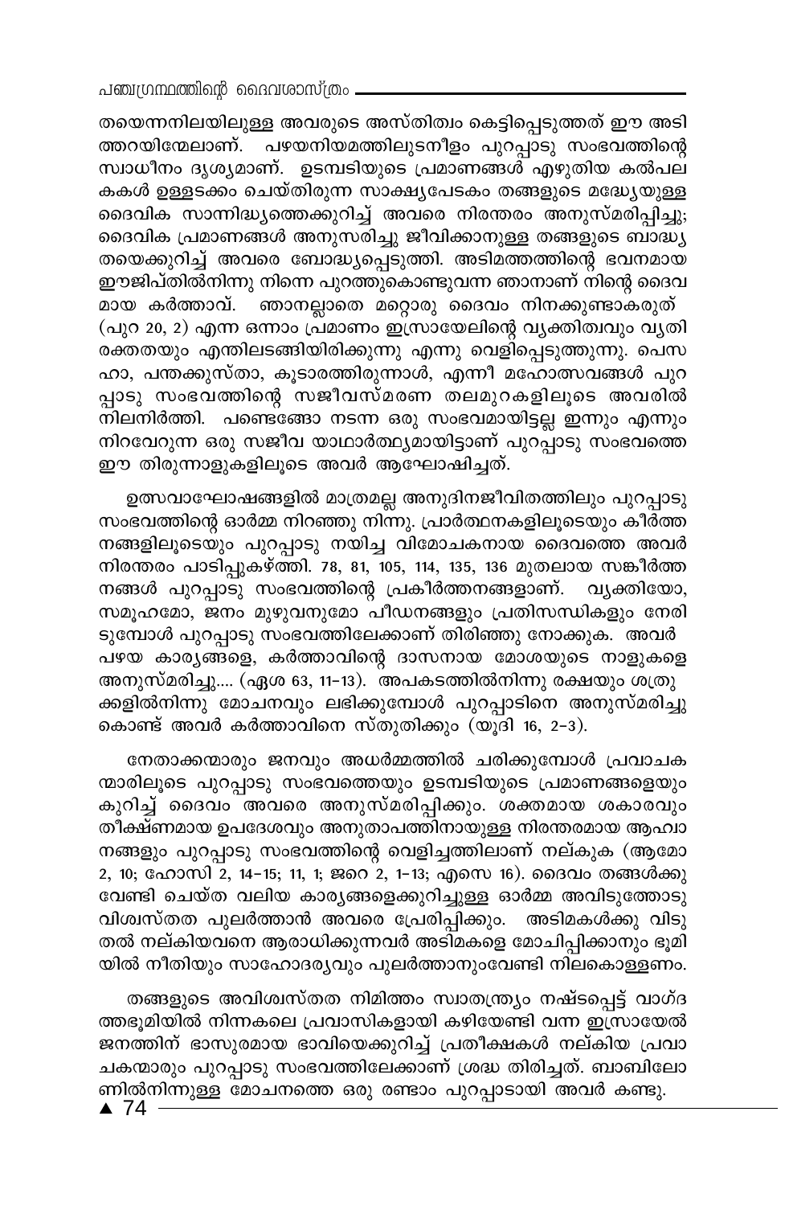തയെന്നനിലയിലുള്ള അവരുടെ അസ്തിത്വം കെട്ടിപ്പെടുത്തത് ഈ അടിത്തറയിന്മേലാണ്. പഴയനിയമത്തിലുടനീളം പുറപ്പാടു സംഭവത്തിന്റെ സ്വാധീനം ദൃശ്യമാണ്. ഉടമ്പടിയുടെ പ്രമാണങ്ങൾ എഴുതിയ കൽപലകകൾ ഉള്ളടക്കം ചെയ്തിരുന്ന സാക്ഷ്യപേടകം തങ്ങളുടെ മദ്ധ്യേയുള്ള ദൈവിക സാന്നിദ്ധ്യത്തെക്കുറിച്ച് അവരെ നിരന്തരം അനുസ്മരിപ്പിച്ചു; ദൈവിക പ്രമാണങ്ങൾ അനുസരിച്ചു ജീവിക്കാനുള്ള തങ്ങളുടെ ബാദ്ധ്യതയെക്കുറിച്ച് അവരെ ബോദ്ധ്യപ്പെടുത്തി. അടിമത്തത്തിന്റെ ഭവനമായ ഈജിപ്തിൽനിന്നു നിന്നെ പുറത്തുകൊണ്ടുവന്ന ഞാനാണ് നിന്റെ ദൈവമായ കർത്താവ്. ഞാനല്ലാതെ മറ്റൊരു ദൈവം നിനക്കുണ്ടാകരുത് (പുറ 20, 2) എന്ന ഒന്നാം പ്രമാണം ഇസ്രായേലിന്റെ വ്യക്തിത്വവും വ്യതിരക്തതയും എന്തിലടങ്ങിയിരിക്കുന്നു എന്നു വെളിപ്പെടുത്തുന്നു. പെസഹാ, പന്തക്കുസ്താ, കൂടാരത്തിരുന്നാൾ, എന്നീ മഹോത്സവങ്ങൾ പുറപ്പാടു സംഭവത്തിന്റെ സജീവസ്മരണ തലമുറകളിലൂടെ അവരിൽ നിലനിർത്തി. പണ്ടെങ്ങോ നടന്ന ഒരു സംഭവമായിട്ടല്ല ഇന്നും എന്നും നിറവേറുന്ന ഒരു സജീവ യാഥാർത്ഥ്യമായിട്ടാണ് പുറപ്പാടു സംഭവത്തെ ഈ തിരുന്നാളുകളിലൂടെ അവർ ആഘോഷിച്ചത്.

ഉത്സവാഘോഷങ്ങളിൽ മാത്രമല്ല അനുദിനജീവിതത്തിലും പുറപ്പാടു സംഭവത്തിന്റെ ഓർമ്മ നിറഞ്ഞു നിന്നു. പ്രാർത്ഥനകളിലൂടെയും കീർത്തനങ്ങളിലൂടെയും പുറപ്പാടു നയിച്ച വിമോചകനായ ദൈവത്തെ അവർ നിരന്തരം പാടിപ്പുകഴ്ത്തി. 78, 81, 105, 114, 135, 136 മുതലായ സങ്കീർത്തനങ്ങൾ പുറപ്പാടു സംഭവത്തിന്റെ പ്രകീർത്തനങ്ങളാണ്. വ്യക്തിയോ, സമൂഹമോ, ജനം മുഴുവനുമോ പീഡനങ്ങളും പ്രതിസന്ധികളും നേരിടുമ്പോൾ പുറപ്പാടു സംഭവത്തിലേക്കാണ് തിരിഞ്ഞു നോക്കുക. അവർ പഴയ കാര്യങ്ങളെ, കർത്താവിന്റെ ദാസനായ മോശയുടെ നാളുകളെ അനുസ്മരിച്ചു.... (ഏശ 63, 11-13). അപകടത്തിൽനിന്നു രക്ഷയും ശത്രുക്കളിൽനിന്നു മോചനവും ലഭിക്കുമ്പോൾ പുറപ്പാടിനെ അനുസ്മരിച്ചുകൊണ്ട് അവർ കർത്താവിനെ സ്തുതിക്കും (യൂദി 16, 2-3).

നേതാക്കന്മാരും ജനവും അധർമ്മത്തിൽ ചരിക്കുമ്പോൾ പ്രവാചകന്മാരിലൂടെ പുറപ്പാടു സംഭവത്തെയും ഉടമ്പടിയുടെ പ്രമാണങ്ങളെയും കുറിച്ച് ദൈവം അവരെ അനുസ്മരിപ്പിക്കും. ശക്തമായ ശകാരവും തീക്ഷ്ണമായ ഉപദേശവും അനുതാപത്തിനായുള്ള നിരന്തരമായ ആഹ്വാനങ്ങളും പുറപ്പാടു സംഭവത്തിന്റെ വെളിച്ചത്തിലാണ് നല്കുക (ആമോ 2, 10; ഹോസി 2, 14-15; 11, 1; ജറെ 2, 1-13; എസെ 16). ദൈവം തങ്ങൾക്കു വേണ്ടി ചെയ്ത വലിയ കാര്യങ്ങളെക്കുറിച്ചുള്ള ഓർമ്മ അവിടുത്തോടു വിശ്വസ്തത പുലർത്താൻ അവരെ പ്രേരിപ്പിക്കും. അടിമകൾക്കു വിടുതൽ നല്കിയവനെ ആരാധിക്കുന്നവർ അടിമകളെ മോചിപ്പിക്കാനും ഭൂമിയിൽ നീതിയും സാഹോദര്യവും പുലർത്താനുംവേണ്ടി നിലകൊള്ളണം.

തങ്ങളുടെ അവിശ്വസ്തത നിമിത്തം സ്വാതന്ത്ര്യം നഷ്ടപ്പെട്ട് വാഗ്ദത്തഭൂമിയിൽ നിന്നകലെ പ്രവാസികളായി കഴിയേണ്ടി വന്ന ഇസ്രായേൽ ജനത്തിന് ഭാസുരമായ ഭാവിയെക്കുറിച്ച് പ്രതീക്ഷകൾ നല്കിയ പ്രവാചകന്മാരും പുറപ്പാടു സംഭവത്തിലേക്കാണ് ശ്രദ്ധ തിരിച്ചത്. ബാബിലോണിൽനിന്നുള്ള മോചനത്തെ ഒരു രണ്ടാം പുറപ്പാടായി അവർ കണ്ടു.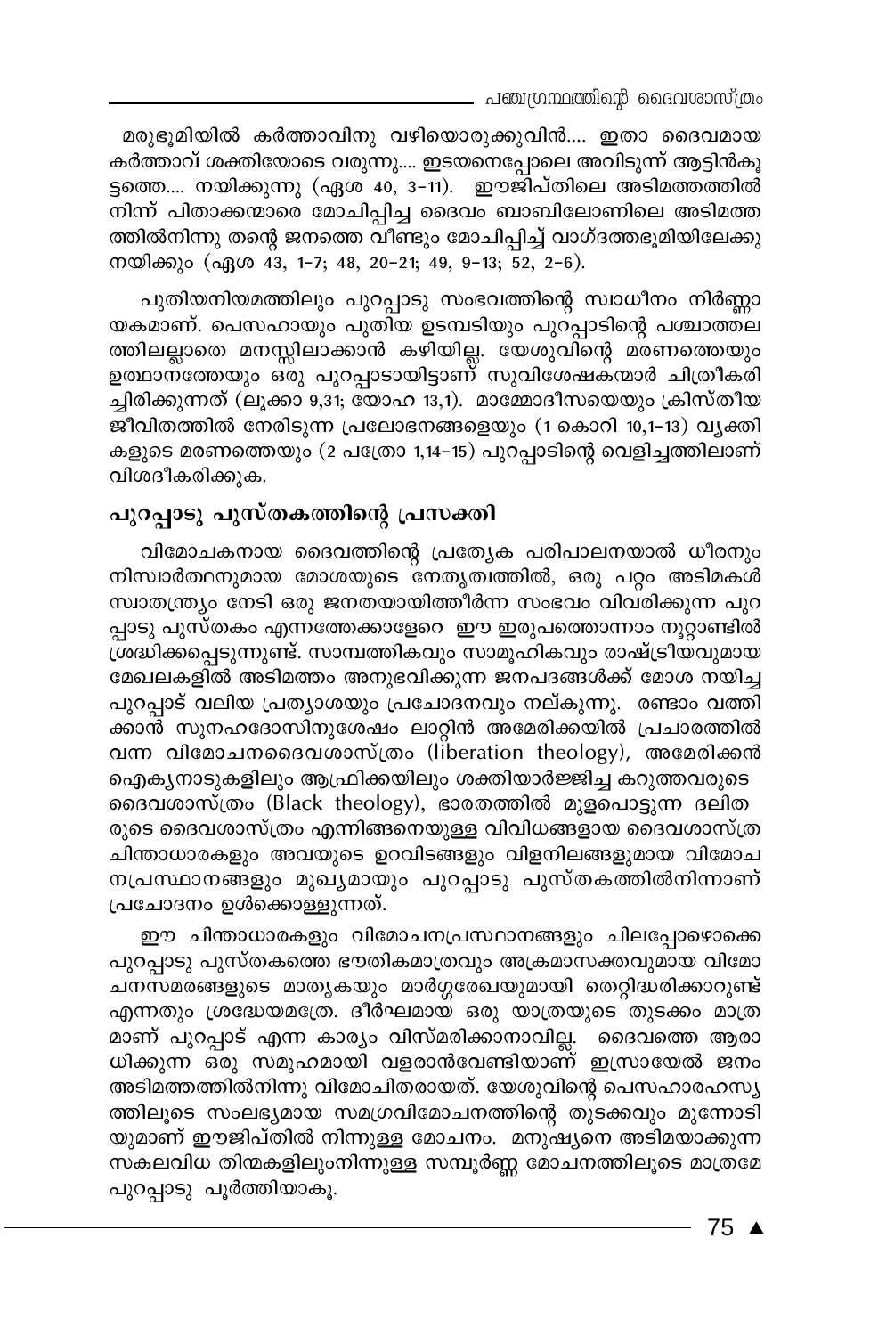മരുഭൂമിയിൽ കർത്താവിനു വഴിയൊരുക്കുവിൻ.... ഇതാ ദൈവമായ കർത്താവ് ശക്തിയോടെ വരുന്നു.... ഇടയനെപ്പോലെ അവിടുന്ന് ആട്ടിൻകൂട്ടത്തെ.... നയിക്കുന്നു (ഏശ 40, 3-11). ഈജിപ്തിലെ അടിമത്തത്തിൽ നിന്ന് പിതാക്കന്മാരെ മോചിപ്പിച്ച ദൈവം ബാബിലോണിലെ അടിമത്തത്തിൽനിന്നു തന്റെ ജനത്തെ വീണ്ടും മോചിപ്പിച്ച് വാഗ്ദത്തഭൂമിയിലേക്കു നയിക്കും (ഏശ 43, 1-7; 48, 20-21; 49, 9-13; 52, 2-6).

പുതിയനിയമത്തിലും പുറപ്പാടു സംഭവത്തിന്റെ സ്വാധീനം നിർണ്ണായകമാണ്. പെസഹായും പുതിയ ഉടമ്പടിയും പുറപ്പാടിന്റെ പശ്ചാത്തലത്തിലല്ലാതെ മനസ്സിലാക്കാൻ കഴിയില്ല. യേശുവിന്റെ മരണത്തെയും ഉത്ഥാനത്തേയും ഒരു പുറപ്പാടായിട്ടാണ് സുവിശേഷകന്മാർ ചിത്രീകരിച്ചിരിക്കുന്നത് (ലൂക്കാ 9,31; യോഹ 13,1). മാമ്മോദീസയെയും ക്രിസ്തീയ ജീവിതത്തിൽ നേരിടുന്ന പ്രലോഭനങ്ങളെയും (1 കൊറി 10,1-13) വ്യക്തികളുടെ മരണത്തെയും (2 പത്രോ 1,14-15) പുറപ്പാടിന്റെ വെളിച്ചത്തിലാണ് വിശദീകരിക്കുക.

## പുറപ്പാടു പുസ്തകത്തിന്റെ പ്രസക്തി

വിമോചകനായ ദൈവത്തിന്റെ പ്രത്യേക പരിപാലനയാൽ ധീരനും നിസ്വാർത്ഥനുമായ മോശയുടെ നേതൃത്വത്തിൽ, ഒരു പറ്റം അടിമകൾ സ്വാതന്ത്ര്യം നേടി ഒരു ജനതയായിത്തീർന്ന സംഭവം വിവരിക്കുന്ന പുറപ്പാടു പുസ്തകം എന്നത്തേക്കാളേറെ ഈ ഇരുപത്തൊന്നാം നൂറ്റാണ്ടിൽ ശ്രദ്ധിക്കപ്പെടുന്നുണ്ട്. സാമ്പത്തികവും സാമൂഹികവും രാഷ്ട്രീയവുമായ മേഖലകളിൽ അടിമത്തം അനുഭവിക്കുന്ന ജനപദങ്ങൾക്ക് മോശ നയിച്ച പുറപ്പാട് വലിയ പ്രത്യാശയും പ്രചോദനവും നല്കുന്നു. രണ്ടാം വത്തിക്കാൻ സൂനഹദോസിനുശേഷം ലാറ്റിൻ അമേരിക്കയിൽ പ്രചാരത്തിൽ വന്ന വിമോചനദൈവശാസ്ത്രം (liberation theology), അമേരിക്കൻ ഐക്യനാടുകളിലും ആഫ്രിക്കയിലും ശക്തിയാർജ്ജിച്ച കറുത്തവരുടെ ദൈവശാസ്ത്രം (Black theology), ഭാരതത്തിൽ മുളപൊട്ടുന്ന ദലിതരുടെ ദൈവശാസ്ത്രം എന്നിങ്ങനെയുള്ള വിവിധങ്ങളായ ദൈവശാസ്ത്ര ചിന്താധാരകളും അവയുടെ ഉറവിടങ്ങളും വിളനിലങ്ങളുമായ വിമോചനപ്രസ്ഥാനങ്ങളും മുഖ്യമായും പുറപ്പാടു പുസ്തകത്തിൽനിന്നാണ് പ്രചോദനം ഉൾക്കൊള്ളുന്നത്.

ഈ ചിന്താധാരകളും വിമോചനപ്രസ്ഥാനങ്ങളും ചിലപ്പോഴൊക്കെ പുറപ്പാടു പുസ്തകത്തെ ഭൗതികമാത്രവും അക്രമാസക്തവുമായ വിമോചനസമരങ്ങളുടെ മാതൃകയും മാർഗ്ഗരേഖയുമായി തെറ്റിദ്ധരിക്കാറുണ്ട് എന്നതും ശ്രദ്ധേയമത്രേ. ദീർഘമായ ഒരു യാത്രയുടെ തുടക്കം മാത്രമാണ് പുറപ്പാട് എന്ന കാര്യം വിസ്മരിക്കാനാവില്ല. ദൈവത്തെ ആരാധിക്കുന്ന ഒരു സമൂഹമായി വളരാൻവേണ്ടിയാണ് ഇസ്രായേൽ ജനം അടിമത്തത്തിൽനിന്നു വിമോചിതരായത്. യേശുവിന്റെ പെസഹാരഹസ്യത്തിലൂടെ സംലഭ്യമായ സമഗ്രവിമോചനത്തിന്റെ തുടക്കവും മുന്നോടിയുമാണ് ഈജിപ്തിൽ നിന്നുള്ള മോചനം. മനുഷ്യനെ അടിമയാക്കുന്ന സകലവിധ തിന്മകളിലുംനിന്നുള്ള സമ്പൂർണ്ണ മോചനത്തിലൂടെ മാത്രമേ പുറപ്പാടു പൂർത്തിയാകൂ.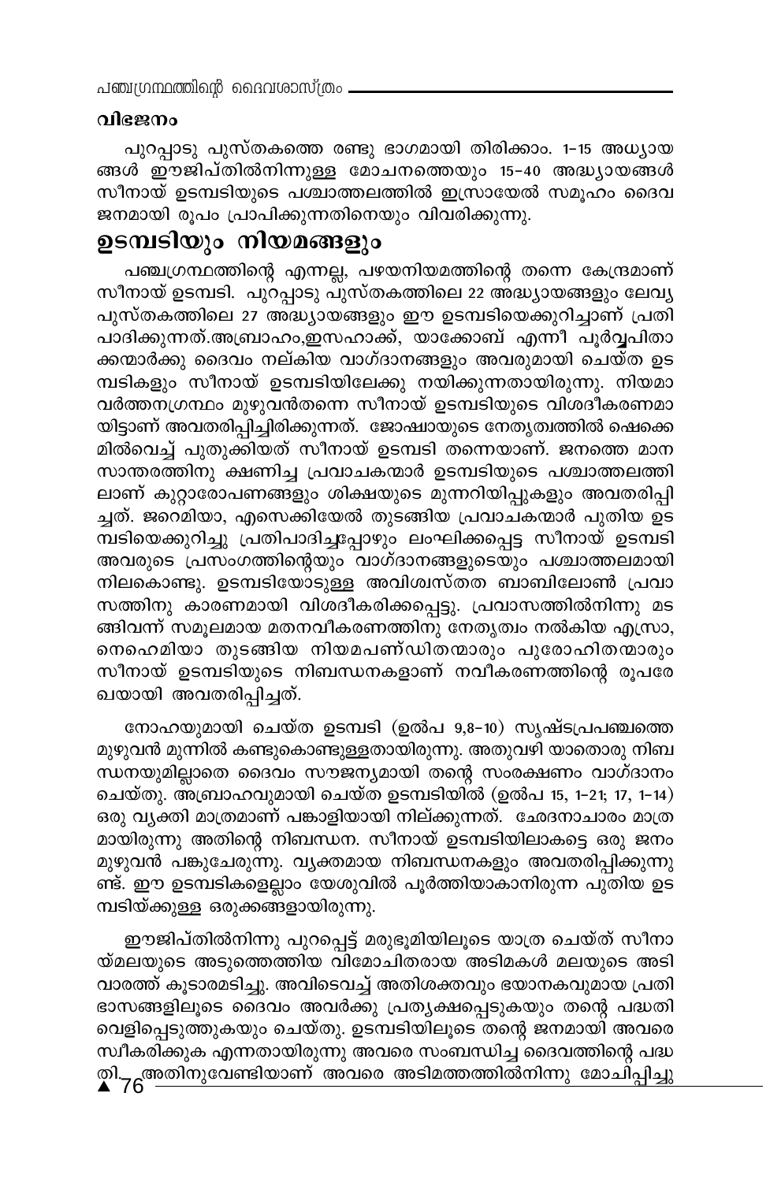### വിഭജനം

പുറപ്പാടു പുസ്തകത്തെ രണ്ടു ഭാഗമായി തിരിക്കാം. 1-15 അധ്യായങ്ങൾ ഈജിപ്തിൽനിന്നുള്ള മോചനത്തെയും 15-40 അദ്ധ്യായങ്ങൾ സീനായ് ഉടമ്പടിയുടെ പശ്ചാത്തലത്തിൽ ഇസ്രായേൽ സമൂഹം ദൈവജനമായി രൂപം പ്രാപിക്കുന്നതിനെയും വിവരിക്കുന്നു.

## ഉടമ്പടിയും നിയമങ്ങളും

പഞ്ചഗ്രന്ഥത്തിന്റെ എന്നല്ല, പഴയനിയമത്തിന്റെ തന്നെ കേന്ദ്രമാണ് സീനായ് ഉടമ്പടി. പുറപ്പാടു പുസ്തകത്തിലെ 22 അദ്ധ്യായങ്ങളും ലേവ്യ പുസ്തകത്തിലെ 27 അദ്ധ്യായങ്ങളും ഈ ഉടമ്പടിയെക്കുറിച്ചാണ് പ്രതിപാദിക്കുന്നത്.അബ്രാഹം,ഇസഹാക്ക്, യാക്കോബ് എന്നീ പൂർവ്വപിതാക്കന്മാർക്കു ദൈവം നല്കിയ വാഗ്ദാനങ്ങളും അവരുമായി ചെയ്ത ഉടമ്പടികളും സീനായ് ഉടമ്പടിയിലേക്കു നയിക്കുന്നതായിരുന്നു. നിയമാവർത്തനഗ്രന്ഥം മുഴുവൻതന്നെ സീനായ് ഉടമ്പടിയുടെ വിശദീകരണമായിട്ടാണ് അവതരിപ്പിച്ചിരിക്കുന്നത്. ജോഷ്വായുടെ നേതൃത്വത്തിൽ ഷെക്കെമിൽവെച്ച് പുതുക്കിയത് സീനായ് ഉടമ്പടി തന്നെയാണ്. ജനത്തെ മാനസാന്തരത്തിനു ക്ഷണിച്ച പ്രവാചകന്മാർ ഉടമ്പടിയുടെ പശ്ചാത്തലത്തിലാണ് കുറ്റാരോപണങ്ങളും ശിക്ഷയുടെ മുന്നറിയിപ്പുകളും അവതരിപ്പിച്ചത്. ജറെമിയാ, എസെക്കിയേൽ തുടങ്ങിയ പ്രവാചകന്മാർ പുതിയ ഉടമ്പടിയെക്കുറിച്ചു പ്രതിപാദിച്ചപ്പോഴും ലംഘിക്കപ്പെട്ട സീനായ് ഉടമ്പടി അവരുടെ പ്രസംഗത്തിന്റെയും വാഗ്ദാനങ്ങളുടെയും പശ്ചാത്തലമായി നിലകൊണ്ടു. ഉടമ്പടിയോടുള്ള അവിശ്വസ്തത ബാബിലോൺ പ്രവാസത്തിനു കാരണമായി വിശദീകരിക്കപ്പെട്ടു. പ്രവാസത്തിൽനിന്നു മടങ്ങിവന്ന് സമൂലമായ മതനവീകരണത്തിനു നേതൃത്വം നൽകിയ എസ്രാ, നെഹെമിയാ തുടങ്ങിയ നിയമപണ്ഡിതന്മാരും പുരോഹിതന്മാരും സീനായ് ഉടമ്പടിയുടെ നിബന്ധനകളാണ് നവീകരണത്തിന്റെ രൂപരേഖയായി അവതരിപ്പിച്ചത്.

നോഹയുമായി ചെയ്ത ഉടമ്പടി (ഉൽപ 9,8-10) സൃഷ്ടപ്രപഞ്ചത്തെ മുഴുവൻ മുന്നിൽ കണ്ടുകൊണ്ടുള്ളതായിരുന്നു. അതുവഴി യാതൊരു നിബന്ധനയുമില്ലാതെ ദൈവം സൗജന്യമായി തന്റെ സംരക്ഷണം വാഗ്ദാനം ചെയ്തു. അബ്രാഹവുമായി ചെയ്ത ഉടമ്പടിയിൽ (ഉൽപ 15, 1-21; 17, 1-14) ഒരു വ്യക്തി മാത്രമാണ് പങ്കാളിയായി നില്ക്കുന്നത്. ഛേദനാചാരം മാത്രമായിരുന്നു അതിന്റെ നിബന്ധന. സീനായ് ഉടമ്പടിയിലാകട്ടെ ഒരു ജനം മുഴുവൻ പങ്കുചേരുന്നു. വ്യക്തമായ നിബന്ധനകളും അവതരിപ്പിക്കുന്നുണ്ട്. ഈ ഉടമ്പടികളെല്ലാം യേശുവിൽ പൂർത്തിയാകാനിരുന്ന പുതിയ ഉടമ്പടിയ്ക്കുള്ള ഒരുക്കങ്ങളായിരുന്നു.

ഈജിപ്തിൽനിന്നു പുറപ്പെട്ട് മരുഭൂമിയിലൂടെ യാത്ര ചെയ്ത് സീനായ്മലയുടെ അടുത്തെത്തിയ വിമോചിതരായ അടിമകൾ മലയുടെ അടിവാരത്ത് കൂടാരമടിച്ചു. അവിടെവച്ച് അതിശക്തവും ഭയാനകവുമായ പ്രതിഭാസങ്ങളിലൂടെ ദൈവം അവർക്കു പ്രത്യക്ഷപ്പെടുകയും തന്റെ പദ്ധതി വെളിപ്പെടുത്തുകയും ചെയ്തു. ഉടമ്പടിയിലൂടെ തന്റെ ജനമായി അവരെ സ്വീകരിക്കുക എന്നതായിരുന്നു അവരെ സംബന്ധിച്ച ദൈവത്തിന്റെ പദ്ധതി. അതിനുവേണ്ടിയാണ് അവരെ അടിമത്തത്തിൽനിന്നു മോചിപ്പിച്ചു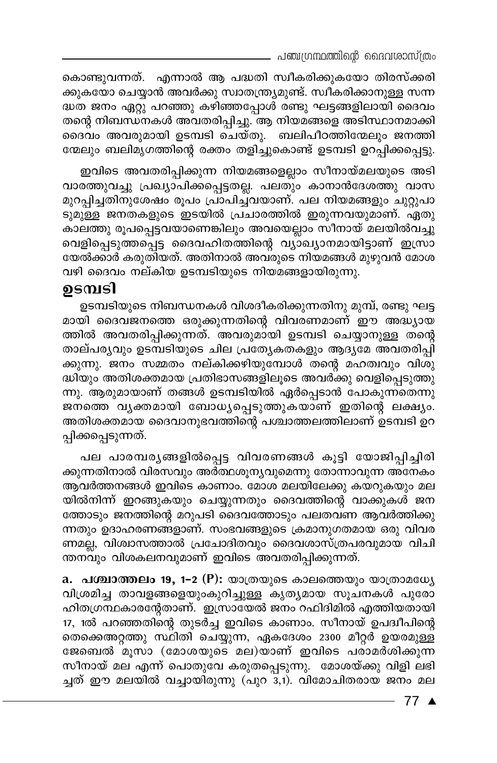കൊണ്ടുവന്നത്. എന്നാൽ ആ പദ്ധതി സ്വീകരിക്കുകയോ തിരസ്ക്കരിക്കുകയോ ചെയ്യാൻ അവർക്കു സ്വാതന്ത്ര്യമുണ്ട്. സ്വീകരിക്കാനുള്ള സന്നദ്ധത ജനം ഏറ്റു പറഞ്ഞു കഴിഞ്ഞപ്പോൾ രണ്ടു ഘട്ടങ്ങളിലായി ദൈവം തന്റെ നിബന്ധനകൾ അവതരിപ്പിച്ചു. ആ നിയമങ്ങളെ അടിസ്ഥാനമാക്കി ദൈവം അവരുമായി ഉടമ്പടി ചെയ്തു. ബലിപീഠത്തിന്മേലും ജനത്തിന്മേലും ബലിമൃഗത്തിന്റെ രക്തം തളിച്ചുകൊണ്ട് ഉടമ്പടി ഉറപ്പിക്കപ്പെട്ടു.

ഇവിടെ അവതരിപ്പിക്കുന്ന നിയമങ്ങളെല്ലാം സീനായ്മലയുടെ അടിവാരത്തുവച്ചു പ്രഖ്യാപിക്കപ്പെട്ടതല്ല. പലതും കാനാൻദേശത്തു വാസമുറപ്പിച്ചതിനുശേഷം രൂപം പ്രാപിച്ചവയാണ്. പല നിയമങ്ങളും ചുറ്റുപാടുമുള്ള ജനതകളുടെ ഇടയിൽ പ്രചാരത്തിൽ ഇരുന്നവയുമാണ്. ഏതു കാലത്തു രൂപപ്പെട്ടവയാണെങ്കിലും അവയെല്ലാം സീനായ് മലയിൽവച്ചു വെളിപ്പെടുത്തപ്പെട്ട ദൈവഹിതത്തിന്റെ വ്യാഖ്യാനമായിട്ടാണ് ഇസ്രായേൽക്കാർ കരുതിയത്. അതിനാൽ അവരുടെ നിയമങ്ങൾ മുഴുവൻ മോശ വഴി ദൈവം നല്കിയ ഉടമ്പടിയുടെ നിയമങ്ങളായിരുന്നു.

## ഉടമ്പടി

ഉടമ്പടിയുടെ നിബന്ധനകൾ വിശദീകരിക്കുന്നതിനു മുമ്പ്, രണ്ടു ഘട്ടമായി ദൈവജനത്തെ ഒരുക്കുന്നതിന്റെ വിവരണമാണ് ഈ അദ്ധ്യായത്തിൽ അവതരിപ്പിക്കുന്നത്. അവരുമായി ഉടമ്പടി ചെയ്യാനുള്ള തന്റെ താല്പര്യവും ഉടമ്പടിയുടെ ചില പ്രത്യേകതകളും ആദ്യമേ അവതരിപ്പിക്കുന്നു. ജനം സമ്മതം നല്കിക്കഴിയുമ്പോൾ തന്റെ മഹത്വവും വിശുദ്ധിയും അതിശക്തമായ പ്രതിഭാസങ്ങളിലൂടെ അവർക്കു വെളിപ്പെടുത്തുന്നു. ആരുമായാണ് തങ്ങൾ ഉടമ്പടിയിൽ ഏർപ്പെടാൻ പോകുന്നതെന്നു ജനത്തെ വ്യക്തമായി ബോധ്യപ്പെടുത്തുകയാണ് ഇതിന്റെ ലക്ഷ്യം. അതിശക്തമായ ദൈവാനുഭവത്തിന്റെ പശ്ചാത്തലത്തിലാണ് ഉടമ്പടി ഉറപ്പിക്കപ്പെടുന്നത്.

പല പാരമ്പര്യങ്ങളിൽപ്പെട്ട വിവരണങ്ങൾ കൂട്ടി യോജിപ്പിച്ചിരിക്കുന്നതിനാൽ വിരസവും അർത്ഥശൂന്യവുമെന്നു തോന്നാവുന്ന അനേകം ആവർത്തനങ്ങൾ ഇവിടെ കാണാം. മോശ മലയിലേക്കു കയറുകയും മലയിൽനിന്ന് ഇറങ്ങുകയും ചെയ്യുന്നതും ദൈവത്തിന്റെ വാക്കുകൾ ജനത്തോടും ജനത്തിന്റെ മറുപടി ദൈവത്തോടും പലതവണ ആവർത്തിക്കുന്നതും ഉദാഹരണങ്ങളാണ്. സംഭവങ്ങളുടെ ക്രമാനുഗതമായ ഒരു വിവരണമല്ല, വിശ്വാസത്താൽ പ്രചോദിതവും ദൈവശാസ്ത്രപരവുമായ വിചിന്തനവും വിശകലനവുമാണ് ഇവിടെ അവതരിപ്പിക്കുന്നത്.

**a. പശ്ചാത്തലം 19, 1-2 (P):** യാത്രയുടെ കാലത്തെയും യാത്രാമദ്ധ്യേ വിശ്രമിച്ച താവളങ്ങളെയുംകുറിച്ചുള്ള കൃത്യമായ സൂചനകൾ പുരോഹിതഗ്രന്ഥകാരന്റേതാണ്. ഇസ്രായേൽ ജനം റഫിദിമിൽ എത്തിയതായി 17, 1ൽ പറഞ്ഞതിന്റെ തുടർച്ച ഇവിടെ കാണാം. സീനായ് ഉപദ്വീപിന്റെ തെക്കെഅറ്റത്തു സ്ഥിതി ചെയ്യുന്ന, ഏകദേശം 2300 മീറ്റർ ഉയരമുള്ള ജേബെൽ മൂസാ (മോശയുടെ മല)യാണ് ഇവിടെ പരാമർശിക്കുന്ന സീനായ് മല എന്ന് പൊതുവേ കരുതപ്പെടുന്നു. മോശയ്ക്കു വിളി ലഭിച്ചത് ഈ മലയിൽ വച്ചായിരുന്നു (പുറ 3,1). വിമോചിതരായ ജനം മല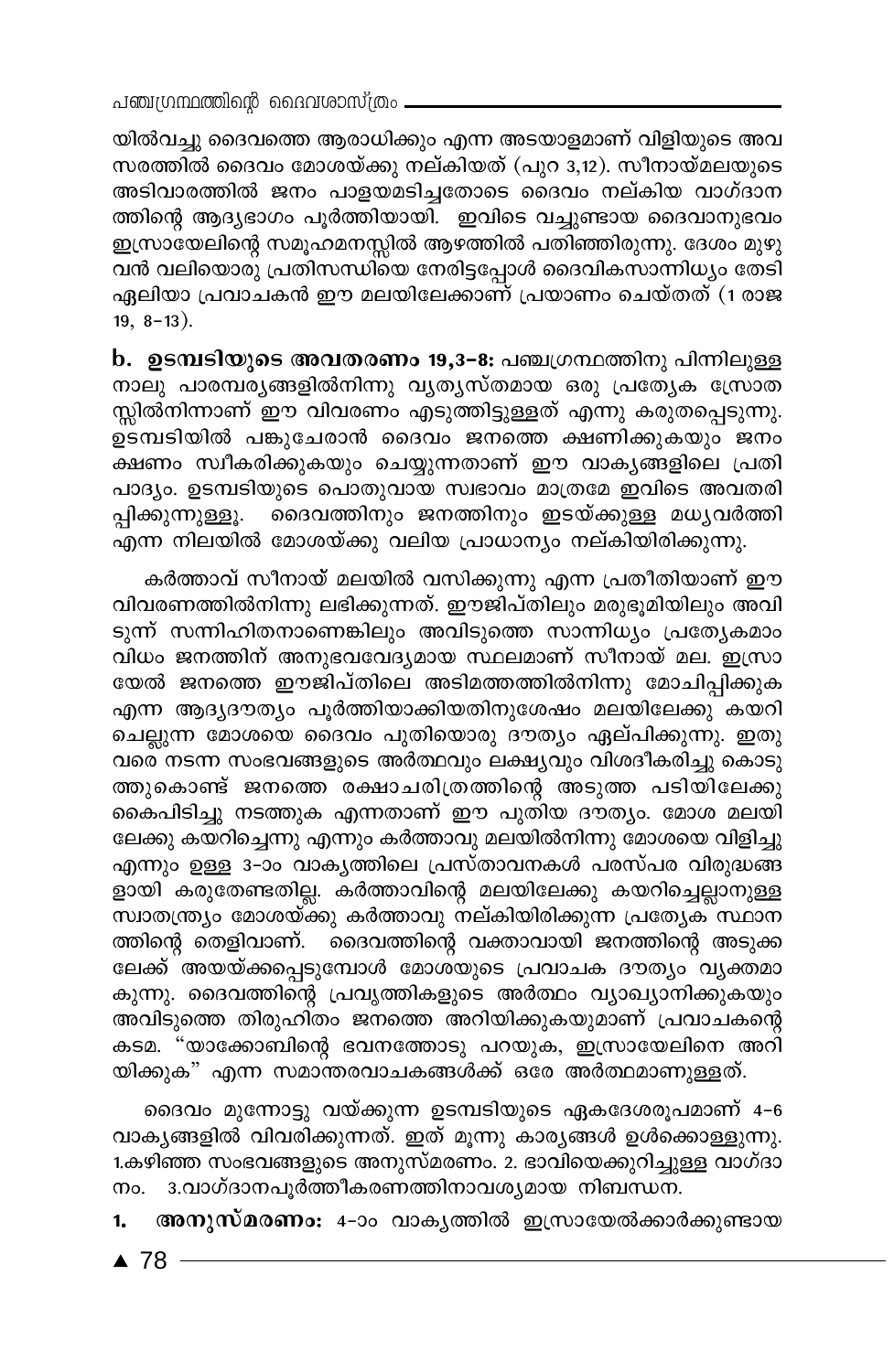യിൽവച്ചു ദൈവത്തെ ആരാധിക്കും എന്ന അടയാളമാണ് വിളിയുടെ അവസരത്തിൽ ദൈവം മോശയ്ക്കു നല്കിയത് (പുറ 3,12). സീനായ്മലയുടെ അടിവാരത്തിൽ ജനം പാളയമടിച്ചതോടെ ദൈവം നല്കിയ വാഗ്ദാനത്തിന്റെ ആദ്യഭാഗം പൂർത്തിയായി. ഇവിടെ വച്ചുണ്ടായ ദൈവാനുഭവം ഇസ്രായേലിന്റെ സമൂഹമനസ്സിൽ ആഴത്തിൽ പതിഞ്ഞിരുന്നു. ദേശം മുഴുവൻ വലിയൊരു പ്രതിസന്ധിയെ നേരിട്ടപ്പോൾ ദൈവികസാന്നിധ്യം തേടി ഏലിയാ പ്രവാചകൻ ഈ മലയിലേക്കാണ് പ്രയാണം ചെയ്തത് (1 രാജ 19, 8-13).

**b. ഉടമ്പടിയുടെ അവതരണം 19,3-8:** പഞ്ചഗ്രന്ഥത്തിനു പിന്നിലുള്ള നാലു പാരമ്പര്യങ്ങളിൽനിന്നു വ്യത്യസ്തമായ ഒരു പ്രത്യേക സ്രോതസ്സിൽനിന്നാണ് ഈ വിവരണം എടുത്തിട്ടുള്ളത് എന്നു കരുതപ്പെടുന്നു. ഉടമ്പടിയിൽ പങ്കുചേരാൻ ദൈവം ജനത്തെ ക്ഷണിക്കുകയും ജനം ക്ഷണം സ്വീകരിക്കുകയും ചെയ്യുന്നതാണ് ഈ വാക്യങ്ങളിലെ പ്രതിപാദ്യം. ഉടമ്പടിയുടെ പൊതുവായ സ്വഭാവം മാത്രമേ ഇവിടെ അവതരിപ്പിക്കുന്നുള്ളൂ. ദൈവത്തിനും ജനത്തിനും ഇടയ്ക്കുള്ള മധ്യവർത്തി എന്ന നിലയിൽ മോശയ്ക്കു വലിയ പ്രാധാന്യം നല്കിയിരിക്കുന്നു.

കർത്താവ് സീനായ് മലയിൽ വസിക്കുന്നു എന്ന പ്രതീതിയാണ് ഈ വിവരണത്തിൽനിന്നു ലഭിക്കുന്നത്. ഈജിപ്തിലും മരുഭൂമിയിലും അവിടുന്ന് സന്നിഹിതനാണെങ്കിലും അവിടുത്തെ സാന്നിധ്യം പ്രത്യേകമാംവിധം ജനത്തിന് അനുഭവവേദ്യമായ സ്ഥലമാണ് സീനായ് മല. ഇസ്രായേൽ ജനത്തെ ഈജിപ്തിലെ അടിമത്തത്തിൽനിന്നു മോചിപ്പിക്കുക എന്ന ആദ്യദൗത്യം പൂർത്തിയാക്കിയതിനുശേഷം മലയിലേക്കു കയറിച്ചെല്ലുന്ന മോശയെ ദൈവം പുതിയൊരു ദൗത്യം ഏല്പിക്കുന്നു. ഇതുവരെ നടന്ന സംഭവങ്ങളുടെ അർത്ഥവും ലക്ഷ്യവും വിശദീകരിച്ചു കൊടുത്തുകൊണ്ട് ജനത്തെ രക്ഷാചരിത്രത്തിന്റെ അടുത്ത പടിയിലേക്കു കൈപിടിച്ചു നടത്തുക എന്നതാണ് ഈ പുതിയ ദൗത്യം. മോശ മലയിലേക്കു കയറിച്ചെന്നു എന്നും കർത്താവു മലയിൽനിന്നു മോശയെ വിളിച്ചു എന്നും ഉള്ള 3-ാം വാക്യത്തിലെ പ്രസ്താവനകൾ പരസ്പര വിരുദ്ധങ്ങളായി കരുതേണ്ടതില്ല. കർത്താവിന്റെ മലയിലേക്കു കയറിച്ചെല്ലാനുള്ള സ്വാതന്ത്ര്യം മോശയ്ക്കു കർത്താവു നല്കിയിരിക്കുന്ന പ്രത്യേക സ്ഥാനത്തിന്റെ തെളിവാണ്. ദൈവത്തിന്റെ വക്താവായി ജനത്തിന്റെ അടുക്കലേക്ക് അയയ്ക്കപ്പെടുമ്പോൾ മോശയുടെ പ്രവാചക ദൗത്യം വ്യക്തമാകുന്നു. ദൈവത്തിന്റെ പ്രവൃത്തികളുടെ അർത്ഥം വ്യാഖ്യാനിക്കുകയും അവിടുത്തെ തിരുഹിതം ജനത്തെ അറിയിക്കുകയുമാണ് പ്രവാചകന്റെ കടമ. "യാക്കോബിന്റെ ഭവനത്തോടു പറയുക, ഇസ്രായേലിനെ അറിയിക്കുക" എന്ന സമാന്തരവാചകങ്ങൾക്ക് ഒരേ അർത്ഥമാണുള്ളത്.

ദൈവം മുന്നോട്ടു വയ്ക്കുന്ന ഉടമ്പടിയുടെ ഏകദേശരൂപമാണ് 4-6 വാക്യങ്ങളിൽ വിവരിക്കുന്നത്. ഇത് മൂന്നു കാര്യങ്ങൾ ഉൾക്കൊള്ളുന്നു. 1.കഴിഞ്ഞ സംഭവങ്ങളുടെ അനുസ്മരണം. 2. ഭാവിയെക്കുറിച്ചുള്ള വാഗ്ദാനം. 3.വാഗ്ദാനപൂർത്തീകരണത്തിനാവശ്യമായ നിബന്ധന.

1. **അനുസ്മരണം:** 4-ാം വാക്യത്തിൽ ഇസ്രായേൽക്കാർക്കുണ്ടായ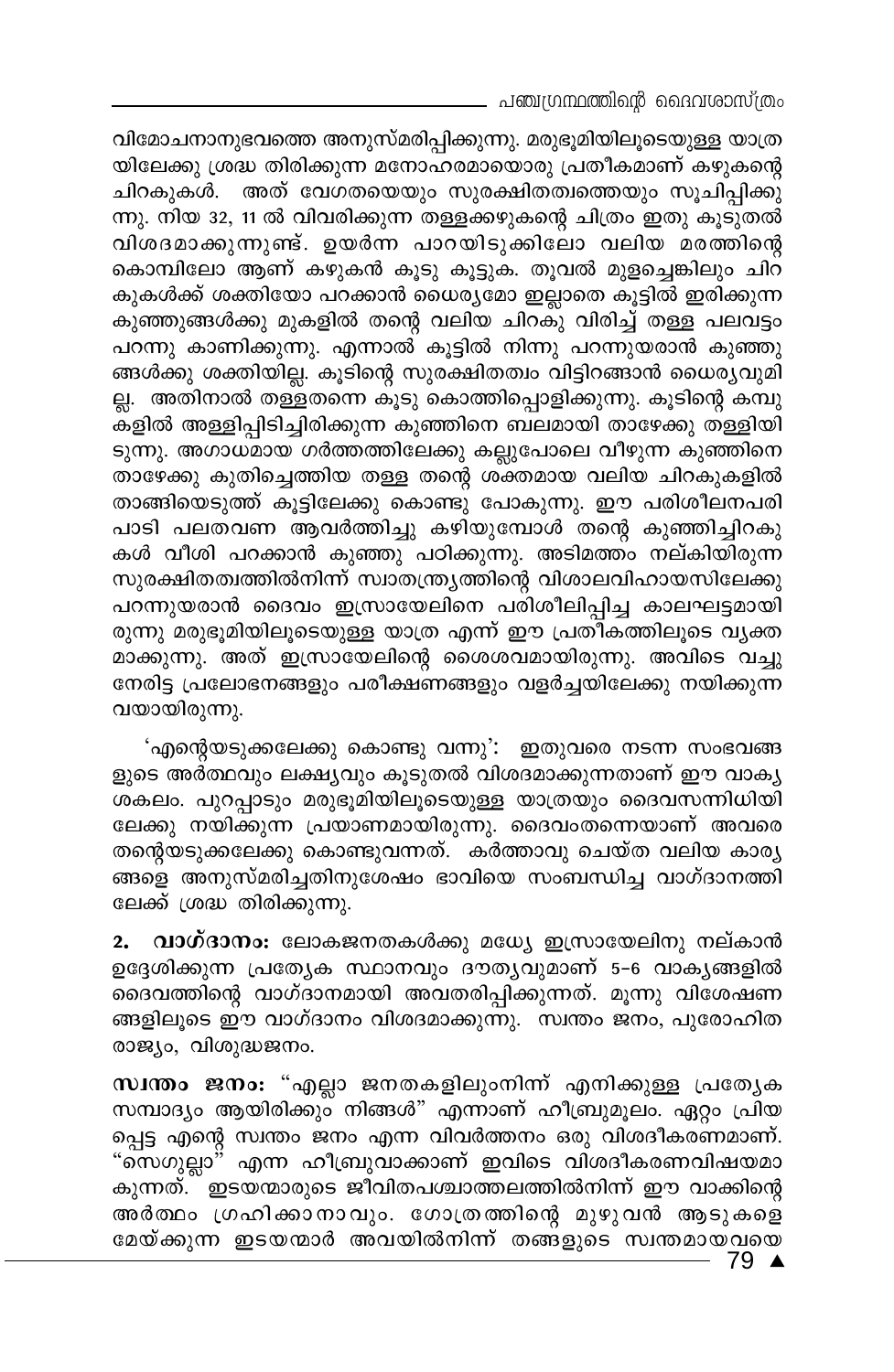വിമോചനാനുഭവത്തെ അനുസ്മരിപ്പിക്കുന്നു. മരുഭൂമിയിലൂടെയുള്ള യാത്ര യിലേക്കു ശ്രദ്ധ തിരിക്കുന്ന മനോഹരമായൊരു പ്രതീകമാണ് കഴുകന്റെ ചിറകുകൾ. അത് വേഗതയെയും സുരക്ഷിതത്വത്തെയും സൂചിപ്പിക്കുന്നു. നിയ 32, 11 ൽ വിവരിക്കുന്ന തള്ളക്കഴുകന്റെ ചിത്രം ഇതു കൂടുതൽ വിശദമാക്കുന്നുണ്ട്. ഉയർന്ന പാറയിടുക്കിലോ വലിയ മരത്തിന്റെ കൊമ്പിലോ ആണ് കഴുകൻ കൂടു കൂട്ടുക. തൂവൽ മുളച്ചെങ്കിലും ചിറകുകൾക്ക് ശക്തിയോ പറക്കാൻ ധൈര്യമോ ഇല്ലാതെ കൂട്ടിൽ ഇരിക്കുന്ന കുഞ്ഞുങ്ങൾക്കു മുകളിൽ തന്റെ വലിയ ചിറകു വിരിച്ച് തള്ള പലവട്ടം പറന്നു കാണിക്കുന്നു. എന്നാൽ കൂട്ടിൽ നിന്നു പറന്നുയരാൻ കുഞ്ഞുങ്ങൾക്കു ശക്തിയില്ല. കൂടിന്റെ സുരക്ഷിതത്വം വിട്ടിറങ്ങാൻ ധൈര്യവുമില്ല. അതിനാൽ തള്ളതന്നെ കൂടു കൊത്തിപ്പൊളിക്കുന്നു. കൂടിന്റെ കമ്പുകളിൽ അള്ളിപ്പിടിച്ചിരിക്കുന്ന കുഞ്ഞിനെ ബലമായി താഴേക്കു തള്ളിയിടുന്നു. അഗാധമായ ഗർത്തത്തിലേക്കു കല്ലുപോലെ വീഴുന്ന കുഞ്ഞിനെ താഴേക്കു കുതിച്ചെത്തിയ തള്ള തന്റെ ശക്തമായ വലിയ ചിറകുകളിൽ താങ്ങിയെടുത്ത് കൂട്ടിലേക്കു കൊണ്ടു പോകുന്നു. ഈ പരിശീലനപരിപാടി പലതവണ ആവർത്തിച്ചു കഴിയുമ്പോൾ തന്റെ കുഞ്ഞിച്ചിറകുകൾ വീശി പറക്കാൻ കുഞ്ഞു പഠിക്കുന്നു. അടിമത്തം നല്കിയിരുന്ന സുരക്ഷിതത്വത്തിൽനിന്ന് സ്വാതന്ത്ര്യത്തിന്റെ വിശാലവിഹായസിലേക്കു പറന്നുയരാൻ ദൈവം ഇസ്രായേലിനെ പരിശീലിപ്പിച്ച കാലഘട്ടമായിരുന്നു മരുഭൂമിയിലൂടെയുള്ള യാത്ര എന്ന് ഈ പ്രതീകത്തിലൂടെ വ്യക്തമാക്കുന്നു. അത് ഇസ്രായേലിന്റെ ശൈശവമായിരുന്നു. അവിടെ വച്ചു നേരിട്ട പ്രലോഭനങ്ങളും പരീക്ഷണങ്ങളും വളർച്ചയിലേക്കു നയിക്കുന്ന വയായിരുന്നു.

'എന്റെയടുക്കലേക്കു കൊണ്ടു വന്നു': ഇതുവരെ നടന്ന സംഭവങ്ങളുടെ അർത്ഥവും ലക്ഷ്യവും കൂടുതൽ വിശദമാക്കുന്നതാണ് ഈ വാക്യശകലം. പുറപ്പാടും മരുഭൂമിയിലൂടെയുള്ള യാത്രയും ദൈവസന്നിധിയിലേക്കു നയിക്കുന്ന പ്രയാണമായിരുന്നു. ദൈവംതന്നെയാണ് അവരെ തന്റെയടുക്കലേക്കു കൊണ്ടുവന്നത്. കർത്താവു ചെയ്ത വലിയ കാര്യങ്ങളെ അനുസ്മരിച്ചതിനുശേഷം ഭാവിയെ സംബന്ധിച്ച വാഗ്ദാനത്തിലേക്ക് ശ്രദ്ധ തിരിക്കുന്നു.

**2. വാഗ്ദാനം:** ലോകജനതകൾക്കു മധ്യേ ഇസ്രായേലിനു നല്കാൻ ഉദ്ദേശിക്കുന്ന പ്രത്യേക സ്ഥാനവും ദൗത്യവുമാണ് 5-6 വാക്യങ്ങളിൽ ദൈവത്തിന്റെ വാഗ്ദാനമായി അവതരിപ്പിക്കുന്നത്. മൂന്നു വിശേഷണങ്ങളിലൂടെ ഈ വാഗ്ദാനം വിശദമാക്കുന്നു. സ്വന്തം ജനം, പുരോഹിത രാജ്യം, വിശുദ്ധജനം.

**സ്വന്തം ജനം:** "എല്ലാ ജനതകളിലുംനിന്ന് എനിക്കുള്ള പ്രത്യേക സമ്പാദ്യം ആയിരിക്കും നിങ്ങൾ" എന്നാണ് ഹീബ്രുമൂലം. ഏറ്റം പ്രിയപ്പെട്ട എന്റെ സ്വന്തം ജനം എന്ന വിവർത്തനം ഒരു വിശദീകരണമാണ്. "സെഗുല്ലാ" എന്ന ഹീബ്രുവാക്കാണ് ഇവിടെ വിശദീകരണവിഷയമാകുന്നത്. ഇടയന്മാരുടെ ജീവിതപശ്ചാത്തലത്തിൽനിന്ന് ഈ വാക്കിന്റെ അർത്ഥം ഗ്രഹിക്കാനാവും. ഗോത്രത്തിന്റെ മുഴുവൻ ആടുകളെ മേയ്ക്കുന്ന ഇടയന്മാർ അവയിൽനിന്ന് തങ്ങളുടെ സ്വന്തമായവയെ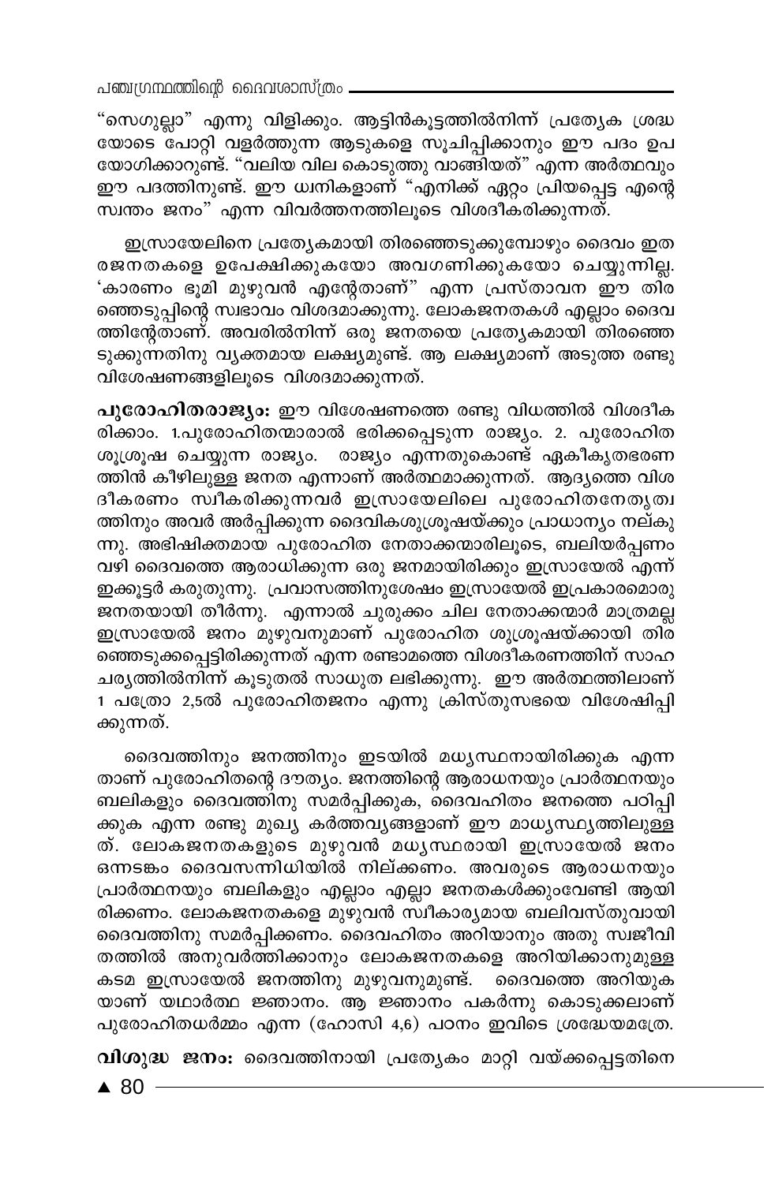"സെഗുല്ലാ" എന്നു വിളിക്കും. ആട്ടിൻകൂട്ടത്തിൽനിന്ന് പ്രത്യേക ശ്രദ്ധയോടെ പോറ്റി വളർത്തുന്ന ആടുകളെ സൂചിപ്പിക്കാനും ഈ പദം ഉപയോഗിക്കാറുണ്ട്. "വലിയ വില കൊടുത്തു വാങ്ങിയത്" എന്ന അർത്ഥവും ഈ പദത്തിനുണ്ട്. ഈ ധ്വനികളാണ് "എനിക്ക് ഏറ്റം പ്രിയപ്പെട്ട എന്റെ സ്വന്തം ജനം" എന്ന വിവർത്തനത്തിലൂടെ വിശദീകരിക്കുന്നത്.

ഇസ്രായേലിനെ പ്രത്യേകമായി തിരഞ്ഞെടുക്കുമ്പോഴും ദൈവം ഇതരജനതകളെ ഉപേക്ഷിക്കുകയോ അവഗണിക്കുകയോ ചെയ്യുന്നില്ല. 'കാരണം ഭൂമി മുഴുവൻ എന്റേതാണ്" എന്ന പ്രസ്താവന ഈ തിരഞ്ഞെടുപ്പിന്റെ സ്വഭാവം വിശദമാക്കുന്നു. ലോകജനതകൾ എല്ലാം ദൈവത്തിന്റേതാണ്. അവരിൽനിന്ന് ഒരു ജനതയെ പ്രത്യേകമായി തിരഞ്ഞെടുക്കുന്നതിനു വ്യക്തമായ ലക്ഷ്യമുണ്ട്. ആ ലക്ഷ്യമാണ് അടുത്ത രണ്ടു വിശേഷണങ്ങളിലൂടെ വിശദമാക്കുന്നത്.

**പുരോഹിതരാജ്യം:** ഈ വിശേഷണത്തെ രണ്ടു വിധത്തിൽ വിശദീകരിക്കാം. 1.പുരോഹിതന്മാരാൽ ഭരിക്കപ്പെടുന്ന രാജ്യം. 2. പുരോഹിതശുശ്രൂഷ ചെയ്യുന്ന രാജ്യം. രാജ്യം എന്നതുകൊണ്ട് ഏകീകൃതഭരണത്തിൻ കീഴിലുള്ള ജനത എന്നാണ് അർത്ഥമാക്കുന്നത്. ആദ്യത്തെ വിശദീകരണം സ്വീകരിക്കുന്നവർ ഇസ്രായേലിലെ പുരോഹിതനേതൃത്വത്തിനും അവർ അർപ്പിക്കുന്ന ദൈവികശുശ്രൂഷയ്ക്കും പ്രാധാന്യം നല്കുന്നു. അഭിഷിക്തമായ പുരോഹിത നേതാക്കന്മാരിലൂടെ, ബലിയർപ്പണം വഴി ദൈവത്തെ ആരാധിക്കുന്ന ഒരു ജനമായിരിക്കും ഇസ്രായേൽ എന്ന് ഇക്കൂട്ടർ കരുതുന്നു. പ്രവാസത്തിനുശേഷം ഇസ്രായേൽ ഇപ്രകാരമൊരു ജനതയായി തീർന്നു. എന്നാൽ ചുരുക്കം ചില നേതാക്കന്മാർ മാത്രമല്ല ഇസ്രായേൽ ജനം മുഴുവനുമാണ് പുരോഹിത ശുശ്രൂഷയ്ക്കായി തിരഞ്ഞെടുക്കപ്പെട്ടിരിക്കുന്നത് എന്ന രണ്ടാമത്തെ വിശദീകരണത്തിന് സാഹചര്യത്തിൽനിന്ന് കൂടുതൽ സാധുത ലഭിക്കുന്നു. ഈ അർത്ഥത്തിലാണ് 1 പത്രോ 2,5ൽ പുരോഹിതജനം എന്നു ക്രിസ്തുസഭയെ വിശേഷിപ്പിക്കുന്നത്.

ദൈവത്തിനും ജനത്തിനും ഇടയിൽ മധ്യസ്ഥനായിരിക്കുക എന്നതാണ് പുരോഹിതന്റെ ദൗത്യം. ജനത്തിന്റെ ആരാധനയും പ്രാർത്ഥനയും ബലികളും ദൈവത്തിനു സമർപ്പിക്കുക, ദൈവഹിതം ജനത്തെ പഠിപ്പിക്കുക എന്ന രണ്ടു മുഖ്യ കർത്തവ്യങ്ങളാണ് ഈ മാധ്യസ്ഥ്യത്തിലുള്ളത്. ലോകജനതകളുടെ മുഴുവൻ മധ്യസ്ഥരായി ഇസ്രായേൽ ജനം ഒന്നടങ്കം ദൈവസന്നിധിയിൽ നില്ക്കണം. അവരുടെ ആരാധനയും പ്രാർത്ഥനയും ബലികളും എല്ലാം എല്ലാ ജനതകൾക്കുംവേണ്ടി ആയിരിക്കണം. ലോകജനതകളെ മുഴുവൻ സ്വീകാര്യമായ ബലിവസ്തുവായി ദൈവത്തിനു സമർപ്പിക്കണം. ദൈവഹിതം അറിയാനും അതു സ്വജീവിതത്തിൽ അനുവർത്തിക്കാനും ലോകജനതകളെ അറിയിക്കാനുമുള്ള കടമ ഇസ്രായേൽ ജനത്തിനു മുഴുവനുമുണ്ട്. ദൈവത്തെ അറിയുകയാണ് യഥാർത്ഥ ജ്ഞാനം. ആ ജ്ഞാനം പകർന്നു കൊടുക്കലാണ് പുരോഹിതധർമ്മം എന്ന (ഹോസി 4,6) പഠനം ഇവിടെ ശ്രദ്ധേയമത്രേ.

**വിശുദ്ധ ജനം:** ദൈവത്തിനായി പ്രത്യേകം മാറ്റി വയ്ക്കപ്പെട്ടതിനെ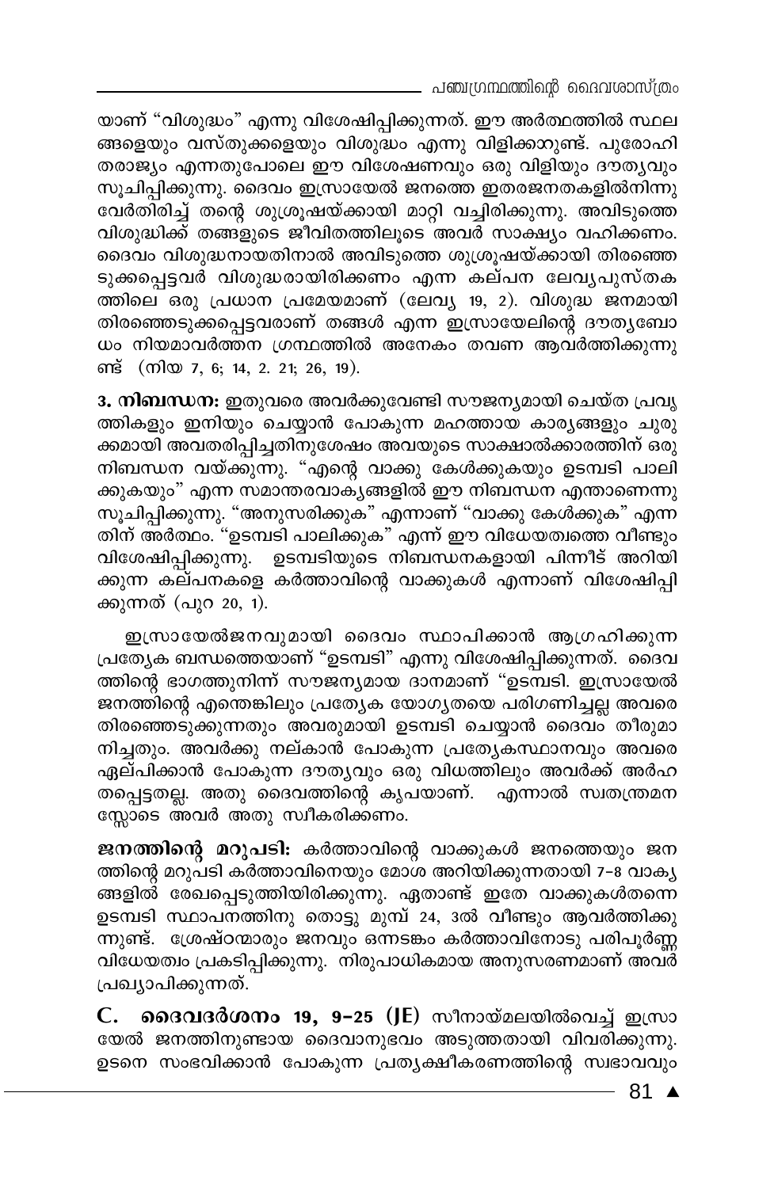യാണ് "വിശുദ്ധം" എന്നു വിശേഷിപ്പിക്കുന്നത്. ഈ അർത്ഥത്തിൽ സ്ഥലങ്ങളെയും വസ്തുക്കളെയും വിശുദ്ധം എന്നു വിളിക്കാറുണ്ട്. പുരോഹിതരാജ്യം എന്നതുപോലെ ഈ വിശേഷണവും ഒരു വിളിയും ദൗത്യവും സൂചിപ്പിക്കുന്നു. ദൈവം ഇസ്രായേൽ ജനത്തെ ഇതരജനതകളിൽനിന്നു വേർതിരിച്ച് തന്റെ ശുശ്രൂഷയ്ക്കായി മാറ്റി വച്ചിരിക്കുന്നു. അവിടുത്തെ വിശുദ്ധിക്ക് തങ്ങളുടെ ജീവിതത്തിലൂടെ അവർ സാക്ഷ്യം വഹിക്കണം. ദൈവം വിശുദ്ധനായതിനാൽ അവിടുത്തെ ശുശ്രൂഷയ്ക്കായി തിരഞ്ഞെടുക്കപ്പെട്ടവർ വിശുദ്ധരായിരിക്കണം എന്ന കല്പന ലേവ്യപുസ്തകത്തിലെ ഒരു പ്രധാന പ്രമേയമാണ് (ലേവ്യ 19, 2). വിശുദ്ധ ജനമായി തിരഞ്ഞെടുക്കപ്പെട്ടവരാണ് തങ്ങൾ എന്ന ഇസ്രായേലിന്റെ ദൗത്യബോധം നിയമാവർത്തന ഗ്രന്ഥത്തിൽ അനേകം തവണ ആവർത്തിക്കുന്നുണ്ട് (നിയ 7, 6; 14, 2. 21; 26, 19).

**3. നിബന്ധന:** ഇതുവരെ അവർക്കുവേണ്ടി സൗജന്യമായി ചെയ്ത പ്രവൃത്തികളും ഇനിയും ചെയ്യാൻ പോകുന്ന മഹത്തായ കാര്യങ്ങളും ചുരുക്കമായി അവതരിപ്പിച്ചതിനുശേഷം അവയുടെ സാക്ഷാൽക്കാരത്തിന് ഒരു നിബന്ധന വയ്ക്കുന്നു. "എന്റെ വാക്കു കേൾക്കുകയും ഉടമ്പടി പാലിക്കുകയും" എന്ന സമാന്തരവാക്യങ്ങളിൽ ഈ നിബന്ധന എന്താണെന്നു സൂചിപ്പിക്കുന്നു. "അനുസരിക്കുക" എന്നാണ് "വാക്കു കേൾക്കുക" എന്നതിന് അർത്ഥം. "ഉടമ്പടി പാലിക്കുക" എന്ന് ഈ വിധേയത്വത്തെ വീണ്ടും വിശേഷിപ്പിക്കുന്നു. ഉടമ്പടിയുടെ നിബന്ധനകളായി പിന്നീട് അറിയിക്കുന്ന കല്പനകളെ കർത്താവിന്റെ വാക്കുകൾ എന്നാണ് വിശേഷിപ്പിക്കുന്നത് (പുറ 20, 1).

ഇസ്രായേൽജനവുമായി ദൈവം സ്ഥാപിക്കാൻ ആഗ്രഹിക്കുന്ന പ്രത്യേക ബന്ധത്തെയാണ് "ഉടമ്പടി" എന്നു വിശേഷിപ്പിക്കുന്നത്. ദൈവത്തിന്റെ ഭാഗത്തുനിന്ന് സൗജന്യമായ ദാനമാണ് "ഉടമ്പടി. ഇസ്രായേൽ ജനത്തിന്റെ എന്തെങ്കിലും പ്രത്യേക യോഗ്യതയെ പരിഗണിച്ചല്ല അവരെ തിരഞ്ഞെടുക്കുന്നതും അവരുമായി ഉടമ്പടി ചെയ്യാൻ ദൈവം തീരുമാനിച്ചതും. അവർക്കു നല്കാൻ പോകുന്ന പ്രത്യേകസ്ഥാനവും അവരെ ഏല്പിക്കാൻ പോകുന്ന ദൗത്യവും ഒരു വിധത്തിലും അവർക്ക് അർഹതപ്പെട്ടതല്ല. അതു ദൈവത്തിന്റെ കൃപയാണ്. എന്നാൽ സ്വതന്ത്രമനസ്സോടെ അവർ അതു സ്വീകരിക്കണം.

**ജനത്തിന്റെ മറുപടി:** കർത്താവിന്റെ വാക്കുകൾ ജനത്തെയും ജനത്തിന്റെ മറുപടി കർത്താവിനെയും മോശ അറിയിക്കുന്നതായി 7-8 വാക്യങ്ങളിൽ രേഖപ്പെടുത്തിയിരിക്കുന്നു. ഏതാണ്ട് ഇതേ വാക്കുകൾതന്നെ ഉടമ്പടി സ്ഥാപനത്തിനു തൊട്ടു മുമ്പ് 24, 3ൽ വീണ്ടും ആവർത്തിക്കുന്നുണ്ട്. ശ്രേഷ്ഠന്മാരും ജനവും ഒന്നടങ്കം കർത്താവിനോടു പരിപൂർണ്ണ വിധേയത്വം പ്രകടിപ്പിക്കുന്നു. നിരുപാധികമായ അനുസരണമാണ് അവർ പ്രഖ്യാപിക്കുന്നത്.

**C. ദൈവദർശനം 19, 9-25 (JE)** സീനായ്മലയിൽവെച്ച് ഇസ്രായേൽ ജനത്തിനുണ്ടായ ദൈവാനുഭവം അടുത്തതായി വിവരിക്കുന്നു. ഉടനെ സംഭവിക്കാൻ പോകുന്ന പ്രത്യക്ഷീകരണത്തിന്റെ സ്വഭാവവും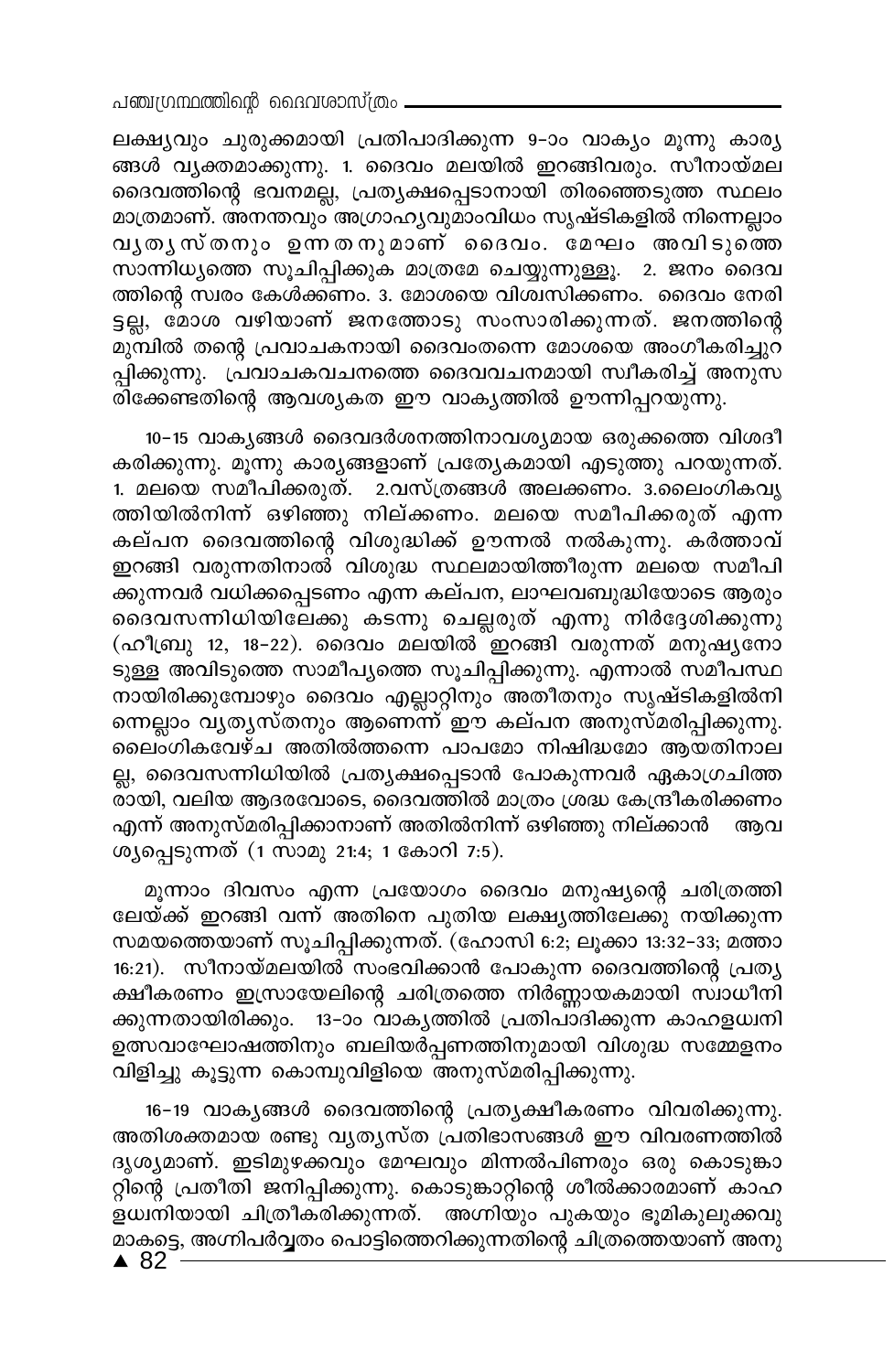ലക്ഷ്യവും ചുരുക്കമായി പ്രതിപാദിക്കുന്ന 9-ാം വാക്യം മൂന്നു കാര്യങ്ങൾ വ്യക്തമാക്കുന്നു. 1. ദൈവം മലയിൽ ഇറങ്ങിവരും. സീനായ്മല ദൈവത്തിന്റെ ഭവനമല്ല, പ്രത്യക്ഷപ്പെടാനായി തിരഞ്ഞെടുത്ത സ്ഥലം മാത്രമാണ്. അനന്തവും അഗ്രാഹ്യവുമാംവിധം സൃഷ്ടികളിൽ നിന്നെല്ലാം വ്യത്യസ്തനും ഉന്നതനുമാണ് ദൈവം. മേഘം അവിടുത്തെ സാന്നിധ്യത്തെ സൂചിപ്പിക്കുക മാത്രമേ ചെയ്യുന്നുള്ളൂ. 2. ജനം ദൈവത്തിന്റെ സ്വരം കേൾക്കണം. 3. മോശയെ വിശ്വസിക്കണം. ദൈവം നേരിട്ടല്ല, മോശ വഴിയാണ് ജനത്തോടു സംസാരിക്കുന്നത്. ജനത്തിന്റെ മുമ്പിൽ തന്റെ പ്രവാചകനായി ദൈവംതന്നെ മോശയെ അംഗീകരിച്ചുറപ്പിക്കുന്നു. പ്രവാചകവചനത്തെ ദൈവവചനമായി സ്വീകരിച്ച് അനുസരിക്കേണ്ടതിന്റെ ആവശ്യകത ഈ വാക്യത്തിൽ ഊന്നിപ്പറയുന്നു.

10-15 വാക്യങ്ങൾ ദൈവദർശനത്തിനാവശ്യമായ ഒരുക്കത്തെ വിശദീകരിക്കുന്നു. മൂന്നു കാര്യങ്ങളാണ് പ്രത്യേകമായി എടുത്തു പറയുന്നത്. 1. മലയെ സമീപിക്കരുത്. 2.വസ്ത്രങ്ങൾ അലക്കണം. 3.ലൈംഗികവൃത്തിയിൽനിന്ന് ഒഴിഞ്ഞു നില്ക്കണം. മലയെ സമീപിക്കരുത് എന്ന കല്പന ദൈവത്തിന്റെ വിശുദ്ധിക്ക് ഊന്നൽ നൽകുന്നു. കർത്താവ് ഇറങ്ങി വരുന്നതിനാൽ വിശുദ്ധ സ്ഥലമായിത്തീരുന്ന മലയെ സമീപിക്കുന്നവർ വധിക്കപ്പെടണം എന്ന കല്പന, ലാഘവബുദ്ധിയോടെ ആരും ദൈവസന്നിധിയിലേക്കു കടന്നു ചെല്ലരുത് എന്നു നിർദ്ദേശിക്കുന്നു (ഹീബ്രു 12, 18-22). ദൈവം മലയിൽ ഇറങ്ങി വരുന്നത് മനുഷ്യനോടുള്ള അവിടുത്തെ സാമീപ്യത്തെ സൂചിപ്പിക്കുന്നു. എന്നാൽ സമീപസ്ഥനായിരിക്കുമ്പോഴും ദൈവം എല്ലാറ്റിനും അതീതനും സൃഷ്ടികളിൽനിന്നെല്ലാം വ്യത്യസ്തനും ആണെന്ന് ഈ കല്പന അനുസ്മരിപ്പിക്കുന്നു. ലൈംഗികവേഴ്ച അതിൽത്തന്നെ പാപമോ നിഷിദ്ധമോ ആയതിനാലല്ല, ദൈവസന്നിധിയിൽ പ്രത്യക്ഷപ്പെടാൻ പോകുന്നവർ ഏകാഗ്രചിത്തരായി, വലിയ ആദരവോടെ, ദൈവത്തിൽ മാത്രം ശ്രദ്ധ കേന്ദ്രീകരിക്കണം എന്ന് അനുസ്മരിപ്പിക്കാനാണ് അതിൽനിന്ന് ഒഴിഞ്ഞു നില്ക്കാൻ ആവശ്യപ്പെടുന്നത് (1 സാമു 21:4; 1 കോറി 7:5).

മൂന്നാം ദിവസം എന്ന പ്രയോഗം ദൈവം മനുഷ്യന്റെ ചരിത്രത്തിലേയ്ക്ക് ഇറങ്ങി വന്ന് അതിനെ പുതിയ ലക്ഷ്യത്തിലേക്കു നയിക്കുന്ന സമയത്തെയാണ് സൂചിപ്പിക്കുന്നത്. (ഹോസി 6:2; ലൂക്കാ 13:32-33; മത്താ 16:21). സീനായ്മലയിൽ സംഭവിക്കാൻ പോകുന്ന ദൈവത്തിന്റെ പ്രത്യക്ഷീകരണം ഇസ്രായേലിന്റെ ചരിത്രത്തെ നിർണ്ണായകമായി സ്വാധീനിക്കുന്നതായിരിക്കും. 13-ാം വാക്യത്തിൽ പ്രതിപാദിക്കുന്ന കാഹളധ്വനി ഉത്സവാഘോഷത്തിനും ബലിയർപ്പണത്തിനുമായി വിശുദ്ധ സമ്മേളനം വിളിച്ചു കൂട്ടുന്ന കൊമ്പുവിളിയെ അനുസ്മരിപ്പിക്കുന്നു.

16-19 വാക്യങ്ങൾ ദൈവത്തിന്റെ പ്രത്യക്ഷീകരണം വിവരിക്കുന്നു. അതിശക്തമായ രണ്ടു വ്യത്യസ്ത പ്രതിഭാസങ്ങൾ ഈ വിവരണത്തിൽ ദൃശ്യമാണ്. ഇടിമുഴക്കവും മേഘവും മിന്നൽപിണരും ഒരു കൊടുങ്കാറ്റിന്റെ പ്രതീതി ജനിപ്പിക്കുന്നു. കൊടുങ്കാറ്റിന്റെ ശീൽക്കാരമാണ് കാഹളധ്വനിയായി ചിത്രീകരിക്കുന്നത്. അഗ്നിയും പുകയും ഭൂമികുലുക്കവുമാകട്ടെ, അഗ്നിപർവ്വതം പൊട്ടിത്തെറിക്കുന്നതിന്റെ ചിത്രത്തെയാണ് അനു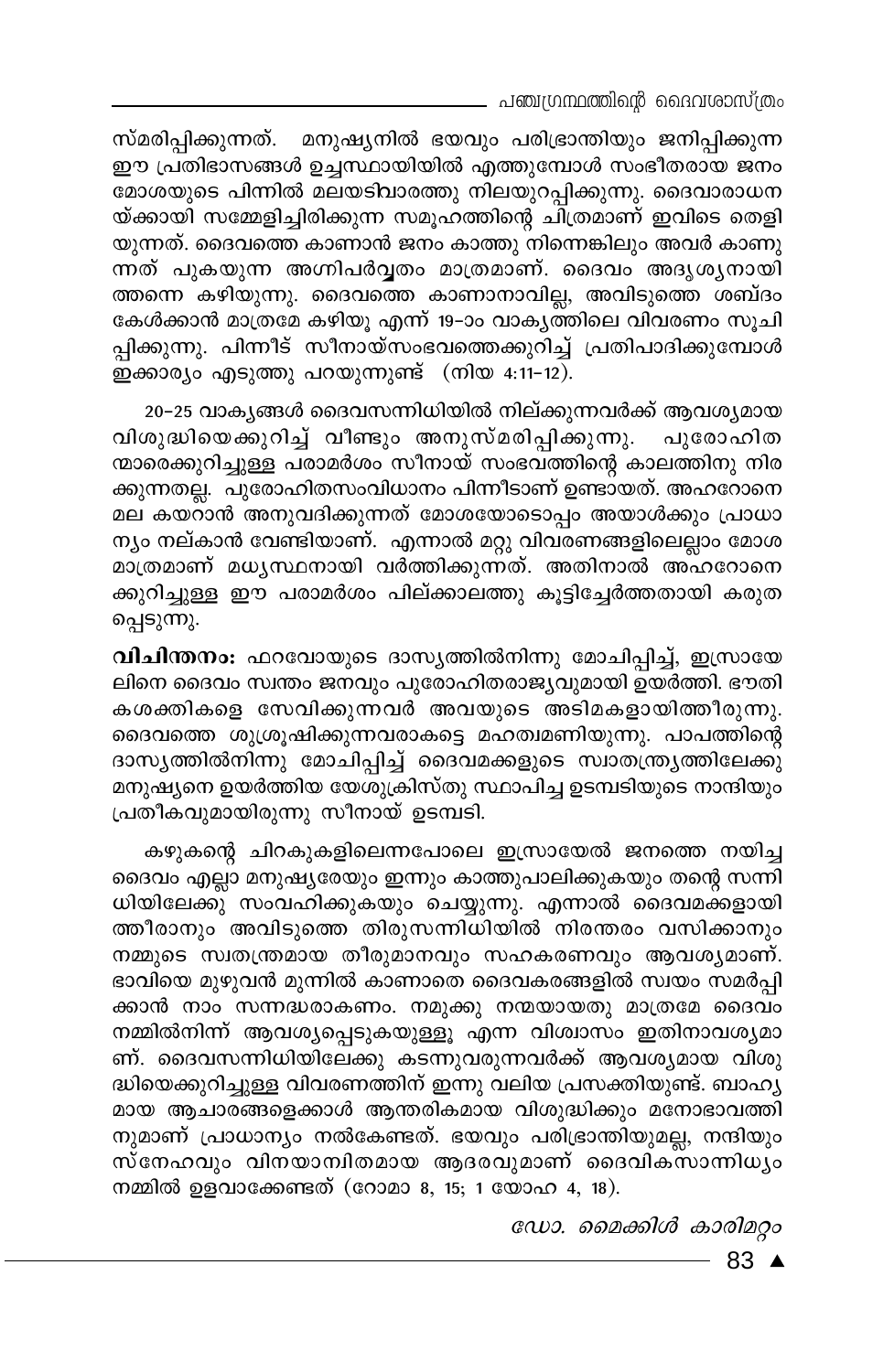സ്മരിപ്പിക്കുന്നത്. മനുഷ്യനിൽ ഭയവും പരിഭ്രാന്തിയും ജനിപ്പിക്കുന്ന ഈ പ്രതിഭാസങ്ങൾ ഉച്ചസ്ഥായിയിൽ എത്തുമ്പോൾ സംഭീതരായ ജനം മോശയുടെ പിന്നിൽ മലയടിവാരത്തു നിലയുറപ്പിക്കുന്നു. ദൈവാരാധനയ്ക്കായി സമ്മേളിച്ചിരിക്കുന്ന സമൂഹത്തിന്റെ ചിത്രമാണ് ഇവിടെ തെളിയുന്നത്. ദൈവത്തെ കാണാൻ ജനം കാത്തു നിന്നെങ്കിലും അവർ കാണുന്നത് പുകയുന്ന അഗ്നിപർവ്വതം മാത്രമാണ്. ദൈവം അദൃശ്യനായി ത്തന്നെ കഴിയുന്നു. ദൈവത്തെ കാണാനാവില്ല, അവിടുത്തെ ശബ്ദം കേൾക്കാൻ മാത്രമേ കഴിയൂ എന്ന് 19-ാം വാക്യത്തിലെ വിവരണം സൂചിപ്പിക്കുന്നു. പിന്നീട് സീനായ്സംഭവത്തെക്കുറിച്ച് പ്രതിപാദിക്കുമ്പോൾ ഇക്കാര്യം എടുത്തു പറയുന്നുണ്ട് (നിയ 4:11-12).

20-25 വാക്യങ്ങൾ ദൈവസന്നിധിയിൽ നില്ക്കുന്നവർക്ക് ആവശ്യമായ വിശുദ്ധിയെക്കുറിച്ച് വീണ്ടും അനുസ്മരിപ്പിക്കുന്നു. പുരോഹിതന്മാരെക്കുറിച്ചുള്ള പരാമർശം സീനായ് സംഭവത്തിന്റെ കാലത്തിനു നിരക്കുന്നതല്ല. പുരോഹിതസംവിധാനം പിന്നീടാണ് ഉണ്ടായത്. അഹറോനെ മല കയറാൻ അനുവദിക്കുന്നത് മോശയോടൊപ്പം അയാൾക്കും പ്രാധാന്യം നല്കാൻ വേണ്ടിയാണ്. എന്നാൽ മറ്റു വിവരണങ്ങളിലെല്ലാം മോശ മാത്രമാണ് മധ്യസ്ഥനായി വർത്തിക്കുന്നത്. അതിനാൽ അഹറോനെക്കുറിച്ചുള്ള ഈ പരാമർശം പില്ക്കാലത്തു കൂട്ടിച്ചേർത്തതായി കരുതപ്പെടുന്നു.

**വിചിന്തനം:** ഫറവോയുടെ ദാസ്യത്തിൽനിന്നു മോചിപ്പിച്ച്, ഇസ്രായേലിനെ ദൈവം സ്വന്തം ജനവും പുരോഹിതരാജ്യവുമായി ഉയർത്തി. ഭൗതികശക്തികളെ സേവിക്കുന്നവർ അവയുടെ അടിമകളായിത്തീരുന്നു. ദൈവത്തെ ശുശ്രൂഷിക്കുന്നവരാകട്ടെ മഹത്വമണിയുന്നു. പാപത്തിന്റെ ദാസ്യത്തിൽനിന്നു മോചിപ്പിച്ച് ദൈവമക്കളുടെ സ്വാതന്ത്ര്യത്തിലേക്കു മനുഷ്യനെ ഉയർത്തിയ യേശുക്രിസ്തു സ്ഥാപിച്ച ഉടമ്പടിയുടെ നാന്ദിയും പ്രതീകവുമായിരുന്നു സീനായ് ഉടമ്പടി.

കഴുകന്റെ ചിറകുകളിലെന്നപോലെ ഇസ്രായേൽ ജനത്തെ നയിച്ച ദൈവം എല്ലാ മനുഷ്യരേയും ഇന്നും കാത്തുപാലിക്കുകയും തന്റെ സന്നിധിയിലേക്കു സംവഹിക്കുകയും ചെയ്യുന്നു. എന്നാൽ ദൈവമക്കളായി ത്തീരാനും അവിടുത്തെ തിരുസന്നിധിയിൽ നിരന്തരം വസിക്കാനും നമ്മുടെ സ്വതന്ത്രമായ തീരുമാനവും സഹകരണവും ആവശ്യമാണ്. ഭാവിയെ മുഴുവൻ മുന്നിൽ കാണാതെ ദൈവകരങ്ങളിൽ സ്വയം സമർപ്പിക്കാൻ നാം സന്നദ്ധരാകണം. നമുക്കു നന്മയായതു മാത്രമേ ദൈവം നമ്മിൽനിന്ന് ആവശ്യപ്പെടുകയുള്ളൂ എന്ന വിശ്വാസം ഇതിനാവശ്യമാണ്. ദൈവസന്നിധിയിലേക്കു കടന്നുവരുന്നവർക്ക് ആവശ്യമായ വിശുദ്ധിയെക്കുറിച്ചുള്ള വിവരണത്തിന് ഇന്നു വലിയ പ്രസക്തിയുണ്ട്. ബാഹ്യമായ ആചാരങ്ങളെക്കാൾ ആന്തരികമായ വിശുദ്ധിക്കും മനോഭാവത്തിനുമാണ് പ്രാധാന്യം നൽകേണ്ടത്. ഭയവും പരിഭ്രാന്തിയുമല്ല, നന്ദിയും സ്നേഹവും വിനയാന്വിതമായ ആദരവുമാണ് ദൈവികസാന്നിധ്യം നമ്മിൽ ഉളവാക്കേണ്ടത് (റോമാ 8, 15; 1 യോഹ 4, 18).

*ഡോ. മൈക്കിൾ കാരിമറ്റം*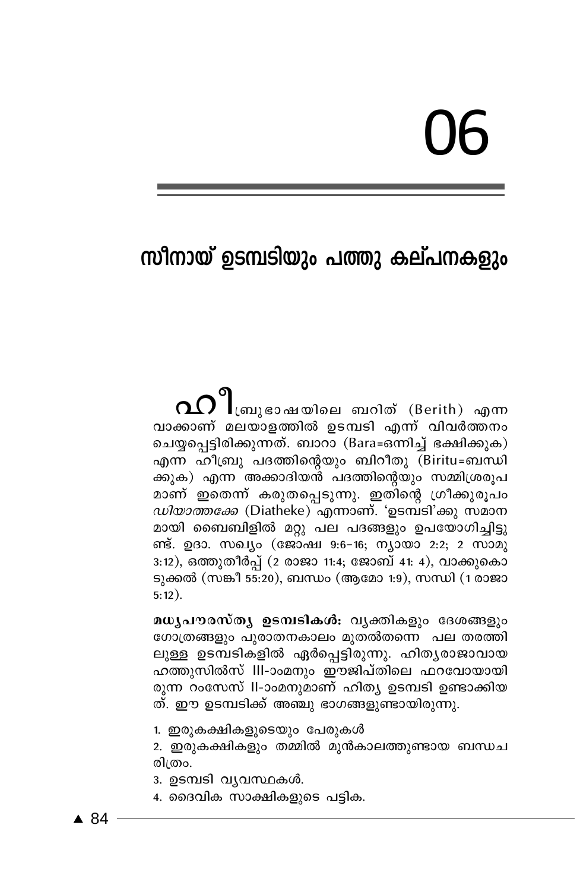# 06

## സീനായ് ഉടമ്പടിയും പത്തു കല്പനകളും

ഹീബ്രു ഭാഷയിലെ ബറിത് (Berith) എന്ന വാക്കാണ് മലയാളത്തിൽ ഉടമ്പടി എന്ന് വിവർത്തനം ചെയ്യപ്പെട്ടിരിക്കുന്നത്. ബാറാ (Bara=ഒന്നിച്ച് ഭക്ഷിക്കുക) എന്ന ഹീബ്രു പദത്തിന്റെയും ബിറീതു (Biritu=ബന്ധിക്കുക) എന്ന അക്കാദിയൻ പദത്തിന്റെയും സമ്മിശ്രരൂപമാണ് ഇതെന്ന് കരുതപ്പെടുന്നു. ഇതിന്റെ ഗ്രീക്കുരൂപം *ഡിയാത്തക്കേ* (Diatheke) എന്നാണ്. 'ഉടമ്പടി'ക്കു സമാനമായി ബൈബിളിൽ മറ്റു പല പദങ്ങളും ഉപയോഗിച്ചിട്ടുണ്ട്. ഉദാ. സഖ്യം (ജോഷ 9:6-16; ന്യായാ 2:2; 2 സാമു 3:12), ഒത്തുതീർപ്പ് (2 രാജാ 11:4; ജോബ് 41: 4), വാക്കുകൊടുക്കൽ (സങ്കീ 55:20), ബന്ധം (ആമോ 1:9), സന്ധി (1 രാജാ 5:12).

**മധ്യപൗരസ്ത്യ ഉടമ്പടികൾ:** വ്യക്തികളും ദേശങ്ങളും ഗോത്രങ്ങളും പുരാതനകാലം മുതൽതന്നെ പല തരത്തിലുള്ള ഉടമ്പടികളിൽ ഏർപ്പെട്ടിരുന്നു. ഹിത്യരാജാവായ ഹത്തുസിൽസ് III-ാംമനും ഈജിപ്തിലെ ഫറവോയായിരുന്ന റംസേസ് II-ാംമനുമാണ് ഹിത്യ ഉടമ്പടി ഉണ്ടാക്കിയത്. ഈ ഉടമ്പടിക്ക് അഞ്ചു ഭാഗങ്ങളുണ്ടായിരുന്നു.

1. ഇരുകക്ഷികളുടെയും പേരുകൾ
2. ഇരുകക്ഷികളും തമ്മിൽ മുൻകാലത്തുണ്ടായ ബന്ധചരിത്രം.
3. ഉടമ്പടി വ്യവസ്ഥകൾ.
4. ദൈവിക സാക്ഷികളുടെ പട്ടിക.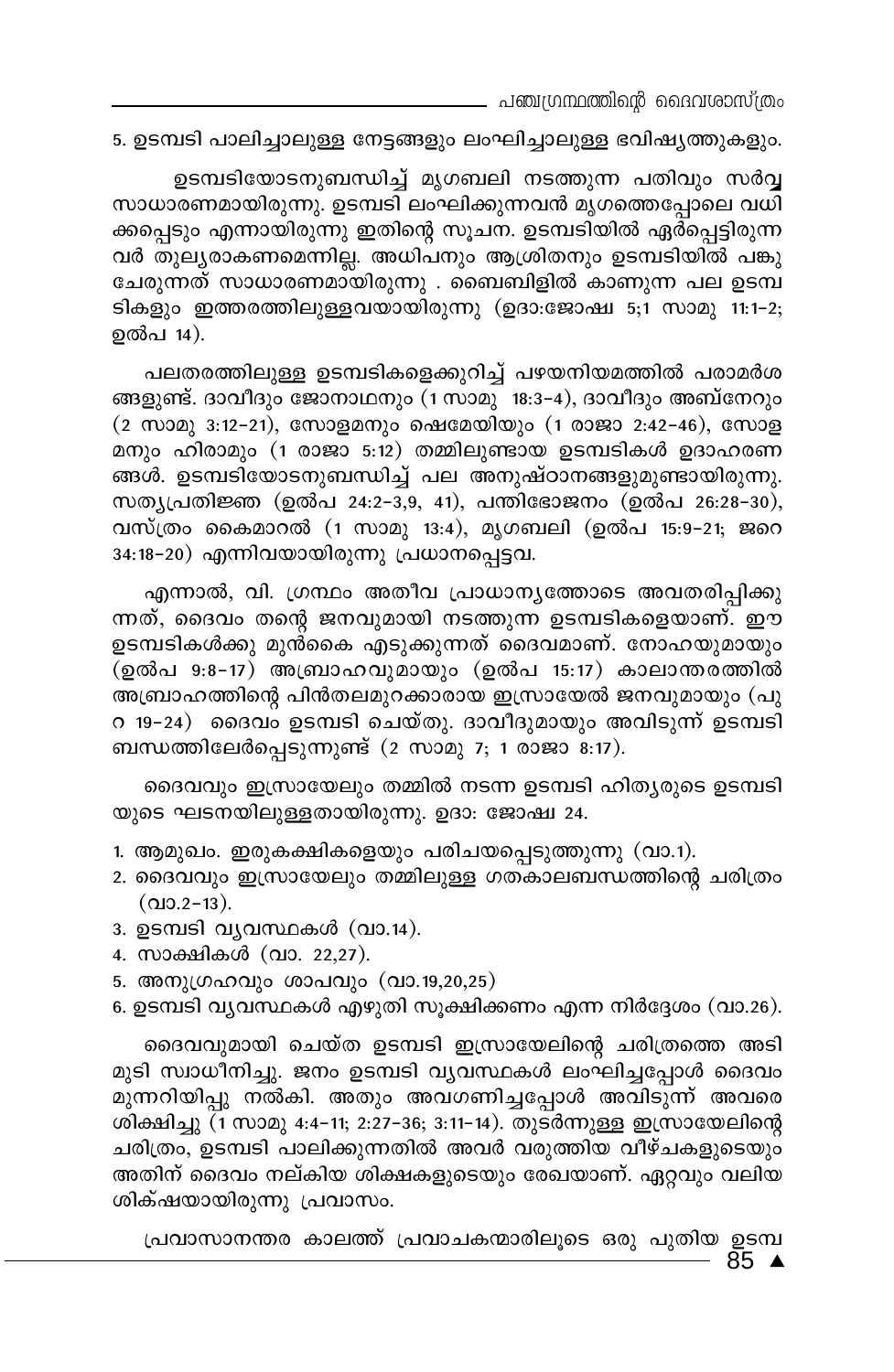5. ഉടമ്പടി പാലിച്ചാലുള്ള നേട്ടങ്ങളും ലംഘിച്ചാലുള്ള ഭവിഷ്യത്തുകളും.

ഉടമ്പടിയോടനുബന്ധിച്ച് മൃഗബലി നടത്തുന്ന പതിവും സർവ്വ സാധാരണമായിരുന്നു. ഉടമ്പടി ലംഘിക്കുന്നവൻ മൃഗത്തെപ്പോലെ വധിക്കപ്പെടും എന്നായിരുന്നു ഇതിന്റെ സൂചന. ഉടമ്പടിയിൽ ഏർപ്പെട്ടിരുന്നവർ തുല്യരാകണമെന്നില്ല. അധിപനും ആശ്രിതനും ഉടമ്പടിയിൽ പങ്കുചേരുന്നത് സാധാരണമായിരുന്നു . ബൈബിളിൽ കാണുന്ന പല ഉടമ്പടികളും ഇത്തരത്തിലുള്ളവയായിരുന്നു (ഉദാ:ജോഷ്വ 5;1 സാമു 11:1-2; ഉൽപ 14).

പലതരത്തിലുള്ള ഉടമ്പടികളെക്കുറിച്ച് പഴയനിയമത്തിൽ പരാമർശങ്ങളുണ്ട്. ദാവീദും ജോനാഥനും (1 സാമു 18:3-4), ദാവീദും അബ്നേറും (2 സാമു 3:12-21), സോളമനും ഷെമേയിയും (1 രാജാ 2:42-46), സോളമനും ഹിരാമും (1 രാജാ 5:12) തമ്മിലുണ്ടായ ഉടമ്പടികൾ ഉദാഹരണങ്ങൾ. ഉടമ്പടിയോടനുബന്ധിച്ച് പല അനുഷ്ഠാനങ്ങളുമുണ്ടായിരുന്നു. സത്യപ്രതിജ്ഞ (ഉൽപ 24:2-3,9, 41), പന്തിഭോജനം (ഉൽപ 26:28-30), വസ്ത്രം കൈമാറൽ (1 സാമു 13:4), മൃഗബലി (ഉൽപ 15:9-21; ജറെ 34:18-20) എന്നിവയായിരുന്നു പ്രധാനപ്പെട്ടവ.

എന്നാൽ, വി. ഗ്രന്ഥം അതീവ പ്രാധാന്യത്തോടെ അവതരിപ്പിക്കുന്നത്, ദൈവം തന്റെ ജനവുമായി നടത്തുന്ന ഉടമ്പടികളെയാണ്. ഈ ഉടമ്പടികൾക്കു മുൻകൈ എടുക്കുന്നത് ദൈവമാണ്. നോഹയുമായും (ഉൽപ 9:8-17) അബ്രാഹവുമായും (ഉൽപ 15:17) കാലാന്തരത്തിൽ അബ്രാഹത്തിന്റെ പിൻതലമുറക്കാരായ ഇസ്രായേൽ ജനവുമായും (പുറ 19-24) ദൈവം ഉടമ്പടി ചെയ്തു. ദാവീദുമായും അവിടുന്ന് ഉടമ്പടി ബന്ധത്തിലേർപ്പെടുന്നുണ്ട് (2 സാമു 7; 1 രാജാ 8:17).

ദൈവവും ഇസ്രായേലും തമ്മിൽ നടന്ന ഉടമ്പടി ഹിത്യരുടെ ഉടമ്പടിയുടെ ഘടനയിലുള്ളതായിരുന്നു. ഉദാ: ജോഷ്വ 24.

1. ആമുഖം. ഇരുകക്ഷികളെയും പരിചയപ്പെടുത്തുന്നു (വാ.1).
2. ദൈവവും ഇസ്രായേലും തമ്മിലുള്ള ഗതകാലബന്ധത്തിന്റെ ചരിത്രം (വാ.2-13).
3. ഉടമ്പടി വ്യവസ്ഥകൾ (വാ.14).
4. സാക്ഷികൾ (വാ. 22,27).
5. അനുഗ്രഹവും ശാപവും (വാ.19,20,25)
6. ഉടമ്പടി വ്യവസ്ഥകൾ എഴുതി സൂക്ഷിക്കണം എന്ന നിർദ്ദേശം (വാ.26).

ദൈവവുമായി ചെയ്ത ഉടമ്പടി ഇസ്രായേലിന്റെ ചരിത്രത്തെ അടിമുടി സ്വാധീനിച്ചു. ജനം ഉടമ്പടി വ്യവസ്ഥകൾ ലംഘിച്ചപ്പോൾ ദൈവം മുന്നറിയിപ്പു നൽകി. അതും അവഗണിച്ചപ്പോൾ അവിടുന്ന് അവരെ ശിക്ഷിച്ചു (1 സാമു 4:4-11; 2:27-36; 3:11-14). തുടർന്നുള്ള ഇസ്രായേലിന്റെ ചരിത്രം, ഉടമ്പടി പാലിക്കുന്നതിൽ അവർ വരുത്തിയ വീഴ്ചകളുടെയും അതിന് ദൈവം നല്കിയ ശിക്ഷകളുടെയും രേഖയാണ്. ഏറ്റവും വലിയ ശിക്ഷയായിരുന്നു പ്രവാസം.

പ്രവാസാനന്തര കാലത്ത് പ്രവാചകന്മാരിലൂടെ ഒരു പുതിയ ഉടമ്പ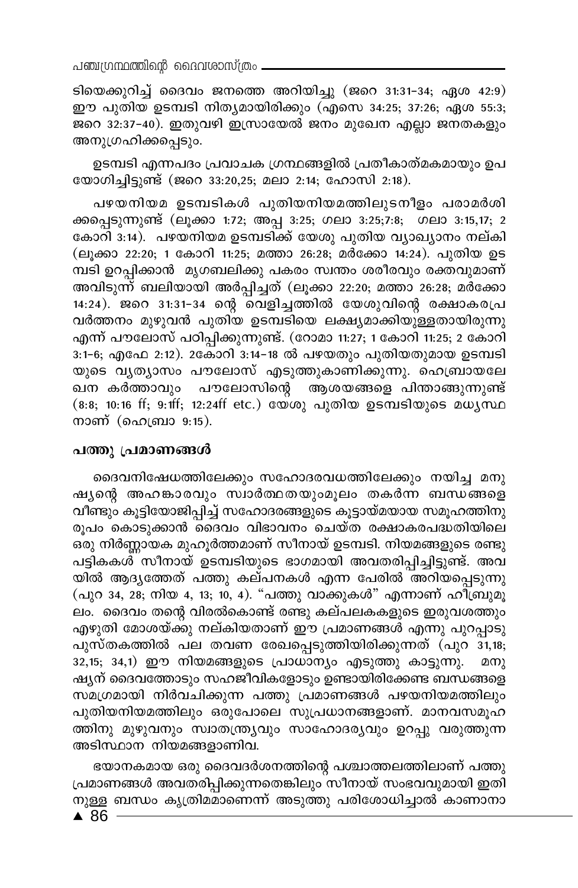ടിയെക്കുറിച്ച് ദൈവം ജനത്തെ അറിയിച്ചു (ജറെ 31:31-34; ഏശ 42:9) ഈ പുതിയ ഉടമ്പടി നിത്യമായിരിക്കും (എസെ 34:25; 37:26; ഏശ 55:3; ജറെ 32:37-40). ഇതുവഴി ഇസ്രായേൽ ജനം മുഖേന എല്ലാ ജനതകളും അനുഗ്രഹിക്കപ്പെടും.

ഉടമ്പടി എന്നപദം പ്രവാചക ഗ്രന്ഥങ്ങളിൽ പ്രതീകാത്മകമായും ഉപയോഗിച്ചിട്ടുണ്ട് (ജറെ 33:20,25; മലാ 2:14; ഹോസി 2:18).

പഴയനിയമ ഉടമ്പടികൾ പുതിയനിയമത്തിലുടനീളം പരാമർശിക്കപ്പെടുന്നുണ്ട് (ലൂക്കാ 1:72; അപ്പ 3:25; ഗലാ 3:25;7:8; ഗലാ 3:15,17; 2 കോറി 3:14). പഴയനിയമ ഉടമ്പടിക്ക് യേശു പുതിയ വ്യാഖ്യാനം നല്കി (ലൂക്കാ 22:20; 1 കോറി 11:25; മത്താ 26:28; മർക്കോ 14:24). പുതിയ ഉടമ്പടി ഉറപ്പിക്കാൻ മൃഗബലിക്കു പകരം സ്വന്തം ശരീരവും രക്തവുമാണ് അവിടുന്ന് ബലിയായി അർപ്പിച്ചത് (ലൂക്കാ 22:20; മത്താ 26:28; മർക്കോ 14:24). ജറെ 31:31-34 ന്റെ വെളിച്ചത്തിൽ യേശുവിന്റെ രക്ഷാകരപ്രവർത്തനം മുഴുവൻ പുതിയ ഉടമ്പടിയെ ലക്ഷ്യമാക്കിയുള്ളതായിരുന്നു എന്ന് പൗലോസ് പഠിപ്പിക്കുന്നുണ്ട്. (റോമാ 11:27; 1 കോറി 11:25; 2 കോറി 3:1-6; എഫേ 2:12). 2കോറി 3:14-18 ൽ പഴയതും പുതിയതുമായ ഉടമ്പടിയുടെ വ്യത്യാസം പൗലോസ് എടുത്തുകാണിക്കുന്നു. ഹെബ്രായലേഖന കർത്താവും പൗലോസിന്റെ ആശയങ്ങളെ പിന്താങ്ങുന്നുണ്ട് (8:8; 10:16 ff; 9:1ff; 12:24ff etc.) യേശു പുതിയ ഉടമ്പടിയുടെ മധ്യസ്ഥനാണ് (ഹെബ്രാ 9:15).

## പത്തു പ്രമാണങ്ങൾ

ദൈവനിഷേധത്തിലേക്കും സഹോദരവധത്തിലേക്കും നയിച്ച മനുഷ്യന്റെ അഹങ്കാരവും സ്വാർത്ഥതയുംമൂലം തകർന്ന ബന്ധങ്ങളെ വീണ്ടും കൂട്ടിയോജിപ്പിച്ച് സഹോദരങ്ങളുടെ കൂട്ടായ്മയായ സമൂഹത്തിനു രൂപം കൊടുക്കാൻ ദൈവം വിഭാവനം ചെയ്ത രക്ഷാകരപദ്ധതിയിലെ ഒരു നിർണ്ണായക മുഹൂർത്തമാണ് സീനായ് ഉടമ്പടി. നിയമങ്ങളുടെ രണ്ടു പട്ടികകൾ സീനായ് ഉടമ്പടിയുടെ ഭാഗമായി അവതരിപ്പിച്ചിട്ടുണ്ട്. അവയിൽ ആദ്യത്തേത് പത്തു കല്പനകൾ എന്ന പേരിൽ അറിയപ്പെടുന്നു (പുറ 34, 28; നിയ 4, 13; 10, 4). "പത്തു വാക്കുകൾ" എന്നാണ് ഹീബ്രുമൂലം. ദൈവം തന്റെ വിരൽകൊണ്ട് രണ്ടു കല്പലകകളുടെ ഇരുവശത്തും എഴുതി മോശയ്ക്കു നല്കിയതാണ് ഈ പ്രമാണങ്ങൾ എന്നു പുറപ്പാടു പുസ്തകത്തിൽ പല തവണ രേഖപ്പെടുത്തിയിരിക്കുന്നത് (പുറ 31,18; 32,15; 34,1) ഈ നിയമങ്ങളുടെ പ്രാധാന്യം എടുത്തു കാട്ടുന്നു. മനുഷ്യന് ദൈവത്തോടും സഹജീവികളോടും ഉണ്ടായിരിക്കേണ്ട ബന്ധങ്ങളെ സമഗ്രമായി നിർവചിക്കുന്ന പത്തു പ്രമാണങ്ങൾ പഴയനിയമത്തിലും പുതിയനിയമത്തിലും ഒരുപോലെ സുപ്രധാനങ്ങളാണ്. മാനവസമൂഹത്തിനു മുഴുവനും സ്വാതന്ത്ര്യവും സാഹോദര്യവും ഉറപ്പു വരുത്തുന്ന അടിസ്ഥാന നിയമങ്ങളാണിവ.

ഭയാനകമായ ഒരു ദൈവദർശനത്തിന്റെ പശ്ചാത്തലത്തിലാണ് പത്തു പ്രമാണങ്ങൾ അവതരിപ്പിക്കുന്നതെങ്കിലും സീനായ് സംഭവവുമായി ഇതിനുള്ള ബന്ധം കൃത്രിമമാണെന്ന് അടുത്തു പരിശോധിച്ചാൽ കാണാനാ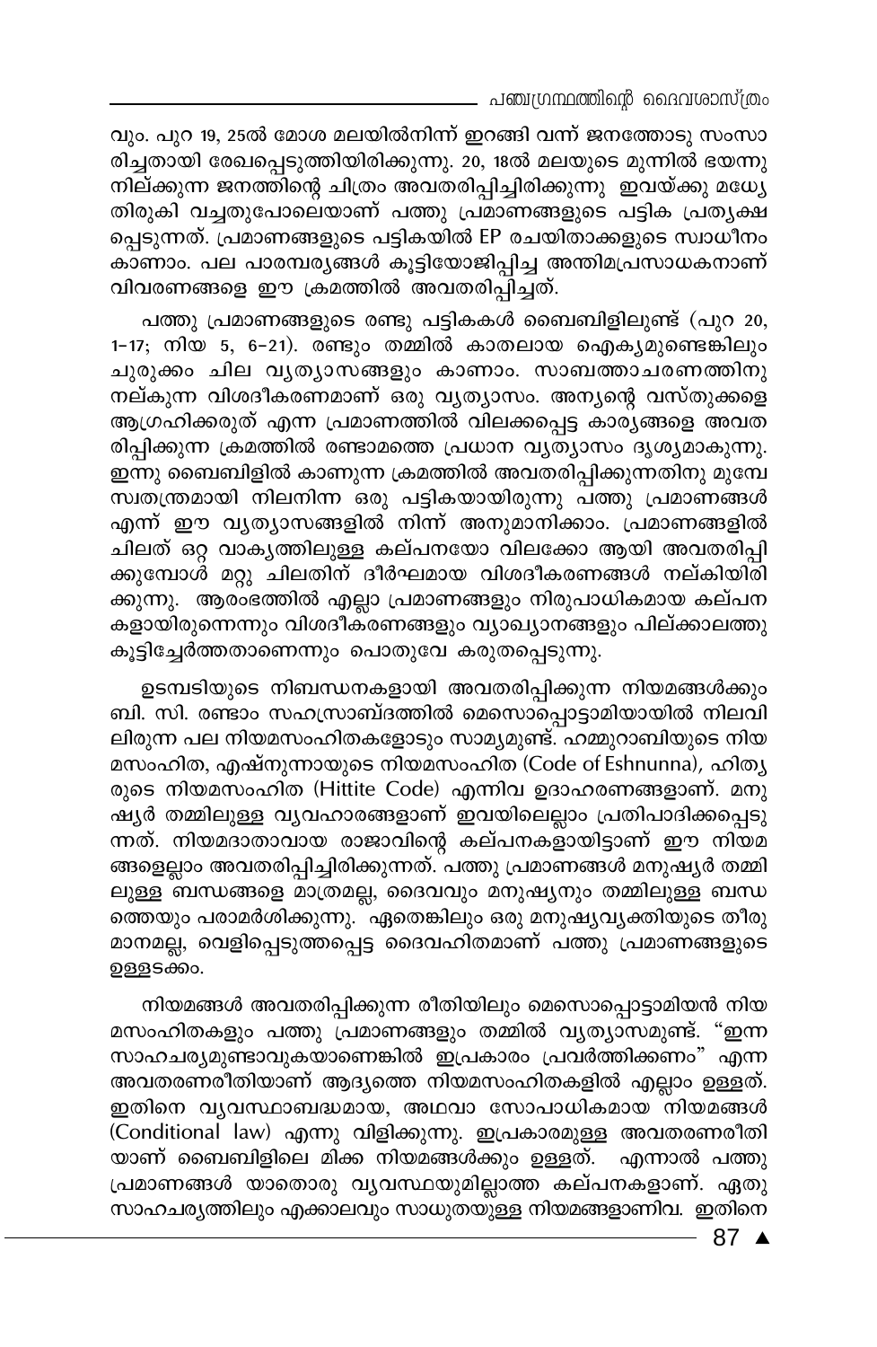വും. പുറ 19, 25ൽ മോശ മലയിൽനിന്ന് ഇറങ്ങി വന്ന് ജനത്തോടു സംസാരിച്ചതായി രേഖപ്പെടുത്തിയിരിക്കുന്നു. 20, 18ൽ മലയുടെ മുന്നിൽ ഭയന്നു നില്ക്കുന്ന ജനത്തിന്റെ ചിത്രം അവതരിപ്പിച്ചിരിക്കുന്നു ഇവയ്ക്കു മധ്യേ തിരുകി വച്ചതുപോലെയാണ് പത്തു പ്രമാണങ്ങളുടെ പട്ടിക പ്രത്യക്ഷപ്പെടുന്നത്. പ്രമാണങ്ങളുടെ പട്ടികയിൽ EP രചയിതാക്കളുടെ സ്വാധീനം കാണാം. പല പാരമ്പര്യങ്ങൾ കൂട്ടിയോജിപ്പിച്ച അന്തിമപ്രസാധകനാണ് വിവരണങ്ങളെ ഈ ക്രമത്തിൽ അവതരിപ്പിച്ചത്.

പത്തു പ്രമാണങ്ങളുടെ രണ്ടു പട്ടികകൾ ബൈബിളിലുണ്ട് (പുറ 20, 1-17; നിയ 5, 6-21). രണ്ടും തമ്മിൽ കാതലായ ഐക്യമുണ്ടെങ്കിലും ചുരുക്കം ചില വ്യത്യാസങ്ങളും കാണാം. സാബത്താചരണത്തിനു നല്കുന്ന വിശദീകരണമാണ് ഒരു വ്യത്യാസം. അന്യന്റെ വസ്തുക്കളെ ആഗ്രഹിക്കരുത് എന്ന പ്രമാണത്തിൽ വിലക്കപ്പെട്ട കാര്യങ്ങളെ അവതരിപ്പിക്കുന്ന ക്രമത്തിൽ രണ്ടാമത്തെ പ്രധാന വ്യത്യാസം ദൃശ്യമാകുന്നു. ഇന്നു ബൈബിളിൽ കാണുന്ന ക്രമത്തിൽ അവതരിപ്പിക്കുന്നതിനു മുമ്പേ സ്വതന്ത്രമായി നിലനിന്ന ഒരു പട്ടികയായിരുന്നു പത്തു പ്രമാണങ്ങൾ എന്ന് ഈ വ്യത്യാസങ്ങളിൽ നിന്ന് അനുമാനിക്കാം. പ്രമാണങ്ങളിൽ ചിലത് ഒറ്റ വാക്യത്തിലുള്ള കല്പനയോ വിലക്കോ ആയി അവതരിപ്പിക്കുമ്പോൾ മറ്റു ചിലതിന് ദീർഘമായ വിശദീകരണങ്ങൾ നല്കിയിരിക്കുന്നു. ആരംഭത്തിൽ എല്ലാ പ്രമാണങ്ങളും നിരുപാധികമായ കല്പനകളായിരുന്നെന്നും വിശദീകരണങ്ങളും വ്യാഖ്യാനങ്ങളും പില്ക്കാലത്തു കൂട്ടിച്ചേർത്തതാണെന്നും പൊതുവേ കരുതപ്പെടുന്നു.

ഉടമ്പടിയുടെ നിബന്ധനകളായി അവതരിപ്പിക്കുന്ന നിയമങ്ങൾക്കും ബി. സി. രണ്ടാം സഹസ്രാബ്ദത്തിൽ മെസൊപ്പൊട്ടാമിയായിൽ നിലവിലിരുന്ന പല നിയമസംഹിതകളോടും സാമ്യമുണ്ട്. ഹമ്മുറാബിയുടെ നിയമസംഹിത, എഷ്നുന്നായുടെ നിയമസംഹിത (Code of Eshnunna), ഹിത്യരുടെ നിയമസംഹിത (Hittite Code) എന്നിവ ഉദാഹരണങ്ങളാണ്. മനുഷ്യർ തമ്മിലുള്ള വ്യവഹാരങ്ങളാണ് ഇവയിലെല്ലാം പ്രതിപാദിക്കപ്പെടുന്നത്. നിയമദാതാവായ രാജാവിന്റെ കല്പനകളായിട്ടാണ് ഈ നിയമങ്ങളെല്ലാം അവതരിപ്പിച്ചിരിക്കുന്നത്. പത്തു പ്രമാണങ്ങൾ മനുഷ്യർ തമ്മിലുള്ള ബന്ധങ്ങളെ മാത്രമല്ല, ദൈവവും മനുഷ്യനും തമ്മിലുള്ള ബന്ധത്തെയും പരാമർശിക്കുന്നു. ഏതെങ്കിലും ഒരു മനുഷ്യവ്യക്തിയുടെ തീരുമാനമല്ല, വെളിപ്പെടുത്തപ്പെട്ട ദൈവഹിതമാണ് പത്തു പ്രമാണങ്ങളുടെ ഉള്ളടക്കം.

നിയമങ്ങൾ അവതരിപ്പിക്കുന്ന രീതിയിലും മെസൊപ്പൊട്ടാമിയൻ നിയമസംഹിതകളും പത്തു പ്രമാണങ്ങളും തമ്മിൽ വ്യത്യാസമുണ്ട്. "ഇന്ന സാഹചര്യമുണ്ടാവുകയാണെങ്കിൽ ഇപ്രകാരം പ്രവർത്തിക്കണം" എന്ന അവതരണരീതിയാണ് ആദ്യത്തെ നിയമസംഹിതകളിൽ എല്ലാം ഉള്ളത്. ഇതിനെ വ്യവസ്ഥാബദ്ധമായ, അഥവാ സോപാധികമായ നിയമങ്ങൾ (Conditional law) എന്നു വിളിക്കുന്നു. ഇപ്രകാരമുള്ള അവതരണരീതിയാണ് ബൈബിളിലെ മിക്ക നിയമങ്ങൾക്കും ഉള്ളത്. എന്നാൽ പത്തു പ്രമാണങ്ങൾ യാതൊരു വ്യവസ്ഥയുമില്ലാത്ത കല്പനകളാണ്. ഏതു സാഹചര്യത്തിലും എക്കാലവും സാധുതയുള്ള നിയമങ്ങളാണിവ. ഇതിനെ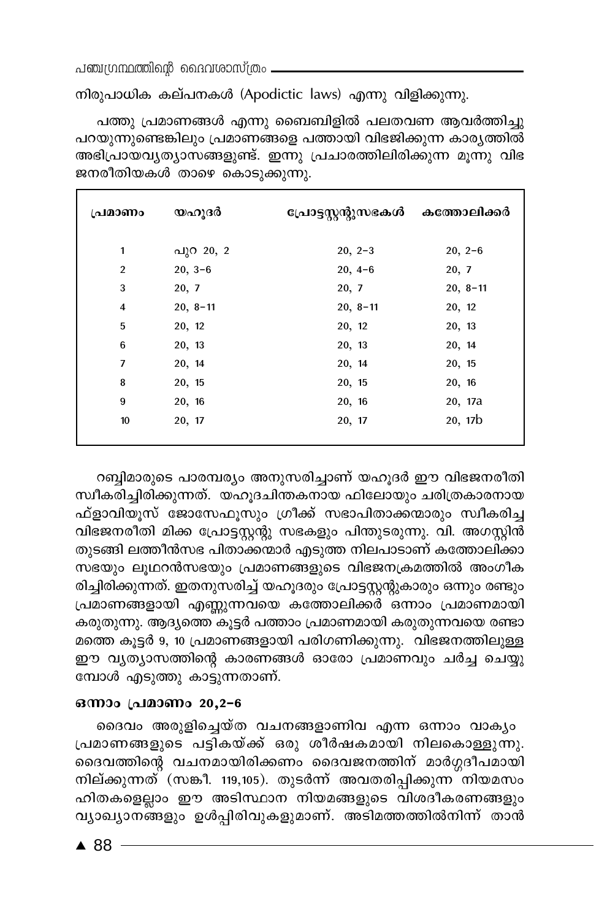നിരുപാധിക കല്പനകൾ (Apodictic laws) എന്നു വിളിക്കുന്നു.

പത്തു പ്രമാണങ്ങൾ എന്നു ബൈബിളിൽ പലതവണ ആവർത്തിച്ചു പറയുന്നുണ്ടെങ്കിലും പ്രമാണങ്ങളെ പത്തായി വിഭജിക്കുന്ന കാര്യത്തിൽ അഭിപ്രായവ്യത്യാസങ്ങളുണ്ട്. ഇന്നു പ്രചാരത്തിലിരിക്കുന്ന മൂന്നു വിഭജനരീതിയകൾ താഴെ കൊടുക്കുന്നു.

| പ്രമാണം | യഹൂദർ | പ്രോട്ടസ്റ്റന്റുസഭകൾ | കത്തോലിക്കർ |
|---|---|---|---|
| 1 | പുറ 20, 2 | 20, 2-3 | 20, 2-6 |
| 2 | 20, 3-6 | 20, 4-6 | 20, 7 |
| 3 | 20, 7 | 20, 7 | 20, 8-11 |
| 4 | 20, 8-11 | 20, 8-11 | 20, 12 |
| 5 | 20, 12 | 20, 12 | 20, 13 |
| 6 | 20, 13 | 20, 13 | 20, 14 |
| 7 | 20, 14 | 20, 14 | 20, 15 |
| 8 | 20, 15 | 20, 15 | 20, 16 |
| 9 | 20, 16 | 20, 16 | 20, 17a |
| 10 | 20, 17 | 20, 17 | 20, 17b |

റബ്ബിമാരുടെ പാരമ്പര്യം അനുസരിച്ചാണ് യഹൂദർ ഈ വിഭജനരീതി സ്വീകരിച്ചിരിക്കുന്നത്. യഹൂദചിന്തകനായ ഫിലോയും ചരിത്രകാരനായ ഫ്ളാവിയൂസ് ജോസേഫൂസും ഗ്രീക്ക് സഭാപിതാക്കന്മാരും സ്വീകരിച്ച വിഭജനരീതി മിക്ക പ്രോട്ടസ്റ്റന്റു സഭകളും പിന്തുടരുന്നു. വി. അഗസ്റ്റിൻ തുടങ്ങി ലത്തീൻസഭ പിതാക്കന്മാർ എടുത്ത നിലപാടാണ് കത്തോലിക്കാ സഭയും ലൂഥറൻസഭയും പ്രമാണങ്ങളുടെ വിഭജനക്രമത്തിൽ അംഗീകരിച്ചിരിക്കുന്നത്. ഇതനുസരിച്ച് യഹൂദരും പ്രോട്ടസ്റ്റന്റുകാരും ഒന്നും രണ്ടും പ്രമാണങ്ങളായി എണ്ണുന്നവയെ കത്തോലിക്കർ ഒന്നാം പ്രമാണമായി കരുതുന്നു. ആദ്യത്തെ കൂട്ടർ പത്താം പ്രമാണമായി കരുതുന്നവയെ രണ്ടാമത്തെ കൂട്ടർ 9, 10 പ്രമാണങ്ങളായി പരിഗണിക്കുന്നു. വിഭജനത്തിലുള്ള ഈ വ്യത്യാസത്തിന്റെ കാരണങ്ങൾ ഓരോ പ്രമാണവും ചർച്ച ചെയ്യുമ്പോൾ എടുത്തു കാട്ടുന്നതാണ്.

### ഒന്നാം പ്രമാണം 20,2-6

ദൈവം അരുളിച്ചെയ്ത വചനങ്ങളാണിവ എന്ന ഒന്നാം വാക്യം പ്രമാണങ്ങളുടെ പട്ടികയ്ക്ക് ഒരു ശീർഷകമായി നിലകൊള്ളുന്നു. ദൈവത്തിന്റെ വചനമായിരിക്കണം ദൈവജനത്തിന് മാർഗ്ഗദീപമായി നില്ക്കുന്നത് (സങ്കീ. 119,105). തുടർന്ന് അവതരിപ്പിക്കുന്ന നിയമസംഹിതകളെല്ലാം ഈ അടിസ്ഥാന നിയമങ്ങളുടെ വിശദീകരണങ്ങളും വ്യാഖ്യാനങ്ങളും ഉൾപ്പിരിവുകളുമാണ്. അടിമത്തത്തിൽനിന്ന് താൻ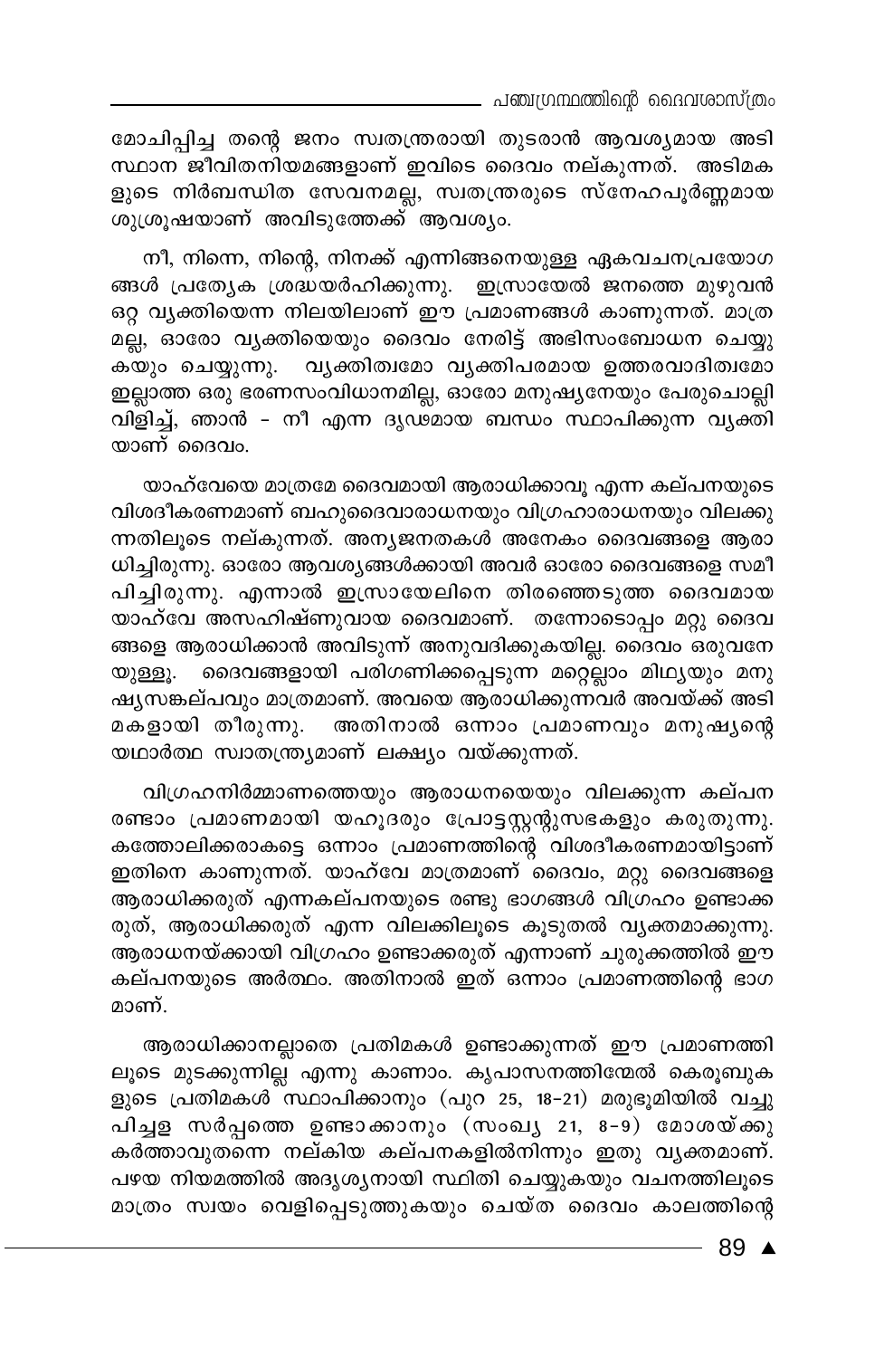മോചിപ്പിച്ച തന്റെ ജനം സ്വതന്ത്രരായി തുടരാൻ ആവശ്യമായ അടിസ്ഥാന ജീവിതനിയമങ്ങളാണ് ഇവിടെ ദൈവം നല്കുന്നത്. അടിമകളുടെ നിർബന്ധിത സേവനമല്ല, സ്വതന്ത്രരുടെ സ്നേഹപൂർണ്ണമായ ശുശ്രൂഷയാണ് അവിടുത്തേക്ക് ആവശ്യം.

നീ, നിന്നെ, നിന്റെ, നിനക്ക് എന്നിങ്ങനെയുള്ള ഏകവചനപ്രയോഗങ്ങൾ പ്രത്യേക ശ്രദ്ധയർഹിക്കുന്നു. ഇസ്രായേൽ ജനത്തെ മുഴുവൻ ഒറ്റ വ്യക്തിയെന്ന നിലയിലാണ് ഈ പ്രമാണങ്ങൾ കാണുന്നത്. മാത്രമല്ല, ഓരോ വ്യക്തിയെയും ദൈവം നേരിട്ട് അഭിസംബോധന ചെയ്യുകയും ചെയ്യുന്നു. വ്യക്തിത്വമോ വ്യക്തിപരമായ ഉത്തരവാദിത്വമോ ഇല്ലാത്ത ഒരു ഭരണസംവിധാനമില്ല, ഓരോ മനുഷ്യനേയും പേരുചൊല്ലി വിളിച്ച്, ഞാൻ - നീ എന്ന ദൃഢമായ ബന്ധം സ്ഥാപിക്കുന്ന വ്യക്തിയാണ് ദൈവം.

യാഹ്വേയെ മാത്രമേ ദൈവമായി ആരാധിക്കാവൂ എന്ന കല്പനയുടെ വിശദീകരണമാണ് ബഹുദൈവാരാധനയും വിഗ്രഹാരാധനയും വിലക്കുന്നതിലൂടെ നല്കുന്നത്. അന്യജനതകൾ അനേകം ദൈവങ്ങളെ ആരാധിച്ചിരുന്നു. ഓരോ ആവശ്യങ്ങൾക്കായി അവർ ഓരോ ദൈവങ്ങളെ സമീപിച്ചിരുന്നു. എന്നാൽ ഇസ്രായേലിനെ തിരഞ്ഞെടുത്ത ദൈവമായ യാഹ്വേ അസഹിഷ്ണുവായ ദൈവമാണ്. തന്നോടൊപ്പം മറ്റു ദൈവങ്ങളെ ആരാധിക്കാൻ അവിടുന്ന് അനുവദിക്കുകയില്ല. ദൈവം ഒരുവനേയുള്ളൂ. ദൈവങ്ങളായി പരിഗണിക്കപ്പെടുന്ന മറ്റെല്ലാം മിഥ്യയും മനുഷ്യസങ്കല്പവും മാത്രമാണ്. അവയെ ആരാധിക്കുന്നവർ അവയ്ക്ക് അടിമകളായി തീരുന്നു. അതിനാൽ ഒന്നാം പ്രമാണവും മനുഷ്യന്റെ യഥാർത്ഥ സ്വാതന്ത്ര്യമാണ് ലക്ഷ്യം വയ്ക്കുന്നത്.

വിഗ്രഹനിർമ്മാണത്തെയും ആരാധനയെയും വിലക്കുന്ന കല്പന രണ്ടാം പ്രമാണമായി യഹൂദരും പ്രോട്ടസ്റ്റന്റുസഭകളും കരുതുന്നു. കത്തോലിക്കരാകട്ടെ ഒന്നാം പ്രമാണത്തിന്റെ വിശദീകരണമായിട്ടാണ് ഇതിനെ കാണുന്നത്. യാഹ്വേ മാത്രമാണ് ദൈവം, മറ്റു ദൈവങ്ങളെ ആരാധിക്കരുത് എന്നകല്പനയുടെ രണ്ടു ഭാഗങ്ങൾ വിഗ്രഹം ഉണ്ടാക്കരുത്, ആരാധിക്കരുത് എന്ന വിലക്കിലൂടെ കൂടുതൽ വ്യക്തമാക്കുന്നു. ആരാധനയ്ക്കായി വിഗ്രഹം ഉണ്ടാക്കരുത് എന്നാണ് ചുരുക്കത്തിൽ ഈ കല്പനയുടെ അർത്ഥം. അതിനാൽ ഇത് ഒന്നാം പ്രമാണത്തിന്റെ ഭാഗമാണ്.

ആരാധിക്കാനല്ലാതെ പ്രതിമകൾ ഉണ്ടാക്കുന്നത് ഈ പ്രമാണത്തിലൂടെ മുടക്കുന്നില്ല എന്നു കാണാം. കൃപാസനത്തിന്മേൽ കെരൂബുകളുടെ പ്രതിമകൾ സ്ഥാപിക്കാനും (പുറ 25, 18-21) മരുഭൂമിയിൽ വച്ചു പിച്ചള സർപ്പത്തെ ഉണ്ടാക്കാനും (സംഖ്യ 21, 8-9) മോശയ്ക്കു കർത്താവുതന്നെ നല്കിയ കല്പനകളിൽനിന്നും ഇതു വ്യക്തമാണ്. പഴയ നിയമത്തിൽ അദൃശ്യനായി സ്ഥിതി ചെയ്യുകയും വചനത്തിലൂടെ മാത്രം സ്വയം വെളിപ്പെടുത്തുകയും ചെയ്ത ദൈവം കാലത്തിന്റെ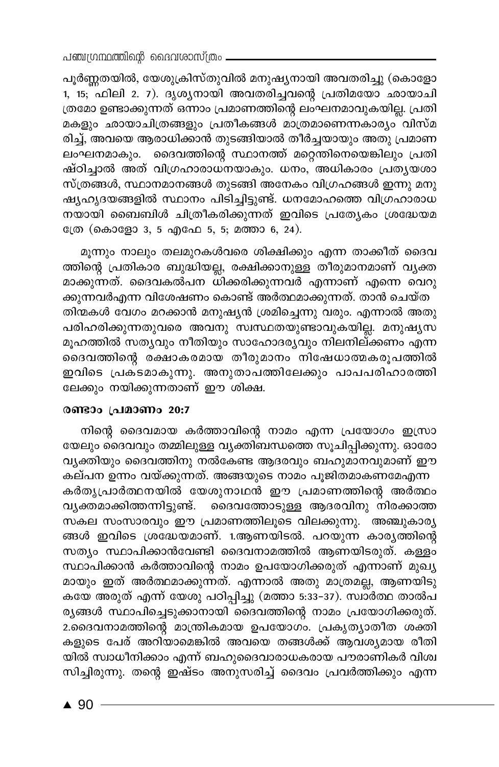പൂർണ്ണതയിൽ, യേശുക്രിസ്തുവിൽ മനുഷ്യനായി അവതരിച്ചു (കൊളോ 1, 15; ഫിലി 2. 7). ദൃശ്യനായി അവതരിച്ചവന്റെ പ്രതിമയോ ഛായാചിത്രമോ ഉണ്ടാക്കുന്നത് ഒന്നാം പ്രമാണത്തിന്റെ ലംഘനമാവുകയില്ല. പ്രതിമകളും ഛായാചിത്രങ്ങളും പ്രതീകങ്ങൾ മാത്രമാണെന്നകാര്യം വിസ്മരിച്ച്, അവയെ ആരാധിക്കാൻ തുടങ്ങിയാൽ തീർച്ചയായും അതു പ്രമാണലംഘനമാകും. ദൈവത്തിന്റെ സ്ഥാനത്ത് മറ്റെന്തിനെയെങ്കിലും പ്രതിഷ്ഠിച്ചാൽ അത് വിഗ്രഹാരാധനയാകും. ധനം, അധികാരം പ്രത്യയശാസ്ത്രങ്ങൾ, സ്ഥാനമാനങ്ങൾ തുടങ്ങി അനേകം വിഗ്രഹങ്ങൾ ഇന്നു മനുഷ്യഹൃദയങ്ങളിൽ സ്ഥാനം പിടിച്ചിട്ടുണ്ട്. ധനമോഹത്തെ വിഗ്രഹാരാധനയായി ബൈബിൾ ചിത്രീകരിക്കുന്നത് ഇവിടെ പ്രത്യേകം ശ്രദ്ധേയമത്രേ (കൊളോ 3, 5 എഫേ 5, 5; മത്താ 6, 24).

മൂന്നും നാലും തലമുറകൾവരെ ശിക്ഷിക്കും എന്ന താക്കീത് ദൈവത്തിന്റെ പ്രതികാര ബുദ്ധിയല്ല, രക്ഷിക്കാനുള്ള തീരുമാനമാണ് വ്യക്തമാക്കുന്നത്. ദൈവകല്പന ധിക്കരിക്കുന്നവർ എന്നാണ് എന്നെ വെറുക്കുന്നവർഎന്ന വിശേഷണം കൊണ്ട് അർത്ഥമാക്കുന്നത്. താൻ ചെയ്ത തിന്മകൾ വേഗം മറക്കാൻ മനുഷ്യൻ ശ്രമിച്ചെന്നു വരും. എന്നാൽ അതു പരിഹരിക്കുന്നതുവരെ അവനു സ്വസ്ഥതയുണ്ടാവുകയില്ല. മനുഷ്യസമൂഹത്തിൽ സത്യവും നീതിയും സാഹോദര്യവും നിലനില്ക്കണം എന്ന ദൈവത്തിന്റെ രക്ഷാകരമായ തീരുമാനം നിഷേധാത്മകരൂപത്തിൽ ഇവിടെ പ്രകടമാകുന്നു. അനുതാപത്തിലേക്കും പാപപരിഹാരത്തിലേക്കും നയിക്കുന്നതാണ് ഈ ശിക്ഷ.

**രണ്ടാം പ്രമാണം 20:7**

നിന്റെ ദൈവമായ കർത്താവിന്റെ നാമം എന്ന പ്രയോഗം ഇസ്രായേലും ദൈവവും തമ്മിലുള്ള വ്യക്തിബന്ധത്തെ സൂചിപ്പിക്കുന്നു. ഓരോ വ്യക്തിയും ദൈവത്തിനു നൽകേണ്ട ആദരവും ബഹുമാനവുമാണ് ഈ കല്പന ഉന്നം വയ്ക്കുന്നത്. അങ്ങയുടെ നാമം പൂജിതമാകണമേഎന്ന കർതൃപ്രാർത്ഥനയിൽ യേശുനാഥൻ ഈ പ്രമാണത്തിന്റെ അർത്ഥം വ്യക്തമാക്കിത്തന്നിട്ടുണ്ട്. ദൈവത്തോടുള്ള ആദരവിനു നിരക്കാത്ത സകല സംസാരവും ഈ പ്രമാണത്തിലൂടെ വിലക്കുന്നു. അഞ്ചുകാര്യങ്ങൾ ഇവിടെ ശ്രദ്ധേയമാണ്. 1.ആണയിടൽ. പറയുന്ന കാര്യത്തിന്റെ സത്യം സ്ഥാപിക്കാൻവേണ്ടി ദൈവനാമത്തിൽ ആണയിടരുത്. കള്ളം സ്ഥാപിക്കാൻ കർത്താവിന്റെ നാമം ഉപയോഗിക്കരുത് എന്നാണ് മുഖ്യമായും ഇത് അർത്ഥമാക്കുന്നത്. എന്നാൽ അതു മാത്രമല്ല, ആണയിടുകയേ അരുത് എന്ന് യേശു പഠിപ്പിച്ചു (മത്താ 5:33-37). സ്വാർത്ഥ താൽപര്യങ്ങൾ സ്ഥാപിച്ചെടുക്കാനായി ദൈവത്തിന്റെ നാമം പ്രയോഗിക്കരുത്. 2.ദൈവനാമത്തിന്റെ മാന്ത്രികമായ ഉപയോഗം. പ്രകൃത്യാതീത ശക്തികളുടെ പേര് അറിയാമെങ്കിൽ അവയെ തങ്ങൾക്ക് ആവശ്യമായ രീതിയിൽ സ്വാധീനിക്കാം എന്ന് ബഹുദൈവാരാധകരായ പൗരാണികർ വിശ്വസിച്ചിരുന്നു. തന്റെ ഇഷ്ടം അനുസരിച്ച് ദൈവം പ്രവർത്തിക്കും എന്ന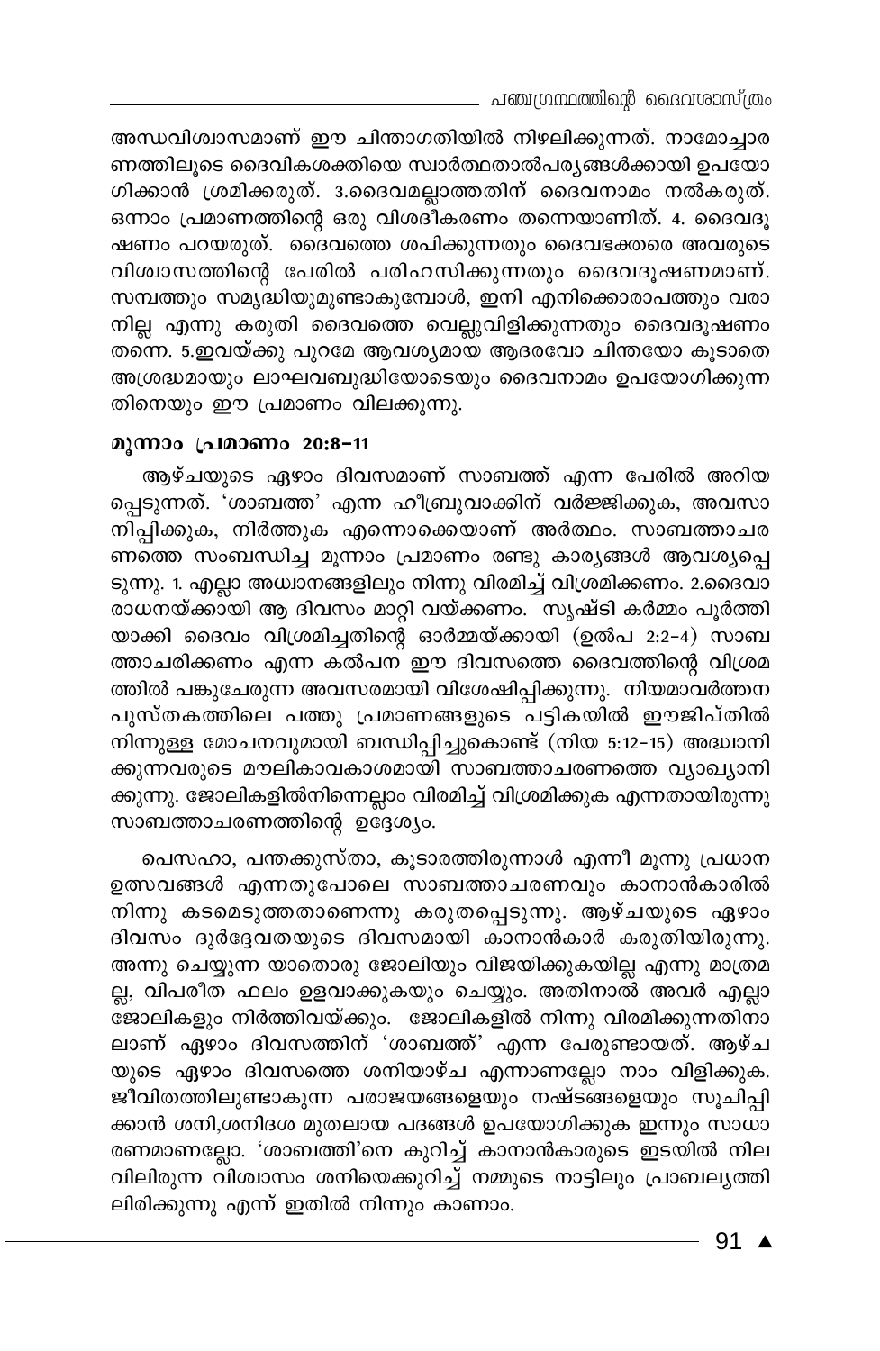അന്ധവിശ്വാസമാണ് ഈ ചിന്താഗതിയിൽ നിഴലിക്കുന്നത്. നാമോച്ചാരണത്തിലൂടെ ദൈവികശക്തിയെ സ്വാർത്ഥതാൽപര്യങ്ങൾക്കായി ഉപയോഗിക്കാൻ ശ്രമിക്കരുത്. 3.ദൈവമല്ലാത്തതിന് ദൈവനാമം നൽകരുത്. ഒന്നാം പ്രമാണത്തിന്റെ ഒരു വിശദീകരണം തന്നെയാണിത്. 4. ദൈവദൂഷണം പറയരുത്. ദൈവത്തെ ശപിക്കുന്നതും ദൈവഭക്തരെ അവരുടെ വിശ്വാസത്തിന്റെ പേരിൽ പരിഹസിക്കുന്നതും ദൈവദൂഷണമാണ്. സമ്പത്തും സമൃദ്ധിയുമുണ്ടാകുമ്പോൾ, ഇനി എനിക്കൊരാപത്തും വരാനില്ല എന്നു കരുതി ദൈവത്തെ വെല്ലുവിളിക്കുന്നതും ദൈവദൂഷണം തന്നെ. 5.ഇവയ്ക്കു പുറമേ ആവശ്യമായ ആദരവോ ചിന്തയോ കൂടാതെ അശ്രദ്ധമായും ലാഘവബുദ്ധിയോടെയും ദൈവനാമം ഉപയോഗിക്കുന്നതിനെയും ഈ പ്രമാണം വിലക്കുന്നു.

### മൂന്നാം പ്രമാണം 20:8-11

ആഴ്ചയുടെ ഏഴാം ദിവസമാണ് സാബത്ത് എന്ന പേരിൽ അറിയപ്പെടുന്നത്. 'ശാബത്ത്' എന്ന ഹീബ്രുവാക്കിന് വർജ്ജിക്കുക, അവസാനിപ്പിക്കുക, നിർത്തുക എന്നൊക്കെയാണ് അർത്ഥം. സാബത്താചരണത്തെ സംബന്ധിച്ച മൂന്നാം പ്രമാണം രണ്ടു കാര്യങ്ങൾ ആവശ്യപ്പെടുന്നു. 1. എല്ലാ അധ്വാനങ്ങളിലും നിന്നു വിരമിച്ച് വിശ്രമിക്കണം. 2.ദൈവാരാധനയ്ക്കായി ആ ദിവസം മാറ്റി വയ്ക്കണം. സൃഷ്ടി കർമ്മം പൂർത്തിയാക്കി ദൈവം വിശ്രമിച്ചതിന്റെ ഓർമ്മയ്ക്കായി (ഉൽപ 2:2-4) സാബത്താചരിക്കണം എന്ന കൽപന ഈ ദിവസത്തെ ദൈവത്തിന്റെ വിശ്രമത്തിൽ പങ്കുചേരുന്ന അവസരമായി വിശേഷിപ്പിക്കുന്നു. നിയമാവർത്തന പുസ്തകത്തിലെ പത്തു പ്രമാണങ്ങളുടെ പട്ടികയിൽ ഈജിപ്തിൽ നിന്നുള്ള മോചനവുമായി ബന്ധിപ്പിച്ചുകൊണ്ട് (നിയ 5:12-15) അദ്ധ്വാനിക്കുന്നവരുടെ മൗലികാവകാശമായി സാബത്താചരണത്തെ വ്യാഖ്യാനിക്കുന്നു. ജോലികളിൽനിന്നെല്ലാം വിരമിച്ച് വിശ്രമിക്കുക എന്നതായിരുന്നു സാബത്താചരണത്തിന്റെ ഉദ്ദേശ്യം.

പെസഹാ, പന്തക്കുസ്താ, കൂടാരത്തിരുന്നാൾ എന്നീ മൂന്നു പ്രധാന ഉത്സവങ്ങൾ എന്നതുപോലെ സാബത്താചരണവും കാനാൻകാരിൽ നിന്നു കടമെടുത്തതാണെന്നു കരുതപ്പെടുന്നു. ആഴ്ചയുടെ ഏഴാം ദിവസം ദുർദ്ദേവതയുടെ ദിവസമായി കാനാൻകാർ കരുതിയിരുന്നു. അന്നു ചെയ്യുന്ന യാതൊരു ജോലിയും വിജയിക്കുകയില്ല എന്നു മാത്രമല്ല, വിപരീത ഫലം ഉളവാക്കുകയും ചെയ്യും. അതിനാൽ അവർ എല്ലാ ജോലികളും നിർത്തിവയ്ക്കും. ജോലികളിൽ നിന്നു വിരമിക്കുന്നതിനാലാണ് ഏഴാം ദിവസത്തിന് 'ശാബത്ത്' എന്ന പേരുണ്ടായത്. ആഴ്ചയുടെ ഏഴാം ദിവസത്തെ ശനിയാഴ്ച എന്നാണല്ലോ നാം വിളിക്കുക. ജീവിതത്തിലുണ്ടാകുന്ന പരാജയങ്ങളെയും നഷ്ടങ്ങളെയും സൂചിപ്പിക്കാൻ ശനി,ശനിദശ മുതലായ പദങ്ങൾ ഉപയോഗിക്കുക ഇന്നും സാധാരണമാണല്ലോ. 'ശാബത്തി'നെ കുറിച്ച് കാനാൻകാരുടെ ഇടയിൽ നിലവിലിരുന്ന വിശ്വാസം ശനിയെക്കുറിച്ച് നമ്മുടെ നാട്ടിലും പ്രാബല്യത്തിലിരിക്കുന്നു എന്ന് ഇതിൽ നിന്നും കാണാം.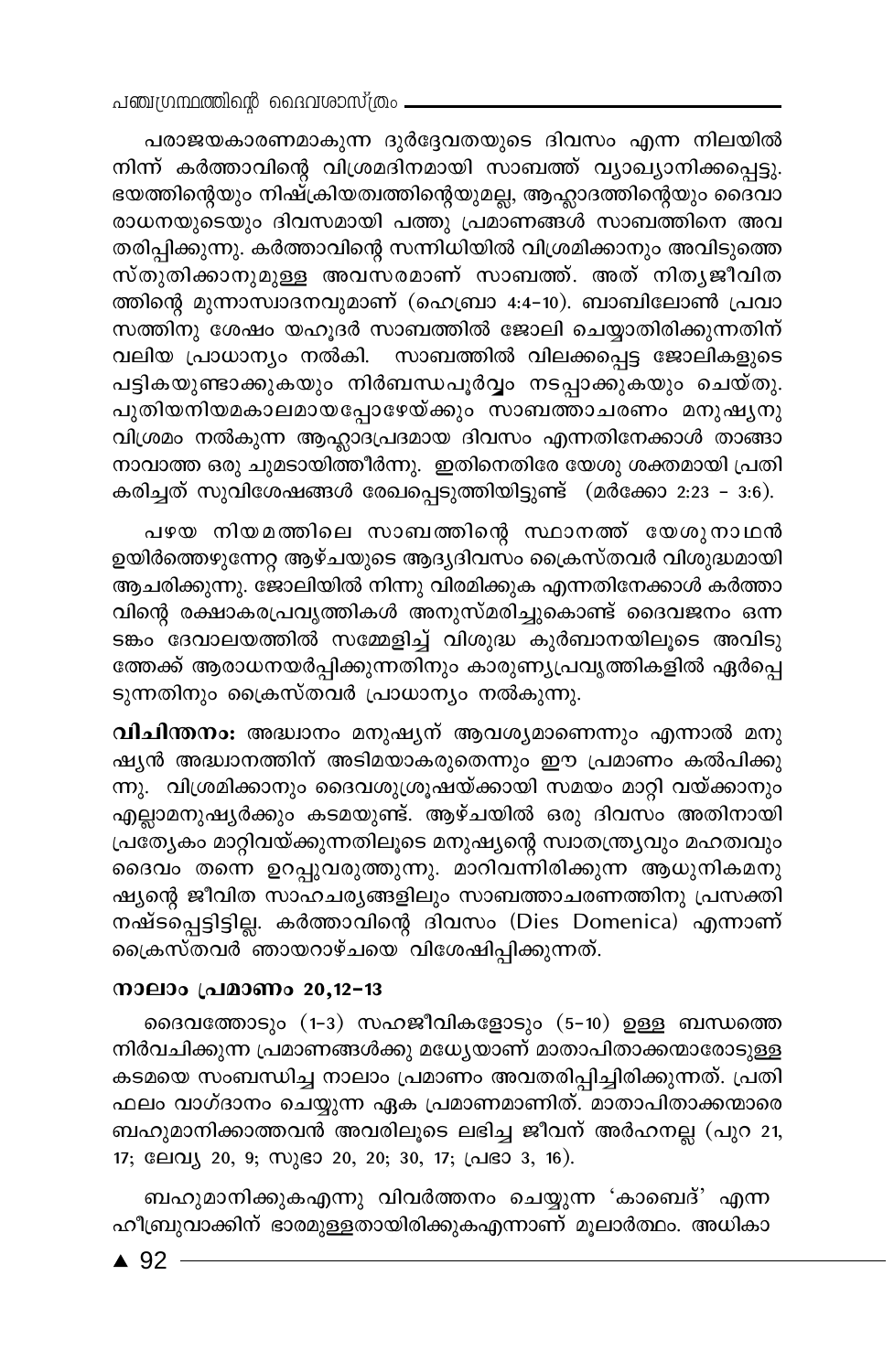പരാജയകാരണമാകുന്ന ദുർദ്ദേവതയുടെ ദിവസം എന്ന നിലയിൽ നിന്ന് കർത്താവിന്റെ വിശ്രമദിനമായി സാബത്ത് വ്യാഖ്യാനിക്കപ്പെട്ടു. ഭയത്തിന്റെയും നിഷ്ക്രിയത്വത്തിന്റെയുമല്ല, ആഹ്ലാദത്തിന്റെയും ദൈവാരാധനയുടെയും ദിവസമായി പത്തു പ്രമാണങ്ങൾ സാബത്തിനെ അവതരിപ്പിക്കുന്നു. കർത്താവിന്റെ സന്നിധിയിൽ വിശ്രമിക്കാനും അവിടുത്തെ സ്തുതിക്കാനുമുള്ള അവസരമാണ് സാബത്ത്. അത് നിത്യജീവിതത്തിന്റെ മുന്നാസ്വാദനവുമാണ് (ഹെബ്രാ 4:4-10). ബാബിലോൺ പ്രവാസത്തിനു ശേഷം യഹൂദർ സാബത്തിൽ ജോലി ചെയ്യാതിരിക്കുന്നതിന് വലിയ പ്രാധാന്യം നൽകി. സാബത്തിൽ വിലക്കപ്പെട്ട ജോലികളുടെ പട്ടികയുണ്ടാക്കുകയും നിർബന്ധപൂർവ്വം നടപ്പാക്കുകയും ചെയ്തു. പുതിയനിയമകാലമായപ്പോഴേയ്ക്കും സാബത്താചരണം മനുഷ്യനു വിശ്രമം നൽകുന്ന ആഹ്ലാദപ്രദമായ ദിവസം എന്നതിനേക്കാൾ താങ്ങാനാവാത്ത ഒരു ചുമടായിത്തീർന്നു. ഇതിനെതിരേ യേശു ശക്തമായി പ്രതികരിച്ചത് സുവിശേഷങ്ങൾ രേഖപ്പെടുത്തിയിട്ടുണ്ട് (മർക്കോ 2:23 - 3:6).

പഴയ നിയമത്തിലെ സാബത്തിന്റെ സ്ഥാനത്ത് യേശുനാഥൻ ഉയിർത്തെഴുന്നേറ്റ ആഴ്ചയുടെ ആദ്യദിവസം ക്രൈസ്തവർ വിശുദ്ധമായി ആചരിക്കുന്നു. ജോലിയിൽ നിന്നു വിരമിക്കുക എന്നതിനേക്കാൾ കർത്താവിന്റെ രക്ഷാകരപ്രവൃത്തികൾ അനുസ്മരിച്ചുകൊണ്ട് ദൈവജനം ഒന്നടങ്കം ദേവാലയത്തിൽ സമ്മേളിച്ച് വിശുദ്ധ കുർബാനയിലൂടെ അവിടുത്തേക്ക് ആരാധനയർപ്പിക്കുന്നതിനും കാരുണ്യപ്രവൃത്തികളിൽ ഏർപ്പെടുന്നതിനും ക്രൈസ്തവർ പ്രാധാന്യം നൽകുന്നു.

**വിചിന്തനം:** അദ്ധ്വാനം മനുഷ്യന് ആവശ്യമാണെന്നും എന്നാൽ മനുഷ്യൻ അദ്ധ്വാനത്തിന് അടിമയാകരുതെന്നും ഈ പ്രമാണം കൽപിക്കുന്നു. വിശ്രമിക്കാനും ദൈവശുശ്രൂഷയ്ക്കായി സമയം മാറ്റി വയ്ക്കാനും എല്ലാമനുഷ്യർക്കും കടമയുണ്ട്. ആഴ്ചയിൽ ഒരു ദിവസം അതിനായി പ്രത്യേകം മാറ്റിവയ്ക്കുന്നതിലൂടെ മനുഷ്യന്റെ സ്വാതന്ത്ര്യവും മഹത്വവും ദൈവം തന്നെ ഉറപ്പുവരുത്തുന്നു. മാറിവന്നിരിക്കുന്ന ആധുനികമനുഷ്യന്റെ ജീവിത സാഹചര്യങ്ങളിലും സാബത്താചരണത്തിനു പ്രസക്തി നഷ്ടപ്പെട്ടിട്ടില്ല. കർത്താവിന്റെ ദിവസം (Dies Domenica) എന്നാണ് ക്രൈസ്തവർ ഞായറാഴ്ചയെ വിശേഷിപ്പിക്കുന്നത്.

### നാലാം പ്രമാണം 20,12-13

ദൈവത്തോടും (1-3) സഹജീവികളോടും (5-10) ഉള്ള ബന്ധത്തെ നിർവചിക്കുന്ന പ്രമാണങ്ങൾക്കു മധ്യേയാണ് മാതാപിതാക്കന്മാരോടുള്ള കടമയെ സംബന്ധിച്ച നാലാം പ്രമാണം അവതരിപ്പിച്ചിരിക്കുന്നത്. പ്രതിഫലം വാഗ്ദാനം ചെയ്യുന്ന ഏക പ്രമാണമാണിത്. മാതാപിതാക്കന്മാരെ ബഹുമാനിക്കാത്തവൻ അവരിലൂടെ ലഭിച്ച ജീവന് അർഹനല്ല (പുറ 21, 17; ലേവ്യ 20, 9; സുഭാ 20, 20; 30, 17; പ്രഭാ 3, 16).

ബഹുമാനിക്കുകഎന്നു വിവർത്തനം ചെയ്യുന്ന 'കാബെദ്' എന്ന ഹീബ്രുവാക്കിന് ഭാരമുള്ളതായിരിക്കുകഎന്നാണ് മൂലാർത്ഥം. അധികാ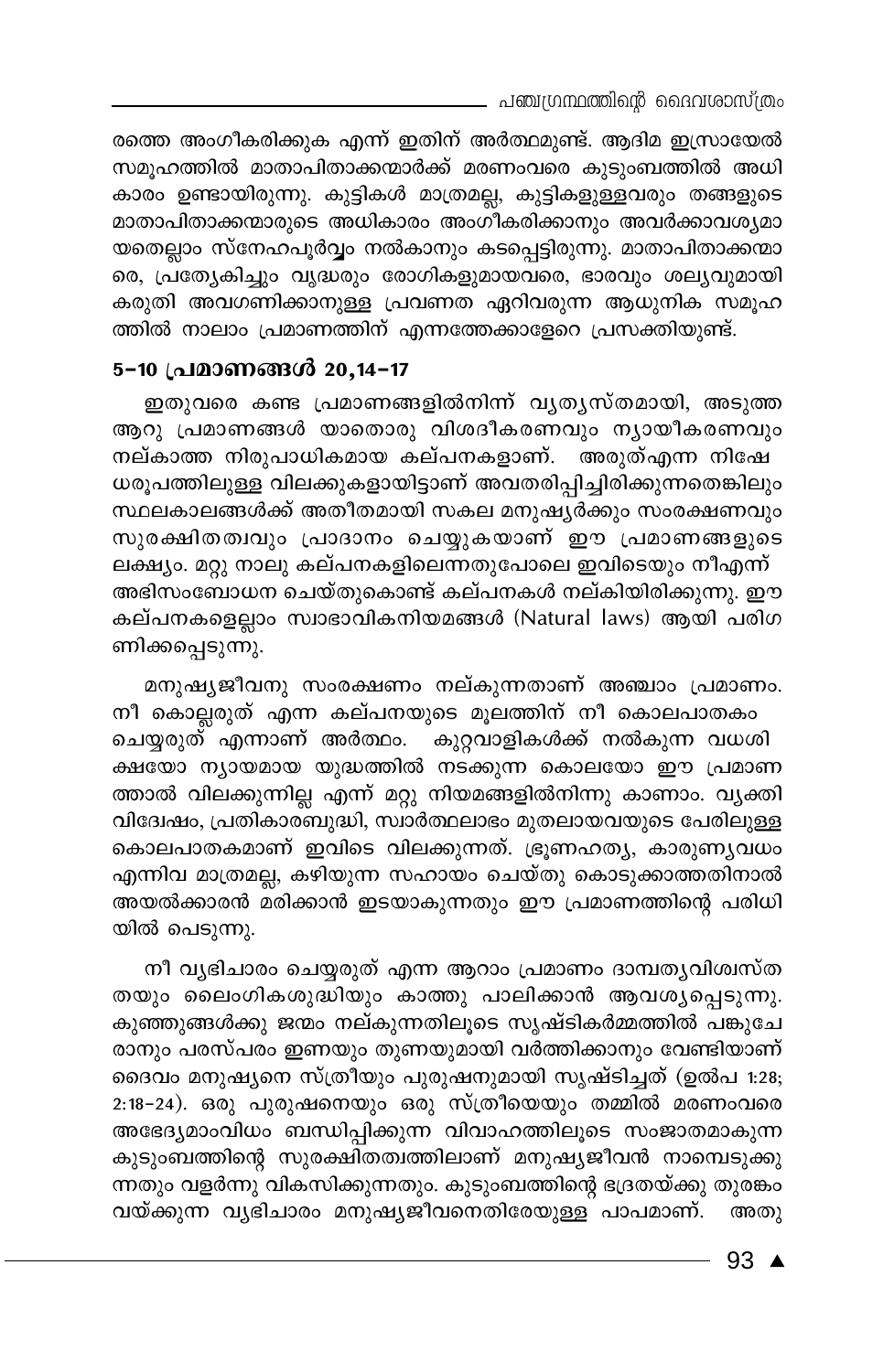രത്തെ അംഗീകരിക്കുക എന്ന് ഇതിന് അർത്ഥമുണ്ട്. ആദിമ ഇസ്രായേൽ സമൂഹത്തിൽ മാതാപിതാക്കന്മാർക്ക് മരണംവരെ കുടുംബത്തിൽ അധികാരം ഉണ്ടായിരുന്നു. കുട്ടികൾ മാത്രമല്ല, കുട്ടികളുള്ളവരും തങ്ങളുടെ മാതാപിതാക്കന്മാരുടെ അധികാരം അംഗീകരിക്കാനും അവർക്കാവശ്യമായതെല്ലാം സ്നേഹപൂർവ്വം നൽകാനും കടപ്പെട്ടിരുന്നു. മാതാപിതാക്കന്മാരെ, പ്രത്യേകിച്ചും വൃദ്ധരും രോഗികളുമായവരെ, ഭാരവും ശല്യവുമായി കരുതി അവഗണിക്കാനുള്ള പ്രവണത ഏറിവരുന്ന ആധുനിക സമൂഹത്തിൽ നാലാം പ്രമാണത്തിന് എന്നത്തേക്കാളേറെ പ്രസക്തിയുണ്ട്.

### 5-10 പ്രമാണങ്ങൾ 20,14-17

ഇതുവരെ കണ്ട പ്രമാണങ്ങളിൽനിന്ന് വ്യത്യസ്തമായി, അടുത്ത ആറു പ്രമാണങ്ങൾ യാതൊരു വിശദീകരണവും ന്യായീകരണവും നല്കാത്ത നിരുപാധികമായ കല്പനകളാണ്. അരുത്എന്ന നിഷേധരൂപത്തിലുള്ള വിലക്കുകളായിട്ടാണ് അവതരിപ്പിച്ചിരിക്കുന്നതെങ്കിലും സ്ഥലകാലങ്ങൾക്ക് അതീതമായി സകല മനുഷ്യർക്കും സംരക്ഷണവും സുരക്ഷിതത്വവും പ്രാദാനം ചെയ്യുകയാണ് ഈ പ്രമാണങ്ങളുടെ ലക്ഷ്യം. മറ്റു നാലു കല്പനകളിലെന്നതുപോലെ ഇവിടെയും നീഎന്ന് അഭിസംബോധന ചെയ്തുകൊണ്ട് കല്പനകൾ നല്കിയിരിക്കുന്നു. ഈ കല്പനകളെല്ലാം സ്വാഭാവികനിയമങ്ങൾ (Natural laws) ആയി പരിഗണിക്കപ്പെടുന്നു.

മനുഷ്യജീവനു സംരക്ഷണം നല്കുന്നതാണ് അഞ്ചാം പ്രമാണം. നീ കൊല്ലരുത് എന്ന കല്പനയുടെ മൂലത്തിന് നീ കൊലപാതകം ചെയ്യരുത് എന്നാണ് അർത്ഥം. കുറ്റവാളികൾക്ക് നൽകുന്ന വധശിക്ഷയോ ന്യായമായ യുദ്ധത്തിൽ നടക്കുന്ന കൊലയോ ഈ പ്രമാണത്താൽ വിലക്കുന്നില്ല എന്ന് മറ്റു നിയമങ്ങളിൽനിന്നു കാണാം. വ്യക്തിവിദ്വേഷം, പ്രതികാരബുദ്ധി, സ്വാർത്ഥലാഭം മുതലായവയുടെ പേരിലുള്ള കൊലപാതകമാണ് ഇവിടെ വിലക്കുന്നത്. ഭ്രൂണഹത്യ, കാരുണ്യവധം എന്നിവ മാത്രമല്ല, കഴിയുന്ന സഹായം ചെയ്തു കൊടുക്കാത്തതിനാൽ അയൽക്കാരൻ മരിക്കാൻ ഇടയാകുന്നതും ഈ പ്രമാണത്തിന്റെ പരിധിയിൽ പെടുന്നു.

നീ വ്യഭിചാരം ചെയ്യരുത് എന്ന ആറാം പ്രമാണം ദാമ്പത്യവിശ്വസ്തതയും ലൈംഗികശുദ്ധിയും കാത്തു പാലിക്കാൻ ആവശ്യപ്പെടുന്നു. കുഞ്ഞുങ്ങൾക്കു ജന്മം നല്കുന്നതിലൂടെ സൃഷ്ടികർമ്മത്തിൽ പങ്കുചേരാനും പരസ്പരം ഇണയും തുണയുമായി വർത്തിക്കാനും വേണ്ടിയാണ് ദൈവം മനുഷ്യനെ സ്ത്രീയും പുരുഷനുമായി സൃഷ്ടിച്ചത് (ഉൽപ 1:28; 2:18-24). ഒരു പുരുഷനെയും ഒരു സ്ത്രീയെയും തമ്മിൽ മരണംവരെ അഭേദ്യമാംവിധം ബന്ധിപ്പിക്കുന്ന വിവാഹത്തിലൂടെ സംജാതമാകുന്ന കുടുംബത്തിന്റെ സുരക്ഷിതത്വത്തിലാണ് മനുഷ്യജീവൻ നാമ്പെടുക്കുന്നതും വളർന്നു വികസിക്കുന്നതും. കുടുംബത്തിന്റെ ഭദ്രതയ്ക്കു തുരങ്കം വയ്ക്കുന്ന വ്യഭിചാരം മനുഷ്യജീവനെതിരേയുള്ള പാപമാണ്. അതു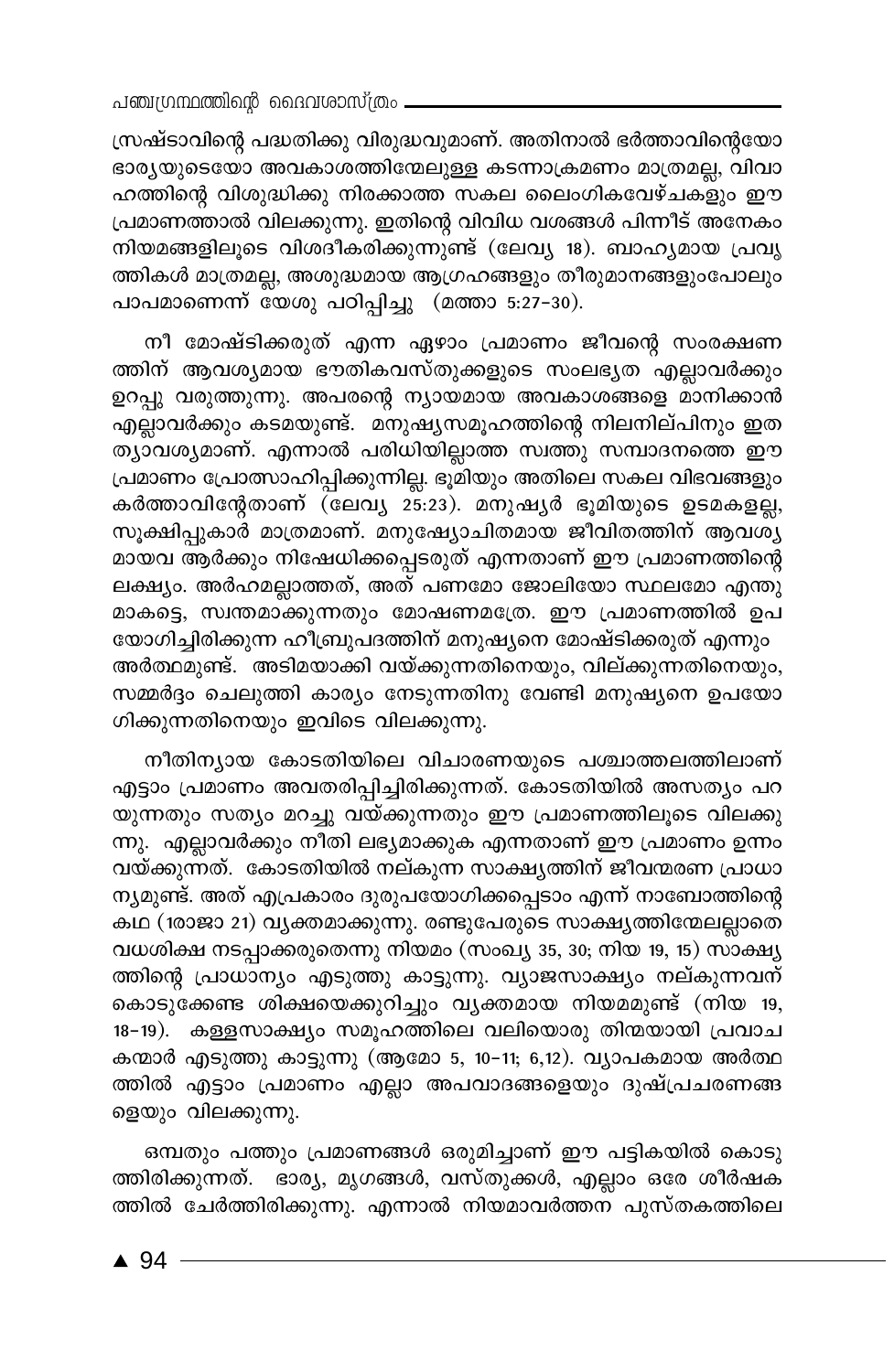സ്രഷ്ടാവിന്റെ പദ്ധതിക്കു വിരുദ്ധവുമാണ്. അതിനാൽ ഭർത്താവിന്റെയോ ഭാര്യയുടെയോ അവകാശത്തിന്മേലുള്ള കടന്നാക്രമണം മാത്രമല്ല, വിവാഹത്തിന്റെ വിശുദ്ധിക്കു നിരക്കാത്ത സകല ലൈംഗികവേഴ്ചകളും ഈ പ്രമാണത്താൽ വിലക്കുന്നു. ഇതിന്റെ വിവിധ വശങ്ങൾ പിന്നീട് അനേകം നിയമങ്ങളിലൂടെ വിശദീകരിക്കുന്നുണ്ട് (ലേവ്യ 18). ബാഹ്യമായ പ്രവൃത്തികൾ മാത്രമല്ല, അശുദ്ധമായ ആഗ്രഹങ്ങളും തീരുമാനങ്ങളുംപോലും പാപമാണെന്ന് യേശു പഠിപ്പിച്ചു (മത്താ 5:27-30).

നീ മോഷ്ടിക്കരുത് എന്ന ഏഴാം പ്രമാണം ജീവന്റെ സംരക്ഷണത്തിന് ആവശ്യമായ ഭൗതികവസ്തുക്കളുടെ സംലഭ്യത എല്ലാവർക്കും ഉറപ്പു വരുത്തുന്നു. അപരന്റെ ന്യായമായ അവകാശങ്ങളെ മാനിക്കാൻ എല്ലാവർക്കും കടമയുണ്ട്. മനുഷ്യസമൂഹത്തിന്റെ നിലനില്പിനും ഇതത്യാവശ്യമാണ്. എന്നാൽ പരിധിയില്ലാത്ത സ്വത്തു സമ്പാദനത്തെ ഈ പ്രമാണം പ്രോത്സാഹിപ്പിക്കുന്നില്ല. ഭൂമിയും അതിലെ സകല വിഭവങ്ങളും കർത്താവിന്റേതാണ് (ലേവ്യ 25:23). മനുഷ്യർ ഭൂമിയുടെ ഉടമകളല്ല, സൂക്ഷിപ്പുകാർ മാത്രമാണ്. മനുഷ്യോചിതമായ ജീവിതത്തിന് ആവശ്യമായവ ആർക്കും നിഷേധിക്കപ്പെടരുത് എന്നതാണ് ഈ പ്രമാണത്തിന്റെ ലക്ഷ്യം. അർഹമല്ലാത്തത്, അത് പണമോ ജോലിയോ സ്ഥലമോ എന്തുമാകട്ടെ, സ്വന്തമാക്കുന്നതും മോഷണമത്രേ. ഈ പ്രമാണത്തിൽ ഉപയോഗിച്ചിരിക്കുന്ന ഹീബ്രുപദത്തിന് മനുഷ്യനെ മോഷ്ടിക്കരുത് എന്നും അർത്ഥമുണ്ട്. അടിമയാക്കി വയ്ക്കുന്നതിനെയും, വില്ക്കുന്നതിനെയും, സമ്മർദ്ദം ചെലുത്തി കാര്യം നേടുന്നതിനു വേണ്ടി മനുഷ്യനെ ഉപയോഗിക്കുന്നതിനെയും ഇവിടെ വിലക്കുന്നു.

നീതിന്യായ കോടതിയിലെ വിചാരണയുടെ പശ്ചാത്തലത്തിലാണ് എട്ടാം പ്രമാണം അവതരിപ്പിച്ചിരിക്കുന്നത്. കോടതിയിൽ അസത്യം പറയുന്നതും സത്യം മറച്ചു വയ്ക്കുന്നതും ഈ പ്രമാണത്തിലൂടെ വിലക്കുന്നു. എല്ലാവർക്കും നീതി ലഭ്യമാക്കുക എന്നതാണ് ഈ പ്രമാണം ഉന്നം വയ്ക്കുന്നത്. കോടതിയിൽ നല്കുന്ന സാക്ഷ്യത്തിന് ജീവന്മരണ പ്രാധാന്യമുണ്ട്. അത് എപ്രകാരം ദുരുപയോഗിക്കപ്പെടാം എന്ന് നാബോത്തിന്റെ കഥ (1രാജാ 21) വ്യക്തമാക്കുന്നു. രണ്ടുപേരുടെ സാക്ഷ്യത്തിന്മേലല്ലാതെ വധശിക്ഷ നടപ്പാക്കരുതെന്നു നിയമം (സംഖ്യ 35, 30; നിയ 19, 15) സാക്ഷ്യത്തിന്റെ പ്രാധാന്യം എടുത്തു കാട്ടുന്നു. വ്യാജസാക്ഷ്യം നല്കുന്നവന് കൊടുക്കേണ്ട ശിക്ഷയെക്കുറിച്ചും വ്യക്തമായ നിയമമുണ്ട് (നിയ 19, 18-19). കള്ളസാക്ഷ്യം സമൂഹത്തിലെ വലിയൊരു തിന്മയായി പ്രവാചകന്മാർ എടുത്തു കാട്ടുന്നു (ആമോ 5, 10-11; 6,12). വ്യാപകമായ അർത്ഥത്തിൽ എട്ടാം പ്രമാണം എല്ലാ അപവാദങ്ങളെയും ദുഷ്പ്രചരണങ്ങളെയും വിലക്കുന്നു.

ഒമ്പതും പത്തും പ്രമാണങ്ങൾ ഒരുമിച്ചാണ് ഈ പട്ടികയിൽ കൊടുത്തിരിക്കുന്നത്. ഭാര്യ, മൃഗങ്ങൾ, വസ്തുക്കൾ, എല്ലാം ഒരേ ശീർഷകത്തിൽ ചേർത്തിരിക്കുന്നു. എന്നാൽ നിയമാവർത്തന പുസ്തകത്തിലെ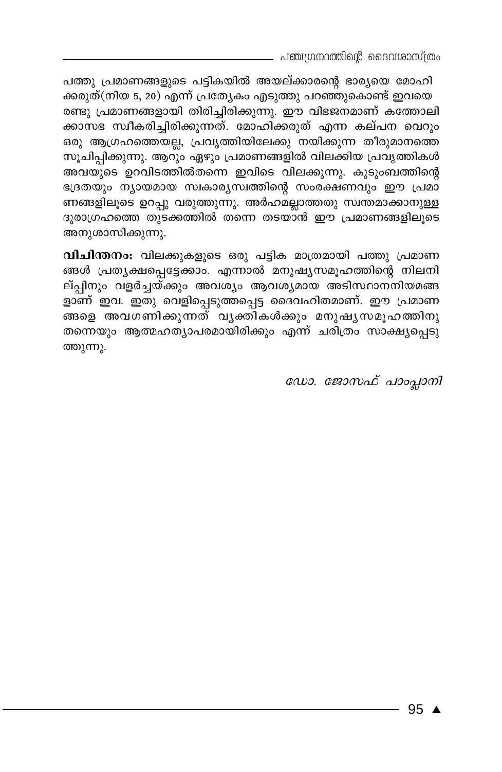പത്തു പ്രമാണങ്ങളുടെ പട്ടികയിൽ അയല്ക്കാരന്റെ ഭാര്യയെ മോഹി ക്കരുത്(നിയ 5, 20) എന്ന് പ്രത്യേകം എടുത്തു പറഞ്ഞുകൊണ്ട് ഇവയെ രണ്ടു പ്രമാണങ്ങളായി തിരിച്ചിരിക്കുന്നു. ഈ വിഭജനമാണ് കത്തോലി ക്കാസഭ സ്വീകരിച്ചിരിക്കുന്നത്. മോഹിക്കരുത് എന്ന കല്പന വെറും ഒരു ആഗ്രഹത്തെയല്ല, പ്രവൃത്തിയിലേക്കു നയിക്കുന്ന തീരുമാനത്തെ സൂചിപ്പിക്കുന്നു. ആറും ഏഴും പ്രമാണങ്ങളിൽ വിലക്കിയ പ്രവൃത്തികൾ അവയുടെ ഉറവിടത്തിൽതന്നെ ഇവിടെ വിലക്കുന്നു. കുടുംബത്തിന്റെ ഭദ്രതയും ന്യായമായ സ്വകാര്യസ്വത്തിന്റെ സംരക്ഷണവും ഈ പ്രമാ ണങ്ങളിലൂടെ ഉറപ്പു വരുത്തുന്നു. അർഹമല്ലാത്തതു സ്വന്തമാക്കാനുള്ള ദുരാഗ്രഹത്തെ തുടക്കത്തിൽ തന്നെ തടയാൻ ഈ പ്രമാണങ്ങളിലൂടെ അനുശാസിക്കുന്നു.

**വിചിന്തനം:** വിലക്കുകളുടെ ഒരു പട്ടിക മാത്രമായി പത്തു പ്രമാണ ങ്ങൾ പ്രത്യക്ഷപ്പെട്ടേക്കാം. എന്നാൽ മനുഷ്യസമൂഹത്തിന്റെ നിലനി ല്പിനും വളർച്ചയ്ക്കും അവശ്യം ആവശ്യമായ അടിസ്ഥാനനിയമങ്ങ ളാണ് ഇവ. ഇതു വെളിപ്പെടുത്തപ്പെട്ട ദൈവഹിതമാണ്. ഈ പ്രമാണ ങ്ങളെ അവഗണിക്കുന്നത് വ്യക്തികൾക്കും മനുഷ്യസമൂഹത്തിനു തന്നെയും ആത്മഹത്യാപരമായിരിക്കും എന്ന് ചരിത്രം സാക്ഷ്യപ്പെടു ത്തുന്നു.

*ഡോ. ജോസഫ് പാംപ്ലാനി*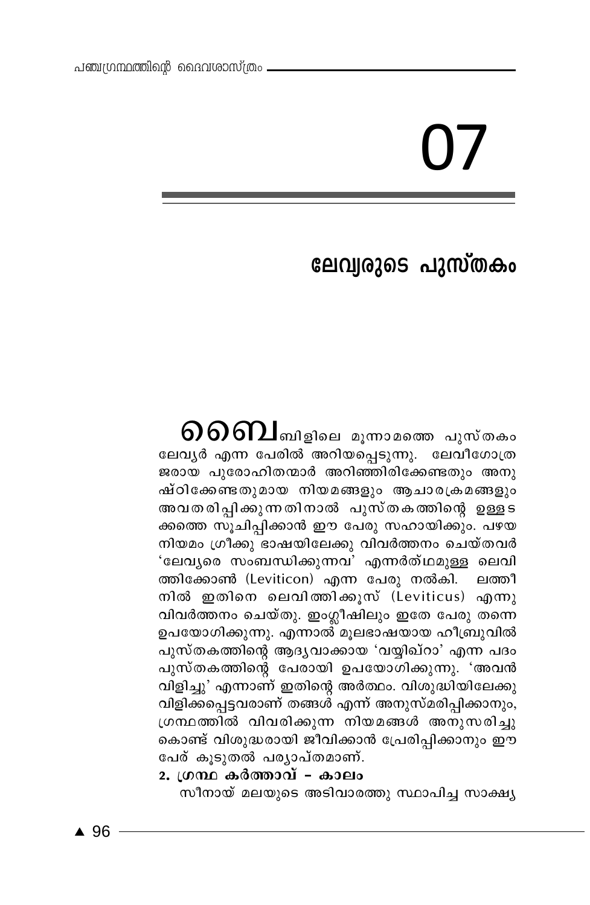# 07

## ലേവ്യരുടെ പുസ്തകം

ബൈബിളിലെ മൂന്നാമത്തെ പുസ്തകം ലേവ്യർ എന്ന പേരിൽ അറിയപ്പെടുന്നു. ലേവീഗോത്രജരായ പുരോഹിതന്മാർ അറിഞ്ഞിരിക്കേണ്ടതും അനുഷ്ഠിക്കേണ്ടതുമായ നിയമങ്ങളും ആചാരക്രമങ്ങളും അവതരിപ്പിക്കുന്നതിനാൽ പുസ്തകത്തിന്റെ ഉള്ളടക്കത്തെ സൂചിപ്പിക്കാൻ ഈ പേരു സഹായിക്കും. പഴയനിയമം ഗ്രീക്കു ഭാഷയിലേക്കു വിവർത്തനം ചെയ്തവർ 'ലേവ്യരെ സംബന്ധിക്കുന്നവ' എന്നർത്ഥമുള്ള ലെവിത്തിക്കോൺ (Leviticon) എന്ന പേരു നൽകി. ലത്തീനിൽ ഇതിനെ ലെവിത്തിക്കൂസ് (Leviticus) എന്നു വിവർത്തനം ചെയ്തു. ഇംഗ്ലീഷിലും ഇതേ പേരു തന്നെ ഉപയോഗിക്കുന്നു. എന്നാൽ മൂലഭാഷയായ ഹീബ്രുവിൽ പുസ്തകത്തിന്റെ ആദ്യവാക്കായ 'വയ്യിഖ്റാ' എന്ന പദം പുസ്തകത്തിന്റെ പേരായി ഉപയോഗിക്കുന്നു. 'അവൻ വിളിച്ചു' എന്നാണ് ഇതിന്റെ അർത്ഥം. വിശുദ്ധിയിലേക്കു വിളിക്കപ്പെട്ടവരാണ് തങ്ങൾ എന്ന് അനുസ്മരിപ്പിക്കാനും, ഗ്രന്ഥത്തിൽ വിവരിക്കുന്ന നിയമങ്ങൾ അനുസരിച്ചുകൊണ്ട് വിശുദ്ധരായി ജീവിക്കാൻ പ്രേരിപ്പിക്കാനും ഈ പേര് കൂടുതൽ പര്യാപ്തമാണ്.

**2. ഗ്രന്ഥ കർത്താവ് – കാലം**

സീനായ് മലയുടെ അടിവാരത്തു സ്ഥാപിച്ച സാക്ഷ്യ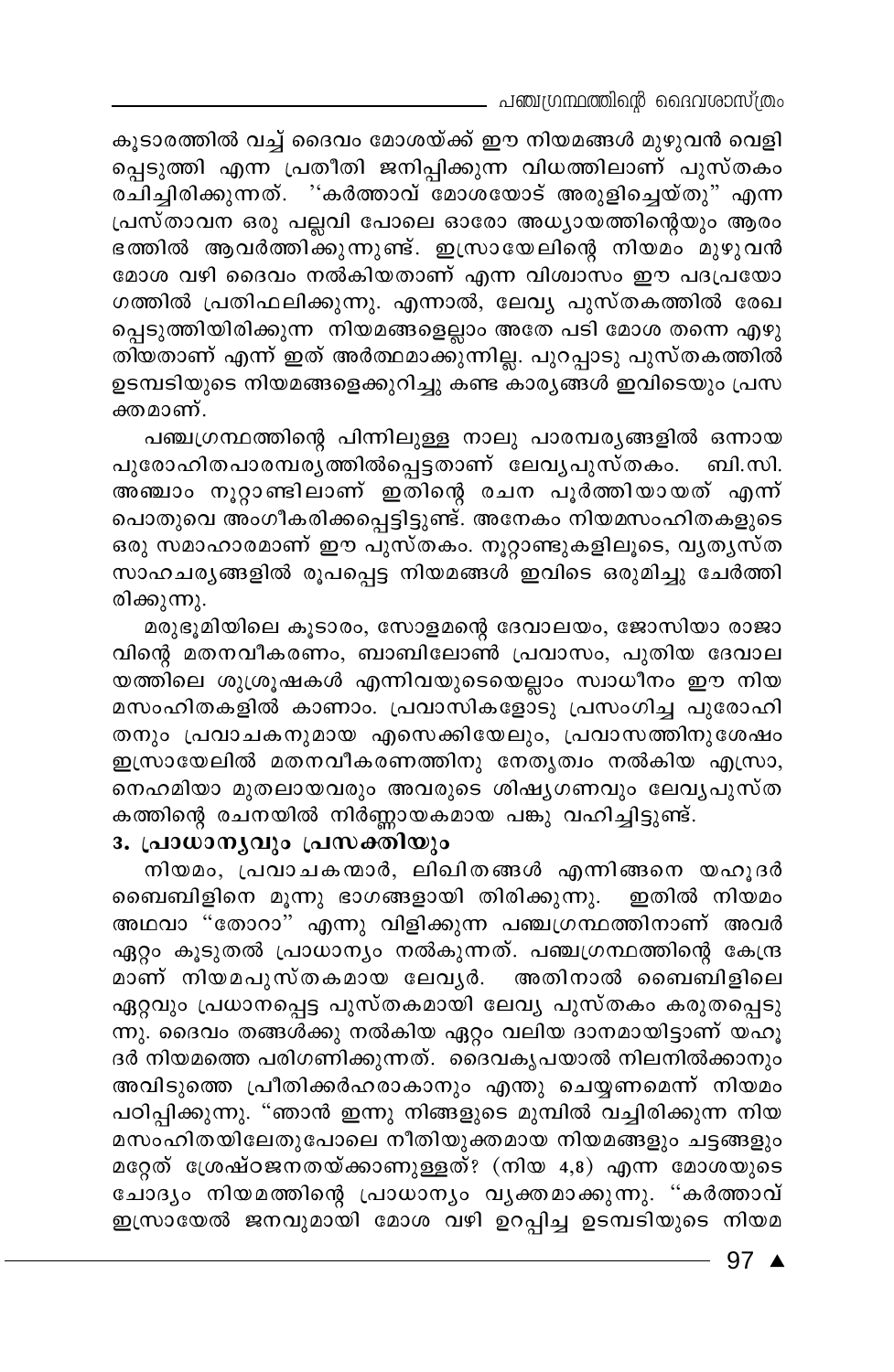കൂടാരത്തിൽ വച്ച് ദൈവം മോശയ്ക്ക് ഈ നിയമങ്ങൾ മുഴുവൻ വെളിപ്പെടുത്തി എന്ന പ്രതീതി ജനിപ്പിക്കുന്ന വിധത്തിലാണ് പുസ്തകം രചിച്ചിരിക്കുന്നത്. ''കർത്താവ് മോശയോട് അരുളിച്ചെയ്തു'' എന്ന പ്രസ്താവന ഒരു പല്ലവി പോലെ ഓരോ അധ്യായത്തിന്റെയും ആരംഭത്തിൽ ആവർത്തിക്കുന്നുണ്ട്. ഇസ്രായേലിന്റെ നിയമം മുഴുവൻ മോശ വഴി ദൈവം നൽകിയതാണ് എന്ന വിശ്വാസം ഈ പദപ്രയോഗത്തിൽ പ്രതിഫലിക്കുന്നു. എന്നാൽ, ലേവ്യ പുസ്തകത്തിൽ രേഖപ്പെടുത്തിയിരിക്കുന്ന നിയമങ്ങളെല്ലാം അതേ പടി മോശ തന്നെ എഴുതിയതാണ് എന്ന് ഇത് അർത്ഥമാക്കുന്നില്ല. പുറപ്പാടു പുസ്തകത്തിൽ ഉടമ്പടിയുടെ നിയമങ്ങളെക്കുറിച്ചു കണ്ട കാര്യങ്ങൾ ഇവിടെയും പ്രസക്തമാണ്.

പഞ്ചഗ്രന്ഥത്തിന്റെ പിന്നിലുള്ള നാലു പാരമ്പര്യങ്ങളിൽ ഒന്നായ പുരോഹിതപാരമ്പര്യത്തിൽപ്പെട്ടതാണ് ലേവ്യപുസ്തകം. ബി.സി. അഞ്ചാം നൂറ്റാണ്ടിലാണ് ഇതിന്റെ രചന പൂർത്തിയായത് എന്ന് പൊതുവെ അംഗീകരിക്കപ്പെട്ടിട്ടുണ്ട്. അനേകം നിയമസംഹിതകളുടെ ഒരു സമാഹാരമാണ് ഈ പുസ്തകം. നൂറ്റാണ്ടുകളിലൂടെ, വ്യത്യസ്ത സാഹചര്യങ്ങളിൽ രൂപപ്പെട്ട നിയമങ്ങൾ ഇവിടെ ഒരുമിച്ചു ചേർത്തിരിക്കുന്നു.

മരുഭൂമിയിലെ കൂടാരം, സോളമന്റെ ദേവാലയം, ജോസിയാ രാജാവിന്റെ മതനവീകരണം, ബാബിലോൺ പ്രവാസം, പുതിയ ദേവാലയത്തിലെ ശുശ്രൂഷകൾ എന്നിവയുടെയെല്ലാം സ്വാധീനം ഈ നിയമസംഹിതകളിൽ കാണാം. പ്രവാസികളോടു പ്രസംഗിച്ച പുരോഹിതനും പ്രവാചകനുമായ എസെക്കിയേലും, പ്രവാസത്തിനുശേഷം ഇസ്രായേലിൽ മതനവീകരണത്തിനു നേതൃത്വം നൽകിയ എസ്രാ, നെഹമിയാ മുതലായവരും അവരുടെ ശിഷ്യഗണവും ലേവ്യപുസ്തകത്തിന്റെ രചനയിൽ നിർണ്ണായകമായ പങ്കു വഹിച്ചിട്ടുണ്ട്.

### 3. പ്രാധാന്യവും പ്രസക്തിയും

നിയമം, പ്രവാചകന്മാർ, ലിഖിതങ്ങൾ എന്നിങ്ങനെ യഹൂദർ ബൈബിളിനെ മൂന്നു ഭാഗങ്ങളായി തിരിക്കുന്നു. ഇതിൽ നിയമം അഥവാ "തോറാ" എന്നു വിളിക്കുന്ന പഞ്ചഗ്രന്ഥത്തിനാണ് അവർ ഏറ്റം കൂടുതൽ പ്രാധാന്യം നൽകുന്നത്. പഞ്ചഗ്രന്ഥത്തിന്റെ കേന്ദ്രമാണ് നിയമപുസ്തകമായ ലേവ്യർ. അതിനാൽ ബൈബിളിലെ ഏറ്റവും പ്രധാനപ്പെട്ട പുസ്തകമായി ലേവ്യ പുസ്തകം കരുതപ്പെടുന്നു. ദൈവം തങ്ങൾക്കു നൽകിയ ഏറ്റം വലിയ ദാനമായിട്ടാണ് യഹൂദർ നിയമത്തെ പരിഗണിക്കുന്നത്. ദൈവകൃപയാൽ നിലനിൽക്കാനും അവിടുത്തെ പ്രീതിക്കർഹരാകാനും എന്തു ചെയ്യണമെന്ന് നിയമം പഠിപ്പിക്കുന്നു. "ഞാൻ ഇന്നു നിങ്ങളുടെ മുമ്പിൽ വച്ചിരിക്കുന്ന നിയമസംഹിതയിലേതുപോലെ നീതിയുക്തമായ നിയമങ്ങളും ചട്ടങ്ങളും മറ്റേത് ശ്രേഷ്ഠജനതയ്ക്കാണുള്ളത്? (നിയ 4,8) എന്ന മോശയുടെ ചോദ്യം നിയമത്തിന്റെ പ്രാധാന്യം വ്യക്തമാക്കുന്നു. ''കർത്താവ് ഇസ്രായേൽ ജനവുമായി മോശ വഴി ഉറപ്പിച്ച ഉടമ്പടിയുടെ നിയമ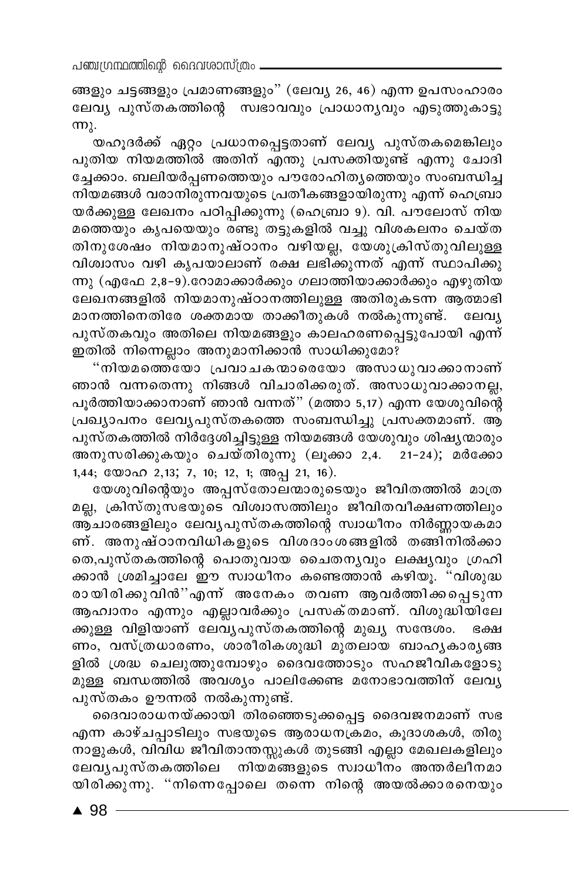ങ്ങളും ചട്ടങ്ങളും പ്രമാണങ്ങളും" (ലേവ്യ 26, 46) എന്ന ഉപസംഹാരം ലേവ്യ പുസ്തകത്തിന്റെ സ്വഭാവവും പ്രാധാന്യവും എടുത്തുകാട്ടുന്നു.

യഹൂദർക്ക് ഏറ്റം പ്രധാനപ്പെട്ടതാണ് ലേവ്യ പുസ്തകമെങ്കിലും പുതിയ നിയമത്തിൽ അതിന് എന്തു പ്രസക്തിയുണ്ട് എന്നു ചോദിച്ചേക്കാം. ബലിയർപ്പണത്തെയും പൗരോഹിത്യത്തെയും സംബന്ധിച്ച നിയമങ്ങൾ വരാനിരുന്നവയുടെ പ്രതീകങ്ങളായിരുന്നു എന്ന് ഹെബ്രായർക്കുള്ള ലേഖനം പഠിപ്പിക്കുന്നു (ഹെബ്രാ 9). വി. പൗലോസ് നിയമത്തെയും കൃപയെയും രണ്ടു തട്ടുകളിൽ വച്ചു വിശകലനം ചെയ്തതിനുശേഷം നിയമാനുഷ്ഠാനം വഴിയല്ല, യേശുക്രിസ്തുവിലുള്ള വിശ്വാസം വഴി കൃപയാലാണ് രക്ഷ ലഭിക്കുന്നത് എന്ന് സ്ഥാപിക്കുന്നു (എഫേ 2,8-9).റോമാക്കാർക്കും ഗലാത്തിയാക്കാർക്കും എഴുതിയ ലേഖനങ്ങളിൽ നിയമാനുഷ്ഠാനത്തിലുള്ള അതിരുകടന്ന ആത്മാഭിമാനത്തിനെതിരേ ശക്തമായ താക്കീതുകൾ നൽകുന്നുണ്ട്. ലേവ്യ പുസ്തകവും അതിലെ നിയമങ്ങളും കാലഹരണപ്പെട്ടുപോയി എന്ന് ഇതിൽ നിന്നെല്ലാം അനുമാനിക്കാൻ സാധിക്കുമോ?

"നിയമത്തെയോ പ്രവാചകന്മാരെയോ അസാധുവാക്കാനാണ് ഞാൻ വന്നതെന്നു നിങ്ങൾ വിചാരിക്കരുത്. അസാധുവാക്കാനല്ല, പൂർത്തിയാക്കാനാണ് ഞാൻ വന്നത്" (മത്താ 5,17) എന്ന യേശുവിന്റെ പ്രഖ്യാപനം ലേവ്യപുസ്തകത്തെ സംബന്ധിച്ചു പ്രസക്തമാണ്. ആ പുസ്തകത്തിൽ നിർദ്ദേശിച്ചിട്ടുള്ള നിയമങ്ങൾ യേശുവും ശിഷ്യന്മാരും അനുസരിക്കുകയും ചെയ്തിരുന്നു (ലൂക്കാ 2,4. 21-24); മർക്കോ 1,44; യോഹ 2,13; 7, 10; 12, 1; അപ്പ 21, 16).

യേശുവിന്റെയും അപ്പസ്തോലന്മാരുടെയും ജീവിതത്തിൽ മാത്രമല്ല, ക്രിസ്തുസഭയുടെ വിശ്വാസത്തിലും ജീവിതവീക്ഷണത്തിലും ആചാരങ്ങളിലും ലേവ്യപുസ്തകത്തിന്റെ സ്വാധീനം നിർണ്ണായകമാണ്. അനുഷ്ഠാനവിധികളുടെ വിശദാംശങ്ങളിൽ തങ്ങിനിൽക്കാതെ,പുസ്തകത്തിന്റെ പൊതുവായ ചൈതന്യവും ലക്ഷ്യവും ഗ്രഹിക്കാൻ ശ്രമിച്ചാലേ ഈ സ്വാധീനം കണ്ടെത്താൻ കഴിയൂ. "വിശുദ്ധരായിരിക്കുവിൻ"എന്ന് അനേകം തവണ ആവർത്തിക്കപ്പെടുന്ന ആഹ്വാനം എന്നും എല്ലാവർക്കും പ്രസക്തമാണ്. വിശുദ്ധിയിലേക്കുള്ള വിളിയാണ് ലേവ്യപുസ്തകത്തിന്റെ മുഖ്യ സന്ദേശം. ഭക്ഷണം, വസ്ത്രധാരണം, ശാരീരികശുദ്ധി മുതലായ ബാഹ്യകാര്യങ്ങളിൽ ശ്രദ്ധ ചെലുത്തുമ്പോഴും ദൈവത്തോടും സഹജീവികളോടുമുള്ള ബന്ധത്തിൽ അവശ്യം പാലിക്കേണ്ട മനോഭാവത്തിന് ലേവ്യ പുസ്തകം ഊന്നൽ നൽകുന്നുണ്ട്.

ദൈവാരാധനയ്ക്കായി തിരഞ്ഞെടുക്കപ്പെട്ട ദൈവജനമാണ് സഭ എന്ന കാഴ്ചപ്പാടിലും സഭയുടെ ആരാധനക്രമം, കൂദാശകൾ, തിരുനാളുകൾ, വിവിധ ജീവിതാന്തസ്സുകൾ തുടങ്ങി എല്ലാ മേഖലകളിലും ലേവ്യപുസ്തകത്തിലെ നിയമങ്ങളുടെ സ്വാധീനം അന്തർലീനമായിരിക്കുന്നു. "നിന്നെപ്പോലെ തന്നെ നിന്റെ അയൽക്കാരനെയും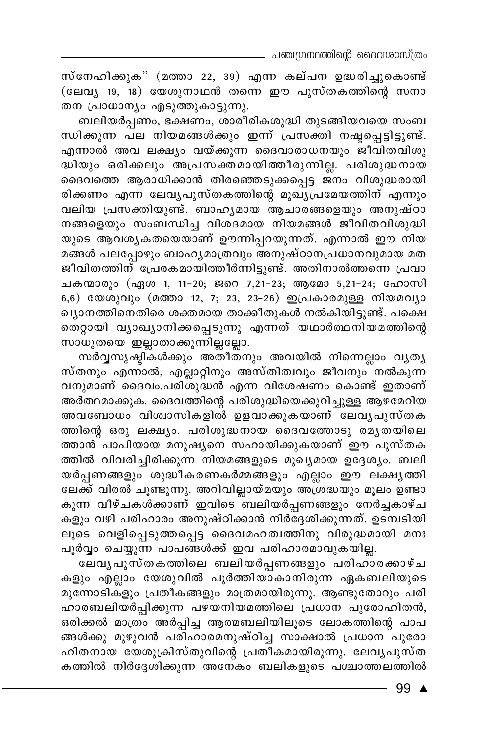സ്നേഹിക്കുക" (മത്താ 22, 39) എന്ന കല്പന ഉദ്ധരിച്ചുകൊണ്ട് (ലേവ്യ 19, 18) യേശുനാഥൻ തന്നെ ഈ പുസ്തകത്തിന്റെ സനാതന പ്രാധാന്യം എടുത്തുകാട്ടുന്നു.

ബലിയർപ്പണം, ഭക്ഷണം, ശാരീരികശുദ്ധി തുടങ്ങിയവയെ സംബന്ധിക്കുന്ന പല നിയമങ്ങൾക്കും ഇന്ന് പ്രസക്തി നഷ്ടപ്പെട്ടിട്ടുണ്ട്. എന്നാൽ അവ ലക്ഷ്യം വയ്ക്കുന്ന ദൈവാരാധനയും ജീവിതവിശുദ്ധിയും ഒരിക്കലും അപ്രസക്തമായിത്തീരുന്നില്ല. പരിശുദ്ധനായ ദൈവത്തെ ആരാധിക്കാൻ തിരഞ്ഞെടുക്കപ്പെട്ട ജനം വിശുദ്ധരായിരിക്കണം എന്ന ലേവ്യപുസ്തകത്തിന്റെ മുഖ്യപ്രമേയത്തിന് എന്നും വലിയ പ്രസക്തിയുണ്ട്. ബാഹ്യമായ ആചാരങ്ങളെയും അനുഷ്ഠാനങ്ങളെയും സംബന്ധിച്ച വിശദമായ നിയമങ്ങൾ ജീവിതവിശുദ്ധിയുടെ ആവശ്യകതയെയാണ് ഊന്നിപ്പറയുന്നത്. എന്നാൽ ഈ നിയമങ്ങൾ പലപ്പോഴും ബാഹ്യമാത്രവും അനുഷ്ഠാനപ്രധാനവുമായ മതജീവിതത്തിന് പ്രേരകമായിത്തീർന്നിട്ടുണ്ട്. അതിനാൽത്തന്നെ പ്രവാചകന്മാരും (ഏശ 1, 11-20; ജറെ 7,21-23; ആമോ 5,21-24; ഹോസി 6,6) യേശുവും (മത്താ 12, 7; 23, 23-26) ഇപ്രകാരമുള്ള നിയമവ്യാഖ്യാനത്തിനെതിരെ ശക്തമായ താക്കീതുകൾ നൽകിയിട്ടുണ്ട്. പക്ഷെ തെറ്റായി വ്യാഖ്യാനിക്കപ്പെടുന്നു എന്നത് യഥാർത്ഥനിയമത്തിന്റെ സാധുതയെ ഇല്ലാതാക്കുന്നില്ലല്ലോ.

സർവ്വസൃഷ്ടികൾക്കും അതീതനും അവയിൽ നിന്നെല്ലാം വ്യത്യസ്തനും എന്നാൽ, എല്ലാറ്റിനും അസ്തിത്വവും ജീവനും നൽകുന്നവനുമാണ് ദൈവം.പരിശുദ്ധൻ എന്ന വിശേഷണം കൊണ്ട് ഇതാണ് അർത്ഥമാക്കുക. ദൈവത്തിന്റെ പരിശുദ്ധിയെക്കുറിച്ചുള്ള ആഴമേറിയ അവബോധം വിശ്വാസികളിൽ ഉളവാക്കുകയാണ് ലേവ്യപുസ്തകത്തിന്റെ ഒരു ലക്ഷ്യം. പരിശുദ്ധനായ ദൈവത്തോടു രമ്യതയിലെത്താൻ പാപിയായ മനുഷ്യനെ സഹായിക്കുകയാണ് ഈ പുസ്തകത്തിൽ വിവരിച്ചിരിക്കുന്ന നിയമങ്ങളുടെ മുഖ്യമായ ഉദ്ദേശ്യം. ബലിയർപ്പണങ്ങളും ശുദ്ധീകരണകർമ്മങ്ങളും എല്ലാം ഈ ലക്ഷ്യത്തിലേക്ക് വിരൽ ചൂണ്ടുന്നു. അറിവില്ലായ്മയും അശ്രദ്ധയും മൂലം ഉണ്ടാകുന്ന വീഴ്ചകൾക്കാണ് ഇവിടെ ബലിയർപ്പണങ്ങളും നേർച്ചകാഴ്ചകളും വഴി പരിഹാരം അനുഷ്ഠിക്കാൻ നിർദ്ദേശിക്കുന്നത്. ഉടമ്പടിയിലൂടെ വെളിപ്പെടുത്തപ്പെട്ട ദൈവമഹത്വത്തിനു വിരുദ്ധമായി മനഃപൂർവ്വം ചെയ്യുന്ന പാപങ്ങൾക്ക് ഇവ പരിഹാരമാവുകയില്ല.

ലേവ്യപുസ്തകത്തിലെ ബലിയർപ്പണങ്ങളും പരിഹാരക്കാഴ്ചകളും എല്ലാം യേശുവിൽ പൂർത്തിയാകാനിരുന്ന ഏകബലിയുടെ മുന്നോടികളും പ്രതീകങ്ങളും മാത്രമായിരുന്നു. ആണ്ടുതോറും പരിഹാരബലിയർപ്പിക്കുന്ന പഴയനിയമത്തിലെ പ്രധാന പുരോഹിതൻ, ഒരിക്കൽ മാത്രം അർപ്പിച്ച ആത്മബലിയിലൂടെ ലോകത്തിന്റെ പാപങ്ങൾക്കു മുഴുവൻ പരിഹാരമനുഷ്ഠിച്ച സാക്ഷാൽ പ്രധാന പുരോഹിതനായ യേശുക്രിസ്തുവിന്റെ പ്രതീകമായിരുന്നു. ലേവ്യപുസ്തകത്തിൽ നിർദ്ദേശിക്കുന്ന അനേകം ബലികളുടെ പശ്ചാത്തലത്തിൽ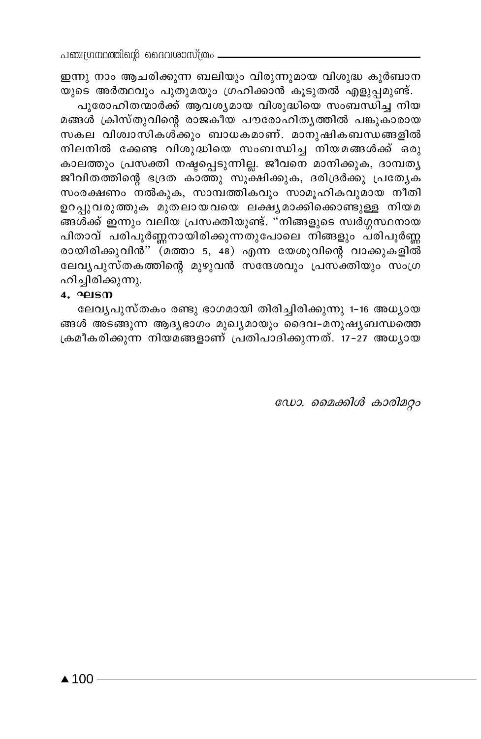ഇന്നു നാം ആചരിക്കുന്ന ബലിയും വിരുന്നുമായ വിശുദ്ധ കുർബാനയുടെ അർത്ഥവും പുതുമയും ഗ്രഹിക്കാൻ കൂടുതൽ എളുപ്പമുണ്ട്.

പുരോഹിതന്മാർക്ക് ആവശ്യമായ വിശുദ്ധിയെ സംബന്ധിച്ച നിയമങ്ങൾ ക്രിസ്തുവിന്റെ രാജകീയ പൗരോഹിത്യത്തിൽ പങ്കുകാരായ സകല വിശ്വാസികൾക്കും ബാധകമാണ്. മാനുഷികബന്ധങ്ങളിൽ നിലനിൽക്കേണ്ട വിശുദ്ധിയെ സംബന്ധിച്ച നിയമങ്ങൾക്ക് ഒരു കാലത്തും പ്രസക്തി നഷ്ടപ്പെടുന്നില്ല. ജീവനെ മാനിക്കുക, ദാമ്പത്യ ജീവിതത്തിന്റെ ഭദ്രത കാത്തു സൂക്ഷിക്കുക, ദരിദ്രർക്കു പ്രത്യേക സംരക്ഷണം നൽകുക, സാമ്പത്തികവും സാമൂഹികവുമായ നീതി ഉറപ്പുവരുത്തുക മുതലായവയെ ലക്ഷ്യമാക്കിക്കൊണ്ടുള്ള നിയമങ്ങൾക്ക് ഇന്നും വലിയ പ്രസക്തിയുണ്ട്. "നിങ്ങളുടെ സ്വർഗ്ഗസ്ഥനായ പിതാവ് പരിപൂർണ്ണനായിരിക്കുന്നതുപോലെ നിങ്ങളും പരിപൂർണ്ണരായിരിക്കുവിൻ" (മത്താ 5, 48) എന്ന യേശുവിന്റെ വാക്കുകളിൽ ലേവ്യപുസ്തകത്തിന്റെ മുഴുവൻ സന്ദേശവും പ്രസക്തിയും സംഗ്രഹിച്ചിരിക്കുന്നു.

**4. ഘടന**

ലേവ്യപുസ്തകം രണ്ടു ഭാഗമായി തിരിച്ചിരിക്കുന്നു 1-16 അധ്യായങ്ങൾ അടങ്ങുന്ന ആദ്യഭാഗം മുഖ്യമായും ദൈവ-മനുഷ്യബന്ധത്തെ ക്രമീകരിക്കുന്ന നിയമങ്ങളാണ് പ്രതിപാദിക്കുന്നത്. 17-27 അധ്യായ

*ഡോ. മൈക്കിൾ കാരിമറ്റം*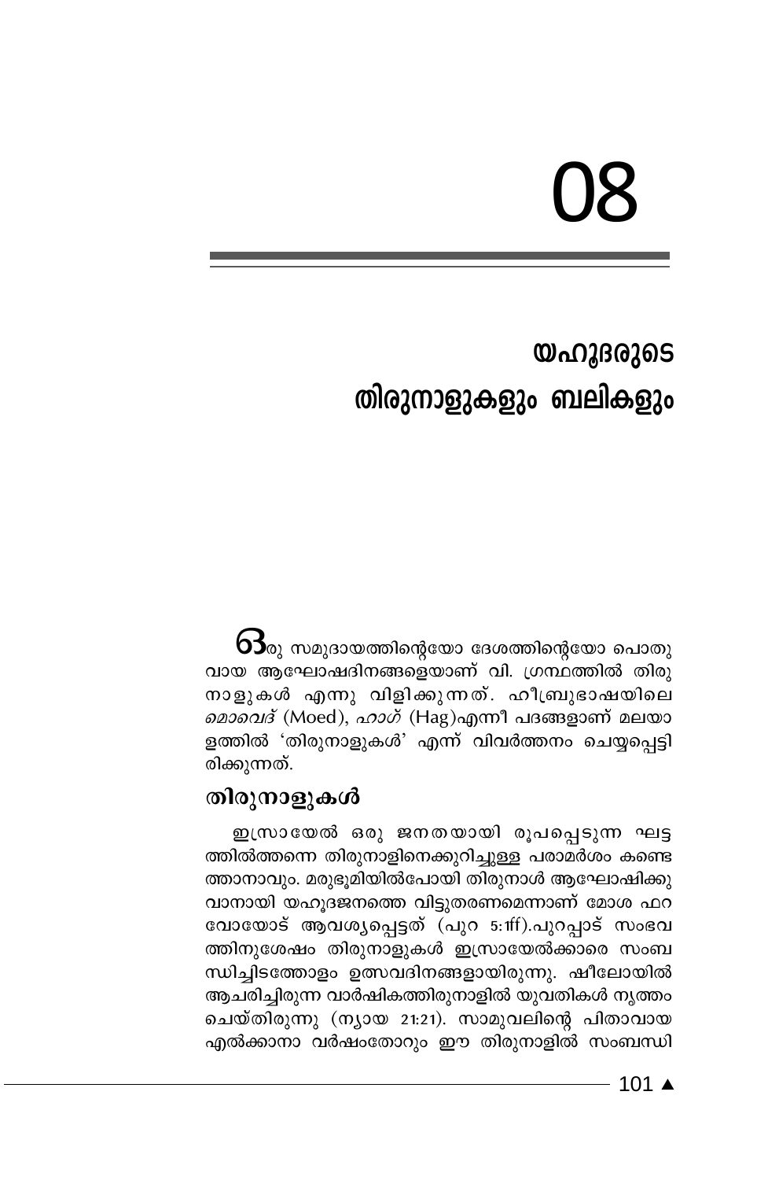# 08

## യഹൂദരുടെ തിരുനാളുകളും ബലികളും

ഒരു സമുദായത്തിന്റെയോ ദേശത്തിന്റെയോ പൊതുവായ ആഘോഷദിനങ്ങളെയാണ് വി. ഗ്രന്ഥത്തിൽ തിരുനാളുകൾ എന്നു വിളിക്കുന്നത്. ഹീബ്രുഭാഷയിലെ *മൊവെദ്* (Moed), *ഹാഗ്* (Hag)എന്നീ പദങ്ങളാണ് മലയാളത്തിൽ 'തിരുനാളുകൾ' എന്ന് വിവർത്തനം ചെയ്യപ്പെട്ടിരിക്കുന്നത്.

### തിരുനാളുകൾ

ഇസ്രായേൽ ഒരു ജനതയായി രൂപപ്പെടുന്ന ഘട്ടത്തിൽത്തന്നെ തിരുനാളിനെക്കുറിച്ചുള്ള പരാമർശം കണ്ടെത്താനാവും. മരുഭൂമിയിൽപോയി തിരുനാൾ ആഘോഷിക്കുവാനായി യഹൂദജനത്തെ വിട്ടുതരണമെന്നാണ് മോശ ഫറവോയോട് ആവശ്യപ്പെട്ടത് (പുറ 5:1ff).പുറപ്പാട് സംഭവത്തിനുശേഷം തിരുനാളുകൾ ഇസ്രായേൽക്കാരെ സംബന്ധിച്ചിടത്തോളം ഉത്സവദിനങ്ങളായിരുന്നു. ഷീലോയിൽ ആചരിച്ചിരുന്ന വാർഷികത്തിരുനാളിൽ യുവതികൾ നൃത്തം ചെയ്തിരുന്നു (ന്യായ 21:21). സാമുവലിന്റെ പിതാവായ എൽക്കാനാ വർഷംതോറും ഈ തിരുനാളിൽ സംബന്ധി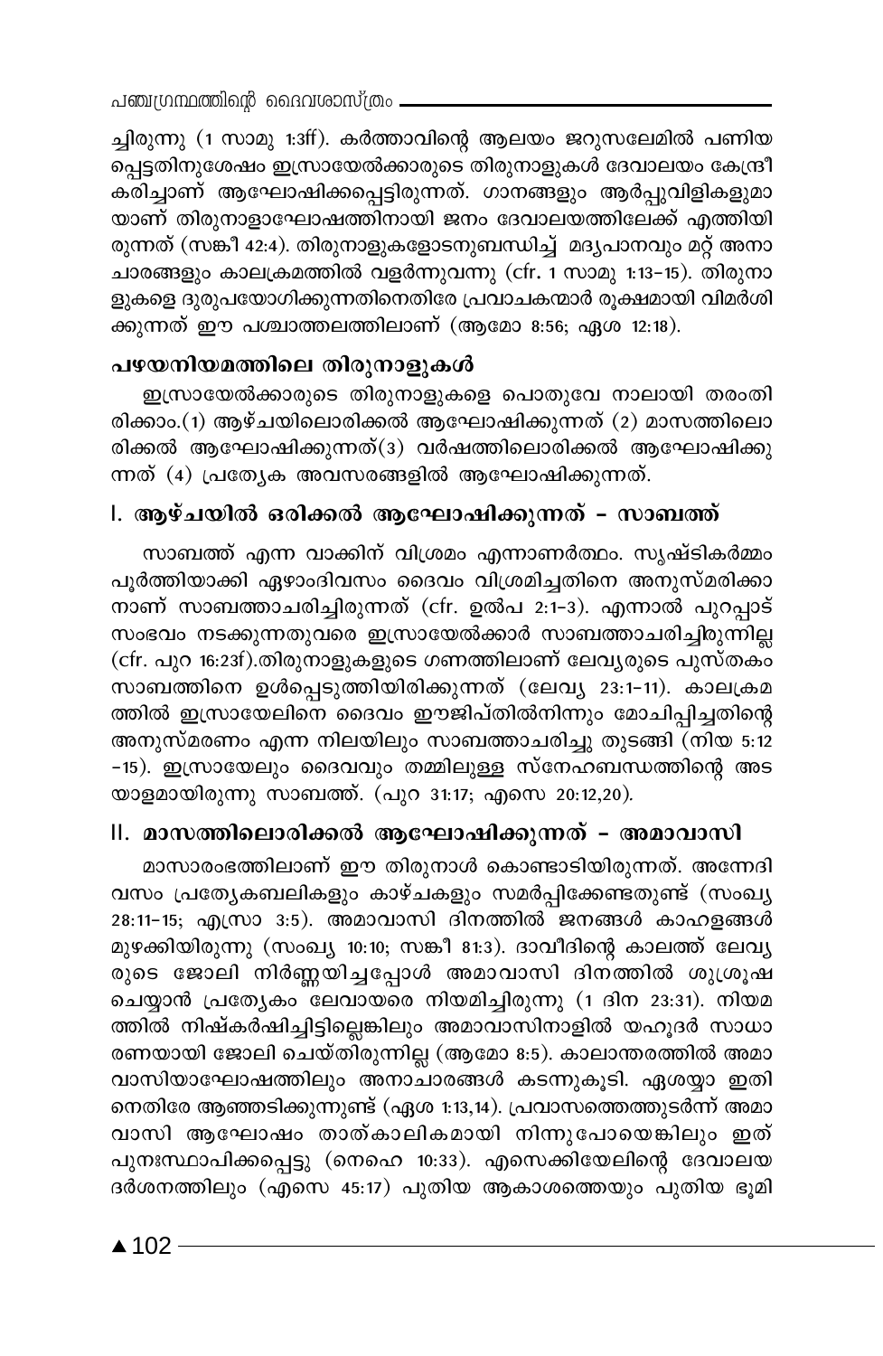ച്ചിരുന്നു (1 സാമു 1:3ff). കർത്താവിന്റെ ആലയം ജറുസലേമിൽ പണിയപ്പെട്ടതിനുശേഷം ഇസ്രായേൽക്കാരുടെ തിരുനാളുകൾ ദേവാലയം കേന്ദ്രീകരിച്ചാണ് ആഘോഷിക്കപ്പെട്ടിരുന്നത്. ഗാനങ്ങളും ആർപ്പുവിളികളുമായാണ് തിരുനാളാഘോഷത്തിനായി ജനം ദേവാലയത്തിലേക്ക് എത്തിയിരുന്നത് (സങ്കീ 42:4). തിരുനാളുകളോടനുബന്ധിച്ച് മദ്യപാനവും മറ്റ് അനാചാരങ്ങളും കാലക്രമത്തിൽ വളർന്നുവന്നു (cfr. 1 സാമു 1:13-15). തിരുനാളുകളെ ദുരുപയോഗിക്കുന്നതിനെതിരേ പ്രവാചകന്മാർ രൂക്ഷമായി വിമർശിക്കുന്നത് ഈ പശ്ചാത്തലത്തിലാണ് (ആമോ 8:56; ഏശ 12:18).

## പഴയനിയമത്തിലെ തിരുനാളുകൾ

ഇസ്രായേൽക്കാരുടെ തിരുനാളുകളെ പൊതുവേ നാലായി തരംതിരിക്കാം.(1) ആഴ്ചയിലൊരിക്കൽ ആഘോഷിക്കുന്നത് (2) മാസത്തിലൊരിക്കൽ ആഘോഷിക്കുന്നത്(3) വർഷത്തിലൊരിക്കൽ ആഘോഷിക്കുന്നത് (4) പ്രത്യേക അവസരങ്ങളിൽ ആഘോഷിക്കുന്നത്.

### I. ആഴ്ചയിൽ ഒരിക്കൽ ആഘോഷിക്കുന്നത് - സാബത്ത്

സാബത്ത് എന്ന വാക്കിന് വിശ്രമം എന്നാണർത്ഥം. സൃഷ്ടികർമ്മം പൂർത്തിയാക്കി ഏഴാംദിവസം ദൈവം വിശ്രമിച്ചതിനെ അനുസ്മരിക്കാനാണ് സാബത്താചരിച്ചിരുന്നത് (cfr. ഉൽപ 2:1-3). എന്നാൽ പുറപ്പാട് സംഭവം നടക്കുന്നതുവരെ ഇസ്രായേൽക്കാർ സാബത്താചരിച്ചിരുന്നില്ല (cfr. പുറ 16:23f).തിരുനാളുകളുടെ ഗണത്തിലാണ് ലേവ്യരുടെ പുസ്തകം സാബത്തിനെ ഉൾപ്പെടുത്തിയിരിക്കുന്നത് (ലേവ്യ 23:1-11). കാലക്രമത്തിൽ ഇസ്രായേലിനെ ദൈവം ഈജിപ്തിൽനിന്നും മോചിപ്പിച്ചതിന്റെ അനുസ്മരണം എന്ന നിലയിലും സാബത്താചരിച്ചു തുടങ്ങി (നിയ 5:12 -15). ഇസ്രായേലും ദൈവവും തമ്മിലുള്ള സ്നേഹബന്ധത്തിന്റെ അടയാളമായിരുന്നു സാബത്ത്. (പുറ 31:17; എസെ 20:12,20).

### II. മാസത്തിലൊരിക്കൽ ആഘോഷിക്കുന്നത് - അമാവാസി

മാസാരംഭത്തിലാണ് ഈ തിരുനാൾ കൊണ്ടാടിയിരുന്നത്. അന്നേദിവസം പ്രത്യേകബലികളും കാഴ്ചകളും സമർപ്പിക്കേണ്ടതുണ്ട് (സംഖ്യ 28:11-15; എസ്രാ 3:5). അമാവാസി ദിനത്തിൽ ജനങ്ങൾ കാഹളങ്ങൾ മുഴക്കിയിരുന്നു (സംഖ്യ 10:10; സങ്കീ 81:3). ദാവീദിന്റെ കാലത്ത് ലേവ്യരുടെ ജോലി നിർണ്ണയിച്ചപ്പോൾ അമാവാസി ദിനത്തിൽ ശുശ്രൂഷ ചെയ്യാൻ പ്രത്യേകം ലേവായരെ നിയമിച്ചിരുന്നു (1 ദിന 23:31). നിയമത്തിൽ നിഷ്കർഷിച്ചിട്ടില്ലെങ്കിലും അമാവാസിനാളിൽ യഹൂദർ സാധാരണയായി ജോലി ചെയ്തിരുന്നില്ല (ആമോ 8:5). കാലാന്തരത്തിൽ അമാവാസിയാഘോഷത്തിലും അനാചാരങ്ങൾ കടന്നുകൂടി. ഏശയ്യാ ഇതിനെതിരേ ആഞ്ഞടിക്കുന്നുണ്ട് (ഏശ 1:13,14). പ്രവാസത്തെത്തുടർന്ന് അമാവാസി ആഘോഷം താത്കാലികമായി നിന്നുപോയെങ്കിലും ഇത് പുനഃസ്ഥാപിക്കപ്പെട്ടു (നെഹെ 10:33). എസെക്കിയേലിന്റെ ദേവാലയ ദർശനത്തിലും (എസെ 45:17) പുതിയ ആകാശത്തെയും പുതിയ ഭൂമി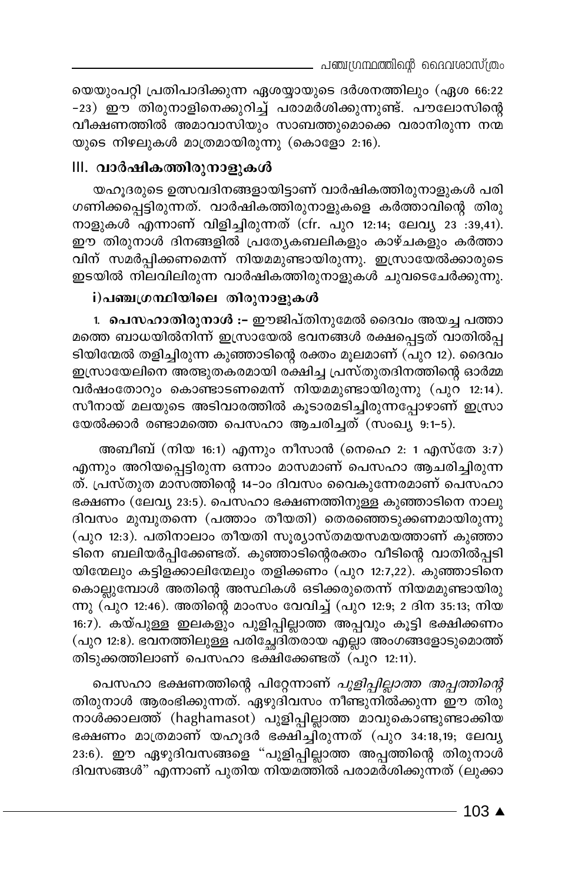യെയുംപറ്റി പ്രതിപാദിക്കുന്ന ഏശയ്യായുടെ ദർശനത്തിലും (ഏശ 66:22 -23) ഈ തിരുനാളിനെക്കുറിച്ച് പരാമർശിക്കുന്നുണ്ട്. പൗലോസിന്റെ വീക്ഷണത്തിൽ അമാവാസിയും സാബത്തുമൊക്കെ വരാനിരുന്ന നന്മയുടെ നിഴലുകൾ മാത്രമായിരുന്നു (കൊളോ 2:16).

## III. വാർഷികത്തിരുനാളുകൾ

യഹൂദരുടെ ഉത്സവദിനങ്ങളായിട്ടാണ് വാർഷികത്തിരുനാളുകൾ പരിഗണിക്കപ്പെട്ടിരുന്നത്. വാർഷികത്തിരുനാളുകളെ കർത്താവിന്റെ തിരുനാളുകൾ എന്നാണ് വിളിച്ചിരുന്നത് (cfr. പുറ 12:14; ലേവ്യ 23 :39,41). ഈ തിരുനാൾ ദിനങ്ങളിൽ പ്രത്യേകബലികളും കാഴ്ചകളും കർത്താവിന് സമർപ്പിക്കണമെന്ന് നിയമമുണ്ടായിരുന്നു. ഇസ്രായേൽക്കാരുടെ ഇടയിൽ നിലവിലിരുന്ന വാർഷികത്തിരുനാളുകൾ ചുവടെചേർക്കുന്നു.

### i) പഞ്ചഗ്രന്ഥിയിലെ തിരുനാളുകൾ

1. **പെസഹാതിരുനാൾ :–** ഈജിപ്തിനുമേൽ ദൈവം അയച്ച പത്താമത്തെ ബാധയിൽനിന്ന് ഇസ്രായേൽ ഭവനങ്ങൾ രക്ഷപ്പെട്ടത് വാതിൽപ്പടിയിന്മേൽ തളിച്ചിരുന്ന കുഞ്ഞാടിന്റെ രക്തം മൂലമാണ് (പുറ 12). ദൈവം ഇസ്രായേലിനെ അത്ഭുതകരമായി രക്ഷിച്ച പ്രസ്തുതദിനത്തിന്റെ ഓർമ്മ വർഷംതോറും കൊണ്ടാടണമെന്ന് നിയമമുണ്ടായിരുന്നു (പുറ 12:14). സീനായ് മലയുടെ അടിവാരത്തിൽ കൂടാരമടിച്ചിരുന്നപ്പോഴാണ് ഇസ്രായേൽക്കാർ രണ്ടാമത്തെ പെസഹാ ആചരിച്ചത് (സംഖ്യ 9:1–5).

അബീബ് (നിയ 16:1) എന്നും നീസാൻ (നെഹെ 2: 1 എസ്തേ 3:7) എന്നും അറിയപ്പെട്ടിരുന്ന ഒന്നാം മാസമാണ് പെസഹാ ആചരിച്ചിരുന്നത്. പ്രസ്തുത മാസത്തിന്റെ 14-ാം ദിവസം വൈകുന്നേരമാണ് പെസഹാ ഭക്ഷണം (ലേവ്യ 23:5). പെസഹാ ഭക്ഷണത്തിനുള്ള കുഞ്ഞാടിനെ നാലു ദിവസം മുമ്പുതന്നെ (പത്താം തീയതി) തെരഞ്ഞെടുക്കണമായിരുന്നു (പുറ 12:3). പതിനാലാം തീയതി സൂര്യാസ്തമയസമയത്താണ് കുഞ്ഞാടിനെ ബലിയർപ്പിക്കേണ്ടത്. കുഞ്ഞാടിന്റെരക്തം വീടിന്റെ വാതിൽപ്പടിയിന്മേലും കട്ടിളക്കാലിന്മേലും തളിക്കണം (പുറ 12:7,22). കുഞ്ഞാടിനെ കൊല്ലുമ്പോൾ അതിന്റെ അസ്ഥികൾ ഒടിക്കരുതെന്ന് നിയമമുണ്ടായിരുന്നു (പുറ 12:46). അതിന്റെ മാംസം വേവിച്ച് (പുറ 12:9; 2 ദിന 35:13; നിയ 16:7). കയ്പുള്ള ഇലകളും പുളിപ്പില്ലാത്ത അപ്പവും കൂട്ടി ഭക്ഷിക്കണം (പുറ 12:8). ഭവനത്തിലുള്ള പരിച്ഛേദിതരായ എല്ലാ അംഗങ്ങളോടുമൊത്ത് തിടുക്കത്തിലാണ് പെസഹാ ഭക്ഷിക്കേണ്ടത് (പുറ 12:11).

പെസഹാ ഭക്ഷണത്തിന്റെ പിറ്റേന്നാണ് *പുളിപ്പില്ലാത്ത അപ്പത്തിന്റെ* തിരുനാൾ ആരംഭിക്കുന്നത്. ഏഴുദിവസം നീണ്ടുനിൽക്കുന്ന ഈ തിരുനാൾക്കാലത്ത് (haghamasot) പുളിപ്പില്ലാത്ത മാവുകൊണ്ടുണ്ടാക്കിയ ഭക്ഷണം മാത്രമാണ് യഹൂദർ ഭക്ഷിച്ചിരുന്നത് (പുറ 34:18,19; ലേവ്യ 23:6). ഈ ഏഴുദിവസങ്ങളെ "പുളിപ്പില്ലാത്ത അപ്പത്തിന്റെ തിരുനാൾ ദിവസങ്ങൾ" എന്നാണ് പുതിയ നിയമത്തിൽ പരാമർശിക്കുന്നത് (ലൂക്കാ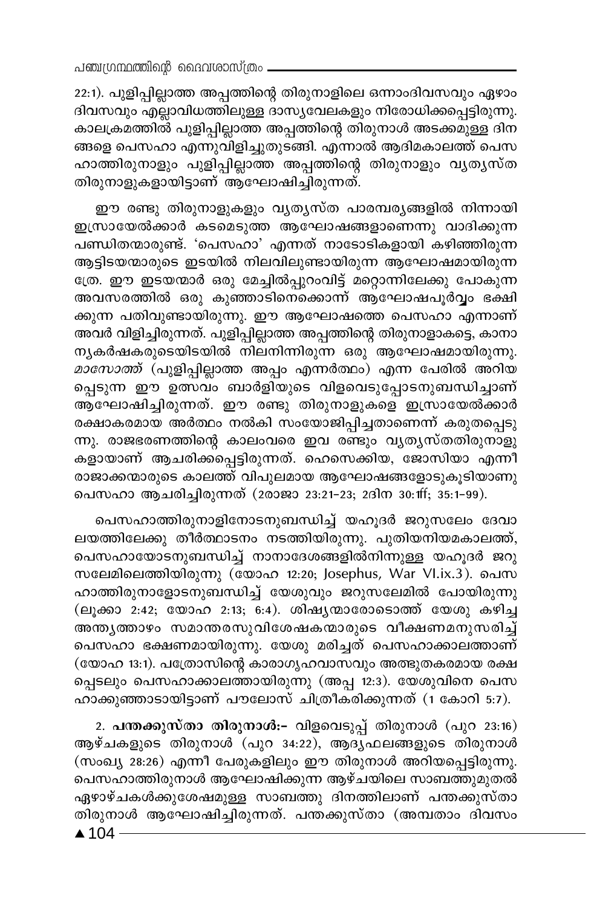22:1). പുളിപ്പില്ലാത്ത അപ്പത്തിന്റെ തിരുനാളിലെ ഒന്നാംദിവസവും ഏഴാം ദിവസവും എല്ലാവിധത്തിലുള്ള ദാസ്യവേലകളും നിരോധിക്കപ്പെട്ടിരുന്നു. കാലക്രമത്തിൽ പുളിപ്പില്ലാത്ത അപ്പത്തിന്റെ തിരുനാൾ അടക്കമുള്ള ദിനങ്ങളെ പെസഹാ എന്നുവിളിച്ചുതുടങ്ങി. എന്നാൽ ആദിമകാലത്ത് പെസഹാത്തിരുനാളും പുളിപ്പില്ലാത്ത അപ്പത്തിന്റെ തിരുനാളും വ്യത്യസ്ത തിരുനാളുകളായിട്ടാണ് ആഘോഷിച്ചിരുന്നത്.

ഈ രണ്ടു തിരുനാളുകളും വ്യത്യസ്ത പാരമ്പര്യങ്ങളിൽ നിന്നായി ഇസ്രായേൽക്കാർ കടമെടുത്ത ആഘോഷങ്ങളാണെന്നു വാദിക്കുന്ന പണ്ഡിതന്മാരുണ്ട്. 'പെസഹാ' എന്നത് നാടോടികളായി കഴിഞ്ഞിരുന്ന ആട്ടിടയന്മാരുടെ ഇടയിൽ നിലവിലുണ്ടായിരുന്ന ആഘോഷമായിരുന്നത്രേ. ഈ ഇടയന്മാർ ഒരു മേച്ചിൽപ്പുറംവിട്ട് മറ്റൊന്നിലേക്കു പോകുന്ന അവസരത്തിൽ ഒരു കുഞ്ഞാടിനെക്കൊന്ന് ആഘോഷപൂർവ്വം ഭക്ഷിക്കുന്ന പതിവുണ്ടായിരുന്നു. ഈ ആഘോഷത്തെ പെസഹാ എന്നാണ് അവർ വിളിച്ചിരുന്നത്. പുളിപ്പില്ലാത്ത അപ്പത്തിന്റെ തിരുനാളാകട്ടെ, കാനാന്യകർഷകരുടെയിടയിൽ നിലനിന്നിരുന്ന ഒരു ആഘോഷമായിരുന്നു. *മാസോത്ത്* (പുളിപ്പില്ലാത്ത അപ്പം എന്നർത്ഥം) എന്ന പേരിൽ അറിയപ്പെടുന്ന ഈ ഉത്സവം ബാർളിയുടെ വിളവെടുപ്പോടനുബന്ധിച്ചാണ് ആഘോഷിച്ചിരുന്നത്. ഈ രണ്ടു തിരുനാളുകളെ ഇസ്രായേൽക്കാർ രക്ഷാകരമായ അർത്ഥം നൽകി സംയോജിപ്പിച്ചതാണെന്ന് കരുതപ്പെടുന്നു. രാജഭരണത്തിന്റെ കാലംവരെ ഇവ രണ്ടും വ്യത്യസ്തതിരുനാളുകളായാണ് ആചരിക്കപ്പെട്ടിരുന്നത്. ഹെസെക്കിയ, ജോസിയാ എന്നീ രാജാക്കന്മാരുടെ കാലത്ത് വിപുലമായ ആഘോഷങ്ങളോടുകൂടിയാണു പെസഹാ ആചരിച്ചിരുന്നത് (2രാജാ 23:21-23; 2ദിന 30:1ff; 35:1-99).

പെസഹാത്തിരുനാളിനോടനുബന്ധിച്ച് യഹൂദർ ജറുസലേം ദേവാലയത്തിലേക്കു തീർത്ഥാടനം നടത്തിയിരുന്നു. പുതിയനിയമകാലത്ത്, പെസഹായോടനുബന്ധിച്ച് നാനാദേശങ്ങളിൽനിന്നുള്ള യഹൂദർ ജറുസലേമിലെത്തിയിരുന്നു (യോഹ 12:20; Josephus, War VI.ix.3). പെസഹാത്തിരുനാളോടനുബന്ധിച്ച് യേശുവും ജറുസലേമിൽ പോയിരുന്നു (ലൂക്കാ 2:42; യോഹ 2:13; 6:4). ശിഷ്യന്മാരോടൊത്ത് യേശു കഴിച്ച അന്ത്യത്താഴം സമാന്തരസുവിശേഷകന്മാരുടെ വീക്ഷണമനുസരിച്ച് പെസഹാ ഭക്ഷണമായിരുന്നു. യേശു മരിച്ചത് പെസഹാക്കാലത്താണ് (യോഹ 13:1). പത്രോസിന്റെ കാരാഗൃഹവാസവും അത്ഭുതകരമായ രക്ഷപ്പെടലും പെസഹാക്കാലത്തായിരുന്നു (അപ്പ 12:3). യേശുവിനെ പെസഹാക്കുഞ്ഞാടായിട്ടാണ് പൗലോസ് ചിത്രീകരിക്കുന്നത് (1 കോറി 5:7).

2. **പന്തക്കുസ്താ തിരുനാൾ:-** വിളവെടുപ്പ് തിരുനാൾ (പുറ 23:16) ആഴ്ചകളുടെ തിരുനാൾ (പുറ 34:22), ആദ്യഫലങ്ങളുടെ തിരുനാൾ (സംഖ്യ 28:26) എന്നീ പേരുകളിലും ഈ തിരുനാൾ അറിയപ്പെട്ടിരുന്നു. പെസഹാത്തിരുനാൾ ആഘോഷിക്കുന്ന ആഴ്ചയിലെ സാബത്തുമുതൽ ഏഴാഴ്ചകൾക്കുശേഷമുള്ള സാബത്തു ദിനത്തിലാണ് പന്തക്കുസ്താ തിരുനാൾ ആഘോഷിച്ചിരുന്നത്. പന്തക്കുസ്താ (അമ്പതാം ദിവസം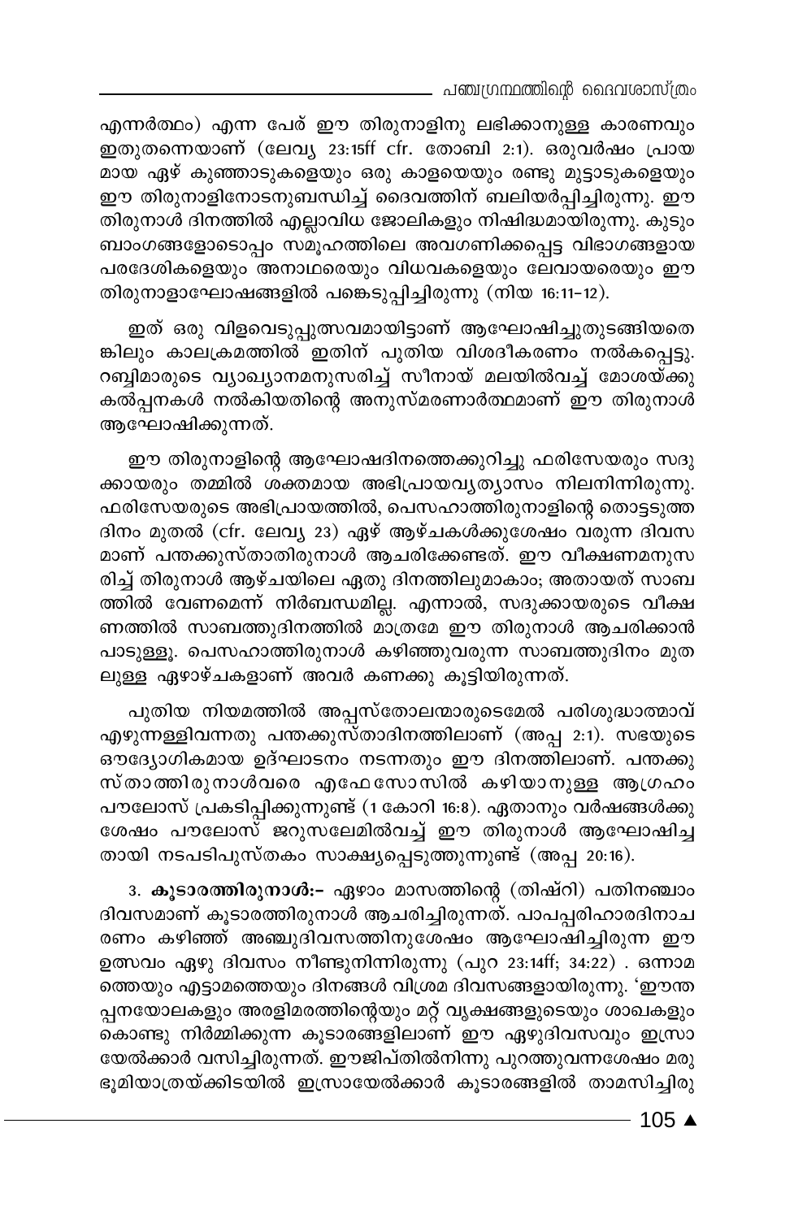എന്നർത്ഥം) എന്ന പേര് ഈ തിരുനാളിനു ലഭിക്കാനുള്ള കാരണവും ഇതുതന്നെയാണ് (ലേവ്യ 23:15ff cfr. തോബി 2:1). ഒരുവർഷം പ്രായമായ ഏഴ് കുഞ്ഞാടുകളെയും ഒരു കാളയെയും രണ്ടു മുട്ടാടുകളെയും ഈ തിരുനാളിനോടനുബന്ധിച്ച് ദൈവത്തിന് ബലിയർപ്പിച്ചിരുന്നു. ഈ തിരുനാൾ ദിനത്തിൽ എല്ലാവിധ ജോലികളും നിഷിദ്ധമായിരുന്നു. കുടുംബാംഗങ്ങളോടൊപ്പം സമൂഹത്തിലെ അവഗണിക്കപ്പെട്ട വിഭാഗങ്ങളായ പരദേശികളെയും അനാഥരെയും വിധവകളെയും ലേവായരെയും ഈ തിരുനാളാഘോഷങ്ങളിൽ പങ്കെടുപ്പിച്ചിരുന്നു (നിയ 16:11-12).

ഇത് ഒരു വിളവെടുപ്പുത്സവമായിട്ടാണ് ആഘോഷിച്ചുതുടങ്ങിയതെങ്കിലും കാലക്രമത്തിൽ ഇതിന് പുതിയ വിശദീകരണം നൽകപ്പെട്ടു. റബ്ബിമാരുടെ വ്യാഖ്യാനമനുസരിച്ച് സീനായ് മലയിൽവച്ച് മോശയ്ക്കു കൽപ്പനകൾ നൽകിയതിന്റെ അനുസ്മരണാർത്ഥമാണ് ഈ തിരുനാൾ ആഘോഷിക്കുന്നത്.

ഈ തിരുനാളിന്റെ ആഘോഷദിനത്തെക്കുറിച്ചു ഫരിസേയരും സദുക്കായരും തമ്മിൽ ശക്തമായ അഭിപ്രായവ്യത്യാസം നിലനിന്നിരുന്നു. ഫരിസേയരുടെ അഭിപ്രായത്തിൽ, പെസഹാത്തിരുനാളിന്റെ തൊട്ടടുത്ത ദിനം മുതൽ (cfr. ലേവ്യ 23) ഏഴ് ആഴ്ചകൾക്കുശേഷം വരുന്ന ദിവസമാണ് പന്തക്കുസ്താതിരുനാൾ ആചരിക്കേണ്ടത്. ഈ വീക്ഷണമനുസരിച്ച് തിരുനാൾ ആഴ്ചയിലെ ഏതു ദിനത്തിലുമാകാം; അതായത് സാബത്തിൽ വേണമെന്ന് നിർബന്ധമില്ല. എന്നാൽ, സദുക്കായരുടെ വീക്ഷണത്തിൽ സാബത്തുദിനത്തിൽ മാത്രമേ ഈ തിരുനാൾ ആചരിക്കാൻ പാടുള്ളൂ. പെസഹാത്തിരുനാൾ കഴിഞ്ഞുവരുന്ന സാബത്തുദിനം മുതലുള്ള ഏഴാഴ്ചകളാണ് അവർ കണക്കു കൂട്ടിയിരുന്നത്.

പുതിയ നിയമത്തിൽ അപ്പസ്തോലന്മാരുടെമേൽ പരിശുദ്ധാത്മാവ് എഴുന്നള്ളിവന്നതു പന്തക്കുസ്താദിനത്തിലാണ് (അപ്പ 2:1). സഭയുടെ ഔദ്യോഗികമായ ഉദ്ഘാടനം നടന്നതും ഈ ദിനത്തിലാണ്. പന്തക്കുസ്താത്തിരുനാൾവരെ എഫേസോസിൽ കഴിയാനുള്ള ആഗ്രഹം പൗലോസ് പ്രകടിപ്പിക്കുന്നുണ്ട് (1 കോറി 16:8). ഏതാനും വർഷങ്ങൾക്കുശേഷം പൗലോസ് ജറുസലേമിൽവച്ച് ഈ തിരുനാൾ ആഘോഷിച്ചതായി നടപടിപുസ്തകം സാക്ഷ്യപ്പെടുത്തുന്നുണ്ട് (അപ്പ 20:16).

3. **കൂടാരത്തിരുനാൾ:-** ഏഴാം മാസത്തിന്റെ (തിഷ്റി) പതിനഞ്ചാം ദിവസമാണ് കൂടാരത്തിരുനാൾ ആചരിച്ചിരുന്നത്. പാപപരിഹാരദിനാചരണം കഴിഞ്ഞ് അഞ്ചുദിവസത്തിനുശേഷം ആഘോഷിച്ചിരുന്ന ഈ ഉത്സവം ഏഴു ദിവസം നീണ്ടുനിന്നിരുന്നു (പുറ 23:14ff; 34:22) . ഒന്നാമത്തെയും എട്ടാമത്തെയും ദിനങ്ങൾ വിശ്രമ ദിവസങ്ങളായിരുന്നു. 'ഈന്തപ്പനയോലകളും അരളിമരത്തിന്റെയും മറ്റ് വൃക്ഷങ്ങളുടെയും ശാഖകളും കൊണ്ടു നിർമ്മിക്കുന്ന കൂടാരങ്ങളിലാണ് ഈ ഏഴുദിവസവും ഇസ്രായേൽക്കാർ വസിച്ചിരുന്നത്. ഈജിപ്തിൽനിന്നു പുറത്തുവന്നശേഷം മരുഭൂമിയാത്രയ്ക്കിടയിൽ ഇസ്രായേൽക്കാർ കൂടാരങ്ങളിൽ താമസിച്ചിരു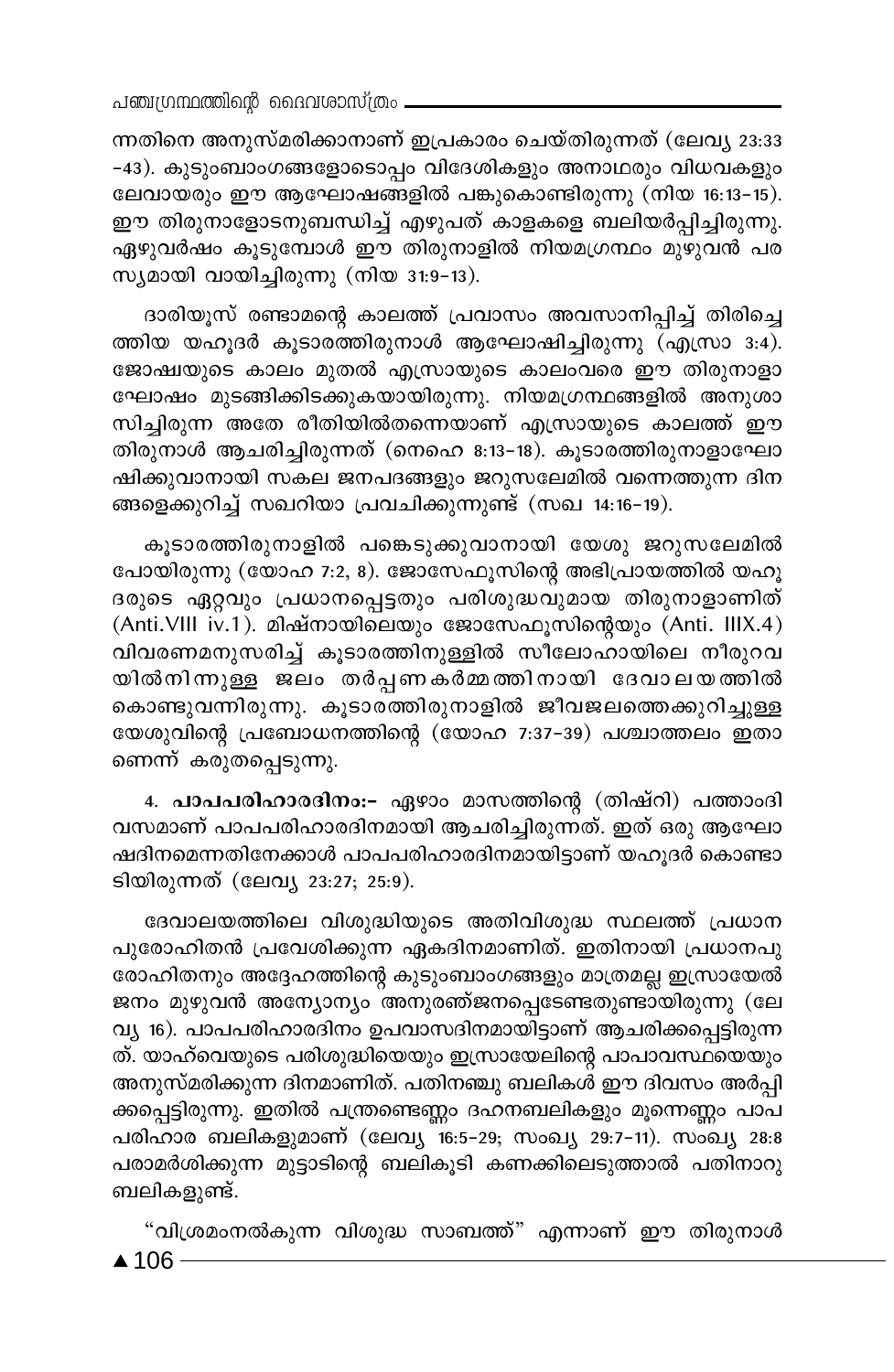ന്നതിനെ അനുസ്മരിക്കാനാണ് ഇപ്രകാരം ചെയ്തിരുന്നത് (ലേവ്യ 23:33-43). കുടുംബാംഗങ്ങളോടൊപ്പം വിദേശികളും അനാഥരും വിധവകളും ലേവായരും ഈ ആഘോഷങ്ങളിൽ പങ്കുകൊണ്ടിരുന്നു (നിയ 16:13-15). ഈ തിരുനാളോടനുബന്ധിച്ച് എഴുപത് കാളകളെ ബലിയർപ്പിച്ചിരുന്നു. ഏഴുവർഷം കൂടുമ്പോൾ ഈ തിരുനാളിൽ നിയമഗ്രന്ഥം മുഴുവൻ പരസ്യമായി വായിച്ചിരുന്നു (നിയ 31:9-13).

ദാരിയൂസ് രണ്ടാമന്റെ കാലത്ത് പ്രവാസം അവസാനിപ്പിച്ച് തിരിച്ചെത്തിയ യഹൂദർ കൂടാരത്തിരുനാൾ ആഘോഷിച്ചിരുന്നു (എസ്രാ 3:4). ജോഷയുടെ കാലം മുതൽ എസ്രായുടെ കാലംവരെ ഈ തിരുനാളാഘോഷം മുടങ്ങിക്കിടക്കുകയായിരുന്നു. നിയമഗ്രന്ഥങ്ങളിൽ അനുശാസിച്ചിരുന്ന അതേ രീതിയിൽതന്നെയാണ് എസ്രായുടെ കാലത്ത് ഈ തിരുനാൾ ആചരിച്ചിരുന്നത് (നെഹെ 8:13-18). കൂടാരത്തിരുനാളാഘോഷിക്കുവാനായി സകല ജനപദങ്ങളും ജറുസലേമിൽ വന്നെത്തുന്ന ദിനങ്ങളെക്കുറിച്ച് സഖറിയാ പ്രവചിക്കുന്നുണ്ട് (സഖ 14:16-19).

കൂടാരത്തിരുനാളിൽ പങ്കെടുക്കുവാനായി യേശു ജറുസലേമിൽ പോയിരുന്നു (യോഹ 7:2, 8). ജോസേഫൂസിന്റെ അഭിപ്രായത്തിൽ യഹൂദരുടെ ഏറ്റവും പ്രധാനപ്പെട്ടതും പരിശുദ്ധവുമായ തിരുനാളാണിത് (Anti.VIII iv.1). മിഷ്നായിലെയും ജോസേഫൂസിന്റെയും (Anti. IIIX.4) വിവരണമനുസരിച്ച് കൂടാരത്തിനുള്ളിൽ സീലോഹായിലെ നീരുറവയിൽനിന്നുള്ള ജലം തർപ്പണകർമ്മത്തിനായി ദേവാലയത്തിൽ കൊണ്ടുവന്നിരുന്നു. കൂടാരത്തിരുനാളിൽ ജീവജലത്തെക്കുറിച്ചുള്ള യേശുവിന്റെ പ്രബോധനത്തിന്റെ (യോഹ 7:37-39) പശ്ചാത്തലം ഇതാണെന്ന് കരുതപ്പെടുന്നു.

4. **പാപപരിഹാരദിനം:-** ഏഴാം മാസത്തിന്റെ (തിഷ്റി) പത്താംദിവസമാണ് പാപപരിഹാരദിനമായി ആചരിച്ചിരുന്നത്. ഇത് ഒരു ആഘോഷദിനമെന്നതിനേക്കാൾ പാപപരിഹാരദിനമായിട്ടാണ് യഹൂദർ കൊണ്ടാടിയിരുന്നത് (ലേവ്യ 23:27; 25:9).

ദേവാലയത്തിലെ വിശുദ്ധിയുടെ അതിവിശുദ്ധ സ്ഥലത്ത് പ്രധാന പുരോഹിതൻ പ്രവേശിക്കുന്ന ഏകദിനമാണിത്. ഇതിനായി പ്രധാനപുരോഹിതനും അദ്ദേഹത്തിന്റെ കുടുംബാംഗങ്ങളും മാത്രമല്ല ഇസ്രായേൽ ജനം മുഴുവൻ അന്യോന്യം അനുരഞ്ജനപ്പെടേണ്ടതുണ്ടായിരുന്നു (ലേവ്യ 16). പാപപരിഹാരദിനം ഉപവാസദിനമായിട്ടാണ് ആചരിക്കപ്പെട്ടിരുന്നത്. യാഹ്‌വെയുടെ പരിശുദ്ധിയെയും ഇസ്രായേലിന്റെ പാപാവസ്ഥയെയും അനുസ്മരിക്കുന്ന ദിനമാണിത്. പതിനഞ്ചു ബലികൾ ഈ ദിവസം അർപ്പിക്കപ്പെട്ടിരുന്നു. ഇതിൽ പന്ത്രണ്ടെണ്ണം ദഹനബലികളും മൂന്നെണ്ണം പാപപരിഹാര ബലികളുമാണ് (ലേവ്യ 16:5-29; സംഖ്യ 29:7-11). സംഖ്യ 28:8 പരാമർശിക്കുന്ന മുട്ടാടിന്റെ ബലികൂടി കണക്കിലെടുത്താൽ പതിനാറു ബലികളുണ്ട്.

"വിശ്രമംനൽകുന്ന വിശുദ്ധ സാബത്ത്" എന്നാണ് ഈ തിരുനാൾ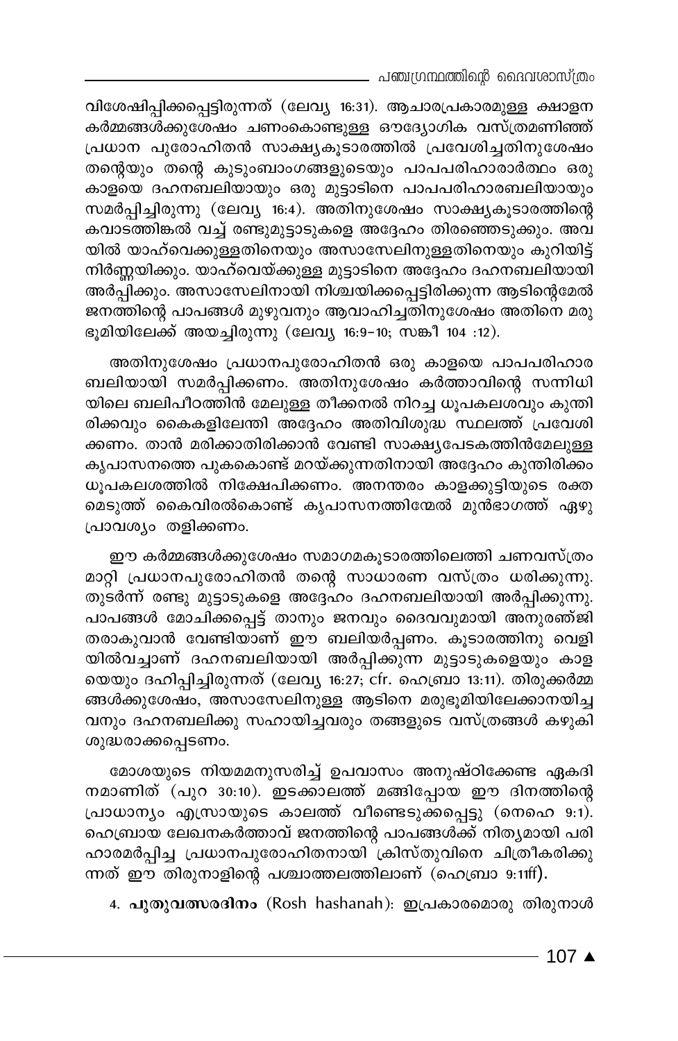വിശേഷിപ്പിക്കപ്പെട്ടിരുന്നത് (ലേവ്യ 16:31). ആചാരപ്രകാരമുള്ള ക്ഷാളന കർമ്മങ്ങൾക്കുശേഷം ചണംകൊണ്ടുള്ള ഔദ്യോഗിക വസ്ത്രമണിഞ്ഞ് പ്രധാന പുരോഹിതൻ സാക്ഷ്യകൂടാരത്തിൽ പ്രവേശിച്ചതിനുശേഷം തന്റെയും തന്റെ കുടുംബാംഗങ്ങളുടെയും പാപപരിഹാരാർത്ഥം ഒരു കാളയെ ദഹനബലിയായും ഒരു മുട്ടാടിനെ പാപപരിഹാരബലിയായും സമർപ്പിച്ചിരുന്നു (ലേവ്യ 16:4). അതിനുശേഷം സാക്ഷ്യകൂടാരത്തിന്റെ കവാടത്തിങ്കൽ വച്ച് രണ്ടുമുട്ടാടുകളെ അദ്ദേഹം തിരഞ്ഞെടുക്കും. അവയിൽ യാഹ്‌വെക്കുള്ളതിനെയും അസാസേലിനുള്ളതിനെയും കുറിയിട്ട് നിർണ്ണയിക്കും. യാഹ്‌വെയ്ക്കുള്ള മുട്ടാടിനെ അദ്ദേഹം ദഹനബലിയായി അർപ്പിക്കും. അസാസേലിനായി നിശ്ചയിക്കപ്പെട്ടിരിക്കുന്ന ആടിന്റെമേൽ ജനത്തിന്റെ പാപങ്ങൾ മുഴുവനും ആവാഹിച്ചതിനുശേഷം അതിനെ മരുഭൂമിയിലേക്ക് അയച്ചിരുന്നു (ലേവ്യ 16:9-10; സങ്കീ 104 :12).

അതിനുശേഷം പ്രധാനപുരോഹിതൻ ഒരു കാളയെ പാപപരിഹാര ബലിയായി സമർപ്പിക്കണം. അതിനുശേഷം കർത്താവിന്റെ സന്നിധിയിലെ ബലിപീഠത്തിൻ മേലുള്ള തീക്കനൽ നിറച്ച ധൂപകലശവും കുന്തിരിക്കവും കൈകളിലേന്തി അദ്ദേഹം അതിവിശുദ്ധ സ്ഥലത്ത് പ്രവേശിക്കണം. താൻ മരിക്കാതിരിക്കാൻ വേണ്ടി സാക്ഷ്യപേടകത്തിൻമേലുള്ള കൃപാസനത്തെ പുകകൊണ്ട് മറയ്ക്കുന്നതിനായി അദ്ദേഹം കുന്തിരിക്കം ധൂപകലശത്തിൽ നിക്ഷേപിക്കണം. അനന്തരം കാളക്കുട്ടിയുടെ രക്തമെടുത്ത് കൈവിരൽകൊണ്ട് കൃപാസനത്തിന്മേൽ മുൻഭാഗത്ത് ഏഴു പ്രാവശ്യം തളിക്കണം.

ഈ കർമ്മങ്ങൾക്കുശേഷം സമാഗമകൂടാരത്തിലെത്തി ചണവസ്ത്രം മാറ്റി പ്രധാനപുരോഹിതൻ തന്റെ സാധാരണ വസ്ത്രം ധരിക്കുന്നു. തുടർന്ന് രണ്ടു മുട്ടാടുകളെ അദ്ദേഹം ദഹനബലിയായി അർപ്പിക്കുന്നു. പാപങ്ങൾ മോചിക്കപ്പെട്ട് താനും ജനവും ദൈവവുമായി അനുരഞ്ജിതരാകുവാൻ വേണ്ടിയാണ് ഈ ബലിയർപ്പണം. കൂടാരത്തിനു വെളിയിൽവച്ചാണ് ദഹനബലിയായി അർപ്പിക്കുന്ന മുട്ടാടുകളെയും കാളയെയും ദഹിപ്പിച്ചിരുന്നത് (ലേവ്യ 16:27; cfr. ഹെബ്രാ 13:11). തിരുക്കർമ്മങ്ങൾക്കുശേഷം, അസാസേലിനുള്ള ആടിനെ മരുഭൂമിയിലേക്കാനയിച്ചവനും ദഹനബലിക്കു സഹായിച്ചവരും തങ്ങളുടെ വസ്ത്രങ്ങൾ കഴുകി ശുദ്ധരാക്കപ്പെടണം.

മോശയുടെ നിയമമനുസരിച്ച് ഉപവാസം അനുഷ്ഠിക്കേണ്ട ഏകദിനമാണിത് (പുറ 30:10). ഇടക്കാലത്ത് മങ്ങിപ്പോയ ഈ ദിനത്തിന്റെ പ്രാധാന്യം എസ്രായുടെ കാലത്ത് വീണ്ടെടുക്കപ്പെട്ടു (നെഹെ 9:1). ഹെബ്രായ ലേഖനകർത്താവ് ജനത്തിന്റെ പാപങ്ങൾക്ക് നിത്യമായി പരിഹാരമർപ്പിച്ച പ്രധാനപുരോഹിതനായി ക്രിസ്തുവിനെ ചിത്രീകരിക്കുന്നത് ഈ തിരുനാളിന്റെ പശ്ചാത്തലത്തിലാണ് (ഹെബ്രാ 9:11ff).

4. **പുതുവത്സരദിനം** (Rosh hashanah): ഇപ്രകാരമൊരു തിരുനാൾ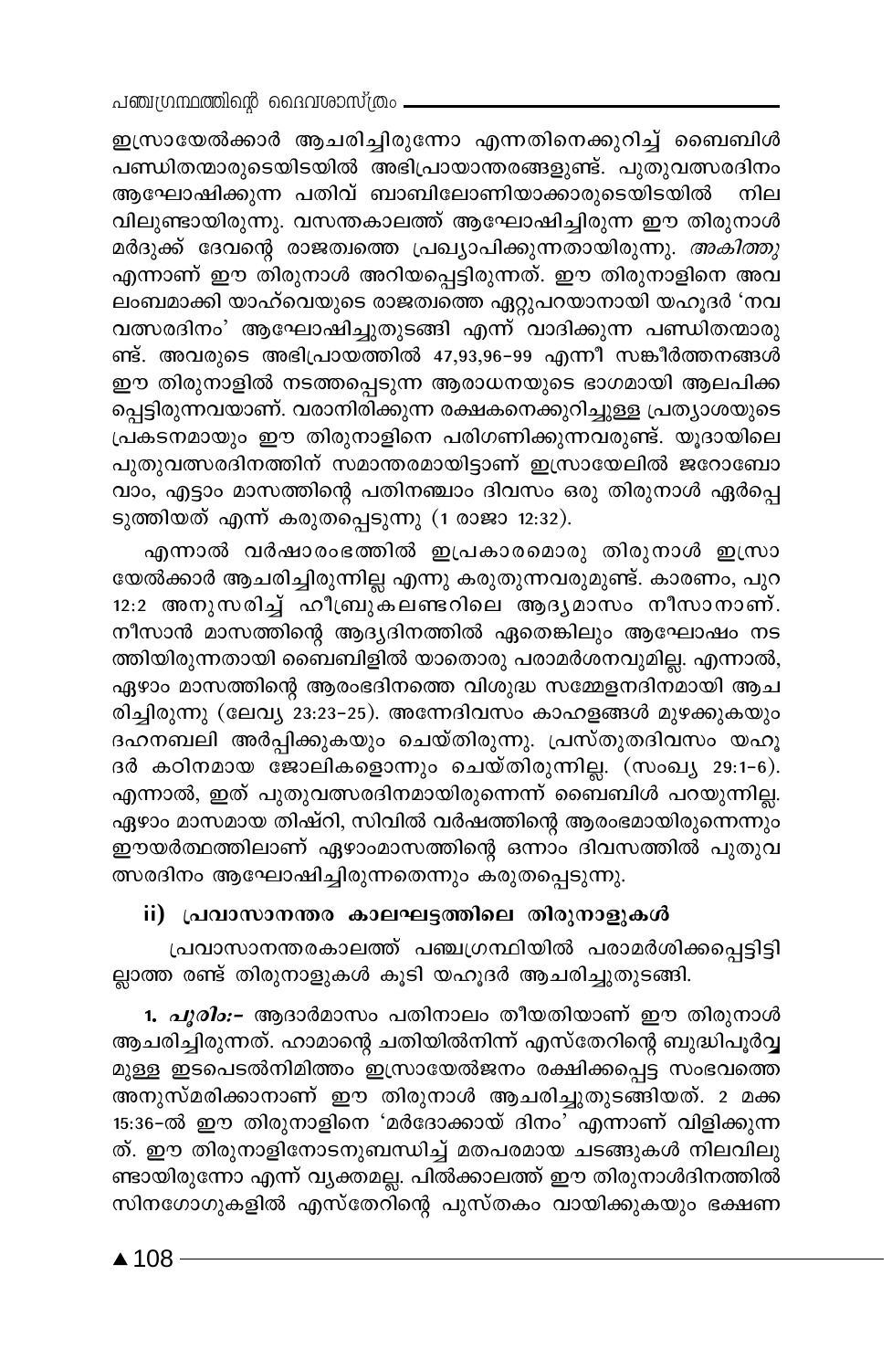ഇസ്രായേൽക്കാർ ആചരിച്ചിരുന്നോ എന്നതിനെക്കുറിച്ച് ബൈബിൾ പണ്ഡിതന്മാരുടെയിടയിൽ അഭിപ്രായാന്തരങ്ങളുണ്ട്. പുതുവത്സരദിനം ആഘോഷിക്കുന്ന പതിവ് ബാബിലോണിയാക്കാരുടെയിടയിൽ നില വിലുണ്ടായിരുന്നു. വസന്തകാലത്ത് ആഘോഷിച്ചിരുന്ന ഈ തിരുനാൾ മർദുക്ക് ദേവന്റെ രാജത്വത്തെ പ്രഖ്യാപിക്കുന്നതായിരുന്നു. *അകിത്തു* എന്നാണ് ഈ തിരുനാൾ അറിയപ്പെട്ടിരുന്നത്. ഈ തിരുനാളിനെ അവ ലംബമാക്കി യാഹ്‌വെയുടെ രാജത്വത്തെ ഏറ്റുപറയാനായി യഹൂദർ 'നവ വത്സരദിനം' ആഘോഷിച്ചുതുടങ്ങി എന്ന് വാദിക്കുന്ന പണ്ഡിതന്മാരു ണ്ട്. അവരുടെ അഭിപ്രായത്തിൽ 47,93,96–99 എന്നീ സങ്കീർത്തനങ്ങൾ ഈ തിരുനാളിൽ നടത്തപ്പെടുന്ന ആരാധനയുടെ ഭാഗമായി ആലപിക്ക പ്പെട്ടിരുന്നവയാണ്. വരാനിരിക്കുന്ന രക്ഷകനെക്കുറിച്ചുള്ള പ്രത്യാശയുടെ പ്രകടനമായും ഈ തിരുനാളിനെ പരിഗണിക്കുന്നവരുണ്ട്. യൂദായിലെ പുതുവത്സരദിനത്തിന് സമാന്തരമായിട്ടാണ് ഇസ്രായേലിൽ ജറോബോ വാം, എട്ടാം മാസത്തിന്റെ പതിനഞ്ചാം ദിവസം ഒരു തിരുനാൾ ഏർപ്പെ ടുത്തിയത് എന്ന് കരുതപ്പെടുന്നു (1 രാജാ 12:32).

എന്നാൽ വർഷാരംഭത്തിൽ ഇപ്രകാരമൊരു തിരുനാൾ ഇസ്രാ യേൽക്കാർ ആചരിച്ചിരുന്നില്ല എന്നു കരുതുന്നവരുമുണ്ട്. കാരണം, പുറ 12:2 അനുസരിച്ച് ഹീബ്രുകലണ്ടറിലെ ആദ്യമാസം നീസാനാണ്. നീസാൻ മാസത്തിന്റെ ആദ്യദിനത്തിൽ ഏതെങ്കിലും ആഘോഷം നട ത്തിയിരുന്നതായി ബൈബിളിൽ യാതൊരു പരാമർശനവുമില്ല. എന്നാൽ, ഏഴാം മാസത്തിന്റെ ആരംഭദിനത്തെ വിശുദ്ധ സമ്മേളനദിനമായി ആച രിച്ചിരുന്നു (ലേവ്യ 23:23–25). അന്നേദിവസം കാഹളങ്ങൾ മുഴക്കുകയും ദഹനബലി അർപ്പിക്കുകയും ചെയ്തിരുന്നു. പ്രസ്തുതദിവസം യഹൂ ദർ കഠിനമായ ജോലികളൊന്നും ചെയ്തിരുന്നില്ല. (സംഖ്യ 29:1–6). എന്നാൽ, ഇത് പുതുവത്സരദിനമായിരുന്നെന്ന് ബൈബിൾ പറയുന്നില്ല. ഏഴാം മാസമായ തിഷ്റി, സിവിൽ വർഷത്തിന്റെ ആരംഭമായിരുന്നെന്നും ഈയർത്ഥത്തിലാണ് ഏഴാംമാസത്തിന്റെ ഒന്നാം ദിവസത്തിൽ പുതുവ ത്സരദിനം ആഘോഷിച്ചിരുന്നതെന്നും കരുതപ്പെടുന്നു.

### ii) പ്രവാസാനന്തര കാലഘട്ടത്തിലെ തിരുനാളുകൾ

പ്രവാസാനന്തരകാലത്ത് പഞ്ചഗ്രന്ഥിയിൽ പരാമർശിക്കപ്പെട്ടിട്ടി ല്ലാത്ത രണ്ട് തിരുനാളുകൾ കൂടി യഹൂദർ ആചരിച്ചുതുടങ്ങി.

**1. *പൂരിം:-*** ആദാർമാസം പതിനാലം തീയതിയാണ് ഈ തിരുനാൾ ആചരിച്ചിരുന്നത്. ഹാമാന്റെ ചതിയിൽനിന്ന് എസ്തേറിന്റെ ബുദ്ധിപൂർവ്വ മുള്ള ഇടപെടൽനിമിത്തം ഇസ്രായേൽജനം രക്ഷിക്കപ്പെട്ട സംഭവത്തെ അനുസ്മരിക്കാനാണ് ഈ തിരുനാൾ ആചരിച്ചുതുടങ്ങിയത്. 2 മക്ക 15:36–ൽ ഈ തിരുനാളിനെ 'മർദോക്കായ് ദിനം' എന്നാണ് വിളിക്കുന്ന ത്. ഈ തിരുനാളിനോടനുബന്ധിച്ച് മതപരമായ ചടങ്ങുകൾ നിലവിലു ണ്ടായിരുന്നോ എന്ന് വ്യക്തമല്ല. പിൽക്കാലത്ത് ഈ തിരുനാൾദിനത്തിൽ സിനഗോഗുകളിൽ എസ്തേറിന്റെ പുസ്തകം വായിക്കുകയും ഭക്ഷണ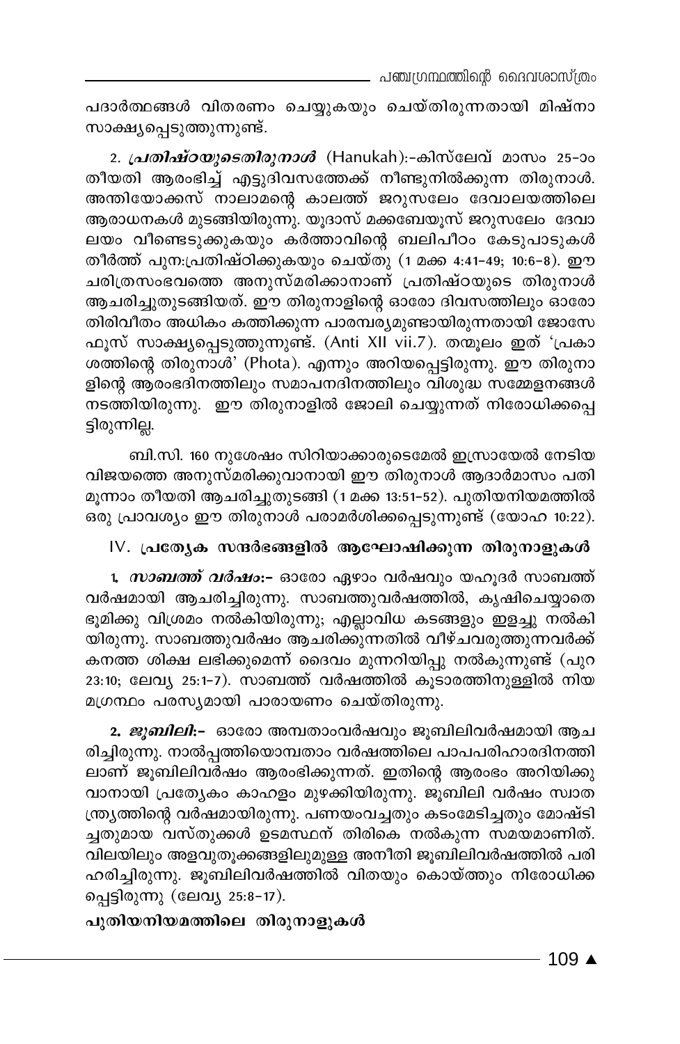പദാർത്ഥങ്ങൾ വിതരണം ചെയ്യുകയും ചെയ്തിരുന്നതായി മിഷ്നാ സാക്ഷ്യപ്പെടുത്തുന്നുണ്ട്.

2. ***പ്രതിഷ്ഠയുടെതിരുനാൾ*** (Hanukah):-കിസ്ലേവ് മാസം 25-ാം തീയതി ആരംഭിച്ച് എട്ടുദിവസത്തേക്ക് നീണ്ടുനിൽക്കുന്ന തിരുനാൾ. അന്തിയോക്കസ് നാലാമന്റെ കാലത്ത് ജറുസലേം ദേവാലയത്തിലെ ആരാധനകൾ മുടങ്ങിയിരുന്നു. യൂദാസ് മക്കബേയൂസ് ജറുസലേം ദേവാലയം വീണ്ടെടുക്കുകയും കർത്താവിന്റെ ബലിപീഠം കേടുപാടുകൾ തീർത്ത് പുന:പ്രതിഷ്ഠിക്കുകയും ചെയ്തു (1 മക്ക 4:41-49; 10:6-8). ഈ ചരിത്രസംഭവത്തെ അനുസ്മരിക്കാനാണ് പ്രതിഷ്ഠയുടെ തിരുനാൾ ആചരിച്ചുതുടങ്ങിയത്. ഈ തിരുനാളിന്റെ ഓരോ ദിവസത്തിലും ഓരോ തിരിവീതം അധികം കത്തിക്കുന്ന പാരമ്പര്യമുണ്ടായിരുന്നതായി ജോസേഫൂസ് സാക്ഷ്യപ്പെടുത്തുന്നുണ്ട്. (Anti XII vii.7). തന്മൂലം ഇത് 'പ്രകാശത്തിന്റെ തിരുനാൾ' (Phota). എന്നും അറിയപ്പെട്ടിരുന്നു. ഈ തിരുനാളിന്റെ ആരംഭദിനത്തിലും സമാപനദിനത്തിലും വിശുദ്ധ സമ്മേളനങ്ങൾ നടത്തിയിരുന്നു. ഈ തിരുനാളിൽ ജോലി ചെയ്യുന്നത് നിരോധിക്കപ്പെട്ടിരുന്നില്ല.

ബി.സി. 160 നുശേഷം സിറിയാക്കാരുടെമേൽ ഇസ്രായേൽ നേടിയ വിജയത്തെ അനുസ്മരിക്കുവാനായി ഈ തിരുനാൾ ആദാർമാസം പതിമൂന്നാം തീയതി ആചരിച്ചുതുടങ്ങി (1 മക്ക 13:51-52). പുതിയനിയമത്തിൽ ഒരു പ്രാവശ്യം ഈ തിരുനാൾ പരാമർശിക്കപ്പെടുന്നുണ്ട് (യോഹ 10:22).

## IV. പ്രത്യേക സന്ദർഭങ്ങളിൽ ആഘോഷിക്കുന്ന തിരുനാളുകൾ

1. ***സാബത്ത് വർഷം:-*** ഓരോ ഏഴാം വർഷവും യഹൂദർ സാബത്ത് വർഷമായി ആചരിച്ചിരുന്നു. സാബത്തുവർഷത്തിൽ, കൃഷിചെയ്യാതെ ഭൂമിക്കു വിശ്രമം നൽകിയിരുന്നു; എല്ലാവിധ കടങ്ങളും ഇളച്ചു നൽകിയിരുന്നു. സാബത്തുവർഷം ആചരിക്കുന്നതിൽ വീഴ്ചവരുത്തുന്നവർക്ക് കനത്ത ശിക്ഷ ലഭിക്കുമെന്ന് ദൈവം മുന്നറിയിപ്പു നൽകുന്നുണ്ട് (പുറ 23:10; ലേവ്യ 25:1-7). സാബത്ത് വർഷത്തിൽ കൂടാരത്തിനുള്ളിൽ നിയമഗ്രന്ഥം പരസ്യമായി പാരായണം ചെയ്തിരുന്നു.

2. ***ജൂബിലി:-*** ഓരോ അമ്പതാംവർഷവും ജൂബിലിവർഷമായി ആചരിച്ചിരുന്നു. നാൽപ്പത്തിയൊമ്പതാം വർഷത്തിലെ പാപപരിഹാരദിനത്തിലാണ് ജൂബിലിവർഷം ആരംഭിക്കുന്നത്. ഇതിന്റെ ആരംഭം അറിയിക്കുവാനായി പ്രത്യേകം കാഹളം മുഴക്കിയിരുന്നു. ജൂബിലി വർഷം സ്വാതന്ത്ര്യത്തിന്റെ വർഷമായിരുന്നു. പണയംവച്ചതും കടംമേടിച്ചതും മോഷ്ടിച്ചതുമായ വസ്തുക്കൾ ഉടമസ്ഥന് തിരികെ നൽകുന്ന സമയമാണിത്. വിലയിലും അളവുതൂക്കങ്ങളിലുമുള്ള അനീതി ജൂബിലിവർഷത്തിൽ പരിഹരിച്ചിരുന്നു. ജൂബിലിവർഷത്തിൽ വിതയും കൊയ്ത്തും നിരോധിക്കപ്പെട്ടിരുന്നു (ലേവ്യ 25:8-17).

**പുതിയനിയമത്തിലെ തിരുനാളുകൾ**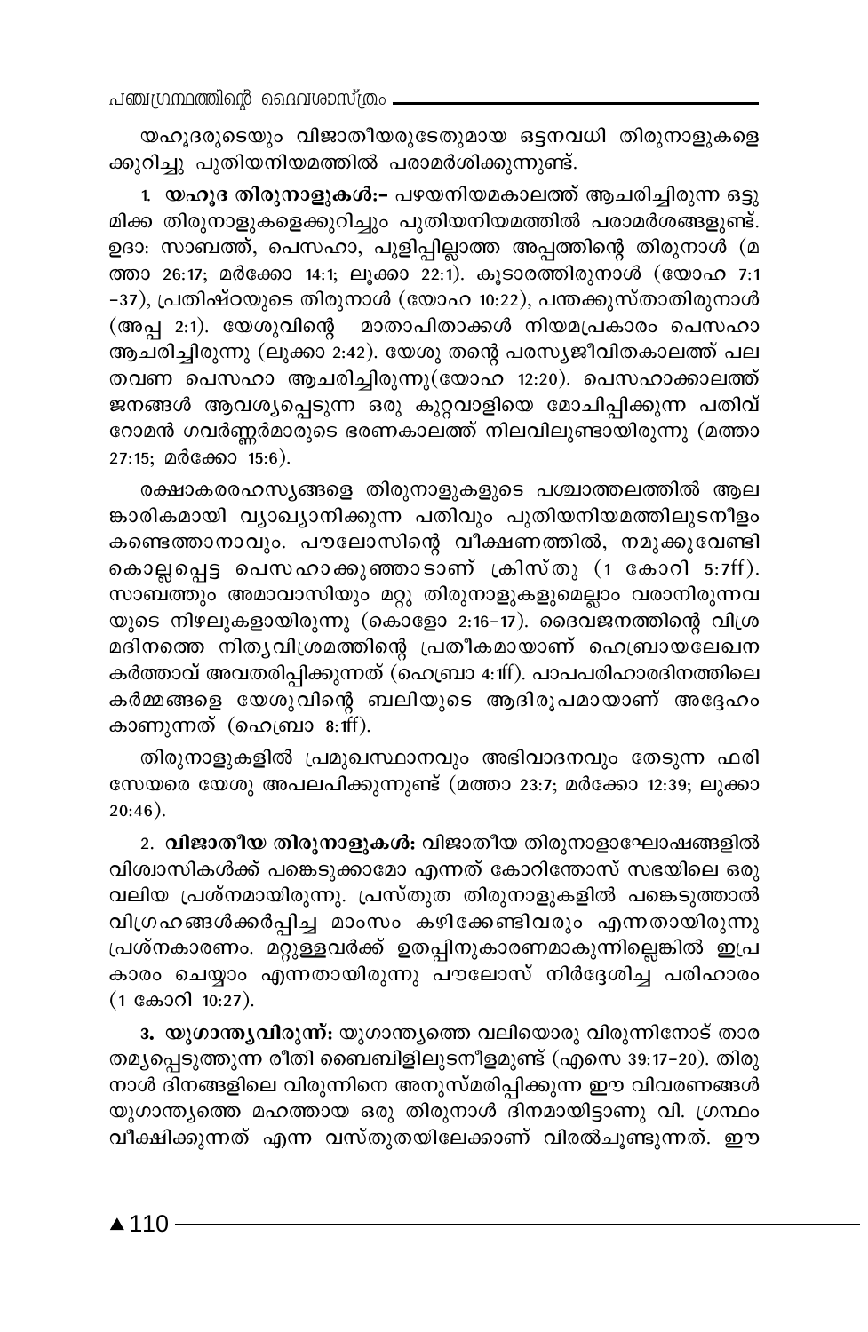യഹൂദരുടെയും വിജാതീയരുടേതുമായ ഒട്ടനവധി തിരുനാളുകളെക്കുറിച്ചു പുതിയനിയമത്തിൽ പരാമർശിക്കുന്നുണ്ട്.

1. **യഹൂദ തിരുനാളുകൾ:-** പഴയനിയമകാലത്ത് ആചരിച്ചിരുന്ന ഒട്ടുമിക്ക തിരുനാളുകളെക്കുറിച്ചും പുതിയനിയമത്തിൽ പരാമർശങ്ങളുണ്ട്. ഉദാ: സാബത്ത്, പെസഹാ, പുളിപ്പില്ലാത്ത അപ്പത്തിന്റെ തിരുനാൾ (മത്താ 26:17; മർക്കോ 14:1; ലൂക്കാ 22:1). കൂടാരത്തിരുനാൾ (യോഹ 7:1-37), പ്രതിഷ്ഠയുടെ തിരുനാൾ (യോഹ 10:22), പന്തക്കുസ്താതിരുനാൾ (അപ്പ 2:1). യേശുവിന്റെ മാതാപിതാക്കൾ നിയമപ്രകാരം പെസഹാ ആചരിച്ചിരുന്നു (ലൂക്കാ 2:42). യേശു തന്റെ പരസ്യജീവിതകാലത്ത് പല തവണ പെസഹാ ആചരിച്ചിരുന്നു(യോഹ 12:20). പെസഹാക്കാലത്ത് ജനങ്ങൾ ആവശ്യപ്പെടുന്ന ഒരു കുറ്റവാളിയെ മോചിപ്പിക്കുന്ന പതിവ് റോമൻ ഗവർണ്ണർമാരുടെ ഭരണകാലത്ത് നിലവിലുണ്ടായിരുന്നു (മത്താ 27:15; മർക്കോ 15:6).

രക്ഷാകരരഹസ്യങ്ങളെ തിരുനാളുകളുടെ പശ്ചാത്തലത്തിൽ ആലങ്കാരികമായി വ്യാഖ്യാനിക്കുന്ന പതിവും പുതിയനിയമത്തിലുടനീളം കണ്ടെത്താനാവും. പൗലോസിന്റെ വീക്ഷണത്തിൽ, നമുക്കുവേണ്ടി കൊല്ലപ്പെട്ട പെസഹാക്കുഞ്ഞാടാണ് ക്രിസ്തു (1 കോറി 5:7ff). സാബത്തും അമാവാസിയും മറ്റു തിരുനാളുകളുമെല്ലാം വരാനിരുന്നവയുടെ നിഴലുകളായിരുന്നു (കൊളോ 2:16-17). ദൈവജനത്തിന്റെ വിശ്രമദിനത്തെ നിത്യവിശ്രമത്തിന്റെ പ്രതീകമായാണ് ഹെബ്രായലേഖനകർത്താവ് അവതരിപ്പിക്കുന്നത് (ഹെബ്രാ 4:1ff). പാപപരിഹാരദിനത്തിലെ കർമ്മങ്ങളെ യേശുവിന്റെ ബലിയുടെ ആദിരൂപമായാണ് അദ്ദേഹം കാണുന്നത് (ഹെബ്രാ 8:1ff).

തിരുനാളുകളിൽ പ്രമുഖസ്ഥാനവും അഭിവാദനവും തേടുന്ന ഫരിസേയരെ യേശു അപലപിക്കുന്നുണ്ട് (മത്താ 23:7; മർക്കോ 12:39; ലൂക്കാ 20:46).

2. **വിജാതീയ തിരുനാളുകൾ:** വിജാതീയ തിരുനാളാഘോഷങ്ങളിൽ വിശ്വാസികൾക്ക് പങ്കെടുക്കാമോ എന്നത് കോറിന്തോസ് സഭയിലെ ഒരു വലിയ പ്രശ്നമായിരുന്നു. പ്രസ്തുത തിരുനാളുകളിൽ പങ്കെടുത്താൽ വിഗ്രഹങ്ങൾക്കർപ്പിച്ച മാംസം കഴിക്കേണ്ടിവരും എന്നതായിരുന്നു പ്രശ്നകാരണം. മറ്റുള്ളവർക്ക് ഉതപ്പിനുകാരണമാകുന്നില്ലെങ്കിൽ ഇപ്രകാരം ചെയ്യാം എന്നതായിരുന്നു പൗലോസ് നിർദ്ദേശിച്ച പരിഹാരം (1 കോറി 10:27).

3. **യുഗാന്ത്യവിരുന്ന്:** യുഗാന്ത്യത്തെ വലിയൊരു വിരുന്നിനോട് താരതമ്യപ്പെടുത്തുന്ന രീതി ബൈബിളിലുടനീളമുണ്ട് (എസെ 39:17-20). തിരുനാൾ ദിനങ്ങളിലെ വിരുന്നിനെ അനുസ്മരിപ്പിക്കുന്ന ഈ വിവരണങ്ങൾ യുഗാന്ത്യത്തെ മഹത്തായ ഒരു തിരുനാൾ ദിനമായിട്ടാണു വി. ഗ്രന്ഥം വീക്ഷിക്കുന്നത് എന്ന വസ്തുതയിലേക്കാണ് വിരൽചൂണ്ടുന്നത്. ഈ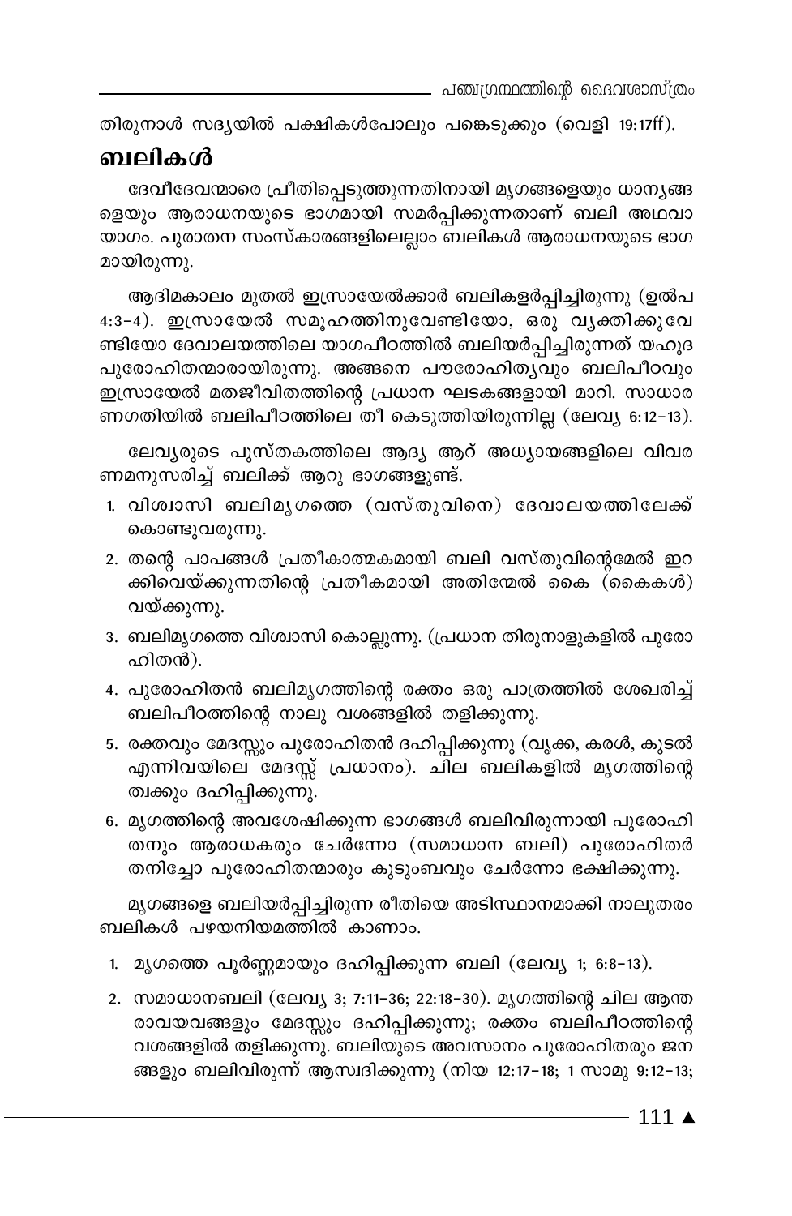തിരുനാൾ സദ്യയിൽ പക്ഷികൾപോലും പങ്കെടുക്കും (വെളി 19:17ff).

## ബലികൾ

ദേവീദേവന്മാരെ പ്രീതിപ്പെടുത്തുന്നതിനായി മൃഗങ്ങളെയും ധാന്യങ്ങളെയും ആരാധനയുടെ ഭാഗമായി സമർപ്പിക്കുന്നതാണ് ബലി അഥവാ യാഗം. പുരാതന സംസ്കാരങ്ങളിലെല്ലാം ബലികൾ ആരാധനയുടെ ഭാഗമായിരുന്നു.

ആദിമകാലം മുതൽ ഇസ്രായേൽക്കാർ ബലികളർപ്പിച്ചിരുന്നു (ഉൽപ 4:3-4). ഇസ്രായേൽ സമൂഹത്തിനുവേണ്ടിയോ, ഒരു വ്യക്തിക്കുവേണ്ടിയോ ദേവാലയത്തിലെ യാഗപീഠത്തിൽ ബലിയർപ്പിച്ചിരുന്നത് യഹൂദ പുരോഹിതന്മാരായിരുന്നു. അങ്ങനെ പൗരോഹിത്യവും ബലിപീഠവും ഇസ്രായേൽ മതജീവിതത്തിന്റെ പ്രധാന ഘടകങ്ങളായി മാറി. സാധാരണഗതിയിൽ ബലിപീഠത്തിലെ തീ കെടുത്തിയിരുന്നില്ല (ലേവ്യ 6:12-13).

ലേവ്യരുടെ പുസ്തകത്തിലെ ആദ്യ ആറ് അധ്യായങ്ങളിലെ വിവരണമനുസരിച്ച് ബലിക്ക് ആറു ഭാഗങ്ങളുണ്ട്.

1. വിശ്വാസി ബലിമൃഗത്തെ (വസ്തുവിനെ) ദേവാലയത്തിലേക്ക് കൊണ്ടുവരുന്നു.
2. തന്റെ പാപങ്ങൾ പ്രതീകാത്മകമായി ബലി വസ്തുവിന്റെമേൽ ഇറക്കിവെയ്ക്കുന്നതിന്റെ പ്രതീകമായി അതിന്മേൽ കൈ (കൈകൾ) വയ്ക്കുന്നു.
3. ബലിമൃഗത്തെ വിശ്വാസി കൊല്ലുന്നു. (പ്രധാന തിരുനാളുകളിൽ പുരോഹിതൻ).
4. പുരോഹിതൻ ബലിമൃഗത്തിന്റെ രക്തം ഒരു പാത്രത്തിൽ ശേഖരിച്ച് ബലിപീഠത്തിന്റെ നാലു വശങ്ങളിൽ തളിക്കുന്നു.
5. രക്തവും മേദസ്സും പുരോഹിതൻ ദഹിപ്പിക്കുന്നു (വൃക്ക, കരൾ, കുടൽ എന്നിവയിലെ മേദസ്സ് പ്രധാനം). ചില ബലികളിൽ മൃഗത്തിന്റെ ത്വക്കും ദഹിപ്പിക്കുന്നു.
6. മൃഗത്തിന്റെ അവശേഷിക്കുന്ന ഭാഗങ്ങൾ ബലിവിരുന്നായി പുരോഹിതനും ആരാധകരും ചേർന്നോ (സമാധാന ബലി) പുരോഹിതർ തനിച്ചോ പുരോഹിതന്മാരും കുടുംബവും ചേർന്നോ ഭക്ഷിക്കുന്നു.

മൃഗങ്ങളെ ബലിയർപ്പിച്ചിരുന്ന രീതിയെ അടിസ്ഥാനമാക്കി നാലുതരം ബലികൾ പഴയനിയമത്തിൽ കാണാം.

1. മൃഗത്തെ പൂർണ്ണമായും ദഹിപ്പിക്കുന്ന ബലി (ലേവ്യ 1; 6:8-13).
2. സമാധാനബലി (ലേവ്യ 3; 7:11-36; 22:18-30). മൃഗത്തിന്റെ ചില ആന്തരാവയവങ്ങളും മേദസ്സും ദഹിപ്പിക്കുന്നു; രക്തം ബലിപീഠത്തിന്റെ വശങ്ങളിൽ തളിക്കുന്നു. ബലിയുടെ അവസാനം പുരോഹിതരും ജനങ്ങളും ബലിവിരുന്ന് ആസ്വദിക്കുന്നു (നിയ 12:17-18; 1 സാമു 9:12-13;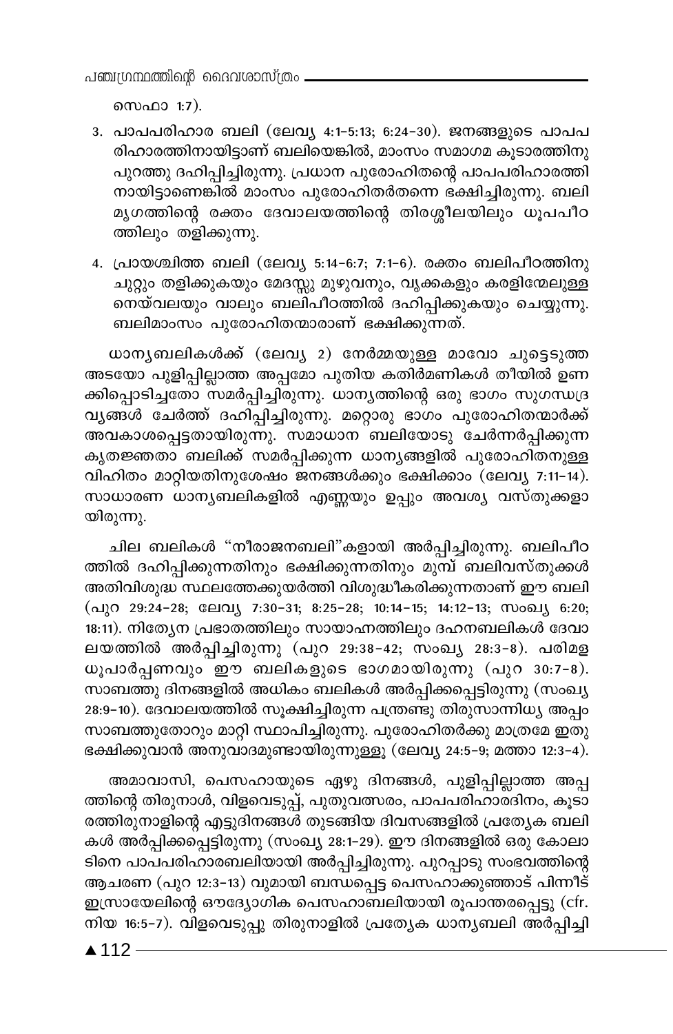സെഫാ 1:7).

3. പാപപരിഹാര ബലി (ലേവ്യ 4:1-5:13; 6:24-30). ജനങ്ങളുടെ പാപപരിഹാരത്തിനായിട്ടാണ് ബലിയെങ്കിൽ, മാംസം സമാഗമ കൂടാരത്തിനു പുറത്തു ദഹിപ്പിച്ചിരുന്നു. പ്രധാന പുരോഹിതന്റെ പാപപരിഹാരത്തിനായിട്ടാണെങ്കിൽ മാംസം പുരോഹിതർതന്നെ ഭക്ഷിച്ചിരുന്നു. ബലി മൃഗത്തിന്റെ രക്തം ദേവാലയത്തിന്റെ തിരശ്ശീലയിലും ധൂപപീഠത്തിലും തളിക്കുന്നു.

4. പ്രായശ്ചിത്ത ബലി (ലേവ്യ 5:14-6:7; 7:1-6). രക്തം ബലിപീഠത്തിനു ചുറ്റും തളിക്കുകയും മേദസ്സു മുഴുവനും, വൃക്കകളും കരളിന്മേലുള്ള നെയ്‌വലയും വാലും ബലിപീഠത്തിൽ ദഹിപ്പിക്കുകയും ചെയ്യുന്നു. ബലിമാംസം പുരോഹിതന്മാരാണ് ഭക്ഷിക്കുന്നത്.

ധാന്യബലികൾക്ക് (ലേവ്യ 2) നേർമ്മയുള്ള മാവോ ചുട്ടെടുത്ത അടയോ പുളിപ്പില്ലാത്ത അപ്പമോ പുതിയ കതിർമണികൾ തീയിൽ ഉണക്കിപ്പൊടിച്ചതോ സമർപ്പിച്ചിരുന്നു. ധാന്യത്തിന്റെ ഒരു ഭാഗം സുഗന്ധദ്രവ്യങ്ങൾ ചേർത്ത് ദഹിപ്പിച്ചിരുന്നു. മറ്റൊരു ഭാഗം പുരോഹിതന്മാർക്ക് അവകാശപ്പെട്ടതായിരുന്നു. സമാധാന ബലിയോടു ചേർന്നർപ്പിക്കുന്ന കൃതജ്ഞതാ ബലിക്ക് സമർപ്പിക്കുന്ന ധാന്യങ്ങളിൽ പുരോഹിതനുള്ള വിഹിതം മാറ്റിയതിനുശേഷം ജനങ്ങൾക്കും ഭക്ഷിക്കാം (ലേവ്യ 7:11-14). സാധാരണ ധാന്യബലികളിൽ എണ്ണയും ഉപ്പും അവശ്യ വസ്തുക്കളായിരുന്നു.

ചില ബലികൾ "നീരാജനബലി"കളായി അർപ്പിച്ചിരുന്നു. ബലിപീഠത്തിൽ ദഹിപ്പിക്കുന്നതിനും ഭക്ഷിക്കുന്നതിനും മുമ്പ് ബലിവസ്തുക്കൾ അതിവിശുദ്ധ സ്ഥലത്തേക്കുയർത്തി വിശുദ്ധീകരിക്കുന്നതാണ് ഈ ബലി (പുറ 29:24-28; ലേവ്യ 7:30-31; 8:25-28; 10:14-15; 14:12-13; സംഖ്യ 6:20; 18:11). നിത്യേന പ്രഭാതത്തിലും സായാഹ്നത്തിലും ദഹനബലികൾ ദേവാലയത്തിൽ അർപ്പിച്ചിരുന്നു (പുറ 29:38-42; സംഖ്യ 28:3-8). പരിമള ധൂപാർപ്പണവും ഈ ബലികളുടെ ഭാഗമായിരുന്നു (പുറ 30:7-8). സാബത്തു ദിനങ്ങളിൽ അധികം ബലികൾ അർപ്പിക്കപ്പെട്ടിരുന്നു (സംഖ്യ 28:9-10). ദേവാലയത്തിൽ സൂക്ഷിച്ചിരുന്ന പന്ത്രണ്ടു തിരുസാന്നിധ്യ അപ്പം സാബത്തുതോറും മാറ്റി സ്ഥാപിച്ചിരുന്നു. പുരോഹിതർക്കു മാത്രമേ ഇതു ഭക്ഷിക്കുവാൻ അനുവാദമുണ്ടായിരുന്നുള്ളൂ (ലേവ്യ 24:5-9; മത്താ 12:3-4).

അമാവാസി, പെസഹായുടെ ഏഴു ദിനങ്ങൾ, പുളിപ്പില്ലാത്ത അപ്പത്തിന്റെ തിരുനാൾ, വിളവെടുപ്പ്, പുതുവത്സരം, പാപപരിഹാരദിനം, കൂടാരത്തിരുനാളിന്റെ എട്ടുദിനങ്ങൾ തുടങ്ങിയ ദിവസങ്ങളിൽ പ്രത്യേക ബലികൾ അർപ്പിക്കപ്പെട്ടിരുന്നു (സംഖ്യ 28:1-29). ഈ ദിനങ്ങളിൽ ഒരു കോലാടിനെ പാപപരിഹാരബലിയായി അർപ്പിച്ചിരുന്നു. പുറപ്പാടു സംഭവത്തിന്റെ ആചരണ (പുറ 12:3-13) വുമായി ബന്ധപ്പെട്ട പെസഹാക്കുഞ്ഞാട് പിന്നീട് ഇസ്രായേലിന്റെ ഔദ്യോഗിക പെസഹാബലിയായി രൂപാന്തരപ്പെട്ടു (cfr. നിയ 16:5-7). വിളവെടുപ്പു തിരുനാളിൽ പ്രത്യേക ധാന്യബലി അർപ്പിച്ചി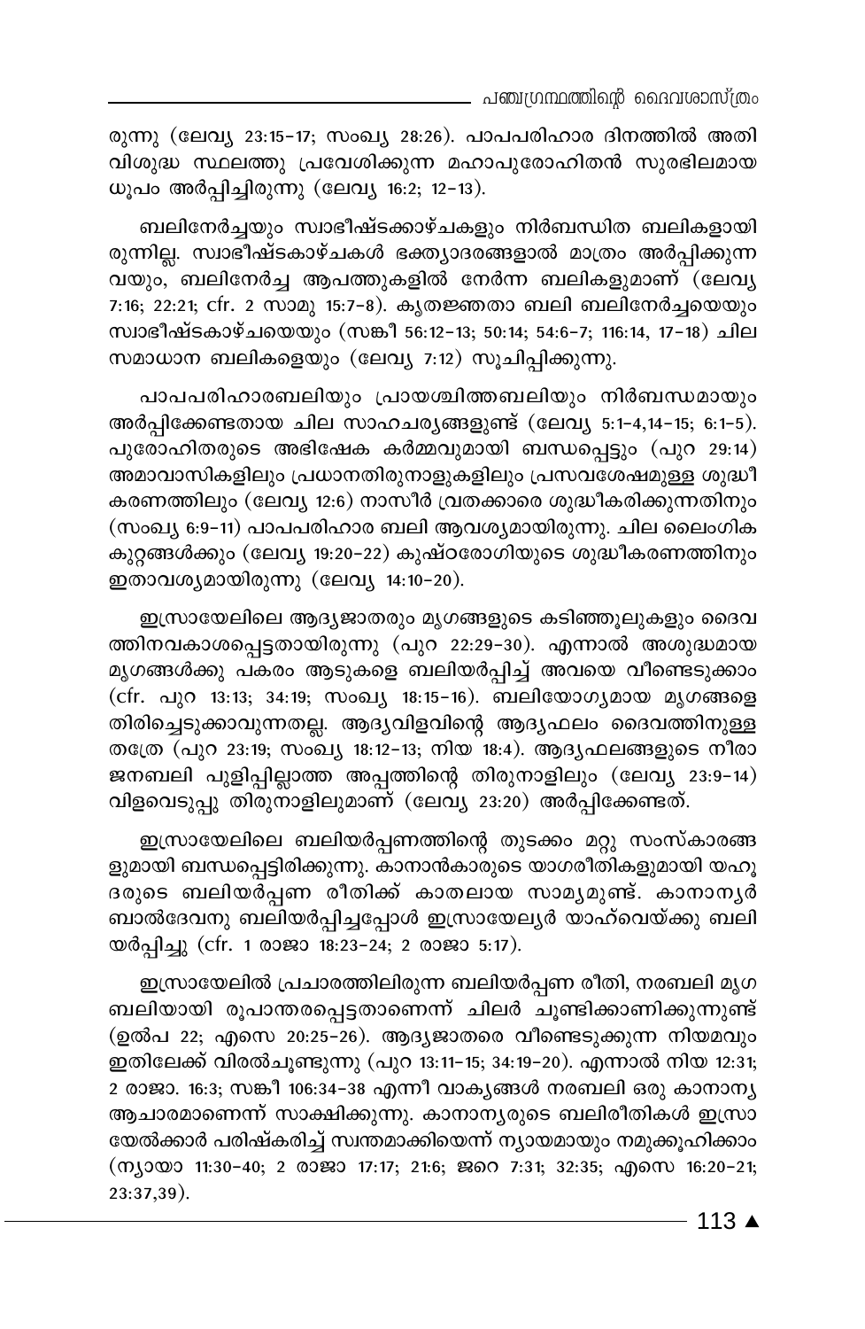രുന്നു (ലേവ്യ 23:15-17; സംഖ്യ 28:26). പാപപരിഹാര ദിനത്തിൽ അതി വിശുദ്ധ സ്ഥലത്തു പ്രവേശിക്കുന്ന മഹാപുരോഹിതൻ സുരഭിലമായ ധൂപം അർപ്പിച്ചിരുന്നു (ലേവ്യ 16:2; 12-13).

ബലിനേർച്ചയും സ്വാഭീഷ്ടക്കാഴ്ചകളും നിർബന്ധിത ബലികളായി രുന്നില്ല. സ്വാഭീഷ്ടകാഴ്ചകൾ ഭക്ത്യാദരങ്ങളാൽ മാത്രം അർപ്പിക്കുന്ന വയും, ബലിനേർച്ച ആപത്തുകളിൽ നേർന്ന ബലികളുമാണ് (ലേവ്യ 7:16; 22:21; cfr. 2 സാമു 15:7-8). കൃതജ്ഞതാ ബലി ബലിനേർച്ചയെയും സ്വാഭീഷ്ടകാഴ്ചയെയും (സങ്കീ 56:12-13; 50:14; 54:6-7; 116:14, 17-18) ചില സമാധാന ബലികളെയും (ലേവ്യ 7:12) സൂചിപ്പിക്കുന്നു.

പാപപരിഹാരബലിയും പ്രായശ്ചിത്തബലിയും നിർബന്ധമായും അർപ്പിക്കേണ്ടതായ ചില സാഹചര്യങ്ങളുണ്ട് (ലേവ്യ 5:1-4,14-15; 6:1-5). പുരോഹിതരുടെ അഭിഷേക കർമ്മവുമായി ബന്ധപ്പെട്ടും (പുറ 29:14) അമാവാസികളിലും പ്രധാനതിരുനാളുകളിലും പ്രസവശേഷമുള്ള ശുദ്ധീ കരണത്തിലും (ലേവ്യ 12:6) നാസീർ വ്രതക്കാരെ ശുദ്ധീകരിക്കുന്നതിനും (സംഖ്യ 6:9-11) പാപപരിഹാര ബലി ആവശ്യമായിരുന്നു. ചില ലൈംഗിക കുറ്റങ്ങൾക്കും (ലേവ്യ 19:20-22) കുഷ്ഠരോഗിയുടെ ശുദ്ധീകരണത്തിനും ഇതാവശ്യമായിരുന്നു (ലേവ്യ 14:10-20).

ഇസ്രായേലിലെ ആദ്യജാതരും മൃഗങ്ങളുടെ കടിഞ്ഞൂലുകളും ദൈവ ത്തിനവകാശപ്പെട്ടതായിരുന്നു (പുറ 22:29-30). എന്നാൽ അശുദ്ധമായ മൃഗങ്ങൾക്കു പകരം ആടുകളെ ബലിയർപ്പിച്ച് അവയെ വീണ്ടെടുക്കാം (cfr. പുറ 13:13; 34:19; സംഖ്യ 18:15-16). ബലിയോഗ്യമായ മൃഗങ്ങളെ തിരിച്ചെടുക്കാവുന്നതല്ല. ആദ്യവിളവിന്റെ ആദ്യഫലം ദൈവത്തിനുള്ള തത്രേ (പുറ 23:19; സംഖ്യ 18:12-13; നിയ 18:4). ആദ്യഫലങ്ങളുടെ നീരാ ജനബലി പുളിപ്പില്ലാത്ത അപ്പത്തിന്റെ തിരുനാളിലും (ലേവ്യ 23:9-14) വിളവെടുപ്പു തിരുനാളിലുമാണ് (ലേവ്യ 23:20) അർപ്പിക്കേണ്ടത്.

ഇസ്രായേലിലെ ബലിയർപ്പണത്തിന്റെ തുടക്കം മറ്റു സംസ്കാരങ്ങ ളുമായി ബന്ധപ്പെട്ടിരിക്കുന്നു. കാനാൻകാരുടെ യാഗരീതികളുമായി യഹൂ ദരുടെ ബലിയർപ്പണ രീതിക്ക് കാതലായ സാമ്യമുണ്ട്. കാനാന്യർ ബാൽദേവനു ബലിയർപ്പിച്ചപ്പോൾ ഇസ്രായേല്യർ യാഹ്‌വെയ്ക്കു ബലി യർപ്പിച്ചു (cfr. 1 രാജാ 18:23-24; 2 രാജാ 5:17).

ഇസ്രായേലിൽ പ്രചാരത്തിലിരുന്ന ബലിയർപ്പണ രീതി, നരബലി മൃഗ ബലിയായി രൂപാന്തരപ്പെട്ടതാണെന്ന് ചിലർ ചൂണ്ടിക്കാണിക്കുന്നുണ്ട് (ഉൽപ 22; എസെ 20:25-26). ആദ്യജാതരെ വീണ്ടെടുക്കുന്ന നിയമവും ഇതിലേക്ക് വിരൽചൂണ്ടുന്നു (പുറ 13:11-15; 34:19-20). എന്നാൽ നിയ 12:31; 2 രാജാ. 16:3; സങ്കീ 106:34-38 എന്നീ വാക്യങ്ങൾ നരബലി ഒരു കാനാന്യ ആചാരമാണെന്ന് സാക്ഷിക്കുന്നു. കാനാന്യരുടെ ബലിരീതികൾ ഇസ്രാ യേൽക്കാർ പരിഷ്കരിച്ച് സ്വന്തമാക്കിയെന്ന് ന്യായമായും നമുക്കൂഹിക്കാം (ന്യായാ 11:30-40; 2 രാജാ 17:17; 21:6; ജറെ 7:31; 32:35; എസെ 16:20-21; 23:37,39).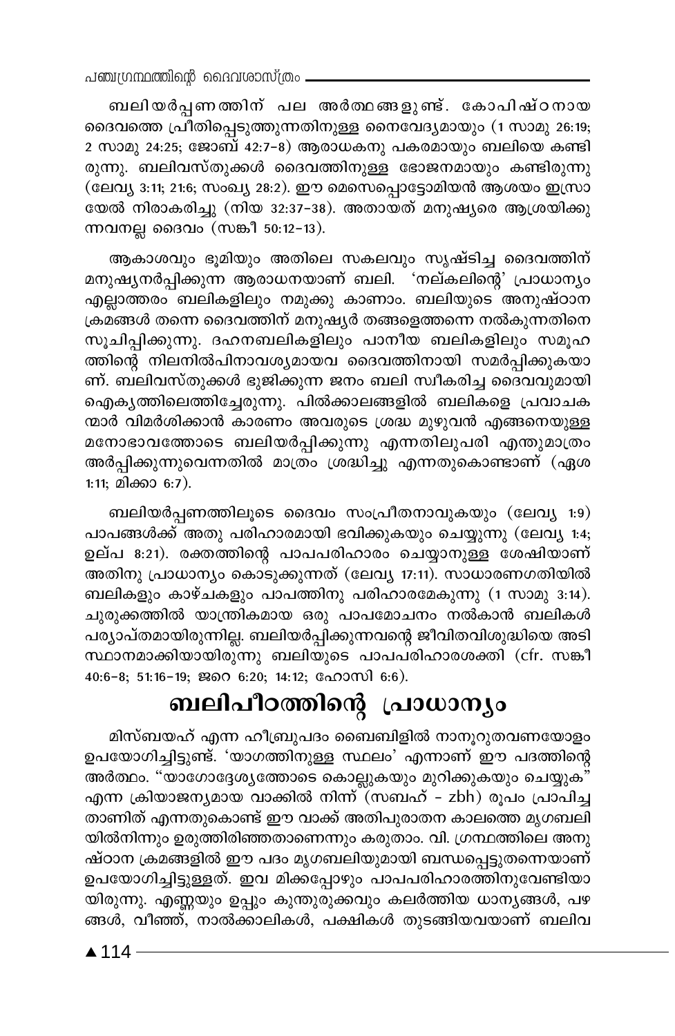ബലിയർപ്പണത്തിന് പല അർത്ഥങ്ങളുണ്ട്. കോപിഷ്ഠനായ ദൈവത്തെ പ്രീതിപ്പെടുത്തുന്നതിനുള്ള നൈവേദ്യമായും (1 സാമു 26:19; 2 സാമു 24:25; ജോബ് 42:7-8) ആരാധകനു പകരമായും ബലിയെ കണ്ടിരുന്നു. ബലിവസ്തുക്കൾ ദൈവത്തിനുള്ള ഭോജനമായും കണ്ടിരുന്നു (ലേവ്യ 3:11; 21:6; സംഖ്യ 28:2). ഈ മെസൊപ്പൊട്ടോമിയൻ ആശയം ഇസ്രായേൽ നിരാകരിച്ചു (നിയ 32:37-38). അതായത് മനുഷ്യരെ ആശ്രയിക്കുന്നവനല്ല ദൈവം (സങ്കീ 50:12-13).

ആകാശവും ഭൂമിയും അതിലെ സകലവും സൃഷ്ടിച്ച ദൈവത്തിന് മനുഷ്യനർപ്പിക്കുന്ന ആരാധനയാണ് ബലി. 'നല്കലിന്റെ' പ്രാധാന്യം എല്ലാത്തരം ബലികളിലും നമുക്കു കാണാം. ബലിയുടെ അനുഷ്ഠാന ക്രമങ്ങൾ തന്നെ ദൈവത്തിന് മനുഷ്യർ തങ്ങളെത്തന്നെ നൽകുന്നതിനെ സൂചിപ്പിക്കുന്നു. ദഹനബലികളിലും പാനീയ ബലികളിലും സമൂഹത്തിന്റെ നിലനിൽപിനാവശ്യമായവ ദൈവത്തിനായി സമർപ്പിക്കുകയാണ്. ബലിവസ്തുക്കൾ ഭുജിക്കുന്ന ജനം ബലി സ്വീകരിച്ച ദൈവവുമായി ഐക്യത്തിലെത്തിച്ചേരുന്നു. പിൽക്കാലങ്ങളിൽ ബലികളെ പ്രവാചകന്മാർ വിമർശിക്കാൻ കാരണം അവരുടെ ശ്രദ്ധ മുഴുവൻ എങ്ങനെയുള്ള മനോഭാവത്തോടെ ബലിയർപ്പിക്കുന്നു എന്നതിലുപരി എന്തുമാത്രം അർപ്പിക്കുന്നുവെന്നതിൽ മാത്രം ശ്രദ്ധിച്ചു എന്നതുകൊണ്ടാണ് (ഏശ 1:11; മിക്കാ 6:7).

ബലിയർപ്പണത്തിലൂടെ ദൈവം സംപ്രീതനാവുകയും (ലേവ്യ 1:9) പാപങ്ങൾക്ക് അതു പരിഹാരമായി ഭവിക്കുകയും ചെയ്യുന്നു (ലേവ്യ 1:4; ഉല്പ 8:21). രക്തത്തിന്റെ പാപപരിഹാരം ചെയ്യാനുള്ള ശേഷിയാണ് അതിനു പ്രാധാന്യം കൊടുക്കുന്നത് (ലേവ്യ 17:11). സാധാരണഗതിയിൽ ബലികളും കാഴ്ചകളും പാപത്തിനു പരിഹാരമേകുന്നു (1 സാമു 3:14). ചുരുക്കത്തിൽ യാന്ത്രികമായ ഒരു പാപമോചനം നൽകാൻ ബലികൾ പര്യാപ്തമായിരുന്നില്ല. ബലിയർപ്പിക്കുന്നവന്റെ ജീവിതവിശുദ്ധിയെ അടിസ്ഥാനമാക്കിയായിരുന്നു ബലിയുടെ പാപപരിഹാരശക്തി (cfr. സങ്കീ 40:6-8; 51:16-19; ജറെ 6:20; 14:12; ഹോസി 6:6).

## ബലിപീഠത്തിന്റെ പ്രാധാന്യം

മിസ്ബയഹ് എന്ന ഹീബ്രുപദം ബൈബിളിൽ നാനൂറുതവണയോളം ഉപയോഗിച്ചിട്ടുണ്ട്. 'യാഗത്തിനുള്ള സ്ഥലം' എന്നാണ് ഈ പദത്തിന്റെ അർത്ഥം. "യാഗോദ്ദേശ്യത്തോടെ കൊല്ലുകയും മുറിക്കുകയും ചെയ്യുക" എന്ന ക്രിയാജന്യമായ വാക്കിൽ നിന്ന് (സബഹ് - zbh) രൂപം പ്രാപിച്ചതാണിത് എന്നതുകൊണ്ട് ഈ വാക്ക് അതിപുരാതന കാലത്തെ മൃഗബലിയിൽനിന്നും ഉരുത്തിരിഞ്ഞതാണെന്നും കരുതാം. വി. ഗ്രന്ഥത്തിലെ അനുഷ്ഠാന ക്രമങ്ങളിൽ ഈ പദം മൃഗബലിയുമായി ബന്ധപ്പെട്ടുതന്നെയാണ് ഉപയോഗിച്ചിട്ടുള്ളത്. ഇവ മിക്കപ്പോഴും പാപപരിഹാരത്തിനുവേണ്ടിയായിരുന്നു. എണ്ണയും ഉപ്പും കുന്തുരുക്കവും കലർത്തിയ ധാന്യങ്ങൾ, പഴങ്ങൾ, വീഞ്ഞ്, നാൽക്കാലികൾ, പക്ഷികൾ തുടങ്ങിയവയാണ് ബലിവ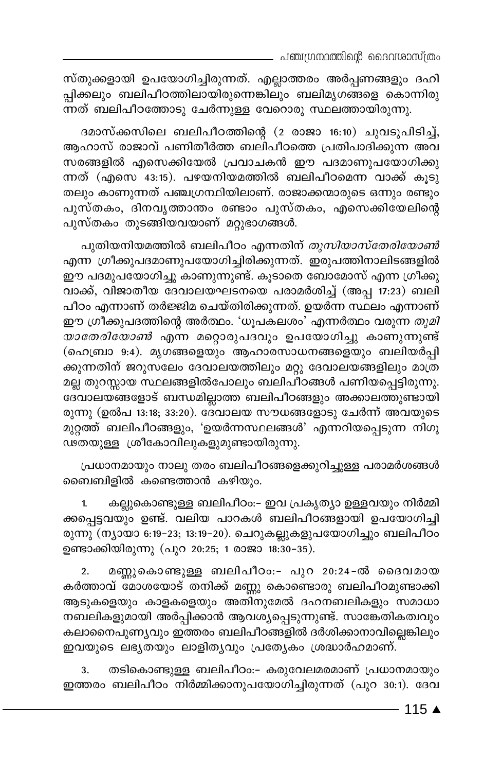സ്തുക്കളായി ഉപയോഗിച്ചിരുന്നത്. എല്ലാത്തരം അർപ്പണങ്ങളും ദഹിപ്പിക്കലും ബലിപീഠത്തിലായിരുന്നെങ്കിലും ബലിമൃഗങ്ങളെ കൊന്നിരുന്നത് ബലിപീഠത്തോടു ചേർന്നുള്ള വേറൊരു സ്ഥലത്തായിരുന്നു.

ദമാസ്ക്കസിലെ ബലിപീഠത്തിന്റെ (2 രാജാ 16:10) ചുവടുപിടിച്ച്, ആഹാസ് രാജാവ് പണിതീർത്ത ബലിപീഠത്തെ പ്രതിപാദിക്കുന്ന അവസരങ്ങളിൽ എസെക്കിയേൽ പ്രവാചകൻ ഈ പദമാണുപയോഗിക്കുന്നത് (എസെ 43:15). പഴയനിയമത്തിൽ ബലിപീഠമെന്ന വാക്ക് കൂടുതലും കാണുന്നത് പഞ്ചഗ്രന്ഥിയിലാണ്. രാജാക്കന്മാരുടെ ഒന്നും രണ്ടും പുസ്തകം, ദിനവൃത്താന്തം രണ്ടാം പുസ്തകം, എസെക്കിയേലിന്റെ പുസ്തകം തുടങ്ങിയവയാണ് മറ്റുഭാഗങ്ങൾ.

പുതിയനിയമത്തിൽ ബലിപീഠം എന്നതിന് *തുസിയാസ്തേരിയോൺ* എന്ന ഗ്രീക്കുപദമാണുപയോഗിച്ചിരിക്കുന്നത്. ഇരുപത്തിനാലിടങ്ങളിൽ ഈ പദമുപയോഗിച്ചു കാണുന്നുണ്ട്. കൂടാതെ ബോമോസ് എന്ന ഗ്രീക്കുവാക്ക്, വിജാതീയ ദേവാലയഘടനയെ പരാമർശിച്ച് (അപ്പ 17:23) ബലിപീഠം എന്നാണ് തർജ്ജിമ ചെയ്തിരിക്കുന്നത്. ഉയർന്ന സ്ഥലം എന്നാണ് ഈ ഗ്രീക്കുപദത്തിന്റെ അർത്ഥം. 'ധൂപകലശം' എന്നർത്ഥം വരുന്ന *തുമിയാതേരിയോൺ* എന്ന മറ്റൊരുപദവും ഉപയോഗിച്ചു കാണുന്നുണ്ട് (ഹെബ്രാ 9:4). മൃഗങ്ങളെയും ആഹാരസാധനങ്ങളെയും ബലിയർപ്പിക്കുന്നതിന് ജറുസലേം ദേവാലയത്തിലും മറ്റു ദേവാലയങ്ങളിലും മാത്രമല്ല തുറസ്സായ സ്ഥലങ്ങളിൽപോലും ബലിപീഠങ്ങൾ പണിയപ്പെട്ടിരുന്നു. ദേവാലയങ്ങളോട് ബന്ധമില്ലാത്ത ബലിപീഠങ്ങളും അക്കാലത്തുണ്ടായിരുന്നു (ഉൽപ 13:18; 33:20). ദേവാലയ സൗധങ്ങളോടു ചേർന്ന് അവയുടെ മുറ്റത്ത് ബലിപീഠങ്ങളും, 'ഉയർന്നസ്ഥലങ്ങൾ' എന്നറിയപ്പെടുന്ന നിഗൂഢതയുള്ള ശ്രീകോവിലുകളുമുണ്ടായിരുന്നു.

പ്രധാനമായും നാലു തരം ബലിപീഠങ്ങളെക്കുറിച്ചുള്ള പരാമർശങ്ങൾ ബൈബിളിൽ കണ്ടെത്താൻ കഴിയും.

1. കല്ലുകൊണ്ടുള്ള ബലിപീഠം:- ഇവ പ്രകൃത്യാ ഉള്ളവയും നിർമ്മിക്കപ്പെട്ടവയും ഉണ്ട്. വലിയ പാറകൾ ബലിപീഠങ്ങളായി ഉപയോഗിച്ചിരുന്നു (ന്യായാ 6:19-23; 13:19-20). ചെറുകല്ലുകളുപയോഗിച്ചും ബലിപീഠം ഉണ്ടാക്കിയിരുന്നു (പുറ 20:25; 1 രാജാ 18:30-35).

2. മണ്ണുകൊണ്ടുള്ള ബലിപീഠം:- പുറ 20:24-ൽ ദൈവമായ കർത്താവ് മോശയോട് തനിക്ക് മണ്ണു കൊണ്ടൊരു ബലിപീഠമുണ്ടാക്കി ആടുകളെയും കാളകളെയും അതിനുമേൽ ദഹനബലികളും സമാധാനബലികളുമായി അർപ്പിക്കാൻ ആവശ്യപ്പെടുന്നുണ്ട്. സാങ്കേതികത്വവും കലാനൈപുണ്യവും ഇത്തരം ബലിപീഠങ്ങളിൽ ദർശിക്കാനാവില്ലെങ്കിലും ഇവയുടെ ലഭ്യതയും ലാളിത്യവും പ്രത്യേകം ശ്രദ്ധാർഹമാണ്.

3. തടികൊണ്ടുള്ള ബലിപീഠം:- കരുവേലമരമാണ് പ്രധാനമായും ഇത്തരം ബലിപീഠം നിർമ്മിക്കാനുപയോഗിച്ചിരുന്നത് (പുറ 30:1). ദേവ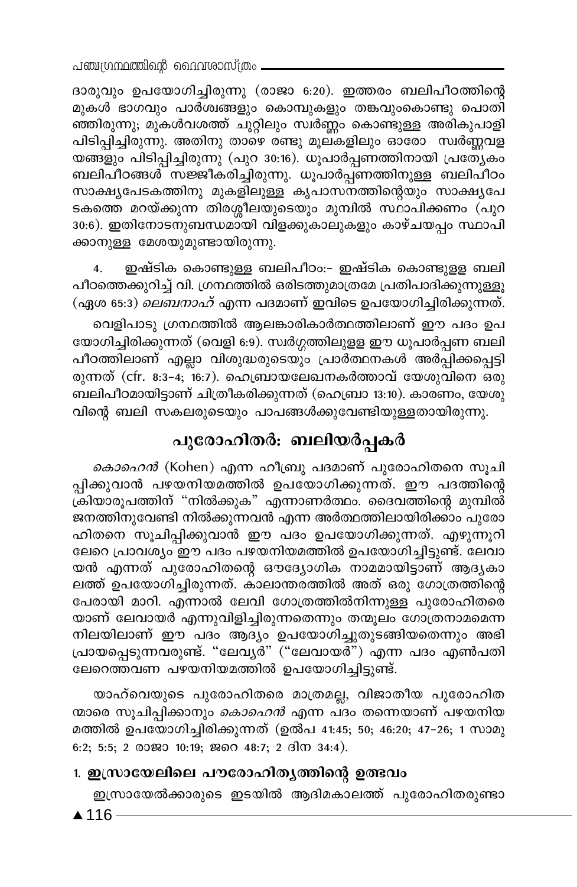ദാരുവും ഉപയോഗിച്ചിരുന്നു (രാജാ 6:20). ഇത്തരം ബലിപീഠത്തിന്റെ മുകൾ ഭാഗവും പാർശ്വങ്ങളും കൊമ്പുകളും തങ്കവുംകൊണ്ടു പൊതിഞ്ഞിരുന്നു; മുകൾവശത്ത് ചുറ്റിലും സ്വർണ്ണം കൊണ്ടുള്ള അരികുപാളി പിടിപ്പിച്ചിരുന്നു. അതിനു താഴെ രണ്ടു മൂലകളിലും ഓരോ സ്വർണ്ണവളയങ്ങളും പിടിപ്പിച്ചിരുന്നു (പുറ 30:16). ധൂപാർപ്പണത്തിനായി പ്രത്യേകം ബലിപീഠങ്ങൾ സജ്ജീകരിച്ചിരുന്നു. ധൂപാർപ്പണത്തിനുള്ള ബലിപീഠം സാക്ഷ്യപേടകത്തിനു മുകളിലുള്ള കൃപാസനത്തിന്റെയും സാക്ഷ്യപേടകത്തെ മറയ്ക്കുന്ന തിരശ്ശീലയുടെയും മുമ്പിൽ സ്ഥാപിക്കണം (പുറ 30:6). ഇതിനോടനുബന്ധമായി വിളക്കുകാലുകളും കാഴ്ചയപ്പം സ്ഥാപിക്കാനുള്ള മേശയുമുണ്ടായിരുന്നു.

4. ഇഷ്ടിക കൊണ്ടുള്ള ബലിപീഠം:- ഇഷ്ടിക കൊണ്ടുള്ള ബലിപീഠത്തെക്കുറിച്ച് വി. ഗ്രന്ഥത്തിൽ ഒരിടത്തുമാത്രമേ പ്രതിപാദിക്കുന്നുള്ളൂ (ഏശ 65:3) *ലെബനാഹ്* എന്ന പദമാണ് ഇവിടെ ഉപയോഗിച്ചിരിക്കുന്നത്.

വെളിപാടു ഗ്രന്ഥത്തിൽ ആലങ്കാരികാർത്ഥത്തിലാണ് ഈ പദം ഉപയോഗിച്ചിരിക്കുന്നത് (വെളി 6:9). സ്വർഗ്ഗത്തിലുള്ള ഈ ധൂപാർപ്പണ ബലിപീഠത്തിലാണ് എല്ലാ വിശുദ്ധരുടെയും പ്രാർത്ഥനകൾ അർപ്പിക്കപ്പെട്ടിരുന്നത് (cfr. 8:3-4; 16:7). ഹെബ്രായലേഖനകർത്താവ് യേശുവിനെ ഒരു ബലിപീഠമായിട്ടാണ് ചിത്രീകരിക്കുന്നത് (ഹെബ്രാ 13:10). കാരണം, യേശുവിന്റെ ബലി സകലരുടെയും പാപങ്ങൾക്കുവേണ്ടിയുള്ളതായിരുന്നു.

## പുരോഹിതർ: ബലിയർപ്പകർ

*കൊഹെൻ* (Kohen) എന്ന ഹീബ്രു പദമാണ് പുരോഹിതനെ സൂചിപ്പിക്കുവാൻ പഴയനിയമത്തിൽ ഉപയോഗിക്കുന്നത്. ഈ പദത്തിന്റെ ക്രിയാരൂപത്തിന് “നിൽക്കുക” എന്നാണർത്ഥം. ദൈവത്തിന്റെ മുമ്പിൽ ജനത്തിനുവേണ്ടി നിൽക്കുന്നവൻ എന്ന അർത്ഥത്തിലായിരിക്കാം പുരോഹിതനെ സൂചിപ്പിക്കുവാൻ ഈ പദം ഉപയോഗിക്കുന്നത്. എഴുന്നൂറിലേറെ പ്രാവശ്യം ഈ പദം പഴയനിയമത്തിൽ ഉപയോഗിച്ചിട്ടുണ്ട്. ലേവായൻ എന്നത് പുരോഹിതന്റെ ഔദ്യോഗിക നാമമായിട്ടാണ് ആദ്യകാലത്ത് ഉപയോഗിച്ചിരുന്നത്. കാലാന്തരത്തിൽ അത് ഒരു ഗോത്രത്തിന്റെ പേരായി മാറി. എന്നാൽ ലേവി ഗോത്രത്തിൽനിന്നുള്ള പുരോഹിതരെയാണ് ലേവായർ എന്നുവിളിച്ചിരുന്നതെന്നും തന്മൂലം ഗോത്രനാമമെന്ന നിലയിലാണ് ഈ പദം ആദ്യം ഉപയോഗിച്ചുതുടങ്ങിയതെന്നും അഭിപ്രായപ്പെടുന്നവരുണ്ട്. “ലേവ്യർ” (“ലേവായർ”) എന്ന പദം എൺപതിലേറെത്തവണ പഴയനിയമത്തിൽ ഉപയോഗിച്ചിട്ടുണ്ട്.

യാഹ്വെയുടെ പുരോഹിതരെ മാത്രമല്ല, വിജാതീയ പുരോഹിതന്മാരെ സൂചിപ്പിക്കാനും *കൊഹെൻ* എന്ന പദം തന്നെയാണ് പഴയനിയമത്തിൽ ഉപയോഗിച്ചിരിക്കുന്നത് (ഉൽപ 41:45; 50; 46:20; 47-26; 1 സാമു 6:2; 5:5; 2 രാജാ 10:19; ജറെ 48:7; 2 ദിന 34:4).

### 1. ഇസ്രായേലിലെ പൗരോഹിത്യത്തിന്റെ ഉത്ഭവം

ഇസ്രായേൽക്കാരുടെ ഇടയിൽ ആദിമകാലത്ത് പുരോഹിതരുണ്ടാ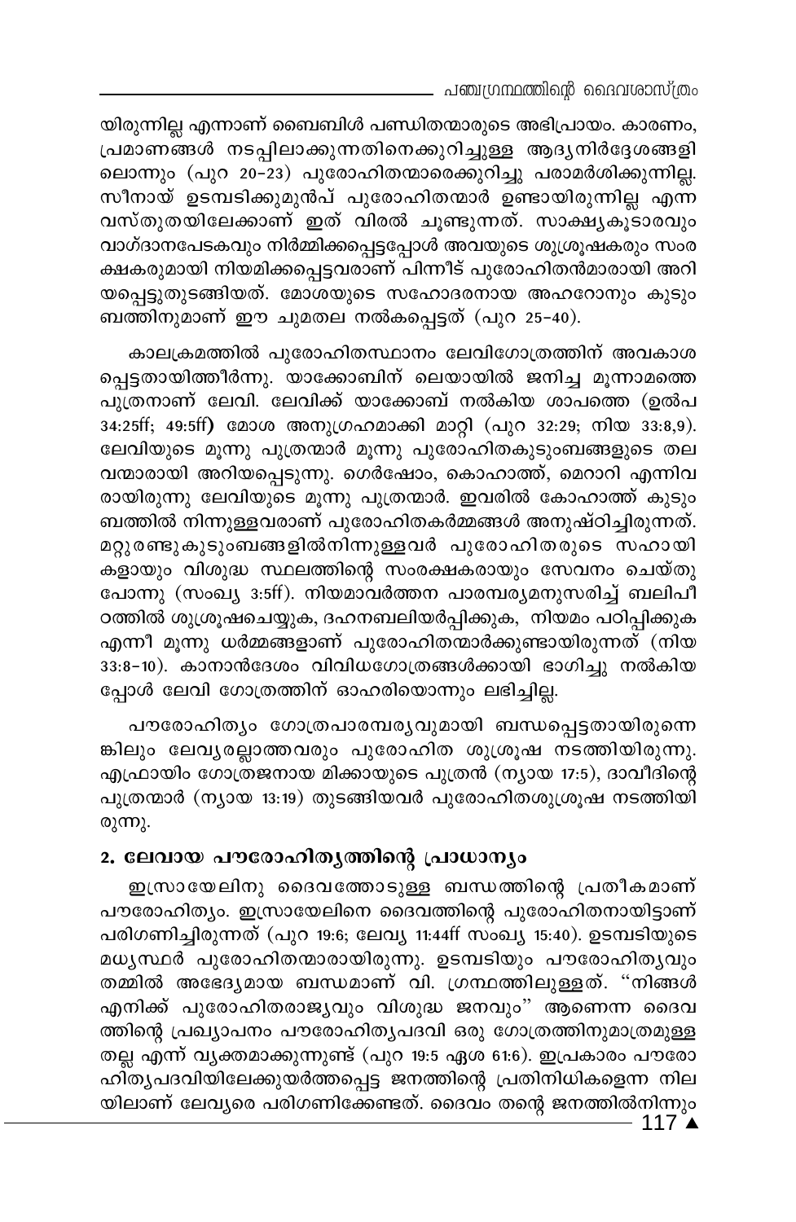യിരുന്നില്ല എന്നാണ് ബൈബിൾ പണ്ഡിതന്മാരുടെ അഭിപ്രായം. കാരണം, പ്രമാണങ്ങൾ നടപ്പിലാക്കുന്നതിനെക്കുറിച്ചുള്ള ആദ്യനിർദ്ദേശങ്ങളിലൊന്നും (പുറ 20-23) പുരോഹിതന്മാരെക്കുറിച്ചു പരാമർശിക്കുന്നില്ല. സീനായ് ഉടമ്പടിക്കുമുൻപ് പുരോഹിതന്മാർ ഉണ്ടായിരുന്നില്ല എന്ന വസ്തുതയിലേക്കാണ് ഇത് വിരൽ ചൂണ്ടുന്നത്. സാക്ഷ്യകൂടാരവും വാഗ്ദാനപേടകവും നിർമ്മിക്കപ്പെട്ടപ്പോൾ അവയുടെ ശുശ്രൂഷകരും സംരക്ഷകരുമായി നിയമിക്കപ്പെട്ടവരാണ് പിന്നീട് പുരോഹിതൻമാരായി അറിയപ്പെട്ടുതുടങ്ങിയത്. മോശയുടെ സഹോദരനായ അഹറോനും കുടുംബത്തിനുമാണ് ഈ ചുമതല നൽകപ്പെട്ടത് (പുറ 25-40).

കാലക്രമത്തിൽ പുരോഹിതസ്ഥാനം ലേവിഗോത്രത്തിന് അവകാശപ്പെട്ടതായിത്തീർന്നു. യാക്കോബിന് ലെയായിൽ ജനിച്ച മൂന്നാമത്തെ പുത്രനാണ് ലേവി. ലേവിക്ക് യാക്കോബ് നൽകിയ ശാപത്തെ (ഉൽപ 34:25ff; 49:5ff) മോശ അനുഗ്രഹമാക്കി മാറ്റി (പുറ 32:29; നിയ 33:8,9). ലേവിയുടെ മൂന്നു പുത്രന്മാർ മൂന്നു പുരോഹിതകുടുംബങ്ങളുടെ തലവന്മാരായി അറിയപ്പെടുന്നു. ഗെർഷോം, കൊഹാത്ത്, മെറാറി എന്നിവരായിരുന്നു ലേവിയുടെ മൂന്നു പുത്രന്മാർ. ഇവരിൽ കോഹാത്ത് കുടുംബത്തിൽ നിന്നുള്ളവരാണ് പുരോഹിതകർമ്മങ്ങൾ അനുഷ്ഠിച്ചിരുന്നത്. മറ്റുരണ്ടുകുടുംബങ്ങളിൽനിന്നുള്ളവർ പുരോഹിതരുടെ സഹായികളായും വിശുദ്ധ സ്ഥലത്തിന്റെ സംരക്ഷകരായും സേവനം ചെയ്തുപോന്നു (സംഖ്യ 3:5ff). നിയമാവർത്തന പാരമ്പര്യമനുസരിച്ച് ബലിപീഠത്തിൽ ശുശ്രൂഷചെയ്യുക, ദഹനബലിയർപ്പിക്കുക, നിയമം പഠിപ്പിക്കുക എന്നീ മൂന്നു ധർമ്മങ്ങളാണ് പുരോഹിതന്മാർക്കുണ്ടായിരുന്നത് (നിയ 33:8-10). കാനാൻദേശം വിവിധഗോത്രങ്ങൾക്കായി ഭാഗിച്ചു നൽകിയപ്പോൾ ലേവി ഗോത്രത്തിന് ഓഹരിയൊന്നും ലഭിച്ചില്ല.

പൗരോഹിത്യം ഗോത്രപാരമ്പര്യവുമായി ബന്ധപ്പെട്ടതായിരുന്നെങ്കിലും ലേവ്യരല്ലാത്തവരും പുരോഹിത ശുശ്രൂഷ നടത്തിയിരുന്നു. എഫ്രായിം ഗോത്രജനായ മിക്കായുടെ പുത്രൻ (ന്യായ 17:5), ദാവീദിന്റെ പുത്രന്മാർ (ന്യായ 13:19) തുടങ്ങിയവർ പുരോഹിതശുശ്രൂഷ നടത്തിയിരുന്നു.

## 2. ലേവായ പൗരോഹിത്യത്തിന്റെ പ്രാധാന്യം

ഇസ്രായേലിനു ദൈവത്തോടുള്ള ബന്ധത്തിന്റെ പ്രതീകമാണ് പൗരോഹിത്യം. ഇസ്രായേലിനെ ദൈവത്തിന്റെ പുരോഹിതനായിട്ടാണ് പരിഗണിച്ചിരുന്നത് (പുറ 19:6; ലേവ്യ 11:44ff സംഖ്യ 15:40). ഉടമ്പടിയുടെ മധ്യസ്ഥർ പുരോഹിതന്മാരായിരുന്നു. ഉടമ്പടിയും പൗരോഹിത്യവും തമ്മിൽ അഭേദ്യമായ ബന്ധമാണ് വി. ഗ്രന്ഥത്തിലുള്ളത്. "നിങ്ങൾ എനിക്ക് പുരോഹിതരാജ്യവും വിശുദ്ധ ജനവും" ആണെന്ന ദൈവത്തിന്റെ പ്രഖ്യാപനം പൗരോഹിത്യപദവി ഒരു ഗോത്രത്തിനുമാത്രമുള്ളതല്ല എന്ന് വ്യക്തമാക്കുന്നുണ്ട് (പുറ 19:5 ഏശ 61:6). ഇപ്രകാരം പൗരോഹിത്യപദവിയിലേക്കുയർത്തപ്പെട്ട ജനത്തിന്റെ പ്രതിനിധികളെന്ന നിലയിലാണ് ലേവ്യരെ പരിഗണിക്കേണ്ടത്. ദൈവം തന്റെ ജനത്തിൽനിന്നും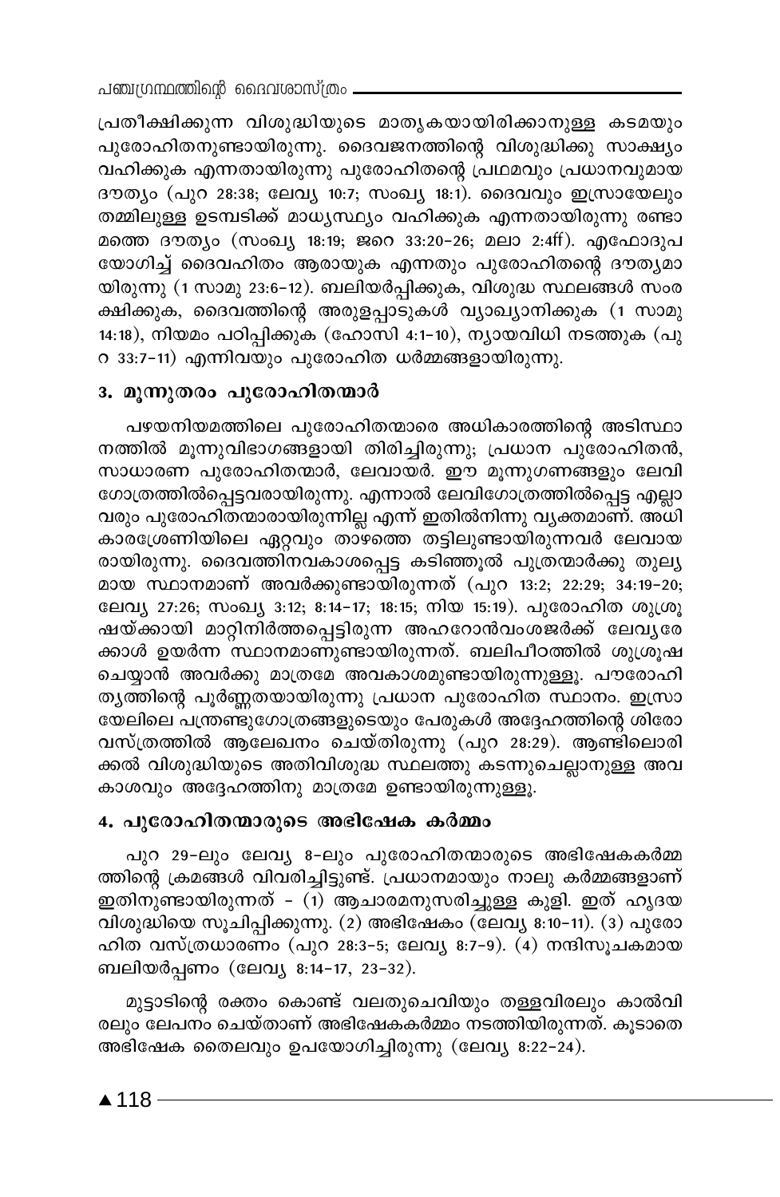പ്രതീക്ഷിക്കുന്ന വിശുദ്ധിയുടെ മാതൃകയായിരിക്കാനുള്ള കടമയും പുരോഹിതനുണ്ടായിരുന്നു. ദൈവജനത്തിന്റെ വിശുദ്ധിക്കു സാക്ഷ്യം വഹിക്കുക എന്നതായിരുന്നു പുരോഹിതന്റെ പ്രഥമവും പ്രധാനവുമായ ദൗത്യം (പുറ 28:38; ലേവ്യ 10:7; സംഖ്യ 18:1). ദൈവവും ഇസ്രായേലും തമ്മിലുള്ള ഉടമ്പടിക്ക് മാധ്യസ്ഥ്യം വഹിക്കുക എന്നതായിരുന്നു രണ്ടാമത്തെ ദൗത്യം (സംഖ്യ 18:19; ജറെ 33:20-26; മലാ 2:4ff). എഫോദുപയോഗിച്ച് ദൈവഹിതം ആരായുക എന്നതും പുരോഹിതന്റെ ദൗത്യമായിരുന്നു (1 സാമു 23:6-12). ബലിയർപ്പിക്കുക, വിശുദ്ധ സ്ഥലങ്ങൾ സംരക്ഷിക്കുക, ദൈവത്തിന്റെ അരുളപ്പാടുകൾ വ്യാഖ്യാനിക്കുക (1 സാമു 14:18), നിയമം പഠിപ്പിക്കുക (ഹോസി 4:1-10), ന്യായവിധി നടത്തുക (പുറ 33:7-11) എന്നിവയും പുരോഹിത ധർമ്മങ്ങളായിരുന്നു.

### 3. മൂന്നുതരം പുരോഹിതന്മാർ

പഴയനിയമത്തിലെ പുരോഹിതന്മാരെ അധികാരത്തിന്റെ അടിസ്ഥാനത്തിൽ മൂന്നുവിഭാഗങ്ങളായി തിരിച്ചിരുന്നു; പ്രധാന പുരോഹിതൻ, സാധാരണ പുരോഹിതന്മാർ, ലേവായർ. ഈ മൂന്നുഗണങ്ങളും ലേവി ഗോത്രത്തിൽപ്പെട്ടവരായിരുന്നു. എന്നാൽ ലേവിഗോത്രത്തിൽപ്പെട്ട എല്ലാവരും പുരോഹിതന്മാരായിരുന്നില്ല എന്ന് ഇതിൽനിന്നു വ്യക്തമാണ്. അധികാരശ്രേണിയിലെ ഏറ്റവും താഴത്തെ തട്ടിലുണ്ടായിരുന്നവർ ലേവായരായിരുന്നു. ദൈവത്തിനവകാശപ്പെട്ട കടിഞ്ഞൂൽ പുത്രന്മാർക്കു തുല്യമായ സ്ഥാനമാണ് അവർക്കുണ്ടായിരുന്നത് (പുറ 13:2; 22:29; 34:19-20; ലേവ്യ 27:26; സംഖ്യ 3:12; 8:14-17; 18:15; നിയ 15:19). പുരോഹിത ശുശ്രൂഷയ്ക്കായി മാറ്റിനിർത്തപ്പെട്ടിരുന്ന അഹറോൻവംശജർക്ക് ലേവ്യരേക്കാൾ ഉയർന്ന സ്ഥാനമാണുണ്ടായിരുന്നത്. ബലിപീഠത്തിൽ ശുശ്രൂഷ ചെയ്യാൻ അവർക്കു മാത്രമേ അവകാശമുണ്ടായിരുന്നുള്ളൂ. പൗരോഹിത്യത്തിന്റെ പൂർണ്ണതയായിരുന്നു പ്രധാന പുരോഹിത സ്ഥാനം. ഇസ്രായേലിലെ പന്ത്രണ്ടുഗോത്രങ്ങളുടെയും പേരുകൾ അദ്ദേഹത്തിന്റെ ശിരോവസ്ത്രത്തിൽ ആലേഖനം ചെയ്തിരുന്നു (പുറ 28:29). ആണ്ടിലൊരിക്കൽ വിശുദ്ധിയുടെ അതിവിശുദ്ധ സ്ഥലത്തു കടന്നുചെല്ലാനുള്ള അവകാശവും അദ്ദേഹത്തിനു മാത്രമേ ഉണ്ടായിരുന്നുള്ളൂ.

### 4. പുരോഹിതന്മാരുടെ അഭിഷേക കർമ്മം

പുറ 29-ലും ലേവ്യ 8-ലും പുരോഹിതന്മാരുടെ അഭിഷേകകർമ്മത്തിന്റെ ക്രമങ്ങൾ വിവരിച്ചിട്ടുണ്ട്. പ്രധാനമായും നാലു കർമ്മങ്ങളാണ് ഇതിനുണ്ടായിരുന്നത് - (1) ആചാരമനുസരിച്ചുള്ള കുളി. ഇത് ഹൃദയ വിശുദ്ധിയെ സൂചിപ്പിക്കുന്നു. (2) അഭിഷേകം (ലേവ്യ 8:10-11). (3) പുരോഹിത വസ്ത്രധാരണം (പുറ 28:3-5; ലേവ്യ 8:7-9). (4) നന്ദിസൂചകമായ ബലിയർപ്പണം (ലേവ്യ 8:14-17, 23-32).

മുട്ടാടിന്റെ രക്തം കൊണ്ട് വലതുചെവിയും തള്ളവിരലും കാൽവിരലും ലേപനം ചെയ്താണ് അഭിഷേകകർമ്മം നടത്തിയിരുന്നത്. കൂടാതെ അഭിഷേക തൈലവും ഉപയോഗിച്ചിരുന്നു (ലേവ്യ 8:22-24).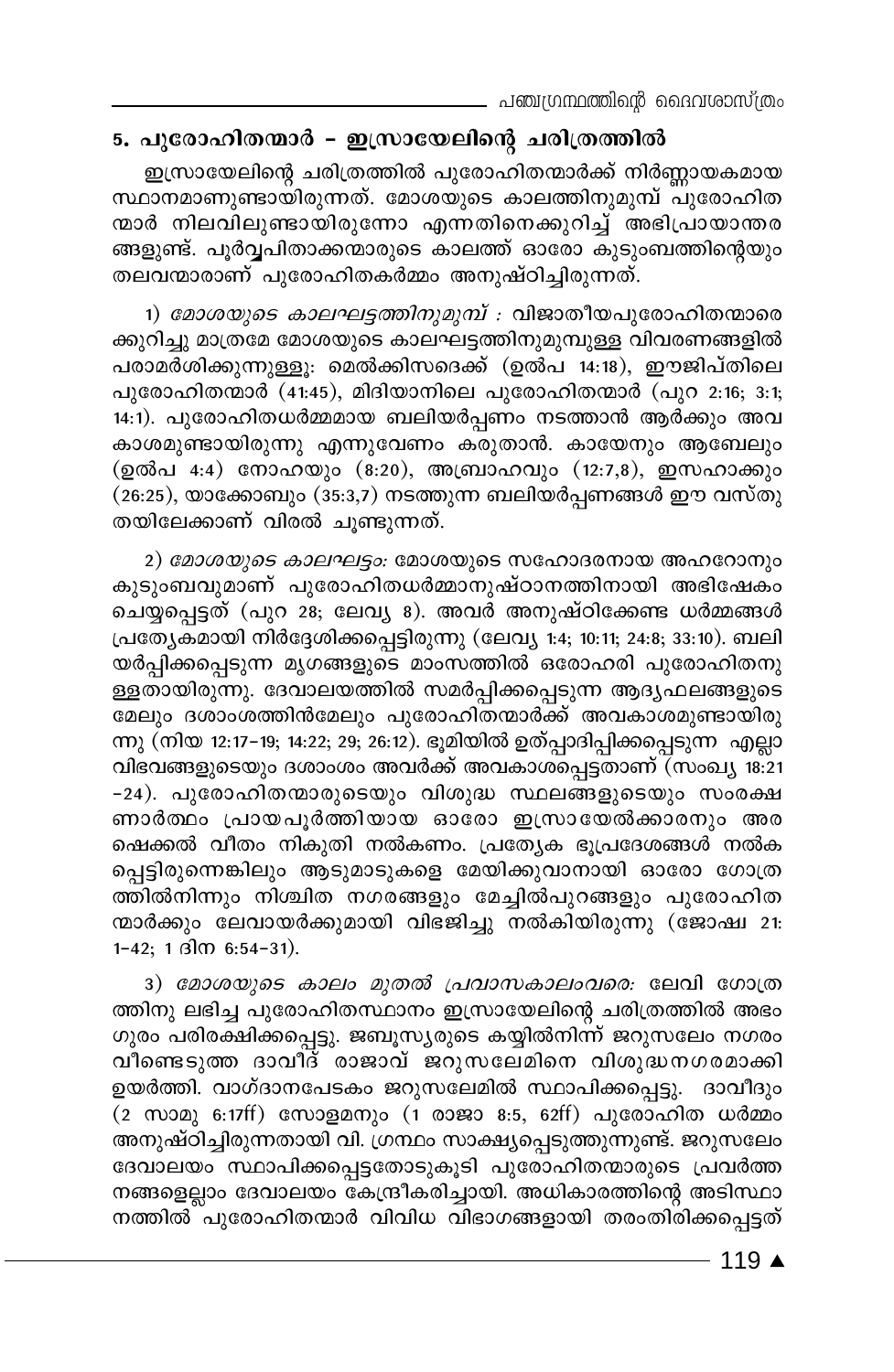## 5. പുരോഹിതന്മാർ – ഇസ്രായേലിന്റെ ചരിത്രത്തിൽ

ഇസ്രായേലിന്റെ ചരിത്രത്തിൽ പുരോഹിതന്മാർക്ക് നിർണ്ണായകമായ സ്ഥാനമാണുണ്ടായിരുന്നത്. മോശയുടെ കാലത്തിനുമുമ്പ് പുരോഹിതന്മാർ നിലവിലുണ്ടായിരുന്നോ എന്നതിനെക്കുറിച്ച് അഭിപ്രായാന്തരങ്ങളുണ്ട്. പൂർവ്വപിതാക്കന്മാരുടെ കാലത്ത് ഓരോ കുടുംബത്തിന്റെയും തലവന്മാരാണ് പുരോഹിതകർമ്മം അനുഷ്ഠിച്ചിരുന്നത്.

1) *മോശയുടെ കാലഘട്ടത്തിനുമുമ്പ് :* വിജാതീയപുരോഹിതന്മാരെക്കുറിച്ചു മാത്രമേ മോശയുടെ കാലഘട്ടത്തിനുമുമ്പുള്ള വിവരണങ്ങളിൽ പരാമർശിക്കുന്നുള്ളൂ: മെൽക്കിസദെക്ക് (ഉൽപ 14:18), ഈജിപ്തിലെ പുരോഹിതന്മാർ (41:45), മിദിയാനിലെ പുരോഹിതന്മാർ (പുറ 2:16; 3:1; 14:1). പുരോഹിതധർമ്മമായ ബലിയർപ്പണം നടത്താൻ ആർക്കും അവകാശമുണ്ടായിരുന്നു എന്നുവേണം കരുതാൻ. കായേനും ആബേലും (ഉൽപ 4:4) നോഹയും (8:20), അബ്രാഹവും (12:7,8), ഇസഹാക്കും (26:25), യാക്കോബും (35:3,7) നടത്തുന്ന ബലിയർപ്പണങ്ങൾ ഈ വസ്തുതയിലേക്കാണ് വിരൽ ചൂണ്ടുന്നത്.

2) *മോശയുടെ കാലഘട്ടം:* മോശയുടെ സഹോദരനായ അഹറോനും കുടുംബവുമാണ് പുരോഹിതധർമ്മാനുഷ്ഠാനത്തിനായി അഭിഷേകം ചെയ്യപ്പെട്ടത് (പുറ 28; ലേവ്യ 8). അവർ അനുഷ്ഠിക്കേണ്ട ധർമ്മങ്ങൾ പ്രത്യേകമായി നിർദ്ദേശിക്കപ്പെട്ടിരുന്നു (ലേവ്യ 1:4; 10:11; 24:8; 33:10). ബലിയർപ്പിക്കപ്പെടുന്ന മൃഗങ്ങളുടെ മാംസത്തിൽ ഒരോഹരി പുരോഹിതനുള്ളതായിരുന്നു. ദേവാലയത്തിൽ സമർപ്പിക്കപ്പെടുന്ന ആദ്യഫലങ്ങളുടെ മേലും ദശാംശത്തിൻമേലും പുരോഹിതന്മാർക്ക് അവകാശമുണ്ടായിരുന്നു (നിയ 12:17-19; 14:22; 29; 26:12). ഭൂമിയിൽ ഉത്പാദിപ്പിക്കപ്പെടുന്ന എല്ലാ വിഭവങ്ങളുടെയും ദശാംശം അവർക്ക് അവകാശപ്പെട്ടതാണ് (സംഖ്യ 18:21-24). പുരോഹിതന്മാരുടെയും വിശുദ്ധ സ്ഥലങ്ങളുടെയും സംരക്ഷണാർത്ഥം പ്രായപൂർത്തിയായ ഓരോ ഇസ്രായേൽക്കാരനും അരഷെക്കൽ വീതം നികുതി നൽകണം. പ്രത്യേക ഭൂപ്രദേശങ്ങൾ നൽകപ്പെട്ടിരുന്നെങ്കിലും ആടുമാടുകളെ മേയിക്കുവാനായി ഓരോ ഗോത്രത്തിൽനിന്നും നിശ്ചിത നഗരങ്ങളും മേച്ചിൽപുറങ്ങളും പുരോഹിതന്മാർക്കും ലേവായർക്കുമായി വിഭജിച്ചു നൽകിയിരുന്നു (ജോഷ്വ 21:1-42; 1 ദിന 6:54-31).

3) *മോശയുടെ കാലം മുതൽ പ്രവാസകാലംവരെ:* ലേവി ഗോത്രത്തിനു ലഭിച്ച പുരോഹിതസ്ഥാനം ഇസ്രായേലിന്റെ ചരിത്രത്തിൽ അഭംഗുരം പരിരക്ഷിക്കപ്പെട്ടു. ജബൂസ്യരുടെ കയ്യിൽനിന്ന് ജറുസലേം നഗരം വീണ്ടെടുത്ത ദാവീദ് രാജാവ് ജറുസലേമിനെ വിശുദ്ധനഗരമാക്കി ഉയർത്തി. വാഗ്ദാനപേടകം ജറുസലേമിൽ സ്ഥാപിക്കപ്പെട്ടു. ദാവീദും (2 സാമു 6:17ff) സോളമനും (1 രാജാ 8:5, 62ff) പുരോഹിത ധർമ്മം അനുഷ്ഠിച്ചിരുന്നതായി വി. ഗ്രന്ഥം സാക്ഷ്യപ്പെടുത്തുന്നുണ്ട്. ജറുസലേം ദേവാലയം സ്ഥാപിക്കപ്പെട്ടതോടുകൂടി പുരോഹിതന്മാരുടെ പ്രവർത്തനങ്ങളെല്ലാം ദേവാലയം കേന്ദ്രീകരിച്ചായി. അധികാരത്തിന്റെ അടിസ്ഥാനത്തിൽ പുരോഹിതന്മാർ വിവിധ വിഭാഗങ്ങളായി തരംതിരിക്കപ്പെട്ടത്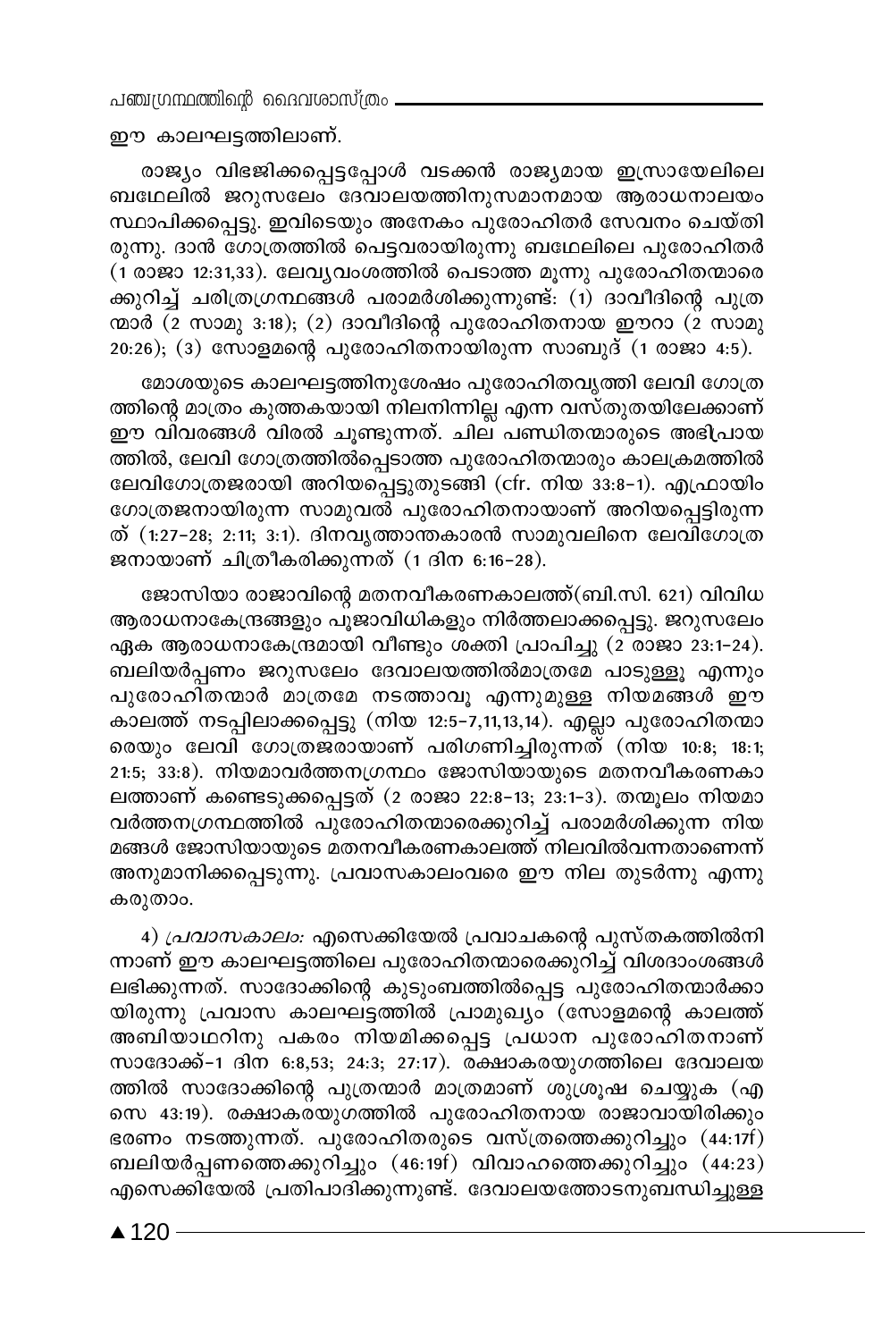ഈ കാലഘട്ടത്തിലാണ്.

രാജ്യം വിഭജിക്കപ്പെട്ടപ്പോൾ വടക്കൻ രാജ്യമായ ഇസ്രായേലിലെ ബഥേലിൽ ജറുസലേം ദേവാലയത്തിനുസമാനമായ ആരാധനാലയം സ്ഥാപിക്കപ്പെട്ടു. ഇവിടെയും അനേകം പുരോഹിതർ സേവനം ചെയ്തിരുന്നു. ദാൻ ഗോത്രത്തിൽ പെട്ടവരായിരുന്നു ബഥേലിലെ പുരോഹിതർ (1 രാജാ 12:31,33). ലേവ്യവംശത്തിൽ പെടാത്ത മൂന്നു പുരോഹിതന്മാരെക്കുറിച്ച് ചരിത്രഗ്രന്ഥങ്ങൾ പരാമർശിക്കുന്നുണ്ട്: (1) ദാവീദിന്റെ പുത്രന്മാർ (2 സാമു 3:18); (2) ദാവീദിന്റെ പുരോഹിതനായ ഈറാ (2 സാമു 20:26); (3) സോളമന്റെ പുരോഹിതനായിരുന്ന സാബുദ് (1 രാജാ 4:5).

മോശയുടെ കാലഘട്ടത്തിനുശേഷം പുരോഹിതവൃത്തി ലേവി ഗോത്രത്തിന്റെ മാത്രം കുത്തകയായി നിലനിന്നില്ല എന്ന വസ്തുതയിലേക്കാണ് ഈ വിവരങ്ങൾ വിരൽ ചൂണ്ടുന്നത്. ചില പണ്ഡിതന്മാരുടെ അഭിപ്രായത്തിൽ, ലേവി ഗോത്രത്തിൽപ്പെടാത്ത പുരോഹിതന്മാരും കാലക്രമത്തിൽ ലേവിഗോത്രജരായി അറിയപ്പെട്ടുതുടങ്ങി (cfr. നിയ 33:8-1). എഫ്രായിം ഗോത്രജനായിരുന്ന സാമുവൽ പുരോഹിതനായാണ് അറിയപ്പെട്ടിരുന്നത് (1:27-28; 2:11; 3:1). ദിനവൃത്താന്തകാരൻ സാമുവലിനെ ലേവിഗോത്രജനായാണ് ചിത്രീകരിക്കുന്നത് (1 ദിന 6:16-28).

ജോസിയാ രാജാവിന്റെ മതനവീകരണകാലത്ത്(ബി.സി. 621) വിവിധ ആരാധനാകേന്ദ്രങ്ങളും പൂജാവിധികളും നിർത്തലാക്കപ്പെട്ടു. ജറുസലേം ഏക ആരാധനാകേന്ദ്രമായി വീണ്ടും ശക്തി പ്രാപിച്ചു (2 രാജാ 23:1-24). ബലിയർപ്പണം ജറുസലേം ദേവാലയത്തിൽമാത്രമേ പാടുള്ളൂ എന്നും പുരോഹിതന്മാർ മാത്രമേ നടത്താവൂ എന്നുമുള്ള നിയമങ്ങൾ ഈ കാലത്ത് നടപ്പിലാക്കപ്പെട്ടു (നിയ 12:5-7,11,13,14). എല്ലാ പുരോഹിതന്മാരെയും ലേവി ഗോത്രജരായാണ് പരിഗണിച്ചിരുന്നത് (നിയ 10:8; 18:1; 21:5; 33:8). നിയമാവർത്തനഗ്രന്ഥം ജോസിയായുടെ മതനവീകരണകാലത്താണ് കണ്ടെടുക്കപ്പെട്ടത് (2 രാജാ 22:8-13; 23:1-3). തന്മൂലം നിയമാവർത്തനഗ്രന്ഥത്തിൽ പുരോഹിതന്മാരെക്കുറിച്ച് പരാമർശിക്കുന്ന നിയമങ്ങൾ ജോസിയായുടെ മതനവീകരണകാലത്ത് നിലവിൽവന്നതാണെന്ന് അനുമാനിക്കപ്പെടുന്നു. പ്രവാസകാലംവരെ ഈ നില തുടർന്നു എന്നു കരുതാം.

4) *പ്രവാസകാലം:* എസെക്കിയേൽ പ്രവാചകന്റെ പുസ്തകത്തിൽനിന്നാണ് ഈ കാലഘട്ടത്തിലെ പുരോഹിതന്മാരെക്കുറിച്ച് വിശദാംശങ്ങൾ ലഭിക്കുന്നത്. സാദോക്കിന്റെ കുടുംബത്തിൽപ്പെട്ട പുരോഹിതന്മാർക്കായിരുന്നു പ്രവാസ കാലഘട്ടത്തിൽ പ്രാമുഖ്യം (സോളമന്റെ കാലത്ത് അബിയാഥറിനു പകരം നിയമിക്കപ്പെട്ട പ്രധാന പുരോഹിതനാണ് സാദോക്ക്-1 ദിന 6:8,53; 24:3; 27:17). രക്ഷാകരയുഗത്തിലെ ദേവാലയത്തിൽ സാദോക്കിന്റെ പുത്രന്മാർ മാത്രമാണ് ശുശ്രൂഷ ചെയ്യുക (എസെ 43:19). രക്ഷാകരയുഗത്തിൽ പുരോഹിതനായ രാജാവായിരിക്കും ഭരണം നടത്തുന്നത്. പുരോഹിതരുടെ വസ്ത്രത്തെക്കുറിച്ചും (44:17f) ബലിയർപ്പണത്തെക്കുറിച്ചും (46:19f) വിവാഹത്തെക്കുറിച്ചും (44:23) എസെക്കിയേൽ പ്രതിപാദിക്കുന്നുണ്ട്. ദേവാലയത്തോടനുബന്ധിച്ചുള്ള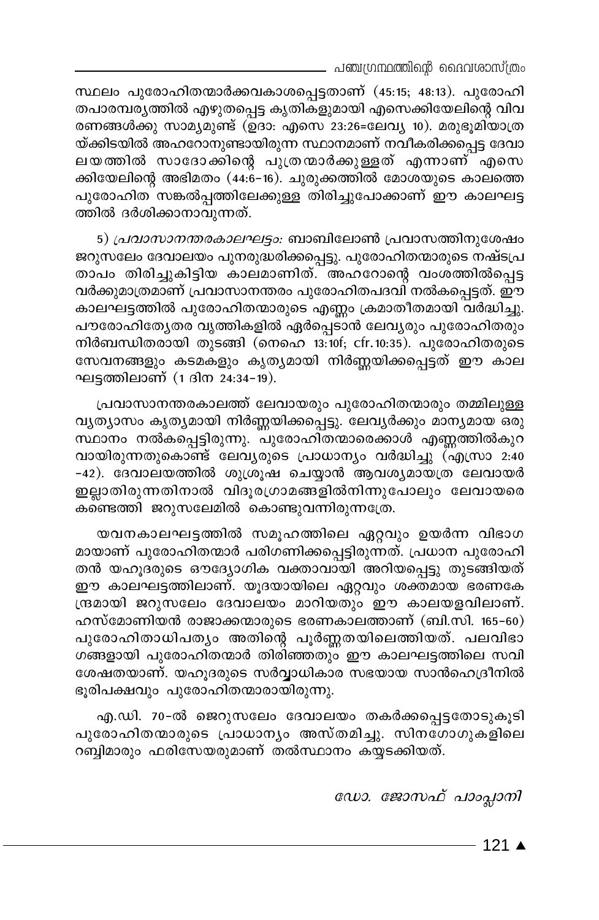സ്ഥലം പുരോഹിതന്മാർക്കവകാശപ്പെട്ടതാണ് (45:15; 48:13). പുരോഹിതപാരമ്പര്യത്തിൽ എഴുതപ്പെട്ട കൃതികളുമായി എസെക്കിയേലിന്റെ വിവരണങ്ങൾക്കു സാമ്യമുണ്ട് (ഉദാ: എസെ 23:26=ലേവ്യ 10). മരുഭൂമിയാത്രയ്ക്കിടയിൽ അഹറോനുണ്ടായിരുന്ന സ്ഥാനമാണ് നവീകരിക്കപ്പെട്ട ദേവാലയത്തിൽ സാദോക്കിന്റെ പുത്രന്മാർക്കുള്ളത് എന്നാണ് എസെക്കിയേലിന്റെ അഭിമതം (44:6-16). ചുരുക്കത്തിൽ മോശയുടെ കാലത്തെ പുരോഹിത സങ്കല്പത്തിലേക്കുള്ള തിരിച്ചുപോക്കാണ് ഈ കാലഘട്ടത്തിൽ ദർശിക്കാനാവുന്നത്.

5) *പ്രവാസാനന്തരകാലഘട്ടം:* ബാബിലോൺ പ്രവാസത്തിനുശേഷം ജറുസലേം ദേവാലയം പുനരുദ്ധരിക്കപ്പെട്ടു. പുരോഹിതന്മാരുടെ നഷ്ടപ്രതാപം തിരിച്ചുകിട്ടിയ കാലമാണിത്. അഹറോന്റെ വംശത്തിൽപ്പെട്ടവർക്കുമാത്രമാണ് പ്രവാസാനന്തരം പുരോഹിതപദവി നൽകപ്പെട്ടത്. ഈ കാലഘട്ടത്തിൽ പുരോഹിതന്മാരുടെ എണ്ണം ക്രമാതീതമായി വർദ്ധിച്ചു. പൗരോഹിത്യേതര വൃത്തികളിൽ ഏർപ്പെടാൻ ലേവ്യരും പുരോഹിതരും നിർബന്ധിതരായി തുടങ്ങി (നെഹെ 13:10f; cfr.10:35). പുരോഹിതരുടെ സേവനങ്ങളും കടമകളും കൃത്യമായി നിർണ്ണയിക്കപ്പെട്ടത് ഈ കാലഘട്ടത്തിലാണ് (1 ദിന 24:34-19).

പ്രവാസാനന്തരകാലത്ത് ലേവായരും പുരോഹിതന്മാരും തമ്മിലുള്ള വ്യത്യാസം കൃത്യമായി നിർണ്ണയിക്കപ്പെട്ടു. ലേവ്യർക്കും മാന്യമായ ഒരു സ്ഥാനം നൽകപ്പെട്ടിരുന്നു. പുരോഹിതന്മാരെക്കാൾ എണ്ണത്തിൽകുറവായിരുന്നതുകൊണ്ട് ലേവ്യരുടെ പ്രാധാന്യം വർദ്ധിച്ചു (എസ്രാ 2:40-42). ദേവാലയത്തിൽ ശുശ്രൂഷ ചെയ്യാൻ ആവശ്യമായത്ര ലേവായർ ഇല്ലാതിരുന്നതിനാൽ വിദൂരഗ്രാമങ്ങളിൽനിന്നുപോലും ലേവായരെ കണ്ടെത്തി ജറുസലേമിൽ കൊണ്ടുവന്നിരുന്നത്രേ.

യവനകാലഘട്ടത്തിൽ സമൂഹത്തിലെ ഏറ്റവും ഉയർന്ന വിഭാഗമായാണ് പുരോഹിതന്മാർ പരിഗണിക്കപ്പെട്ടിരുന്നത്. പ്രധാന പുരോഹിതൻ യഹൂദരുടെ ഔദ്യോഗിക വക്താവായി അറിയപ്പെട്ടു തുടങ്ങിയത് ഈ കാലഘട്ടത്തിലാണ്. യൂദയായിലെ ഏറ്റവും ശക്തമായ ഭരണകേന്ദ്രമായി ജറുസലേം ദേവാലയം മാറിയതും ഈ കാലയളവിലാണ്. ഹസ്മോണിയൻ രാജാക്കന്മാരുടെ ഭരണകാലത്താണ് (ബി.സി. 165-60) പുരോഹിതാധിപത്യം അതിന്റെ പൂർണ്ണതയിലെത്തിയത്. പലവിഭാഗങ്ങളായി പുരോഹിതന്മാർ തിരിഞ്ഞതും ഈ കാലഘട്ടത്തിലെ സവിശേഷതയാണ്. യഹൂദരുടെ സർവ്വാധികാര സഭയായ സാൻഹെദ്രീനിൽ ഭൂരിപക്ഷവും പുരോഹിതന്മാരായിരുന്നു.

എ.ഡി. 70-ൽ ജെറുസലേം ദേവാലയം തകർക്കപ്പെട്ടതോടുകൂടി പുരോഹിതന്മാരുടെ പ്രാധാന്യം അസ്തമിച്ചു. സിനഗോഗുകളിലെ റബ്ബിമാരും ഫരിസേയരുമാണ് തൽസ്ഥാനം കയ്യടക്കിയത്.

*ഡോ. ജോസഫ് പാംപ്ലാനി*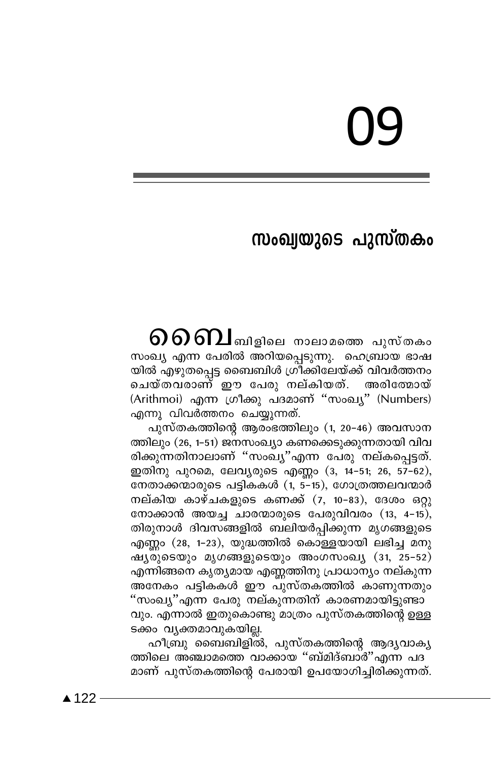# 09

## സംഖ്യയുടെ പുസ്തകം

ബൈബിളിലെ നാലാമത്തെ പുസ്തകം സംഖ്യ എന്ന പേരിൽ അറിയപ്പെടുന്നു. ഹെബ്രായ ഭാഷയിൽ എഴുതപ്പെട്ട ബൈബിൾ ഗ്രീക്കിലേയ്ക്ക് വിവർത്തനം ചെയ്തവരാണ് ഈ പേരു നല്കിയത്. അരിത്മോയ് (Arithmoi) എന്ന ഗ്രീക്കു പദമാണ് "സംഖ്യ" (Numbers) എന്നു വിവർത്തനം ചെയ്യുന്നത്.

പുസ്തകത്തിന്റെ ആരംഭത്തിലും (1, 20-46) അവസാനത്തിലും (26, 1-51) ജനസംഖ്യാ കണക്കെടുക്കുന്നതായി വിവരിക്കുന്നതിനാലാണ് "സംഖ്യ"എന്ന പേരു നല്കപ്പെട്ടത്. ഇതിനു പുറമെ, ലേവ്യരുടെ എണ്ണം (3, 14-51; 26, 57-62), നേതാക്കന്മാരുടെ പട്ടികകൾ (1, 5-15), ഗോത്രത്തലവന്മാർ നല്കിയ കാഴ്ചകളുടെ കണക്ക് (7, 10-83), ദേശം ഒറ്റുനോക്കാൻ അയച്ച ചാരന്മാരുടെ പേരുവിവരം (13, 4-15), തിരുനാൾ ദിവസങ്ങളിൽ ബലിയർപ്പിക്കുന്ന മൃഗങ്ങളുടെ എണ്ണം (28, 1-23), യുദ്ധത്തിൽ കൊള്ളയായി ലഭിച്ച മനുഷ്യരുടെയും മൃഗങ്ങളുടെയും അംഗസംഖ്യ (31, 25-52) എന്നിങ്ങനെ കൃത്യമായ എണ്ണത്തിനു പ്രാധാന്യം നല്കുന്ന അനേകം പട്ടികകൾ ഈ പുസ്തകത്തിൽ കാണുന്നതും "സംഖ്യ"എന്ന പേരു നല്കുന്നതിന് കാരണമായിട്ടുണ്ടാവും. എന്നാൽ ഇതുകൊണ്ടു മാത്രം പുസ്തകത്തിന്റെ ഉള്ളടക്കം വ്യക്തമാവുകയില്ല.

ഹീബ്രു ബൈബിളിൽ, പുസ്തകത്തിന്റെ ആദ്യവാക്യത്തിലെ അഞ്ചാമത്തെ വാക്കായ "ബ്മിദ്ബാർ"എന്ന പദമാണ് പുസ്തകത്തിന്റെ പേരായി ഉപയോഗിച്ചിരിക്കുന്നത്.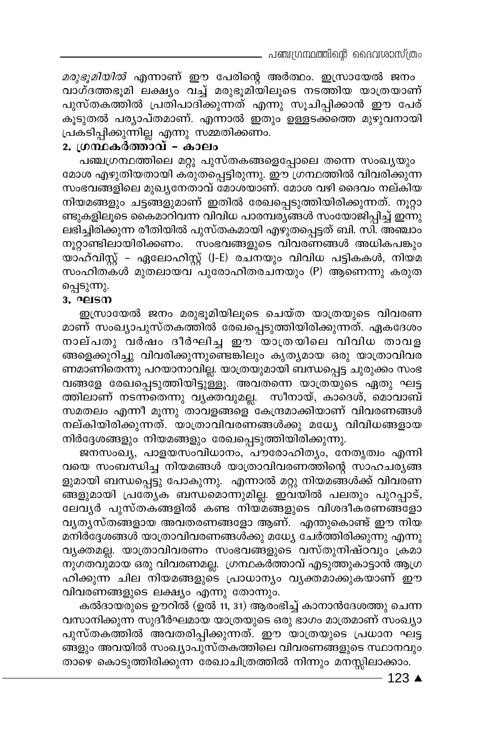*മരുഭൂമിയിൽ* എന്നാണ് ഈ പേരിന്റെ അർത്ഥം. ഇസ്രായേൽ ജനം വാഗ്ദത്തഭൂമി ലക്ഷ്യം വച്ച് മരുഭൂമിയിലൂടെ നടത്തിയ യാത്രയാണ് പുസ്തകത്തിൽ പ്രതിപാദിക്കുന്നത് എന്നു സൂചിപ്പിക്കാൻ ഈ പേര് കൂടുതൽ പര്യാപ്തമാണ്. എന്നാൽ ഇതും ഉള്ളടക്കത്തെ മുഴുവനായി പ്രകടിപ്പിക്കുന്നില്ല എന്നു സമ്മതിക്കണം.

**2. ഗ്രന്ഥകർത്താവ് – കാലം**

പഞ്ചഗ്രന്ഥത്തിലെ മറ്റു പുസ്തകങ്ങളെപ്പോലെ തന്നെ സംഖ്യയും മോശ എഴുതിയതായി കരുതപ്പെട്ടിരുന്നു. ഈ ഗ്രന്ഥത്തിൽ വിവരിക്കുന്ന സംഭവങ്ങളിലെ മുഖ്യനേതാവ് മോശയാണ്. മോശ വഴി ദൈവം നല്കിയ നിയമങ്ങളും ചട്ടങ്ങളുമാണ് ഇതിൽ രേഖപ്പെടുത്തിയിരിക്കുന്നത്. നൂറ്റാണ്ടുകളിലൂടെ കൈമാറിവന്ന വിവിധ പാരമ്പര്യങ്ങൾ സംയോജിപ്പിച്ച് ഇന്നു ലഭിച്ചിരിക്കുന്ന രീതിയിൽ പുസ്തകമായി എഴുതപ്പെട്ടത് ബി. സി. അഞ്ചാം നൂറ്റാണ്ടിലായിരിക്കണം. സംഭവങ്ങളുടെ വിവരണങ്ങൾ അധികപങ്കും യാഹ്വിസ്റ്റ് – ഏലോഹിസ്റ്റ് (J-E) രചനയും വിവിധ പട്ടികകൾ, നിയമ സംഹിതകൾ മുതലായവ പുരോഹിതരചനയും (P) ആണെന്നു കരുതപ്പെടുന്നു.

**3. ഘടന**

ഇസ്രായേൽ ജനം മരുഭൂമിയിലൂടെ ചെയ്ത യാത്രയുടെ വിവരണമാണ് സംഖ്യാപുസ്തകത്തിൽ രേഖപ്പെടുത്തിയിരിക്കുന്നത്. ഏകദേശം നാല്പതു വർഷം ദീർഘിച്ച ഈ യാത്രയിലെ വിവിധ താവളങ്ങളെക്കുറിച്ചു വിവരിക്കുന്നുണ്ടെങ്കിലും കൃത്യമായ ഒരു യാത്രാവിവരണമാണിതെന്നു പറയാനാവില്ല. യാത്രയുമായി ബന്ധപ്പെട്ട ചുരുക്കം സംഭവങ്ങളേ രേഖപ്പെടുത്തിയിട്ടുള്ളൂ. അവതന്നെ യാത്രയുടെ ഏതു ഘട്ടത്തിലാണ് നടന്നതെന്നു വ്യക്തവുമല്ല. സീനായ്, കാദെശ്, മൊവാബ് സമതലം എന്നീ മൂന്നു താവളങ്ങളെ കേന്ദ്രമാക്കിയാണ് വിവരണങ്ങൾ നല്കിയിരിക്കുന്നത്. യാത്രാവിവരണങ്ങൾക്കു മധ്യേ വിവിധങ്ങളായ നിർദ്ദേശങ്ങളും നിയമങ്ങളും രേഖപ്പെടുത്തിയിരിക്കുന്നു.

ജനസംഖ്യ, പാളയസംവിധാനം, പൗരോഹിത്യം, നേതൃത്വം എന്നിവയെ സംബന്ധിച്ച നിയമങ്ങൾ യാത്രാവിവരണത്തിന്റെ സാഹചര്യങ്ങളുമായി ബന്ധപ്പെട്ടു പോകുന്നു. എന്നാൽ മറ്റു നിയമങ്ങൾക്ക് വിവരണങ്ങളുമായി പ്രത്യേക ബന്ധമൊന്നുമില്ല. ഇവയിൽ പലതും പുറപ്പാട്, ലേവ്യർ പുസ്തകങ്ങളിൽ കണ്ട നിയമങ്ങളുടെ വിശദീകരണങ്ങളോ വ്യത്യസ്തങ്ങളായ അവതരണങ്ങളോ ആണ്. എന്തുകൊണ്ട് ഈ നിയമനിർദ്ദേശങ്ങൾ യാത്രാവിവരണങ്ങൾക്കു മധ്യേ ചേർത്തിരിക്കുന്നു എന്നു വ്യക്തമല്ല. യാത്രാവിവരണം സംഭവങ്ങളുടെ വസ്തുനിഷ്ഠവും ക്രമാനുഗതവുമായ ഒരു വിവരണമല്ല. ഗ്രന്ഥകർത്താവ് എടുത്തുകാട്ടാൻ ആഗ്രഹിക്കുന്ന ചില നിയമങ്ങളുടെ പ്രാധാന്യം വ്യക്തമാക്കുകയാണ് ഈ വിവരണങ്ങളുടെ ലക്ഷ്യം എന്നു തോന്നും.

കൽദായരുടെ ഊറിൽ (ഉൽ 11, 31) ആരംഭിച്ച് കാനാൻദേശത്തു ചെന്നവസാനിക്കുന്ന സുദീർഘമായ യാത്രയുടെ ഒരു ഭാഗം മാത്രമാണ് സംഖ്യാപുസ്തകത്തിൽ അവതരിപ്പിക്കുന്നത്. ഈ യാത്രയുടെ പ്രധാന ഘട്ടങ്ങളും അവയിൽ സംഖ്യാപുസ്തകത്തിലെ വിവരണങ്ങളുടെ സ്ഥാനവും താഴെ കൊടുത്തിരിക്കുന്ന രേഖാചിത്രത്തിൽ നിന്നും മനസ്സിലാക്കാം.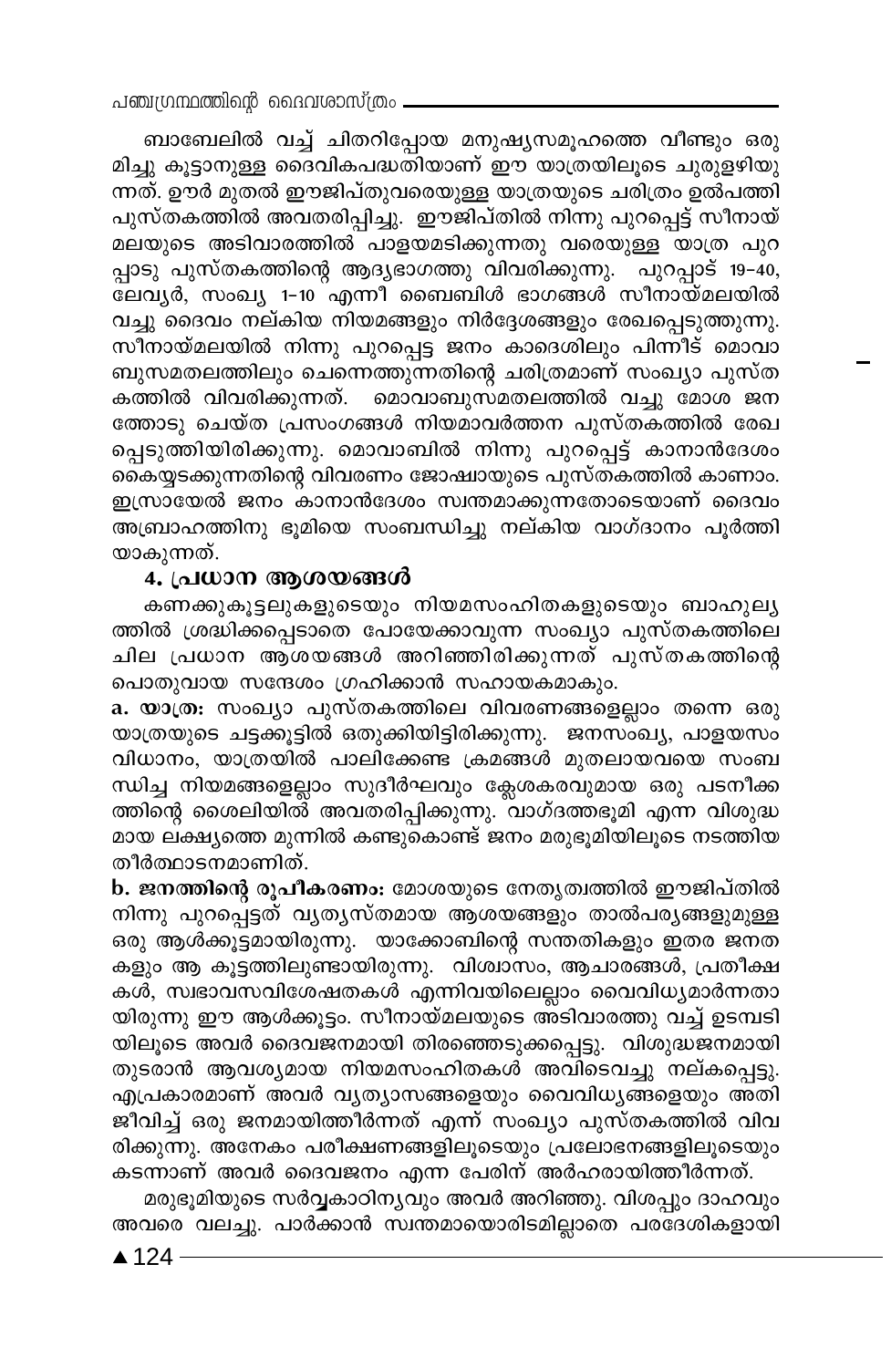ബാബേലിൽ വച്ച് ചിതറിപ്പോയ മനുഷ്യസമൂഹത്തെ വീണ്ടും ഒരുമിച്ചു കൂട്ടാനുള്ള ദൈവികപദ്ധതിയാണ് ഈ യാത്രയിലൂടെ ചുരുളഴിയുന്നത്. ഊർ മുതൽ ഈജിപ്തുവരെയുള്ള യാത്രയുടെ ചരിത്രം ഉൽപത്തി പുസ്തകത്തിൽ അവതരിപ്പിച്ചു. ഈജിപ്തിൽ നിന്നു പുറപ്പെട്ട് സീനായ് മലയുടെ അടിവാരത്തിൽ പാളയമടിക്കുന്നതു വരെയുള്ള യാത്ര പുറപ്പാടു പുസ്തകത്തിന്റെ ആദ്യഭാഗത്തു വിവരിക്കുന്നു. പുറപ്പാട് 19-40, ലേവ്യർ, സംഖ്യ 1-10 എന്നീ ബൈബിൾ ഭാഗങ്ങൾ സീനായ്മലയിൽ വച്ചു ദൈവം നല്കിയ നിയമങ്ങളും നിർദ്ദേശങ്ങളും രേഖപ്പെടുത്തുന്നു. സീനായ്മലയിൽ നിന്നു പുറപ്പെട്ട ജനം കാദെശിലും പിന്നീട് മൊവാബുസമതലത്തിലും ചെന്നെത്തുന്നതിന്റെ ചരിത്രമാണ് സംഖ്യാ പുസ്തകത്തിൽ വിവരിക്കുന്നത്. മൊവാബുസമതലത്തിൽ വച്ചു മോശ ജനത്തോടു ചെയ്ത പ്രസംഗങ്ങൾ നിയമാവർത്തന പുസ്തകത്തിൽ രേഖപ്പെടുത്തിയിരിക്കുന്നു. മൊവാബിൽ നിന്നു പുറപ്പെട്ട് കാനാൻദേശം കൈയ്യടക്കുന്നതിന്റെ വിവരണം ജോഷ്വായുടെ പുസ്തകത്തിൽ കാണാം. ഇസ്രായേൽ ജനം കാനാൻദേശം സ്വന്തമാക്കുന്നതോടെയാണ് ദൈവം അബ്രാഹത്തിനു ഭൂമിയെ സംബന്ധിച്ചു നല്കിയ വാഗ്ദാനം പൂർത്തിയാകുന്നത്.

### 4. പ്രധാന ആശയങ്ങൾ

കണക്കുകൂട്ടലുകളുടെയും നിയമസംഹിതകളുടെയും ബാഹുല്യത്തിൽ ശ്രദ്ധിക്കപ്പെടാതെ പോയേക്കാവുന്ന സംഖ്യാ പുസ്തകത്തിലെ ചില പ്രധാന ആശയങ്ങൾ അറിഞ്ഞിരിക്കുന്നത് പുസ്തകത്തിന്റെ പൊതുവായ സന്ദേശം ഗ്രഹിക്കാൻ സഹായകമാകും.

**a. യാത്ര:** സംഖ്യാ പുസ്തകത്തിലെ വിവരണങ്ങളെല്ലാം തന്നെ ഒരു യാത്രയുടെ ചട്ടക്കൂട്ടിൽ ഒതുക്കിയിട്ടിരിക്കുന്നു. ജനസംഖ്യ, പാളയസംവിധാനം, യാത്രയിൽ പാലിക്കേണ്ട ക്രമങ്ങൾ മുതലായവയെ സംബന്ധിച്ച നിയമങ്ങളെല്ലാം സുദീർഘവും ക്ലേശകരവുമായ ഒരു പടനീക്കത്തിന്റെ ശൈലിയിൽ അവതരിപ്പിക്കുന്നു. വാഗ്ദത്തഭൂമി എന്ന വിശുദ്ധമായ ലക്ഷ്യത്തെ മുന്നിൽ കണ്ടുകൊണ്ട് ജനം മരുഭൂമിയിലൂടെ നടത്തിയ തീർത്ഥാടനമാണിത്.

**b. ജനത്തിന്റെ രൂപീകരണം:** മോശയുടെ നേതൃത്വത്തിൽ ഈജിപ്തിൽ നിന്നു പുറപ്പെട്ടത് വ്യത്യസ്തമായ ആശയങ്ങളും താൽപര്യങ്ങളുമുള്ള ഒരു ആൾക്കൂട്ടമായിരുന്നു. യാക്കോബിന്റെ സന്തതികളും ഇതര ജനതകളും ആ കൂട്ടത്തിലുണ്ടായിരുന്നു. വിശ്വാസം, ആചാരങ്ങൾ, പ്രതീക്ഷകൾ, സ്വഭാവസവിശേഷതകൾ എന്നിവയിലെല്ലാം വൈവിധ്യമാർന്നതായിരുന്നു ഈ ആൾക്കൂട്ടം. സീനായ്മലയുടെ അടിവാരത്തു വച്ച് ഉടമ്പടിയിലൂടെ അവർ ദൈവജനമായി തിരഞ്ഞെടുക്കപ്പെട്ടു. വിശുദ്ധജനമായി തുടരാൻ ആവശ്യമായ നിയമസംഹിതകൾ അവിടെവച്ചു നല്കപ്പെട്ടു. എപ്രകാരമാണ് അവർ വ്യത്യാസങ്ങളെയും വൈവിധ്യങ്ങളെയും അതിജീവിച്ച് ഒരു ജനമായിത്തീർന്നത് എന്ന് സംഖ്യാ പുസ്തകത്തിൽ വിവരിക്കുന്നു. അനേകം പരീക്ഷണങ്ങളിലൂടെയും പ്രലോഭനങ്ങളിലൂടെയും കടന്നാണ് അവർ ദൈവജനം എന്ന പേരിന് അർഹരായിത്തീർന്നത്.

മരുഭൂമിയുടെ സർവ്വകാഠിന്യവും അവർ അറിഞ്ഞു. വിശപ്പും ദാഹവും അവരെ വലച്ചു. പാർക്കാൻ സ്വന്തമായൊരിടമില്ലാതെ പരദേശികളായി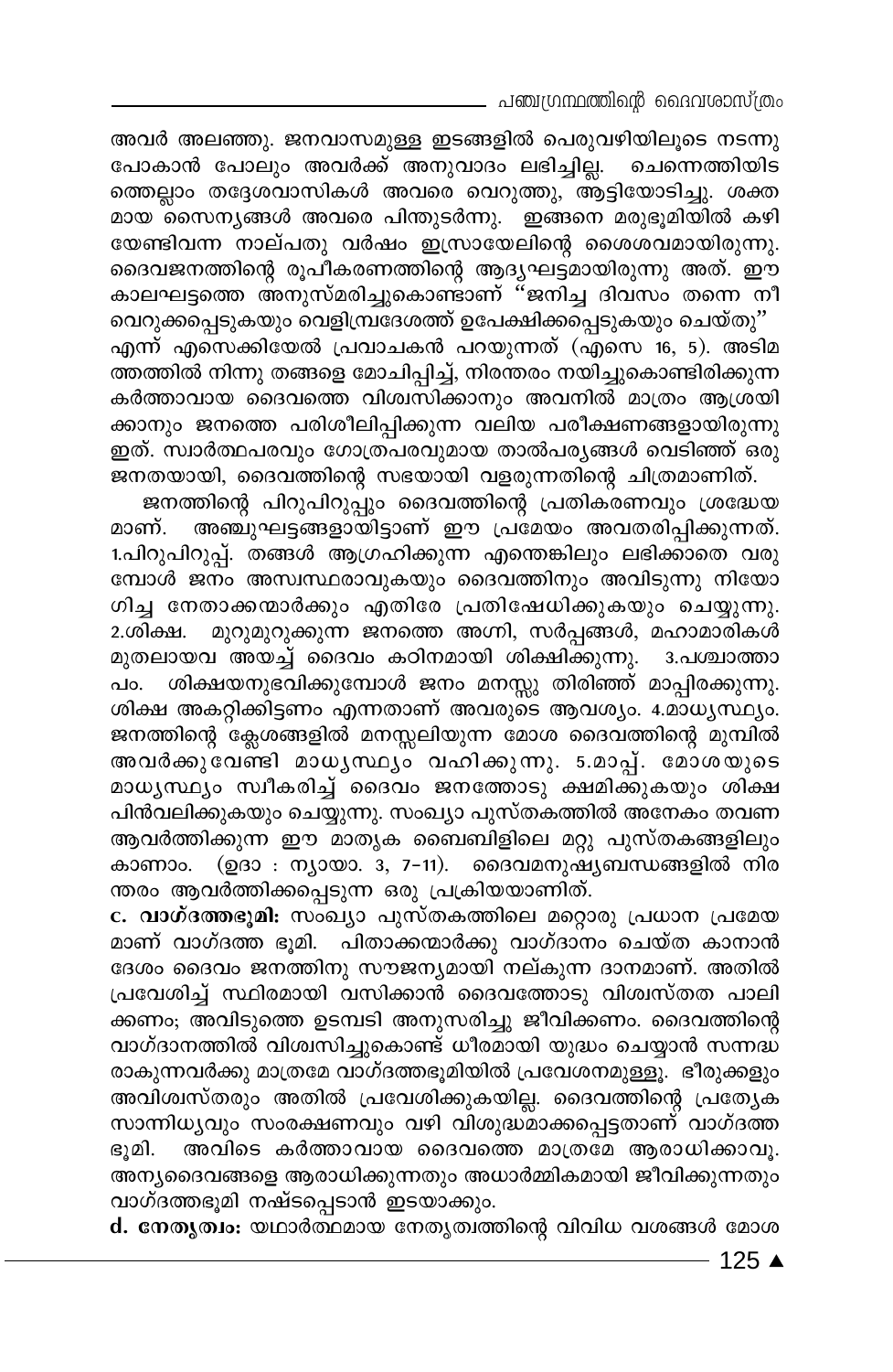അവർ അലഞ്ഞു. ജനവാസമുള്ള ഇടങ്ങളിൽ പെരുവഴിയിലൂടെ നടന്നു പോകാൻ പോലും അവർക്ക് അനുവാദം ലഭിച്ചില്ല. ചെന്നെത്തിയിടത്തെല്ലാം തദ്ദേശവാസികൾ അവരെ വെറുത്തു, ആട്ടിയോടിച്ചു. ശക്തമായ സൈന്യങ്ങൾ അവരെ പിന്തുടർന്നു. ഇങ്ങനെ മരുഭൂമിയിൽ കഴിയേണ്ടിവന്ന നാല്പതു വർഷം ഇസ്രായേലിന്റെ ശൈശവമായിരുന്നു. ദൈവജനത്തിന്റെ രൂപീകരണത്തിന്റെ ആദ്യഘട്ടമായിരുന്നു അത്. ഈ കാലഘട്ടത്തെ അനുസ്മരിച്ചുകൊണ്ടാണ് "ജനിച്ച ദിവസം തന്നെ നീ വെറുക്കപ്പെടുകയും വെളിമ്പ്രദേശത്ത് ഉപേക്ഷിക്കപ്പെടുകയും ചെയ്തു" എന്ന് എസെക്കിയേൽ പ്രവാചകൻ പറയുന്നത് (എസെ 16, 5). അടിമത്തത്തിൽ നിന്നു തങ്ങളെ മോചിപ്പിച്ച്, നിരന്തരം നയിച്ചുകൊണ്ടിരിക്കുന്ന കർത്താവായ ദൈവത്തെ വിശ്വസിക്കാനും അവനിൽ മാത്രം ആശ്രയിക്കാനും ജനത്തെ പരിശീലിപ്പിക്കുന്ന വലിയ പരീക്ഷണങ്ങളായിരുന്നു ഇത്. സ്വാർത്ഥപരവും ഗോത്രപരവുമായ താൽപര്യങ്ങൾ വെടിഞ്ഞ് ഒരു ജനതയായി, ദൈവത്തിന്റെ സഭയായി വളരുന്നതിന്റെ ചിത്രമാണിത്.

ജനത്തിന്റെ പിറുപിറുപ്പും ദൈവത്തിന്റെ പ്രതികരണവും ശ്രദ്ധേയമാണ്. അഞ്ചുഘട്ടങ്ങളായിട്ടാണ് ഈ പ്രമേയം അവതരിപ്പിക്കുന്നത്. 1.പിറുപിറുപ്പ്. തങ്ങൾ ആഗ്രഹിക്കുന്ന എന്തെങ്കിലും ലഭിക്കാതെ വരുമ്പോൾ ജനം അസ്വസ്ഥരാവുകയും ദൈവത്തിനും അവിടുന്നു നിയോഗിച്ച നേതാക്കന്മാർക്കും എതിരേ പ്രതിഷേധിക്കുകയും ചെയ്യുന്നു. 2.ശിക്ഷ. മുറുമുറുക്കുന്ന ജനത്തെ അഗ്നി, സർപ്പങ്ങൾ, മഹാമാരികൾ മുതലായവ അയച്ച് ദൈവം കഠിനമായി ശിക്ഷിക്കുന്നു. 3.പശ്ചാത്താപം. ശിക്ഷയനുഭവിക്കുമ്പോൾ ജനം മനസ്സു തിരിഞ്ഞ് മാപ്പിരക്കുന്നു. ശിക്ഷ അകറ്റിക്കിട്ടണം എന്നതാണ് അവരുടെ ആവശ്യം. 4.മാധ്യസ്ഥ്യം. ജനത്തിന്റെ ക്ലേശങ്ങളിൽ മനസ്സലിയുന്ന മോശ ദൈവത്തിന്റെ മുമ്പിൽ അവർക്കുവേണ്ടി മാധ്യസ്ഥ്യം വഹിക്കുന്നു. 5.മാപ്പ്. മോശയുടെ മാധ്യസ്ഥ്യം സ്വീകരിച്ച് ദൈവം ജനത്തോടു ക്ഷമിക്കുകയും ശിക്ഷ പിൻവലിക്കുകയും ചെയ്യുന്നു. സംഖ്യാ പുസ്തകത്തിൽ അനേകം തവണ ആവർത്തിക്കുന്ന ഈ മാതൃക ബൈബിളിലെ മറ്റു പുസ്തകങ്ങളിലും കാണാം. (ഉദാ : ന്യായാ. 3, 7-11). ദൈവമനുഷ്യബന്ധങ്ങളിൽ നിരന്തരം ആവർത്തിക്കപ്പെടുന്ന ഒരു പ്രക്രിയയാണിത്.

**c. വാഗ്ദത്തഭൂമി:** സംഖ്യാ പുസ്തകത്തിലെ മറ്റൊരു പ്രധാന പ്രമേയമാണ് വാഗ്ദത്ത ഭൂമി. പിതാക്കന്മാർക്കു വാഗ്ദാനം ചെയ്ത കാനാൻ ദേശം ദൈവം ജനത്തിനു സൗജന്യമായി നല്കുന്ന ദാനമാണ്. അതിൽ പ്രവേശിച്ച് സ്ഥിരമായി വസിക്കാൻ ദൈവത്തോടു വിശ്വസ്തത പാലിക്കണം; അവിടുത്തെ ഉടമ്പടി അനുസരിച്ചു ജീവിക്കണം. ദൈവത്തിന്റെ വാഗ്ദാനത്തിൽ വിശ്വസിച്ചുകൊണ്ട് ധീരമായി യുദ്ധം ചെയ്യാൻ സന്നദ്ധരാകുന്നവർക്കു മാത്രമേ വാഗ്ദത്തഭൂമിയിൽ പ്രവേശനമുള്ളൂ. ഭീരുക്കളും അവിശ്വസ്തരും അതിൽ പ്രവേശിക്കുകയില്ല. ദൈവത്തിന്റെ പ്രത്യേക സാന്നിധ്യവും സംരക്ഷണവും വഴി വിശുദ്ധമാക്കപ്പെട്ടതാണ് വാഗ്ദത്ത ഭൂമി. അവിടെ കർത്താവായ ദൈവത്തെ മാത്രമേ ആരാധിക്കാവൂ. അന്യദൈവങ്ങളെ ആരാധിക്കുന്നതും അധാർമ്മികമായി ജീവിക്കുന്നതും വാഗ്ദത്തഭൂമി നഷ്ടപ്പെടാൻ ഇടയാക്കും.

**d. നേതൃത്വം:** യഥാർത്ഥമായ നേതൃത്വത്തിന്റെ വിവിധ വശങ്ങൾ മോശ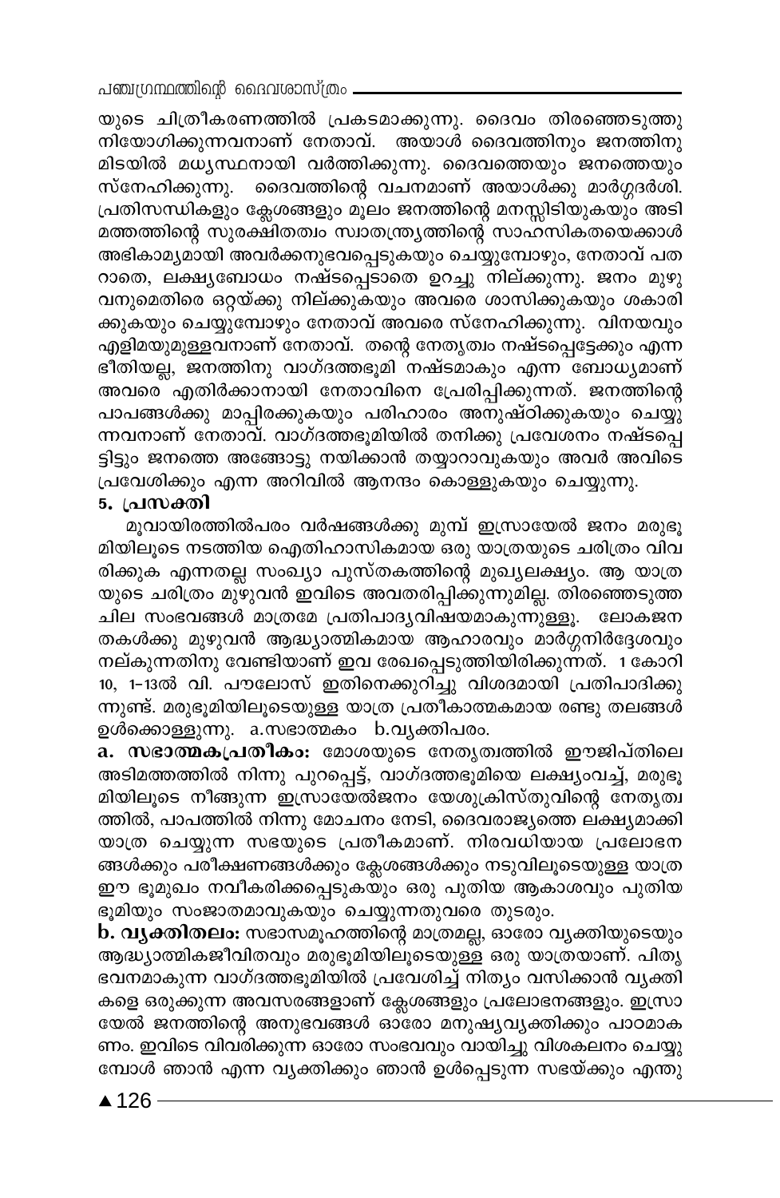യുടെ ചിത്രീകരണത്തിൽ പ്രകടമാക്കുന്നു. ദൈവം തിരഞ്ഞെടുത്തു നിയോഗിക്കുന്നവനാണ് നേതാവ്. അയാൾ ദൈവത്തിനും ജനത്തിനുമിടയിൽ മധ്യസ്ഥനായി വർത്തിക്കുന്നു. ദൈവത്തെയും ജനത്തെയും സ്നേഹിക്കുന്നു. ദൈവത്തിന്റെ വചനമാണ് അയാൾക്കു മാർഗ്ഗദർശി. പ്രതിസന്ധികളും ക്ലേശങ്ങളും മൂലം ജനത്തിന്റെ മനസ്സിടിയുകയും അടിമത്തത്തിന്റെ സുരക്ഷിതത്വം സ്വാതന്ത്ര്യത്തിന്റെ സാഹസികതയെക്കാൾ അഭികാമ്യമായി അവർക്കനുഭവപ്പെടുകയും ചെയ്യുമ്പോഴും, നേതാവ് പതറാതെ, ലക്ഷ്യബോധം നഷ്ടപ്പെടാതെ ഉറച്ചു നില്ക്കുന്നു. ജനം മുഴുവനുമെതിരെ ഒറ്റയ്ക്കു നില്ക്കുകയും അവരെ ശാസിക്കുകയും ശകാരിക്കുകയും ചെയ്യുമ്പോഴും നേതാവ് അവരെ സ്നേഹിക്കുന്നു. വിനയവും എളിമയുമുള്ളവനാണ് നേതാവ്. തന്റെ നേതൃത്വം നഷ്ടപ്പെട്ടേക്കും എന്ന ഭീതിയല്ല, ജനത്തിനു വാഗ്ദത്തഭൂമി നഷ്ടമാകും എന്ന ബോധ്യമാണ് അവരെ എതിർക്കാനായി നേതാവിനെ പ്രേരിപ്പിക്കുന്നത്. ജനത്തിന്റെ പാപങ്ങൾക്കു മാപ്പിരക്കുകയും പരിഹാരം അനുഷ്ഠിക്കുകയും ചെയ്യുന്നവനാണ് നേതാവ്. വാഗ്ദത്തഭൂമിയിൽ തനിക്കു പ്രവേശനം നഷ്ടപ്പെട്ടിട്ടും ജനത്തെ അങ്ങോട്ടു നയിക്കാൻ തയ്യാറാവുകയും അവർ അവിടെ പ്രവേശിക്കും എന്ന അറിവിൽ ആനന്ദം കൊള്ളുകയും ചെയ്യുന്നു.

### 5. പ്രസക്തി

മൂവായിരത്തിൽപരം വർഷങ്ങൾക്കു മുമ്പ് ഇസ്രായേൽ ജനം മരുഭൂമിയിലൂടെ നടത്തിയ ഐതിഹാസികമായ ഒരു യാത്രയുടെ ചരിത്രം വിവരിക്കുക എന്നതല്ല സംഖ്യാ പുസ്തകത്തിന്റെ മുഖ്യലക്ഷ്യം. ആ യാത്രയുടെ ചരിത്രം മുഴുവൻ ഇവിടെ അവതരിപ്പിക്കുന്നുമില്ല. തിരഞ്ഞെടുത്ത ചില സംഭവങ്ങൾ മാത്രമേ പ്രതിപാദ്യവിഷയമാകുന്നുള്ളൂ. ലോകജനതകൾക്കു മുഴുവൻ ആദ്ധ്യാത്മികമായ ആഹാരവും മാർഗ്ഗനിർദ്ദേശവും നല്കുന്നതിനു വേണ്ടിയാണ് ഇവ രേഖപ്പെടുത്തിയിരിക്കുന്നത്. 1 കോറി 10, 1-13ൽ വി. പൗലോസ് ഇതിനെക്കുറിച്ചു വിശദമായി പ്രതിപാദിക്കുന്നുണ്ട്. മരുഭൂമിയിലൂടെയുള്ള യാത്ര പ്രതീകാത്മകമായ രണ്ടു തലങ്ങൾ ഉൾക്കൊള്ളുന്നു. a.സഭാത്മകം b.വ്യക്തിപരം.

**a. സഭാത്മകപ്രതീകം:** മോശയുടെ നേതൃത്വത്തിൽ ഈജിപ്തിലെ അടിമത്തത്തിൽ നിന്നു പുറപ്പെട്ട്, വാഗ്ദത്തഭൂമിയെ ലക്ഷ്യംവച്ച്, മരുഭൂമിയിലൂടെ നീങ്ങുന്ന ഇസ്രായേൽജനം യേശുക്രിസ്തുവിന്റെ നേതൃത്വത്തിൽ, പാപത്തിൽ നിന്നു മോചനം നേടി, ദൈവരാജ്യത്തെ ലക്ഷ്യമാക്കി യാത്ര ചെയ്യുന്ന സഭയുടെ പ്രതീകമാണ്. നിരവധിയായ പ്രലോഭനങ്ങൾക്കും പരീക്ഷണങ്ങൾക്കും ക്ലേശങ്ങൾക്കും നടുവിലൂടെയുള്ള യാത്ര ഈ ഭൂമുഖം നവീകരിക്കപ്പെടുകയും ഒരു പുതിയ ആകാശവും പുതിയ ഭൂമിയും സംജാതമാവുകയും ചെയ്യുന്നതുവരെ തുടരും.

**b. വ്യക്തിതലം:** സഭാസമൂഹത്തിന്റെ മാത്രമല്ല, ഓരോ വ്യക്തിയുടെയും ആദ്ധ്യാത്മികജീവിതവും മരുഭൂമിയിലൂടെയുള്ള ഒരു യാത്രയാണ്. പിതൃഭവനമാകുന്ന വാഗ്ദത്തഭൂമിയിൽ പ്രവേശിച്ച് നിത്യം വസിക്കാൻ വ്യക്തികളെ ഒരുക്കുന്ന അവസരങ്ങളാണ് ക്ലേശങ്ങളും പ്രലോഭനങ്ങളും. ഇസ്രായേൽ ജനത്തിന്റെ അനുഭവങ്ങൾ ഓരോ മനുഷ്യവ്യക്തിക്കും പാഠമാകണം. ഇവിടെ വിവരിക്കുന്ന ഓരോ സംഭവവും വായിച്ചു വിശകലനം ചെയ്യുമ്പോൾ ഞാൻ എന്ന വ്യക്തിക്കും ഞാൻ ഉൾപ്പെടുന്ന സഭയ്ക്കും എന്തു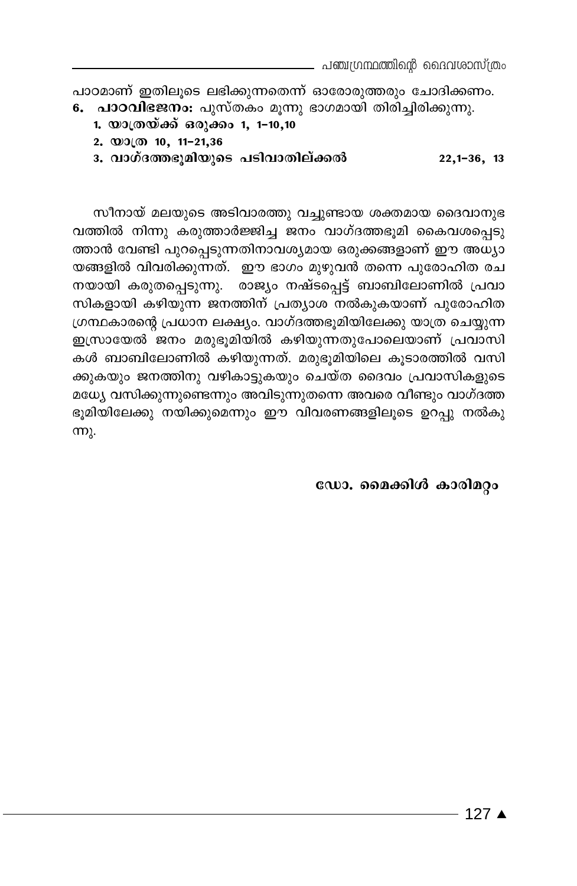പാഠമാണ് ഇതിലൂടെ ലഭിക്കുന്നതെന്ന് ഓരോരുത്തരും ചോദിക്കണം.

6. **പാഠവിഭജനം:** പുസ്തകം മൂന്നു ഭാഗമായി തിരിച്ചിരിക്കുന്നു.
   1. **യാത്രയ്ക്ക് ഒരുക്കം 1, 1–10,10**
   2. **യാത്ര 10, 11–21,36**
   3. **വാഗ്ദത്തഭൂമിയുടെ പടിവാതില്ക്കൽ 22,1–36, 13**

സീനായ് മലയുടെ അടിവാരത്തു വച്ചുണ്ടായ ശക്തമായ ദൈവാനുഭവത്തിൽ നിന്നു കരുത്താർജ്ജിച്ച ജനം വാഗ്ദത്തഭൂമി കൈവശപ്പെടുത്താൻ വേണ്ടി പുറപ്പെടുന്നതിനാവശ്യമായ ഒരുക്കങ്ങളാണ് ഈ അധ്യായങ്ങളിൽ വിവരിക്കുന്നത്. ഈ ഭാഗം മുഴുവൻ തന്നെ പുരോഹിത രചനയായി കരുതപ്പെടുന്നു. രാജ്യം നഷ്ടപ്പെട്ട് ബാബിലോണിൽ പ്രവാസികളായി കഴിയുന്ന ജനത്തിന് പ്രത്യാശ നൽകുകയാണ് പുരോഹിത ഗ്രന്ഥകാരന്റെ പ്രധാന ലക്ഷ്യം. വാഗ്ദത്തഭൂമിയിലേക്കു യാത്ര ചെയ്യുന്ന ഇസ്രായേൽ ജനം മരുഭൂമിയിൽ കഴിയുന്നതുപോലെയാണ് പ്രവാസികൾ ബാബിലോണിൽ കഴിയുന്നത്. മരുഭൂമിയിലെ കൂടാരത്തിൽ വസിക്കുകയും ജനത്തിനു വഴികാട്ടുകയും ചെയ്ത ദൈവം പ്രവാസികളുടെ മധ്യേ വസിക്കുന്നുണ്ടെന്നും അവിടുന്നുതന്നെ അവരെ വീണ്ടും വാഗ്ദത്ത ഭൂമിയിലേക്കു നയിക്കുമെന്നും ഈ വിവരണങ്ങളിലൂടെ ഉറപ്പു നൽകുന്നു.

**ഡോ. മൈക്കിൾ കാരിമറ്റം**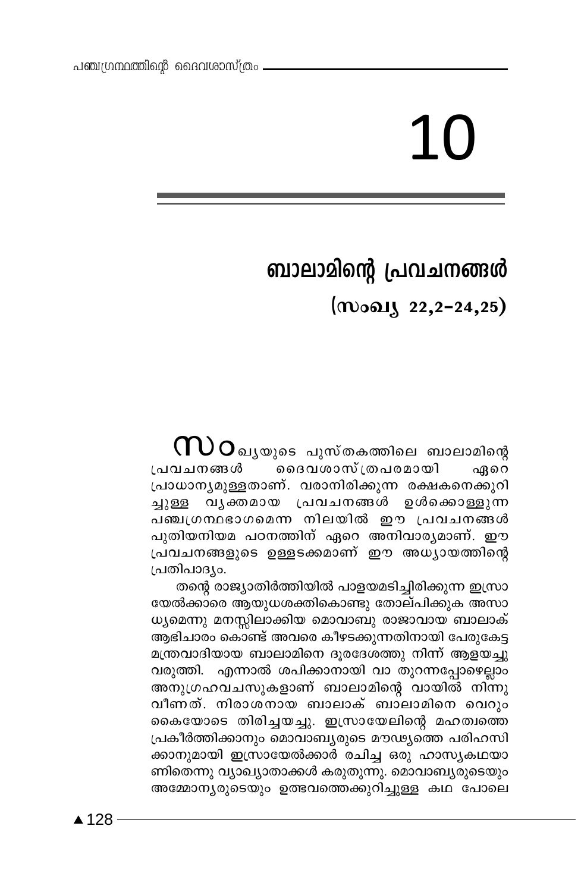# 10

## ബാലാമിന്റെ പ്രവചനങ്ങൾ

### (സംഖ്യ 22,2-24,25)

സംഖ്യയുടെ പുസ്തകത്തിലെ ബാലാമിന്റെ പ്രവചനങ്ങൾ ദൈവശാസ്ത്രപരമായി ഏറെ പ്രാധാന്യമുള്ളതാണ്. വരാനിരിക്കുന്ന രക്ഷകനെക്കുറിച്ചുള്ള വ്യക്തമായ പ്രവചനങ്ങൾ ഉൾക്കൊള്ളുന്ന പഞ്ചഗ്രന്ഥഭാഗമെന്ന നിലയിൽ ഈ പ്രവചനങ്ങൾ പുതിയനിയമ പഠനത്തിന് ഏറെ അനിവാര്യമാണ്. ഈ പ്രവചനങ്ങളുടെ ഉള്ളടക്കമാണ് ഈ അധ്യായത്തിന്റെ പ്രതിപാദ്യം.

തന്റെ രാജ്യാതിർത്തിയിൽ പാളയമടിച്ചിരിക്കുന്ന ഇസ്രായേൽക്കാരെ ആയുധശക്തികൊണ്ടു തോല്പിക്കുക അസാധ്യമെന്നു മനസ്സിലാക്കിയ മൊവാബു രാജാവായ ബാലാക് ആഭിചാരം കൊണ്ട് അവരെ കീഴടക്കുന്നതിനായി പേരുകേട്ട മന്ത്രവാദിയായ ബാലാമിനെ ദൂരദേശത്തു നിന്ന് ആളയച്ചു വരുത്തി. എന്നാൽ ശപിക്കാനായി വാ തുറന്നപ്പോഴെല്ലാം അനുഗ്രഹവചസുകളാണ് ബാലാമിന്റെ വായിൽ നിന്നു വീണത്. നിരാശനായ ബാലാക് ബാലാമിനെ വെറും കൈയോടെ തിരിച്ചയച്ചു. ഇസ്രായേലിന്റെ മഹത്വത്തെ പ്രകീർത്തിക്കാനും മൊവാബ്യരുടെ മൗഢ്യത്തെ പരിഹസിക്കാനുമായി ഇസ്രായേൽക്കാർ രചിച്ച ഒരു ഹാസ്യകഥയാണിതെന്നു വ്യാഖ്യാതാക്കൾ കരുതുന്നു. മൊവാബ്യരുടെയും അമ്മോന്യരുടെയും ഉത്ഭവത്തെക്കുറിച്ചുള്ള കഥ പോലെ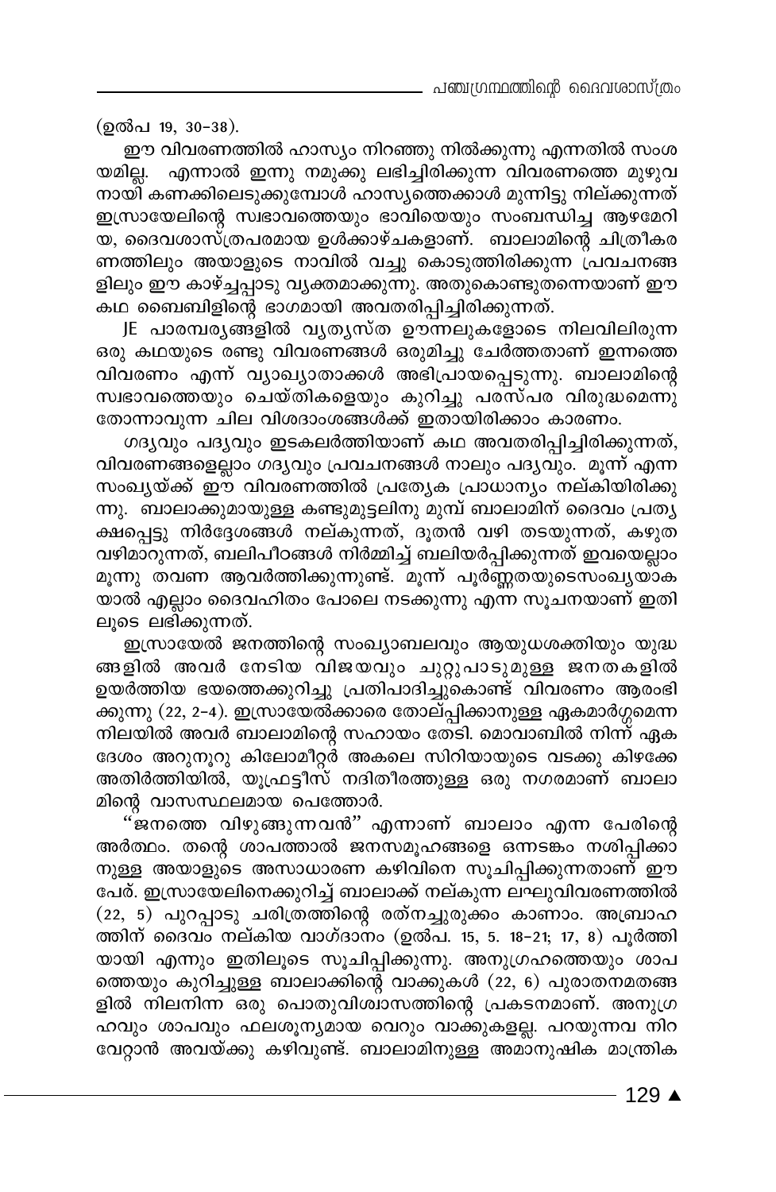(ഉൽപ 19, 30-38).

ഈ വിവരണത്തിൽ ഹാസ്യം നിറഞ്ഞു നിൽക്കുന്നു എന്നതിൽ സംശയമില്ല. എന്നാൽ ഇന്നു നമുക്കു ലഭിച്ചിരിക്കുന്ന വിവരണത്തെ മുഴുവനായി കണക്കിലെടുക്കുമ്പോൾ ഹാസ്യത്തെക്കാൾ മുന്നിട്ടു നില്ക്കുന്നത് ഇസ്രായേലിന്റെ സ്വഭാവത്തെയും ഭാവിയെയും സംബന്ധിച്ച ആഴമേറിയ, ദൈവശാസ്ത്രപരമായ ഉൾക്കാഴ്ചകളാണ്. ബാലാമിന്റെ ചിത്രീകരണത്തിലും അയാളുടെ നാവിൽ വച്ചു കൊടുത്തിരിക്കുന്ന പ്രവചനങ്ങളിലും ഈ കാഴ്ച്ചപ്പാടു വ്യക്തമാക്കുന്നു. അതുകൊണ്ടുതന്നെയാണ് ഈ കഥ ബൈബിളിന്റെ ഭാഗമായി അവതരിപ്പിച്ചിരിക്കുന്നത്.

JE പാരമ്പര്യങ്ങളിൽ വ്യത്യസ്ത ഊന്നലുകളോടെ നിലവിലിരുന്ന ഒരു കഥയുടെ രണ്ടു വിവരണങ്ങൾ ഒരുമിച്ചു ചേർത്തതാണ് ഇന്നത്തെ വിവരണം എന്ന് വ്യാഖ്യാതാക്കൾ അഭിപ്രായപ്പെടുന്നു. ബാലാമിന്റെ സ്വഭാവത്തെയും ചെയ്തികളെയും കുറിച്ചു പരസ്പര വിരുദ്ധമെന്നു തോന്നാവുന്ന ചില വിശദാംശങ്ങൾക്ക് ഇതായിരിക്കാം കാരണം.

ഗദ്യവും പദ്യവും ഇടകലർത്തിയാണ് കഥ അവതരിപ്പിച്ചിരിക്കുന്നത്, വിവരണങ്ങളെല്ലാം ഗദ്യവും പ്രവചനങ്ങൾ നാലും പദ്യവും. മൂന്ന് എന്ന സംഖ്യയ്ക്ക് ഈ വിവരണത്തിൽ പ്രത്യേക പ്രാധാന്യം നല്കിയിരിക്കുന്നു. ബാലാക്കുമായുള്ള കണ്ടുമുട്ടലിനു മുമ്പ് ബാലാമിന് ദൈവം പ്രത്യക്ഷപ്പെട്ടു നിർദ്ദേശങ്ങൾ നല്കുന്നത്, ദൂതൻ വഴി തടയുന്നത്, കഴുത വഴിമാറുന്നത്, ബലിപീഠങ്ങൾ നിർമ്മിച്ച് ബലിയർപ്പിക്കുന്നത് ഇവയെല്ലാം മൂന്നു തവണ ആവർത്തിക്കുന്നുണ്ട്. മൂന്ന് പൂർണ്ണതയുടെസംഖ്യയാകയാൽ എല്ലാം ദൈവഹിതം പോലെ നടക്കുന്നു എന്ന സൂചനയാണ് ഇതിലൂടെ ലഭിക്കുന്നത്.

ഇസ്രായേൽ ജനത്തിന്റെ സംഖ്യാബലവും ആയുധശക്തിയും യുദ്ധങ്ങളിൽ അവർ നേടിയ വിജയവും ചുറ്റുപാടുമുള്ള ജനതകളിൽ ഉയർത്തിയ ഭയത്തെക്കുറിച്ചു പ്രതിപാദിച്ചുകൊണ്ട് വിവരണം ആരംഭിക്കുന്നു (22, 2-4). ഇസ്രായേൽക്കാരെ തോല്പിക്കാനുള്ള ഏകമാർഗ്ഗമെന്ന നിലയിൽ അവർ ബാലാമിന്റെ സഹായം തേടി. മൊവാബിൽ നിന്ന് ഏകദേശം അറുനൂറു കിലോമീറ്റർ അകലെ സിറിയായുടെ വടക്കു കിഴക്കേ അതിർത്തിയിൽ, യൂഫ്രട്ടീസ് നദിതീരത്തുള്ള ഒരു നഗരമാണ് ബാലാമിന്റെ വാസസ്ഥലമായ പെത്തോർ.

"ജനത്തെ വിഴുങ്ങുന്നവൻ" എന്നാണ് ബാലാം എന്ന പേരിന്റെ അർത്ഥം. തന്റെ ശാപത്താൽ ജനസമൂഹങ്ങളെ ഒന്നടങ്കം നശിപ്പിക്കാനുള്ള അയാളുടെ അസാധാരണ കഴിവിനെ സൂചിപ്പിക്കുന്നതാണ് ഈ പേര്. ഇസ്രായേലിനെക്കുറിച്ച് ബാലാക്ക് നല്കുന്ന ലഘുവിവരണത്തിൽ (22, 5) പുറപ്പാടു ചരിത്രത്തിന്റെ രത്നച്ചുരുക്കം കാണാം. അബ്രാഹത്തിന് ദൈവം നല്കിയ വാഗ്ദാനം (ഉൽപ. 15, 5. 18-21; 17, 8) പൂർത്തിയായി എന്നും ഇതിലൂടെ സൂചിപ്പിക്കുന്നു. അനുഗ്രഹത്തെയും ശാപത്തെയും കുറിച്ചുള്ള ബാലാക്കിന്റെ വാക്കുകൾ (22, 6) പുരാതനമതങ്ങളിൽ നിലനിന്ന ഒരു പൊതുവിശ്വാസത്തിന്റെ പ്രകടനമാണ്. അനുഗ്രഹവും ശാപവും ഫലശൂന്യമായ വെറും വാക്കുകളല്ല. പറയുന്നവ നിറവേറ്റാൻ അവയ്ക്കു കഴിവുണ്ട്. ബാലാമിനുള്ള അമാനുഷിക മാന്ത്രിക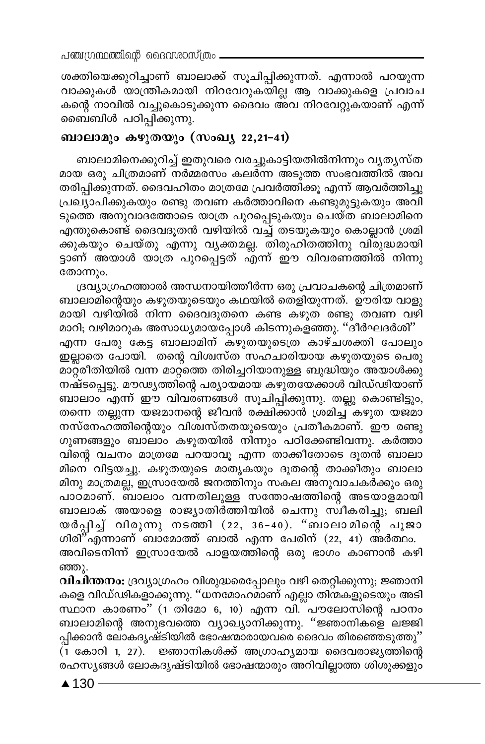ശക്തിയെക്കുറിച്ചാണ് ബാലാക്ക് സൂചിപ്പിക്കുന്നത്. എന്നാൽ പറയുന്ന വാക്കുകൾ യാന്ത്രികമായി നിറവേറുകയില്ല ആ വാക്കുകളെ പ്രവാചകന്റെ നാവിൽ വച്ചുകൊടുക്കുന്ന ദൈവം അവ നിറവേറ്റുകയാണ് എന്ന് ബൈബിൾ പഠിപ്പിക്കുന്നു.

## ബാലാമും കഴുതയും (സംഖ്യ 22,21-41)

ബാലാമിനെക്കുറിച്ച് ഇതുവരെ വരച്ചുകാട്ടിയതിൽനിന്നും വ്യത്യസ്തമായ ഒരു ചിത്രമാണ് നർമ്മരസം കലർന്ന അടുത്ത സംഭവത്തിൽ അവതരിപ്പിക്കുന്നത്. ദൈവഹിതം മാത്രമേ പ്രവർത്തിക്കൂ എന്ന് ആവർത്തിച്ചു പ്രഖ്യാപിക്കുകയും രണ്ടു തവണ കർത്താവിനെ കണ്ടുമുട്ടുകയും അവിടുത്തെ അനുവാദത്തോടെ യാത്ര പുറപ്പെടുകയും ചെയ്ത ബാലാമിനെ എന്തുകൊണ്ട് ദൈവദൂതൻ വഴിയിൽ വച്ച് തടയുകയും കൊല്ലാൻ ശ്രമിക്കുകയും ചെയ്തു എന്നു വ്യക്തമല്ല. തിരുഹിതത്തിനു വിരുദ്ധമായിട്ടാണ് അയാൾ യാത്ര പുറപ്പെട്ടത് എന്ന് ഈ വിവരണത്തിൽ നിന്നു തോന്നും.

ദ്രവ്യാഗ്രഹത്താൽ അന്ധനായിത്തീർന്ന ഒരു പ്രവാചകന്റെ ചിത്രമാണ് ബാലാമിന്റെയും കഴുതയുടെയും കഥയിൽ തെളിയുന്നത്. ഊരിയ വാളുമായി വഴിയിൽ നിന്ന ദൈവദൂതനെ കണ്ട കഴുത രണ്ടു തവണ വഴി മാറി; വഴിമാറുക അസാധ്യമായപ്പോൾ കിടന്നുകളഞ്ഞു. "ദീർഘദർശി" എന്ന പേരു കേട്ട ബാലാമിന് കഴുതയുടെത്ര കാഴ്ചശക്തി പോലും ഇല്ലാതെ പോയി. തന്റെ വിശ്വസ്ത സഹചാരിയായ കഴുതയുടെ പെരുമാറ്റരീതിയിൽ വന്ന മാറ്റത്തെ തിരിച്ചറിയാനുള്ള ബുദ്ധിയും അയാൾക്കു നഷ്ടപ്പെട്ടു. മൗഢ്യത്തിന്റെ പര്യായമായ കഴുതയേക്കാൾ വിഡ്ഢിയാണ് ബാലാം എന്ന് ഈ വിവരണങ്ങൾ സൂചിപ്പിക്കുന്നു. തല്ലു കൊണ്ടിട്ടും, തന്നെ തല്ലുന്ന യജമാനന്റെ ജീവൻ രക്ഷിക്കാൻ ശ്രമിച്ച കഴുത യജമാനസ്നേഹത്തിന്റെയും വിശ്വസ്തതയുടെയും പ്രതീകമാണ്. ഈ രണ്ടു ഗുണങ്ങളും ബാലാം കഴുതയിൽ നിന്നും പഠിക്കേണ്ടിവന്നു. കർത്താവിന്റെ വചനം മാത്രമേ പറയാവൂ എന്ന താക്കീതോടെ ദൂതൻ ബാലാമിനെ വിട്ടയച്ചു. കഴുതയുടെ മാതൃകയും ദൂതന്റെ താക്കീതും ബാലാമിനു മാത്രമല്ല, ഇസ്രായേൽ ജനത്തിനും സകല അനുവാചകർക്കും ഒരു പാഠമാണ്. ബാലാം വന്നതിലുള്ള സന്തോഷത്തിന്റെ അടയാളമായി ബാലാക് അയാളെ രാജ്യാതിർത്തിയിൽ ചെന്നു സ്വീകരിച്ചു; ബലിയർപ്പിച്ച് വിരുന്നു നടത്തി (22, 36-40). "ബാലാമിന്റെ പൂജാഗിരി" എന്നാണ് ബാമോത്ത് ബാൽ എന്ന പേരിന് (22, 41) അർത്ഥം. അവിടെനിന്ന് ഇസ്രായേൽ പാളയത്തിന്റെ ഒരു ഭാഗം കാണാൻ കഴിഞ്ഞു.

**വിചിന്തനം:** ദ്രവ്യാഗ്രഹം വിശുദ്ധരെപ്പോലും വഴി തെറ്റിക്കുന്നു; ജ്ഞാനികളെ വിഡ്ഢികളാക്കുന്നു. "ധനമോഹമാണ് എല്ലാ തിന്മകളുടെയും അടിസ്ഥാന കാരണം" (1 തിമോ 6, 10) എന്ന വി. പൗലോസിന്റെ പഠനം ബാലാമിന്റെ അനുഭവത്തെ വ്യാഖ്യാനിക്കുന്നു. "ജ്ഞാനികളെ ലജ്ജിപ്പിക്കാൻ ലോകദൃഷ്ടിയിൽ ഭോഷന്മാരായവരെ ദൈവം തിരഞ്ഞെടുത്തു" (1 കോറി 1, 27). ജ്ഞാനികൾക്ക് അഗ്രാഹ്യമായ ദൈവരാജ്യത്തിന്റെ രഹസ്യങ്ങൾ ലോകദൃഷ്ടിയിൽ ഭോഷന്മാരും അറിവില്ലാത്ത ശിശുക്കളും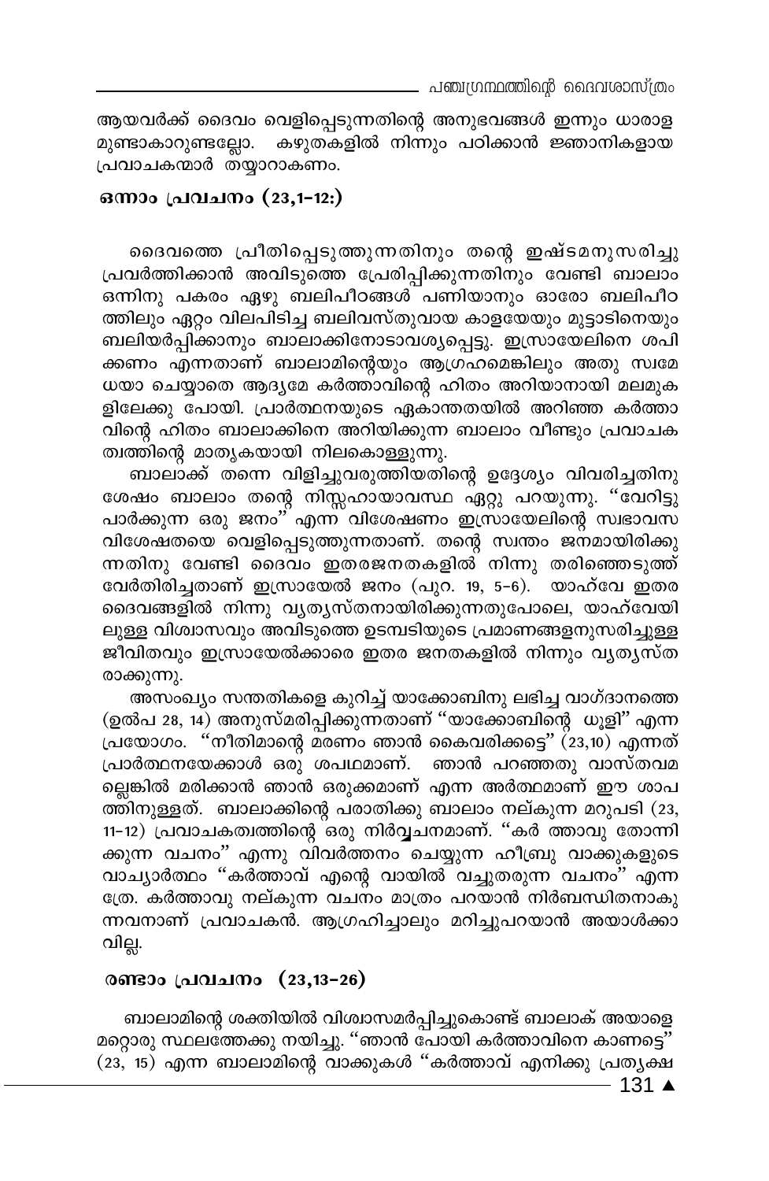ആയവർക്ക് ദൈവം വെളിപ്പെടുന്നതിന്റെ അനുഭവങ്ങൾ ഇന്നും ധാരാള മുണ്ടാകാറുണ്ടല്ലോ. കഴുതകളിൽ നിന്നും പഠിക്കാൻ ജ്ഞാനികളായ പ്രവാചകന്മാർ തയ്യാറാകണം.

## ഒന്നാം പ്രവചനം (23,1-12:)

ദൈവത്തെ പ്രീതിപ്പെടുത്തുന്നതിനും തന്റെ ഇഷ്ടമനുസരിച്ചു പ്രവർത്തിക്കാൻ അവിടുത്തെ പ്രേരിപ്പിക്കുന്നതിനും വേണ്ടി ബാലാം ഒന്നിനു പകരം ഏഴു ബലിപീഠങ്ങൾ പണിയാനും ഓരോ ബലിപീഠ ത്തിലും ഏറ്റം വിലപിടിച്ച ബലിവസ്തുവായ കാളയേയും മുട്ടാടിനെയും ബലിയർപ്പിക്കാനും ബാലാക്കിനോടാവശ്യപ്പെട്ടു. ഇസ്രായേലിനെ ശപി ക്കണം എന്നതാണ് ബാലാമിന്റെയും ആഗ്രഹമെങ്കിലും അതു സ്വമേ ധയാ ചെയ്യാതെ ആദ്യമേ കർത്താവിന്റെ ഹിതം അറിയാനായി മലമുക ളിലേക്കു പോയി. പ്രാർത്ഥനയുടെ ഏകാന്തതയിൽ അറിഞ്ഞ കർത്താ വിന്റെ ഹിതം ബാലാക്കിനെ അറിയിക്കുന്ന ബാലാം വീണ്ടും പ്രവാചക ത്വത്തിന്റെ മാതൃകയായി നിലകൊള്ളുന്നു.

ബാലാക്ക് തന്നെ വിളിച്ചുവരുത്തിയതിന്റെ ഉദ്ദേശ്യം വിവരിച്ചതിനു ശേഷം ബാലാം തന്റെ നിസ്സഹായാവസ്ഥ ഏറ്റു പറയുന്നു. "വേറിട്ടു പാർക്കുന്ന ഒരു ജനം" എന്ന വിശേഷണം ഇസ്രായേലിന്റെ സ്വഭാവസ വിശേഷതയെ വെളിപ്പെടുത്തുന്നതാണ്. തന്റെ സ്വന്തം ജനമായിരിക്കു ന്നതിനു വേണ്ടി ദൈവം ഇതരജനതകളിൽ നിന്നു തരിഞ്ഞെടുത്ത് വേർതിരിച്ചതാണ് ഇസ്രായേൽ ജനം (പുറ. 19, 5-6). യാഹ്‌വേ ഇതര ദൈവങ്ങളിൽ നിന്നു വ്യത്യസ്തനായിരിക്കുന്നതുപോലെ, യാഹ്‌വേയി ലുള്ള വിശ്വാസവും അവിടുത്തെ ഉടമ്പടിയുടെ പ്രമാണങ്ങളനുസരിച്ചുള്ള ജീവിതവും ഇസ്രായേൽക്കാരെ ഇതര ജനതകളിൽ നിന്നും വ്യത്യസ്ത രാക്കുന്നു.

അസംഖ്യം സന്തതികളെ കുറിച്ച് യാക്കോബിനു ലഭിച്ച വാഗ്ദാനത്തെ (ഉൽപ 28, 14) അനുസ്മരിപ്പിക്കുന്നതാണ് "യാക്കോബിന്റെ ധൂളി" എന്ന പ്രയോഗം. "നീതിമാന്റെ മരണം ഞാൻ കൈവരിക്കട്ടെ" (23,10) എന്നത് പ്രാർത്ഥനയേക്കാൾ ഒരു ശപഥമാണ്. ഞാൻ പറഞ്ഞതു വാസ്തവമ ല്ലെങ്കിൽ മരിക്കാൻ ഞാൻ ഒരുക്കമാണ് എന്ന അർത്ഥമാണ് ഈ ശാപ ത്തിനുള്ളത്. ബാലാക്കിന്റെ പരാതിക്കു ബാലാം നല്കുന്ന മറുപടി (23, 11-12) പ്രവാചകത്വത്തിന്റെ ഒരു നിർവ്വചനമാണ്. "കർ ത്താവു തോന്നി ക്കുന്ന വചനം" എന്നു വിവർത്തനം ചെയ്യുന്ന ഹീബ്രു വാക്കുകളുടെ വാച്യാർത്ഥം "കർത്താവ് എന്റെ വായിൽ വച്ചുതരുന്ന വചനം" എന്ന ത്രേ. കർത്താവു നല്കുന്ന വചനം മാത്രം പറയാൻ നിർബന്ധിതനാകു ന്നവനാണ് പ്രവാചകൻ. ആഗ്രഹിച്ചാലും മറിച്ചുപറയാൻ അയാൾക്കാ വില്ല.

## രണ്ടാം പ്രവചനം (23,13-26)

ബാലാമിന്റെ ശക്തിയിൽ വിശ്വാസമർപ്പിച്ചുകൊണ്ട് ബാലാക് അയാളെ മറ്റൊരു സ്ഥലത്തേക്കു നയിച്ചു. "ഞാൻ പോയി കർത്താവിനെ കാണട്ടെ" (23, 15) എന്ന ബാലാമിന്റെ വാക്കുകൾ "കർത്താവ് എനിക്കു പ്രത്യക്ഷ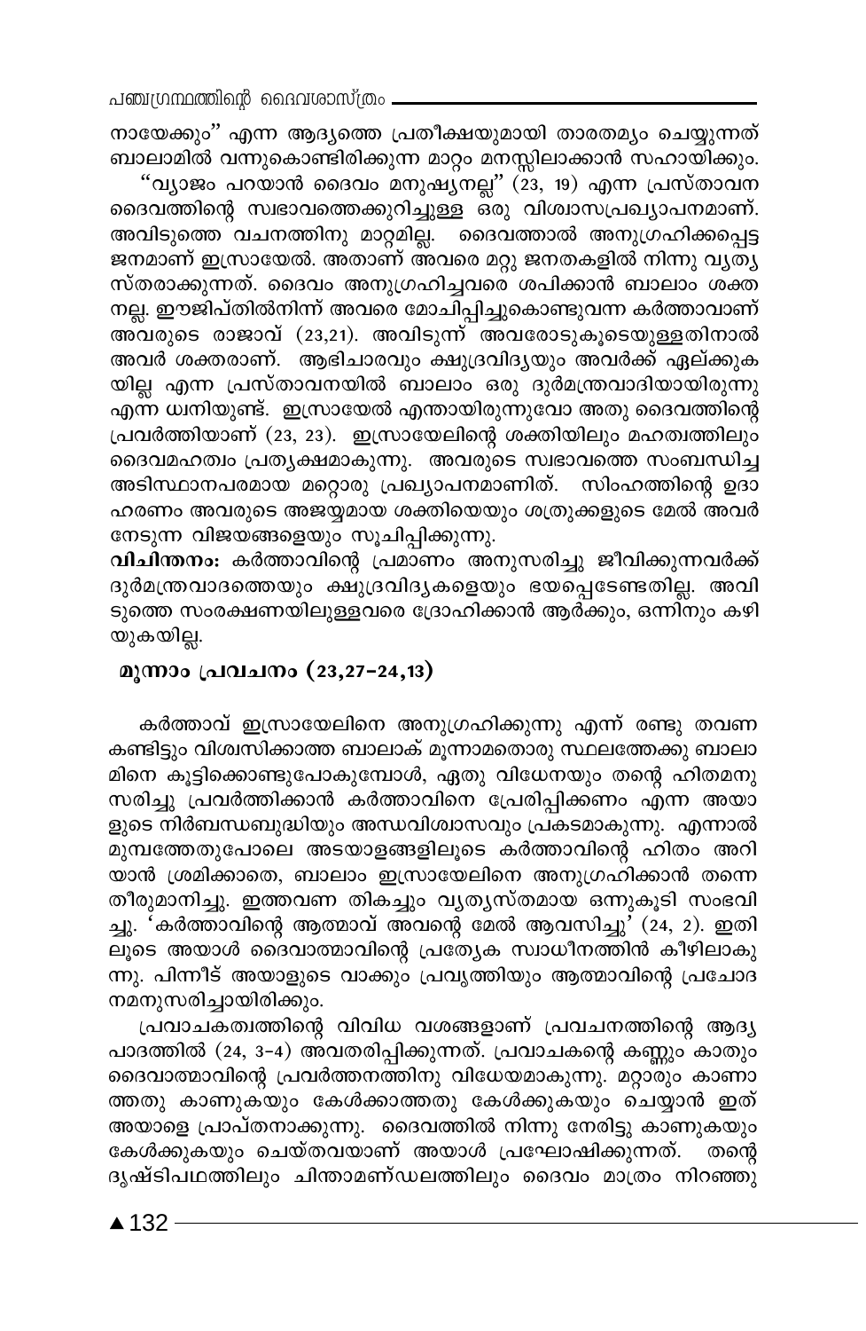നായേക്കും" എന്ന ആദ്യത്തെ പ്രതീക്ഷയുമായി താരതമ്യം ചെയ്യുന്നത് ബാലാമിൽ വന്നുകൊണ്ടിരിക്കുന്ന മാറ്റം മനസ്സിലാക്കാൻ സഹായിക്കും.

"വ്യാജം പറയാൻ ദൈവം മനുഷ്യനല്ല" (23, 19) എന്ന പ്രസ്താവന ദൈവത്തിന്റെ സ്വഭാവത്തെക്കുറിച്ചുള്ള ഒരു വിശ്വാസപ്രഖ്യാപനമാണ്. അവിടുത്തെ വചനത്തിനു മാറ്റമില്ല. ദൈവത്താൽ അനുഗ്രഹിക്കപ്പെട്ട ജനമാണ് ഇസ്രായേൽ. അതാണ് അവരെ മറ്റു ജനതകളിൽ നിന്നു വ്യത്യസ്തരാക്കുന്നത്. ദൈവം അനുഗ്രഹിച്ചവരെ ശപിക്കാൻ ബാലാം ശക്തനല്ല. ഈജിപ്തിൽനിന്ന് അവരെ മോചിപ്പിച്ചുകൊണ്ടുവന്ന കർത്താവാണ് അവരുടെ രാജാവ് (23,21). അവിടുന്ന് അവരോടുകൂടെയുള്ളതിനാൽ അവർ ശക്തരാണ്. ആഭിചാരവും ക്ഷുദ്രവിദ്യയും അവർക്ക് ഏല്ക്കുകയില്ല എന്ന പ്രസ്താവനയിൽ ബാലാം ഒരു ദുർമന്ത്രവാദിയായിരുന്നു എന്ന ധ്വനിയുണ്ട്. ഇസ്രായേൽ എന്തായിരുന്നുവോ അതു ദൈവത്തിന്റെ പ്രവർത്തിയാണ് (23, 23). ഇസ്രായേലിന്റെ ശക്തിയിലും മഹത്വത്തിലും ദൈവമഹത്വം പ്രത്യക്ഷമാകുന്നു. അവരുടെ സ്വഭാവത്തെ സംബന്ധിച്ച അടിസ്ഥാനപരമായ മറ്റൊരു പ്രഖ്യാപനമാണിത്. സിംഹത്തിന്റെ ഉദാഹരണം അവരുടെ അജയ്യമായ ശക്തിയെയും ശത്രുക്കളുടെ മേൽ അവർ നേടുന്ന വിജയങ്ങളെയും സൂചിപ്പിക്കുന്നു.

**വിചിന്തനം:** കർത്താവിന്റെ പ്രമാണം അനുസരിച്ചു ജീവിക്കുന്നവർക്ക് ദുർമന്ത്രവാദത്തെയും ക്ഷുദ്രവിദ്യകളെയും ഭയപ്പെടേണ്ടതില്ല. അവിടുത്തെ സംരക്ഷണയിലുള്ളവരെ ദ്രോഹിക്കാൻ ആർക്കും, ഒന്നിനും കഴിയുകയില്ല.

## മൂന്നാം പ്രവചനം (23,27-24,13)

കർത്താവ് ഇസ്രായേലിനെ അനുഗ്രഹിക്കുന്നു എന്ന് രണ്ടു തവണ കണ്ടിട്ടും വിശ്വസിക്കാത്ത ബാലാക് മൂന്നാമതൊരു സ്ഥലത്തേക്കു ബാലാമിനെ കൂട്ടിക്കൊണ്ടുപോകുമ്പോൾ, ഏതു വിധേനയും തന്റെ ഹിതമനുസരിച്ചു പ്രവർത്തിക്കാൻ കർത്താവിനെ പ്രേരിപ്പിക്കണം എന്ന അയാളുടെ നിർബന്ധബുദ്ധിയും അന്ധവിശ്വാസവും പ്രകടമാകുന്നു. എന്നാൽ മുമ്പത്തേതുപോലെ അടയാളങ്ങളിലൂടെ കർത്താവിന്റെ ഹിതം അറിയാൻ ശ്രമിക്കാതെ, ബാലാം ഇസ്രായേലിനെ അനുഗ്രഹിക്കാൻ തന്നെ തീരുമാനിച്ചു. ഇത്തവണ തികച്ചും വ്യത്യസ്തമായ ഒന്നുകൂടി സംഭവിച്ചു. 'കർത്താവിന്റെ ആത്മാവ് അവന്റെ മേൽ ആവസിച്ചു' (24, 2). ഇതിലൂടെ അയാൾ ദൈവാത്മാവിന്റെ പ്രത്യേക സ്വാധീനത്തിൻ കീഴിലാകുന്നു. പിന്നീട് അയാളുടെ വാക്കും പ്രവൃത്തിയും ആത്മാവിന്റെ പ്രചോദനമനുസരിച്ചായിരിക്കും.

പ്രവാചകത്വത്തിന്റെ വിവിധ വശങ്ങളാണ് പ്രവചനത്തിന്റെ ആദ്യ പാദത്തിൽ (24, 3-4) അവതരിപ്പിക്കുന്നത്. പ്രവാചകന്റെ കണ്ണും കാതും ദൈവാത്മാവിന്റെ പ്രവർത്തനത്തിനു വിധേയമാകുന്നു. മറ്റാരും കാണാത്തതു കാണുകയും കേൾക്കാത്തതു കേൾക്കുകയും ചെയ്യാൻ ഇത് അയാളെ പ്രാപ്തനാക്കുന്നു. ദൈവത്തിൽ നിന്നു നേരിട്ടു കാണുകയും കേൾക്കുകയും ചെയ്തവയാണ് അയാൾ പ്രഘോഷിക്കുന്നത്. തന്റെ ദൃഷ്ടിപഥത്തിലും ചിന്താമണ്ഡലത്തിലും ദൈവം മാത്രം നിറഞ്ഞു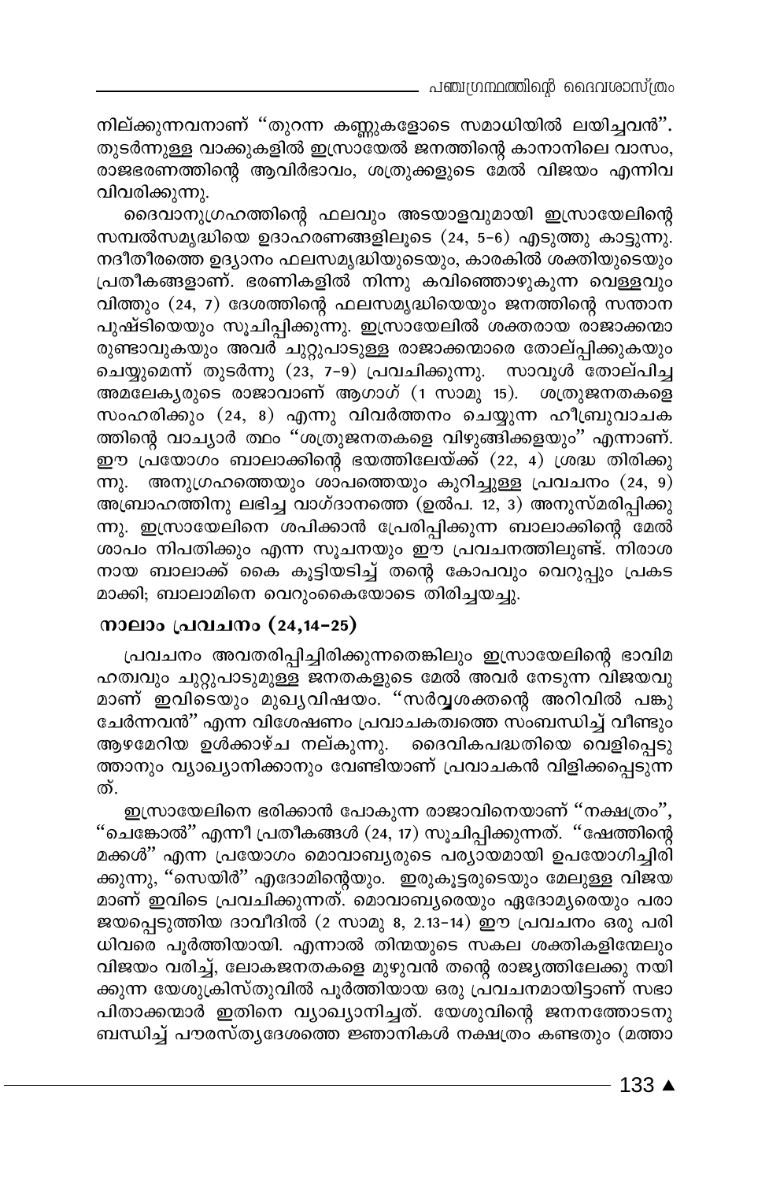നില്ക്കുന്നവനാണ് "തുറന്ന കണ്ണുകളോടെ സമാധിയിൽ ലയിച്ചവൻ". തുടർന്നുള്ള വാക്കുകളിൽ ഇസ്രായേൽ ജനത്തിന്റെ കാനാനിലെ വാസം, രാജഭരണത്തിന്റെ ആവിർഭാവം, ശത്രുക്കളുടെ മേൽ വിജയം എന്നിവ വിവരിക്കുന്നു.

ദൈവാനുഗ്രഹത്തിന്റെ ഫലവും അടയാളവുമായി ഇസ്രായേലിന്റെ സമ്പൽസമൃദ്ധിയെ ഉദാഹരണങ്ങളിലൂടെ (24, 5-6) എടുത്തു കാട്ടുന്നു. നദീതീരത്തെ ഉദ്യാനം ഫലസമൃദ്ധിയുടെയും, കാരകിൽ ശക്തിയുടെയും പ്രതീകങ്ങളാണ്. ഭരണികളിൽ നിന്നു കവിഞ്ഞൊഴുകുന്ന വെള്ളവും വിത്തും (24, 7) ദേശത്തിന്റെ ഫലസമൃദ്ധിയെയും ജനത്തിന്റെ സന്താന പുഷ്ടിയെയും സൂചിപ്പിക്കുന്നു. ഇസ്രായേലിൽ ശക്തരായ രാജാക്കന്മാ രുണ്ടാവുകയും അവർ ചുറ്റുപാടുള്ള രാജാക്കന്മാരെ തോല്പ്പിക്കുകയും ചെയ്യുമെന്ന് തുടർന്നു (23, 7-9) പ്രവചിക്കുന്നു. സാവൂൾ തോല്പിച്ച അമലേക്യരുടെ രാജാവാണ് ആഗാഗ് (1 സാമു 15). ശത്രുജനതകളെ സംഹരിക്കും (24, 8) എന്നു വിവർത്തനം ചെയ്യുന്ന ഹീബ്രുവാചക ത്തിന്റെ വാച്യാർ ത്ഥം "ശത്രുജനതകളെ വിഴുങ്ങിക്കളയും" എന്നാണ്. ഈ പ്രയോഗം ബാലാക്കിന്റെ ഭയത്തിലേയ്ക്ക് (22, 4) ശ്രദ്ധ തിരിക്കു ന്നു. അനുഗ്രഹത്തെയും ശാപത്തെയും കുറിച്ചുള്ള പ്രവചനം (24, 9) അബ്രാഹത്തിനു ലഭിച്ച വാഗ്ദാനത്തെ (ഉൽപ. 12, 3) അനുസ്മരിപ്പിക്കു ന്നു. ഇസ്രായേലിനെ ശപിക്കാൻ പ്രേരിപ്പിക്കുന്ന ബാലാക്കിന്റെ മേൽ ശാപം നിപതിക്കും എന്ന സൂചനയും ഈ പ്രവചനത്തിലുണ്ട്. നിരാശ നായ ബാലാക്ക് കൈ കൂട്ടിയടിച്ച് തന്റെ കോപവും വെറുപ്പും പ്രകട മാക്കി; ബാലാമിനെ വെറുംകൈയോടെ തിരിച്ചയച്ചു.

### നാലാം പ്രവചനം (24,14-25)

പ്രവചനം അവതരിപ്പിച്ചിരിക്കുന്നതെങ്കിലും ഇസ്രായേലിന്റെ ഭാവിമ ഹത്വവും ചുറ്റുപാടുമുള്ള ജനതകളുടെ മേൽ അവർ നേടുന്ന വിജയവു മാണ് ഇവിടെയും മുഖ്യവിഷയം. "സർവ്വശക്തന്റെ അറിവിൽ പങ്കു ചേർന്നവൻ" എന്ന വിശേഷണം പ്രവാചകത്വത്തെ സംബന്ധിച്ച് വീണ്ടും ആഴമേറിയ ഉൾക്കാഴ്ച നല്കുന്നു. ദൈവികപദ്ധതിയെ വെളിപ്പെടു ത്താനും വ്യാഖ്യാനിക്കാനും വേണ്ടിയാണ് പ്രവാചകൻ വിളിക്കപ്പെടുന്ന ത്.

ഇസ്രായേലിനെ ഭരിക്കാൻ പോകുന്ന രാജാവിനെയാണ് "നക്ഷത്രം", "ചെങ്കോൽ" എന്നീ പ്രതീകങ്ങൾ (24, 17) സൂചിപ്പിക്കുന്നത്. "ഷേത്തിന്റെ മക്കൾ" എന്ന പ്രയോഗം മൊവാബ്യരുടെ പര്യായമായി ഉപയോഗിച്ചിരി ക്കുന്നു, "സെയിർ" ഏദോമിന്റെയും. ഇരുകൂട്ടരുടെയും മേലുള്ള വിജയ മാണ് ഇവിടെ പ്രവചിക്കുന്നത്. മൊവാബ്യരെയും ഏദോമ്യരെയും പരാ ജയപ്പെടുത്തിയ ദാവീദിൽ (2 സാമു 8, 2.13-14) ഈ പ്രവചനം ഒരു പരി ധിവരെ പൂർത്തിയായി. എന്നാൽ തിന്മയുടെ സകല ശക്തികളിന്മേലും വിജയം വരിച്ച്, ലോകജനതകളെ മുഴുവൻ തന്റെ രാജ്യത്തിലേക്കു നയി ക്കുന്ന യേശുക്രിസ്തുവിൽ പൂർത്തിയായ ഒരു പ്രവചനമായിട്ടാണ് സഭാ പിതാക്കന്മാർ ഇതിനെ വ്യാഖ്യാനിച്ചത്. യേശുവിന്റെ ജനനത്തോടനു ബന്ധിച്ച് പൗരസ്ത്യദേശത്തെ ജ്ഞാനികൾ നക്ഷത്രം കണ്ടതും (മത്താ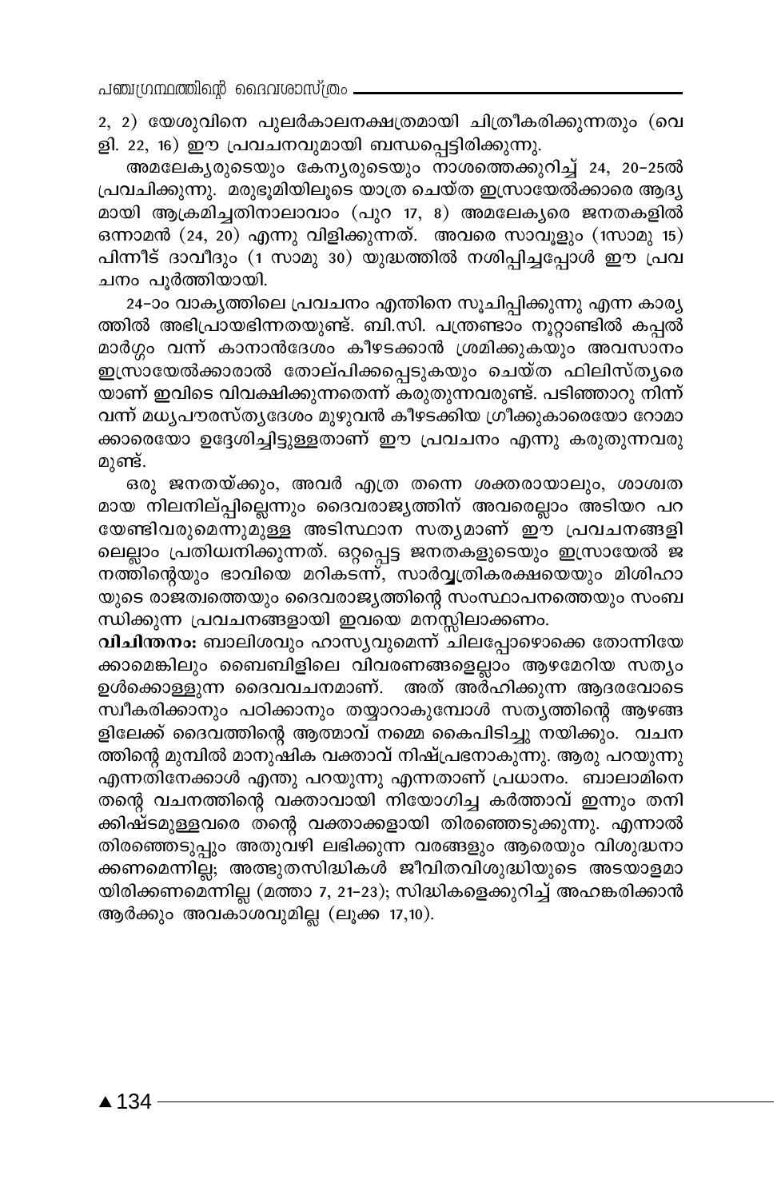2, 2) യേശുവിനെ പുലർകാലനക്ഷത്രമായി ചിത്രീകരിക്കുന്നതും (വെളി. 22, 16) ഈ പ്രവചനവുമായി ബന്ധപ്പെട്ടിരിക്കുന്നു.

അമലേക്യരുടെയും കേന്യരുടെയും നാശത്തെക്കുറിച്ച് 24, 20–25ൽ പ്രവചിക്കുന്നു. മരുഭൂമിയിലൂടെ യാത്ര ചെയ്ത ഇസ്രായേൽക്കാരെ ആദ്യമായി ആക്രമിച്ചതിനാലാവാം (പുറ 17, 8) അമലേക്യരെ ജനതകളിൽ ഒന്നാമൻ (24, 20) എന്നു വിളിക്കുന്നത്. അവരെ സാവൂളും (1സാമു 15) പിന്നീട് ദാവീദും (1 സാമു 30) യുദ്ധത്തിൽ നശിപ്പിച്ചപ്പോൾ ഈ പ്രവചനം പൂർത്തിയായി.

24–ാം വാക്യത്തിലെ പ്രവചനം എന്തിനെ സൂചിപ്പിക്കുന്നു എന്ന കാര്യത്തിൽ അഭിപ്രായഭിന്നതയുണ്ട്. ബി.സി. പന്ത്രണ്ടാം നൂറ്റാണ്ടിൽ കപ്പൽ മാർഗ്ഗം വന്ന് കാനാൻദേശം കീഴടക്കാൻ ശ്രമിക്കുകയും അവസാനം ഇസ്രായേൽക്കാരാൽ തോല്പിക്കപ്പെടുകയും ചെയ്ത ഫിലിസ്ത്യരെയാണ് ഇവിടെ വിവക്ഷിക്കുന്നതെന്ന് കരുതുന്നവരുണ്ട്. പടിഞ്ഞാറു നിന്ന് വന്ന് മധ്യപൗരസ്ത്യദേശം മുഴുവൻ കീഴടക്കിയ ഗ്രീക്കുകാരെയോ റോമാക്കാരെയോ ഉദ്ദേശിച്ചിട്ടുള്ളതാണ് ഈ പ്രവചനം എന്നു കരുതുന്നവരുമുണ്ട്.

ഒരു ജനതയ്ക്കും, അവർ എത്ര തന്നെ ശക്തരായാലും, ശാശ്വതമായ നിലനില്പില്ലെന്നും ദൈവരാജ്യത്തിന് അവരെല്ലാം അടിയറ പറയേണ്ടിവരുമെന്നുമുള്ള അടിസ്ഥാന സത്യമാണ് ഈ പ്രവചനങ്ങളിലെല്ലാം പ്രതിധ്വനിക്കുന്നത്. ഒറ്റപ്പെട്ട ജനതകളുടെയും ഇസ്രായേൽ ജനത്തിന്റെയും ഭാവിയെ മറികടന്ന്, സാർവ്വത്രികരക്ഷയെയും മിശിഹായുടെ രാജത്വത്തെയും ദൈവരാജ്യത്തിന്റെ സംസ്ഥാപനത്തെയും സംബന്ധിക്കുന്ന പ്രവചനങ്ങളായി ഇവയെ മനസ്സിലാക്കണം.

**വിചിന്തനം:** ബാലിശവും ഹാസ്യവുമെന്ന് ചിലപ്പോഴൊക്കെ തോന്നിയേക്കാമെങ്കിലും ബൈബിളിലെ വിവരണങ്ങളെല്ലാം ആഴമേറിയ സത്യം ഉൾക്കൊള്ളുന്ന ദൈവവചനമാണ്. അത് അർഹിക്കുന്ന ആദരവോടെ സ്വീകരിക്കാനും പഠിക്കാനും തയ്യാറാകുമ്പോൾ സത്യത്തിന്റെ ആഴങ്ങളിലേക്ക് ദൈവത്തിന്റെ ആത്മാവ് നമ്മെ കൈപിടിച്ചു നയിക്കും. വചനത്തിന്റെ മുമ്പിൽ മാനുഷിക വക്താവ് നിഷ്പ്രഭനാകുന്നു. ആരു പറയുന്നു എന്നതിനേക്കാൾ എന്തു പറയുന്നു എന്നതാണ് പ്രധാനം. ബാലാമിനെ തന്റെ വചനത്തിന്റെ വക്താവായി നിയോഗിച്ച കർത്താവ് ഇന്നും തനിക്കിഷ്ടമുള്ളവരെ തന്റെ വക്താക്കളായി തിരഞ്ഞെടുക്കുന്നു. എന്നാൽ തിരഞ്ഞെടുപ്പും അതുവഴി ലഭിക്കുന്ന വരങ്ങളും ആരെയും വിശുദ്ധനാക്കണമെന്നില്ല; അത്ഭുതസിദ്ധികൾ ജീവിതവിശുദ്ധിയുടെ അടയാളമായിരിക്കണമെന്നില്ല (മത്താ 7, 21–23); സിദ്ധികളെക്കുറിച്ച് അഹങ്കരിക്കാൻ ആർക്കും അവകാശവുമില്ല (ലൂക്ക 17,10).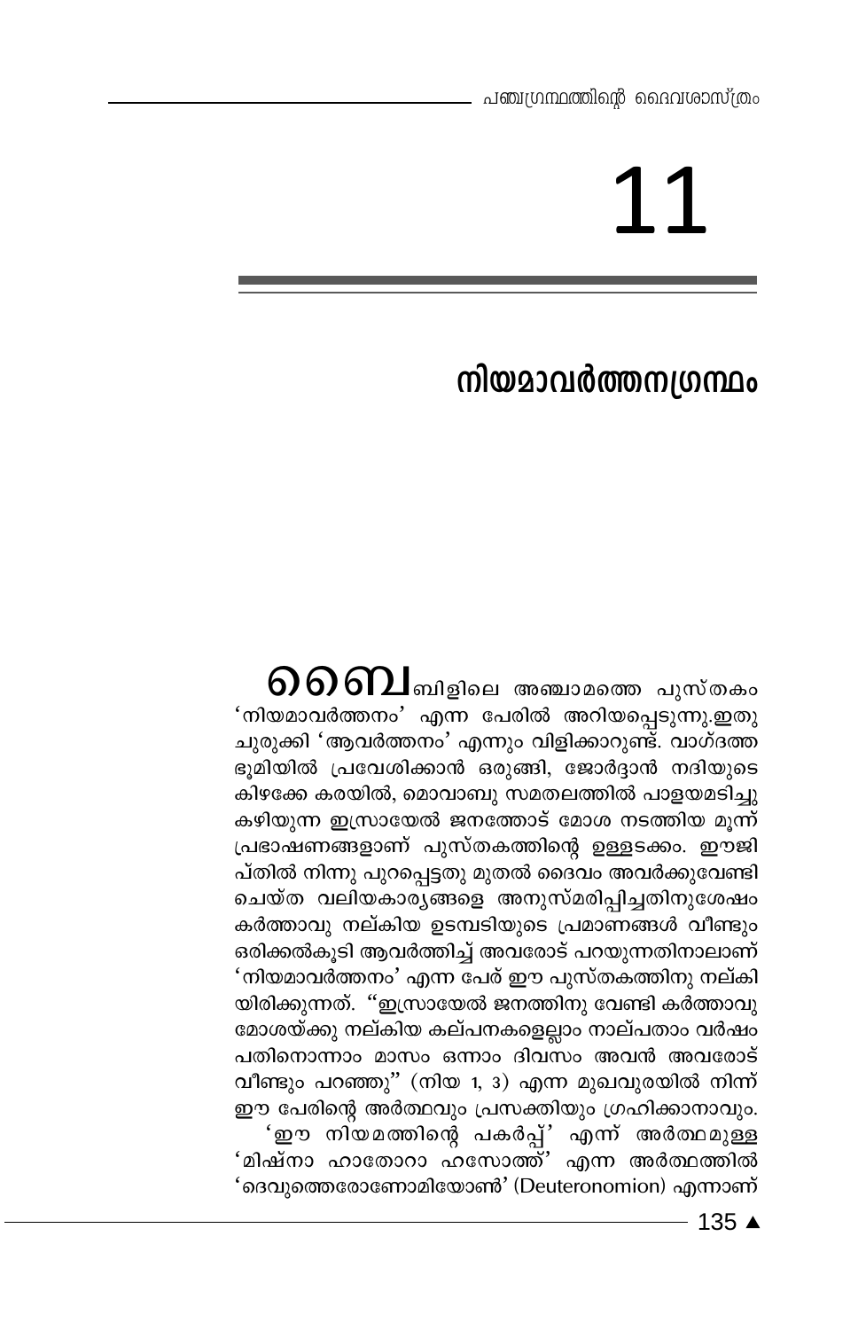# 11

## നിയമാവർത്തനഗ്രന്ഥം

ബൈബിളിലെ അഞ്ചാമത്തെ പുസ്തകം 'നിയമാവർത്തനം' എന്ന പേരിൽ അറിയപ്പെടുന്നു.ഇതു ചുരുക്കി 'ആവർത്തനം' എന്നും വിളിക്കാറുണ്ട്. വാഗ്ദത്ത ഭൂമിയിൽ പ്രവേശിക്കാൻ ഒരുങ്ങി, ജോർദ്ദാൻ നദിയുടെ കിഴക്കേ കരയിൽ, മൊവാബു സമതലത്തിൽ പാളയമടിച്ചു കഴിയുന്ന ഇസ്രായേൽ ജനത്തോട് മോശ നടത്തിയ മൂന്ന് പ്രഭാഷണങ്ങളാണ് പുസ്തകത്തിന്റെ ഉള്ളടക്കം. ഈജിപ്തിൽ നിന്നു പുറപ്പെട്ടതു മുതൽ ദൈവം അവർക്കുവേണ്ടി ചെയ്ത വലിയകാര്യങ്ങളെ അനുസ്മരിപ്പിച്ചതിനുശേഷം കർത്താവു നല്കിയ ഉടമ്പടിയുടെ പ്രമാണങ്ങൾ വീണ്ടും ഒരിക്കൽകൂടി ആവർത്തിച്ച് അവരോട് പറയുന്നതിനാലാണ് 'നിയമാവർത്തനം' എന്ന പേര് ഈ പുസ്തകത്തിനു നല്കിയിരിക്കുന്നത്. "ഇസ്രായേൽ ജനത്തിനു വേണ്ടി കർത്താവു മോശയ്ക്കു നല്കിയ കല്പനകളെല്ലാം നാല്പതാം വർഷം പതിനൊന്നാം മാസം ഒന്നാം ദിവസം അവൻ അവരോട് വീണ്ടും പറഞ്ഞു" (നിയ 1, 3) എന്ന മുഖവുരയിൽ നിന്ന് ഈ പേരിന്റെ അർത്ഥവും പ്രസക്തിയും ഗ്രഹിക്കാനാവും.

'ഈ നിയമത്തിന്റെ പകർപ്പ്' എന്ന് അർത്ഥമുള്ള 'മിഷ്നാ ഹാതോറാ ഹസോത്ത്' എന്ന അർത്ഥത്തിൽ 'ദെവുത്തെരോണോമിയോൺ' (Deuteronomion) എന്നാണ്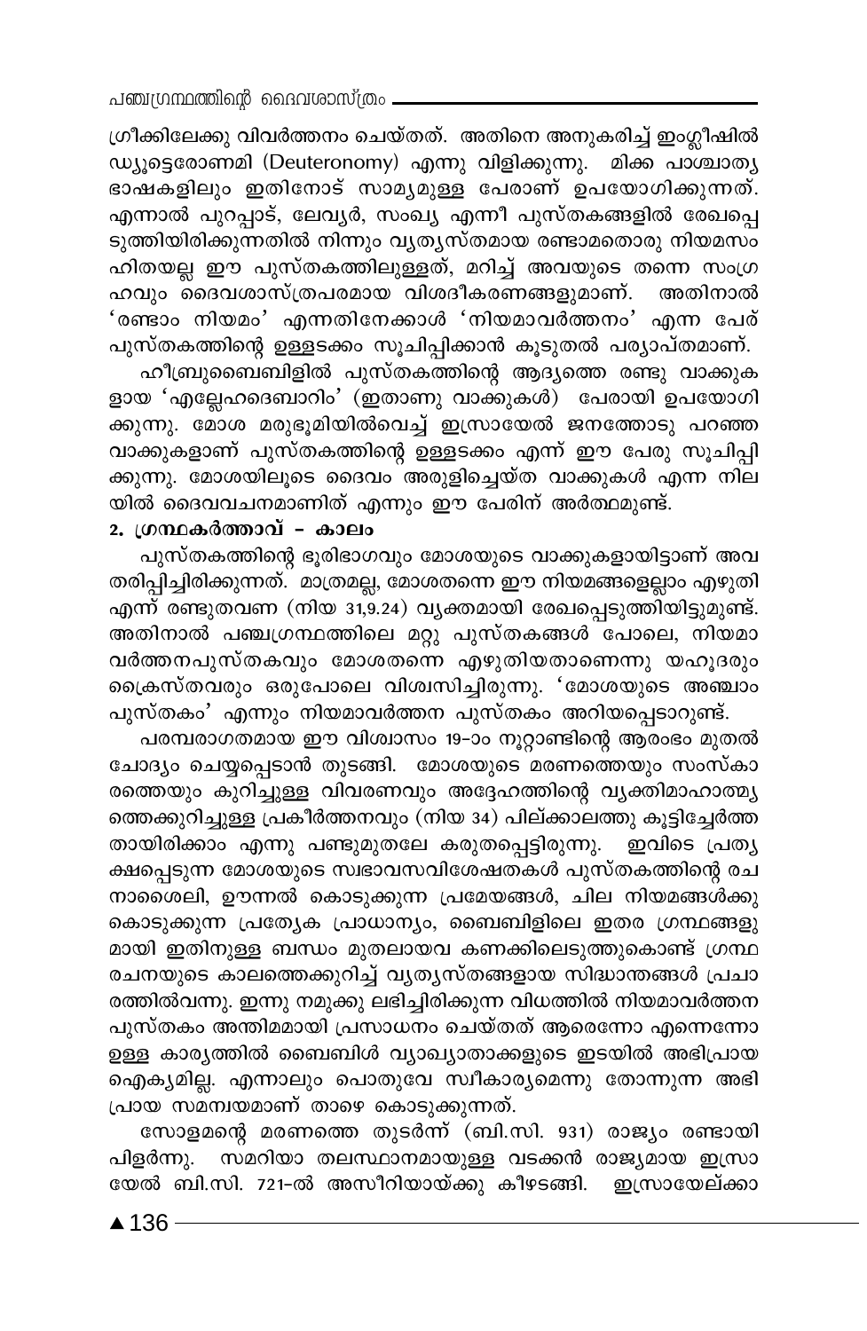ഗ്രീക്കിലേക്കു വിവർത്തനം ചെയ്തത്. അതിനെ അനുകരിച്ച് ഇംഗ്ലീഷിൽ ഡ്യൂട്ടെരോണമി (Deuteronomy) എന്നു വിളിക്കുന്നു. മിക്ക പാശ്ചാത്യ ഭാഷകളിലും ഇതിനോട് സാമ്യമുള്ള പേരാണ് ഉപയോഗിക്കുന്നത്. എന്നാൽ പുറപ്പാട്, ലേവ്യർ, സംഖ്യ എന്നീ പുസ്തകങ്ങളിൽ രേഖപ്പെടുത്തിയിരിക്കുന്നതിൽ നിന്നും വ്യത്യസ്തമായ രണ്ടാമതൊരു നിയമസംഹിതയല്ല ഈ പുസ്തകത്തിലുള്ളത്, മറിച്ച് അവയുടെ തന്നെ സംഗ്രഹവും ദൈവശാസ്ത്രപരമായ വിശദീകരണങ്ങളുമാണ്. അതിനാൽ 'രണ്ടാം നിയമം' എന്നതിനേക്കാൾ 'നിയമാവർത്തനം' എന്ന പേര് പുസ്തകത്തിന്റെ ഉള്ളടക്കം സൂചിപ്പിക്കാൻ കൂടുതൽ പര്യാപ്തമാണ്.

ഹീബ്രുബൈബിളിൽ പുസ്തകത്തിന്റെ ആദ്യത്തെ രണ്ടു വാക്കുകളായ 'എല്ലേഹദെബാറിം' (ഇതാണു വാക്കുകൾ) പേരായി ഉപയോഗിക്കുന്നു. മോശ മരുഭൂമിയിൽവെച്ച് ഇസ്രായേൽ ജനത്തോടു പറഞ്ഞ വാക്കുകളാണ് പുസ്തകത്തിന്റെ ഉള്ളടക്കം എന്ന് ഈ പേരു സൂചിപ്പിക്കുന്നു. മോശയിലൂടെ ദൈവം അരുളിച്ചെയ്ത വാക്കുകൾ എന്ന നിലയിൽ ദൈവവചനമാണിത് എന്നും ഈ പേരിന് അർത്ഥമുണ്ട്.

**2. ഗ്രന്ഥകർത്താവ് – കാലം**

പുസ്തകത്തിന്റെ ഭൂരിഭാഗവും മോശയുടെ വാക്കുകളായിട്ടാണ് അവതരിപ്പിച്ചിരിക്കുന്നത്. മാത്രമല്ല, മോശതന്നെ ഈ നിയമങ്ങളെല്ലാം എഴുതി എന്ന് രണ്ടുതവണ (നിയ 31,9.24) വ്യക്തമായി രേഖപ്പെടുത്തിയിട്ടുമുണ്ട്. അതിനാൽ പഞ്ചഗ്രന്ഥത്തിലെ മറ്റു പുസ്തകങ്ങൾ പോലെ, നിയമാവർത്തനപുസ്തകവും മോശതന്നെ എഴുതിയതാണെന്നു യഹൂദരും ക്രൈസ്തവരും ഒരുപോലെ വിശ്വസിച്ചിരുന്നു. 'മോശയുടെ അഞ്ചാം പുസ്തകം' എന്നും നിയമാവർത്തന പുസ്തകം അറിയപ്പെടാറുണ്ട്.

പരമ്പരാഗതമായ ഈ വിശ്വാസം 19–ാം നൂറ്റാണ്ടിന്റെ ആരംഭം മുതൽ ചോദ്യം ചെയ്യപ്പെടാൻ തുടങ്ങി. മോശയുടെ മരണത്തെയും സംസ്കാരത്തെയും കുറിച്ചുള്ള വിവരണവും അദ്ദേഹത്തിന്റെ വ്യക്തിമാഹാത്മ്യത്തെക്കുറിച്ചുള്ള പ്രകീർത്തനവും (നിയ 34) പില്ക്കാലത്തു കൂട്ടിച്ചേർത്തതായിരിക്കാം എന്നു പണ്ടുമുതലേ കരുതപ്പെട്ടിരുന്നു. ഇവിടെ പ്രത്യക്ഷപ്പെടുന്ന മോശയുടെ സ്വഭാവസവിശേഷതകൾ പുസ്തകത്തിന്റെ രചനാശൈലി, ഊന്നൽ കൊടുക്കുന്ന പ്രമേയങ്ങൾ, ചില നിയമങ്ങൾക്കു കൊടുക്കുന്ന പ്രത്യേക പ്രാധാന്യം, ബൈബിളിലെ ഇതര ഗ്രന്ഥങ്ങളുമായി ഇതിനുള്ള ബന്ധം മുതലായവ കണക്കിലെടുത്തുകൊണ്ട് ഗ്രന്ഥരചനയുടെ കാലത്തെക്കുറിച്ച് വ്യത്യസ്തങ്ങളായ സിദ്ധാന്തങ്ങൾ പ്രചാരത്തിൽവന്നു. ഇന്നു നമുക്കു ലഭിച്ചിരിക്കുന്ന വിധത്തിൽ നിയമാവർത്തന പുസ്തകം അന്തിമമായി പ്രസാധനം ചെയ്തത് ആരെന്നോ എന്നെന്നോ ഉള്ള കാര്യത്തിൽ ബൈബിൾ വ്യാഖ്യാതാക്കളുടെ ഇടയിൽ അഭിപ്രായ ഐക്യമില്ല. എന്നാലും പൊതുവേ സ്വീകാര്യമെന്നു തോന്നുന്ന അഭിപ്രായ സമന്വയമാണ് താഴെ കൊടുക്കുന്നത്.

സോളമന്റെ മരണത്തെ തുടർന്ന് (ബി.സി. 931) രാജ്യം രണ്ടായി പിളർന്നു. സമറിയാ തലസ്ഥാനമായുള്ള വടക്കൻ രാജ്യമായ ഇസ്രായേൽ ബി.സി. 721–ൽ അസീറിയായ്ക്കു കീഴടങ്ങി. ഇസ്രായേല്ക്കാ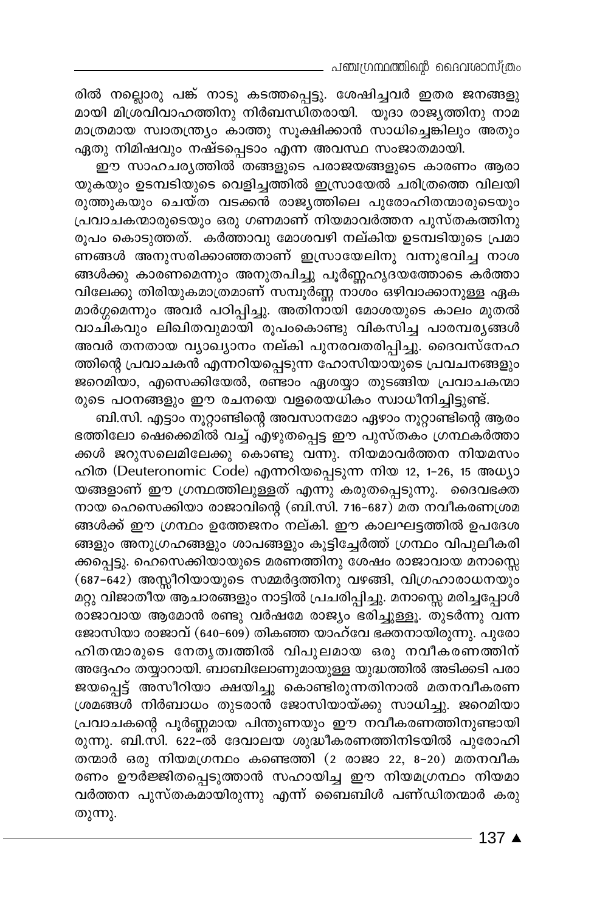രിൽ നല്ലൊരു പങ്ക് നാടു കടത്തപ്പെട്ടു. ശേഷിച്ചവർ ഇതര ജനങ്ങളുമായി മിശ്രവിവാഹത്തിനു നിർബന്ധിതരായി. യൂദാ രാജ്യത്തിനു നാമമാത്രമായ സ്വാതന്ത്ര്യം കാത്തു സൂക്ഷിക്കാൻ സാധിച്ചെങ്കിലും അതും ഏതു നിമിഷവും നഷ്ടപ്പെടാം എന്ന അവസ്ഥ സംജാതമായി.

ഈ സാഹചര്യത്തിൽ തങ്ങളുടെ പരാജയങ്ങളുടെ കാരണം ആരായുകയും ഉടമ്പടിയുടെ വെളിച്ചത്തിൽ ഇസ്രായേൽ ചരിത്രത്തെ വിലയിരുത്തുകയും ചെയ്ത വടക്കൻ രാജ്യത്തിലെ പുരോഹിതന്മാരുടെയും പ്രവാചകന്മാരുടെയും ഒരു ഗണമാണ് നിയമാവർത്തന പുസ്തകത്തിനു രൂപം കൊടുത്തത്. കർത്താവു മോശവഴി നല്കിയ ഉടമ്പടിയുടെ പ്രമാണങ്ങൾ അനുസരിക്കാഞ്ഞതാണ് ഇസ്രായേലിനു വന്നുഭവിച്ച നാശങ്ങൾക്കു കാരണമെന്നും അനുതപിച്ചു പൂർണ്ണഹൃദയത്തോടെ കർത്താവിലേക്കു തിരിയുകമാത്രമാണ് സമ്പൂർണ്ണ നാശം ഒഴിവാക്കാനുള്ള ഏക മാർഗ്ഗമെന്നും അവർ പഠിപ്പിച്ചു. അതിനായി മോശയുടെ കാലം മുതൽ വാചികവും ലിഖിതവുമായി രൂപംകൊണ്ടു വികസിച്ച പാരമ്പര്യങ്ങൾ അവർ തനതായ വ്യാഖ്യാനം നല്കി പുനരവതരിപ്പിച്ചു. ദൈവസ്നേഹത്തിന്റെ പ്രവാചകൻ എന്നറിയപ്പെടുന്ന ഹോസിയായുടെ പ്രവചനങ്ങളും ജറെമിയാ, എസെക്കിയേൽ, രണ്ടാം ഏശയ്യാ തുടങ്ങിയ പ്രവാചകന്മാരുടെ പഠനങ്ങളും ഈ രചനയെ വളരെയധികം സ്വാധീനിച്ചിട്ടുണ്ട്.

ബി.സി. എട്ടാം നൂറ്റാണ്ടിന്റെ അവസാനമോ ഏഴാം നൂറ്റാണ്ടിന്റെ ആരംഭത്തിലോ ഷെക്കെമിൽ വച്ച് എഴുതപ്പെട്ട ഈ പുസ്തകം ഗ്രന്ഥകർത്താക്കൾ ജറുസലെമിലേക്കു കൊണ്ടു വന്നു. നിയമാവർത്തന നിയമസംഹിത (Deuteronomic Code) എന്നറിയപ്പെടുന്ന നിയ 12, 1-26, 15 അധ്യായങ്ങളാണ് ഈ ഗ്രന്ഥത്തിലുള്ളത് എന്നു കരുതപ്പെടുന്നു. ദൈവഭക്തനായ ഹെസെക്കിയാ രാജാവിന്റെ (ബി.സി. 716-687) മത നവീകരണശ്രമങ്ങൾക്ക് ഈ ഗ്രന്ഥം ഉത്തേജനം നല്കി. ഈ കാലഘട്ടത്തിൽ ഉപദേശങ്ങളും അനുഗ്രഹങ്ങളും ശാപങ്ങളും കൂട്ടിച്ചേർത്ത് ഗ്രന്ഥം വിപുലീകരിക്കപ്പെട്ടു. ഹെസെക്കിയായുടെ മരണത്തിനു ശേഷം രാജാവായ മനാസ്സെ (687-642) അസ്സീറിയായുടെ സമ്മർദ്ദത്തിനു വഴങ്ങി, വിഗ്രഹാരാധനയും മറ്റു വിജാതീയ ആചാരങ്ങളും നാട്ടിൽ പ്രചരിപ്പിച്ചു. മനാസ്സെ മരിച്ചപ്പോൾ രാജാവായ ആമോൻ രണ്ടു വർഷമേ രാജ്യം ഭരിച്ചുള്ളൂ. തുടർന്നു വന്ന ജോസിയാ രാജാവ് (640-609) തികഞ്ഞ യാഹ്‌വേ ഭക്തനായിരുന്നു. പുരോഹിതന്മാരുടെ നേതൃത്വത്തിൽ വിപുലമായ ഒരു നവീകരണത്തിന് അദ്ദേഹം തയ്യാറായി. ബാബിലോണുമായുള്ള യുദ്ധത്തിൽ അടിക്കടി പരാജയപ്പെട്ട് അസീറിയാ ക്ഷയിച്ചു കൊണ്ടിരുന്നതിനാൽ മതനവീകരണ ശ്രമങ്ങൾ നിർബാധം തുടരാൻ ജോസിയായ്ക്കു സാധിച്ചു. ജറെമിയാ പ്രവാചകന്റെ പൂർണ്ണമായ പിന്തുണയും ഈ നവീകരണത്തിനുണ്ടായിരുന്നു. ബി.സി. 622-ൽ ദേവാലയ ശുദ്ധീകരണത്തിനിടയിൽ പുരോഹിതന്മാർ ഒരു നിയമഗ്രന്ഥം കണ്ടെത്തി (2 രാജാ 22, 8-20) മതനവീകരണം ഊർജ്ജിതപ്പെടുത്താൻ സഹായിച്ച ഈ നിയമഗ്രന്ഥം നിയമാവർത്തന പുസ്തകമായിരുന്നു എന്ന് ബൈബിൾ പണ്ഡിതന്മാർ കരുതുന്നു.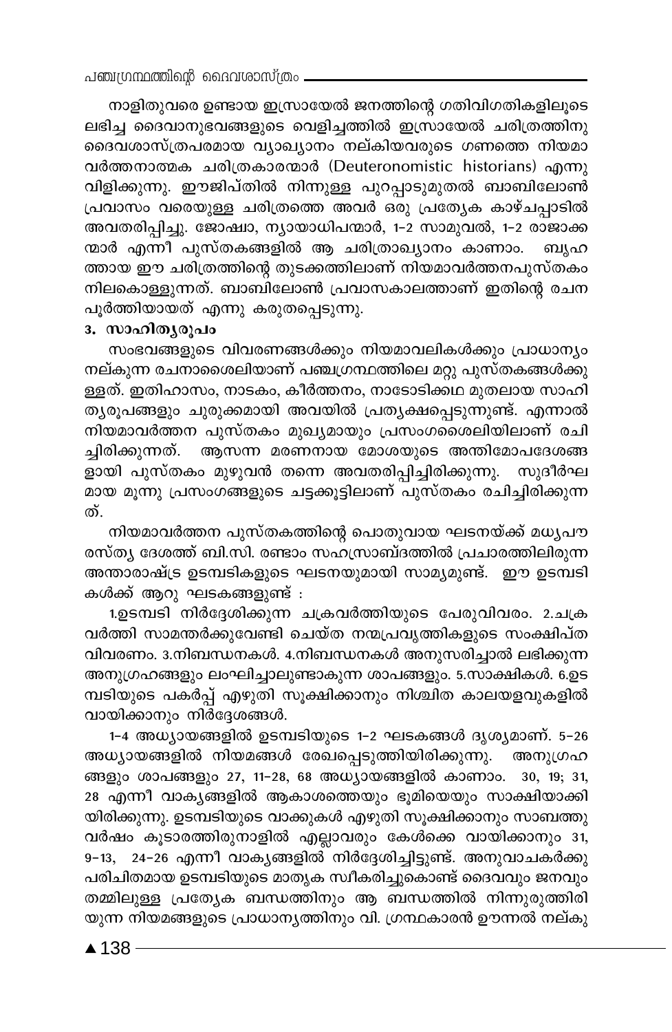നാളിതുവരെ ഉണ്ടായ ഇസ്രായേൽ ജനത്തിന്റെ ഗതിവിഗതികളിലൂടെ ലഭിച്ച ദൈവാനുഭവങ്ങളുടെ വെളിച്ചത്തിൽ ഇസ്രായേൽ ചരിത്രത്തിനു ദൈവശാസ്ത്രപരമായ വ്യാഖ്യാനം നല്കിയവരുടെ ഗണത്തെ നിയമാവർത്തനാത്മക ചരിത്രകാരന്മാർ (Deuteronomistic historians) എന്നു വിളിക്കുന്നു. ഈജിപ്തിൽ നിന്നുള്ള പുറപ്പാടുമുതൽ ബാബിലോൺ പ്രവാസം വരെയുള്ള ചരിത്രത്തെ അവർ ഒരു പ്രത്യേക കാഴ്ചപ്പാടിൽ അവതരിപ്പിച്ചു. ജോഷ്വാ, ന്യായാധിപന്മാർ, 1-2 സാമുവൽ, 1-2 രാജാക്കന്മാർ എന്നീ പുസ്തകങ്ങളിൽ ആ ചരിത്രാഖ്യാനം കാണാം. ബൃഹത്തായ ഈ ചരിത്രത്തിന്റെ തുടക്കത്തിലാണ് നിയമാവർത്തനപുസ്തകം നിലകൊള്ളുന്നത്. ബാബിലോൺ പ്രവാസകാലത്താണ് ഇതിന്റെ രചന പൂർത്തിയായത് എന്നു കരുതപ്പെടുന്നു.

### 3. സാഹിത്യരൂപം

സംഭവങ്ങളുടെ വിവരണങ്ങൾക്കും നിയമാവലികൾക്കും പ്രാധാന്യം നല്കുന്ന രചനാശൈലിയാണ് പഞ്ചഗ്രന്ഥത്തിലെ മറ്റു പുസ്തകങ്ങൾക്കുള്ളത്. ഇതിഹാസം, നാടകം, കീർത്തനം, നാടോടിക്കഥ മുതലായ സാഹിത്യരൂപങ്ങളും ചുരുക്കമായി അവയിൽ പ്രത്യക്ഷപ്പെടുന്നുണ്ട്. എന്നാൽ നിയമാവർത്തന പുസ്തകം മുഖ്യമായും പ്രസംഗശൈലിയിലാണ് രചിച്ചിരിക്കുന്നത്. ആസന്ന മരണനായ മോശയുടെ അന്തിമോപദേശങ്ങളായി പുസ്തകം മുഴുവൻ തന്നെ അവതരിപ്പിച്ചിരിക്കുന്നു. സുദീർഘമായ മൂന്നു പ്രസംഗങ്ങളുടെ ചട്ടക്കൂട്ടിലാണ് പുസ്തകം രചിച്ചിരിക്കുന്നത്.

നിയമാവർത്തന പുസ്തകത്തിന്റെ പൊതുവായ ഘടനയ്ക്ക് മധ്യപൗരസ്ത്യ ദേശത്ത് ബി.സി. രണ്ടാം സഹസ്രാബ്ദത്തിൽ പ്രചാരത്തിലിരുന്ന അന്താരാഷ്ട്ര ഉടമ്പടികളുടെ ഘടനയുമായി സാമ്യമുണ്ട്. ഈ ഉടമ്പടികൾക്ക് ആറു ഘടകങ്ങളുണ്ട് :

1.ഉടമ്പടി നിർദ്ദേശിക്കുന്ന ചക്രവർത്തിയുടെ പേരുവിവരം. 2.ചക്രവർത്തി സാമന്തർക്കുവേണ്ടി ചെയ്ത നന്മപ്രവൃത്തികളുടെ സംക്ഷിപ്ത വിവരണം. 3.നിബന്ധനകൾ. 4.നിബന്ധനകൾ അനുസരിച്ചാൽ ലഭിക്കുന്ന അനുഗ്രഹങ്ങളും ലംഘിച്ചാലുണ്ടാകുന്ന ശാപങ്ങളും. 5.സാക്ഷികൾ. 6.ഉടമ്പടിയുടെ പകർപ്പ് എഴുതി സൂക്ഷിക്കാനും നിശ്ചിത കാലയളവുകളിൽ വായിക്കാനും നിർദ്ദേശങ്ങൾ.

1-4 അധ്യായങ്ങളിൽ ഉടമ്പടിയുടെ 1-2 ഘടകങ്ങൾ ദൃശ്യമാണ്. 5-26 അധ്യായങ്ങളിൽ നിയമങ്ങൾ രേഖപ്പെടുത്തിയിരിക്കുന്നു. അനുഗ്രഹങ്ങളും ശാപങ്ങളും 27, 11-28, 68 അധ്യായങ്ങളിൽ കാണാം. 30, 19; 31, 28 എന്നീ വാക്യങ്ങളിൽ ആകാശത്തെയും ഭൂമിയെയും സാക്ഷിയാക്കിയിരിക്കുന്നു. ഉടമ്പടിയുടെ വാക്കുകൾ എഴുതി സൂക്ഷിക്കാനും സാബത്തു വർഷം കൂടാരത്തിരുനാളിൽ എല്ലാവരും കേൾക്കെ വായിക്കാനും 31, 9-13, 24-26 എന്നീ വാക്യങ്ങളിൽ നിർദ്ദേശിച്ചിട്ടുണ്ട്. അനുവാചകർക്കു പരിചിതമായ ഉടമ്പടിയുടെ മാതൃക സ്വീകരിച്ചുകൊണ്ട് ദൈവവും ജനവും തമ്മിലുള്ള പ്രത്യേക ബന്ധത്തിനും ആ ബന്ധത്തിൽ നിന്നുരുത്തിരിയുന്ന നിയമങ്ങളുടെ പ്രാധാന്യത്തിനും വി. ഗ്രന്ഥകാരൻ ഊന്നൽ നല്കു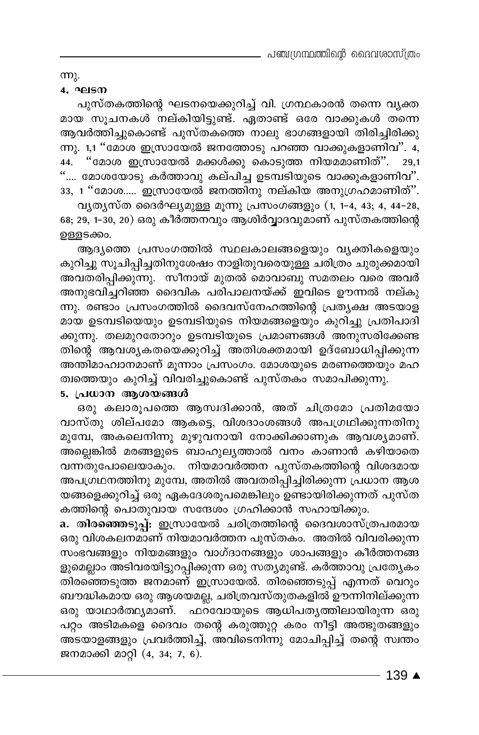ന്നു.

### 4. ഘടന

പുസ്തകത്തിന്റെ ഘടനയെക്കുറിച്ച് വി. ഗ്രന്ഥകാരൻ തന്നെ വ്യക്തമായ സൂചനകൾ നല്കിയിട്ടുണ്ട്. ഏതാണ്ട് ഒരേ വാക്കുകൾ തന്നെ ആവർത്തിച്ചുകൊണ്ട് പുസ്തകത്തെ നാലു ഭാഗങ്ങളായി തിരിച്ചിരിക്കുന്നു. 1,1 "മോശ ഇസ്രായേൽ ജനത്തോടു പറഞ്ഞ വാക്കുകളാണിവ". 4, 44. "മോശ ഇസ്രായേൽ മക്കൾക്കു കൊടുത്ത നിയമമാണിത്". 29,1 ".... മോശയോടു കർത്താവു കല്പിച്ച ഉടമ്പടിയുടെ വാക്കുകളാണിവ". 33, 1 "മോശ..... ഇസ്രായേൽ ജനത്തിനു നല്കിയ അനുഗ്രഹമാണിത്".

വ്യത്യസ്ത ദൈർഘ്യമുള്ള മൂന്നു പ്രസംഗങ്ങളും (1, 1-4, 43; 4, 44-28, 68; 29, 1-30, 20) ഒരു കീർത്തനവും ആശിർവ്വാദവുമാണ് പുസ്തകത്തിന്റെ ഉള്ളടക്കം.

ആദ്യത്തെ പ്രസംഗത്തിൽ സ്ഥലകാലങ്ങളെയും വ്യക്തികളെയും കുറിച്ചു സൂചിപ്പിച്ചതിനുശേഷം നാളിതുവരെയുള്ള ചരിത്രം ചുരുക്കമായി അവതരിപ്പിക്കുന്നു. സീനായ് മുതൽ മൊവാബു സമതലം വരെ അവർ അനുഭവിച്ചറിഞ്ഞ ദൈവിക പരിപാലനയ്ക്ക് ഇവിടെ ഊന്നൽ നല്കുന്നു. രണ്ടാം പ്രസംഗത്തിൽ ദൈവസ്നേഹത്തിന്റെ പ്രത്യക്ഷ അടയാളമായ ഉടമ്പടിയെയും ഉടമ്പടിയുടെ നിയമങ്ങളെയും കുറിച്ചു പ്രതിപാദിക്കുന്നു. തലമുറതോറും ഉടമ്പടിയുടെ പ്രമാണങ്ങൾ അനുസരിക്കേണ്ടതിന്റെ ആവശ്യകതയെക്കുറിച്ച് അതിശക്തമായി ഉദ്ബോധിപ്പിക്കുന്ന അന്തിമാഹ്വാനമാണ് മൂന്നാം പ്രസംഗം. മോശയുടെ മരണത്തെയും മഹത്വത്തെയും കുറിച്ച് വിവരിച്ചുകൊണ്ട് പുസ്തകം സമാപിക്കുന്നു.

### 5. പ്രധാന ആശയങ്ങൾ

ഒരു കലാരൂപത്തെ ആസ്വദിക്കാൻ, അത് ചിത്രമോ പ്രതിമയോ വാസ്തു ശില്പമോ ആകട്ടെ, വിശദാംശങ്ങൾ അപഗ്രഥിക്കുന്നതിനു മുമ്പേ, അകലെനിന്നു മുഴുവനായി നോക്കിക്കാണുക ആവശ്യമാണ്. അല്ലെങ്കിൽ മരങ്ങളുടെ ബാഹുല്യത്താൽ വനം കാണാൻ കഴിയാതെ വന്നതുപോലെയാകും. നിയമാവർത്തന പുസ്തകത്തിന്റെ വിശദമായ അപഗ്രഥനത്തിനു മുമ്പേ, അതിൽ അവതരിപ്പിച്ചിരിക്കുന്ന പ്രധാന ആശയങ്ങളെക്കുറിച്ച് ഒരു ഏകദേശരൂപമെങ്കിലും ഉണ്ടായിരിക്കുന്നത് പുസ്തകത്തിന്റെ പൊതുവായ സന്ദേശം ഗ്രഹിക്കാൻ സഹായിക്കും.

**a. തിരഞ്ഞെടുപ്പ്:** ഇസ്രായേൽ ചരിത്രത്തിന്റെ ദൈവശാസ്ത്രപരമായ ഒരു വിശകലനമാണ് നിയമാവർത്തന പുസ്തകം. അതിൽ വിവരിക്കുന്ന സംഭവങ്ങളും നിയമങ്ങളും വാഗ്ദാനങ്ങളും ശാപങ്ങളും കീർത്തനങ്ങളുമെല്ലാം അടിവരയിട്ടുറപ്പിക്കുന്ന ഒരു സത്യമുണ്ട്. കർത്താവു പ്രത്യേകം തിരഞ്ഞെടുത്ത ജനമാണ് ഇസ്രായേൽ. തിരഞ്ഞെടുപ്പ് എന്നത് വെറും ബൗദ്ധികമായ ഒരു ആശയമല്ല, ചരിത്രവസ്തുതകളിൽ ഊന്നിനില്ക്കുന്ന ഒരു യാഥാർത്ഥ്യമാണ്. ഫറവോയുടെ ആധിപത്യത്തിലായിരുന്ന ഒരു പറ്റം അടിമകളെ ദൈവം തന്റെ കരുത്തുറ്റ കരം നീട്ടി അത്ഭുതങ്ങളും അടയാളങ്ങളും പ്രവർത്തിച്ച്, അവിടെനിന്നു മോചിപ്പിച്ച് തന്റെ സ്വന്തം ജനമാക്കി മാറ്റി (4, 34; 7, 6).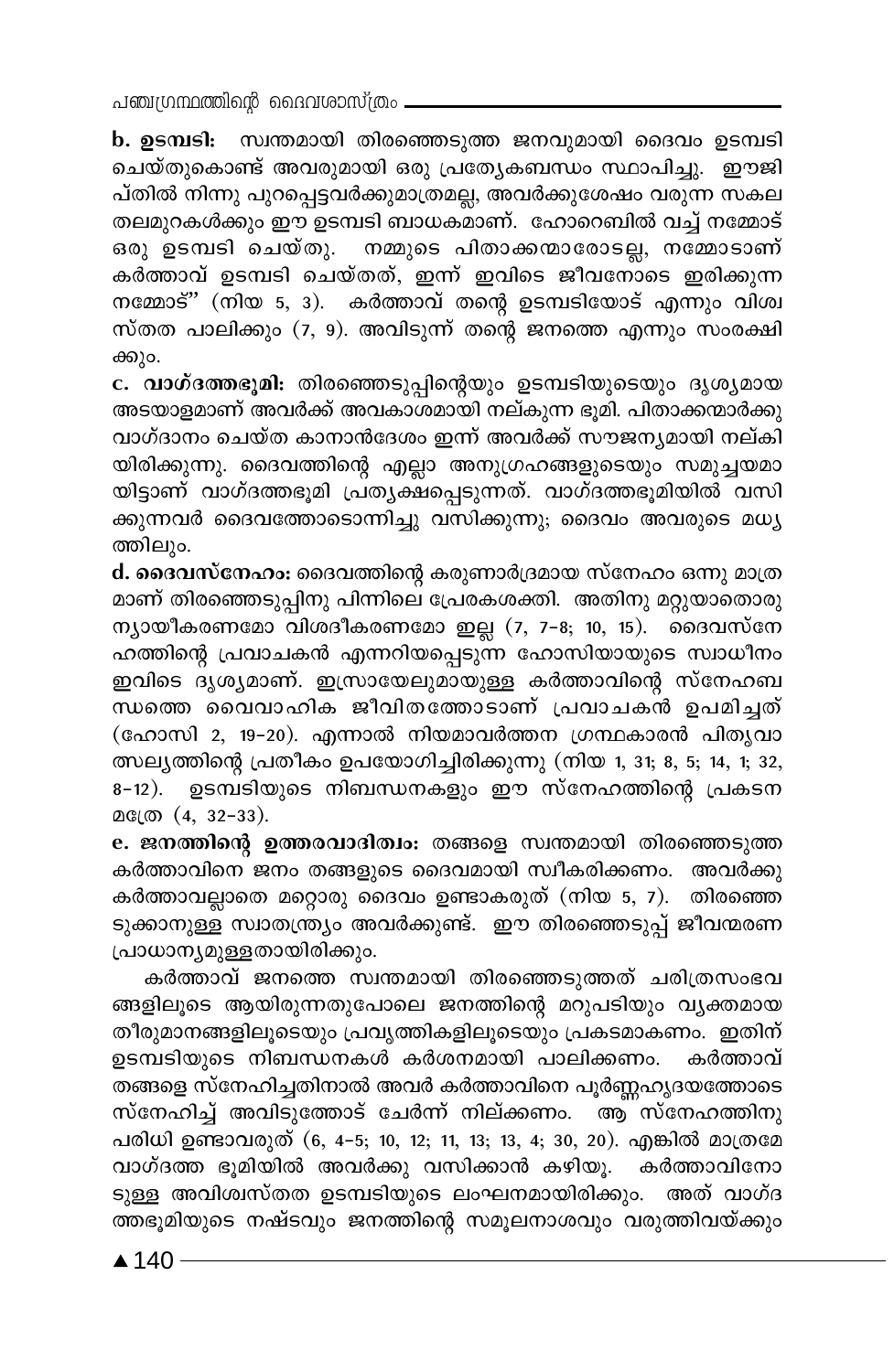**b. ഉടമ്പടി:** സ്വന്തമായി തിരഞ്ഞെടുത്ത ജനവുമായി ദൈവം ഉടമ്പടി ചെയ്തുകൊണ്ട് അവരുമായി ഒരു പ്രത്യേകബന്ധം സ്ഥാപിച്ചു. ഈജി പ്തിൽ നിന്നു പുറപ്പെട്ടവർക്കുമാത്രമല്ല, അവർക്കുശേഷം വരുന്ന സകല തലമുറകൾക്കും ഈ ഉടമ്പടി ബാധകമാണ്. ഹോറെബിൽ വച്ച് നമ്മോട് ഒരു ഉടമ്പടി ചെയ്തു. നമ്മുടെ പിതാക്കന്മാരോടല്ല, നമ്മോടാണ് കർത്താവ് ഉടമ്പടി ചെയ്തത്, ഇന്ന് ഇവിടെ ജീവനോടെ ഇരിക്കുന്ന നമ്മോട്" (നിയ 5, 3). കർത്താവ് തന്റെ ഉടമ്പടിയോട് എന്നും വിശ്വ സ്തത പാലിക്കും (7, 9). അവിടുന്ന് തന്റെ ജനത്തെ എന്നും സംരക്ഷി ക്കും.

**c. വാഗ്ദത്തഭൂമി:** തിരഞ്ഞെടുപ്പിന്റെയും ഉടമ്പടിയുടെയും ദൃശ്യമായ അടയാളമാണ് അവർക്ക് അവകാശമായി നല്കുന്ന ഭൂമി. പിതാക്കന്മാർക്കു വാഗ്ദാനം ചെയ്ത കാനാൻദേശം ഇന്ന് അവർക്ക് സൗജന്യമായി നല്കി യിരിക്കുന്നു. ദൈവത്തിന്റെ എല്ലാ അനുഗ്രഹങ്ങളുടെയും സമുച്ചയമാ യിട്ടാണ് വാഗ്ദത്തഭൂമി പ്രത്യക്ഷപ്പെടുന്നത്. വാഗ്ദത്തഭൂമിയിൽ വസി ക്കുന്നവർ ദൈവത്തോടൊന്നിച്ചു വസിക്കുന്നു; ദൈവം അവരുടെ മധ്യ ത്തിലും.

**d. ദൈവസ്നേഹം:** ദൈവത്തിന്റെ കരുണാർദ്രമായ സ്നേഹം ഒന്നു മാത്ര മാണ് തിരഞ്ഞെടുപ്പിനു പിന്നിലെ പ്രേരകശക്തി. അതിനു മറ്റുയാതൊരു ന്യായീകരണമോ വിശദീകരണമോ ഇല്ല (7, 7-8; 10, 15). ദൈവസ്നേ ഹത്തിന്റെ പ്രവാചകൻ എന്നറിയപ്പെടുന്ന ഹോസിയായുടെ സ്വാധീനം ഇവിടെ ദൃശ്യമാണ്. ഇസ്രായേലുമായുള്ള കർത്താവിന്റെ സ്നേഹബ ന്ധത്തെ വൈവാഹിക ജീവിതത്തോടാണ് പ്രവാചകൻ ഉപമിച്ചത് (ഹോസി 2, 19-20). എന്നാൽ നിയമാവർത്തന ഗ്രന്ഥകാരൻ പിതൃവാ ത്സല്യത്തിന്റെ പ്രതീകം ഉപയോഗിച്ചിരിക്കുന്നു (നിയ 1, 31; 8, 5; 14, 1; 32, 8-12). ഉടമ്പടിയുടെ നിബന്ധനകളും ഈ സ്നേഹത്തിന്റെ പ്രകടന മത്രേ (4, 32-33).

**e. ജനത്തിന്റെ ഉത്തരവാദിത്വം:** തങ്ങളെ സ്വന്തമായി തിരഞ്ഞെടുത്ത കർത്താവിനെ ജനം തങ്ങളുടെ ദൈവമായി സ്വീകരിക്കണം. അവർക്കു കർത്താവല്ലാതെ മറ്റൊരു ദൈവം ഉണ്ടാകരുത് (നിയ 5, 7). തിരഞ്ഞെ ടുക്കാനുള്ള സ്വാതന്ത്ര്യം അവർക്കുണ്ട്. ഈ തിരഞ്ഞെടുപ്പ് ജീവന്മരണ പ്രാധാന്യമുള്ളതായിരിക്കും.

കർത്താവ് ജനത്തെ സ്വന്തമായി തിരഞ്ഞെടുത്തത് ചരിത്രസംഭവ ങ്ങളിലൂടെ ആയിരുന്നതുപോലെ ജനത്തിന്റെ മറുപടിയും വ്യക്തമായ തീരുമാനങ്ങളിലൂടെയും പ്രവൃത്തികളിലൂടെയും പ്രകടമാകണം. ഇതിന് ഉടമ്പടിയുടെ നിബന്ധനകൾ കർശനമായി പാലിക്കണം. കർത്താവ് തങ്ങളെ സ്നേഹിച്ചതിനാൽ അവർ കർത്താവിനെ പൂർണ്ണഹൃദയത്തോടെ സ്നേഹിച്ച് അവിടുത്തോട് ചേർന്ന് നില്ക്കണം. ആ സ്നേഹത്തിനു പരിധി ഉണ്ടാവരുത് (6, 4-5; 10, 12; 11, 13; 13, 4; 30, 20). എങ്കിൽ മാത്രമേ വാഗ്ദത്ത ഭൂമിയിൽ അവർക്കു വസിക്കാൻ കഴിയൂ. കർത്താവിനോ ടുള്ള അവിശ്വസ്തത ഉടമ്പടിയുടെ ലംഘനമായിരിക്കും. അത് വാഗ്ദ ത്തഭൂമിയുടെ നഷ്ടവും ജനത്തിന്റെ സമൂലനാശവും വരുത്തിവയ്ക്കും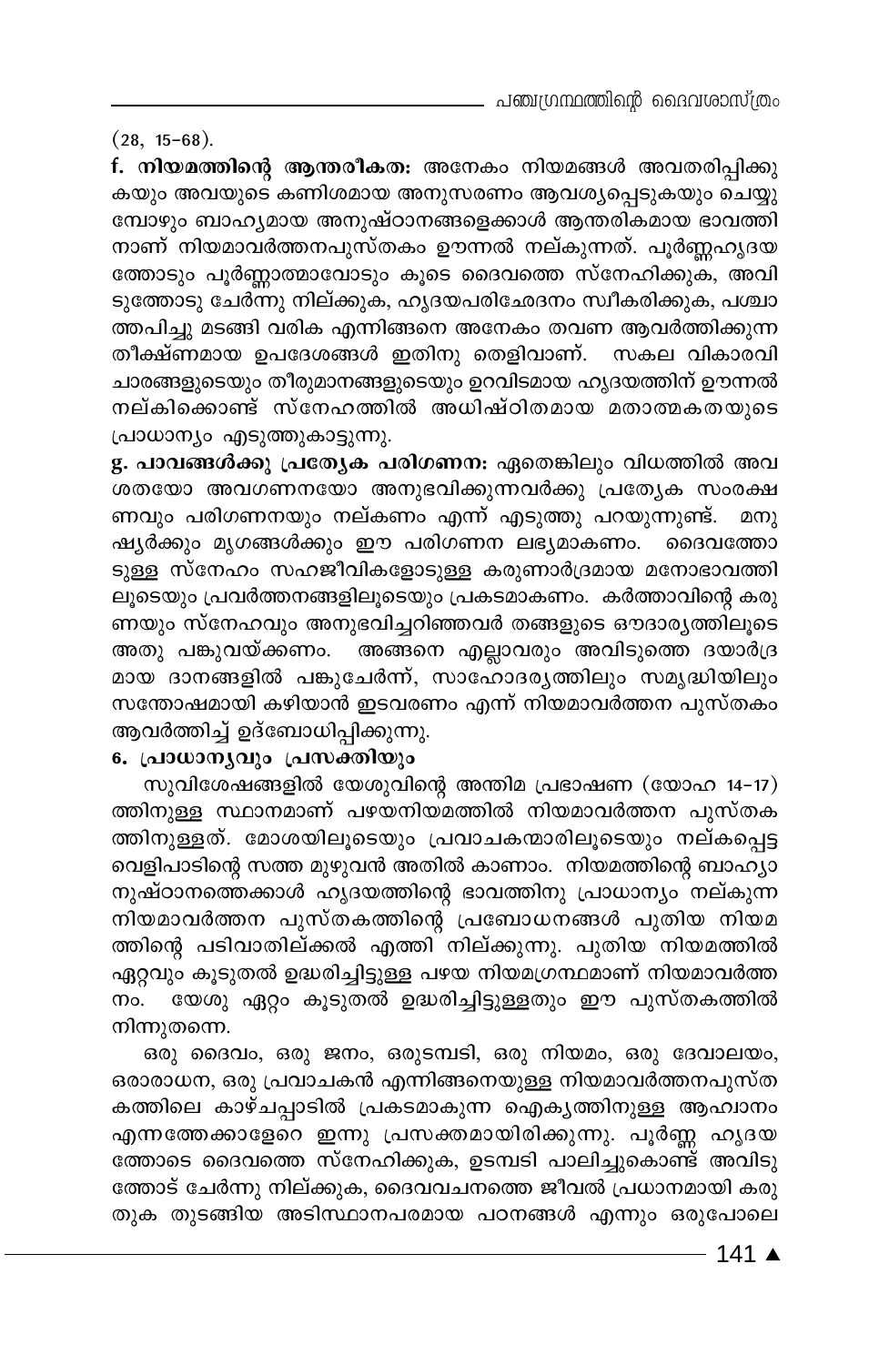(28, 15-68).

**f. നിയമത്തിന്റെ ആന്തരീകത:** അനേകം നിയമങ്ങൾ അവതരിപ്പിക്കുകയും അവയുടെ കണിശമായ അനുസരണം ആവശ്യപ്പെടുകയും ചെയ്യുമ്പോഴും ബാഹ്യമായ അനുഷ്ഠാനങ്ങളെക്കാൾ ആന്തരികമായ ഭാവത്തിനാണ് നിയമാവർത്തനപുസ്തകം ഊന്നൽ നല്കുന്നത്. പൂർണ്ണഹൃദയത്തോടും പൂർണ്ണാത്മാവോടും കൂടെ ദൈവത്തെ സ്നേഹിക്കുക, അവിടുത്തോടു ചേർന്നു നില്ക്കുക, ഹൃദയപരിഛേദനം സ്വീകരിക്കുക, പശ്ചാത്തപിച്ചു മടങ്ങി വരിക എന്നിങ്ങനെ അനേകം തവണ ആവർത്തിക്കുന്ന തീക്ഷ്ണമായ ഉപദേശങ്ങൾ ഇതിനു തെളിവാണ്. സകല വികാരവിചാരങ്ങളുടെയും തീരുമാനങ്ങളുടെയും ഉറവിടമായ ഹൃദയത്തിന് ഊന്നൽ നല്കിക്കൊണ്ട് സ്നേഹത്തിൽ അധിഷ്ഠിതമായ മതാത്മകതയുടെ പ്രാധാന്യം എടുത്തുകാട്ടുന്നു.

**g. പാവങ്ങൾക്കു പ്രത്യേക പരിഗണന:** ഏതെങ്കിലും വിധത്തിൽ അവശതയോ അവഗണനയോ അനുഭവിക്കുന്നവർക്കു പ്രത്യേക സംരക്ഷണവും പരിഗണനയും നല്കണം എന്ന് എടുത്തു പറയുന്നുണ്ട്. മനുഷ്യർക്കും മൃഗങ്ങൾക്കും ഈ പരിഗണന ലഭ്യമാകണം. ദൈവത്തോടുള്ള സ്നേഹം സഹജീവികളോടുള്ള കരുണാർദ്രമായ മനോഭാവത്തിലൂടെയും പ്രവർത്തനങ്ങളിലൂടെയും പ്രകടമാകണം. കർത്താവിന്റെ കരുണയും സ്നേഹവും അനുഭവിച്ചറിഞ്ഞവർ തങ്ങളുടെ ഔദാര്യത്തിലൂടെ അതു പങ്കുവയ്ക്കണം. അങ്ങനെ എല്ലാവരും അവിടുത്തെ ദയാർദ്രമായ ദാനങ്ങളിൽ പങ്കുചേർന്ന്, സാഹോദര്യത്തിലും സമൃദ്ധിയിലും സന്തോഷമായി കഴിയാൻ ഇടവരണം എന്ന് നിയമാവർത്തന പുസ്തകം ആവർത്തിച്ച് ഉദ്ബോധിപ്പിക്കുന്നു.

### 6. പ്രാധാന്യവും പ്രസക്തിയും

സുവിശേഷങ്ങളിൽ യേശുവിന്റെ അന്തിമ പ്രഭാഷണ (യോഹ 14-17) ത്തിനുള്ള സ്ഥാനമാണ് പഴയനിയമത്തിൽ നിയമാവർത്തന പുസ്തകത്തിനുള്ളത്. മോശയിലൂടെയും പ്രവാചകന്മാരിലൂടെയും നല്കപ്പെട്ട വെളിപാടിന്റെ സത്ത മുഴുവൻ അതിൽ കാണാം. നിയമത്തിന്റെ ബാഹ്യാനുഷ്ഠാനത്തെക്കാൾ ഹൃദയത്തിന്റെ ഭാവത്തിനു പ്രാധാന്യം നല്കുന്ന നിയമാവർത്തന പുസ്തകത്തിന്റെ പ്രബോധനങ്ങൾ പുതിയ നിയമത്തിന്റെ പടിവാതില്ക്കൽ എത്തി നില്ക്കുന്നു. പുതിയ നിയമത്തിൽ ഏറ്റവും കൂടുതൽ ഉദ്ധരിച്ചിട്ടുള്ള പഴയ നിയമഗ്രന്ഥമാണ് നിയമാവർത്തനം. യേശു ഏറ്റം കൂടുതൽ ഉദ്ധരിച്ചിട്ടുള്ളതും ഈ പുസ്തകത്തിൽ നിന്നുതന്നെ.

ഒരു ദൈവം, ഒരു ജനം, ഒരുടമ്പടി, ഒരു നിയമം, ഒരു ദേവാലയം, ഒരാരാധന, ഒരു പ്രവാചകൻ എന്നിങ്ങനെയുള്ള നിയമാവർത്തനപുസ്തകത്തിലെ കാഴ്ചപ്പാടിൽ പ്രകടമാകുന്ന ഐക്യത്തിനുള്ള ആഹ്വാനം എന്നത്തേക്കാളേറെ ഇന്നു പ്രസക്തമായിരിക്കുന്നു. പൂർണ്ണ ഹൃദയത്തോടെ ദൈവത്തെ സ്നേഹിക്കുക, ഉടമ്പടി പാലിച്ചുകൊണ്ട് അവിടുത്തോട് ചേർന്നു നില്ക്കുക, ദൈവവചനത്തെ ജീവൽ പ്രധാനമായി കരുതുക തുടങ്ങിയ അടിസ്ഥാനപരമായ പഠനങ്ങൾ എന്നും ഒരുപോലെ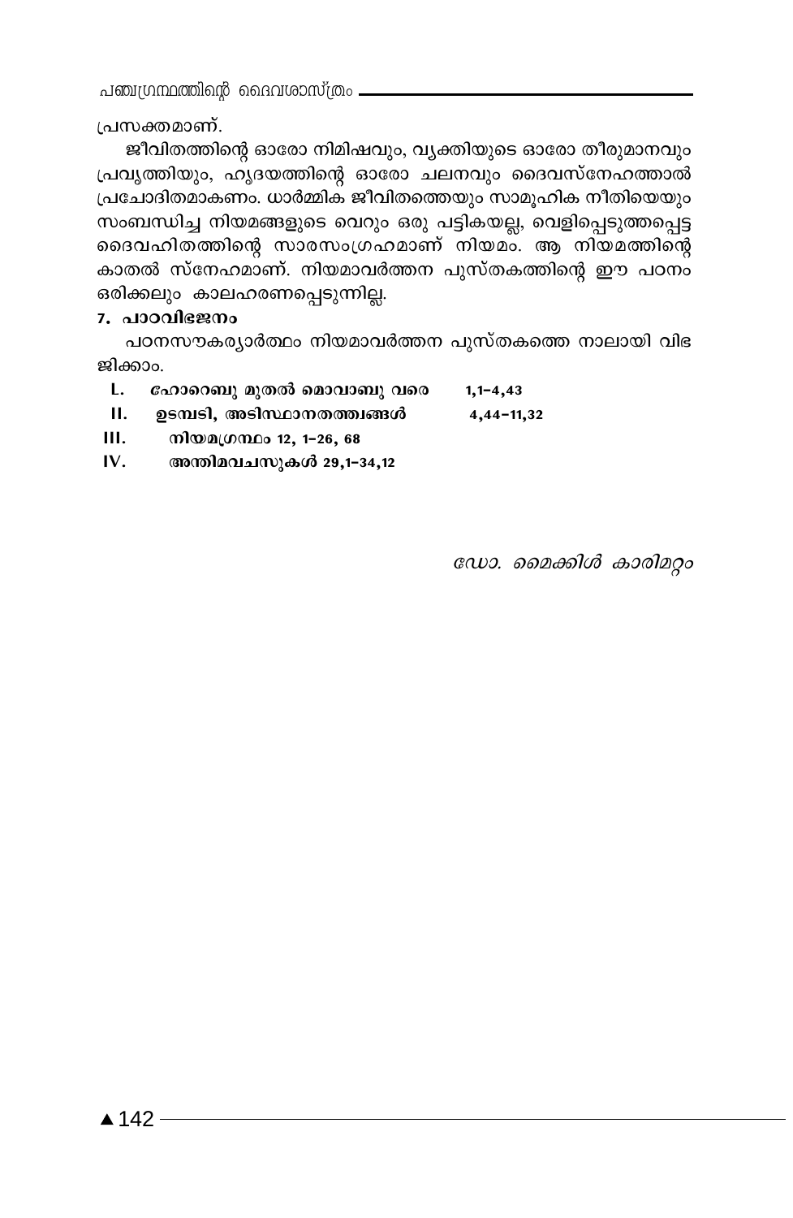പ്രസക്തമാണ്.

ജീവിതത്തിന്റെ ഓരോ നിമിഷവും, വ്യക്തിയുടെ ഓരോ തീരുമാനവും പ്രവൃത്തിയും, ഹൃദയത്തിന്റെ ഓരോ ചലനവും ദൈവസ്നേഹത്താൽ പ്രചോദിതമാകണം. ധാർമ്മിക ജീവിതത്തെയും സാമൂഹിക നീതിയെയും സംബന്ധിച്ച നിയമങ്ങളുടെ വെറും ഒരു പട്ടികയല്ല, വെളിപ്പെടുത്തപ്പെട്ട ദൈവഹിതത്തിന്റെ സാരസംഗ്രഹമാണ് നിയമം. ആ നിയമത്തിന്റെ കാതൽ സ്നേഹമാണ്. നിയമാവർത്തന പുസ്തകത്തിന്റെ ഈ പഠനം ഒരിക്കലും കാലഹരണപ്പെടുന്നില്ല.

**7. പാഠവിഭജനം**

പഠനസൗകര്യാർത്ഥം നിയമാവർത്തന പുസ്തകത്തെ നാലായി വിഭജിക്കാം.

**I. ഹോറെബു മുതൽ മൊവാബു വരെ 1,1-4,43**
**II. ഉടമ്പടി, അടിസ്ഥാനതത്ത്വങ്ങൾ 4,44-11,32**
**III. നിയമഗ്രന്ഥം 12, 1-26, 68**
**IV. അന്തിമവചസുകൾ 29,1-34,12**

*ഡോ. മൈക്കിൾ കാരിമറ്റം*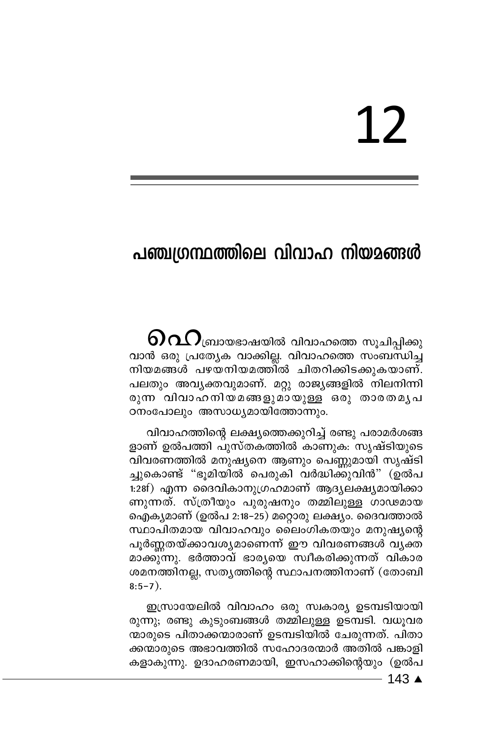# 12

## പഞ്ചഗ്രന്ഥത്തിലെ വിവാഹ നിയമങ്ങൾ

ഹെബ്രായഭാഷയിൽ വിവാഹത്തെ സൂചിപ്പിക്കുവാൻ ഒരു പ്രത്യേക വാക്കില്ല. വിവാഹത്തെ സംബന്ധിച്ച നിയമങ്ങൾ പഴയനിയമത്തിൽ ചിതറിക്കിടക്കുകയാണ്. പലതും അവ്യക്തവുമാണ്. മറ്റു രാജ്യങ്ങളിൽ നിലനിന്നിരുന്ന വിവാഹനിയമങ്ങളുമായുള്ള ഒരു താരതമ്യപഠനംപോലും അസാധ്യമായിത്തോന്നും.

വിവാഹത്തിന്റെ ലക്ഷ്യത്തെക്കുറിച്ച് രണ്ടു പരാമർശങ്ങളാണ് ഉൽപത്തി പുസ്തകത്തിൽ കാണുക: സൃഷ്ടിയുടെ വിവരണത്തിൽ മനുഷ്യനെ ആണും പെണ്ണുമായി സൃഷ്ടിച്ചുകൊണ്ട് "ഭൂമിയിൽ പെരുകി വർദ്ധിക്കുവിൻ" (ഉൽപ 1:28f) എന്ന ദൈവികാനുഗ്രഹമാണ് ആദ്യലക്ഷ്യമായിക്കാണുന്നത്. സ്ത്രീയും പുരുഷനും തമ്മിലുള്ള ഗാഢമായ ഐക്യമാണ് (ഉൽപ 2:18-25) മറ്റൊരു ലക്ഷ്യം. ദൈവത്താൽ സ്ഥാപിതമായ വിവാഹവും ലൈംഗികതയും മനുഷ്യന്റെ പൂർണ്ണതയ്ക്കാവശ്യമാണെന്ന് ഈ വിവരണങ്ങൾ വ്യക്തമാക്കുന്നു. ഭർത്താവ് ഭാര്യയെ സ്വീകരിക്കുന്നത് വികാരശമനത്തിനല്ല, സത്യത്തിന്റെ സ്ഥാപനത്തിനാണ് (തോബി 8:5-7).

ഇസ്രായേലിൽ വിവാഹം ഒരു സ്വകാര്യ ഉടമ്പടിയായിരുന്നു; രണ്ടു കുടുംബങ്ങൾ തമ്മിലുള്ള ഉടമ്പടി. വധൂവരന്മാരുടെ പിതാക്കന്മാരാണ് ഉടമ്പടിയിൽ ചേരുന്നത്. പിതാക്കന്മാരുടെ അഭാവത്തിൽ സഹോദരന്മാർ അതിൽ പങ്കാളികളാകുന്നു. ഉദാഹരണമായി, ഇസഹാക്കിന്റെയും (ഉൽപ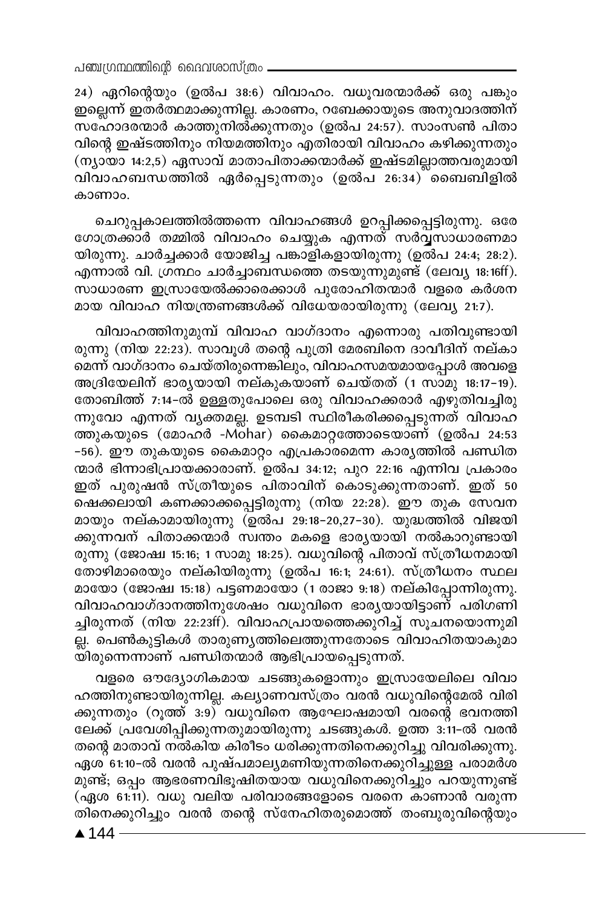24) ഏറിന്റെയും (ഉൽപ 38:6) വിവാഹം. വധൂവരന്മാർക്ക് ഒരു പങ്കും ഇല്ലെന്ന് ഇതർത്ഥമാക്കുന്നില്ല. കാരണം, റബേക്കായുടെ അനുവാദത്തിന് സഹോദരന്മാർ കാത്തുനിൽക്കുന്നതും (ഉൽപ 24:57). സാംസൺ പിതാവിന്റെ ഇഷ്ടത്തിനും നിയമത്തിനും എതിരായി വിവാഹം കഴിക്കുന്നതും (ന്യായാ 14:2,5) ഏസാവ് മാതാപിതാക്കന്മാർക്ക് ഇഷ്ടമില്ലാത്തവരുമായി വിവാഹബന്ധത്തിൽ ഏർപ്പെടുന്നതും (ഉൽപ 26:34) ബൈബിളിൽ കാണാം.

ചെറുപ്പകാലത്തിൽത്തന്നെ വിവാഹങ്ങൾ ഉറപ്പിക്കപ്പെട്ടിരുന്നു. ഒരേ ഗോത്രക്കാർ തമ്മിൽ വിവാഹം ചെയ്യുക എന്നത് സർവ്വസാധാരണമായിരുന്നു. ചാർച്ചക്കാർ യോജിച്ച പങ്കാളികളായിരുന്നു (ഉൽപ 24:4; 28:2). എന്നാൽ വി. ഗ്രന്ഥം ചാർച്ചാബന്ധത്തെ തടയുന്നുമുണ്ട് (ലേവ്യ 18:16ff). സാധാരണ ഇസ്രായേൽക്കാരെക്കാൾ പുരോഹിതന്മാർ വളരെ കർശനമായ വിവാഹ നിയന്ത്രണങ്ങൾക്ക് വിധേയരായിരുന്നു (ലേവ്യ 21:7).

വിവാഹത്തിനുമുമ്പ് വിവാഹ വാഗ്ദാനം എന്നൊരു പതിവുണ്ടായിരുന്നു (നിയ 22:23). സാവൂൾ തന്റെ പുത്രി മേരബിനെ ദാവീദിന് നല്കാമെന്ന് വാഗ്ദാനം ചെയ്തിരുന്നെങ്കിലും, വിവാഹസമയമായപ്പോൾ അവളെ അദ്രിയേലിന് ഭാര്യയായി നല്കുകയാണ് ചെയ്തത് (1 സാമു 18:17-19). തോബിത്ത് 7:14-ൽ ഉള്ളതുപോലെ ഒരു വിവാഹക്കരാർ എഴുതിവച്ചിരുന്നുവോ എന്നത് വ്യക്തമല്ല. ഉടമ്പടി സ്ഥിരീകരിക്കപ്പെടുന്നത് വിവാഹത്തുകയുടെ (മോഹർ -Mohar) കൈമാറ്റത്തോടെയാണ് (ഉൽപ 24:53-56). ഈ തുകയുടെ കൈമാറ്റം എപ്രകാരമെന്ന കാര്യത്തിൽ പണ്ഡിതന്മാർ ഭിന്നാഭിപ്രായക്കാരാണ്. ഉൽപ 34:12; പുറ 22:16 എന്നിവ പ്രകാരം ഇത് പുരുഷൻ സ്ത്രീയുടെ പിതാവിന് കൊടുക്കുന്നതാണ്. ഇത് 50 ഷെക്കലായി കണക്കാക്കപ്പെട്ടിരുന്നു (നിയ 22:28). ഈ തുക സേവനമായും നല്കാമായിരുന്നു (ഉൽപ 29:18-20,27-30). യുദ്ധത്തിൽ വിജയിക്കുന്നവന് പിതാക്കന്മാർ സ്വന്തം മകളെ ഭാര്യയായി നൽകാറുണ്ടായിരുന്നു (ജോഷ്വ 15:16; 1 സാമു 18:25). വധുവിന്റെ പിതാവ് സ്ത്രീധനമായി തോഴിമാരെയും നല്കിയിരുന്നു (ഉൽപ 16:1; 24:61). സ്ത്രീധനം സ്ഥലമായോ (ജോഷ്വ 15:18) പട്ടണമായോ (1 രാജാ 9:18) നല്കിപ്പോന്നിരുന്നു. വിവാഹവാഗ്ദാനത്തിനുശേഷം വധുവിനെ ഭാര്യയായിട്ടാണ് പരിഗണിച്ചിരുന്നത് (നിയ 22:23ff). വിവാഹപ്രായത്തെക്കുറിച്ച് സൂചനയൊന്നുമില്ല. പെൺകുട്ടികൾ താരുണ്യത്തിലെത്തുന്നതോടെ വിവാഹിതയാകുമായിരുന്നെന്നാണ് പണ്ഡിതന്മാർ ആഭിപ്രായപ്പെടുന്നത്.

വളരെ ഔദ്യോഗികമായ ചടങ്ങുകളൊന്നും ഇസ്രായേലിലെ വിവാഹത്തിനുണ്ടായിരുന്നില്ല. കല്യാണവസ്ത്രം വരൻ വധുവിന്റെമേൽ വിരിക്കുന്നതും (റൂത്ത് 3:9) വധുവിനെ ആഘോഷമായി വരന്റെ ഭവനത്തിലേക്ക് പ്രവേശിപ്പിക്കുന്നതുമായിരുന്നു ചടങ്ങുകൾ. ഉത്ത 3:11-ൽ വരൻ തന്റെ മാതാവ് നൽകിയ കിരീടം ധരിക്കുന്നതിനെക്കുറിച്ചു വിവരിക്കുന്നു. ഏശ 61:10-ൽ വരൻ പുഷ്പമാല്യമണിയുന്നതിനെക്കുറിച്ചുള്ള പരാമർശമുണ്ട്; ഒപ്പം ആഭരണവിഭൂഷിതയായ വധുവിനെക്കുറിച്ചും പറയുന്നുണ്ട് (ഏശ 61:11). വധു വലിയ പരിവാരങ്ങളോടെ വരനെ കാണാൻ വരുന്നതിനെക്കുറിച്ചും വരൻ തന്റെ സ്നേഹിതരുമൊത്ത് തംബുരുവിന്റെയും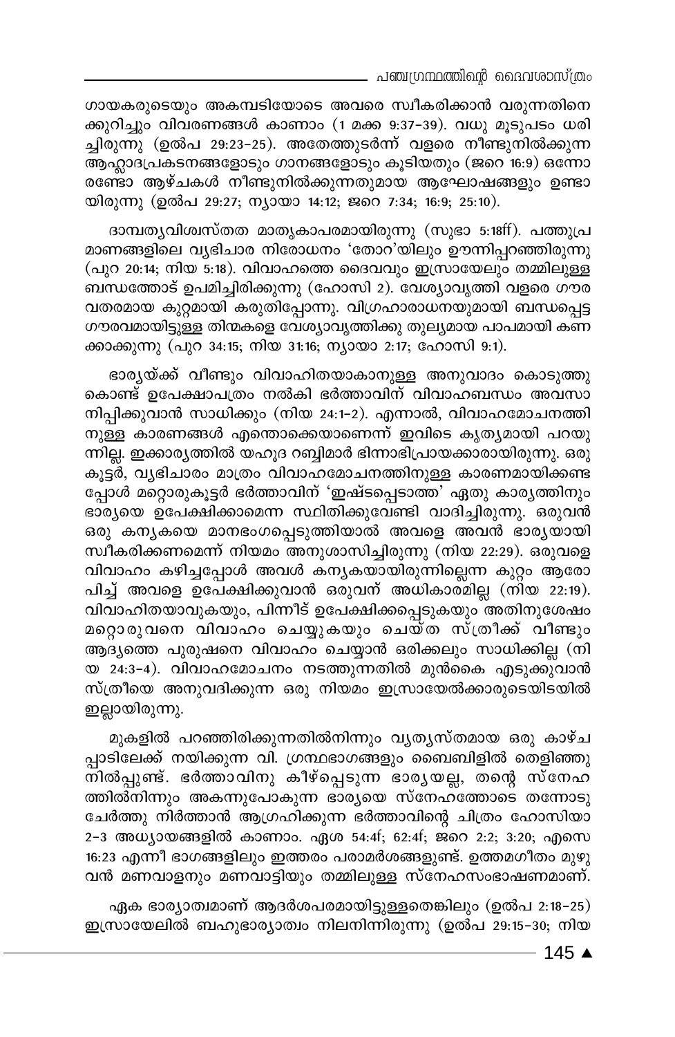ഗായകരുടെയും അകമ്പടിയോടെ അവരെ സ്വീകരിക്കാൻ വരുന്നതിനെക്കുറിച്ചും വിവരണങ്ങൾ കാണാം (1 മക്ക 9:37-39). വധു മൂടുപടം ധരിച്ചിരുന്നു (ഉൽപ 29:23-25). അതേത്തുടർന്ന് വളരെ നീണ്ടുനിൽക്കുന്ന ആഹ്ലാദപ്രകടനങ്ങളോടും ഗാനങ്ങളോടും കൂടിയതും (ജറെ 16:9) ഒന്നോ രണ്ടോ ആഴ്ചകൾ നീണ്ടുനിൽക്കുന്നതുമായ ആഘോഷങ്ങളും ഉണ്ടായിരുന്നു (ഉൽപ 29:27; ന്യായാ 14:12; ജറെ 7:34; 16:9; 25:10).

ദാമ്പത്യവിശ്വസ്തത മാതൃകാപരമായിരുന്നു (സുഭാ 5:18ff). പത്തുപ്രമാണങ്ങളിലെ വ്യഭിചാര നിരോധനം 'തോറ'യിലും ഊന്നിപ്പറഞ്ഞിരുന്നു (പുറ 20:14; നിയ 5:18). വിവാഹത്തെ ദൈവവും ഇസ്രായേലും തമ്മിലുള്ള ബന്ധത്തോട് ഉപമിച്ചിരിക്കുന്നു (ഹോസി 2). വേശ്യാവൃത്തി വളരെ ഗൗരവതരമായ കുറ്റമായി കരുതിപ്പോന്നു. വിഗ്രഹാരാധനയുമായി ബന്ധപ്പെട്ട ഗൗരവമായിട്ടുള്ള തിന്മകളെ വേശ്യാവൃത്തിക്കു തുല്യമായ പാപമായി കണക്കാക്കുന്നു (പുറ 34:15; നിയ 31:16; ന്യായാ 2:17; ഹോസി 9:1).

ഭാര്യയ്ക്ക് വീണ്ടും വിവാഹിതയാകാനുള്ള അനുവാദം കൊടുത്തുകൊണ്ട് ഉപേക്ഷാപത്രം നൽകി ഭർത്താവിന് വിവാഹബന്ധം അവസാനിപ്പിക്കുവാൻ സാധിക്കും (നിയ 24:1-2). എന്നാൽ, വിവാഹമോചനത്തിനുള്ള കാരണങ്ങൾ എന്തൊക്കെയാണെന്ന് ഇവിടെ കൃത്യമായി പറയുന്നില്ല. ഇക്കാര്യത്തിൽ യഹൂദ റബ്ബിമാർ ഭിന്നാഭിപ്രായക്കാരായിരുന്നു. ഒരു കൂട്ടർ, വ്യഭിചാരം മാത്രം വിവാഹമോചനത്തിനുള്ള കാരണമായിക്കണ്ടപ്പോൾ മറ്റൊരുകൂട്ടർ ഭർത്താവിന് 'ഇഷ്ടപ്പെടാത്ത' ഏതു കാര്യത്തിനും ഭാര്യയെ ഉപേക്ഷിക്കാമെന്ന സ്ഥിതിക്കുവേണ്ടി വാദിച്ചിരുന്നു. ഒരുവൻ ഒരു കന്യകയെ മാനഭംഗപ്പെടുത്തിയാൽ അവളെ അവൻ ഭാര്യയായി സ്വീകരിക്കണമെന്ന് നിയമം അനുശാസിച്ചിരുന്നു (നിയ 22:29). ഒരുവളെ വിവാഹം കഴിച്ചപ്പോൾ അവൾ കന്യകയായിരുന്നില്ലെന്ന കുറ്റം ആരോപിച്ച് അവളെ ഉപേക്ഷിക്കുവാൻ ഒരുവന് അധികാരമില്ല (നിയ 22:19). വിവാഹിതയാവുകയും, പിന്നീട് ഉപേക്ഷിക്കപ്പെടുകയും അതിനുശേഷം മറ്റൊരുവനെ വിവാഹം ചെയ്യുകയും ചെയ്ത സ്ത്രീക്ക് വീണ്ടും ആദ്യത്തെ പുരുഷനെ വിവാഹം ചെയ്യാൻ ഒരിക്കലും സാധിക്കില്ല (നിയ 24:3-4). വിവാഹമോചനം നടത്തുന്നതിൽ മുൻകൈ എടുക്കുവാൻ സ്ത്രീയെ അനുവദിക്കുന്ന ഒരു നിയമം ഇസ്രായേൽക്കാരുടെയിടയിൽ ഇല്ലായിരുന്നു.

മുകളിൽ പറഞ്ഞിരിക്കുന്നതിൽനിന്നും വ്യത്യസ്തമായ ഒരു കാഴ്ചപ്പാടിലേക്ക് നയിക്കുന്ന വി. ഗ്രന്ഥഭാഗങ്ങളും ബൈബിളിൽ തെളിഞ്ഞുനിൽപ്പുണ്ട്. ഭർത്താവിനു കീഴ്പ്പെടുന്ന ഭാര്യയല്ല, തന്റെ സ്നേഹത്തിൽനിന്നും അകന്നുപോകുന്ന ഭാര്യയെ സ്നേഹത്തോടെ തന്നോടു ചേർത്തു നിർത്താൻ ആഗ്രഹിക്കുന്ന ഭർത്താവിന്റെ ചിത്രം ഹോസിയാ 2-3 അധ്യായങ്ങളിൽ കാണാം. ഏശ 54:4f; 62:4f; ജറെ 2:2; 3:20; എസെ 16:23 എന്നീ ഭാഗങ്ങളിലും ഇത്തരം പരാമർശങ്ങളുണ്ട്. ഉത്തമഗീതം മുഴുവൻ മണവാളനും മണവാട്ടിയും തമ്മിലുള്ള സ്നേഹസംഭാഷണമാണ്.

ഏക ഭാര്യാത്വമാണ് ആദർശപരമായിട്ടുള്ളതെങ്കിലും (ഉൽപ 2:18-25) ഇസ്രായേലിൽ ബഹുഭാര്യാത്വം നിലനിന്നിരുന്നു (ഉൽപ 29:15-30; നിയ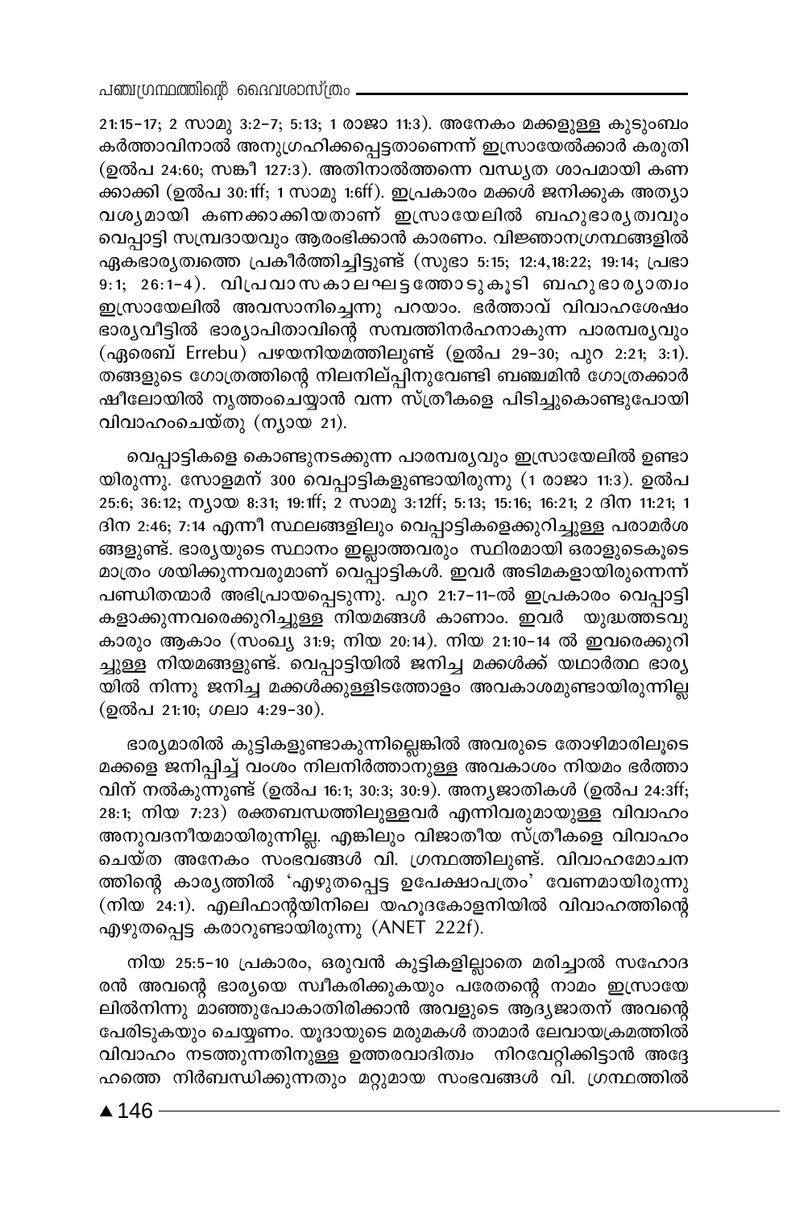21:15-17; 2 സാമു 3:2-7; 5:13; 1 രാജാ 11:3). അനേകം മക്കളുള്ള കുടുംബം കർത്താവിനാൽ അനുഗ്രഹിക്കപ്പെട്ടതാണെന്ന് ഇസ്രായേൽക്കാർ കരുതി (ഉൽപ 24:60; സങ്കീ 127:3). അതിനാൽത്തന്നെ വന്ധ്യത ശാപമായി കണക്കാക്കി (ഉൽപ 30:1ff; 1 സാമു 1:6ff). ഇപ്രകാരം മക്കൾ ജനിക്കുക അത്യാവശ്യമായി കണക്കാക്കിയതാണ് ഇസ്രായേലിൽ ബഹുഭാര്യത്വവും വെപ്പാട്ടി സമ്പ്രദായവും ആരംഭിക്കാൻ കാരണം. വിജ്ഞാനഗ്രന്ഥങ്ങളിൽ ഏകഭാര്യത്വത്തെ പ്രകീർത്തിച്ചിട്ടുണ്ട് (സുഭാ 5:15; 12:4,18:22; 19:14; പ്രഭാ 9:1; 26:1-4). വിപ്രവാസകാലഘട്ടത്തോടുകൂടി ബഹുഭാര്യാത്വം ഇസ്രായേലിൽ അവസാനിച്ചെന്നു പറയാം. ഭർത്താവ് വിവാഹശേഷം ഭാര്യവീട്ടിൽ ഭാര്യാപിതാവിന്റെ സമ്പത്തിനർഹനാകുന്ന പാരമ്പര്യവും (ഏരെബ് Errebu) പഴയനിയമത്തിലുണ്ട് (ഉൽപ 29-30; പുറ 2:21; 3:1). തങ്ങളുടെ ഗോത്രത്തിന്റെ നിലനില്പ്പിനുവേണ്ടി ബഞ്ചമിൻ ഗോത്രക്കാർ ഷീലോയിൽ നൃത്തംചെയ്യാൻ വന്ന സ്ത്രീകളെ പിടിച്ചുകൊണ്ടുപോയി വിവാഹംചെയ്തു (ന്യായ 21).

വെപ്പാട്ടികളെ കൊണ്ടുനടക്കുന്ന പാരമ്പര്യവും ഇസ്രായേലിൽ ഉണ്ടായിരുന്നു. സോളമന് 300 വെപ്പാട്ടികളുണ്ടായിരുന്നു (1 രാജാ 11:3). ഉൽപ 25:6; 36:12; ന്യായ 8:31; 19:1ff; 2 സാമു 3:12ff; 5:13; 15:16; 16:21; 2 ദിന 11:21; 1 ദിന 2:46; 7:14 എന്നീ സ്ഥലങ്ങളിലും വെപ്പാട്ടികളെക്കുറിച്ചുള്ള പരാമർശങ്ങളുണ്ട്. ഭാര്യയുടെ സ്ഥാനം ഇല്ലാത്തവരും സ്ഥിരമായി ഒരാളുടെകൂടെ മാത്രം ശയിക്കുന്നവരുമാണ് വെപ്പാട്ടികൾ. ഇവർ അടിമകളായിരുന്നെന്ന് പണ്ഡിതന്മാർ അഭിപ്രായപ്പെടുന്നു. പുറ 21:7-11-ൽ ഇപ്രകാരം വെപ്പാട്ടികളാക്കുന്നവരെക്കുറിച്ചുള്ള നിയമങ്ങൾ കാണാം. ഇവർ യുദ്ധത്തടവുകാരും ആകാം (സംഖ്യ 31:9; നിയ 20:14). നിയ 21:10-14 ൽ ഇവരെക്കുറിച്ചുള്ള നിയമങ്ങളുണ്ട്. വെപ്പാട്ടിയിൽ ജനിച്ച മക്കൾക്ക് യഥാർത്ഥ ഭാര്യയിൽ നിന്നു ജനിച്ച മക്കൾക്കുള്ളിടത്തോളം അവകാശമുണ്ടായിരുന്നില്ല (ഉൽപ 21:10; ഗലാ 4:29-30).

ഭാര്യമാരിൽ കുട്ടികളുണ്ടാകുന്നില്ലെങ്കിൽ അവരുടെ തോഴിമാരിലൂടെ മക്കളെ ജനിപ്പിച്ച് വംശം നിലനിർത്താനുള്ള അവകാശം നിയമം ഭർത്താവിന് നൽകുന്നുണ്ട് (ഉൽപ 16:1; 30:3; 30:9). അന്യജാതികൾ (ഉൽപ 24:3ff; 28:1; നിയ 7:23) രക്തബന്ധത്തിലുള്ളവർ എന്നിവരുമായുള്ള വിവാഹം അനുവദനീയമായിരുന്നില്ല. എങ്കിലും വിജാതീയ സ്ത്രീകളെ വിവാഹം ചെയ്ത അനേകം സംഭവങ്ങൾ വി. ഗ്രന്ഥത്തിലുണ്ട്. വിവാഹമോചനത്തിന്റെ കാര്യത്തിൽ 'എഴുതപ്പെട്ട ഉപേക്ഷാപത്രം' വേണമായിരുന്നു (നിയ 24:1). എലിഫാന്റയിനിലെ യഹൂദകോളനിയിൽ വിവാഹത്തിന്റെ എഴുതപ്പെട്ട കരാറുണ്ടായിരുന്നു (ANET 222f).

നിയ 25:5-10 പ്രകാരം, ഒരുവൻ കുട്ടികളില്ലാതെ മരിച്ചാൽ സഹോദരൻ അവന്റെ ഭാര്യയെ സ്വീകരിക്കുകയും പരേതന്റെ നാമം ഇസ്രായേലിൽനിന്നു മാഞ്ഞുപോകാതിരിക്കാൻ അവളുടെ ആദ്യജാതന് അവന്റെ പേരിടുകയും ചെയ്യണം. യൂദായുടെ മരുമകൾ താമാർ ലേവായക്രമത്തിൽ വിവാഹം നടത്തുന്നതിനുള്ള ഉത്തരവാദിത്വം നിറവേറ്റിക്കിട്ടാൻ അദ്ദേഹത്തെ നിർബന്ധിക്കുന്നതും മറ്റുമായ സംഭവങ്ങൾ വി. ഗ്രന്ഥത്തിൽ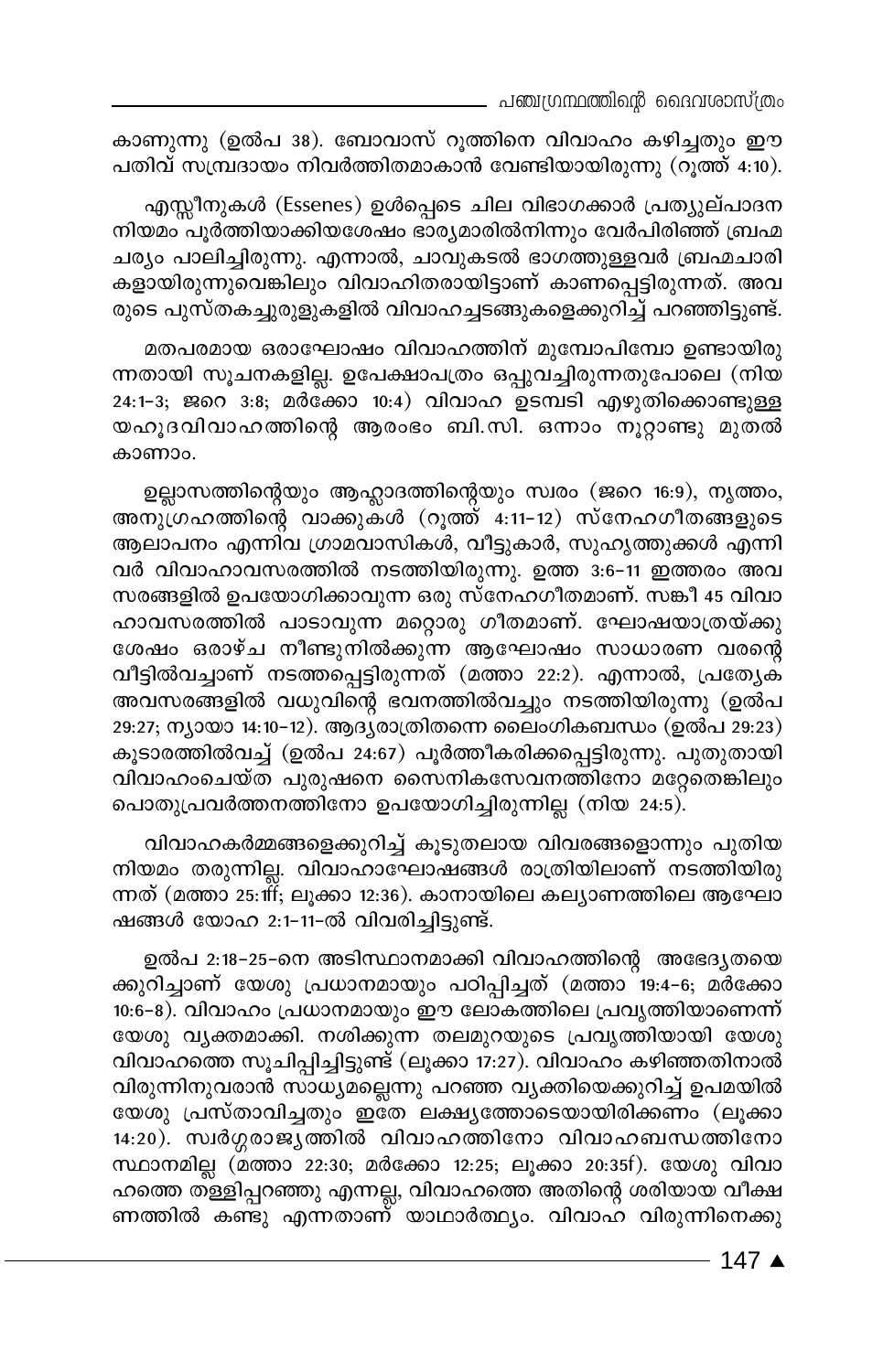കാണുന്നു (ഉൽപ 38). ബോവാസ് റൂത്തിനെ വിവാഹം കഴിച്ചതും ഈ പതിവ് സമ്പ്രദായം നിവർത്തിതമാകാൻ വേണ്ടിയായിരുന്നു (റൂത്ത് 4:10).

എസ്സീനുകൾ (Essenes) ഉൾപ്പെടെ ചില വിഭാഗക്കാർ പ്രത്യുല്പാദന നിയമം പൂർത്തിയാക്കിയശേഷം ഭാര്യമാരിൽനിന്നും വേർപിരിഞ്ഞ് ബ്രഹ്മചര്യം പാലിച്ചിരുന്നു. എന്നാൽ, ചാവുകടൽ ഭാഗത്തുള്ളവർ ബ്രഹ്മചാരികളായിരുന്നുവെങ്കിലും വിവാഹിതരായിട്ടാണ് കാണപ്പെട്ടിരുന്നത്. അവരുടെ പുസ്തകച്ചുരുളുകളിൽ വിവാഹച്ചടങ്ങുകളെക്കുറിച്ച് പറഞ്ഞിട്ടുണ്ട്.

മതപരമായ ഒരാഘോഷം വിവാഹത്തിന് മുമ്പോപിമ്പോ ഉണ്ടായിരുന്നതായി സൂചനകളില്ല. ഉപേക്ഷാപത്രം ഒപ്പുവച്ചിരുന്നതുപോലെ (നിയ 24:1-3; ജറെ 3:8; മർക്കോ 10:4) വിവാഹ ഉടമ്പടി എഴുതിക്കൊണ്ടുള്ള യഹൂദവിവാഹത്തിന്റെ ആരംഭം ബി.സി. ഒന്നാം നൂറ്റാണ്ടു മുതൽ കാണാം.

ഉല്ലാസത്തിന്റെയും ആഹ്ലാദത്തിന്റെയും സ്വരം (ജറെ 16:9), നൃത്തം, അനുഗ്രഹത്തിന്റെ വാക്കുകൾ (റൂത്ത് 4:11-12) സ്നേഹഗീതങ്ങളുടെ ആലാപനം എന്നിവ ഗ്രാമവാസികൾ, വീട്ടുകാർ, സുഹൃത്തുക്കൾ എന്നിവർ വിവാഹാവസരത്തിൽ നടത്തിയിരുന്നു. ഉത്ത 3:6-11 ഇത്തരം അവസരങ്ങളിൽ ഉപയോഗിക്കാവുന്ന ഒരു സ്നേഹഗീതമാണ്. സങ്കീ 45 വിവാഹാവസരത്തിൽ പാടാവുന്ന മറ്റൊരു ഗീതമാണ്. ഘോഷയാത്രയ്ക്കു ശേഷം ഒരാഴ്ച നീണ്ടുനിൽക്കുന്ന ആഘോഷം സാധാരണ വരന്റെ വീട്ടിൽവച്ചാണ് നടത്തപ്പെട്ടിരുന്നത് (മത്താ 22:2). എന്നാൽ, പ്രത്യേക അവസരങ്ങളിൽ വധുവിന്റെ ഭവനത്തിൽവച്ചും നടത്തിയിരുന്നു (ഉൽപ 29:27; ന്യായാ 14:10-12). ആദ്യരാത്രിതന്നെ ലൈംഗികബന്ധം (ഉൽപ 29:23) കൂടാരത്തിൽവച്ച് (ഉൽപ 24:67) പൂർത്തീകരിക്കപ്പെട്ടിരുന്നു. പുതുതായി വിവാഹംചെയ്ത പുരുഷനെ സൈനികസേവനത്തിനോ മറ്റേതെങ്കിലും പൊതുപ്രവർത്തനത്തിനോ ഉപയോഗിച്ചിരുന്നില്ല (നിയ 24:5).

വിവാഹകർമ്മങ്ങളെക്കുറിച്ച് കൂടുതലായ വിവരങ്ങളൊന്നും പുതിയ നിയമം തരുന്നില്ല. വിവാഹാഘോഷങ്ങൾ രാത്രിയിലാണ് നടത്തിയിരുന്നത് (മത്താ 25:1ff; ലൂക്കാ 12:36). കാനായിലെ കല്യാണത്തിലെ ആഘോഷങ്ങൾ യോഹ 2:1-11-ൽ വിവരിച്ചിട്ടുണ്ട്.

ഉൽപ 2:18-25-നെ അടിസ്ഥാനമാക്കി വിവാഹത്തിന്റെ അഭേദ്യതയെക്കുറിച്ചാണ് യേശു പ്രധാനമായും പഠിപ്പിച്ചത് (മത്താ 19:4-6; മർക്കോ 10:6-8). വിവാഹം പ്രധാനമായും ഈ ലോകത്തിലെ പ്രവൃത്തിയാണെന്ന് യേശു വ്യക്തമാക്കി. നശിക്കുന്ന തലമുറയുടെ പ്രവൃത്തിയായി യേശു വിവാഹത്തെ സൂചിപ്പിച്ചിട്ടുണ്ട് (ലൂക്കാ 17:27). വിവാഹം കഴിഞ്ഞതിനാൽ വിരുന്നിനുവരാൻ സാധ്യമല്ലെന്നു പറഞ്ഞ വ്യക്തിയെക്കുറിച്ച് ഉപമയിൽ യേശു പ്രസ്താവിച്ചതും ഇതേ ലക്ഷ്യത്തോടെയായിരിക്കണം (ലൂക്കാ 14:20). സ്വർഗ്ഗരാജ്യത്തിൽ വിവാഹത്തിനോ വിവാഹബന്ധത്തിനോ സ്ഥാനമില്ല (മത്താ 22:30; മർക്കോ 12:25; ലൂക്കാ 20:35f). യേശു വിവാഹത്തെ തള്ളിപ്പറഞ്ഞു എന്നല്ല, വിവാഹത്തെ അതിന്റെ ശരിയായ വീക്ഷണത്തിൽ കണ്ടു എന്നതാണ് യാഥാർത്ഥ്യം. വിവാഹ വിരുന്നിനെക്കു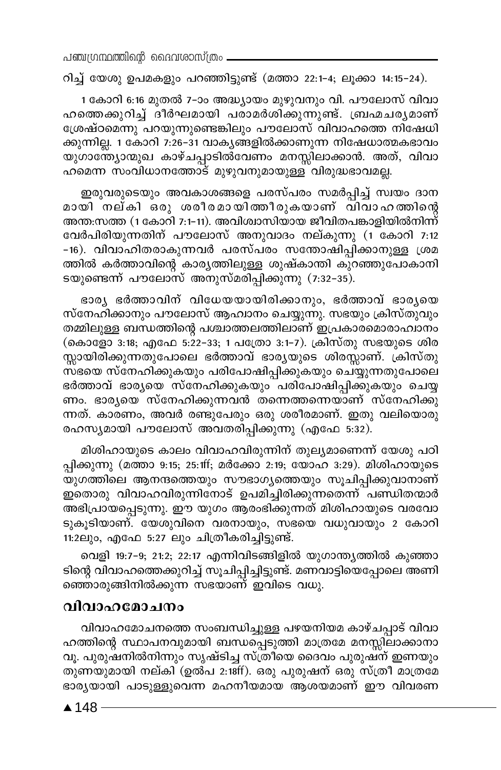റിച്ച് യേശു ഉപമകളും പറഞ്ഞിട്ടുണ്ട് (മത്താ 22:1-4; ലൂക്കാ 14:15-24).

1 കോറി 6:16 മുതൽ 7-ാം അദ്ധ്യായം മുഴുവനും വി. പൗലോസ് വിവാഹത്തെക്കുറിച്ച് ദീർഘമായി പരാമർശിക്കുന്നുണ്ട്. ബ്രഹ്മചര്യമാണ് ശ്രേഷ്ഠമെന്നു പറയുന്നുണ്ടെങ്കിലും പൗലോസ് വിവാഹത്തെ നിഷേധിക്കുന്നില്ല. 1 കോറി 7:26-31 വാക്യങ്ങളിൽക്കാണുന്ന നിഷേധാത്മകഭാവം യുഗാന്ത്യോന്മുഖ കാഴ്ചപ്പാടിൽവേണം മനസ്സിലാക്കാൻ. അത്, വിവാഹമെന്ന സംവിധാനത്തോട് മുഴുവനുമായുള്ള വിരുദ്ധഭാവമല്ല.

ഇരുവരുടെയും അവകാശങ്ങളെ പരസ്പരം സമർപ്പിച്ച് സ്വയം ദാനമായി നല്കി ഒരു ശരീരമായിത്തീരുകയാണ് വിവാഹത്തിന്റെ അന്തഃസത്ത (1 കോറി 7:1-11). അവിശ്വാസിയായ ജീവിതപങ്കാളിയിൽനിന്ന് വേർപിരിയുന്നതിന് പൗലോസ് അനുവാദം നല്കുന്നു (1 കോറി 7:12-16). വിവാഹിതരാകുന്നവർ പരസ്പരം സന്തോഷിപ്പിക്കാനുള്ള ശ്രമത്തിൽ കർത്താവിന്റെ കാര്യത്തിലുള്ള ശുഷ്കാന്തി കുറഞ്ഞുപോകാനിടയുണ്ടെന്ന് പൗലോസ് അനുസ്മരിപ്പിക്കുന്നു (7:32-35).

ഭാര്യ ഭർത്താവിന് വിധേയയായിരിക്കാനും, ഭർത്താവ് ഭാര്യയെ സ്നേഹിക്കാനും പൗലോസ് ആഹ്വാനം ചെയ്യുന്നു. സഭയും ക്രിസ്തുവും തമ്മിലുള്ള ബന്ധത്തിന്റെ പശ്ചാത്തലത്തിലാണ് ഇപ്രകാരമൊരാഹ്വാനം (കൊളോ 3:18; എഫേ 5:22-33; 1 പത്രോ 3:1-7). ക്രിസ്തു സഭയുടെ ശിരസ്സായിരിക്കുന്നതുപോലെ ഭർത്താവ് ഭാര്യയുടെ ശിരസ്സാണ്. ക്രിസ്തു സഭയെ സ്നേഹിക്കുകയും പരിപോഷിപ്പിക്കുകയും ചെയ്യുന്നതുപോലെ ഭർത്താവ് ഭാര്യയെ സ്നേഹിക്കുകയും പരിപോഷിപ്പിക്കുകയും ചെയ്യണം. ഭാര്യയെ സ്നേഹിക്കുന്നവൻ തന്നെത്തന്നെയാണ് സ്നേഹിക്കുന്നത്. കാരണം, അവർ രണ്ടുപേരും ഒരു ശരീരമാണ്. ഇതു വലിയൊരു രഹസ്യമായി പൗലോസ് അവതരിപ്പിക്കുന്നു (എഫേ 5:32).

മിശിഹായുടെ കാലം വിവാഹവിരുന്നിന് തുല്യമാണെന്ന് യേശു പഠിപ്പിക്കുന്നു (മത്താ 9:15; 25:1ff; മർക്കോ 2:19; യോഹ 3:29). മിശിഹായുടെ യുഗത്തിലെ ആനന്ദത്തെയും സൗഭാഗ്യത്തെയും സൂചിപ്പിക്കുവാനാണ് ഇതൊരു വിവാഹവിരുന്നിനോട് ഉപമിച്ചിരിക്കുന്നതെന്ന് പണ്ഡിതന്മാർ അഭിപ്രായപ്പെടുന്നു. ഈ യുഗം ആരംഭിക്കുന്നത് മിശിഹായുടെ വരവോടുകൂടിയാണ്. യേശുവിനെ വരനായും, സഭയെ വധുവായും 2 കോറി 11:2ലും, എഫേ 5:27 ലും ചിത്രീകരിച്ചിട്ടുണ്ട്.

വെളി 19:7-9; 21:2; 22:17 എന്നിവിടങ്ങളിൽ യുഗാന്ത്യത്തിൽ കുഞ്ഞാടിന്റെ വിവാഹത്തെക്കുറിച്ച് സൂചിപ്പിച്ചിട്ടുണ്ട്. മണവാട്ടിയെപ്പോലെ അണിഞ്ഞൊരുങ്ങിനിൽക്കുന്ന സഭയാണ് ഇവിടെ വധു.

## വിവാഹമോചനം

വിവാഹമോചനത്തെ സംബന്ധിച്ചുള്ള പഴയനിയമ കാഴ്ചപ്പാട് വിവാഹത്തിന്റെ സ്ഥാപനവുമായി ബന്ധപ്പെടുത്തി മാത്രമേ മനസ്സിലാക്കാനാവൂ. പുരുഷനിൽനിന്നും സൃഷ്ടിച്ച സ്ത്രീയെ ദൈവം പുരുഷന് ഇണയും തുണയുമായി നല്കി (ഉൽപ 2:18ff). ഒരു പുരുഷന് ഒരു സ്ത്രീ മാത്രമേ ഭാര്യയായി പാടുള്ളുവെന്ന മഹനീയമായ ആശയമാണ് ഈ വിവരണ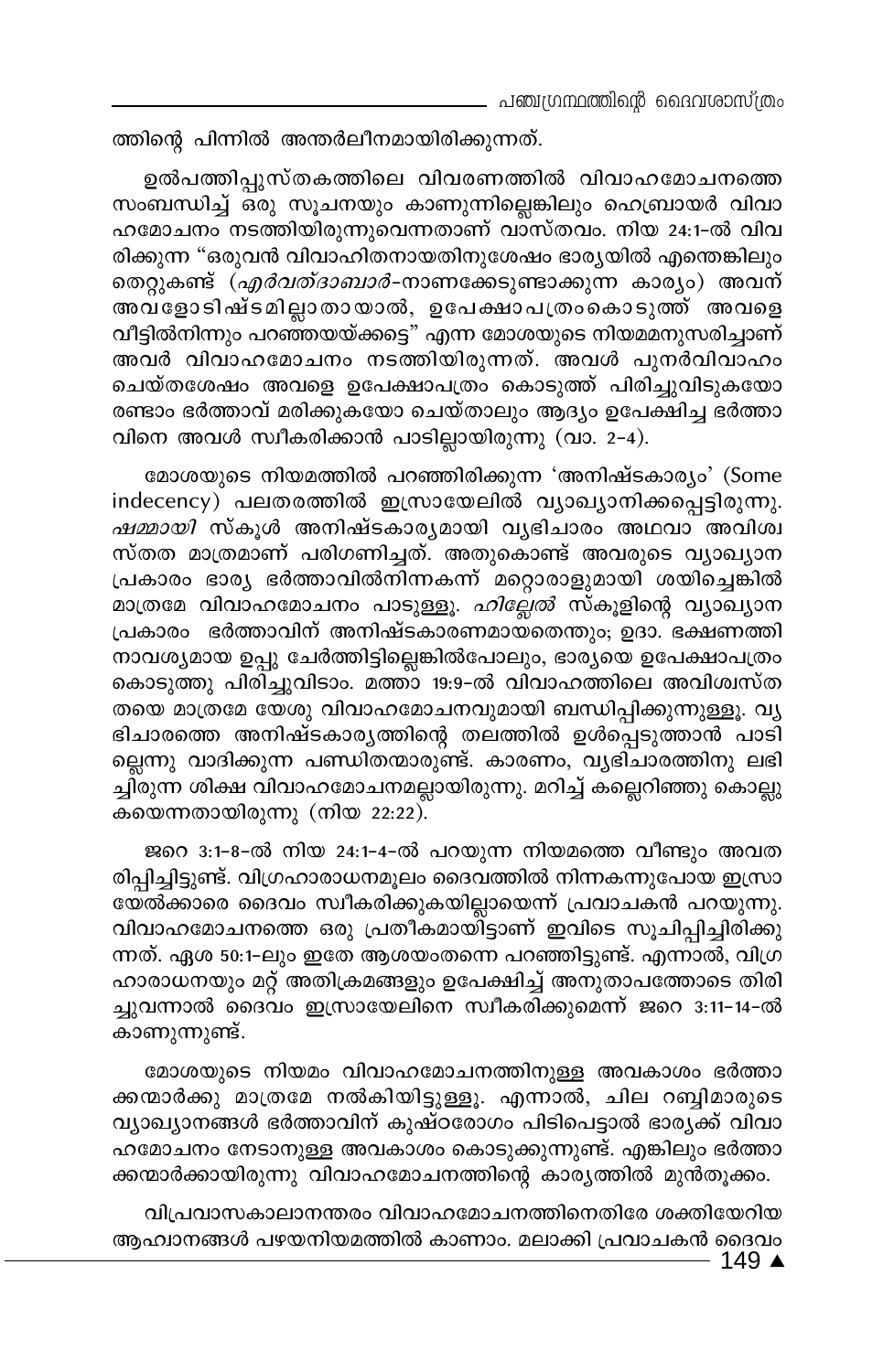ത്തിന്റെ പിന്നിൽ അന്തർലീനമായിരിക്കുന്നത്.

ഉൽപത്തിപ്പുസ്തകത്തിലെ വിവരണത്തിൽ വിവാഹമോചനത്തെ സംബന്ധിച്ച് ഒരു സൂചനയും കാണുന്നില്ലെങ്കിലും ഹെബ്രായർ വിവാഹമോചനം നടത്തിയിരുന്നുവെന്നതാണ് വാസ്തവം. നിയ 24:1-ൽ വിവരിക്കുന്ന "ഒരുവൻ വിവാഹിതനായതിനുശേഷം ഭാര്യയിൽ എന്തെങ്കിലും തെറ്റുകണ്ട് (*എർവത്ദാബാർ*-നാണക്കേടുണ്ടാക്കുന്ന കാര്യം) അവന് അവളോടിഷ്ടമില്ലാതായാൽ, ഉപേക്ഷാപത്രംകൊടുത്ത് അവളെ വീട്ടിൽനിന്നും പറഞ്ഞയയ്ക്കട്ടെ" എന്ന മോശയുടെ നിയമമനുസരിച്ചാണ് അവർ വിവാഹമോചനം നടത്തിയിരുന്നത്. അവൾ പുനർവിവാഹം ചെയ്തശേഷം അവളെ ഉപേക്ഷാപത്രം കൊടുത്ത് പിരിച്ചുവിടുകയോ രണ്ടാം ഭർത്താവ് മരിക്കുകയോ ചെയ്താലും ആദ്യം ഉപേക്ഷിച്ച ഭർത്താവിനെ അവൾ സ്വീകരിക്കാൻ പാടില്ലായിരുന്നു (വാ. 2-4).

മോശയുടെ നിയമത്തിൽ പറഞ്ഞിരിക്കുന്ന 'അനിഷ്ടകാര്യം' (Some indecency) പലതരത്തിൽ ഇസ്രായേലിൽ വ്യാഖ്യാനിക്കപ്പെട്ടിരുന്നു. *ഷമ്മായി* സ്കൂൾ അനിഷ്ടകാര്യമായി വ്യഭിചാരം അഥവാ അവിശ്വസ്തത മാത്രമാണ് പരിഗണിച്ചത്. അതുകൊണ്ട് അവരുടെ വ്യാഖ്യാന പ്രകാരം ഭാര്യ ഭർത്താവിൽനിന്നകന്ന് മറ്റൊരാളുമായി ശയിച്ചെങ്കിൽ മാത്രമേ വിവാഹമോചനം പാടുള്ളു. *ഹില്ലേൽ* സ്കൂളിന്റെ വ്യാഖ്യാന പ്രകാരം ഭർത്താവിന് അനിഷ്ടകാരണമായതെന്തും; ഉദാ. ഭക്ഷണത്തിനാവശ്യമായ ഉപ്പു ചേർത്തിട്ടില്ലെങ്കിൽപോലും, ഭാര്യയെ ഉപേക്ഷാപത്രം കൊടുത്തു പിരിച്ചുവിടാം. മത്താ 19:9-ൽ വിവാഹത്തിലെ അവിശ്വസ്തതയെ മാത്രമേ യേശു വിവാഹമോചനവുമായി ബന്ധിപ്പിക്കുന്നുള്ളൂ. വ്യഭിചാരത്തെ അനിഷ്ടകാര്യത്തിന്റെ തലത്തിൽ ഉൾപ്പെടുത്താൻ പാടില്ലെന്നു വാദിക്കുന്ന പണ്ഡിതന്മാരുണ്ട്. കാരണം, വ്യഭിചാരത്തിനു ലഭിച്ചിരുന്ന ശിക്ഷ വിവാഹമോചനമല്ലായിരുന്നു. മറിച്ച് കല്ലെറിഞ്ഞു കൊല്ലുകയെന്നതായിരുന്നു (നിയ 22:22).

ജറെ 3:1-8-ൽ നിയ 24:1-4-ൽ പറയുന്ന നിയമത്തെ വീണ്ടും അവതരിപ്പിച്ചിട്ടുണ്ട്. വിഗ്രഹാരാധനമൂലം ദൈവത്തിൽ നിന്നകന്നുപോയ ഇസ്രായേൽക്കാരെ ദൈവം സ്വീകരിക്കുകയില്ലായെന്ന് പ്രവാചകൻ പറയുന്നു. വിവാഹമോചനത്തെ ഒരു പ്രതീകമായിട്ടാണ് ഇവിടെ സൂചിപ്പിച്ചിരിക്കുന്നത്. ഏശ 50:1-ലും ഇതേ ആശയംതന്നെ പറഞ്ഞിട്ടുണ്ട്. എന്നാൽ, വിഗ്രഹാരാധനയും മറ്റ് അതിക്രമങ്ങളും ഉപേക്ഷിച്ച് അനുതാപത്തോടെ തിരിച്ചുവന്നാൽ ദൈവം ഇസ്രായേലിനെ സ്വീകരിക്കുമെന്ന് ജറെ 3:11-14-ൽ കാണുന്നുണ്ട്.

മോശയുടെ നിയമം വിവാഹമോചനത്തിനുള്ള അവകാശം ഭർത്താക്കന്മാർക്കു മാത്രമേ നൽകിയിട്ടുള്ളൂ. എന്നാൽ, ചില റബ്ബിമാരുടെ വ്യാഖ്യാനങ്ങൾ ഭർത്താവിന് കുഷ്ഠരോഗം പിടിപെട്ടാൽ ഭാര്യക്ക് വിവാഹമോചനം നേടാനുള്ള അവകാശം കൊടുക്കുന്നുണ്ട്. എങ്കിലും ഭർത്താക്കന്മാർക്കായിരുന്നു വിവാഹമോചനത്തിന്റെ കാര്യത്തിൽ മുൻതൂക്കം.

വിപ്രവാസകാലാനന്തരം വിവാഹമോചനത്തിനെതിരേ ശക്തിയേറിയ ആഹ്വാനങ്ങൾ പഴയനിയമത്തിൽ കാണാം. മലാക്കി പ്രവാചകൻ ദൈവം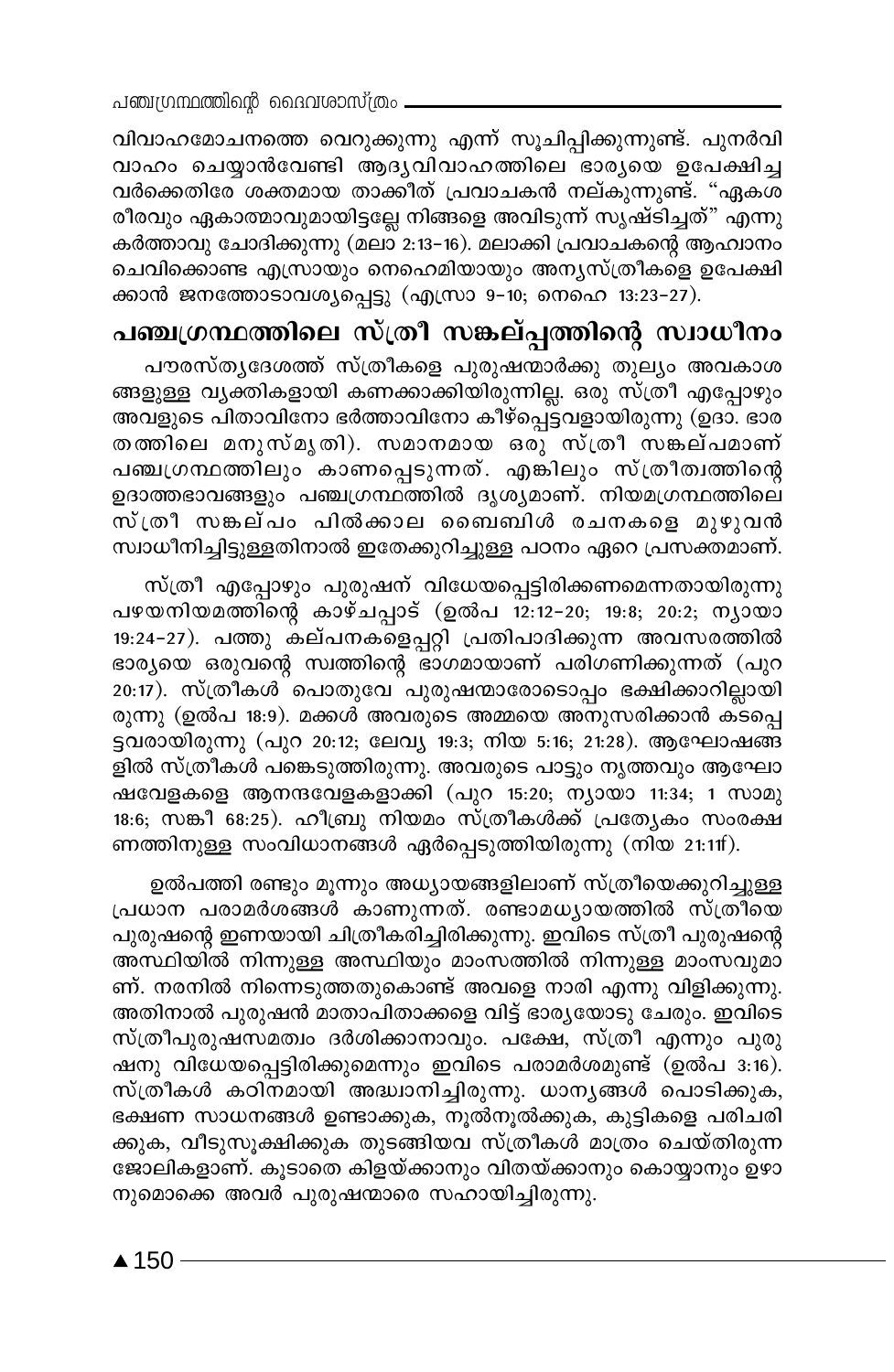വിവാഹമോചനത്തെ വെറുക്കുന്നു എന്ന് സൂചിപ്പിക്കുന്നുണ്ട്. പുനർവിവാഹം ചെയ്യാൻവേണ്ടി ആദ്യവിവാഹത്തിലെ ഭാര്യയെ ഉപേക്ഷിച്ചവർക്കെതിരേ ശക്തമായ താക്കീത് പ്രവാചകൻ നല്കുന്നുണ്ട്. "ഏകശരീരവും ഏകാത്മാവുമായിട്ടല്ലേ നിങ്ങളെ അവിടുന്ന് സൃഷ്ടിച്ചത്" എന്നു കർത്താവു ചോദിക്കുന്നു (മലാ 2:13-16). മലാക്കി പ്രവാചകന്റെ ആഹ്വാനം ചെവിക്കൊണ്ട എസ്രായും നെഹെമിയായും അന്യസ്ത്രീകളെ ഉപേക്ഷിക്കാൻ ജനത്തോടാവശ്യപ്പെട്ടു (എസ്രാ 9-10; നെഹെ 13:23-27).

## പഞ്ചഗ്രന്ഥത്തിലെ സ്ത്രീ സങ്കല്പത്തിന്റെ സ്വാധീനം

പൗരസ്ത്യദേശത്ത് സ്ത്രീകളെ പുരുഷന്മാർക്കു തുല്യം അവകാശങ്ങളുള്ള വ്യക്തികളായി കണക്കാക്കിയിരുന്നില്ല. ഒരു സ്ത്രീ എപ്പോഴും അവളുടെ പിതാവിനോ ഭർത്താവിനോ കീഴ്പ്പെട്ടവളായിരുന്നു (ഉദാ. ഭാരതത്തിലെ മനുസ്മൃതി). സമാനമായ ഒരു സ്ത്രീ സങ്കല്പമാണ് പഞ്ചഗ്രന്ഥത്തിലും കാണപ്പെടുന്നത്. എങ്കിലും സ്ത്രീത്വത്തിന്റെ ഉദാത്തഭാവങ്ങളും പഞ്ചഗ്രന്ഥത്തിൽ ദൃശ്യമാണ്. നിയമഗ്രന്ഥത്തിലെ സ്ത്രീ സങ്കല്പം പിൽക്കാല ബൈബിൾ രചനകളെ മുഴുവൻ സ്വാധീനിച്ചിട്ടുള്ളതിനാൽ ഇതേക്കുറിച്ചുള്ള പഠനം ഏറെ പ്രസക്തമാണ്.

സ്ത്രീ എപ്പോഴും പുരുഷന് വിധേയപ്പെട്ടിരിക്കണമെന്നതായിരുന്നു പഴയനിയമത്തിന്റെ കാഴ്ചപ്പാട് (ഉൽപ 12:12-20; 19:8; 20:2; ന്യായാ 19:24-27). പത്തു കല്പനകളെപ്പറ്റി പ്രതിപാദിക്കുന്ന അവസരത്തിൽ ഭാര്യയെ ഒരുവന്റെ സ്വത്തിന്റെ ഭാഗമായാണ് പരിഗണിക്കുന്നത് (പുറ 20:17). സ്ത്രീകൾ പൊതുവേ പുരുഷന്മാരോടൊപ്പം ഭക്ഷിക്കാറില്ലായിരുന്നു (ഉൽപ 18:9). മക്കൾ അവരുടെ അമ്മയെ അനുസരിക്കാൻ കടപ്പെട്ടവരായിരുന്നു (പുറ 20:12; ലേവ്യ 19:3; നിയ 5:16; 21:28). ആഘോഷങ്ങളിൽ സ്ത്രീകൾ പങ്കെടുത്തിരുന്നു. അവരുടെ പാട്ടും നൃത്തവും ആഘോഷവേളകളെ ആനന്ദവേളകളാക്കി (പുറ 15:20; ന്യായാ 11:34; 1 സാമു 18:6; സങ്കീ 68:25). ഹീബ്രു നിയമം സ്ത്രീകൾക്ക് പ്രത്യേകം സംരക്ഷണത്തിനുള്ള സംവിധാനങ്ങൾ ഏർപ്പെടുത്തിയിരുന്നു (നിയ 21:11f).

ഉൽപത്തി രണ്ടും മൂന്നും അധ്യായങ്ങളിലാണ് സ്ത്രീയെക്കുറിച്ചുള്ള പ്രധാന പരാമർശങ്ങൾ കാണുന്നത്. രണ്ടാമധ്യായത്തിൽ സ്ത്രീയെ പുരുഷന്റെ ഇണയായി ചിത്രീകരിച്ചിരിക്കുന്നു. ഇവിടെ സ്ത്രീ പുരുഷന്റെ അസ്ഥിയിൽ നിന്നുള്ള അസ്ഥിയും മാംസത്തിൽ നിന്നുള്ള മാംസവുമാണ്. നരനിൽ നിന്നെടുത്തതുകൊണ്ട് അവളെ നാരി എന്നു വിളിക്കുന്നു. അതിനാൽ പുരുഷൻ മാതാപിതാക്കളെ വിട്ട് ഭാര്യയോടു ചേരും. ഇവിടെ സ്ത്രീപുരുഷസമത്വം ദർശിക്കാനാവും. പക്ഷേ, സ്ത്രീ എന്നും പുരുഷനു വിധേയപ്പെട്ടിരിക്കുമെന്നും ഇവിടെ പരാമർശമുണ്ട് (ഉൽപ 3:16). സ്ത്രീകൾ കഠിനമായി അദ്ധ്വാനിച്ചിരുന്നു. ധാന്യങ്ങൾ പൊടിക്കുക, ഭക്ഷണ സാധനങ്ങൾ ഉണ്ടാക്കുക, നൂൽനൂൽക്കുക, കുട്ടികളെ പരിചരിക്കുക, വീടുസൂക്ഷിക്കുക തുടങ്ങിയവ സ്ത്രീകൾ മാത്രം ചെയ്തിരുന്ന ജോലികളാണ്. കൂടാതെ കിളയ്ക്കാനും വിതയ്ക്കാനും കൊയ്യാനും ഉഴാനുമൊക്കെ അവർ പുരുഷന്മാരെ സഹായിച്ചിരുന്നു.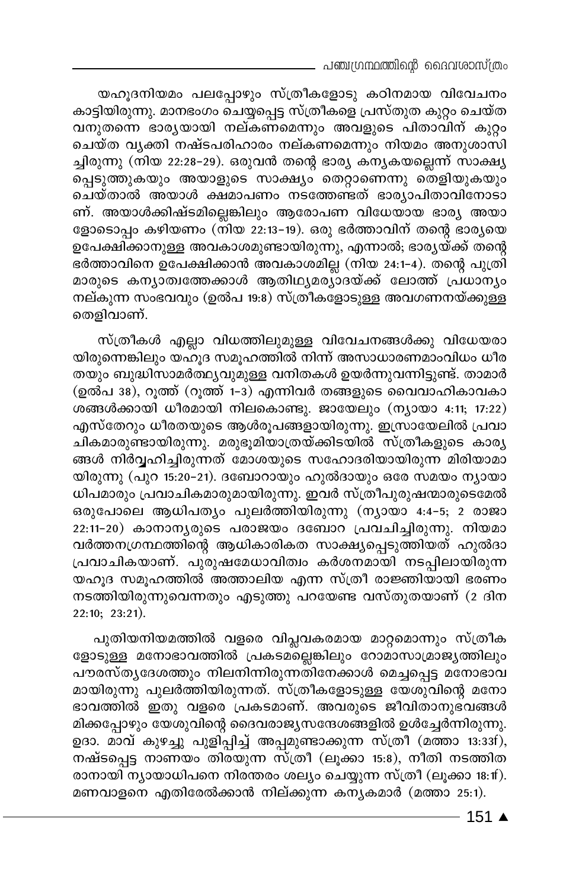യഹൂദനിയമം പലപ്പോഴും സ്ത്രീകളോടു കഠിനമായ വിവേചനം കാട്ടിയിരുന്നു. മാനഭംഗം ചെയ്യപ്പെട്ട സ്ത്രീകളെ പ്രസ്തുത കുറ്റം ചെയ്തവനുതന്നെ ഭാര്യയായി നല്കണമെന്നും അവളുടെ പിതാവിന് കുറ്റം ചെയ്ത വ്യക്തി നഷ്ടപരിഹാരം നല്കണമെന്നും നിയമം അനുശാസിച്ചിരുന്നു (നിയ 22:28-29). ഒരുവൻ തന്റെ ഭാര്യ കന്യകയല്ലെന്ന് സാക്ഷ്യപ്പെടുത്തുകയും അയാളുടെ സാക്ഷ്യം തെറ്റാണെന്നു തെളിയുകയും ചെയ്താൽ അയാൾ ക്ഷമാപണം നടത്തേണ്ടത് ഭാര്യാപിതാവിനോടാണ്. അയാൾക്കിഷ്ടമില്ലെങ്കിലും ആരോപണ വിധേയായ ഭാര്യ അയാളോടൊപ്പം കഴിയണം (നിയ 22:13-19). ഒരു ഭർത്താവിന് തന്റെ ഭാര്യയെ ഉപേക്ഷിക്കാനുള്ള അവകാശമുണ്ടായിരുന്നു, എന്നാൽ; ഭാര്യയ്ക്ക് തന്റെ ഭർത്താവിനെ ഉപേക്ഷിക്കാൻ അവകാശമില്ല (നിയ 24:1-4). തന്റെ പുത്രിമാരുടെ കന്യാത്വത്തേക്കാൾ ആതിഥ്യമര്യാദയ്ക്ക് ലോത്ത് പ്രധാന്യം നല്കുന്ന സംഭവവും (ഉൽപ 19:8) സ്ത്രീകളോടുള്ള അവഗണനയ്ക്കുള്ള തെളിവാണ്.

സ്ത്രീകൾ എല്ലാ വിധത്തിലുമുള്ള വിവേചനങ്ങൾക്കു വിധേയരായിരുന്നെങ്കിലും യഹൂദ സമൂഹത്തിൽ നിന്ന് അസാധാരണമാംവിധം ധീരതയും ബുദ്ധിസാമർത്ഥ്യവുമുള്ള വനിതകൾ ഉയർന്നുവന്നിട്ടുണ്ട്. താമാർ (ഉൽപ 38), റൂത്ത് (റൂത്ത് 1-3) എന്നിവർ തങ്ങളുടെ വൈവാഹികാവകാശങ്ങൾക്കായി ധീരമായി നിലകൊണ്ടു. ജായേലും (ന്യായാ 4:11; 17:22) എസ്തേറും ധീരതയുടെ ആൾരൂപങ്ങളായിരുന്നു. ഇസ്രായേലിൽ പ്രവാചികമാരുണ്ടായിരുന്നു. മരുഭൂമിയാത്രയ്ക്കിടയിൽ സ്ത്രീകളുടെ കാര്യങ്ങൾ നിർവ്വഹിച്ചിരുന്നത് മോശയുടെ സഹോദരിയായിരുന്ന മിരിയാമായിരുന്നു (പുറ 15:20-21). ദബോറായും ഹുൽദായും ഒരേ സമയം ന്യായാധിപമാരും പ്രവാചികമാരുമായിരുന്നു. ഇവർ സ്ത്രീപുരുഷന്മാരുടെമേൽ ഒരുപോലെ ആധിപത്യം പുലർത്തിയിരുന്നു (ന്യായാ 4:4-5; 2 രാജാ 22:11-20) കാനാന്യരുടെ പരാജയം ദബോറ പ്രവചിച്ചിരുന്നു. നിയമാവർത്തനഗ്രന്ഥത്തിന്റെ ആധികാരികത സാക്ഷ്യപ്പെടുത്തിയത് ഹുൽദാ പ്രവാചികയാണ്. പുരുഷമേധാവിത്വം കർശനമായി നടപ്പിലായിരുന്ന യഹൂദ സമൂഹത്തിൽ അത്താലിയ എന്ന സ്ത്രീ രാജ്ഞിയായി ഭരണം നടത്തിയിരുന്നുവെന്നതും എടുത്തു പറയേണ്ട വസ്തുതയാണ് (2 ദിന 22:10; 23:21).

പുതിയനിയമത്തിൽ വളരെ വിപ്ലവകരമായ മാറ്റമൊന്നും സ്ത്രീകളോടുള്ള മനോഭാവത്തിൽ പ്രകടമല്ലെങ്കിലും റോമാസാമ്രാജ്യത്തിലും പൗരസ്ത്യദേശത്തും നിലനിന്നിരുന്നതിനേക്കാൾ മെച്ചപ്പെട്ട മനോഭാവമായിരുന്നു പുലർത്തിയിരുന്നത്. സ്ത്രീകളോടുള്ള യേശുവിന്റെ മനോഭാവത്തിൽ ഇതു വളരെ പ്രകടമാണ്. അവരുടെ ജീവിതാനുഭവങ്ങൾ മിക്കപ്പോഴും യേശുവിന്റെ ദൈവരാജ്യസന്ദേശങ്ങളിൽ ഉൾച്ചേർന്നിരുന്നു. ഉദാ. മാവ് കുഴച്ചു പുളിപ്പിച്ച് അപ്പമുണ്ടാക്കുന്ന സ്ത്രീ (മത്താ 13:33f), നഷ്ടപ്പെട്ട നാണയം തിരയുന്ന സ്ത്രീ (ലൂക്കാ 15:8), നീതി നടത്തിതരാനായി ന്യായാധിപനെ നിരന്തരം ശല്യം ചെയ്യുന്ന സ്ത്രീ (ലൂക്കാ 18:1f). മണവാളനെ എതിരേൽക്കാൻ നില്ക്കുന്ന കന്യകമാർ (മത്താ 25:1).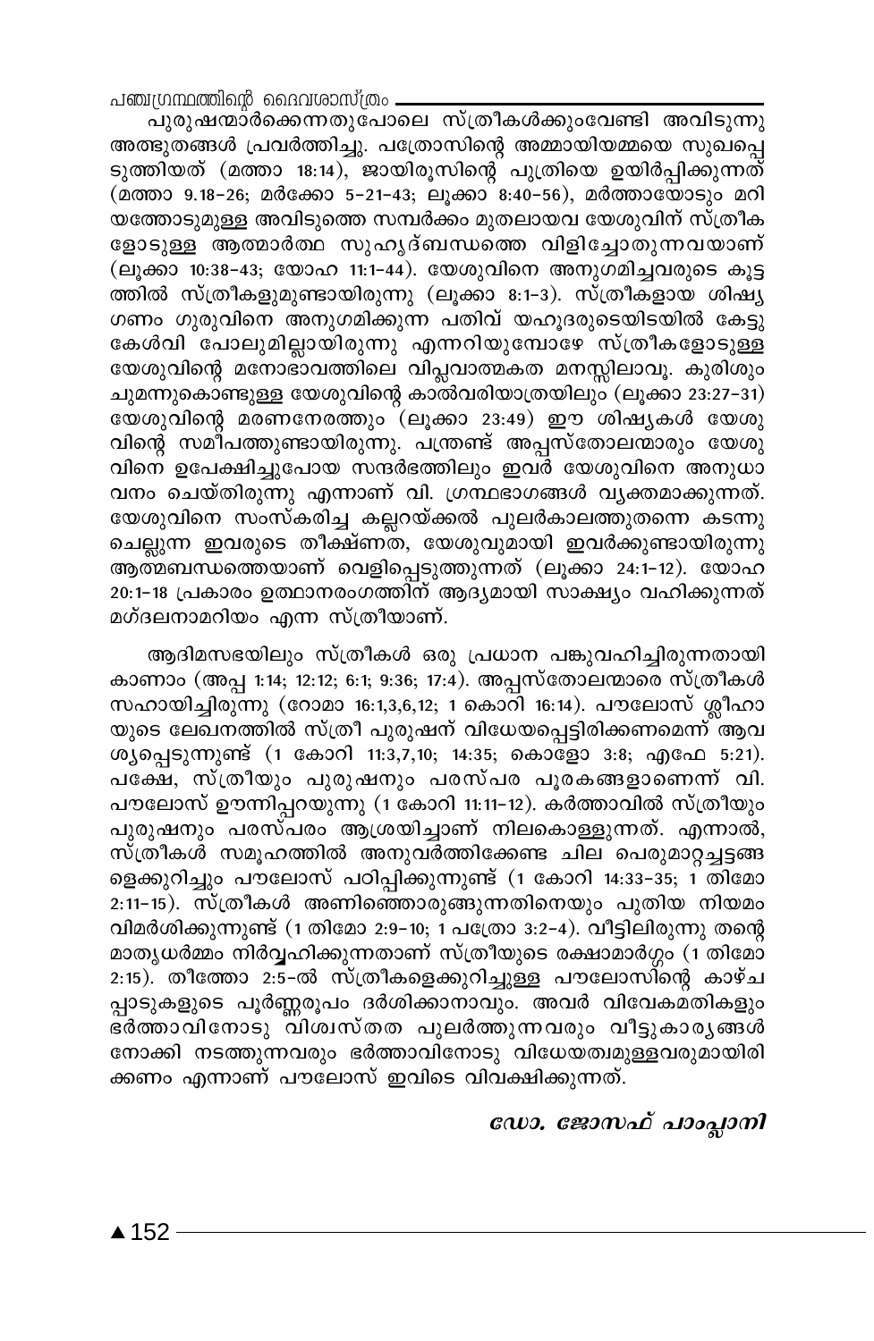പുരുഷന്മാർക്കെന്നതുപോലെ സ്ത്രീകൾക്കുംവേണ്ടി അവിടുന്നു അത്ഭുതങ്ങൾ പ്രവർത്തിച്ചു. പത്രോസിന്റെ അമ്മായിയമ്മയെ സുഖപ്പെടുത്തിയത് (മത്താ 18:14), ജായിരൂസിന്റെ പുത്രിയെ ഉയിർപ്പിക്കുന്നത് (മത്താ 9.18-26; മർക്കോ 5-21-43; ലൂക്കാ 8:40-56), മർത്താായോടും മറിയത്തോടുമുള്ള അവിടുത്തെ സമ്പർക്കം മുതലായവ യേശുവിന് സ്ത്രീകളോടുള്ള ആത്മാർത്ഥ സുഹൃദ്ബന്ധത്തെ വിളിച്ചോതുന്നവയാണ് (ലൂക്കാ 10:38-43; യോഹ 11:1-44). യേശുവിനെ അനുഗമിച്ചവരുടെ കൂട്ടത്തിൽ സ്ത്രീകളുമുണ്ടായിരുന്നു (ലൂക്കാ 8:1-3). സ്ത്രീകളായ ശിഷ്യഗണം ഗുരുവിനെ അനുഗമിക്കുന്ന പതിവ് യഹൂദരുടെയിടയിൽ കേട്ടുകേൾവി പോലുമില്ലായിരുന്നു എന്നറിയുമ്പോഴേ സ്ത്രീകളോടുള്ള യേശുവിന്റെ മനോഭാവത്തിലെ വിപ്ലവാത്മകത മനസ്സിലാവൂ. കുരിശും ചുമന്നുകൊണ്ടുള്ള യേശുവിന്റെ കാൽവരിയാത്രയിലും (ലൂക്കാ 23:27-31) യേശുവിന്റെ മരണനേരത്തും (ലൂക്കാ 23:49) ഈ ശിഷ്യകൾ യേശുവിന്റെ സമീപത്തുണ്ടായിരുന്നു. പന്ത്രണ്ട് അപ്പസ്തോലന്മാരും യേശുവിനെ ഉപേക്ഷിച്ചുപോയ സന്ദർഭത്തിലും ഇവർ യേശുവിനെ അനുധാവനം ചെയ്തിരുന്നു എന്നാണ് വി. ഗ്രന്ഥഭാഗങ്ങൾ വ്യക്തമാക്കുന്നത്. യേശുവിനെ സംസ്കരിച്ച കല്ലറയ്ക്കൽ പുലർകാലത്തുതന്നെ കടന്നുചെല്ലുന്ന ഇവരുടെ തീക്ഷ്ണത, യേശുവുമായി ഇവർക്കുണ്ടായിരുന്നു ആത്മബന്ധത്തെയാണ് വെളിപ്പെടുത്തുന്നത് (ലൂക്കാ 24:1-12). യോഹ 20:1-18 പ്രകാരം ഉത്ഥാനരംഗത്തിന് ആദ്യമായി സാക്ഷ്യം വഹിക്കുന്നത് മഗ്ദലനാമറിയം എന്ന സ്ത്രീയാണ്.

ആദിമസഭയിലും സ്ത്രീകൾ ഒരു പ്രധാന പങ്കുവഹിച്ചിരുന്നതായി കാണാം (അപ്പ 1:14; 12:12; 6:1; 9:36; 17:4). അപ്പസ്തോലന്മാരെ സ്ത്രീകൾ സഹായിച്ചിരുന്നു (റോമാ 16:1,3,6,12; 1 കൊറി 16:14). പൗലോസ് ശ്ലീഹായുടെ ലേഖനത്തിൽ സ്ത്രീ പുരുഷന് വിധേയപ്പെട്ടിരിക്കണമെന്ന് ആവശ്യപ്പെടുന്നുണ്ട് (1 കോറി 11:3,7,10; 14:35; കൊളോ 3:8; എഫേ 5:21). പക്ഷേ, സ്ത്രീയും പുരുഷനും പരസ്പര പൂരകങ്ങളാണെന്ന് വി. പൗലോസ് ഊന്നിപ്പറയുന്നു (1 കോറി 11:11-12). കർത്താവിൽ സ്ത്രീയും പുരുഷനും പരസ്പരം ആശ്രയിച്ചാണ് നിലകൊള്ളുന്നത്. എന്നാൽ, സ്ത്രീകൾ സമൂഹത്തിൽ അനുവർത്തിക്കേണ്ട ചില പെരുമാറ്റച്ചട്ടങ്ങളെക്കുറിച്ചും പൗലോസ് പഠിപ്പിക്കുന്നുണ്ട് (1 കോറി 14:33-35; 1 തിമോ 2:11-15). സ്ത്രീകൾ അണിഞ്ഞൊരുങ്ങുന്നതിനെയും പുതിയ നിയമം വിമർശിക്കുന്നുണ്ട് (1 തിമോ 2:9-10; 1 പത്രോ 3:2-4). വീട്ടിലിരുന്നു തന്റെ മാതൃധർമ്മം നിർവ്വഹിക്കുന്നതാണ് സ്ത്രീയുടെ രക്ഷാമാർഗ്ഗം (1 തിമോ 2:15). തീത്തോ 2:5-ൽ സ്ത്രീകളെക്കുറിച്ചുള്ള പൗലോസിന്റെ കാഴ്ചപ്പാടുകളുടെ പൂർണ്ണരൂപം ദർശിക്കാനാവും. അവർ വിവേകമതികളും ഭർത്താവിനോടു വിശ്വസ്തത പുലർത്തുന്നവരും വീട്ടുകാര്യങ്ങൾ നോക്കി നടത്തുന്നവരും ഭർത്താവിനോടു വിധേയത്വമുള്ളവരുമായിരിക്കണം എന്നാണ് പൗലോസ് ഇവിടെ വിവക്ഷിക്കുന്നത്.

***ഡോ. ജോസഫ് പാംപ്ലാനി***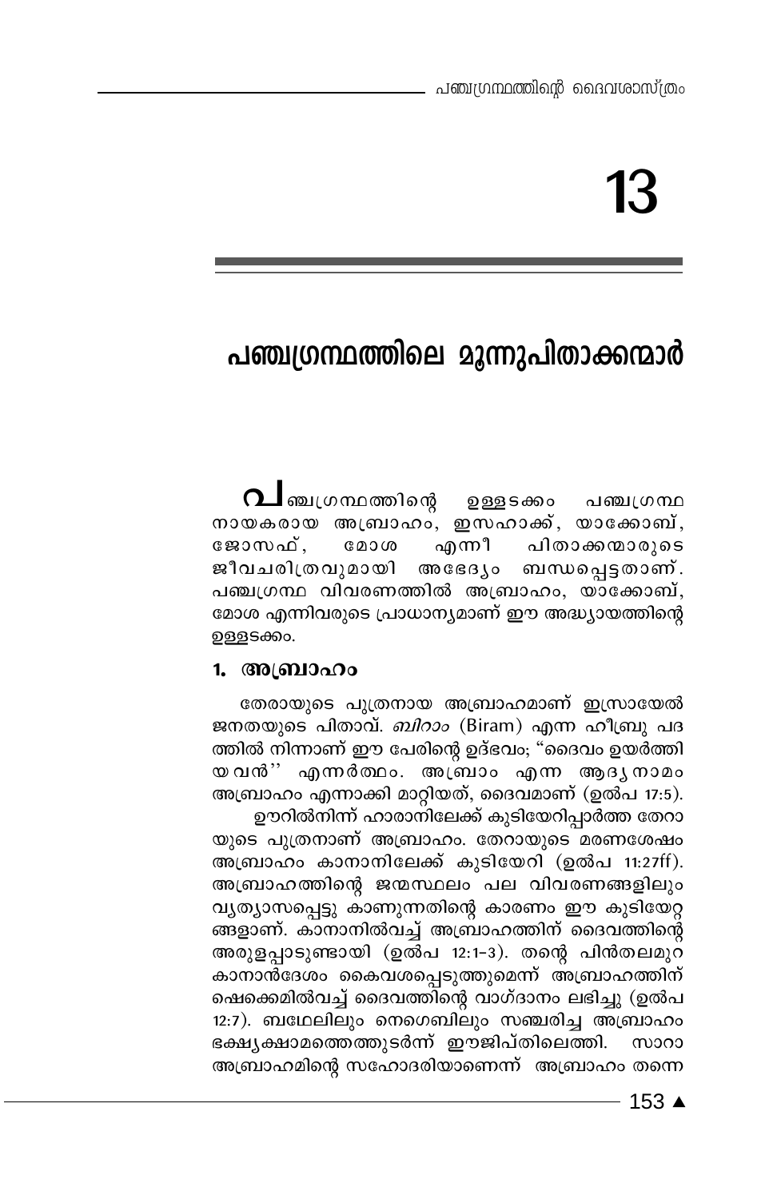# 13

## പഞ്ചഗ്രന്ഥത്തിലെ മൂന്നുപിതാക്കന്മാർ

പഞ്ചഗ്രന്ഥത്തിന്റെ ഉള്ളടക്കം പഞ്ചഗ്രന്ഥ നായകരായ അബ്രാഹം, ഇസഹാക്ക്, യാക്കോബ്, ജോസഫ്, മോശ എന്നീ പിതാക്കന്മാരുടെ ജീവചരിത്രവുമായി അഭേദ്യം ബന്ധപ്പെട്ടതാണ്. പഞ്ചഗ്രന്ഥ വിവരണത്തിൽ അബ്രാഹം, യാക്കോബ്, മോശ എന്നിവരുടെ പ്രാധാന്യമാണ് ഈ അദ്ധ്യായത്തിന്റെ ഉള്ളടക്കം.

### 1. അബ്രാഹം

തേരായുടെ പുത്രനായ അബ്രാഹമാണ് ഇസ്രായേൽ ജനതയുടെ പിതാവ്. *ബിറാം* (Biram) എന്ന ഹീബ്രു പദത്തിൽ നിന്നാണ് ഈ പേരിന്റെ ഉദ്ഭവം; "ദൈവം ഉയർത്തിയവൻ'' എന്നർത്ഥം. അബ്രാം എന്ന ആദ്യനാമം അബ്രാഹം എന്നാക്കി മാറ്റിയത്, ദൈവമാണ് (ഉൽപ 17:5).

ഊറിൽനിന്ന് ഹാരാനിലേക്ക് കുടിയേറിപ്പാർത്ത തേറായുടെ പുത്രനാണ് അബ്രാഹം. തേറായുടെ മരണശേഷം അബ്രാഹം കാനാനിലേക്ക് കുടിയേറി (ഉൽപ 11:27ff). അബ്രാഹത്തിന്റെ ജന്മസ്ഥലം പല വിവരണങ്ങളിലും വ്യത്യാസപ്പെട്ടു കാണുന്നതിന്റെ കാരണം ഈ കുടിയേറ്റങ്ങളാണ്. കാനാനിൽവച്ച് അബ്രാഹത്തിന് ദൈവത്തിന്റെ അരുളപ്പാടുണ്ടായി (ഉൽപ 12:1-3). തന്റെ പിൻതലമുറ കാനാൻദേശം കൈവശപ്പെടുത്തുമെന്ന് അബ്രാഹത്തിന് ഷെക്കെമിൽവച്ച് ദൈവത്തിന്റെ വാഗ്ദാനം ലഭിച്ചു (ഉൽപ 12:7). ബഥേലിലും നെഗെബിലും സഞ്ചരിച്ച അബ്രാഹം ഭക്ഷ്യക്ഷാമത്തെത്തുടർന്ന് ഈജിപ്തിലെത്തി. സാറാ അബ്രാഹമിന്റെ സഹോദരിയാണെന്ന് അബ്രാഹം തന്നെ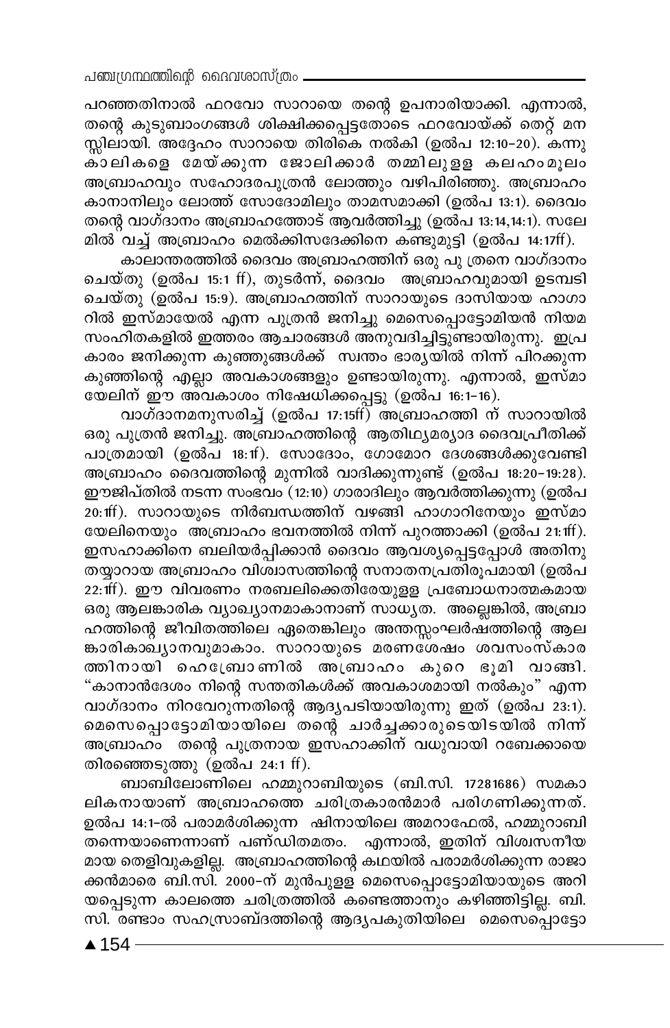പറഞ്ഞതിനാൽ ഫറവോ സാറായെ തന്റെ ഉപനാരിയാക്കി. എന്നാൽ, തന്റെ കുടുബാംഗങ്ങൾ ശിക്ഷിക്കപ്പെട്ടതോടെ ഫറവോയ്ക്ക് തെറ്റ് മനസ്സിലായി. അദ്ദേഹം സാറായെ തിരികെ നൽകി (ഉൽപ 12:10-20). കന്നുകാലികളെ മേയ്ക്കുന്ന ജോലിക്കാർ തമ്മിലുള്ള കലഹംമൂലം അബ്രാഹവും സഹോദരപുത്രൻ ലോത്തും വഴിപിരിഞ്ഞു. അബ്രാഹം കാനാനിലും ലോത്ത് സോദോമിലും താമസമാക്കി (ഉൽപ 13:1). ദൈവം തന്റെ വാഗ്ദാനം അബ്രാഹത്തോട് ആവർത്തിച്ചു (ഉൽപ 13:14,14:1). സലേമിൽ വച്ച് അബ്രാഹം മെൽക്കിസദേക്കിനെ കണ്ടുമുട്ടി (ഉൽപ 14:17ff).

കാലാന്തരത്തിൽ ദൈവം അബ്രാഹത്തിന് ഒരു പു ത്രനെ വാഗ്ദാനം ചെയ്തു (ഉൽപ 15:1 ff), തുടർന്ന്, ദൈവം അബ്രാഹവുമായി ഉടമ്പടി ചെയ്തു (ഉൽപ 15:9). അബ്രാഹത്തിന് സാറായുടെ ദാസിയായ ഹാഗാറിൽ ഇസ്മായേൽ എന്ന പുത്രൻ ജനിച്ചു മെസെപ്പൊട്ടോമിയൻ നിയമ സംഹിതകളിൽ ഇത്തരം ആചാരങ്ങൾ അനുവദിച്ചിട്ടുണ്ടായിരുന്നു. ഇപ്രകാരം ജനിക്കുന്ന കുഞ്ഞുങ്ങൾക്ക് സ്വന്തം ഭാര്യയിൽ നിന്ന് പിറക്കുന്ന കുഞ്ഞിന്റെ എല്ലാ അവകാശങ്ങളും ഉണ്ടായിരുന്നു. എന്നാൽ, ഇസ്മായേലിന് ഈ അവകാശം നിഷേധിക്കപ്പെട്ടു (ഉൽപ 16:1-16).

വാഗ്ദാനമനുസരിച്ച് (ഉൽപ 17:15ff) അബ്രാഹത്തി ന് സാറായിൽ ഒരു പുത്രൻ ജനിച്ചു. അബ്രാഹത്തിന്റെ ആതിഥ്യമര്യാദ ദൈവപ്രീതിക്ക് പാത്രമായി (ഉൽപ 18:1f). സോദോം, ഗോമോറ ദേശങ്ങൾക്കുവേണ്ടി അബ്രാഹം ദൈവത്തിന്റെ മുന്നിൽ വാദിക്കുന്നുണ്ട് (ഉൽപ 18:20-19:28). ഈജിപ്തിൽ നടന്ന സംഭവം (12:10) ഗാരാദിലും ആവർത്തിക്കുന്നു (ഉൽപ 20:1ff). സാറായുടെ നിർബന്ധത്തിന് വഴങ്ങി ഹാഗാറിനേയും ഇസ്മായേലിനെയും അബ്രാഹം ഭവനത്തിൽ നിന്ന് പുറത്താക്കി (ഉൽപ 21:1ff). ഇസഹാക്കിനെ ബലിയർപ്പിക്കാൻ ദൈവം ആവശ്യപ്പെട്ടപ്പോൾ അതിനു തയ്യാറായ അബ്രാഹം വിശ്വാസത്തിന്റെ സനാതനപ്രതിരൂപമായി (ഉൽപ 22:1ff). ഈ വിവരണം നരബലിക്കെതിരേയുള്ള പ്രബോധനാത്മകമായ ഒരു ആലങ്കാരിക വ്യാഖ്യാനമാകാനാണ് സാധ്യത. അല്ലെങ്കിൽ, അബ്രാഹത്തിന്റെ ജീവിതത്തിലെ ഏതെങ്കിലും അന്തസ്സംഘർഷത്തിന്റെ ആലങ്കാരികാഖ്യാനവുമാകാം. സാറായുടെ മരണശേഷം ശവസംസ്കാരത്തിനായി ഹെബ്രോണിൽ അബ്രാഹം കുറെ ഭൂമി വാങ്ങി. "കാനാൻദേശം നിന്റെ സന്തതികൾക്ക് അവകാശമായി നൽകും" എന്ന വാഗ്ദാനം നിറവേറുന്നതിന്റെ ആദ്യപടിയായിരുന്നു ഇത് (ഉൽപ 23:1). മെസെപ്പൊട്ടോമിയായിലെ തന്റെ ചാർച്ചക്കാരുടെയിടയിൽ നിന്ന് അബ്രാഹം തന്റെ പുത്രനായ ഇസഹാക്കിന് വധുവായി റബേക്കായെ തിരഞ്ഞെടുത്തു (ഉൽപ 24:1 ff).

ബാബിലോണിലെ ഹമ്മുറാബിയുടെ (ബി.സി. 17281686) സമകാലികനായാണ് അബ്രാഹത്തെ ചരിത്രകാരൻമാർ പരിഗണിക്കുന്നത്. ഉൽപ 14:1-ൽ പരാമർശിക്കുന്ന ഷിനായിലെ അമറാഫേൽ, ഹമ്മുറാബി തന്നെയാണെന്നാണ് പണ്ഡിതമതം. എന്നാൽ, ഇതിന് വിശ്വസനീയമായ തെളിവുകളില്ല. അബ്രാഹത്തിന്റെ കഥയിൽ പരാമർശിക്കുന്ന രാജാക്കൻമാരെ ബി.സി. 2000-ന് മുൻപുള്ള മെസെപ്പൊട്ടോമിയായുടെ അറിയപ്പെടുന്ന കാലത്തെ ചരിത്രത്തിൽ കണ്ടെത്താനും കഴിഞ്ഞിട്ടില്ല. ബി.സി. രണ്ടാം സഹസ്രാബ്ദത്തിന്റെ ആദ്യപകുതിയിലെ മെസെപ്പൊട്ടോ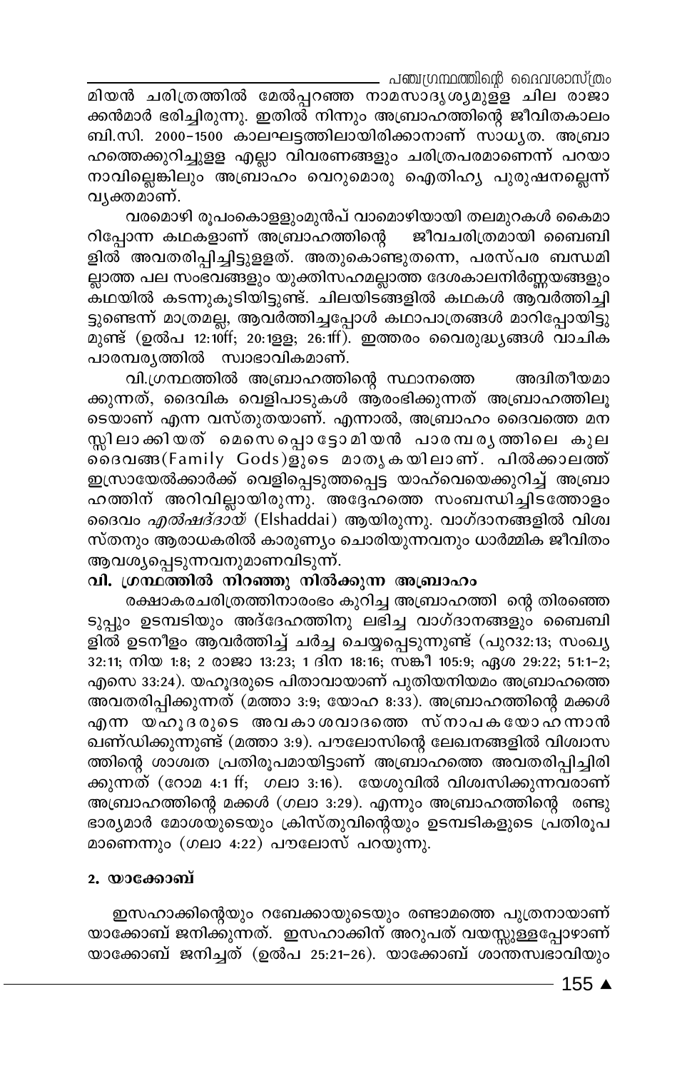മിയൻ ചരിത്രത്തിൽ മേൽപ്പറഞ്ഞ നാമസാദൃശ്യമുള്ള ചില രാജാക്കൻമാർ ഭരിച്ചിരുന്നു. ഇതിൽ നിന്നും അബ്രാഹത്തിന്റെ ജീവിതകാലം ബി.സി. 2000–1500 കാലഘട്ടത്തിലായിരിക്കാനാണ് സാധ്യത. അബ്രാഹത്തെക്കുറിച്ചുള്ള എല്ലാ വിവരണങ്ങളും ചരിത്രപരമാണെന്ന് പറയാനാവില്ലെങ്കിലും അബ്രാഹം വെറുമൊരു ഐതിഹ്യ പുരുഷനല്ലെന്ന് വ്യക്തമാണ്.

വരമൊഴി രൂപംകൊള്ളുംമുൻപ് വാമൊഴിയായി തലമുറകൾ കൈമാറിപ്പോന്ന കഥകളാണ് അബ്രാഹത്തിന്റെ ജീവചരിത്രമായി ബൈബിളിൽ അവതരിപ്പിച്ചിട്ടുള്ളത്. അതുകൊണ്ടുതന്നെ, പരസ്പര ബന്ധമില്ലാത്ത പല സംഭവങ്ങളും യുക്തിസഹമല്ലാത്ത ദേശകാലനിർണ്ണയങ്ങളും കഥയിൽ കടന്നുകൂടിയിട്ടുണ്ട്. ചിലയിടങ്ങളിൽ കഥകൾ ആവർത്തിച്ചിട്ടുണ്ടെന്ന് മാത്രമല്ല, ആവർത്തിച്ചപ്പോൾ കഥാപാത്രങ്ങൾ മാറിപ്പോയിട്ടുമുണ്ട് (ഉൽപ 12:10ff; 20:1ള്ള; 26:1ff). ഇത്തരം വൈരുദ്ധ്യങ്ങൾ വാചിക പാരമ്പര്യത്തിൽ സ്വാഭാവികമാണ്.

വി.ഗ്രന്ഥത്തിൽ അബ്രാഹത്തിന്റെ സ്ഥാനത്തെ അദ്വിതീയമാക്കുന്നത്, ദൈവിക വെളിപാടുകൾ ആരംഭിക്കുന്നത് അബ്രാഹത്തിലൂടെയാണ് എന്ന വസ്തുതയാണ്. എന്നാൽ, അബ്രാഹം ദൈവത്തെ മനസ്സിലാക്കിയത് മെസെപ്പൊട്ടോമിയൻ പാരമ്പര്യത്തിലെ കുലദൈവങ്ങ(Family Gods)ളുടെ മാതൃകയിലാണ്. പിൽക്കാലത്ത് ഇസ്രായേൽക്കാർക്ക് വെളിപ്പെടുത്തപ്പെട്ട യാഹ്‌വെയെക്കുറിച്ച് അബ്രാഹത്തിന് അറിവില്ലായിരുന്നു. അദ്ദേഹത്തെ സംബന്ധിച്ചിടത്തോളം ദൈവം *എൽഷദ്ദായ്* (Elshaddai) ആയിരുന്നു. വാഗ്ദാനങ്ങളിൽ വിശ്വസ്തനും ആരാധകരിൽ കാരുണ്യം ചൊരിയുന്നവനും ധാർമ്മിക ജീവിതം ആവശ്യപ്പെടുന്നവനുമാണവിടുന്ന്.

**വി. ഗ്രന്ഥത്തിൽ നിറഞ്ഞു നിൽക്കുന്ന അബ്രാഹം**

രക്ഷാകരചരിത്രത്തിനാരംഭം കുറിച്ച അബ്രാഹത്തിന്റെ തിരഞ്ഞെടുപ്പും ഉടമ്പടിയും അദ്ദേഹത്തിനു ലഭിച്ച വാഗ്ദാനങ്ങളും ബൈബിളിൽ ഉടനീളം ആവർത്തിച്ച് ചർച്ച ചെയ്യപ്പെടുന്നുണ്ട് (പുറ32:13; സംഖ്യ 32:11; നിയ 1:8; 2 രാജാ 13:23; 1 ദിന 18:16; സങ്കീ 105:9; ഏശ 29:22; 51:1–2; എസെ 33:24). യഹൂദരുടെ പിതാവായാണ് പുതിയനിയമം അബ്രാഹത്തെ അവതരിപ്പിക്കുന്നത് (മത്താ 3:9; യോഹ 8:33). അബ്രാഹത്തിന്റെ മക്കൾ എന്ന യഹൂദരുടെ അവകാശവാദത്തെ സ്നാപകയോഹന്നാൻ ഖണ്ഡിക്കുന്നുണ്ട് (മത്താ 3:9). പൗലോസിന്റെ ലേഖനങ്ങളിൽ വിശ്വാസത്തിന്റെ ശാശ്വത പ്രതിരൂപമായിട്ടാണ് അബ്രാഹത്തെ അവതരിപ്പിച്ചിരിക്കുന്നത് (റോമ 4:1 ff; ഗലാ 3:16). യേശുവിൽ വിശ്വസിക്കുന്നവരാണ് അബ്രാഹത്തിന്റെ മക്കൾ (ഗലാ 3:29). എന്നും അബ്രാഹത്തിന്റെ രണ്ടു ഭാര്യമാർ മോശയുടെയും ക്രിസ്തുവിന്റെയും ഉടമ്പടികളുടെ പ്രതിരൂപമാണെന്നും (ഗലാ 4:22) പൗലോസ് പറയുന്നു.

**2. യാക്കോബ്**

ഇസഹാക്കിന്റെയും റബേക്കായുടെയും രണ്ടാമത്തെ പുത്രനായാണ് യാക്കോബ് ജനിക്കുന്നത്. ഇസഹാക്കിന് അറുപത് വയസ്സുള്ളപ്പോഴാണ് യാക്കോബ് ജനിച്ചത് (ഉൽപ 25:21–26). യാക്കോബ് ശാന്തസ്വഭാവിയും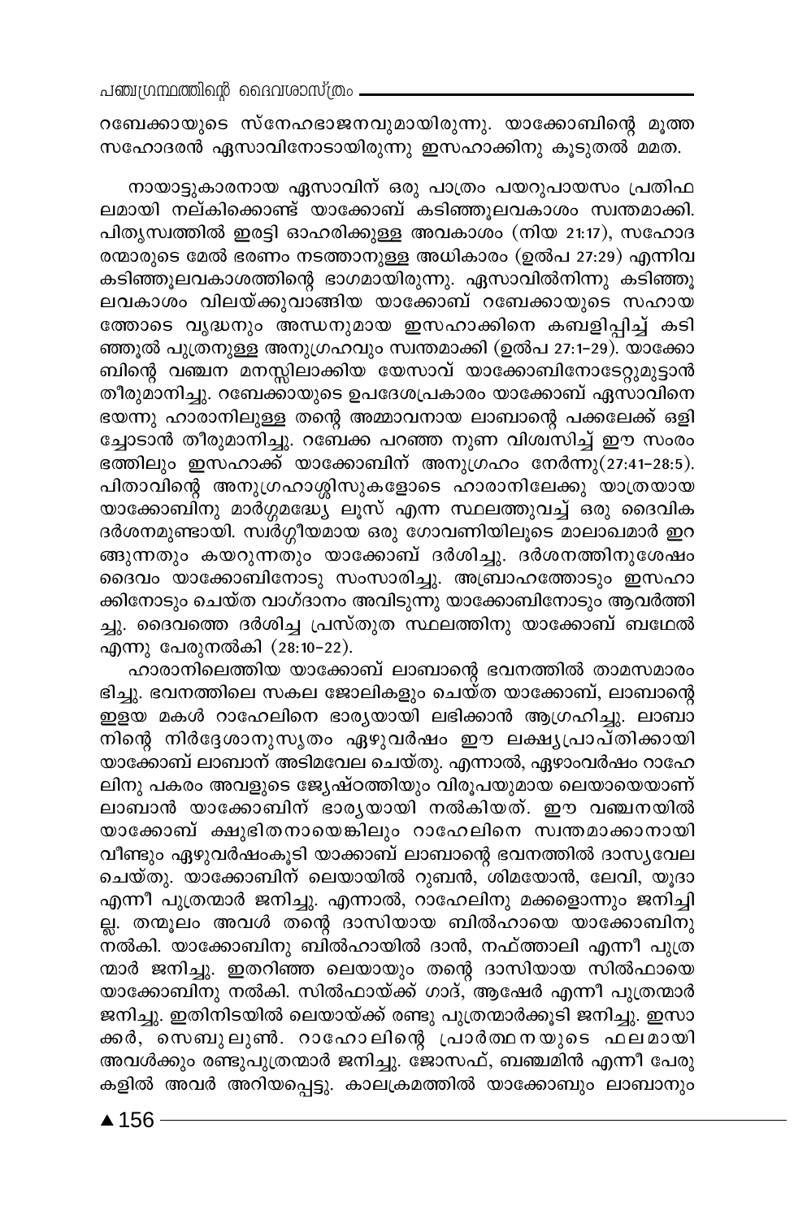റബേക്കായുടെ സ്നേഹഭാജനവുമായിരുന്നു. യാക്കോബിന്റെ മൂത്ത സഹോദരൻ ഏസാവിനോടായിരുന്നു ഇസഹാക്കിനു കൂടുതൽ മമത.

നായാട്ടുകാരനായ ഏസാവിന് ഒരു പാത്രം പയറുപായസം പ്രതിഫലമായി നല്കിക്കൊണ്ട് യാക്കോബ് കടിഞ്ഞൂലവകാശം സ്വന്തമാക്കി. പിതൃസ്വത്തിൽ ഇരട്ടി ഓഹരിക്കുള്ള അവകാശം (നിയ 21:17), സഹോദരന്മാരുടെ മേൽ ഭരണം നടത്താനുള്ള അധികാരം (ഉൽപ 27:29) എന്നിവ കടിഞ്ഞൂലവകാശത്തിന്റെ ഭാഗമായിരുന്നു. ഏസാവിൽനിന്നു കടിഞ്ഞൂലവകാശം വിലയ്ക്കുവാങ്ങിയ യാക്കോബ് റബേക്കായുടെ സഹായത്തോടെ വൃദ്ധനും അന്ധനുമായ ഇസഹാക്കിനെ കബളിപ്പിച്ച് കടിഞ്ഞൂൽ പുത്രനുള്ള അനുഗ്രഹവും സ്വന്തമാക്കി (ഉൽപ 27:1-29). യാക്കോബിന്റെ വഞ്ചന മനസ്സിലാക്കിയ യേസാവ് യാക്കോബിനോടേറ്റുമുട്ടാൻ തീരുമാനിച്ചു. റബേക്കായുടെ ഉപദേശപ്രകാരം യാക്കോബ് ഏസാവിനെ ഭയന്നു ഹാരാനിലുള്ള തന്റെ അമ്മാവനായ ലാബാന്റെ പക്കലേക്ക് ഒളിച്ചോടാൻ തീരുമാനിച്ചു. റബേക്ക പറഞ്ഞ നുണ വിശ്വസിച്ച് ഈ സംരംഭത്തിലും ഇസഹാക്ക് യാക്കോബിന് അനുഗ്രഹം നേർന്നു(27:41-28:5). പിതാവിന്റെ അനുഗ്രഹാശ്ശിസുകളോടെ ഹാരാനിലേക്കു യാത്രയായ യാക്കോബിനു മാർഗ്ഗമദ്ധ്യേ ലൂസ് എന്ന സ്ഥലത്തുവച്ച് ഒരു ദൈവിക ദർശനമുണ്ടായി. സ്വർഗ്ഗീയമായ ഒരു ഗോവണിയിലൂടെ മാലാഖമാർ ഇറങ്ങുന്നതും കയറുന്നതും യാക്കോബ് ദർശിച്ചു. ദർശനത്തിനുശേഷം ദൈവം യാക്കോബിനോടു സംസാരിച്ചു. അബ്രാഹത്തോടും ഇസഹാക്കിനോടും ചെയ്ത വാഗ്ദാനം അവിടുന്നു യാക്കോബിനോടും ആവർത്തിച്ചു. ദൈവത്തെ ദർശിച്ച പ്രസ്തുത സ്ഥലത്തിനു യാക്കോബ് ബഥേൽ എന്നു പേരുനൽകി (28:10-22).

ഹാരാനിലെത്തിയ യാക്കോബ് ലാബാന്റെ ഭവനത്തിൽ താമസമാരംഭിച്ചു. ഭവനത്തിലെ സകല ജോലികളും ചെയ്ത യാക്കോബ്, ലാബാന്റെ ഇളയ മകൾ റാഹേലിനെ ഭാര്യയായി ലഭിക്കാൻ ആഗ്രഹിച്ചു. ലാബാനിന്റെ നിർദ്ദേശാനുസൃതം ഏഴുവർഷം ഈ ലക്ഷ്യപ്രാപ്തിക്കായി യാക്കോബ് ലാബാന് അടിമവേല ചെയ്തു. എന്നാൽ, ഏഴാംവർഷം റാഹേലിനു പകരം അവളുടെ ജ്യേഷ്ഠത്തിയും വിരൂപയുമായ ലെയായെയാണ് ലാബാൻ യാക്കോബിന് ഭാര്യയായി നൽകിയത്. ഈ വഞ്ചനയിൽ യാക്കോബ് ക്ഷുഭിതനായെങ്കിലും റാഹേലിനെ സ്വന്തമാക്കാനായി വീണ്ടും ഏഴുവർഷംകൂടി യാക്കാബ് ലാബാന്റെ ഭവനത്തിൽ ദാസ്യവേല ചെയ്തു. യാക്കോബിന് ലെയായിൽ റൂബൻ, ശിമയോൻ, ലേവി, യൂദാ എന്നീ പുത്രന്മാർ ജനിച്ചു. എന്നാൽ, റാഹേലിനു മക്കളൊന്നും ജനിച്ചില്ല. തന്മൂലം അവൾ തന്റെ ദാസിയായ ബിൽഹായെ യാക്കോബിനു നൽകി. യാക്കോബിനു ബിൽഹായിൽ ദാൻ, നഫ്ത്താലി എന്നീ പുത്രന്മാർ ജനിച്ചു. ഇതറിഞ്ഞ ലെയായും തന്റെ ദാസിയായ സിൽഫായെ യാക്കോബിനു നൽകി. സിൽഫായ്ക്ക് ഗാദ്, ആഷേർ എന്നീ പുത്രന്മാർ ജനിച്ചു. ഇതിനിടയിൽ ലെയായ്ക്ക് രണ്ടു പുത്രന്മാർക്കൂടി ജനിച്ചു. ഇസാക്കർ, സെബുലുൺ. റാഹേലിന്റെ പ്രാർത്ഥനയുടെ ഫലമായി അവൾക്കും രണ്ടുപുത്രന്മാർ ജനിച്ചു. ജോസഫ്, ബഞ്ചമിൻ എന്നീ പേരുകളിൽ അവർ അറിയപ്പെട്ടു. കാലക്രമത്തിൽ യാക്കോബും ലാബാനും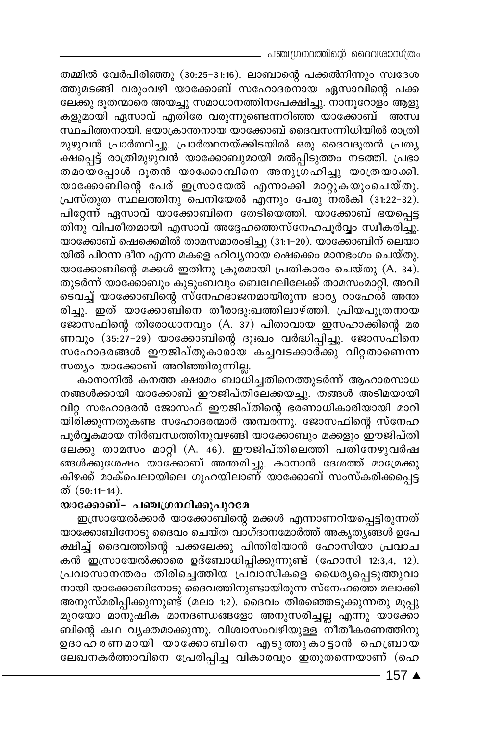തമ്മിൽ വേർപിരിഞ്ഞു (30:25–31:16). ലാബാന്റെ പക്കൽനിന്നും സ്വദേശ ത്തുമടങ്ങി വരുംവഴി യാക്കോബ് സഹോദരനായ ഏസാവിന്റെ പക്ക ലേക്കു ദൂതന്മാരെ അയച്ചു സമാധാനത്തിനപേക്ഷിച്ചു. നാനൂറോളം ആളു കളുമായി ഏസാവ് എതിരേ വരുന്നുണ്ടെന്നറിഞ്ഞ യാക്കോബ് അസ്വ സ്ഥചിത്തനായി. ഭയാക്രാന്തനായ യാക്കോബ് ദൈവസന്നിധിയിൽ രാത്രി മുഴുവൻ പ്രാർത്ഥിച്ചു. പ്രാർത്ഥനയ്ക്കിടയിൽ ഒരു ദൈവദൂതൻ പ്രത്യ ക്ഷപ്പെട്ട് രാത്രിമുഴുവൻ യാക്കോബുമായി മൽപ്പിടുത്തം നടത്തി. പ്രഭാ തമായപ്പോൾ ദൂതൻ യാക്കോബിനെ അനുഗ്രഹിച്ചു യാത്രയാക്കി. യാക്കോബിന്റെ പേര് ഇസ്രായേൽ എന്നാക്കി മാറ്റുകയുംചെയ്തു. പ്രസ്തുത സ്ഥലത്തിനു പെനിയേൽ എന്നും പേരു നൽകി (31:22–32). പിറ്റേന്ന് ഏസാവ് യാക്കോബിനെ തേടിയെത്തി. യാക്കോബ് ഭയപ്പെട്ട തിനു വിപരീതമായി എസാവ് അദ്ദേഹത്തെസ്നേഹപൂർവ്വം സ്വീകരിച്ചു. യാക്കോബ് ഷെക്കെമിൽ താമസമാരംഭിച്ചു (31:1–20). യാക്കോബിന് ലെയാ യിൽ പിറന്ന ദീന എന്ന മകളെ ഹിവ്യനായ ഷെക്കെം മാനഭംഗം ചെയ്തു. യാക്കോബിന്റെ മക്കൾ ഇതിനു ക്രൂരമായി പ്രതികാരം ചെയ്തു (A. 34). തുടർന്ന് യാക്കോബും കുടുംബവും ബെഥേലിലേക്ക് താമസംമാറ്റി. അവി ടെവച്ച് യാക്കോബിന്റെ സ്നേഹഭാജനമായിരുന്ന ഭാര്യ റാഹേൽ അന്ത രിച്ചു. ഇത് യാക്കോബിനെ തീരാദു:ഖത്തിലാഴ്ത്തി. പ്രിയപുത്രനായ ജോസഫിന്റെ തിരോധാനവും (A. 37) പിതാവായ ഇസഹാക്കിന്റെ മര ണവും (35:27–29) യാക്കോബിന്റെ ദുഃഖം വർദ്ധിപ്പിച്ചു. ജോസഫിനെ സഹോദരങ്ങൾ ഈജിപ്തുകാരായ കച്ചവടക്കാർക്കു വിറ്റതാണെന്ന സത്യം യാക്കോബ് അറിഞ്ഞിരുന്നില്ല.

കാനാനിൽ കനത്ത ക്ഷാമം ബാധിച്ചതിനെത്തുടർന്ന് ആഹാരസാധ നങ്ങൾക്കായി യാക്കോബ് ഈജിപ്തിലേക്കയച്ചു. തങ്ങൾ അടിമയായി വിറ്റ സഹോദരൻ ജോസഫ് ഈജിപ്തിന്റെ ഭരണാധികാരിയായി മാറി യിരിക്കുന്നതുകണ്ട സഹോദരന്മാർ അമ്പരന്നു. ജോസഫിന്റെ സ്നേഹ പൂർവ്വകമായ നിർബന്ധത്തിനുവഴങ്ങി യാക്കോബും മക്കളും ഈജിപ്തി ലേക്കു താമസം മാറ്റി (A. 46). ഈജിപ്തിലെത്തി പതിനേഴുവർഷ ങ്ങൾക്കുശേഷം യാക്കോബ് അന്തരിച്ചു. കാനാൻ ദേശത്ത് മാമ്രേക്കു കിഴക്ക് മാക്പെലായിലെ ഗുഹയിലാണ് യാക്കോബ് സംസ്കരിക്കപ്പെട്ട ത് (50:11–14).

**യാക്കോബ്- പഞ്ചഗ്രന്ഥിക്കുപുറമേ**

ഇസ്രായേൽക്കാർ യാക്കോബിന്റെ മക്കൾ എന്നാണറിയപ്പെട്ടിരുന്നത് യാക്കോബിനോടു ദൈവം ചെയ്ത വാഗ്ദാനമോർത്ത് അകൃത്യങ്ങൾ ഉപേ ക്ഷിച്ച് ദൈവത്തിന്റെ പക്കലേക്കു പിന്തിരിയാൻ ഹോസിയാ പ്രവാച കൻ ഇസ്രായേൽക്കാരെ ഉദ്ബോധിപ്പിക്കുന്നുണ്ട് (ഹോസി 12:3,4, 12). പ്രവാസാനന്തരം തിരിച്ചെത്തിയ പ്രവാസികളെ ധൈര്യപ്പെടുത്തുവാ നായി യാക്കോബിനോടു ദൈവത്തിനുണ്ടായിരുന്ന സ്നേഹത്തെ മലാക്കി അനുസ്മരിപ്പിക്കുന്നുണ്ട് (മലാ 1:2). ദൈവം തിരഞ്ഞെടുക്കുന്നതു മൂപ്പു മുറയോ മാനുഷിക മാനദണ്ഡങ്ങളോ അനുസരിച്ചല്ല എന്നു യാക്കോ ബിന്റെ കഥ വ്യക്തമാക്കുന്നു. വിശ്വാസംവഴിയുള്ള നീതീകരണത്തിനു ഉദാഹരണമായി യാക്കോബിനെ എടുത്തുകാട്ടാൻ ഹെബ്രായ ലേഖനകർത്താവിനെ പ്രേരിപ്പിച്ച വികാരവും ഇതുതന്നെയാണ് (ഹെ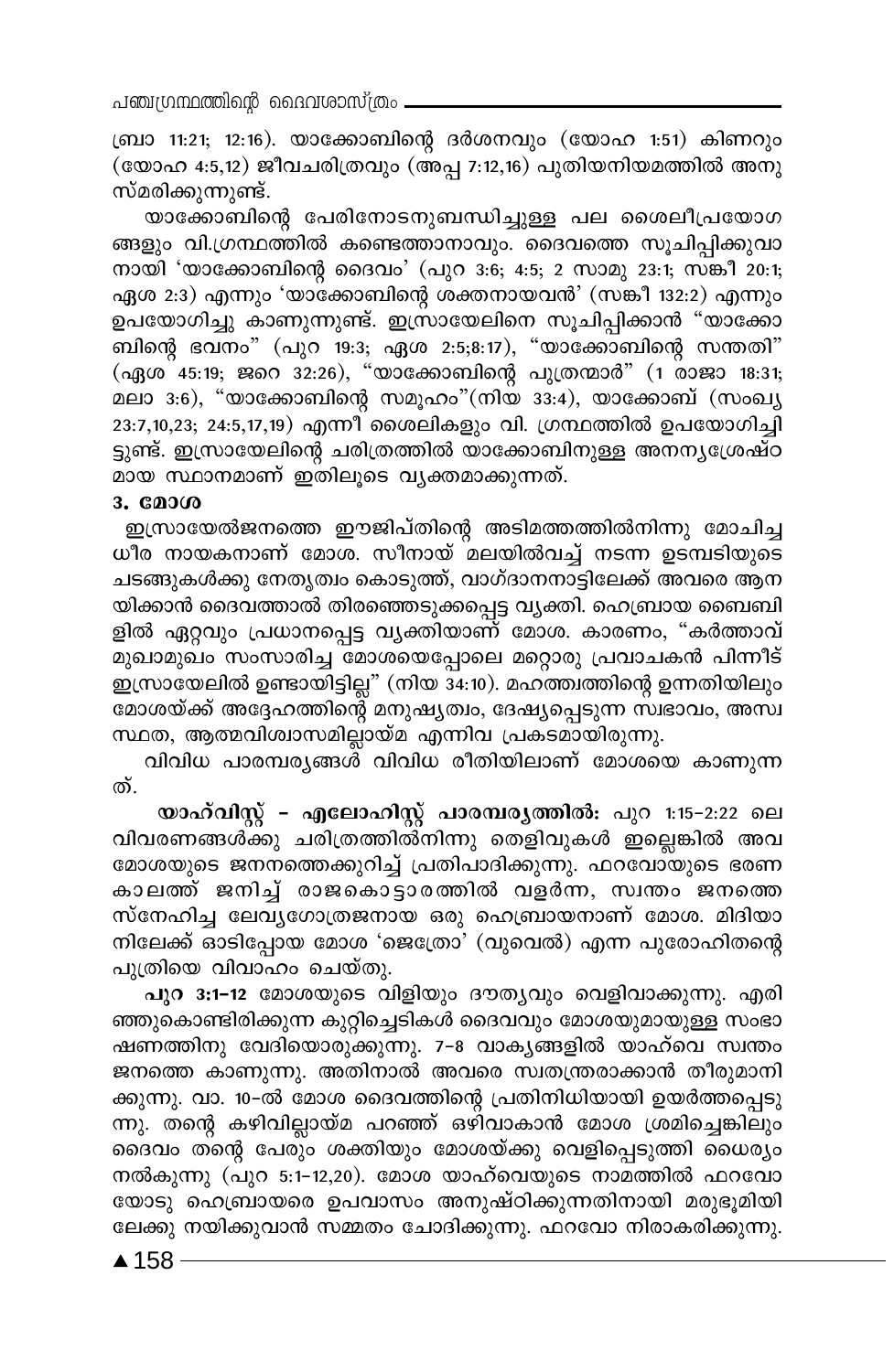ബ്രാ 11:21; 12:16). യാക്കോബിന്റെ ദർശനവും (യോഹ 1:51) കിണറും (യോഹ 4:5,12) ജീവചരിത്രവും (അപ്പ 7:12,16) പുതിയനിയമത്തിൽ അനുസ്മരിക്കുന്നുണ്ട്.

യാക്കോബിന്റെ പേരിനോടനുബന്ധിച്ചുള്ള പല ശൈലീപ്രയോഗങ്ങളും വി.ഗ്രന്ഥത്തിൽ കണ്ടെത്താനാവും. ദൈവത്തെ സൂചിപ്പിക്കുവാനായി 'യാക്കോബിന്റെ ദൈവം' (പുറ 3:6; 4:5; 2 സാമു 23:1; സങ്കീ 20:1; ഏശ 2:3) എന്നും 'യാക്കോബിന്റെ ശക്തനായവൻ' (സങ്കീ 132:2) എന്നും ഉപയോഗിച്ചു കാണുന്നുണ്ട്. ഇസ്രായേലിനെ സൂചിപ്പിക്കാൻ "യാക്കോബിന്റെ ഭവനം" (പുറ 19:3; ഏശ 2:5;8:17), "യാക്കോബിന്റെ സന്തതി" (ഏശ 45:19; ജറെ 32:26), "യാക്കോബിന്റെ പുത്രന്മാർ" (1 രാജാ 18:31; മലാ 3:6), "യാക്കോബിന്റെ സമൂഹം"(നിയ 33:4), യാക്കോബ് (സംഖ്യ 23:7,10,23; 24:5,17,19) എന്നീ ശൈലികളും വി. ഗ്രന്ഥത്തിൽ ഉപയോഗിച്ചിട്ടുണ്ട്. ഇസ്രായേലിന്റെ ചരിത്രത്തിൽ യാക്കോബിനുള്ള അനന്യശ്രേഷ്ഠമായ സ്ഥാനമാണ് ഇതിലൂടെ വ്യക്തമാക്കുന്നത്.

### 3. മോശ

ഇസ്രായേൽജനത്തെ ഈജിപ്തിന്റെ അടിമത്തത്തിൽനിന്നു മോചിച്ച ധീര നായകനാണ് മോശ. സീനായ് മലയിൽവച്ച് നടന്ന ഉടമ്പടിയുടെ ചടങ്ങുകൾക്കു നേതൃത്വം കൊടുത്ത്, വാഗ്ദാനനാട്ടിലേക്ക് അവരെ ആനയിക്കാൻ ദൈവത്താൽ തിരഞ്ഞെടുക്കപ്പെട്ട വ്യക്തി. ഹെബ്രായ ബൈബിളിൽ ഏറ്റവും പ്രധാനപ്പെട്ട വ്യക്തിയാണ് മോശ. കാരണം, "കർത്താവ് മുഖാമുഖം സംസാരിച്ച മോശയെപ്പോലെ മറ്റൊരു പ്രവാചകൻ പിന്നീട് ഇസ്രായേലിൽ ഉണ്ടായിട്ടില്ല" (നിയ 34:10). മഹത്ത്വത്തിന്റെ ഉന്നതിയിലും മോശയ്ക്ക് അദ്ദേഹത്തിന്റെ മനുഷ്യത്വം, ദേഷ്യപ്പെടുന്ന സ്വഭാവം, അസ്വസ്ഥത, ആത്മവിശ്വാസമില്ലായ്മ എന്നിവ പ്രകടമായിരുന്നു.

വിവിധ പാരമ്പര്യങ്ങൾ വിവിധ രീതിയിലാണ് മോശയെ കാണുന്നത്.

**യാഹ്‌വിസ്റ്റ് - എലോഹിസ്റ്റ് പാരമ്പര്യത്തിൽ:** പുറ 1:15-2:22 ലെ വിവരണങ്ങൾക്കു ചരിത്രത്തിൽനിന്നു തെളിവുകൾ ഇല്ലെങ്കിൽ അവ മോശയുടെ ജനനത്തെക്കുറിച്ച് പ്രതിപാദിക്കുന്നു. ഫറവോയുടെ ഭരണകാലത്ത് ജനിച്ച് രാജകൊട്ടാരത്തിൽ വളർന്ന, സ്വന്തം ജനത്തെ സ്നേഹിച്ച ലേവ്യഗോത്രജനായ ഒരു ഹെബ്രായനാണ് മോശ. മിദിയാനിലേക്ക് ഓടിപ്പോയ മോശ 'ജെത്രോ' (റുവെൽ) എന്ന പുരോഹിതന്റെ പുത്രിയെ വിവാഹം ചെയ്തു.

**പുറ 3:1-12** മോശയുടെ വിളിയും ദൗത്യവും വെളിവാക്കുന്നു. എരിഞ്ഞുകൊണ്ടിരിക്കുന്ന കുറ്റിച്ചെടികൾ ദൈവവും മോശയുമായുള്ള സംഭാഷണത്തിനു വേദിയൊരുക്കുന്നു. 7-8 വാക്യങ്ങളിൽ യാഹ്‌വെ സ്വന്തം ജനത്തെ കാണുന്നു. അതിനാൽ അവരെ സ്വതന്ത്രരാക്കാൻ തീരുമാനിക്കുന്നു. വാ. 10-ൽ മോശ ദൈവത്തിന്റെ പ്രതിനിധിയായി ഉയർത്തപ്പെടുന്നു. തന്റെ കഴിവില്ലായ്മ പറഞ്ഞ് ഒഴിവാകാൻ മോശ ശ്രമിച്ചെങ്കിലും ദൈവം തന്റെ പേരും ശക്തിയും മോശയ്ക്കു വെളിപ്പെടുത്തി ധൈര്യം നൽകുന്നു (പുറ 5:1-12,20). മോശ യാഹ്‌വെയുടെ നാമത്തിൽ ഫറവോയോടു ഹെബ്രായരെ ഉപവാസം അനുഷ്ഠിക്കുന്നതിനായി മരുഭൂമിയിലേക്കു നയിക്കുവാൻ സമ്മതം ചോദിക്കുന്നു. ഫറവോ നിരാകരിക്കുന്നു.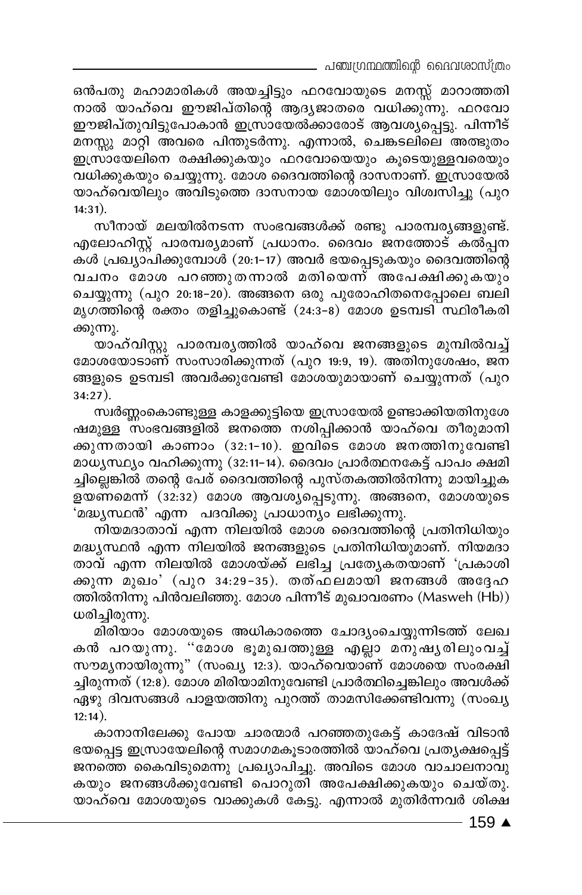ഒൻപതു മഹാമാരികൾ അയച്ചിട്ടും ഫറവോയുടെ മനസ്സ് മാറാത്തതി നാൽ യാഹ്വെ ഈജിപ്തിന്റെ ആദ്യജാതരെ വധിക്കുന്നു. ഫറവോ ഈജിപ്തുവിട്ടുപോകാൻ ഇസ്രായേൽക്കാരോട് ആവശ്യപ്പെട്ടു. പിന്നീട് മനസ്സു മാറ്റി അവരെ പിന്തുടർന്നു. എന്നാൽ, ചെങ്കടലിലെ അത്ഭുതം ഇസ്രായേലിനെ രക്ഷിക്കുകയും ഫറവോയെയും കൂടെയുള്ളവരെയും വധിക്കുകയും ചെയ്യുന്നു. മോശ ദൈവത്തിന്റെ ദാസനാണ്. ഇസ്രായേൽ യാഹ്വെയിലും അവിടുത്തെ ദാസനായ മോശയിലും വിശ്വസിച്ചു (പുറ 14:31).

സീനായ് മലയിൽനടന്ന സംഭവങ്ങൾക്ക് രണ്ടു പാരമ്പര്യങ്ങളുണ്ട്. എലോഹിസ്റ്റ് പാരമ്പര്യമാണ് പ്രധാനം. ദൈവം ജനത്തോട് കൽപ്പന കൾ പ്രഖ്യാപിക്കുമ്പോൾ (20:1-17) അവർ ഭയപ്പെടുകയും ദൈവത്തിന്റെ വചനം മോശ പറഞ്ഞുതന്നാൽ മതിയെന്ന് അപേക്ഷിക്കുകയും ചെയ്യുന്നു (പുറ 20:18-20). അങ്ങനെ ഒരു പുരോഹിതനെപ്പോലെ ബലി മൃഗത്തിന്റെ രക്തം തളിച്ചുകൊണ്ട് (24:3-8) മോശ ഉടമ്പടി സ്ഥിരീകരി ക്കുന്നു.

യാഹ്വിസ്റ്റു പാരമ്പര്യത്തിൽ യാഹ്വെ ജനങ്ങളുടെ മുമ്പിൽവച്ച് മോശയോടാണ് സംസാരിക്കുന്നത് (പുറ 19:9, 19). അതിനുശേഷം, ജന ങ്ങളുടെ ഉടമ്പടി അവർക്കുവേണ്ടി മോശയുമായാണ് ചെയ്യുന്നത് (പുറ 34:27).

സ്വർണ്ണംകൊണ്ടുള്ള കാളക്കുട്ടിയെ ഇസ്രായേൽ ഉണ്ടാക്കിയതിനുശേ ഷമുള്ള സംഭവങ്ങളിൽ ജനത്തെ നശിപ്പിക്കാൻ യാഹ്വെ തീരുമാനി ക്കുന്നതായി കാണാം (32:1-10). ഇവിടെ മോശ ജനത്തിനുവേണ്ടി മാധ്യസ്ഥ്യം വഹിക്കുന്നു (32:11-14). ദൈവം പ്രാർത്ഥനകേട്ട് പാപം ക്ഷമി ച്ചില്ലെങ്കിൽ തന്റെ പേര് ദൈവത്തിന്റെ പുസ്തകത്തിൽനിന്നു മായിച്ചുക ളയണമെന്ന് (32:32) മോശ ആവശ്യപ്പെടുന്നു. അങ്ങനെ, മോശയുടെ 'മദ്ധ്യസ്ഥൻ' എന്ന പദവിക്കു പ്രാധാന്യം ലഭിക്കുന്നു.

നിയമദാതാവ് എന്ന നിലയിൽ മോശ ദൈവത്തിന്റെ പ്രതിനിധിയും മദ്ധ്യസ്ഥൻ എന്ന നിലയിൽ ജനങ്ങളുടെ പ്രതിനിധിയുമാണ്. നിയമദാ താവ് എന്ന നിലയിൽ മോശയ്ക്ക് ലഭിച്ച പ്രത്യേകതയാണ് 'പ്രകാശി ക്കുന്ന മുഖം' (പുറ 34:29-35). തത്ഫലമായി ജനങ്ങൾ അദ്ദേഹ ത്തിൽനിന്നു പിൻവലിഞ്ഞു. മോശ പിന്നീട് മുഖാവരണം (Masweh (Hb)) ധരിച്ചിരുന്നു.

മിരിയാം മോശയുടെ അധികാരത്തെ ചോദ്യംചെയ്യുന്നിടത്ത് ലേഖ കൻ പറയുന്നു. "മോശ ഭൂമുഖത്തുള്ള എല്ലാ മനുഷ്യരിലുംവച്ച് സൗമ്യനായിരുന്നു" (സംഖ്യ 12:3). യാഹ്വെയാണ് മോശയെ സംരക്ഷി ച്ചിരുന്നത് (12:8). മോശ മിരിയാമിനുവേണ്ടി പ്രാർത്ഥിച്ചെങ്കിലും അവൾക്ക് ഏഴു ദിവസങ്ങൾ പാളയത്തിനു പുറത്ത് താമസിക്കേണ്ടിവന്നു (സംഖ്യ 12:14).

കാനാനിലേക്കു പോയ ചാരന്മാർ പറഞ്ഞതുകേട്ട് കാദേഷ് വിടാൻ ഭയപ്പെട്ട ഇസ്രായേലിന്റെ സമാഗമകൂടാരത്തിൽ യാഹ്വെ പ്രത്യക്ഷപ്പെട്ട് ജനത്തെ കൈവിടുമെന്നു പ്രഖ്യാപിച്ചു. അവിടെ മോശ വാചാലനാവു കയും ജനങ്ങൾക്കുവേണ്ടി പൊറുതി അപേക്ഷിക്കുകയും ചെയ്തു. യാഹ്വെ മോശയുടെ വാക്കുകൾ കേട്ടു. എന്നാൽ മുതിർന്നവർ ശിക്ഷ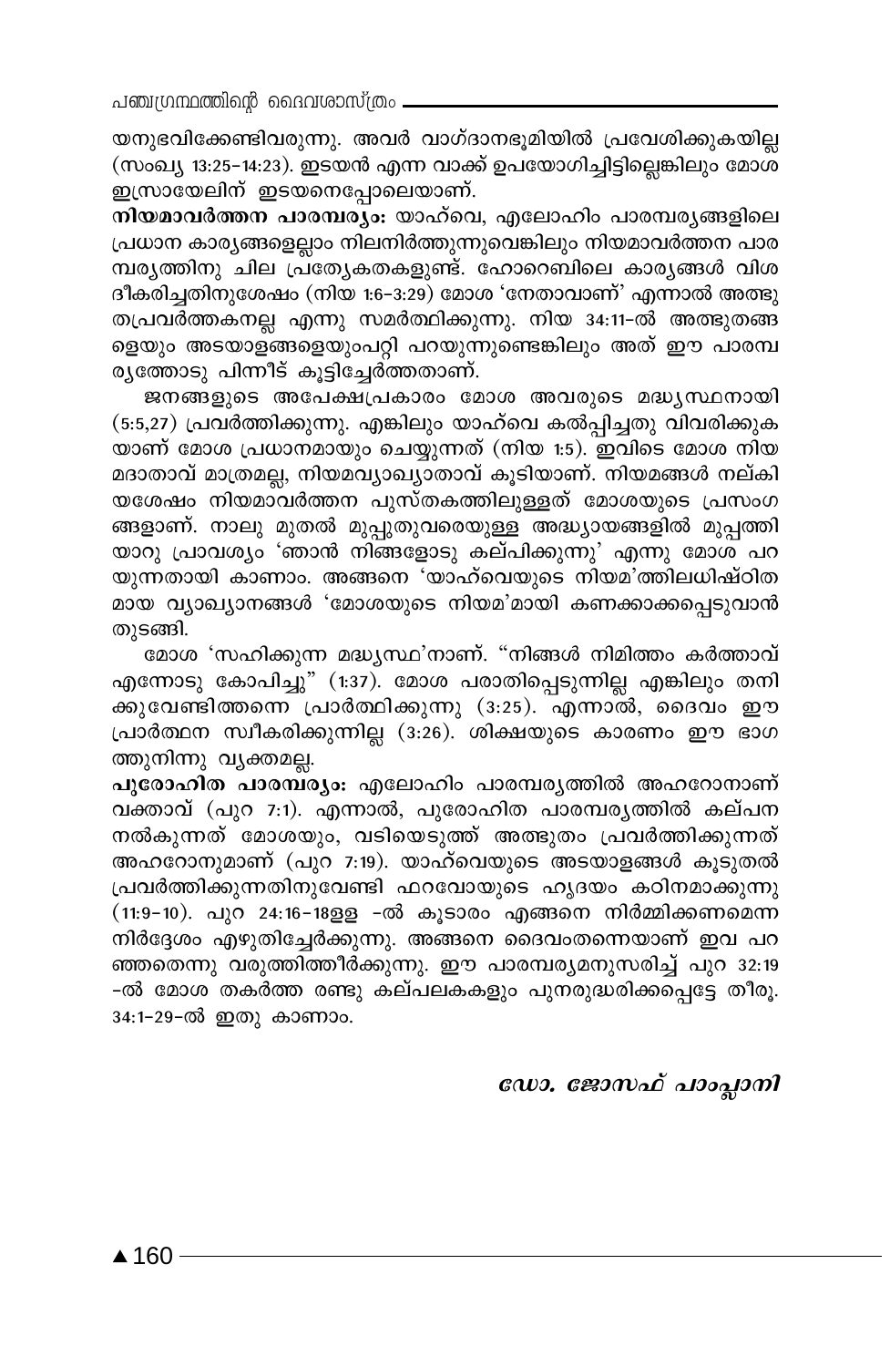യനുഭവിക്കേണ്ടിവരുന്നു. അവർ വാഗ്ദാനഭൂമിയിൽ പ്രവേശിക്കുകയില്ല (സംഖ്യ 13:25-14:23). ഇടയൻ എന്ന വാക്ക് ഉപയോഗിച്ചിട്ടില്ലെങ്കിലും മോശ ഇസ്രായേലിന് ഇടയനെപ്പോലെയാണ്.

**നിയമാവർത്തന പാരമ്പര്യം:** യാഹ്വെ, എലോഹിം പാരമ്പര്യങ്ങളിലെ പ്രധാന കാര്യങ്ങളെല്ലാം നിലനിർത്തുന്നുവെങ്കിലും നിയമാവർത്തന പാരമ്പര്യത്തിനു ചില പ്രത്യേകതകളുണ്ട്. ഹോറെബിലെ കാര്യങ്ങൾ വിശദീകരിച്ചതിനുശേഷം (നിയ 1:6-3:29) മോശ 'നേതാവാണ്' എന്നാൽ അത്ഭുതപ്രവർത്തകനല്ല എന്നു സമർത്ഥിക്കുന്നു. നിയ 34:11-ൽ അത്ഭുതങ്ങളെയും അടയാളങ്ങളെയുംപറ്റി പറയുന്നുണ്ടെങ്കിലും അത് ഈ പാരമ്പര്യത്തോടു പിന്നീട് കൂട്ടിച്ചേർത്തതാണ്.

ജനങ്ങളുടെ അപേക്ഷപ്രകാരം മോശ അവരുടെ മദ്ധ്യസ്ഥനായി (5:5,27) പ്രവർത്തിക്കുന്നു. എങ്കിലും യാഹ്വെ കല്പിച്ചതു വിവരിക്കുകയാണ് മോശ പ്രധാനമായും ചെയ്യുന്നത് (നിയ 1:5). ഇവിടെ മോശ നിയമദാതാവ് മാത്രമല്ല, നിയമവ്യാഖ്യാതാവ് കൂടിയാണ്. നിയമങ്ങൾ നല്കിയശേഷം നിയമാവർത്തന പുസ്തകത്തിലുള്ളത് മോശയുടെ പ്രസംഗങ്ങളാണ്. നാലു മുതൽ മുപ്പതുവരെയുള്ള അദ്ധ്യായങ്ങളിൽ മുപ്പത്തിയാറു പ്രാവശ്യം 'ഞാൻ നിങ്ങളോടു കല്പിക്കുന്നു' എന്നു മോശ പറയുന്നതായി കാണാം. അങ്ങനെ 'യാഹ്വെയുടെ നിയമ'ത്തിലധിഷ്ഠിതമായ വ്യാഖ്യാനങ്ങൾ 'മോശയുടെ നിയമ'മായി കണക്കാക്കപ്പെടുവാൻ തുടങ്ങി.

മോശ 'സഹിക്കുന്ന മദ്ധ്യസ്ഥ'നാണ്. "നിങ്ങൾ നിമിത്തം കർത്താവ് എന്നോടു കോപിച്ചു" (1:37). മോശ പരാതിപ്പെടുന്നില്ല എങ്കിലും തനിക്കുവേണ്ടിത്തന്നെ പ്രാർത്ഥിക്കുന്നു (3:25). എന്നാൽ, ദൈവം ഈ പ്രാർത്ഥന സ്വീകരിക്കുന്നില്ല (3:26). ശിക്ഷയുടെ കാരണം ഈ ഭാഗത്തുനിന്നു വ്യക്തമല്ല.

**പുരോഹിത പാരമ്പര്യം:** എലോഹിം പാരമ്പര്യത്തിൽ അഹറോനാണ് വക്താവ് (പുറ 7:1). എന്നാൽ, പുരോഹിത പാരമ്പര്യത്തിൽ കല്പന നൽകുന്നത് മോശയും, വടിയെടുത്ത് അത്ഭുതം പ്രവർത്തിക്കുന്നത് അഹറോനുമാണ് (പുറ 7:19). യാഹ്വെയുടെ അടയാളങ്ങൾ കൂടുതൽ പ്രവർത്തിക്കുന്നതിനുവേണ്ടി ഫറവോയുടെ ഹൃദയം കഠിനമാക്കുന്നു (11:9-10). പുറ 24:16-18ളള -ൽ കൂടാരം എങ്ങനെ നിർമ്മിക്കണമെന്ന നിർദ്ദേശം എഴുതിച്ചേർക്കുന്നു. അങ്ങനെ ദൈവംതന്നെയാണ് ഇവ പറഞ്ഞതെന്നു വരുത്തിത്തീർക്കുന്നു. ഈ പാരമ്പര്യമനുസരിച്ച് പുറ 32:19 -ൽ മോശ തകർത്ത രണ്ടു കല്പലകകളും പുനരുദ്ധരിക്കപ്പെട്ടേ തീരൂ. 34:1-29-ൽ ഇതു കാണാം.

***ഡോ. ജോസഫ് പാംപ്ലാനി***